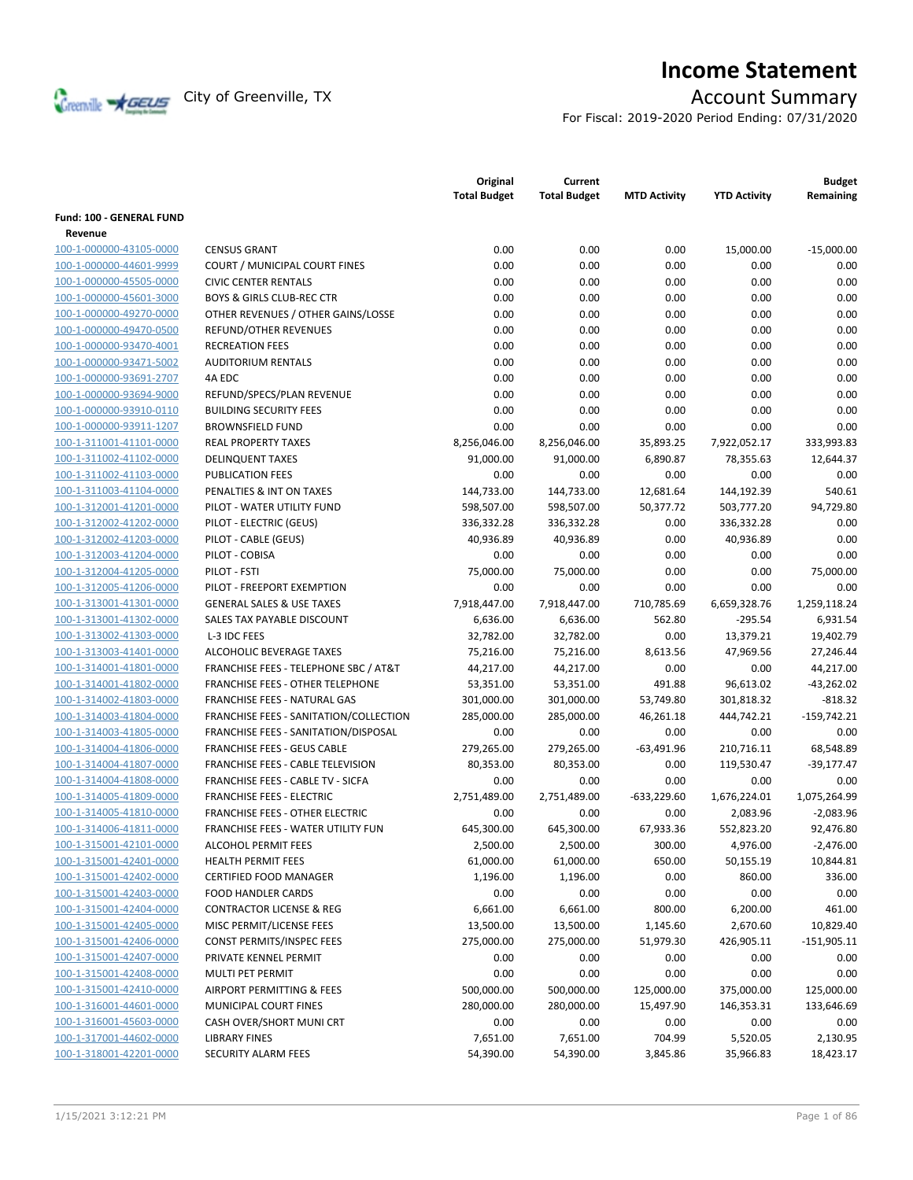# Income Statement

City of Greenville, TX

## Account Summary

For Fiscal: 2019-2020 Period Ending: 07/31/2020

| | | Original Total Budget | Current Total Budget | MTD Activity | YTD Activity | Budget Remaining |
|---|---|---|---|---|---|---|
| **Fund: 100 - GENERAL FUND** | | | | | | |
| **Revenue** | | | | | | |
| 100-1-000000-43105-0000 | CENSUS GRANT | 0.00 | 0.00 | 0.00 | 15,000.00 | -15,000.00 |
| 100-1-000000-44601-9999 | COURT / MUNICIPAL COURT FINES | 0.00 | 0.00 | 0.00 | 0.00 | 0.00 |
| 100-1-000000-45505-0000 | CIVIC CENTER RENTALS | 0.00 | 0.00 | 0.00 | 0.00 | 0.00 |
| 100-1-000000-45601-3000 | BOYS & GIRLS CLUB-REC CTR | 0.00 | 0.00 | 0.00 | 0.00 | 0.00 |
| 100-1-000000-49270-0000 | OTHER REVENUES / OTHER GAINS/LOSSE | 0.00 | 0.00 | 0.00 | 0.00 | 0.00 |
| 100-1-000000-49470-0500 | REFUND/OTHER REVENUES | 0.00 | 0.00 | 0.00 | 0.00 | 0.00 |
| 100-1-000000-93470-4001 | RECREATION FEES | 0.00 | 0.00 | 0.00 | 0.00 | 0.00 |
| 100-1-000000-93471-5002 | AUDITORIUM RENTALS | 0.00 | 0.00 | 0.00 | 0.00 | 0.00 |
| 100-1-000000-93691-2707 | 4A EDC | 0.00 | 0.00 | 0.00 | 0.00 | 0.00 |
| 100-1-000000-93694-9000 | REFUND/SPECS/PLAN REVENUE | 0.00 | 0.00 | 0.00 | 0.00 | 0.00 |
| 100-1-000000-93910-0110 | BUILDING SECURITY FEES | 0.00 | 0.00 | 0.00 | 0.00 | 0.00 |
| 100-1-000000-93911-1207 | BROWNSFIELD FUND | 0.00 | 0.00 | 0.00 | 0.00 | 0.00 |
| 100-1-311001-41101-0000 | REAL PROPERTY TAXES | 8,256,046.00 | 8,256,046.00 | 35,893.25 | 7,922,052.17 | 333,993.83 |
| 100-1-311002-41102-0000 | DELINQUENT TAXES | 91,000.00 | 91,000.00 | 6,890.87 | 78,355.63 | 12,644.37 |
| 100-1-311002-41103-0000 | PUBLICATION FEES | 0.00 | 0.00 | 0.00 | 0.00 | 0.00 |
| 100-1-311003-41104-0000 | PENALTIES & INT ON TAXES | 144,733.00 | 144,733.00 | 12,681.64 | 144,192.39 | 540.61 |
| 100-1-312001-41201-0000 | PILOT - WATER UTILITY FUND | 598,507.00 | 598,507.00 | 50,377.72 | 503,777.20 | 94,729.80 |
| 100-1-312002-41202-0000 | PILOT - ELECTRIC (GEUS) | 336,332.28 | 336,332.28 | 0.00 | 336,332.28 | 0.00 |
| 100-1-312002-41203-0000 | PILOT - CABLE (GEUS) | 40,936.89 | 40,936.89 | 0.00 | 40,936.89 | 0.00 |
| 100-1-312003-41204-0000 | PILOT - COBISA | 0.00 | 0.00 | 0.00 | 0.00 | 0.00 |
| 100-1-312004-41205-0000 | PILOT - FSTI | 75,000.00 | 75,000.00 | 0.00 | 0.00 | 75,000.00 |
| 100-1-312005-41206-0000 | PILOT - FREEPORT EXEMPTION | 0.00 | 0.00 | 0.00 | 0.00 | 0.00 |
| 100-1-313001-41301-0000 | GENERAL SALES & USE TAXES | 7,918,447.00 | 7,918,447.00 | 710,785.69 | 6,659,328.76 | 1,259,118.24 |
| 100-1-313001-41302-0000 | SALES TAX PAYABLE DISCOUNT | 6,636.00 | 6,636.00 | 562.80 | -295.54 | 6,931.54 |
| 100-1-313002-41303-0000 | L-3 IDC FEES | 32,782.00 | 32,782.00 | 0.00 | 13,379.21 | 19,402.79 |
| 100-1-313003-41401-0000 | ALCOHOLIC BEVERAGE TAXES | 75,216.00 | 75,216.00 | 8,613.56 | 47,969.56 | 27,246.44 |
| 100-1-314001-41801-0000 | FRANCHISE FEES - TELEPHONE SBC / AT&T | 44,217.00 | 44,217.00 | 0.00 | 0.00 | 44,217.00 |
| 100-1-314001-41802-0000 | FRANCHISE FEES - OTHER TELEPHONE | 53,351.00 | 53,351.00 | 491.88 | 96,613.02 | -43,262.02 |
| 100-1-314002-41803-0000 | FRANCHISE FEES - NATURAL GAS | 301,000.00 | 301,000.00 | 53,749.80 | 301,818.32 | -818.32 |
| 100-1-314003-41804-0000 | FRANCHISE FEES - SANITATION/COLLECTION | 285,000.00 | 285,000.00 | 46,261.18 | 444,742.21 | -159,742.21 |
| 100-1-314003-41805-0000 | FRANCHISE FEES - SANITATION/DISPOSAL | 0.00 | 0.00 | 0.00 | 0.00 | 0.00 |
| 100-1-314004-41806-0000 | FRANCHISE FEES - GEUS CABLE | 279,265.00 | 279,265.00 | -63,491.96 | 210,716.11 | 68,548.89 |
| 100-1-314004-41807-0000 | FRANCHISE FEES - CABLE TELEVISION | 80,353.00 | 80,353.00 | 0.00 | 119,530.47 | -39,177.47 |
| 100-1-314004-41808-0000 | FRANCHISE FEES - CABLE TV - SICFA | 0.00 | 0.00 | 0.00 | 0.00 | 0.00 |
| 100-1-314005-41809-0000 | FRANCHISE FEES - ELECTRIC | 2,751,489.00 | 2,751,489.00 | -633,229.60 | 1,676,224.01 | 1,075,264.99 |
| 100-1-314005-41810-0000 | FRANCHISE FEES - OTHER ELECTRIC | 0.00 | 0.00 | 0.00 | 2,083.96 | -2,083.96 |
| 100-1-314006-41811-0000 | FRANCHISE FEES - WATER UTILITY FUN | 645,300.00 | 645,300.00 | 67,933.36 | 552,823.20 | 92,476.80 |
| 100-1-315001-42101-0000 | ALCOHOL PERMIT FEES | 2,500.00 | 2,500.00 | 300.00 | 4,976.00 | -2,476.00 |
| 100-1-315001-42401-0000 | HEALTH PERMIT FEES | 61,000.00 | 61,000.00 | 650.00 | 50,155.19 | 10,844.81 |
| 100-1-315001-42402-0000 | CERTIFIED FOOD MANAGER | 1,196.00 | 1,196.00 | 0.00 | 860.00 | 336.00 |
| 100-1-315001-42403-0000 | FOOD HANDLER CARDS | 0.00 | 0.00 | 0.00 | 0.00 | 0.00 |
| 100-1-315001-42404-0000 | CONTRACTOR LICENSE & REG | 6,661.00 | 6,661.00 | 800.00 | 6,200.00 | 461.00 |
| 100-1-315001-42405-0000 | MISC PERMIT/LICENSE FEES | 13,500.00 | 13,500.00 | 1,145.60 | 2,670.60 | 10,829.40 |
| 100-1-315001-42406-0000 | CONST PERMITS/INSPEC FEES | 275,000.00 | 275,000.00 | 51,979.30 | 426,905.11 | -151,905.11 |
| 100-1-315001-42407-0000 | PRIVATE KENNEL PERMIT | 0.00 | 0.00 | 0.00 | 0.00 | 0.00 |
| 100-1-315001-42408-0000 | MULTI PET PERMIT | 0.00 | 0.00 | 0.00 | 0.00 | 0.00 |
| 100-1-315001-42410-0000 | AIRPORT PERMITTING & FEES | 500,000.00 | 500,000.00 | 125,000.00 | 375,000.00 | 125,000.00 |
| 100-1-316001-44601-0000 | MUNICIPAL COURT FINES | 280,000.00 | 280,000.00 | 15,497.90 | 146,353.31 | 133,646.69 |
| 100-1-316001-45603-0000 | CASH OVER/SHORT MUNI CRT | 0.00 | 0.00 | 0.00 | 0.00 | 0.00 |
| 100-1-317001-44602-0000 | LIBRARY FINES | 7,651.00 | 7,651.00 | 704.99 | 5,520.05 | 2,130.95 |
| 100-1-318001-42201-0000 | SECURITY ALARM FEES | 54,390.00 | 54,390.00 | 3,845.86 | 35,966.83 | 18,423.17 |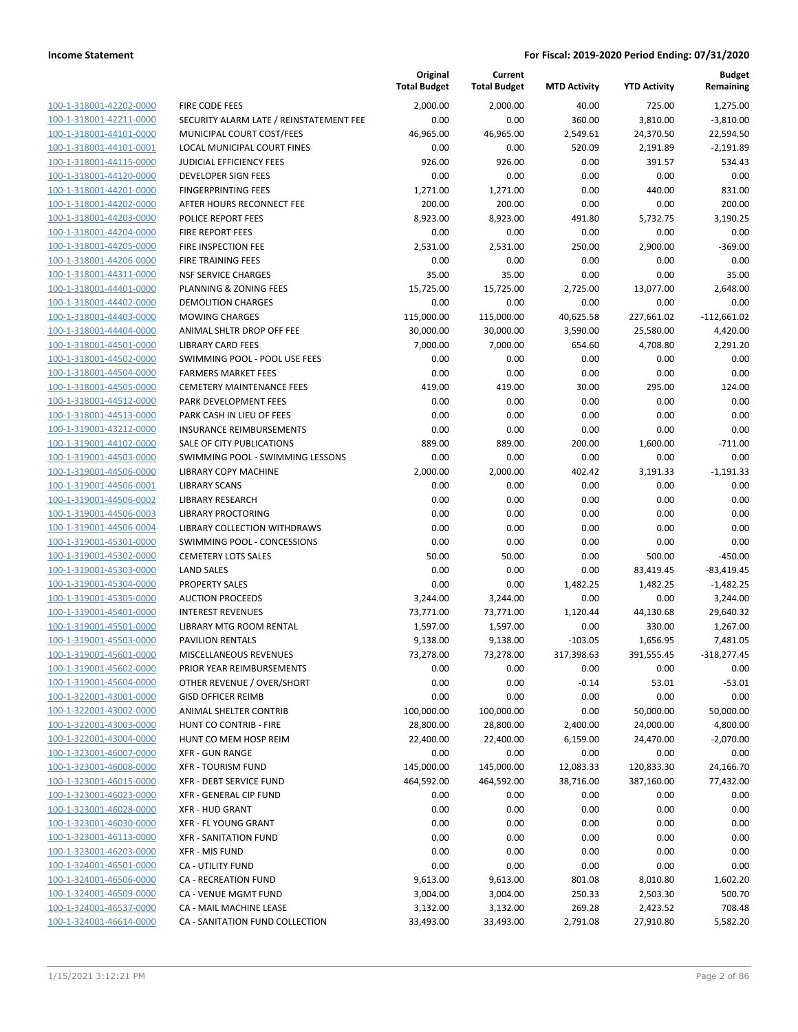| | | Original Total Budget | Current Total Budget | MTD Activity | YTD Activity | Budget Remaining |
|---|---|---|---|---|---|---|
| 100-1-318001-42202-0000 | FIRE CODE FEES | 2,000.00 | 2,000.00 | 40.00 | 725.00 | 1,275.00 |
| 100-1-318001-42211-0000 | SECURITY ALARM LATE / REINSTATEMENT FEE | 0.00 | 0.00 | 360.00 | 3,810.00 | -3,810.00 |
| 100-1-318001-44101-0000 | MUNICIPAL COURT COST/FEES | 46,965.00 | 46,965.00 | 2,549.61 | 24,370.50 | 22,594.50 |
| 100-1-318001-44101-0001 | LOCAL MUNICIPAL COURT FINES | 0.00 | 0.00 | 520.09 | 2,191.89 | -2,191.89 |
| 100-1-318001-44115-0000 | JUDICIAL EFFICIENCY FEES | 926.00 | 926.00 | 0.00 | 391.57 | 534.43 |
| 100-1-318001-44120-0000 | DEVELOPER SIGN FEES | 0.00 | 0.00 | 0.00 | 0.00 | 0.00 |
| 100-1-318001-44201-0000 | FINGERPRINTING FEES | 1,271.00 | 1,271.00 | 0.00 | 440.00 | 831.00 |
| 100-1-318001-44202-0000 | AFTER HOURS RECONNECT FEE | 200.00 | 200.00 | 0.00 | 0.00 | 200.00 |
| 100-1-318001-44203-0000 | POLICE REPORT FEES | 8,923.00 | 8,923.00 | 491.80 | 5,732.75 | 3,190.25 |
| 100-1-318001-44204-0000 | FIRE REPORT FEES | 0.00 | 0.00 | 0.00 | 0.00 | 0.00 |
| 100-1-318001-44205-0000 | FIRE INSPECTION FEE | 2,531.00 | 2,531.00 | 250.00 | 2,900.00 | -369.00 |
| 100-1-318001-44206-0000 | FIRE TRAINING FEES | 0.00 | 0.00 | 0.00 | 0.00 | 0.00 |
| 100-1-318001-44311-0000 | NSF SERVICE CHARGES | 35.00 | 35.00 | 0.00 | 0.00 | 35.00 |
| 100-1-318001-44401-0000 | PLANNING & ZONING FEES | 15,725.00 | 15,725.00 | 2,725.00 | 13,077.00 | 2,648.00 |
| 100-1-318001-44402-0000 | DEMOLITION CHARGES | 0.00 | 0.00 | 0.00 | 0.00 | 0.00 |
| 100-1-318001-44403-0000 | MOWING CHARGES | 115,000.00 | 115,000.00 | 40,625.58 | 227,661.02 | -112,661.02 |
| 100-1-318001-44404-0000 | ANIMAL SHLTR DROP OFF FEE | 30,000.00 | 30,000.00 | 3,590.00 | 25,580.00 | 4,420.00 |
| 100-1-318001-44501-0000 | LIBRARY CARD FEES | 7,000.00 | 7,000.00 | 654.60 | 4,708.80 | 2,291.20 |
| 100-1-318001-44502-0000 | SWIMMING POOL - POOL USE FEES | 0.00 | 0.00 | 0.00 | 0.00 | 0.00 |
| 100-1-318001-44504-0000 | FARMERS MARKET FEES | 0.00 | 0.00 | 0.00 | 0.00 | 0.00 |
| 100-1-318001-44505-0000 | CEMETERY MAINTENANCE FEES | 419.00 | 419.00 | 30.00 | 295.00 | 124.00 |
| 100-1-318001-44512-0000 | PARK DEVELOPMENT FEES | 0.00 | 0.00 | 0.00 | 0.00 | 0.00 |
| 100-1-318001-44513-0000 | PARK CASH IN LIEU OF FEES | 0.00 | 0.00 | 0.00 | 0.00 | 0.00 |
| 100-1-319001-43212-0000 | INSURANCE REIMBURSEMENTS | 0.00 | 0.00 | 0.00 | 0.00 | 0.00 |
| 100-1-319001-44102-0000 | SALE OF CITY PUBLICATIONS | 889.00 | 889.00 | 200.00 | 1,600.00 | -711.00 |
| 100-1-319001-44503-0000 | SWIMMING POOL - SWIMMING LESSONS | 0.00 | 0.00 | 0.00 | 0.00 | 0.00 |
| 100-1-319001-44506-0000 | LIBRARY COPY MACHINE | 2,000.00 | 2,000.00 | 402.42 | 3,191.33 | -1,191.33 |
| 100-1-319001-44506-0001 | LIBRARY SCANS | 0.00 | 0.00 | 0.00 | 0.00 | 0.00 |
| 100-1-319001-44506-0002 | LIBRARY RESEARCH | 0.00 | 0.00 | 0.00 | 0.00 | 0.00 |
| 100-1-319001-44506-0003 | LIBRARY PROCTORING | 0.00 | 0.00 | 0.00 | 0.00 | 0.00 |
| 100-1-319001-44506-0004 | LIBRARY COLLECTION WITHDRAWS | 0.00 | 0.00 | 0.00 | 0.00 | 0.00 |
| 100-1-319001-45301-0000 | SWIMMING POOL - CONCESSIONS | 0.00 | 0.00 | 0.00 | 0.00 | 0.00 |
| 100-1-319001-45302-0000 | CEMETERY LOTS SALES | 50.00 | 50.00 | 0.00 | 500.00 | -450.00 |
| 100-1-319001-45303-0000 | LAND SALES | 0.00 | 0.00 | 0.00 | 83,419.45 | -83,419.45 |
| 100-1-319001-45304-0000 | PROPERTY SALES | 0.00 | 0.00 | 1,482.25 | 1,482.25 | -1,482.25 |
| 100-1-319001-45305-0000 | AUCTION PROCEEDS | 3,244.00 | 3,244.00 | 0.00 | 0.00 | 3,244.00 |
| 100-1-319001-45401-0000 | INTEREST REVENUES | 73,771.00 | 73,771.00 | 1,120.44 | 44,130.68 | 29,640.32 |
| 100-1-319001-45501-0000 | LIBRARY MTG ROOM RENTAL | 1,597.00 | 1,597.00 | 0.00 | 330.00 | 1,267.00 |
| 100-1-319001-45503-0000 | PAVILION RENTALS | 9,138.00 | 9,138.00 | -103.05 | 1,656.95 | 7,481.05 |
| 100-1-319001-45601-0000 | MISCELLANEOUS REVENUES | 73,278.00 | 73,278.00 | 317,398.63 | 391,555.45 | -318,277.45 |
| 100-1-319001-45602-0000 | PRIOR YEAR REIMBURSEMENTS | 0.00 | 0.00 | 0.00 | 0.00 | 0.00 |
| 100-1-319001-45604-0000 | OTHER REVENUE / OVER/SHORT | 0.00 | 0.00 | -0.14 | 53.01 | -53.01 |
| 100-1-322001-43001-0000 | GISD OFFICER REIMB | 0.00 | 0.00 | 0.00 | 0.00 | 0.00 |
| 100-1-322001-43002-0000 | ANIMAL SHELTER CONTRIB | 100,000.00 | 100,000.00 | 0.00 | 50,000.00 | 50,000.00 |
| 100-1-322001-43003-0000 | HUNT CO CONTRIB - FIRE | 28,800.00 | 28,800.00 | 2,400.00 | 24,000.00 | 4,800.00 |
| 100-1-322001-43004-0000 | HUNT CO MEM HOSP REIM | 22,400.00 | 22,400.00 | 6,159.00 | 24,470.00 | -2,070.00 |
| 100-1-323001-46007-0000 | XFR - GUN RANGE | 0.00 | 0.00 | 0.00 | 0.00 | 0.00 |
| 100-1-323001-46008-0000 | XFR - TOURISM FUND | 145,000.00 | 145,000.00 | 12,083.33 | 120,833.30 | 24,166.70 |
| 100-1-323001-46015-0000 | XFR - DEBT SERVICE FUND | 464,592.00 | 464,592.00 | 38,716.00 | 387,160.00 | 77,432.00 |
| 100-1-323001-46023-0000 | XFR - GENERAL CIP FUND | 0.00 | 0.00 | 0.00 | 0.00 | 0.00 |
| 100-1-323001-46028-0000 | XFR - HUD GRANT | 0.00 | 0.00 | 0.00 | 0.00 | 0.00 |
| 100-1-323001-46030-0000 | XFR - FL YOUNG GRANT | 0.00 | 0.00 | 0.00 | 0.00 | 0.00 |
| 100-1-323001-46113-0000 | XFR - SANITATION FUND | 0.00 | 0.00 | 0.00 | 0.00 | 0.00 |
| 100-1-323001-46203-0000 | XFR - MIS FUND | 0.00 | 0.00 | 0.00 | 0.00 | 0.00 |
| 100-1-324001-46501-0000 | CA - UTILITY FUND | 0.00 | 0.00 | 0.00 | 0.00 | 0.00 |
| 100-1-324001-46506-0000 | CA - RECREATION FUND | 9,613.00 | 9,613.00 | 801.08 | 8,010.80 | 1,602.20 |
| 100-1-324001-46509-0000 | CA - VENUE MGMT FUND | 3,004.00 | 3,004.00 | 250.33 | 2,503.30 | 500.70 |
| 100-1-324001-46537-0000 | CA - MAIL MACHINE LEASE | 3,132.00 | 3,132.00 | 269.28 | 2,423.52 | 708.48 |
| 100-1-324001-46614-0000 | CA - SANITATION FUND COLLECTION | 33,493.00 | 33,493.00 | 2,791.08 | 27,910.80 | 5,582.20 |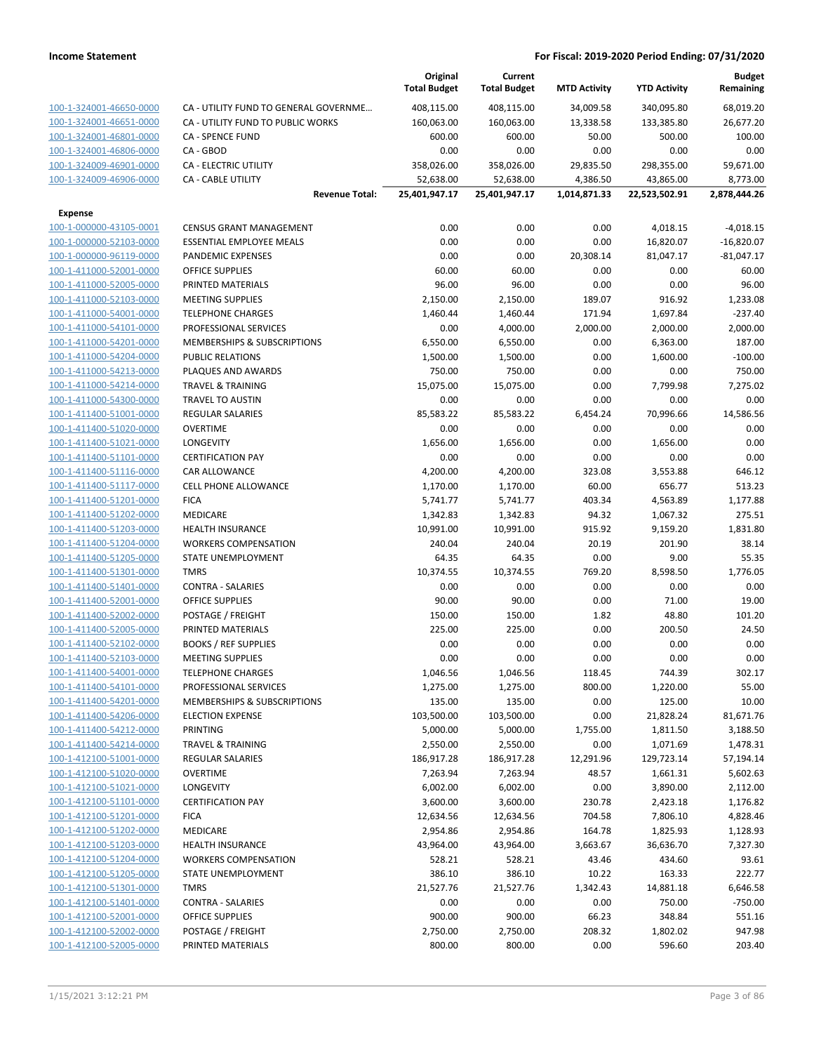| | | Original Total Budget | Current Total Budget | MTD Activity | YTD Activity | Budget Remaining |
|---|---|---|---|---|---|---|
| 100-1-324001-46650-0000 | CA - UTILITY FUND TO GENERAL GOVERNME... | 408,115.00 | 408,115.00 | 34,009.58 | 340,095.80 | 68,019.20 |
| 100-1-324001-46651-0000 | CA - UTILITY FUND TO PUBLIC WORKS | 160,063.00 | 160,063.00 | 13,338.58 | 133,385.80 | 26,677.20 |
| 100-1-324001-46801-0000 | CA - SPENCE FUND | 600.00 | 600.00 | 50.00 | 500.00 | 100.00 |
| 100-1-324001-46806-0000 | CA - GBOD | 0.00 | 0.00 | 0.00 | 0.00 | 0.00 |
| 100-1-324009-46901-0000 | CA - ELECTRIC UTILITY | 358,026.00 | 358,026.00 | 29,835.50 | 298,355.00 | 59,671.00 |
| 100-1-324009-46906-0000 | CA - CABLE UTILITY | 52,638.00 | 52,638.00 | 4,386.50 | 43,865.00 | 8,773.00 |
| | **Revenue Total:** | **25,401,947.17** | **25,401,947.17** | **1,014,871.33** | **22,523,502.91** | **2,878,444.26** |
| **Expense** | | | | | | |
| 100-1-000000-43105-0001 | CENSUS GRANT MANAGEMENT | 0.00 | 0.00 | 0.00 | 4,018.15 | -4,018.15 |
| 100-1-000000-52103-0000 | ESSENTIAL EMPLOYEE MEALS | 0.00 | 0.00 | 0.00 | 16,820.07 | -16,820.07 |
| 100-1-000000-96119-0000 | PANDEMIC EXPENSES | 0.00 | 0.00 | 20,308.14 | 81,047.17 | -81,047.17 |
| 100-1-411000-52001-0000 | OFFICE SUPPLIES | 60.00 | 60.00 | 0.00 | 0.00 | 60.00 |
| 100-1-411000-52005-0000 | PRINTED MATERIALS | 96.00 | 96.00 | 0.00 | 0.00 | 96.00 |
| 100-1-411000-52103-0000 | MEETING SUPPLIES | 2,150.00 | 2,150.00 | 189.07 | 916.92 | 1,233.08 |
| 100-1-411000-54001-0000 | TELEPHONE CHARGES | 1,460.44 | 1,460.44 | 171.94 | 1,697.84 | -237.40 |
| 100-1-411000-54101-0000 | PROFESSIONAL SERVICES | 0.00 | 4,000.00 | 2,000.00 | 2,000.00 | 2,000.00 |
| 100-1-411000-54201-0000 | MEMBERSHIPS & SUBSCRIPTIONS | 6,550.00 | 6,550.00 | 0.00 | 6,363.00 | 187.00 |
| 100-1-411000-54204-0000 | PUBLIC RELATIONS | 1,500.00 | 1,500.00 | 0.00 | 1,600.00 | -100.00 |
| 100-1-411000-54213-0000 | PLAQUES AND AWARDS | 750.00 | 750.00 | 0.00 | 0.00 | 750.00 |
| 100-1-411000-54214-0000 | TRAVEL & TRAINING | 15,075.00 | 15,075.00 | 0.00 | 7,799.98 | 7,275.02 |
| 100-1-411000-54300-0000 | TRAVEL TO AUSTIN | 0.00 | 0.00 | 0.00 | 0.00 | 0.00 |
| 100-1-411400-51001-0000 | REGULAR SALARIES | 85,583.22 | 85,583.22 | 6,454.24 | 70,996.66 | 14,586.56 |
| 100-1-411400-51020-0000 | OVERTIME | 0.00 | 0.00 | 0.00 | 0.00 | 0.00 |
| 100-1-411400-51021-0000 | LONGEVITY | 1,656.00 | 1,656.00 | 0.00 | 1,656.00 | 0.00 |
| 100-1-411400-51101-0000 | CERTIFICATION PAY | 0.00 | 0.00 | 0.00 | 0.00 | 0.00 |
| 100-1-411400-51116-0000 | CAR ALLOWANCE | 4,200.00 | 4,200.00 | 323.08 | 3,553.88 | 646.12 |
| 100-1-411400-51117-0000 | CELL PHONE ALLOWANCE | 1,170.00 | 1,170.00 | 60.00 | 656.77 | 513.23 |
| 100-1-411400-51201-0000 | FICA | 5,741.77 | 5,741.77 | 403.34 | 4,563.89 | 1,177.88 |
| 100-1-411400-51202-0000 | MEDICARE | 1,342.83 | 1,342.83 | 94.32 | 1,067.32 | 275.51 |
| 100-1-411400-51203-0000 | HEALTH INSURANCE | 10,991.00 | 10,991.00 | 915.92 | 9,159.20 | 1,831.80 |
| 100-1-411400-51204-0000 | WORKERS COMPENSATION | 240.04 | 240.04 | 20.19 | 201.90 | 38.14 |
| 100-1-411400-51205-0000 | STATE UNEMPLOYMENT | 64.35 | 64.35 | 0.00 | 9.00 | 55.35 |
| 100-1-411400-51301-0000 | TMRS | 10,374.55 | 10,374.55 | 769.20 | 8,598.50 | 1,776.05 |
| 100-1-411400-51401-0000 | CONTRA - SALARIES | 0.00 | 0.00 | 0.00 | 0.00 | 0.00 |
| 100-1-411400-52001-0000 | OFFICE SUPPLIES | 90.00 | 90.00 | 0.00 | 71.00 | 19.00 |
| 100-1-411400-52002-0000 | POSTAGE / FREIGHT | 150.00 | 150.00 | 1.82 | 48.80 | 101.20 |
| 100-1-411400-52005-0000 | PRINTED MATERIALS | 225.00 | 225.00 | 0.00 | 200.50 | 24.50 |
| 100-1-411400-52102-0000 | BOOKS / REF SUPPLIES | 0.00 | 0.00 | 0.00 | 0.00 | 0.00 |
| 100-1-411400-52103-0000 | MEETING SUPPLIES | 0.00 | 0.00 | 0.00 | 0.00 | 0.00 |
| 100-1-411400-54001-0000 | TELEPHONE CHARGES | 1,046.56 | 1,046.56 | 118.45 | 744.39 | 302.17 |
| 100-1-411400-54101-0000 | PROFESSIONAL SERVICES | 1,275.00 | 1,275.00 | 800.00 | 1,220.00 | 55.00 |
| 100-1-411400-54201-0000 | MEMBERSHIPS & SUBSCRIPTIONS | 135.00 | 135.00 | 0.00 | 125.00 | 10.00 |
| 100-1-411400-54206-0000 | ELECTION EXPENSE | 103,500.00 | 103,500.00 | 0.00 | 21,828.24 | 81,671.76 |
| 100-1-411400-54212-0000 | PRINTING | 5,000.00 | 5,000.00 | 1,755.00 | 1,811.50 | 3,188.50 |
| 100-1-411400-54214-0000 | TRAVEL & TRAINING | 2,550.00 | 2,550.00 | 0.00 | 1,071.69 | 1,478.31 |
| 100-1-412100-51001-0000 | REGULAR SALARIES | 186,917.28 | 186,917.28 | 12,291.96 | 129,723.14 | 57,194.14 |
| 100-1-412100-51020-0000 | OVERTIME | 7,263.94 | 7,263.94 | 48.57 | 1,661.31 | 5,602.63 |
| 100-1-412100-51021-0000 | LONGEVITY | 6,002.00 | 6,002.00 | 0.00 | 3,890.00 | 2,112.00 |
| 100-1-412100-51101-0000 | CERTIFICATION PAY | 3,600.00 | 3,600.00 | 230.78 | 2,423.18 | 1,176.82 |
| 100-1-412100-51201-0000 | FICA | 12,634.56 | 12,634.56 | 704.58 | 7,806.10 | 4,828.46 |
| 100-1-412100-51202-0000 | MEDICARE | 2,954.86 | 2,954.86 | 164.78 | 1,825.93 | 1,128.93 |
| 100-1-412100-51203-0000 | HEALTH INSURANCE | 43,964.00 | 43,964.00 | 3,663.67 | 36,636.70 | 7,327.30 |
| 100-1-412100-51204-0000 | WORKERS COMPENSATION | 528.21 | 528.21 | 43.46 | 434.60 | 93.61 |
| 100-1-412100-51205-0000 | STATE UNEMPLOYMENT | 386.10 | 386.10 | 10.22 | 163.33 | 222.77 |
| 100-1-412100-51301-0000 | TMRS | 21,527.76 | 21,527.76 | 1,342.43 | 14,881.18 | 6,646.58 |
| 100-1-412100-51401-0000 | CONTRA - SALARIES | 0.00 | 0.00 | 0.00 | 750.00 | -750.00 |
| 100-1-412100-52001-0000 | OFFICE SUPPLIES | 900.00 | 900.00 | 66.23 | 348.84 | 551.16 |
| 100-1-412100-52002-0000 | POSTAGE / FREIGHT | 2,750.00 | 2,750.00 | 208.32 | 1,802.02 | 947.98 |
| 100-1-412100-52005-0000 | PRINTED MATERIALS | 800.00 | 800.00 | 0.00 | 596.60 | 203.40 |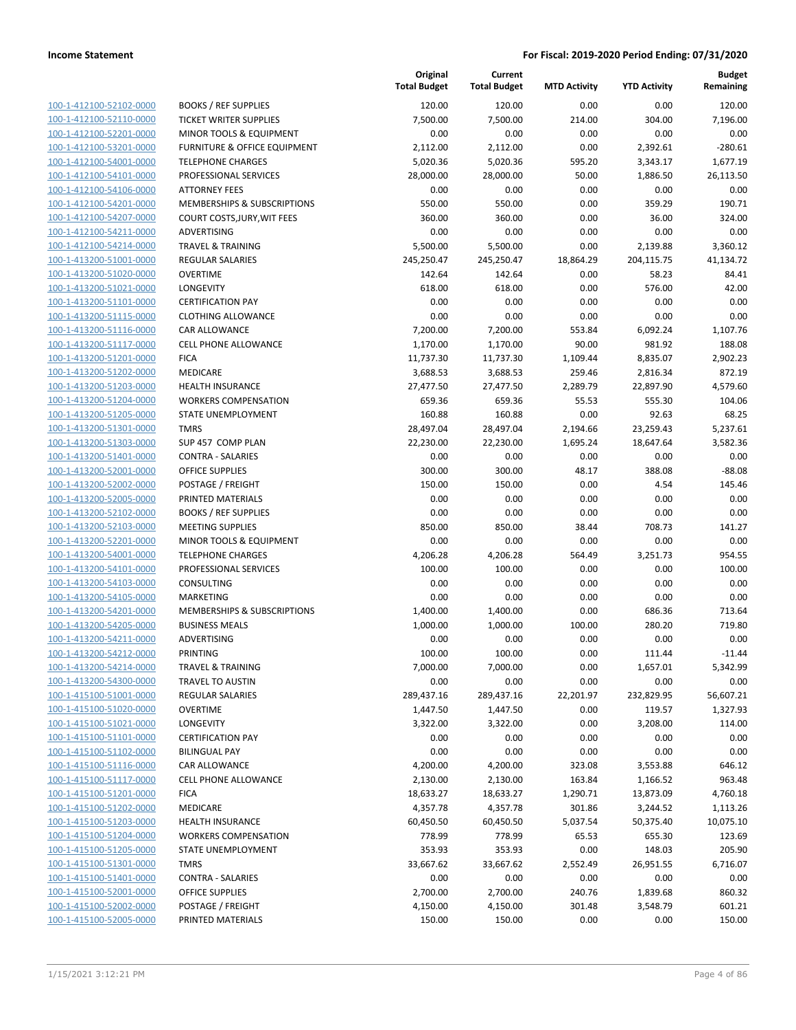## Income Statement

**For Fiscal: 2019-2020 Period Ending: 07/31/2020**

| | | Original Total Budget | Current Total Budget | MTD Activity | YTD Activity | Budget Remaining |
|---|---|---|---|---|---|---|
| 100-1-412100-52102-0000 | BOOKS / REF SUPPLIES | 120.00 | 120.00 | 0.00 | 0.00 | 120.00 |
| 100-1-412100-52110-0000 | TICKET WRITER SUPPLIES | 7,500.00 | 7,500.00 | 214.00 | 304.00 | 7,196.00 |
| 100-1-412100-52201-0000 | MINOR TOOLS & EQUIPMENT | 0.00 | 0.00 | 0.00 | 0.00 | 0.00 |
| 100-1-412100-53201-0000 | FURNITURE & OFFICE EQUIPMENT | 2,112.00 | 2,112.00 | 0.00 | 2,392.61 | -280.61 |
| 100-1-412100-54001-0000 | TELEPHONE CHARGES | 5,020.36 | 5,020.36 | 595.20 | 3,343.17 | 1,677.19 |
| 100-1-412100-54101-0000 | PROFESSIONAL SERVICES | 28,000.00 | 28,000.00 | 50.00 | 1,886.50 | 26,113.50 |
| 100-1-412100-54106-0000 | ATTORNEY FEES | 0.00 | 0.00 | 0.00 | 0.00 | 0.00 |
| 100-1-412100-54201-0000 | MEMBERSHIPS & SUBSCRIPTIONS | 550.00 | 550.00 | 0.00 | 359.29 | 190.71 |
| 100-1-412100-54207-0000 | COURT COSTS,JURY,WIT FEES | 360.00 | 360.00 | 0.00 | 36.00 | 324.00 |
| 100-1-412100-54211-0000 | ADVERTISING | 0.00 | 0.00 | 0.00 | 0.00 | 0.00 |
| 100-1-412100-54214-0000 | TRAVEL & TRAINING | 5,500.00 | 5,500.00 | 0.00 | 2,139.88 | 3,360.12 |
| 100-1-413200-51001-0000 | REGULAR SALARIES | 245,250.47 | 245,250.47 | 18,864.29 | 204,115.75 | 41,134.72 |
| 100-1-413200-51020-0000 | OVERTIME | 142.64 | 142.64 | 0.00 | 58.23 | 84.41 |
| 100-1-413200-51021-0000 | LONGEVITY | 618.00 | 618.00 | 0.00 | 576.00 | 42.00 |
| 100-1-413200-51101-0000 | CERTIFICATION PAY | 0.00 | 0.00 | 0.00 | 0.00 | 0.00 |
| 100-1-413200-51115-0000 | CLOTHING ALLOWANCE | 0.00 | 0.00 | 0.00 | 0.00 | 0.00 |
| 100-1-413200-51116-0000 | CAR ALLOWANCE | 7,200.00 | 7,200.00 | 553.84 | 6,092.24 | 1,107.76 |
| 100-1-413200-51117-0000 | CELL PHONE ALLOWANCE | 1,170.00 | 1,170.00 | 90.00 | 981.92 | 188.08 |
| 100-1-413200-51201-0000 | FICA | 11,737.30 | 11,737.30 | 1,109.44 | 8,835.07 | 2,902.23 |
| 100-1-413200-51202-0000 | MEDICARE | 3,688.53 | 3,688.53 | 259.46 | 2,816.34 | 872.19 |
| 100-1-413200-51203-0000 | HEALTH INSURANCE | 27,477.50 | 27,477.50 | 2,289.79 | 22,897.90 | 4,579.60 |
| 100-1-413200-51204-0000 | WORKERS COMPENSATION | 659.36 | 659.36 | 55.53 | 555.30 | 104.06 |
| 100-1-413200-51205-0000 | STATE UNEMPLOYMENT | 160.88 | 160.88 | 0.00 | 92.63 | 68.25 |
| 100-1-413200-51301-0000 | TMRS | 28,497.04 | 28,497.04 | 2,194.66 | 23,259.43 | 5,237.61 |
| 100-1-413200-51303-0000 | SUP 457 COMP PLAN | 22,230.00 | 22,230.00 | 1,695.24 | 18,647.64 | 3,582.36 |
| 100-1-413200-51401-0000 | CONTRA - SALARIES | 0.00 | 0.00 | 0.00 | 0.00 | 0.00 |
| 100-1-413200-52001-0000 | OFFICE SUPPLIES | 300.00 | 300.00 | 48.17 | 388.08 | -88.08 |
| 100-1-413200-52002-0000 | POSTAGE / FREIGHT | 150.00 | 150.00 | 0.00 | 4.54 | 145.46 |
| 100-1-413200-52005-0000 | PRINTED MATERIALS | 0.00 | 0.00 | 0.00 | 0.00 | 0.00 |
| 100-1-413200-52102-0000 | BOOKS / REF SUPPLIES | 0.00 | 0.00 | 0.00 | 0.00 | 0.00 |
| 100-1-413200-52103-0000 | MEETING SUPPLIES | 850.00 | 850.00 | 38.44 | 708.73 | 141.27 |
| 100-1-413200-52201-0000 | MINOR TOOLS & EQUIPMENT | 0.00 | 0.00 | 0.00 | 0.00 | 0.00 |
| 100-1-413200-54001-0000 | TELEPHONE CHARGES | 4,206.28 | 4,206.28 | 564.49 | 3,251.73 | 954.55 |
| 100-1-413200-54101-0000 | PROFESSIONAL SERVICES | 100.00 | 100.00 | 0.00 | 0.00 | 100.00 |
| 100-1-413200-54103-0000 | CONSULTING | 0.00 | 0.00 | 0.00 | 0.00 | 0.00 |
| 100-1-413200-54105-0000 | MARKETING | 0.00 | 0.00 | 0.00 | 0.00 | 0.00 |
| 100-1-413200-54201-0000 | MEMBERSHIPS & SUBSCRIPTIONS | 1,400.00 | 1,400.00 | 0.00 | 686.36 | 713.64 |
| 100-1-413200-54205-0000 | BUSINESS MEALS | 1,000.00 | 1,000.00 | 100.00 | 280.20 | 719.80 |
| 100-1-413200-54211-0000 | ADVERTISING | 0.00 | 0.00 | 0.00 | 0.00 | 0.00 |
| 100-1-413200-54212-0000 | PRINTING | 100.00 | 100.00 | 0.00 | 111.44 | -11.44 |
| 100-1-413200-54214-0000 | TRAVEL & TRAINING | 7,000.00 | 7,000.00 | 0.00 | 1,657.01 | 5,342.99 |
| 100-1-413200-54300-0000 | TRAVEL TO AUSTIN | 0.00 | 0.00 | 0.00 | 0.00 | 0.00 |
| 100-1-415100-51001-0000 | REGULAR SALARIES | 289,437.16 | 289,437.16 | 22,201.97 | 232,829.95 | 56,607.21 |
| 100-1-415100-51020-0000 | OVERTIME | 1,447.50 | 1,447.50 | 0.00 | 119.57 | 1,327.93 |
| 100-1-415100-51021-0000 | LONGEVITY | 3,322.00 | 3,322.00 | 0.00 | 3,208.00 | 114.00 |
| 100-1-415100-51101-0000 | CERTIFICATION PAY | 0.00 | 0.00 | 0.00 | 0.00 | 0.00 |
| 100-1-415100-51102-0000 | BILINGUAL PAY | 0.00 | 0.00 | 0.00 | 0.00 | 0.00 |
| 100-1-415100-51116-0000 | CAR ALLOWANCE | 4,200.00 | 4,200.00 | 323.08 | 3,553.88 | 646.12 |
| 100-1-415100-51117-0000 | CELL PHONE ALLOWANCE | 2,130.00 | 2,130.00 | 163.84 | 1,166.52 | 963.48 |
| 100-1-415100-51201-0000 | FICA | 18,633.27 | 18,633.27 | 1,290.71 | 13,873.09 | 4,760.18 |
| 100-1-415100-51202-0000 | MEDICARE | 4,357.78 | 4,357.78 | 301.86 | 3,244.52 | 1,113.26 |
| 100-1-415100-51203-0000 | HEALTH INSURANCE | 60,450.50 | 60,450.50 | 5,037.54 | 50,375.40 | 10,075.10 |
| 100-1-415100-51204-0000 | WORKERS COMPENSATION | 778.99 | 778.99 | 65.53 | 655.30 | 123.69 |
| 100-1-415100-51205-0000 | STATE UNEMPLOYMENT | 353.93 | 353.93 | 0.00 | 148.03 | 205.90 |
| 100-1-415100-51301-0000 | TMRS | 33,667.62 | 33,667.62 | 2,552.49 | 26,951.55 | 6,716.07 |
| 100-1-415100-51401-0000 | CONTRA - SALARIES | 0.00 | 0.00 | 0.00 | 0.00 | 0.00 |
| 100-1-415100-52001-0000 | OFFICE SUPPLIES | 2,700.00 | 2,700.00 | 240.76 | 1,839.68 | 860.32 |
| 100-1-415100-52002-0000 | POSTAGE / FREIGHT | 4,150.00 | 4,150.00 | 301.48 | 3,548.79 | 601.21 |
| 100-1-415100-52005-0000 | PRINTED MATERIALS | 150.00 | 150.00 | 0.00 | 0.00 | 150.00 |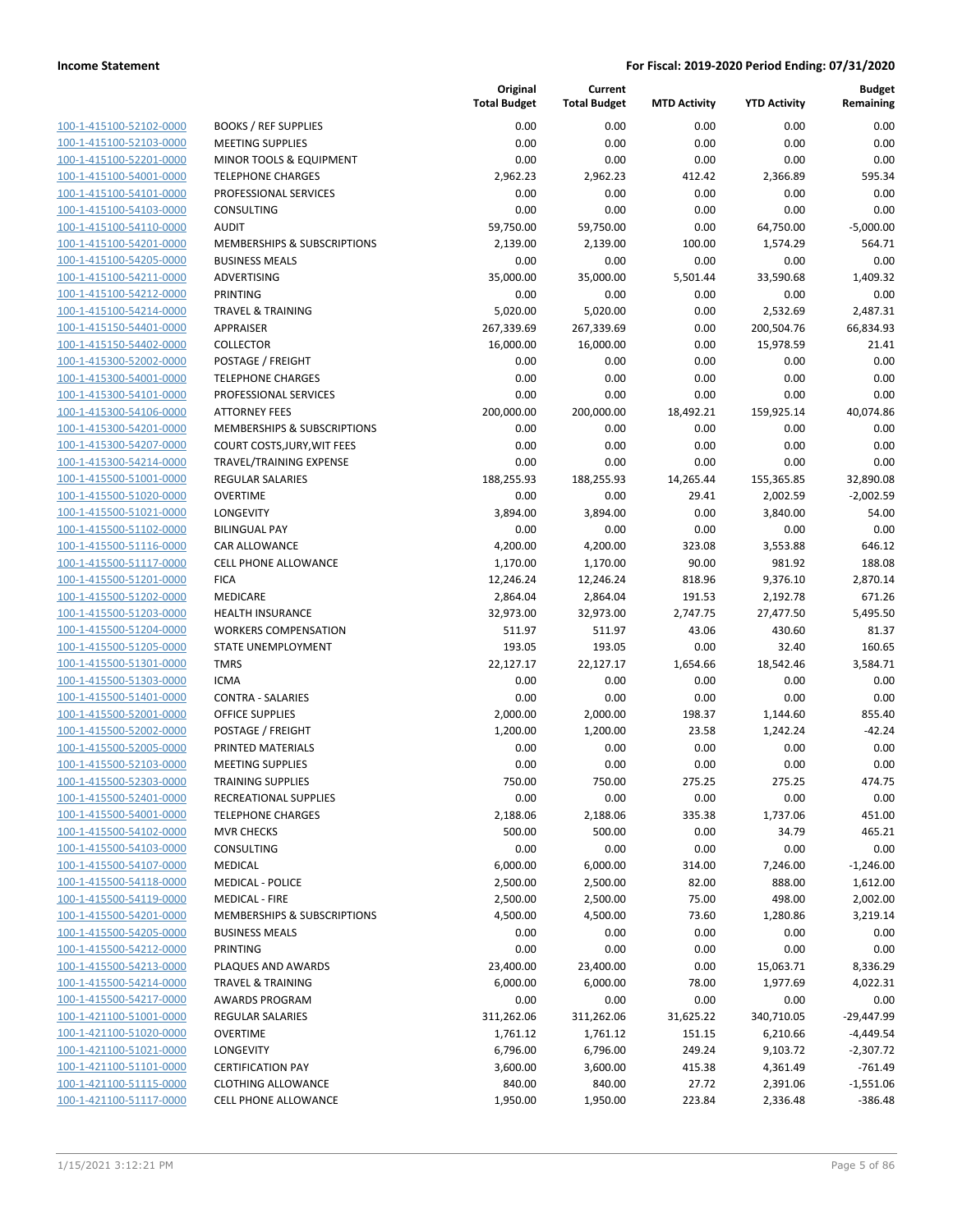**Income Statement** **For Fiscal: 2019-2020 Period Ending: 07/31/2020**

| | | Original Total Budget | Current Total Budget | MTD Activity | YTD Activity | Budget Remaining |
|---|---|---|---|---|---|---|
| 100-1-415100-52102-0000 | BOOKS / REF SUPPLIES | 0.00 | 0.00 | 0.00 | 0.00 | 0.00 |
| 100-1-415100-52103-0000 | MEETING SUPPLIES | 0.00 | 0.00 | 0.00 | 0.00 | 0.00 |
| 100-1-415100-52201-0000 | MINOR TOOLS & EQUIPMENT | 0.00 | 0.00 | 0.00 | 0.00 | 0.00 |
| 100-1-415100-54001-0000 | TELEPHONE CHARGES | 2,962.23 | 2,962.23 | 412.42 | 2,366.89 | 595.34 |
| 100-1-415100-54101-0000 | PROFESSIONAL SERVICES | 0.00 | 0.00 | 0.00 | 0.00 | 0.00 |
| 100-1-415100-54103-0000 | CONSULTING | 0.00 | 0.00 | 0.00 | 0.00 | 0.00 |
| 100-1-415100-54110-0000 | AUDIT | 59,750.00 | 59,750.00 | 0.00 | 64,750.00 | -5,000.00 |
| 100-1-415100-54201-0000 | MEMBERSHIPS & SUBSCRIPTIONS | 2,139.00 | 2,139.00 | 100.00 | 1,574.29 | 564.71 |
| 100-1-415100-54205-0000 | BUSINESS MEALS | 0.00 | 0.00 | 0.00 | 0.00 | 0.00 |
| 100-1-415100-54211-0000 | ADVERTISING | 35,000.00 | 35,000.00 | 5,501.44 | 33,590.68 | 1,409.32 |
| 100-1-415100-54212-0000 | PRINTING | 0.00 | 0.00 | 0.00 | 0.00 | 0.00 |
| 100-1-415100-54214-0000 | TRAVEL & TRAINING | 5,020.00 | 5,020.00 | 0.00 | 2,532.69 | 2,487.31 |
| 100-1-415150-54401-0000 | APPRAISER | 267,339.69 | 267,339.69 | 0.00 | 200,504.76 | 66,834.93 |
| 100-1-415150-54402-0000 | COLLECTOR | 16,000.00 | 16,000.00 | 0.00 | 15,978.59 | 21.41 |
| 100-1-415300-52002-0000 | POSTAGE / FREIGHT | 0.00 | 0.00 | 0.00 | 0.00 | 0.00 |
| 100-1-415300-54001-0000 | TELEPHONE CHARGES | 0.00 | 0.00 | 0.00 | 0.00 | 0.00 |
| 100-1-415300-54101-0000 | PROFESSIONAL SERVICES | 0.00 | 0.00 | 0.00 | 0.00 | 0.00 |
| 100-1-415300-54106-0000 | ATTORNEY FEES | 200,000.00 | 200,000.00 | 18,492.21 | 159,925.14 | 40,074.86 |
| 100-1-415300-54201-0000 | MEMBERSHIPS & SUBSCRIPTIONS | 0.00 | 0.00 | 0.00 | 0.00 | 0.00 |
| 100-1-415300-54207-0000 | COURT COSTS,JURY,WIT FEES | 0.00 | 0.00 | 0.00 | 0.00 | 0.00 |
| 100-1-415300-54214-0000 | TRAVEL/TRAINING EXPENSE | 0.00 | 0.00 | 0.00 | 0.00 | 0.00 |
| 100-1-415500-51001-0000 | REGULAR SALARIES | 188,255.93 | 188,255.93 | 14,265.44 | 155,365.85 | 32,890.08 |
| 100-1-415500-51020-0000 | OVERTIME | 0.00 | 0.00 | 29.41 | 2,002.59 | -2,002.59 |
| 100-1-415500-51021-0000 | LONGEVITY | 3,894.00 | 3,894.00 | 0.00 | 3,840.00 | 54.00 |
| 100-1-415500-51102-0000 | BILINGUAL PAY | 0.00 | 0.00 | 0.00 | 0.00 | 0.00 |
| 100-1-415500-51116-0000 | CAR ALLOWANCE | 4,200.00 | 4,200.00 | 323.08 | 3,553.88 | 646.12 |
| 100-1-415500-51117-0000 | CELL PHONE ALLOWANCE | 1,170.00 | 1,170.00 | 90.00 | 981.92 | 188.08 |
| 100-1-415500-51201-0000 | FICA | 12,246.24 | 12,246.24 | 818.96 | 9,376.10 | 2,870.14 |
| 100-1-415500-51202-0000 | MEDICARE | 2,864.04 | 2,864.04 | 191.53 | 2,192.78 | 671.26 |
| 100-1-415500-51203-0000 | HEALTH INSURANCE | 32,973.00 | 32,973.00 | 2,747.75 | 27,477.50 | 5,495.50 |
| 100-1-415500-51204-0000 | WORKERS COMPENSATION | 511.97 | 511.97 | 43.06 | 430.60 | 81.37 |
| 100-1-415500-51205-0000 | STATE UNEMPLOYMENT | 193.05 | 193.05 | 0.00 | 32.40 | 160.65 |
| 100-1-415500-51301-0000 | TMRS | 22,127.17 | 22,127.17 | 1,654.66 | 18,542.46 | 3,584.71 |
| 100-1-415500-51303-0000 | ICMA | 0.00 | 0.00 | 0.00 | 0.00 | 0.00 |
| 100-1-415500-51401-0000 | CONTRA - SALARIES | 0.00 | 0.00 | 0.00 | 0.00 | 0.00 |
| 100-1-415500-52001-0000 | OFFICE SUPPLIES | 2,000.00 | 2,000.00 | 198.37 | 1,144.60 | 855.40 |
| 100-1-415500-52002-0000 | POSTAGE / FREIGHT | 1,200.00 | 1,200.00 | 23.58 | 1,242.24 | -42.24 |
| 100-1-415500-52005-0000 | PRINTED MATERIALS | 0.00 | 0.00 | 0.00 | 0.00 | 0.00 |
| 100-1-415500-52103-0000 | MEETING SUPPLIES | 0.00 | 0.00 | 0.00 | 0.00 | 0.00 |
| 100-1-415500-52303-0000 | TRAINING SUPPLIES | 750.00 | 750.00 | 275.25 | 275.25 | 474.75 |
| 100-1-415500-52401-0000 | RECREATIONAL SUPPLIES | 0.00 | 0.00 | 0.00 | 0.00 | 0.00 |
| 100-1-415500-54001-0000 | TELEPHONE CHARGES | 2,188.06 | 2,188.06 | 335.38 | 1,737.06 | 451.00 |
| 100-1-415500-54102-0000 | MVR CHECKS | 500.00 | 500.00 | 0.00 | 34.79 | 465.21 |
| 100-1-415500-54103-0000 | CONSULTING | 0.00 | 0.00 | 0.00 | 0.00 | 0.00 |
| 100-1-415500-54107-0000 | MEDICAL | 6,000.00 | 6,000.00 | 314.00 | 7,246.00 | -1,246.00 |
| 100-1-415500-54118-0000 | MEDICAL - POLICE | 2,500.00 | 2,500.00 | 82.00 | 888.00 | 1,612.00 |
| 100-1-415500-54119-0000 | MEDICAL - FIRE | 2,500.00 | 2,500.00 | 75.00 | 498.00 | 2,002.00 |
| 100-1-415500-54201-0000 | MEMBERSHIPS & SUBSCRIPTIONS | 4,500.00 | 4,500.00 | 73.60 | 1,280.86 | 3,219.14 |
| 100-1-415500-54205-0000 | BUSINESS MEALS | 0.00 | 0.00 | 0.00 | 0.00 | 0.00 |
| 100-1-415500-54212-0000 | PRINTING | 0.00 | 0.00 | 0.00 | 0.00 | 0.00 |
| 100-1-415500-54213-0000 | PLAQUES AND AWARDS | 23,400.00 | 23,400.00 | 0.00 | 15,063.71 | 8,336.29 |
| 100-1-415500-54214-0000 | TRAVEL & TRAINING | 6,000.00 | 6,000.00 | 78.00 | 1,977.69 | 4,022.31 |
| 100-1-415500-54217-0000 | AWARDS PROGRAM | 0.00 | 0.00 | 0.00 | 0.00 | 0.00 |
| 100-1-421100-51001-0000 | REGULAR SALARIES | 311,262.06 | 311,262.06 | 31,625.22 | 340,710.05 | -29,447.99 |
| 100-1-421100-51020-0000 | OVERTIME | 1,761.12 | 1,761.12 | 151.15 | 6,210.66 | -4,449.54 |
| 100-1-421100-51021-0000 | LONGEVITY | 6,796.00 | 6,796.00 | 249.24 | 9,103.72 | -2,307.72 |
| 100-1-421100-51101-0000 | CERTIFICATION PAY | 3,600.00 | 3,600.00 | 415.38 | 4,361.49 | -761.49 |
| 100-1-421100-51115-0000 | CLOTHING ALLOWANCE | 840.00 | 840.00 | 27.72 | 2,391.06 | -1,551.06 |
| 100-1-421100-51117-0000 | CELL PHONE ALLOWANCE | 1,950.00 | 1,950.00 | 223.84 | 2,336.48 | -386.48 |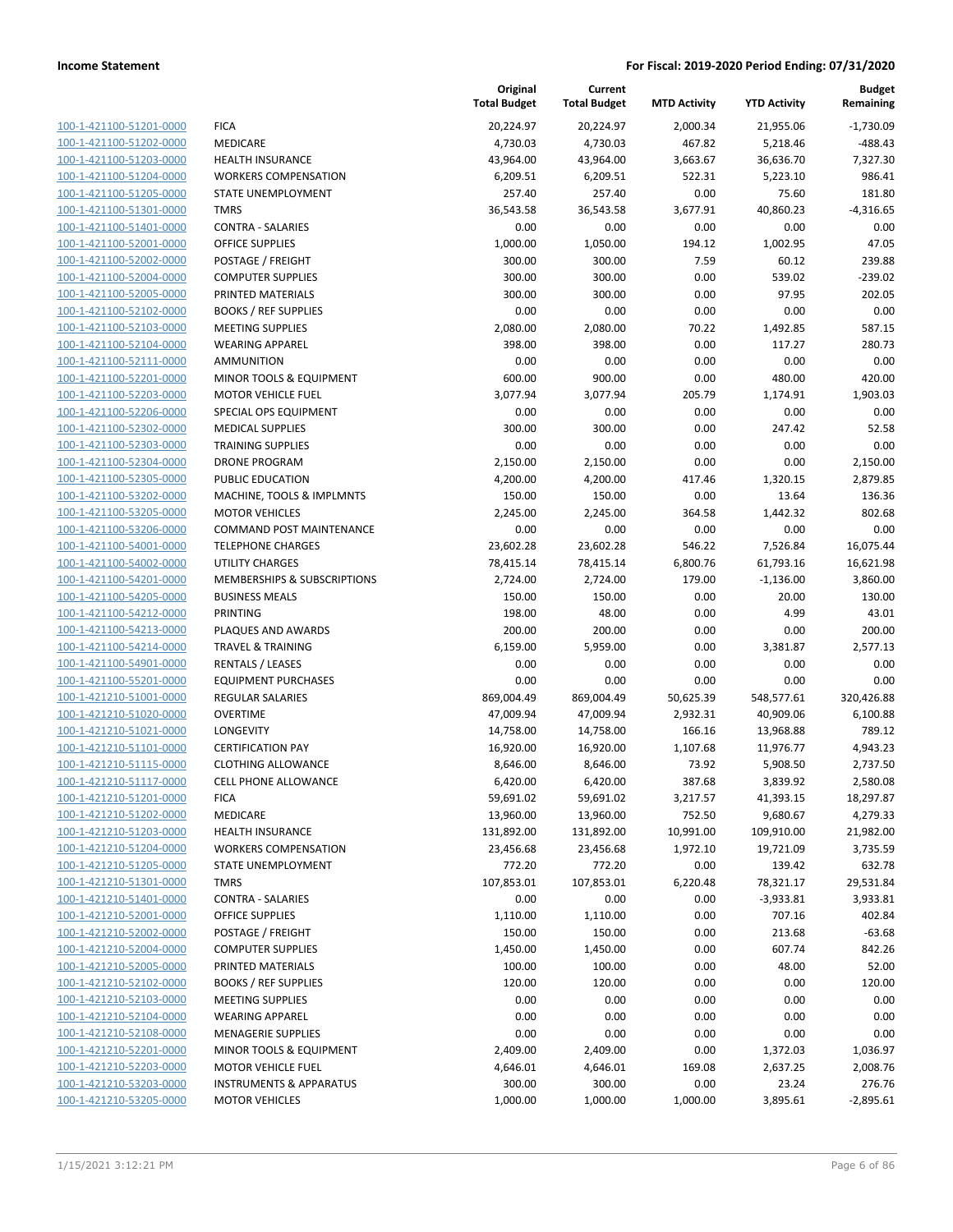| | | Original Total Budget | Current Total Budget | MTD Activity | YTD Activity | Budget Remaining |
|---|---|---|---|---|---|---|
| 100-1-421100-51201-0000 | FICA | 20,224.97 | 20,224.97 | 2,000.34 | 21,955.06 | -1,730.09 |
| 100-1-421100-51202-0000 | MEDICARE | 4,730.03 | 4,730.03 | 467.82 | 5,218.46 | -488.43 |
| 100-1-421100-51203-0000 | HEALTH INSURANCE | 43,964.00 | 43,964.00 | 3,663.67 | 36,636.70 | 7,327.30 |
| 100-1-421100-51204-0000 | WORKERS COMPENSATION | 6,209.51 | 6,209.51 | 522.31 | 5,223.10 | 986.41 |
| 100-1-421100-51205-0000 | STATE UNEMPLOYMENT | 257.40 | 257.40 | 0.00 | 75.60 | 181.80 |
| 100-1-421100-51301-0000 | TMRS | 36,543.58 | 36,543.58 | 3,677.91 | 40,860.23 | -4,316.65 |
| 100-1-421100-51401-0000 | CONTRA - SALARIES | 0.00 | 0.00 | 0.00 | 0.00 | 0.00 |
| 100-1-421100-52001-0000 | OFFICE SUPPLIES | 1,000.00 | 1,050.00 | 194.12 | 1,002.95 | 47.05 |
| 100-1-421100-52002-0000 | POSTAGE / FREIGHT | 300.00 | 300.00 | 7.59 | 60.12 | 239.88 |
| 100-1-421100-52004-0000 | COMPUTER SUPPLIES | 300.00 | 300.00 | 0.00 | 539.02 | -239.02 |
| 100-1-421100-52005-0000 | PRINTED MATERIALS | 300.00 | 300.00 | 0.00 | 97.95 | 202.05 |
| 100-1-421100-52102-0000 | BOOKS / REF SUPPLIES | 0.00 | 0.00 | 0.00 | 0.00 | 0.00 |
| 100-1-421100-52103-0000 | MEETING SUPPLIES | 2,080.00 | 2,080.00 | 70.22 | 1,492.85 | 587.15 |
| 100-1-421100-52104-0000 | WEARING APPAREL | 398.00 | 398.00 | 0.00 | 117.27 | 280.73 |
| 100-1-421100-52111-0000 | AMMUNITION | 0.00 | 0.00 | 0.00 | 0.00 | 0.00 |
| 100-1-421100-52201-0000 | MINOR TOOLS & EQUIPMENT | 600.00 | 900.00 | 0.00 | 480.00 | 420.00 |
| 100-1-421100-52203-0000 | MOTOR VEHICLE FUEL | 3,077.94 | 3,077.94 | 205.79 | 1,174.91 | 1,903.03 |
| 100-1-421100-52206-0000 | SPECIAL OPS EQUIPMENT | 0.00 | 0.00 | 0.00 | 0.00 | 0.00 |
| 100-1-421100-52302-0000 | MEDICAL SUPPLIES | 300.00 | 300.00 | 0.00 | 247.42 | 52.58 |
| 100-1-421100-52303-0000 | TRAINING SUPPLIES | 0.00 | 0.00 | 0.00 | 0.00 | 0.00 |
| 100-1-421100-52304-0000 | DRONE PROGRAM | 2,150.00 | 2,150.00 | 0.00 | 0.00 | 2,150.00 |
| 100-1-421100-52305-0000 | PUBLIC EDUCATION | 4,200.00 | 4,200.00 | 417.46 | 1,320.15 | 2,879.85 |
| 100-1-421100-53202-0000 | MACHINE, TOOLS & IMPLMNTS | 150.00 | 150.00 | 0.00 | 13.64 | 136.36 |
| 100-1-421100-53205-0000 | MOTOR VEHICLES | 2,245.00 | 2,245.00 | 364.58 | 1,442.32 | 802.68 |
| 100-1-421100-53206-0000 | COMMAND POST MAINTENANCE | 0.00 | 0.00 | 0.00 | 0.00 | 0.00 |
| 100-1-421100-54001-0000 | TELEPHONE CHARGES | 23,602.28 | 23,602.28 | 546.22 | 7,526.84 | 16,075.44 |
| 100-1-421100-54002-0000 | UTILITY CHARGES | 78,415.14 | 78,415.14 | 6,800.76 | 61,793.16 | 16,621.98 |
| 100-1-421100-54201-0000 | MEMBERSHIPS & SUBSCRIPTIONS | 2,724.00 | 2,724.00 | 179.00 | -1,136.00 | 3,860.00 |
| 100-1-421100-54205-0000 | BUSINESS MEALS | 150.00 | 150.00 | 0.00 | 20.00 | 130.00 |
| 100-1-421100-54212-0000 | PRINTING | 198.00 | 48.00 | 0.00 | 4.99 | 43.01 |
| 100-1-421100-54213-0000 | PLAQUES AND AWARDS | 200.00 | 200.00 | 0.00 | 0.00 | 200.00 |
| 100-1-421100-54214-0000 | TRAVEL & TRAINING | 6,159.00 | 5,959.00 | 0.00 | 3,381.87 | 2,577.13 |
| 100-1-421100-54901-0000 | RENTALS / LEASES | 0.00 | 0.00 | 0.00 | 0.00 | 0.00 |
| 100-1-421100-55201-0000 | EQUIPMENT PURCHASES | 0.00 | 0.00 | 0.00 | 0.00 | 0.00 |
| 100-1-421210-51001-0000 | REGULAR SALARIES | 869,004.49 | 869,004.49 | 50,625.39 | 548,577.61 | 320,426.88 |
| 100-1-421210-51020-0000 | OVERTIME | 47,009.94 | 47,009.94 | 2,932.31 | 40,909.06 | 6,100.88 |
| 100-1-421210-51021-0000 | LONGEVITY | 14,758.00 | 14,758.00 | 166.16 | 13,968.88 | 789.12 |
| 100-1-421210-51101-0000 | CERTIFICATION PAY | 16,920.00 | 16,920.00 | 1,107.68 | 11,976.77 | 4,943.23 |
| 100-1-421210-51115-0000 | CLOTHING ALLOWANCE | 8,646.00 | 8,646.00 | 73.92 | 5,908.50 | 2,737.50 |
| 100-1-421210-51117-0000 | CELL PHONE ALLOWANCE | 6,420.00 | 6,420.00 | 387.68 | 3,839.92 | 2,580.08 |
| 100-1-421210-51201-0000 | FICA | 59,691.02 | 59,691.02 | 3,217.57 | 41,393.15 | 18,297.87 |
| 100-1-421210-51202-0000 | MEDICARE | 13,960.00 | 13,960.00 | 752.50 | 9,680.67 | 4,279.33 |
| 100-1-421210-51203-0000 | HEALTH INSURANCE | 131,892.00 | 131,892.00 | 10,991.00 | 109,910.00 | 21,982.00 |
| 100-1-421210-51204-0000 | WORKERS COMPENSATION | 23,456.68 | 23,456.68 | 1,972.10 | 19,721.09 | 3,735.59 |
| 100-1-421210-51205-0000 | STATE UNEMPLOYMENT | 772.20 | 772.20 | 0.00 | 139.42 | 632.78 |
| 100-1-421210-51301-0000 | TMRS | 107,853.01 | 107,853.01 | 6,220.48 | 78,321.17 | 29,531.84 |
| 100-1-421210-51401-0000 | CONTRA - SALARIES | 0.00 | 0.00 | 0.00 | -3,933.81 | 3,933.81 |
| 100-1-421210-52001-0000 | OFFICE SUPPLIES | 1,110.00 | 1,110.00 | 0.00 | 707.16 | 402.84 |
| 100-1-421210-52002-0000 | POSTAGE / FREIGHT | 150.00 | 150.00 | 0.00 | 213.68 | -63.68 |
| 100-1-421210-52004-0000 | COMPUTER SUPPLIES | 1,450.00 | 1,450.00 | 0.00 | 607.74 | 842.26 |
| 100-1-421210-52005-0000 | PRINTED MATERIALS | 100.00 | 100.00 | 0.00 | 48.00 | 52.00 |
| 100-1-421210-52102-0000 | BOOKS / REF SUPPLIES | 120.00 | 120.00 | 0.00 | 0.00 | 120.00 |
| 100-1-421210-52103-0000 | MEETING SUPPLIES | 0.00 | 0.00 | 0.00 | 0.00 | 0.00 |
| 100-1-421210-52104-0000 | WEARING APPAREL | 0.00 | 0.00 | 0.00 | 0.00 | 0.00 |
| 100-1-421210-52108-0000 | MENAGERIE SUPPLIES | 0.00 | 0.00 | 0.00 | 0.00 | 0.00 |
| 100-1-421210-52201-0000 | MINOR TOOLS & EQUIPMENT | 2,409.00 | 2,409.00 | 0.00 | 1,372.03 | 1,036.97 |
| 100-1-421210-52203-0000 | MOTOR VEHICLE FUEL | 4,646.01 | 4,646.01 | 169.08 | 2,637.25 | 2,008.76 |
| 100-1-421210-53203-0000 | INSTRUMENTS & APPARATUS | 300.00 | 300.00 | 0.00 | 23.24 | 276.76 |
| 100-1-421210-53205-0000 | MOTOR VEHICLES | 1,000.00 | 1,000.00 | 1,000.00 | 3,895.61 | -2,895.61 |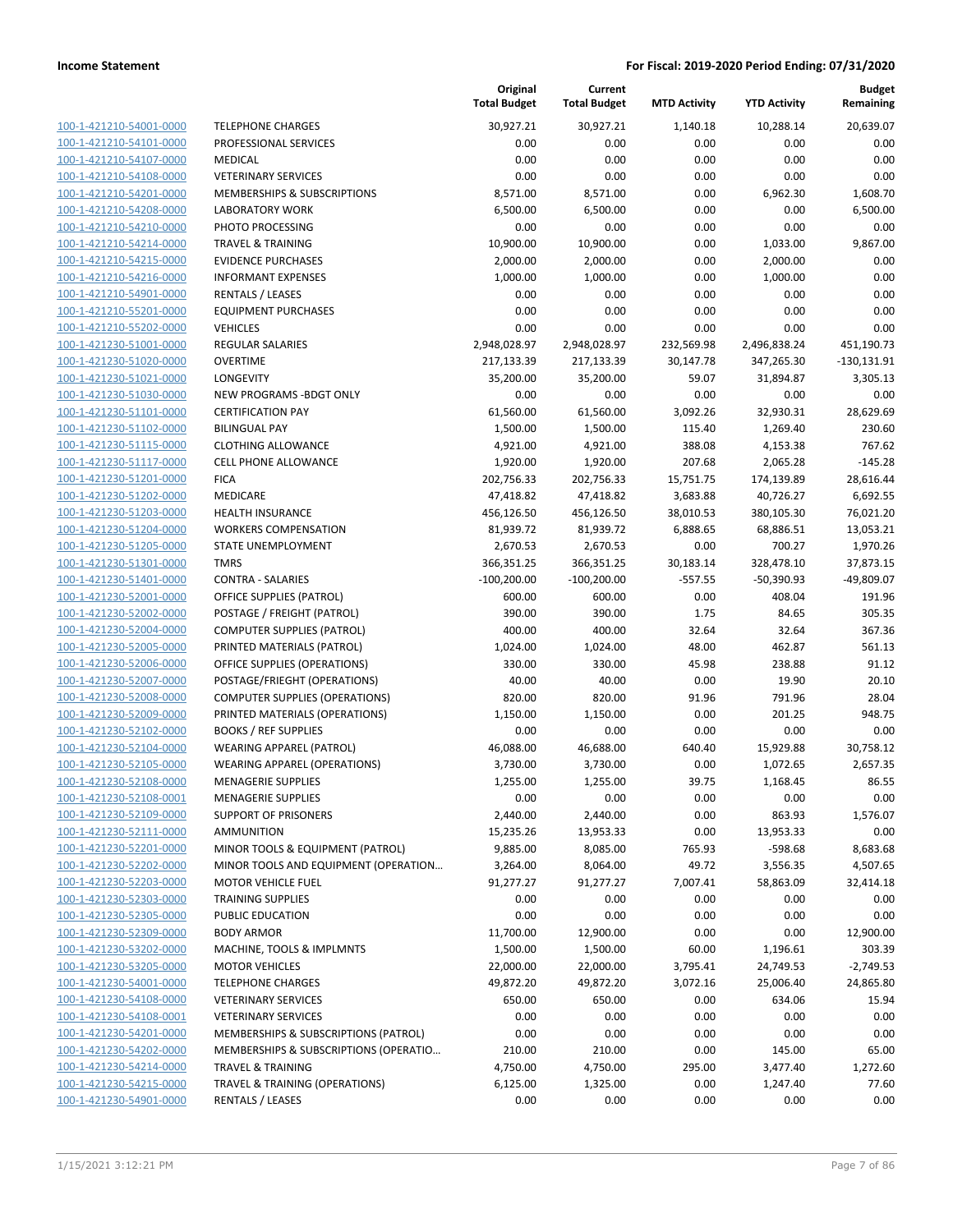| | | Original Total Budget | Current Total Budget | MTD Activity | YTD Activity | Budget Remaining |
|---|---|---|---|---|---|---|
| 100-1-421210-54001-0000 | TELEPHONE CHARGES | 30,927.21 | 30,927.21 | 1,140.18 | 10,288.14 | 20,639.07 |
| 100-1-421210-54101-0000 | PROFESSIONAL SERVICES | 0.00 | 0.00 | 0.00 | 0.00 | 0.00 |
| 100-1-421210-54107-0000 | MEDICAL | 0.00 | 0.00 | 0.00 | 0.00 | 0.00 |
| 100-1-421210-54108-0000 | VETERINARY SERVICES | 0.00 | 0.00 | 0.00 | 0.00 | 0.00 |
| 100-1-421210-54201-0000 | MEMBERSHIPS & SUBSCRIPTIONS | 8,571.00 | 8,571.00 | 0.00 | 6,962.30 | 1,608.70 |
| 100-1-421210-54208-0000 | LABORATORY WORK | 6,500.00 | 6,500.00 | 0.00 | 0.00 | 6,500.00 |
| 100-1-421210-54210-0000 | PHOTO PROCESSING | 0.00 | 0.00 | 0.00 | 0.00 | 0.00 |
| 100-1-421210-54214-0000 | TRAVEL & TRAINING | 10,900.00 | 10,900.00 | 0.00 | 1,033.00 | 9,867.00 |
| 100-1-421210-54215-0000 | EVIDENCE PURCHASES | 2,000.00 | 2,000.00 | 0.00 | 2,000.00 | 0.00 |
| 100-1-421210-54216-0000 | INFORMANT EXPENSES | 1,000.00 | 1,000.00 | 0.00 | 1,000.00 | 0.00 |
| 100-1-421210-54901-0000 | RENTALS / LEASES | 0.00 | 0.00 | 0.00 | 0.00 | 0.00 |
| 100-1-421210-55201-0000 | EQUIPMENT PURCHASES | 0.00 | 0.00 | 0.00 | 0.00 | 0.00 |
| 100-1-421210-55202-0000 | VEHICLES | 0.00 | 0.00 | 0.00 | 0.00 | 0.00 |
| 100-1-421230-51001-0000 | REGULAR SALARIES | 2,948,028.97 | 2,948,028.97 | 232,569.98 | 2,496,838.24 | 451,190.73 |
| 100-1-421230-51020-0000 | OVERTIME | 217,133.39 | 217,133.39 | 30,147.78 | 347,265.30 | -130,131.91 |
| 100-1-421230-51021-0000 | LONGEVITY | 35,200.00 | 35,200.00 | 59.07 | 31,894.87 | 3,305.13 |
| 100-1-421230-51030-0000 | NEW PROGRAMS -BDGT ONLY | 0.00 | 0.00 | 0.00 | 0.00 | 0.00 |
| 100-1-421230-51101-0000 | CERTIFICATION PAY | 61,560.00 | 61,560.00 | 3,092.26 | 32,930.31 | 28,629.69 |
| 100-1-421230-51102-0000 | BILINGUAL PAY | 1,500.00 | 1,500.00 | 115.40 | 1,269.40 | 230.60 |
| 100-1-421230-51115-0000 | CLOTHING ALLOWANCE | 4,921.00 | 4,921.00 | 388.08 | 4,153.38 | 767.62 |
| 100-1-421230-51117-0000 | CELL PHONE ALLOWANCE | 1,920.00 | 1,920.00 | 207.68 | 2,065.28 | -145.28 |
| 100-1-421230-51201-0000 | FICA | 202,756.33 | 202,756.33 | 15,751.75 | 174,139.89 | 28,616.44 |
| 100-1-421230-51202-0000 | MEDICARE | 47,418.82 | 47,418.82 | 3,683.88 | 40,726.27 | 6,692.55 |
| 100-1-421230-51203-0000 | HEALTH INSURANCE | 456,126.50 | 456,126.50 | 38,010.53 | 380,105.30 | 76,021.20 |
| 100-1-421230-51204-0000 | WORKERS COMPENSATION | 81,939.72 | 81,939.72 | 6,888.65 | 68,886.51 | 13,053.21 |
| 100-1-421230-51205-0000 | STATE UNEMPLOYMENT | 2,670.53 | 2,670.53 | 0.00 | 700.27 | 1,970.26 |
| 100-1-421230-51301-0000 | TMRS | 366,351.25 | 366,351.25 | 30,183.14 | 328,478.10 | 37,873.15 |
| 100-1-421230-51401-0000 | CONTRA - SALARIES | -100,200.00 | -100,200.00 | -557.55 | -50,390.93 | -49,809.07 |
| 100-1-421230-52001-0000 | OFFICE SUPPLIES (PATROL) | 600.00 | 600.00 | 0.00 | 408.04 | 191.96 |
| 100-1-421230-52002-0000 | POSTAGE / FREIGHT (PATROL) | 390.00 | 390.00 | 1.75 | 84.65 | 305.35 |
| 100-1-421230-52004-0000 | COMPUTER SUPPLIES (PATROL) | 400.00 | 400.00 | 32.64 | 32.64 | 367.36 |
| 100-1-421230-52005-0000 | PRINTED MATERIALS (PATROL) | 1,024.00 | 1,024.00 | 48.00 | 462.87 | 561.13 |
| 100-1-421230-52006-0000 | OFFICE SUPPLIES (OPERATIONS) | 330.00 | 330.00 | 45.98 | 238.88 | 91.12 |
| 100-1-421230-52007-0000 | POSTAGE/FRIEGHT (OPERATIONS) | 40.00 | 40.00 | 0.00 | 19.90 | 20.10 |
| 100-1-421230-52008-0000 | COMPUTER SUPPLIES (OPERATIONS) | 820.00 | 820.00 | 91.96 | 791.96 | 28.04 |
| 100-1-421230-52009-0000 | PRINTED MATERIALS (OPERATIONS) | 1,150.00 | 1,150.00 | 0.00 | 201.25 | 948.75 |
| 100-1-421230-52102-0000 | BOOKS / REF SUPPLIES | 0.00 | 0.00 | 0.00 | 0.00 | 0.00 |
| 100-1-421230-52104-0000 | WEARING APPAREL (PATROL) | 46,088.00 | 46,688.00 | 640.40 | 15,929.88 | 30,758.12 |
| 100-1-421230-52105-0000 | WEARING APPAREL (OPERATIONS) | 3,730.00 | 3,730.00 | 0.00 | 1,072.65 | 2,657.35 |
| 100-1-421230-52108-0000 | MENAGERIE SUPPLIES | 1,255.00 | 1,255.00 | 39.75 | 1,168.45 | 86.55 |
| 100-1-421230-52108-0001 | MENAGERIE SUPPLIES | 0.00 | 0.00 | 0.00 | 0.00 | 0.00 |
| 100-1-421230-52109-0000 | SUPPORT OF PRISONERS | 2,440.00 | 2,440.00 | 0.00 | 863.93 | 1,576.07 |
| 100-1-421230-52111-0000 | AMMUNITION | 15,235.26 | 13,953.33 | 0.00 | 13,953.33 | 0.00 |
| 100-1-421230-52201-0000 | MINOR TOOLS & EQUIPMENT (PATROL) | 9,885.00 | 8,085.00 | 765.93 | -598.68 | 8,683.68 |
| 100-1-421230-52202-0000 | MINOR TOOLS AND EQUIPMENT (OPERATION… | 3,264.00 | 8,064.00 | 49.72 | 3,556.35 | 4,507.65 |
| 100-1-421230-52203-0000 | MOTOR VEHICLE FUEL | 91,277.27 | 91,277.27 | 7,007.41 | 58,863.09 | 32,414.18 |
| 100-1-421230-52303-0000 | TRAINING SUPPLIES | 0.00 | 0.00 | 0.00 | 0.00 | 0.00 |
| 100-1-421230-52305-0000 | PUBLIC EDUCATION | 0.00 | 0.00 | 0.00 | 0.00 | 0.00 |
| 100-1-421230-52309-0000 | BODY ARMOR | 11,700.00 | 12,900.00 | 0.00 | 0.00 | 12,900.00 |
| 100-1-421230-53202-0000 | MACHINE, TOOLS & IMPLMNTS | 1,500.00 | 1,500.00 | 60.00 | 1,196.61 | 303.39 |
| 100-1-421230-53205-0000 | MOTOR VEHICLES | 22,000.00 | 22,000.00 | 3,795.41 | 24,749.53 | -2,749.53 |
| 100-1-421230-54001-0000 | TELEPHONE CHARGES | 49,872.20 | 49,872.20 | 3,072.16 | 25,006.40 | 24,865.80 |
| 100-1-421230-54108-0000 | VETERINARY SERVICES | 650.00 | 650.00 | 0.00 | 634.06 | 15.94 |
| 100-1-421230-54108-0001 | VETERINARY SERVICES | 0.00 | 0.00 | 0.00 | 0.00 | 0.00 |
| 100-1-421230-54201-0000 | MEMBERSHIPS & SUBSCRIPTIONS (PATROL) | 0.00 | 0.00 | 0.00 | 0.00 | 0.00 |
| 100-1-421230-54202-0000 | MEMBERSHIPS & SUBSCRIPTIONS (OPERATIO… | 210.00 | 210.00 | 0.00 | 145.00 | 65.00 |
| 100-1-421230-54214-0000 | TRAVEL & TRAINING | 4,750.00 | 4,750.00 | 295.00 | 3,477.40 | 1,272.60 |
| 100-1-421230-54215-0000 | TRAVEL & TRAINING (OPERATIONS) | 6,125.00 | 1,325.00 | 0.00 | 1,247.40 | 77.60 |
| 100-1-421230-54901-0000 | RENTALS / LEASES | 0.00 | 0.00 | 0.00 | 0.00 | 0.00 |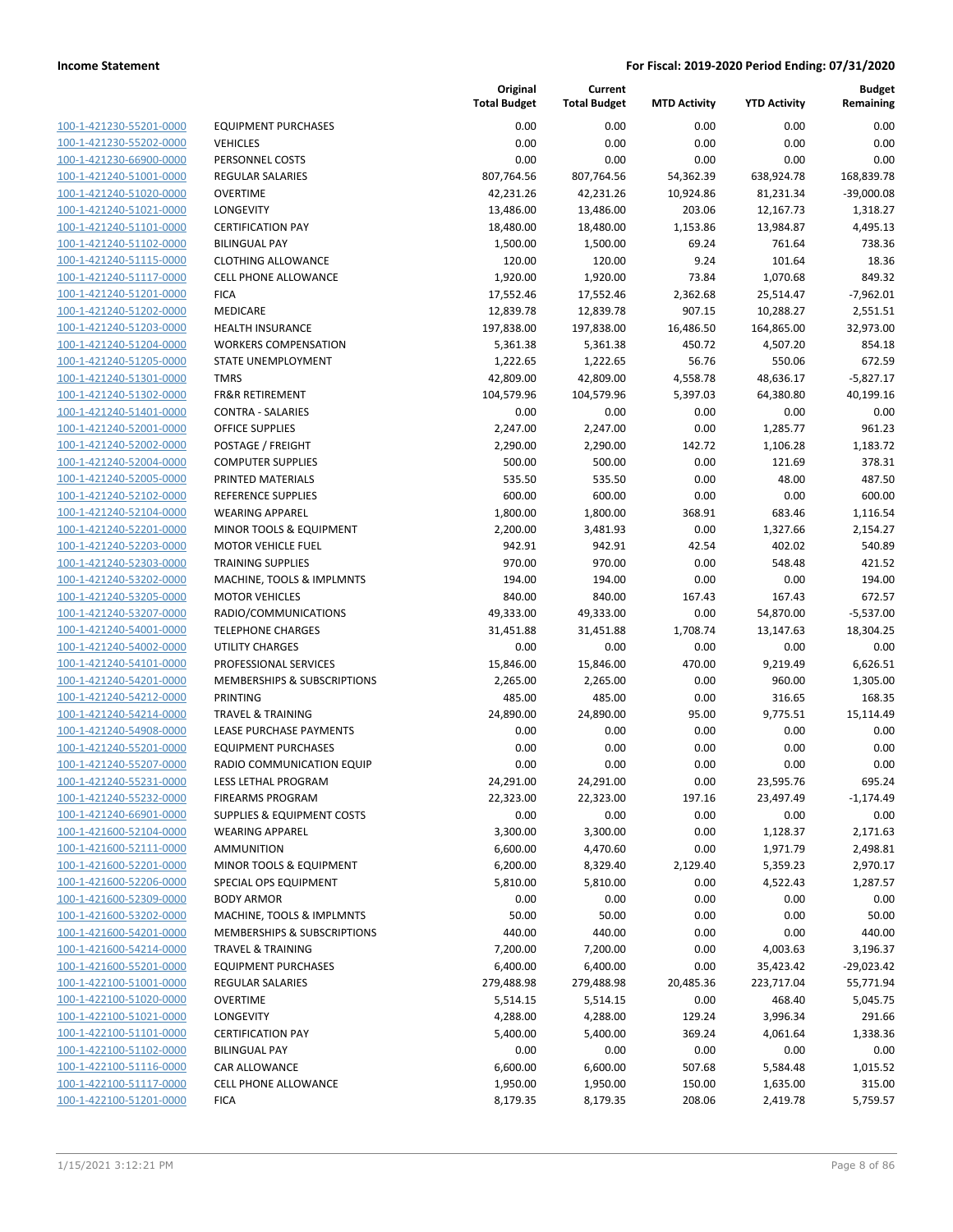| | | Original Total Budget | Current Total Budget | MTD Activity | YTD Activity | Budget Remaining |
|---|---|---|---|---|---|---|
| 100-1-421230-55201-0000 | EQUIPMENT PURCHASES | 0.00 | 0.00 | 0.00 | 0.00 | 0.00 |
| 100-1-421230-55202-0000 | VEHICLES | 0.00 | 0.00 | 0.00 | 0.00 | 0.00 |
| 100-1-421230-66900-0000 | PERSONNEL COSTS | 0.00 | 0.00 | 0.00 | 0.00 | 0.00 |
| 100-1-421240-51001-0000 | REGULAR SALARIES | 807,764.56 | 807,764.56 | 54,362.39 | 638,924.78 | 168,839.78 |
| 100-1-421240-51020-0000 | OVERTIME | 42,231.26 | 42,231.26 | 10,924.86 | 81,231.34 | -39,000.08 |
| 100-1-421240-51021-0000 | LONGEVITY | 13,486.00 | 13,486.00 | 203.06 | 12,167.73 | 1,318.27 |
| 100-1-421240-51101-0000 | CERTIFICATION PAY | 18,480.00 | 18,480.00 | 1,153.86 | 13,984.87 | 4,495.13 |
| 100-1-421240-51102-0000 | BILINGUAL PAY | 1,500.00 | 1,500.00 | 69.24 | 761.64 | 738.36 |
| 100-1-421240-51115-0000 | CLOTHING ALLOWANCE | 120.00 | 120.00 | 9.24 | 101.64 | 18.36 |
| 100-1-421240-51117-0000 | CELL PHONE ALLOWANCE | 1,920.00 | 1,920.00 | 73.84 | 1,070.68 | 849.32 |
| 100-1-421240-51201-0000 | FICA | 17,552.46 | 17,552.46 | 2,362.68 | 25,514.47 | -7,962.01 |
| 100-1-421240-51202-0000 | MEDICARE | 12,839.78 | 12,839.78 | 907.15 | 10,288.27 | 2,551.51 |
| 100-1-421240-51203-0000 | HEALTH INSURANCE | 197,838.00 | 197,838.00 | 16,486.50 | 164,865.00 | 32,973.00 |
| 100-1-421240-51204-0000 | WORKERS COMPENSATION | 5,361.38 | 5,361.38 | 450.72 | 4,507.20 | 854.18 |
| 100-1-421240-51205-0000 | STATE UNEMPLOYMENT | 1,222.65 | 1,222.65 | 56.76 | 550.06 | 672.59 |
| 100-1-421240-51301-0000 | TMRS | 42,809.00 | 42,809.00 | 4,558.78 | 48,636.17 | -5,827.17 |
| 100-1-421240-51302-0000 | FR&R RETIREMENT | 104,579.96 | 104,579.96 | 5,397.03 | 64,380.80 | 40,199.16 |
| 100-1-421240-51401-0000 | CONTRA - SALARIES | 0.00 | 0.00 | 0.00 | 0.00 | 0.00 |
| 100-1-421240-52001-0000 | OFFICE SUPPLIES | 2,247.00 | 2,247.00 | 0.00 | 1,285.77 | 961.23 |
| 100-1-421240-52002-0000 | POSTAGE / FREIGHT | 2,290.00 | 2,290.00 | 142.72 | 1,106.28 | 1,183.72 |
| 100-1-421240-52004-0000 | COMPUTER SUPPLIES | 500.00 | 500.00 | 0.00 | 121.69 | 378.31 |
| 100-1-421240-52005-0000 | PRINTED MATERIALS | 535.50 | 535.50 | 0.00 | 48.00 | 487.50 |
| 100-1-421240-52102-0000 | REFERENCE SUPPLIES | 600.00 | 600.00 | 0.00 | 0.00 | 600.00 |
| 100-1-421240-52104-0000 | WEARING APPAREL | 1,800.00 | 1,800.00 | 368.91 | 683.46 | 1,116.54 |
| 100-1-421240-52201-0000 | MINOR TOOLS & EQUIPMENT | 2,200.00 | 3,481.93 | 0.00 | 1,327.66 | 2,154.27 |
| 100-1-421240-52203-0000 | MOTOR VEHICLE FUEL | 942.91 | 942.91 | 42.54 | 402.02 | 540.89 |
| 100-1-421240-52303-0000 | TRAINING SUPPLIES | 970.00 | 970.00 | 0.00 | 548.48 | 421.52 |
| 100-1-421240-53202-0000 | MACHINE, TOOLS & IMPLMNTS | 194.00 | 194.00 | 0.00 | 0.00 | 194.00 |
| 100-1-421240-53205-0000 | MOTOR VEHICLES | 840.00 | 840.00 | 167.43 | 167.43 | 672.57 |
| 100-1-421240-53207-0000 | RADIO/COMMUNICATIONS | 49,333.00 | 49,333.00 | 0.00 | 54,870.00 | -5,537.00 |
| 100-1-421240-54001-0000 | TELEPHONE CHARGES | 31,451.88 | 31,451.88 | 1,708.74 | 13,147.63 | 18,304.25 |
| 100-1-421240-54002-0000 | UTILITY CHARGES | 0.00 | 0.00 | 0.00 | 0.00 | 0.00 |
| 100-1-421240-54101-0000 | PROFESSIONAL SERVICES | 15,846.00 | 15,846.00 | 470.00 | 9,219.49 | 6,626.51 |
| 100-1-421240-54201-0000 | MEMBERSHIPS & SUBSCRIPTIONS | 2,265.00 | 2,265.00 | 0.00 | 960.00 | 1,305.00 |
| 100-1-421240-54212-0000 | PRINTING | 485.00 | 485.00 | 0.00 | 316.65 | 168.35 |
| 100-1-421240-54214-0000 | TRAVEL & TRAINING | 24,890.00 | 24,890.00 | 95.00 | 9,775.51 | 15,114.49 |
| 100-1-421240-54908-0000 | LEASE PURCHASE PAYMENTS | 0.00 | 0.00 | 0.00 | 0.00 | 0.00 |
| 100-1-421240-55201-0000 | EQUIPMENT PURCHASES | 0.00 | 0.00 | 0.00 | 0.00 | 0.00 |
| 100-1-421240-55207-0000 | RADIO COMMUNICATION EQUIP | 0.00 | 0.00 | 0.00 | 0.00 | 0.00 |
| 100-1-421240-55231-0000 | LESS LETHAL PROGRAM | 24,291.00 | 24,291.00 | 0.00 | 23,595.76 | 695.24 |
| 100-1-421240-55232-0000 | FIREARMS PROGRAM | 22,323.00 | 22,323.00 | 197.16 | 23,497.49 | -1,174.49 |
| 100-1-421240-66901-0000 | SUPPLIES & EQUIPMENT COSTS | 0.00 | 0.00 | 0.00 | 0.00 | 0.00 |
| 100-1-421600-52104-0000 | WEARING APPAREL | 3,300.00 | 3,300.00 | 0.00 | 1,128.37 | 2,171.63 |
| 100-1-421600-52111-0000 | AMMUNITION | 6,600.00 | 4,470.60 | 0.00 | 1,971.79 | 2,498.81 |
| 100-1-421600-52201-0000 | MINOR TOOLS & EQUIPMENT | 6,200.00 | 8,329.40 | 2,129.40 | 5,359.23 | 2,970.17 |
| 100-1-421600-52206-0000 | SPECIAL OPS EQUIPMENT | 5,810.00 | 5,810.00 | 0.00 | 4,522.43 | 1,287.57 |
| 100-1-421600-52309-0000 | BODY ARMOR | 0.00 | 0.00 | 0.00 | 0.00 | 0.00 |
| 100-1-421600-53202-0000 | MACHINE, TOOLS & IMPLMNTS | 50.00 | 50.00 | 0.00 | 0.00 | 50.00 |
| 100-1-421600-54201-0000 | MEMBERSHIPS & SUBSCRIPTIONS | 440.00 | 440.00 | 0.00 | 0.00 | 440.00 |
| 100-1-421600-54214-0000 | TRAVEL & TRAINING | 7,200.00 | 7,200.00 | 0.00 | 4,003.63 | 3,196.37 |
| 100-1-421600-55201-0000 | EQUIPMENT PURCHASES | 6,400.00 | 6,400.00 | 0.00 | 35,423.42 | -29,023.42 |
| 100-1-422100-51001-0000 | REGULAR SALARIES | 279,488.98 | 279,488.98 | 20,485.36 | 223,717.04 | 55,771.94 |
| 100-1-422100-51020-0000 | OVERTIME | 5,514.15 | 5,514.15 | 0.00 | 468.40 | 5,045.75 |
| 100-1-422100-51021-0000 | LONGEVITY | 4,288.00 | 4,288.00 | 129.24 | 3,996.34 | 291.66 |
| 100-1-422100-51101-0000 | CERTIFICATION PAY | 5,400.00 | 5,400.00 | 369.24 | 4,061.64 | 1,338.36 |
| 100-1-422100-51102-0000 | BILINGUAL PAY | 0.00 | 0.00 | 0.00 | 0.00 | 0.00 |
| 100-1-422100-51116-0000 | CAR ALLOWANCE | 6,600.00 | 6,600.00 | 507.68 | 5,584.48 | 1,015.52 |
| 100-1-422100-51117-0000 | CELL PHONE ALLOWANCE | 1,950.00 | 1,950.00 | 150.00 | 1,635.00 | 315.00 |
| 100-1-422100-51201-0000 | FICA | 8,179.35 | 8,179.35 | 208.06 | 2,419.78 | 5,759.57 |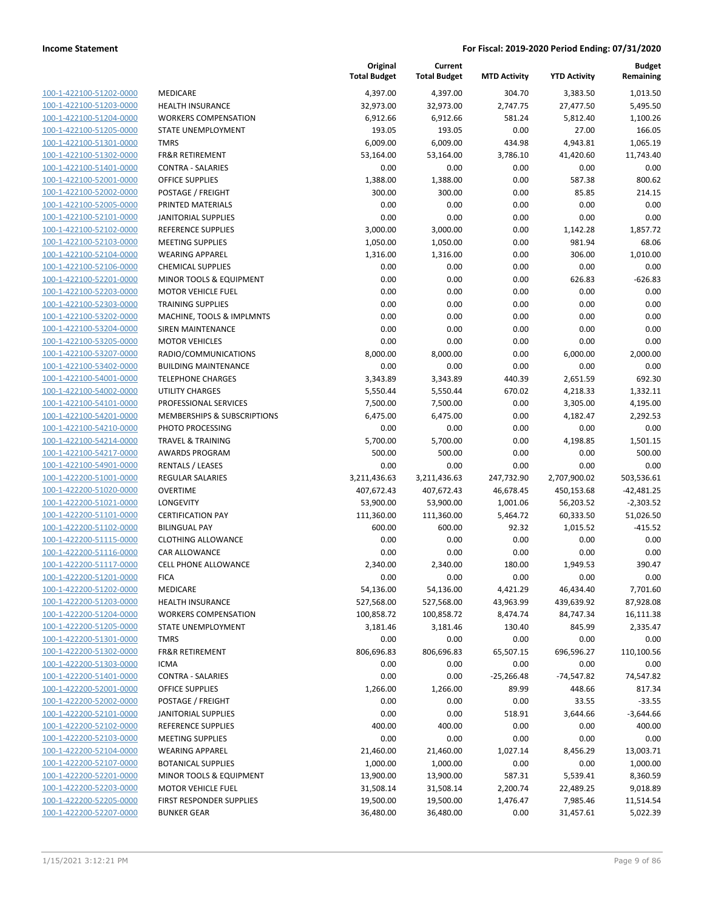**Income Statement** | **For Fiscal: 2019-2020 Period Ending: 07/31/2020**

| | | Original Total Budget | Current Total Budget | MTD Activity | YTD Activity | Budget Remaining |
|---|---|---|---|---|---|---|
| 100-1-422100-51202-0000 | MEDICARE | 4,397.00 | 4,397.00 | 304.70 | 3,383.50 | 1,013.50 |
| 100-1-422100-51203-0000 | HEALTH INSURANCE | 32,973.00 | 32,973.00 | 2,747.75 | 27,477.50 | 5,495.50 |
| 100-1-422100-51204-0000 | WORKERS COMPENSATION | 6,912.66 | 6,912.66 | 581.24 | 5,812.40 | 1,100.26 |
| 100-1-422100-51205-0000 | STATE UNEMPLOYMENT | 193.05 | 193.05 | 0.00 | 27.00 | 166.05 |
| 100-1-422100-51301-0000 | TMRS | 6,009.00 | 6,009.00 | 434.98 | 4,943.81 | 1,065.19 |
| 100-1-422100-51302-0000 | FR&R RETIREMENT | 53,164.00 | 53,164.00 | 3,786.10 | 41,420.60 | 11,743.40 |
| 100-1-422100-51401-0000 | CONTRA - SALARIES | 0.00 | 0.00 | 0.00 | 0.00 | 0.00 |
| 100-1-422100-52001-0000 | OFFICE SUPPLIES | 1,388.00 | 1,388.00 | 0.00 | 587.38 | 800.62 |
| 100-1-422100-52002-0000 | POSTAGE / FREIGHT | 300.00 | 300.00 | 0.00 | 85.85 | 214.15 |
| 100-1-422100-52005-0000 | PRINTED MATERIALS | 0.00 | 0.00 | 0.00 | 0.00 | 0.00 |
| 100-1-422100-52101-0000 | JANITORIAL SUPPLIES | 0.00 | 0.00 | 0.00 | 0.00 | 0.00 |
| 100-1-422100-52102-0000 | REFERENCE SUPPLIES | 3,000.00 | 3,000.00 | 0.00 | 1,142.28 | 1,857.72 |
| 100-1-422100-52103-0000 | MEETING SUPPLIES | 1,050.00 | 1,050.00 | 0.00 | 981.94 | 68.06 |
| 100-1-422100-52104-0000 | WEARING APPAREL | 1,316.00 | 1,316.00 | 0.00 | 306.00 | 1,010.00 |
| 100-1-422100-52106-0000 | CHEMICAL SUPPLIES | 0.00 | 0.00 | 0.00 | 0.00 | 0.00 |
| 100-1-422100-52201-0000 | MINOR TOOLS & EQUIPMENT | 0.00 | 0.00 | 0.00 | 626.83 | -626.83 |
| 100-1-422100-52203-0000 | MOTOR VEHICLE FUEL | 0.00 | 0.00 | 0.00 | 0.00 | 0.00 |
| 100-1-422100-52303-0000 | TRAINING SUPPLIES | 0.00 | 0.00 | 0.00 | 0.00 | 0.00 |
| 100-1-422100-53202-0000 | MACHINE, TOOLS & IMPLMNTS | 0.00 | 0.00 | 0.00 | 0.00 | 0.00 |
| 100-1-422100-53204-0000 | SIREN MAINTENANCE | 0.00 | 0.00 | 0.00 | 0.00 | 0.00 |
| 100-1-422100-53205-0000 | MOTOR VEHICLES | 0.00 | 0.00 | 0.00 | 0.00 | 0.00 |
| 100-1-422100-53207-0000 | RADIO/COMMUNICATIONS | 8,000.00 | 8,000.00 | 0.00 | 6,000.00 | 2,000.00 |
| 100-1-422100-53402-0000 | BUILDING MAINTENANCE | 0.00 | 0.00 | 0.00 | 0.00 | 0.00 |
| 100-1-422100-54001-0000 | TELEPHONE CHARGES | 3,343.89 | 3,343.89 | 440.39 | 2,651.59 | 692.30 |
| 100-1-422100-54002-0000 | UTILITY CHARGES | 5,550.44 | 5,550.44 | 670.02 | 4,218.33 | 1,332.11 |
| 100-1-422100-54101-0000 | PROFESSIONAL SERVICES | 7,500.00 | 7,500.00 | 0.00 | 3,305.00 | 4,195.00 |
| 100-1-422100-54201-0000 | MEMBERSHIPS & SUBSCRIPTIONS | 6,475.00 | 6,475.00 | 0.00 | 4,182.47 | 2,292.53 |
| 100-1-422100-54210-0000 | PHOTO PROCESSING | 0.00 | 0.00 | 0.00 | 0.00 | 0.00 |
| 100-1-422100-54214-0000 | TRAVEL & TRAINING | 5,700.00 | 5,700.00 | 0.00 | 4,198.85 | 1,501.15 |
| 100-1-422100-54217-0000 | AWARDS PROGRAM | 500.00 | 500.00 | 0.00 | 0.00 | 500.00 |
| 100-1-422100-54901-0000 | RENTALS / LEASES | 0.00 | 0.00 | 0.00 | 0.00 | 0.00 |
| 100-1-422200-51001-0000 | REGULAR SALARIES | 3,211,436.63 | 3,211,436.63 | 247,732.90 | 2,707,900.02 | 503,536.61 |
| 100-1-422200-51020-0000 | OVERTIME | 407,672.43 | 407,672.43 | 46,678.45 | 450,153.68 | -42,481.25 |
| 100-1-422200-51021-0000 | LONGEVITY | 53,900.00 | 53,900.00 | 1,001.06 | 56,203.52 | -2,303.52 |
| 100-1-422200-51101-0000 | CERTIFICATION PAY | 111,360.00 | 111,360.00 | 5,464.72 | 60,333.50 | 51,026.50 |
| 100-1-422200-51102-0000 | BILINGUAL PAY | 600.00 | 600.00 | 92.32 | 1,015.52 | -415.52 |
| 100-1-422200-51115-0000 | CLOTHING ALLOWANCE | 0.00 | 0.00 | 0.00 | 0.00 | 0.00 |
| 100-1-422200-51116-0000 | CAR ALLOWANCE | 0.00 | 0.00 | 0.00 | 0.00 | 0.00 |
| 100-1-422200-51117-0000 | CELL PHONE ALLOWANCE | 2,340.00 | 2,340.00 | 180.00 | 1,949.53 | 390.47 |
| 100-1-422200-51201-0000 | FICA | 0.00 | 0.00 | 0.00 | 0.00 | 0.00 |
| 100-1-422200-51202-0000 | MEDICARE | 54,136.00 | 54,136.00 | 4,421.29 | 46,434.40 | 7,701.60 |
| 100-1-422200-51203-0000 | HEALTH INSURANCE | 527,568.00 | 527,568.00 | 43,963.99 | 439,639.92 | 87,928.08 |
| 100-1-422200-51204-0000 | WORKERS COMPENSATION | 100,858.72 | 100,858.72 | 8,474.74 | 84,747.34 | 16,111.38 |
| 100-1-422200-51205-0000 | STATE UNEMPLOYMENT | 3,181.46 | 3,181.46 | 130.40 | 845.99 | 2,335.47 |
| 100-1-422200-51301-0000 | TMRS | 0.00 | 0.00 | 0.00 | 0.00 | 0.00 |
| 100-1-422200-51302-0000 | FR&R RETIREMENT | 806,696.83 | 806,696.83 | 65,507.15 | 696,596.27 | 110,100.56 |
| 100-1-422200-51303-0000 | ICMA | 0.00 | 0.00 | 0.00 | 0.00 | 0.00 |
| 100-1-422200-51401-0000 | CONTRA - SALARIES | 0.00 | 0.00 | -25,266.48 | -74,547.82 | 74,547.82 |
| 100-1-422200-52001-0000 | OFFICE SUPPLIES | 1,266.00 | 1,266.00 | 89.99 | 448.66 | 817.34 |
| 100-1-422200-52002-0000 | POSTAGE / FREIGHT | 0.00 | 0.00 | 0.00 | 33.55 | -33.55 |
| 100-1-422200-52101-0000 | JANITORIAL SUPPLIES | 0.00 | 0.00 | 518.91 | 3,644.66 | -3,644.66 |
| 100-1-422200-52102-0000 | REFERENCE SUPPLIES | 400.00 | 400.00 | 0.00 | 0.00 | 400.00 |
| 100-1-422200-52103-0000 | MEETING SUPPLIES | 0.00 | 0.00 | 0.00 | 0.00 | 0.00 |
| 100-1-422200-52104-0000 | WEARING APPAREL | 21,460.00 | 21,460.00 | 1,027.14 | 8,456.29 | 13,003.71 |
| 100-1-422200-52107-0000 | BOTANICAL SUPPLIES | 1,000.00 | 1,000.00 | 0.00 | 0.00 | 1,000.00 |
| 100-1-422200-52201-0000 | MINOR TOOLS & EQUIPMENT | 13,900.00 | 13,900.00 | 587.31 | 5,539.41 | 8,360.59 |
| 100-1-422200-52203-0000 | MOTOR VEHICLE FUEL | 31,508.14 | 31,508.14 | 2,200.74 | 22,489.25 | 9,018.89 |
| 100-1-422200-52205-0000 | FIRST RESPONDER SUPPLIES | 19,500.00 | 19,500.00 | 1,476.47 | 7,985.46 | 11,514.54 |
| 100-1-422200-52207-0000 | BUNKER GEAR | 36,480.00 | 36,480.00 | 0.00 | 31,457.61 | 5,022.39 |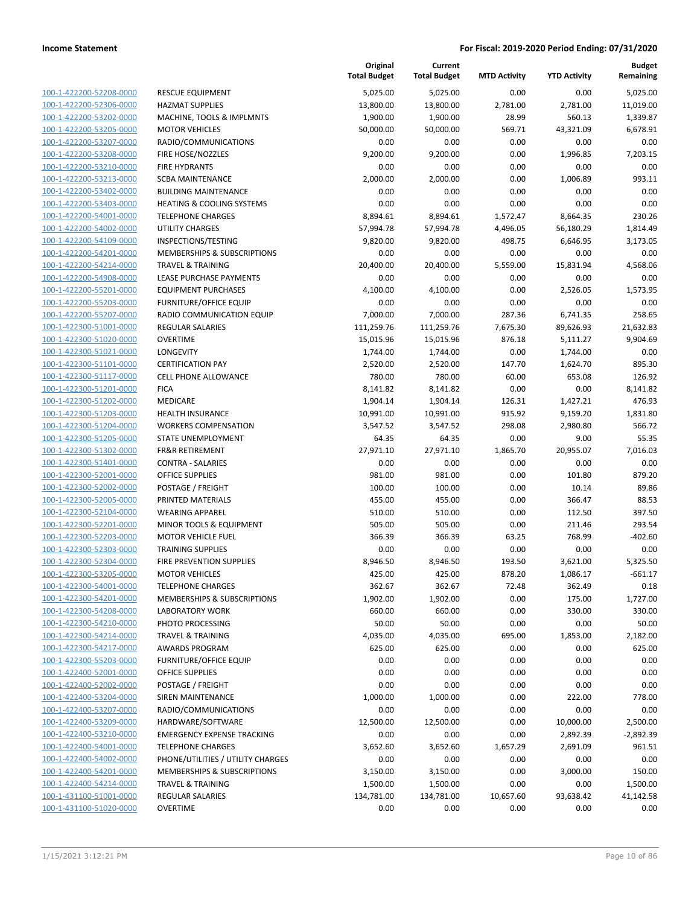| | | Original Total Budget | Current Total Budget | MTD Activity | YTD Activity | Budget Remaining |
|---|---|---|---|---|---|---|
| 100-1-422200-52208-0000 | RESCUE EQUIPMENT | 5,025.00 | 5,025.00 | 0.00 | 0.00 | 5,025.00 |
| 100-1-422200-52306-0000 | HAZMAT SUPPLIES | 13,800.00 | 13,800.00 | 2,781.00 | 2,781.00 | 11,019.00 |
| 100-1-422200-53202-0000 | MACHINE, TOOLS & IMPLMNTS | 1,900.00 | 1,900.00 | 28.99 | 560.13 | 1,339.87 |
| 100-1-422200-53205-0000 | MOTOR VEHICLES | 50,000.00 | 50,000.00 | 569.71 | 43,321.09 | 6,678.91 |
| 100-1-422200-53207-0000 | RADIO/COMMUNICATIONS | 0.00 | 0.00 | 0.00 | 0.00 | 0.00 |
| 100-1-422200-53208-0000 | FIRE HOSE/NOZZLES | 9,200.00 | 9,200.00 | 0.00 | 1,996.85 | 7,203.15 |
| 100-1-422200-53210-0000 | FIRE HYDRANTS | 0.00 | 0.00 | 0.00 | 0.00 | 0.00 |
| 100-1-422200-53213-0000 | SCBA MAINTENANCE | 2,000.00 | 2,000.00 | 0.00 | 1,006.89 | 993.11 |
| 100-1-422200-53402-0000 | BUILDING MAINTENANCE | 0.00 | 0.00 | 0.00 | 0.00 | 0.00 |
| 100-1-422200-53403-0000 | HEATING & COOLING SYSTEMS | 0.00 | 0.00 | 0.00 | 0.00 | 0.00 |
| 100-1-422200-54001-0000 | TELEPHONE CHARGES | 8,894.61 | 8,894.61 | 1,572.47 | 8,664.35 | 230.26 |
| 100-1-422200-54002-0000 | UTILITY CHARGES | 57,994.78 | 57,994.78 | 4,496.05 | 56,180.29 | 1,814.49 |
| 100-1-422200-54109-0000 | INSPECTIONS/TESTING | 9,820.00 | 9,820.00 | 498.75 | 6,646.95 | 3,173.05 |
| 100-1-422200-54201-0000 | MEMBERSHIPS & SUBSCRIPTIONS | 0.00 | 0.00 | 0.00 | 0.00 | 0.00 |
| 100-1-422200-54214-0000 | TRAVEL & TRAINING | 20,400.00 | 20,400.00 | 5,559.00 | 15,831.94 | 4,568.06 |
| 100-1-422200-54908-0000 | LEASE PURCHASE PAYMENTS | 0.00 | 0.00 | 0.00 | 0.00 | 0.00 |
| 100-1-422200-55201-0000 | EQUIPMENT PURCHASES | 4,100.00 | 4,100.00 | 0.00 | 2,526.05 | 1,573.95 |
| 100-1-422200-55203-0000 | FURNITURE/OFFICE EQUIP | 0.00 | 0.00 | 0.00 | 0.00 | 0.00 |
| 100-1-422200-55207-0000 | RADIO COMMUNICATION EQUIP | 7,000.00 | 7,000.00 | 287.36 | 6,741.35 | 258.65 |
| 100-1-422300-51001-0000 | REGULAR SALARIES | 111,259.76 | 111,259.76 | 7,675.30 | 89,626.93 | 21,632.83 |
| 100-1-422300-51020-0000 | OVERTIME | 15,015.96 | 15,015.96 | 876.18 | 5,111.27 | 9,904.69 |
| 100-1-422300-51021-0000 | LONGEVITY | 1,744.00 | 1,744.00 | 0.00 | 1,744.00 | 0.00 |
| 100-1-422300-51101-0000 | CERTIFICATION PAY | 2,520.00 | 2,520.00 | 147.70 | 1,624.70 | 895.30 |
| 100-1-422300-51117-0000 | CELL PHONE ALLOWANCE | 780.00 | 780.00 | 60.00 | 653.08 | 126.92 |
| 100-1-422300-51201-0000 | FICA | 8,141.82 | 8,141.82 | 0.00 | 0.00 | 8,141.82 |
| 100-1-422300-51202-0000 | MEDICARE | 1,904.14 | 1,904.14 | 126.31 | 1,427.21 | 476.93 |
| 100-1-422300-51203-0000 | HEALTH INSURANCE | 10,991.00 | 10,991.00 | 915.92 | 9,159.20 | 1,831.80 |
| 100-1-422300-51204-0000 | WORKERS COMPENSATION | 3,547.52 | 3,547.52 | 298.08 | 2,980.80 | 566.72 |
| 100-1-422300-51205-0000 | STATE UNEMPLOYMENT | 64.35 | 64.35 | 0.00 | 9.00 | 55.35 |
| 100-1-422300-51302-0000 | FR&R RETIREMENT | 27,971.10 | 27,971.10 | 1,865.70 | 20,955.07 | 7,016.03 |
| 100-1-422300-51401-0000 | CONTRA - SALARIES | 0.00 | 0.00 | 0.00 | 0.00 | 0.00 |
| 100-1-422300-52001-0000 | OFFICE SUPPLIES | 981.00 | 981.00 | 0.00 | 101.80 | 879.20 |
| 100-1-422300-52002-0000 | POSTAGE / FREIGHT | 100.00 | 100.00 | 0.00 | 10.14 | 89.86 |
| 100-1-422300-52005-0000 | PRINTED MATERIALS | 455.00 | 455.00 | 0.00 | 366.47 | 88.53 |
| 100-1-422300-52104-0000 | WEARING APPAREL | 510.00 | 510.00 | 0.00 | 112.50 | 397.50 |
| 100-1-422300-52201-0000 | MINOR TOOLS & EQUIPMENT | 505.00 | 505.00 | 0.00 | 211.46 | 293.54 |
| 100-1-422300-52203-0000 | MOTOR VEHICLE FUEL | 366.39 | 366.39 | 63.25 | 768.99 | -402.60 |
| 100-1-422300-52303-0000 | TRAINING SUPPLIES | 0.00 | 0.00 | 0.00 | 0.00 | 0.00 |
| 100-1-422300-52304-0000 | FIRE PREVENTION SUPPLIES | 8,946.50 | 8,946.50 | 193.50 | 3,621.00 | 5,325.50 |
| 100-1-422300-53205-0000 | MOTOR VEHICLES | 425.00 | 425.00 | 878.20 | 1,086.17 | -661.17 |
| 100-1-422300-54001-0000 | TELEPHONE CHARGES | 362.67 | 362.67 | 72.48 | 362.49 | 0.18 |
| 100-1-422300-54201-0000 | MEMBERSHIPS & SUBSCRIPTIONS | 1,902.00 | 1,902.00 | 0.00 | 175.00 | 1,727.00 |
| 100-1-422300-54208-0000 | LABORATORY WORK | 660.00 | 660.00 | 0.00 | 330.00 | 330.00 |
| 100-1-422300-54210-0000 | PHOTO PROCESSING | 50.00 | 50.00 | 0.00 | 0.00 | 50.00 |
| 100-1-422300-54214-0000 | TRAVEL & TRAINING | 4,035.00 | 4,035.00 | 695.00 | 1,853.00 | 2,182.00 |
| 100-1-422300-54217-0000 | AWARDS PROGRAM | 625.00 | 625.00 | 0.00 | 0.00 | 625.00 |
| 100-1-422300-55203-0000 | FURNITURE/OFFICE EQUIP | 0.00 | 0.00 | 0.00 | 0.00 | 0.00 |
| 100-1-422400-52001-0000 | OFFICE SUPPLIES | 0.00 | 0.00 | 0.00 | 0.00 | 0.00 |
| 100-1-422400-52002-0000 | POSTAGE / FREIGHT | 0.00 | 0.00 | 0.00 | 0.00 | 0.00 |
| 100-1-422400-53204-0000 | SIREN MAINTENANCE | 1,000.00 | 1,000.00 | 0.00 | 222.00 | 778.00 |
| 100-1-422400-53207-0000 | RADIO/COMMUNICATIONS | 0.00 | 0.00 | 0.00 | 0.00 | 0.00 |
| 100-1-422400-53209-0000 | HARDWARE/SOFTWARE | 12,500.00 | 12,500.00 | 0.00 | 10,000.00 | 2,500.00 |
| 100-1-422400-53210-0000 | EMERGENCY EXPENSE TRACKING | 0.00 | 0.00 | 0.00 | 2,892.39 | -2,892.39 |
| 100-1-422400-54001-0000 | TELEPHONE CHARGES | 3,652.60 | 3,652.60 | 1,657.29 | 2,691.09 | 961.51 |
| 100-1-422400-54002-0000 | PHONE/UTILITIES / UTILITY CHARGES | 0.00 | 0.00 | 0.00 | 0.00 | 0.00 |
| 100-1-422400-54201-0000 | MEMBERSHIPS & SUBSCRIPTIONS | 3,150.00 | 3,150.00 | 0.00 | 3,000.00 | 150.00 |
| 100-1-422400-54214-0000 | TRAVEL & TRAINING | 1,500.00 | 1,500.00 | 0.00 | 0.00 | 1,500.00 |
| 100-1-431100-51001-0000 | REGULAR SALARIES | 134,781.00 | 134,781.00 | 10,657.60 | 93,638.42 | 41,142.58 |
| 100-1-431100-51020-0000 | OVERTIME | 0.00 | 0.00 | 0.00 | 0.00 | 0.00 |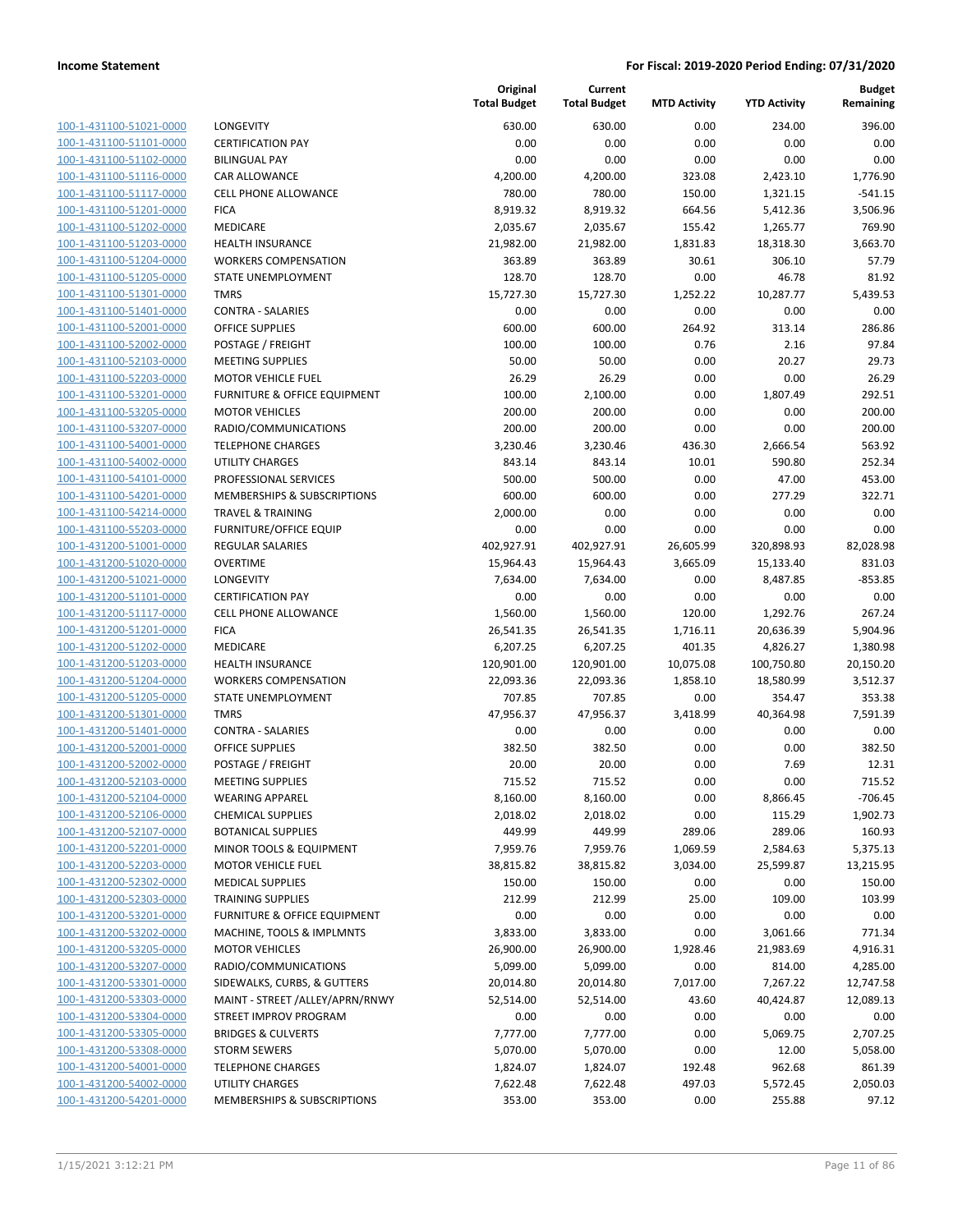|  |  | Original Total Budget | Current Total Budget | MTD Activity | YTD Activity | Budget Remaining |
|---|---|---|---|---|---|---|
| 100-1-431100-51021-0000 | LONGEVITY | 630.00 | 630.00 | 0.00 | 234.00 | 396.00 |
| 100-1-431100-51101-0000 | CERTIFICATION PAY | 0.00 | 0.00 | 0.00 | 0.00 | 0.00 |
| 100-1-431100-51102-0000 | BILINGUAL PAY | 0.00 | 0.00 | 0.00 | 0.00 | 0.00 |
| 100-1-431100-51116-0000 | CAR ALLOWANCE | 4,200.00 | 4,200.00 | 323.08 | 2,423.10 | 1,776.90 |
| 100-1-431100-51117-0000 | CELL PHONE ALLOWANCE | 780.00 | 780.00 | 150.00 | 1,321.15 | -541.15 |
| 100-1-431100-51201-0000 | FICA | 8,919.32 | 8,919.32 | 664.56 | 5,412.36 | 3,506.96 |
| 100-1-431100-51202-0000 | MEDICARE | 2,035.67 | 2,035.67 | 155.42 | 1,265.77 | 769.90 |
| 100-1-431100-51203-0000 | HEALTH INSURANCE | 21,982.00 | 21,982.00 | 1,831.83 | 18,318.30 | 3,663.70 |
| 100-1-431100-51204-0000 | WORKERS COMPENSATION | 363.89 | 363.89 | 30.61 | 306.10 | 57.79 |
| 100-1-431100-51205-0000 | STATE UNEMPLOYMENT | 128.70 | 128.70 | 0.00 | 46.78 | 81.92 |
| 100-1-431100-51301-0000 | TMRS | 15,727.30 | 15,727.30 | 1,252.22 | 10,287.77 | 5,439.53 |
| 100-1-431100-51401-0000 | CONTRA - SALARIES | 0.00 | 0.00 | 0.00 | 0.00 | 0.00 |
| 100-1-431100-52001-0000 | OFFICE SUPPLIES | 600.00 | 600.00 | 264.92 | 313.14 | 286.86 |
| 100-1-431100-52002-0000 | POSTAGE / FREIGHT | 100.00 | 100.00 | 0.76 | 2.16 | 97.84 |
| 100-1-431100-52103-0000 | MEETING SUPPLIES | 50.00 | 50.00 | 0.00 | 20.27 | 29.73 |
| 100-1-431100-52203-0000 | MOTOR VEHICLE FUEL | 26.29 | 26.29 | 0.00 | 0.00 | 26.29 |
| 100-1-431100-53201-0000 | FURNITURE & OFFICE EQUIPMENT | 100.00 | 2,100.00 | 0.00 | 1,807.49 | 292.51 |
| 100-1-431100-53205-0000 | MOTOR VEHICLES | 200.00 | 200.00 | 0.00 | 0.00 | 200.00 |
| 100-1-431100-53207-0000 | RADIO/COMMUNICATIONS | 200.00 | 200.00 | 0.00 | 0.00 | 200.00 |
| 100-1-431100-54001-0000 | TELEPHONE CHARGES | 3,230.46 | 3,230.46 | 436.30 | 2,666.54 | 563.92 |
| 100-1-431100-54002-0000 | UTILITY CHARGES | 843.14 | 843.14 | 10.01 | 590.80 | 252.34 |
| 100-1-431100-54101-0000 | PROFESSIONAL SERVICES | 500.00 | 500.00 | 0.00 | 47.00 | 453.00 |
| 100-1-431100-54201-0000 | MEMBERSHIPS & SUBSCRIPTIONS | 600.00 | 600.00 | 0.00 | 277.29 | 322.71 |
| 100-1-431100-54214-0000 | TRAVEL & TRAINING | 2,000.00 | 0.00 | 0.00 | 0.00 | 0.00 |
| 100-1-431100-55203-0000 | FURNITURE/OFFICE EQUIP | 0.00 | 0.00 | 0.00 | 0.00 | 0.00 |
| 100-1-431200-51001-0000 | REGULAR SALARIES | 402,927.91 | 402,927.91 | 26,605.99 | 320,898.93 | 82,028.98 |
| 100-1-431200-51020-0000 | OVERTIME | 15,964.43 | 15,964.43 | 3,665.09 | 15,133.40 | 831.03 |
| 100-1-431200-51021-0000 | LONGEVITY | 7,634.00 | 7,634.00 | 0.00 | 8,487.85 | -853.85 |
| 100-1-431200-51101-0000 | CERTIFICATION PAY | 0.00 | 0.00 | 0.00 | 0.00 | 0.00 |
| 100-1-431200-51117-0000 | CELL PHONE ALLOWANCE | 1,560.00 | 1,560.00 | 120.00 | 1,292.76 | 267.24 |
| 100-1-431200-51201-0000 | FICA | 26,541.35 | 26,541.35 | 1,716.11 | 20,636.39 | 5,904.96 |
| 100-1-431200-51202-0000 | MEDICARE | 6,207.25 | 6,207.25 | 401.35 | 4,826.27 | 1,380.98 |
| 100-1-431200-51203-0000 | HEALTH INSURANCE | 120,901.00 | 120,901.00 | 10,075.08 | 100,750.80 | 20,150.20 |
| 100-1-431200-51204-0000 | WORKERS COMPENSATION | 22,093.36 | 22,093.36 | 1,858.10 | 18,580.99 | 3,512.37 |
| 100-1-431200-51205-0000 | STATE UNEMPLOYMENT | 707.85 | 707.85 | 0.00 | 354.47 | 353.38 |
| 100-1-431200-51301-0000 | TMRS | 47,956.37 | 47,956.37 | 3,418.99 | 40,364.98 | 7,591.39 |
| 100-1-431200-51401-0000 | CONTRA - SALARIES | 0.00 | 0.00 | 0.00 | 0.00 | 0.00 |
| 100-1-431200-52001-0000 | OFFICE SUPPLIES | 382.50 | 382.50 | 0.00 | 0.00 | 382.50 |
| 100-1-431200-52002-0000 | POSTAGE / FREIGHT | 20.00 | 20.00 | 0.00 | 7.69 | 12.31 |
| 100-1-431200-52103-0000 | MEETING SUPPLIES | 715.52 | 715.52 | 0.00 | 0.00 | 715.52 |
| 100-1-431200-52104-0000 | WEARING APPAREL | 8,160.00 | 8,160.00 | 0.00 | 8,866.45 | -706.45 |
| 100-1-431200-52106-0000 | CHEMICAL SUPPLIES | 2,018.02 | 2,018.02 | 0.00 | 115.29 | 1,902.73 |
| 100-1-431200-52107-0000 | BOTANICAL SUPPLIES | 449.99 | 449.99 | 289.06 | 289.06 | 160.93 |
| 100-1-431200-52201-0000 | MINOR TOOLS & EQUIPMENT | 7,959.76 | 7,959.76 | 1,069.59 | 2,584.63 | 5,375.13 |
| 100-1-431200-52203-0000 | MOTOR VEHICLE FUEL | 38,815.82 | 38,815.82 | 3,034.00 | 25,599.87 | 13,215.95 |
| 100-1-431200-52302-0000 | MEDICAL SUPPLIES | 150.00 | 150.00 | 0.00 | 0.00 | 150.00 |
| 100-1-431200-52303-0000 | TRAINING SUPPLIES | 212.99 | 212.99 | 25.00 | 109.00 | 103.99 |
| 100-1-431200-53201-0000 | FURNITURE & OFFICE EQUIPMENT | 0.00 | 0.00 | 0.00 | 0.00 | 0.00 |
| 100-1-431200-53202-0000 | MACHINE, TOOLS & IMPLMNTS | 3,833.00 | 3,833.00 | 0.00 | 3,061.66 | 771.34 |
| 100-1-431200-53205-0000 | MOTOR VEHICLES | 26,900.00 | 26,900.00 | 1,928.46 | 21,983.69 | 4,916.31 |
| 100-1-431200-53207-0000 | RADIO/COMMUNICATIONS | 5,099.00 | 5,099.00 | 0.00 | 814.00 | 4,285.00 |
| 100-1-431200-53301-0000 | SIDEWALKS, CURBS, & GUTTERS | 20,014.80 | 20,014.80 | 7,017.00 | 7,267.22 | 12,747.58 |
| 100-1-431200-53303-0000 | MAINT - STREET /ALLEY/APRN/RNWY | 52,514.00 | 52,514.00 | 43.60 | 40,424.87 | 12,089.13 |
| 100-1-431200-53304-0000 | STREET IMPROV PROGRAM | 0.00 | 0.00 | 0.00 | 0.00 | 0.00 |
| 100-1-431200-53305-0000 | BRIDGES & CULVERTS | 7,777.00 | 7,777.00 | 0.00 | 5,069.75 | 2,707.25 |
| 100-1-431200-53308-0000 | STORM SEWERS | 5,070.00 | 5,070.00 | 0.00 | 12.00 | 5,058.00 |
| 100-1-431200-54001-0000 | TELEPHONE CHARGES | 1,824.07 | 1,824.07 | 192.48 | 962.68 | 861.39 |
| 100-1-431200-54002-0000 | UTILITY CHARGES | 7,622.48 | 7,622.48 | 497.03 | 5,572.45 | 2,050.03 |
| 100-1-431200-54201-0000 | MEMBERSHIPS & SUBSCRIPTIONS | 353.00 | 353.00 | 0.00 | 255.88 | 97.12 |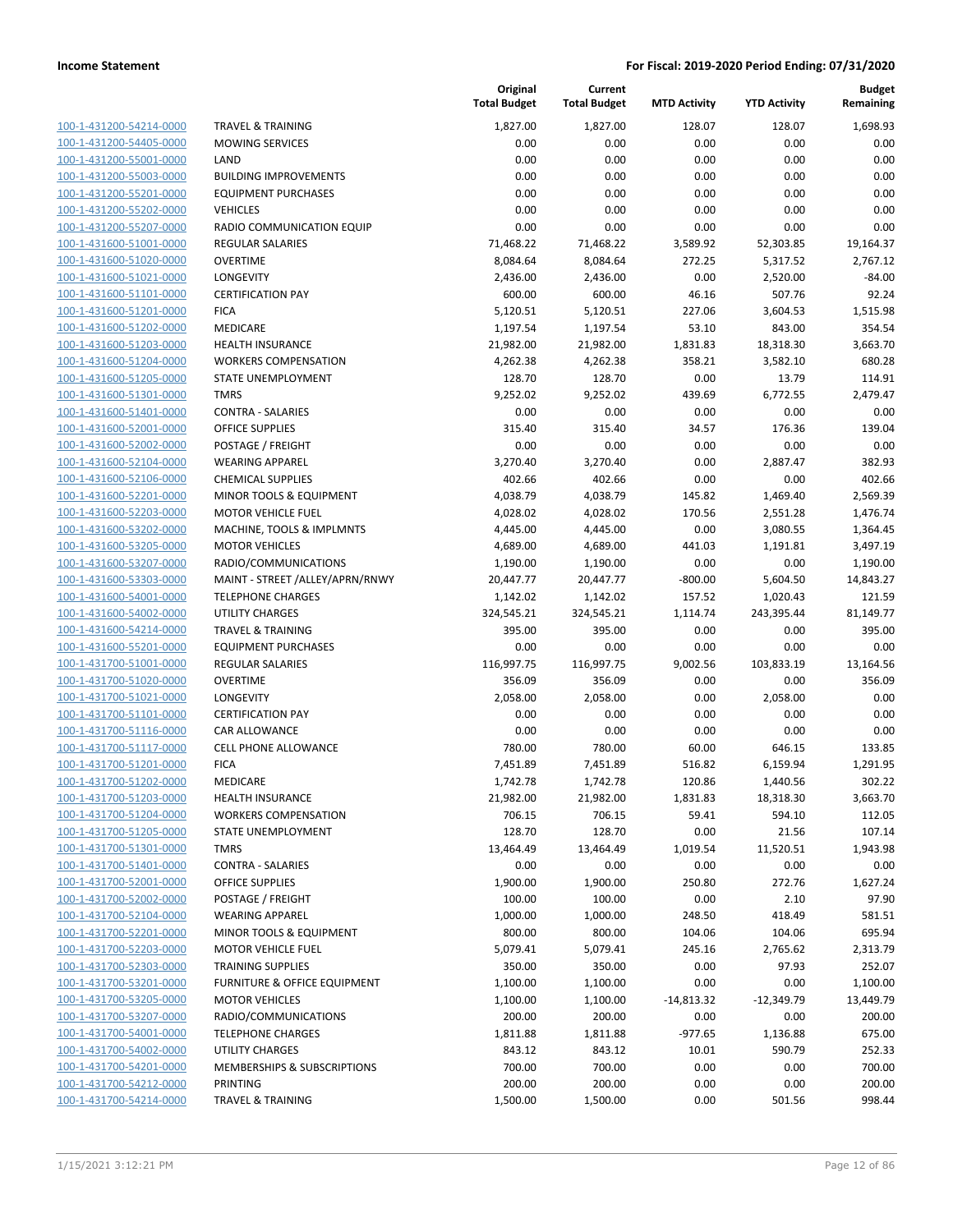**Income Statement** | **For Fiscal: 2019-2020 Period Ending: 07/31/2020**

| | | Original Total Budget | Current Total Budget | MTD Activity | YTD Activity | Budget Remaining |
|---|---|---|---|---|---|---|
| 100-1-431200-54214-0000 | TRAVEL & TRAINING | 1,827.00 | 1,827.00 | 128.07 | 128.07 | 1,698.93 |
| 100-1-431200-54405-0000 | MOWING SERVICES | 0.00 | 0.00 | 0.00 | 0.00 | 0.00 |
| 100-1-431200-55001-0000 | LAND | 0.00 | 0.00 | 0.00 | 0.00 | 0.00 |
| 100-1-431200-55003-0000 | BUILDING IMPROVEMENTS | 0.00 | 0.00 | 0.00 | 0.00 | 0.00 |
| 100-1-431200-55201-0000 | EQUIPMENT PURCHASES | 0.00 | 0.00 | 0.00 | 0.00 | 0.00 |
| 100-1-431200-55202-0000 | VEHICLES | 0.00 | 0.00 | 0.00 | 0.00 | 0.00 |
| 100-1-431200-55207-0000 | RADIO COMMUNICATION EQUIP | 0.00 | 0.00 | 0.00 | 0.00 | 0.00 |
| 100-1-431600-51001-0000 | REGULAR SALARIES | 71,468.22 | 71,468.22 | 3,589.92 | 52,303.85 | 19,164.37 |
| 100-1-431600-51020-0000 | OVERTIME | 8,084.64 | 8,084.64 | 272.25 | 5,317.52 | 2,767.12 |
| 100-1-431600-51021-0000 | LONGEVITY | 2,436.00 | 2,436.00 | 0.00 | 2,520.00 | -84.00 |
| 100-1-431600-51101-0000 | CERTIFICATION PAY | 600.00 | 600.00 | 46.16 | 507.76 | 92.24 |
| 100-1-431600-51201-0000 | FICA | 5,120.51 | 5,120.51 | 227.06 | 3,604.53 | 1,515.98 |
| 100-1-431600-51202-0000 | MEDICARE | 1,197.54 | 1,197.54 | 53.10 | 843.00 | 354.54 |
| 100-1-431600-51203-0000 | HEALTH INSURANCE | 21,982.00 | 21,982.00 | 1,831.83 | 18,318.30 | 3,663.70 |
| 100-1-431600-51204-0000 | WORKERS COMPENSATION | 4,262.38 | 4,262.38 | 358.21 | 3,582.10 | 680.28 |
| 100-1-431600-51205-0000 | STATE UNEMPLOYMENT | 128.70 | 128.70 | 0.00 | 13.79 | 114.91 |
| 100-1-431600-51301-0000 | TMRS | 9,252.02 | 9,252.02 | 439.69 | 6,772.55 | 2,479.47 |
| 100-1-431600-51401-0000 | CONTRA - SALARIES | 0.00 | 0.00 | 0.00 | 0.00 | 0.00 |
| 100-1-431600-52001-0000 | OFFICE SUPPLIES | 315.40 | 315.40 | 34.57 | 176.36 | 139.04 |
| 100-1-431600-52002-0000 | POSTAGE / FREIGHT | 0.00 | 0.00 | 0.00 | 0.00 | 0.00 |
| 100-1-431600-52104-0000 | WEARING APPAREL | 3,270.40 | 3,270.40 | 0.00 | 2,887.47 | 382.93 |
| 100-1-431600-52106-0000 | CHEMICAL SUPPLIES | 402.66 | 402.66 | 0.00 | 0.00 | 402.66 |
| 100-1-431600-52201-0000 | MINOR TOOLS & EQUIPMENT | 4,038.79 | 4,038.79 | 145.82 | 1,469.40 | 2,569.39 |
| 100-1-431600-52203-0000 | MOTOR VEHICLE FUEL | 4,028.02 | 4,028.02 | 170.56 | 2,551.28 | 1,476.74 |
| 100-1-431600-53202-0000 | MACHINE, TOOLS & IMPLMNTS | 4,445.00 | 4,445.00 | 0.00 | 3,080.55 | 1,364.45 |
| 100-1-431600-53205-0000 | MOTOR VEHICLES | 4,689.00 | 4,689.00 | 441.03 | 1,191.81 | 3,497.19 |
| 100-1-431600-53207-0000 | RADIO/COMMUNICATIONS | 1,190.00 | 1,190.00 | 0.00 | 0.00 | 1,190.00 |
| 100-1-431600-53303-0000 | MAINT - STREET /ALLEY/APRN/RNWY | 20,447.77 | 20,447.77 | -800.00 | 5,604.50 | 14,843.27 |
| 100-1-431600-54001-0000 | TELEPHONE CHARGES | 1,142.02 | 1,142.02 | 157.52 | 1,020.43 | 121.59 |
| 100-1-431600-54002-0000 | UTILITY CHARGES | 324,545.21 | 324,545.21 | 1,114.74 | 243,395.44 | 81,149.77 |
| 100-1-431600-54214-0000 | TRAVEL & TRAINING | 395.00 | 395.00 | 0.00 | 0.00 | 395.00 |
| 100-1-431600-55201-0000 | EQUIPMENT PURCHASES | 0.00 | 0.00 | 0.00 | 0.00 | 0.00 |
| 100-1-431700-51001-0000 | REGULAR SALARIES | 116,997.75 | 116,997.75 | 9,002.56 | 103,833.19 | 13,164.56 |
| 100-1-431700-51020-0000 | OVERTIME | 356.09 | 356.09 | 0.00 | 0.00 | 356.09 |
| 100-1-431700-51021-0000 | LONGEVITY | 2,058.00 | 2,058.00 | 0.00 | 2,058.00 | 0.00 |
| 100-1-431700-51101-0000 | CERTIFICATION PAY | 0.00 | 0.00 | 0.00 | 0.00 | 0.00 |
| 100-1-431700-51116-0000 | CAR ALLOWANCE | 0.00 | 0.00 | 0.00 | 0.00 | 0.00 |
| 100-1-431700-51117-0000 | CELL PHONE ALLOWANCE | 780.00 | 780.00 | 60.00 | 646.15 | 133.85 |
| 100-1-431700-51201-0000 | FICA | 7,451.89 | 7,451.89 | 516.82 | 6,159.94 | 1,291.95 |
| 100-1-431700-51202-0000 | MEDICARE | 1,742.78 | 1,742.78 | 120.86 | 1,440.56 | 302.22 |
| 100-1-431700-51203-0000 | HEALTH INSURANCE | 21,982.00 | 21,982.00 | 1,831.83 | 18,318.30 | 3,663.70 |
| 100-1-431700-51204-0000 | WORKERS COMPENSATION | 706.15 | 706.15 | 59.41 | 594.10 | 112.05 |
| 100-1-431700-51205-0000 | STATE UNEMPLOYMENT | 128.70 | 128.70 | 0.00 | 21.56 | 107.14 |
| 100-1-431700-51301-0000 | TMRS | 13,464.49 | 13,464.49 | 1,019.54 | 11,520.51 | 1,943.98 |
| 100-1-431700-51401-0000 | CONTRA - SALARIES | 0.00 | 0.00 | 0.00 | 0.00 | 0.00 |
| 100-1-431700-52001-0000 | OFFICE SUPPLIES | 1,900.00 | 1,900.00 | 250.80 | 272.76 | 1,627.24 |
| 100-1-431700-52002-0000 | POSTAGE / FREIGHT | 100.00 | 100.00 | 0.00 | 2.10 | 97.90 |
| 100-1-431700-52104-0000 | WEARING APPAREL | 1,000.00 | 1,000.00 | 248.50 | 418.49 | 581.51 |
| 100-1-431700-52201-0000 | MINOR TOOLS & EQUIPMENT | 800.00 | 800.00 | 104.06 | 104.06 | 695.94 |
| 100-1-431700-52203-0000 | MOTOR VEHICLE FUEL | 5,079.41 | 5,079.41 | 245.16 | 2,765.62 | 2,313.79 |
| 100-1-431700-52303-0000 | TRAINING SUPPLIES | 350.00 | 350.00 | 0.00 | 97.93 | 252.07 |
| 100-1-431700-53201-0000 | FURNITURE & OFFICE EQUIPMENT | 1,100.00 | 1,100.00 | 0.00 | 0.00 | 1,100.00 |
| 100-1-431700-53205-0000 | MOTOR VEHICLES | 1,100.00 | 1,100.00 | -14,813.32 | -12,349.79 | 13,449.79 |
| 100-1-431700-53207-0000 | RADIO/COMMUNICATIONS | 200.00 | 200.00 | 0.00 | 0.00 | 200.00 |
| 100-1-431700-54001-0000 | TELEPHONE CHARGES | 1,811.88 | 1,811.88 | -977.65 | 1,136.88 | 675.00 |
| 100-1-431700-54002-0000 | UTILITY CHARGES | 843.12 | 843.12 | 10.01 | 590.79 | 252.33 |
| 100-1-431700-54201-0000 | MEMBERSHIPS & SUBSCRIPTIONS | 700.00 | 700.00 | 0.00 | 0.00 | 700.00 |
| 100-1-431700-54212-0000 | PRINTING | 200.00 | 200.00 | 0.00 | 0.00 | 200.00 |
| 100-1-431700-54214-0000 | TRAVEL & TRAINING | 1,500.00 | 1,500.00 | 0.00 | 501.56 | 998.44 |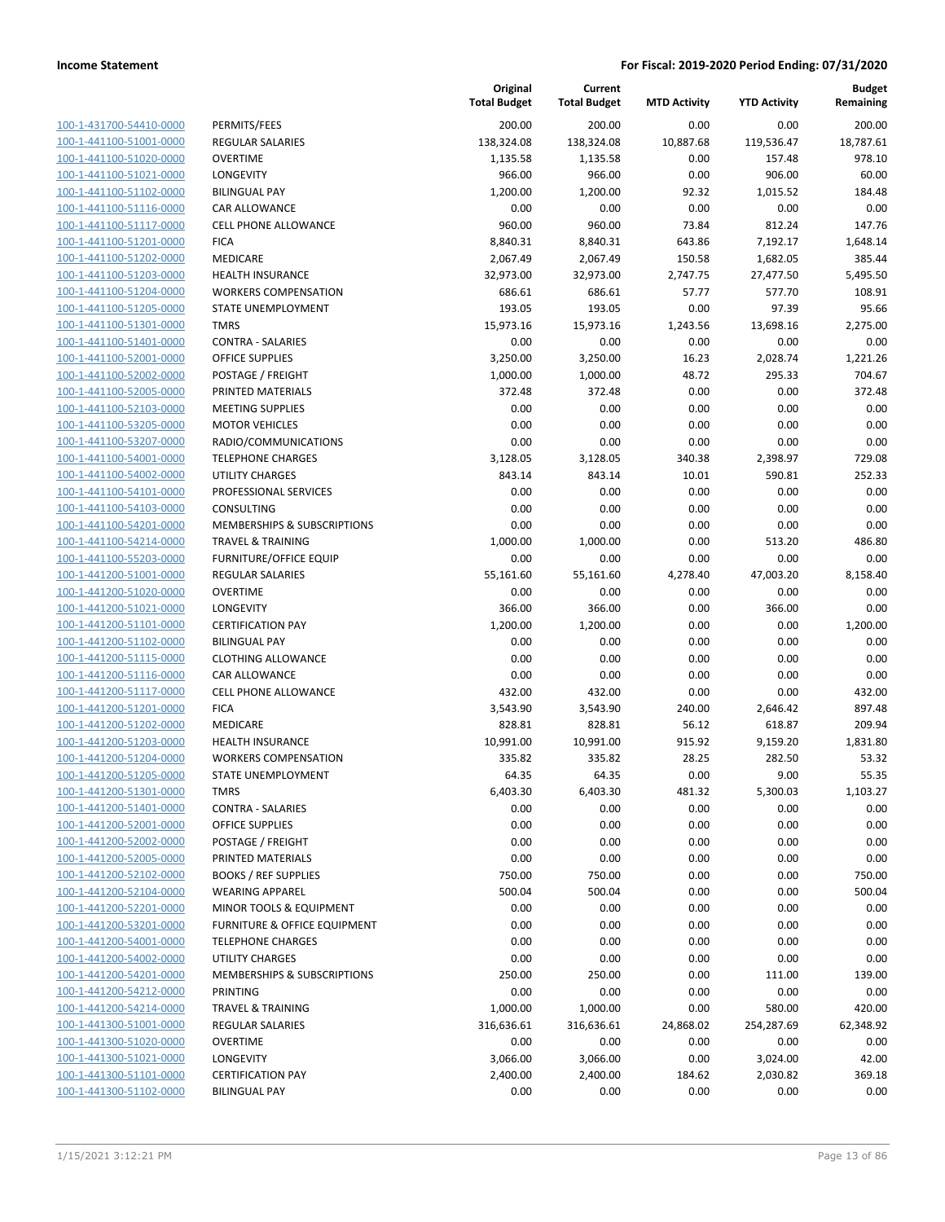**Income Statement** — For Fiscal: 2019-2020 Period Ending: 07/31/2020

| | | Original Total Budget | Current Total Budget | MTD Activity | YTD Activity | Budget Remaining |
|---|---|---|---|---|---|---|
| 100-1-431700-54410-0000 | PERMITS/FEES | 200.00 | 200.00 | 0.00 | 0.00 | 200.00 |
| 100-1-441100-51001-0000 | REGULAR SALARIES | 138,324.08 | 138,324.08 | 10,887.68 | 119,536.47 | 18,787.61 |
| 100-1-441100-51020-0000 | OVERTIME | 1,135.58 | 1,135.58 | 0.00 | 157.48 | 978.10 |
| 100-1-441100-51021-0000 | LONGEVITY | 966.00 | 966.00 | 0.00 | 906.00 | 60.00 |
| 100-1-441100-51102-0000 | BILINGUAL PAY | 1,200.00 | 1,200.00 | 92.32 | 1,015.52 | 184.48 |
| 100-1-441100-51116-0000 | CAR ALLOWANCE | 0.00 | 0.00 | 0.00 | 0.00 | 0.00 |
| 100-1-441100-51117-0000 | CELL PHONE ALLOWANCE | 960.00 | 960.00 | 73.84 | 812.24 | 147.76 |
| 100-1-441100-51201-0000 | FICA | 8,840.31 | 8,840.31 | 643.86 | 7,192.17 | 1,648.14 |
| 100-1-441100-51202-0000 | MEDICARE | 2,067.49 | 2,067.49 | 150.58 | 1,682.05 | 385.44 |
| 100-1-441100-51203-0000 | HEALTH INSURANCE | 32,973.00 | 32,973.00 | 2,747.75 | 27,477.50 | 5,495.50 |
| 100-1-441100-51204-0000 | WORKERS COMPENSATION | 686.61 | 686.61 | 57.77 | 577.70 | 108.91 |
| 100-1-441100-51205-0000 | STATE UNEMPLOYMENT | 193.05 | 193.05 | 0.00 | 97.39 | 95.66 |
| 100-1-441100-51301-0000 | TMRS | 15,973.16 | 15,973.16 | 1,243.56 | 13,698.16 | 2,275.00 |
| 100-1-441100-51401-0000 | CONTRA - SALARIES | 0.00 | 0.00 | 0.00 | 0.00 | 0.00 |
| 100-1-441100-52001-0000 | OFFICE SUPPLIES | 3,250.00 | 3,250.00 | 16.23 | 2,028.74 | 1,221.26 |
| 100-1-441100-52002-0000 | POSTAGE / FREIGHT | 1,000.00 | 1,000.00 | 48.72 | 295.33 | 704.67 |
| 100-1-441100-52005-0000 | PRINTED MATERIALS | 372.48 | 372.48 | 0.00 | 0.00 | 372.48 |
| 100-1-441100-52103-0000 | MEETING SUPPLIES | 0.00 | 0.00 | 0.00 | 0.00 | 0.00 |
| 100-1-441100-53205-0000 | MOTOR VEHICLES | 0.00 | 0.00 | 0.00 | 0.00 | 0.00 |
| 100-1-441100-53207-0000 | RADIO/COMMUNICATIONS | 0.00 | 0.00 | 0.00 | 0.00 | 0.00 |
| 100-1-441100-54001-0000 | TELEPHONE CHARGES | 3,128.05 | 3,128.05 | 340.38 | 2,398.97 | 729.08 |
| 100-1-441100-54002-0000 | UTILITY CHARGES | 843.14 | 843.14 | 10.01 | 590.81 | 252.33 |
| 100-1-441100-54101-0000 | PROFESSIONAL SERVICES | 0.00 | 0.00 | 0.00 | 0.00 | 0.00 |
| 100-1-441100-54103-0000 | CONSULTING | 0.00 | 0.00 | 0.00 | 0.00 | 0.00 |
| 100-1-441100-54201-0000 | MEMBERSHIPS & SUBSCRIPTIONS | 0.00 | 0.00 | 0.00 | 0.00 | 0.00 |
| 100-1-441100-54214-0000 | TRAVEL & TRAINING | 1,000.00 | 1,000.00 | 0.00 | 513.20 | 486.80 |
| 100-1-441100-55203-0000 | FURNITURE/OFFICE EQUIP | 0.00 | 0.00 | 0.00 | 0.00 | 0.00 |
| 100-1-441200-51001-0000 | REGULAR SALARIES | 55,161.60 | 55,161.60 | 4,278.40 | 47,003.20 | 8,158.40 |
| 100-1-441200-51020-0000 | OVERTIME | 0.00 | 0.00 | 0.00 | 0.00 | 0.00 |
| 100-1-441200-51021-0000 | LONGEVITY | 366.00 | 366.00 | 0.00 | 366.00 | 0.00 |
| 100-1-441200-51101-0000 | CERTIFICATION PAY | 1,200.00 | 1,200.00 | 0.00 | 0.00 | 1,200.00 |
| 100-1-441200-51102-0000 | BILINGUAL PAY | 0.00 | 0.00 | 0.00 | 0.00 | 0.00 |
| 100-1-441200-51115-0000 | CLOTHING ALLOWANCE | 0.00 | 0.00 | 0.00 | 0.00 | 0.00 |
| 100-1-441200-51116-0000 | CAR ALLOWANCE | 0.00 | 0.00 | 0.00 | 0.00 | 0.00 |
| 100-1-441200-51117-0000 | CELL PHONE ALLOWANCE | 432.00 | 432.00 | 0.00 | 0.00 | 432.00 |
| 100-1-441200-51201-0000 | FICA | 3,543.90 | 3,543.90 | 240.00 | 2,646.42 | 897.48 |
| 100-1-441200-51202-0000 | MEDICARE | 828.81 | 828.81 | 56.12 | 618.87 | 209.94 |
| 100-1-441200-51203-0000 | HEALTH INSURANCE | 10,991.00 | 10,991.00 | 915.92 | 9,159.20 | 1,831.80 |
| 100-1-441200-51204-0000 | WORKERS COMPENSATION | 335.82 | 335.82 | 28.25 | 282.50 | 53.32 |
| 100-1-441200-51205-0000 | STATE UNEMPLOYMENT | 64.35 | 64.35 | 0.00 | 9.00 | 55.35 |
| 100-1-441200-51301-0000 | TMRS | 6,403.30 | 6,403.30 | 481.32 | 5,300.03 | 1,103.27 |
| 100-1-441200-51401-0000 | CONTRA - SALARIES | 0.00 | 0.00 | 0.00 | 0.00 | 0.00 |
| 100-1-441200-52001-0000 | OFFICE SUPPLIES | 0.00 | 0.00 | 0.00 | 0.00 | 0.00 |
| 100-1-441200-52002-0000 | POSTAGE / FREIGHT | 0.00 | 0.00 | 0.00 | 0.00 | 0.00 |
| 100-1-441200-52005-0000 | PRINTED MATERIALS | 0.00 | 0.00 | 0.00 | 0.00 | 0.00 |
| 100-1-441200-52102-0000 | BOOKS / REF SUPPLIES | 750.00 | 750.00 | 0.00 | 0.00 | 750.00 |
| 100-1-441200-52104-0000 | WEARING APPAREL | 500.04 | 500.04 | 0.00 | 0.00 | 500.04 |
| 100-1-441200-52201-0000 | MINOR TOOLS & EQUIPMENT | 0.00 | 0.00 | 0.00 | 0.00 | 0.00 |
| 100-1-441200-53201-0000 | FURNITURE & OFFICE EQUIPMENT | 0.00 | 0.00 | 0.00 | 0.00 | 0.00 |
| 100-1-441200-54001-0000 | TELEPHONE CHARGES | 0.00 | 0.00 | 0.00 | 0.00 | 0.00 |
| 100-1-441200-54002-0000 | UTILITY CHARGES | 0.00 | 0.00 | 0.00 | 0.00 | 0.00 |
| 100-1-441200-54201-0000 | MEMBERSHIPS & SUBSCRIPTIONS | 250.00 | 250.00 | 0.00 | 111.00 | 139.00 |
| 100-1-441200-54212-0000 | PRINTING | 0.00 | 0.00 | 0.00 | 0.00 | 0.00 |
| 100-1-441200-54214-0000 | TRAVEL & TRAINING | 1,000.00 | 1,000.00 | 0.00 | 580.00 | 420.00 |
| 100-1-441300-51001-0000 | REGULAR SALARIES | 316,636.61 | 316,636.61 | 24,868.02 | 254,287.69 | 62,348.92 |
| 100-1-441300-51020-0000 | OVERTIME | 0.00 | 0.00 | 0.00 | 0.00 | 0.00 |
| 100-1-441300-51021-0000 | LONGEVITY | 3,066.00 | 3,066.00 | 0.00 | 3,024.00 | 42.00 |
| 100-1-441300-51101-0000 | CERTIFICATION PAY | 2,400.00 | 2,400.00 | 184.62 | 2,030.82 | 369.18 |
| 100-1-441300-51102-0000 | BILINGUAL PAY | 0.00 | 0.00 | 0.00 | 0.00 | 0.00 |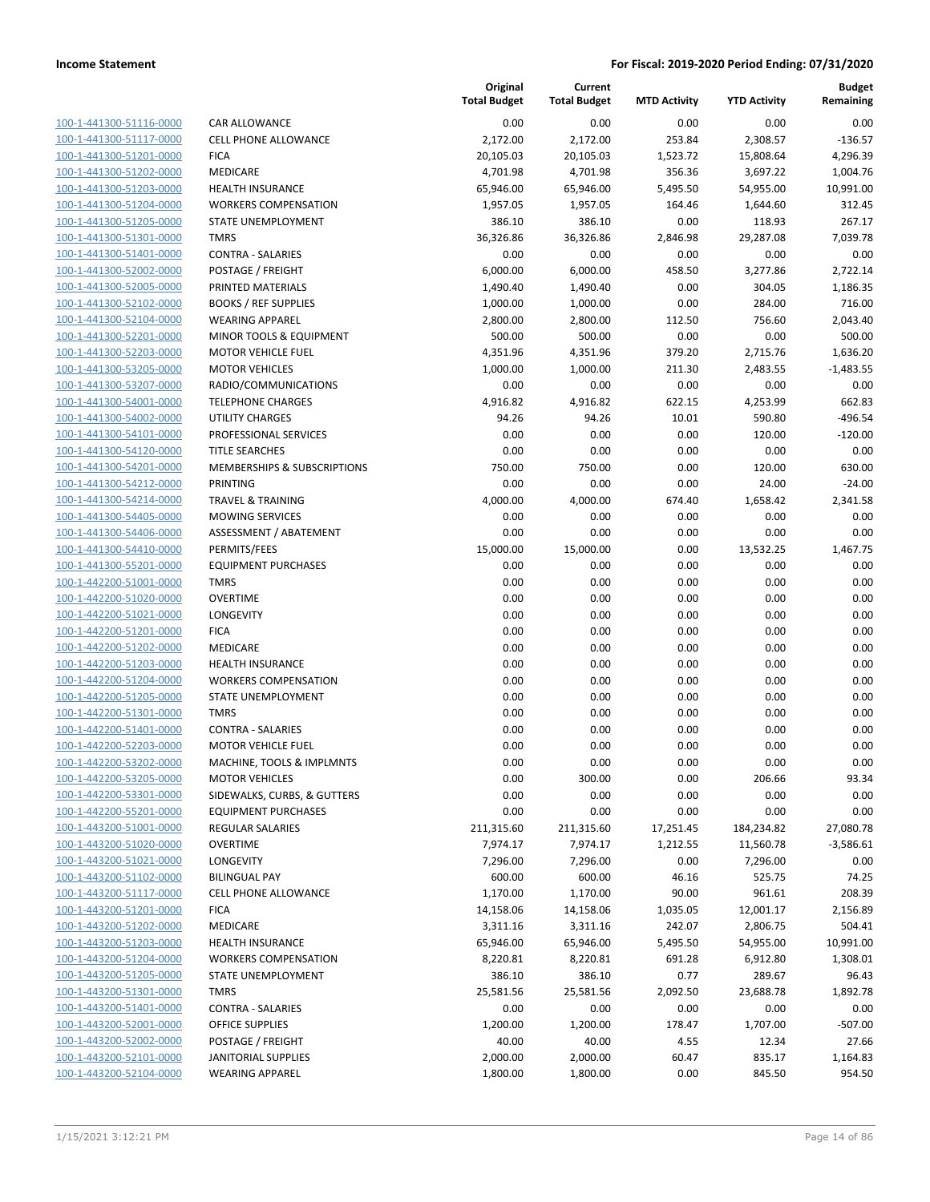**Income Statement** — For Fiscal: 2019-2020 Period Ending: 07/31/2020

| | | Original Total Budget | Current Total Budget | MTD Activity | YTD Activity | Budget Remaining |
|---|---|---|---|---|---|---|
| 100-1-441300-51116-0000 | CAR ALLOWANCE | 0.00 | 0.00 | 0.00 | 0.00 | 0.00 |
| 100-1-441300-51117-0000 | CELL PHONE ALLOWANCE | 2,172.00 | 2,172.00 | 253.84 | 2,308.57 | -136.57 |
| 100-1-441300-51201-0000 | FICA | 20,105.03 | 20,105.03 | 1,523.72 | 15,808.64 | 4,296.39 |
| 100-1-441300-51202-0000 | MEDICARE | 4,701.98 | 4,701.98 | 356.36 | 3,697.22 | 1,004.76 |
| 100-1-441300-51203-0000 | HEALTH INSURANCE | 65,946.00 | 65,946.00 | 5,495.50 | 54,955.00 | 10,991.00 |
| 100-1-441300-51204-0000 | WORKERS COMPENSATION | 1,957.05 | 1,957.05 | 164.46 | 1,644.60 | 312.45 |
| 100-1-441300-51205-0000 | STATE UNEMPLOYMENT | 386.10 | 386.10 | 0.00 | 118.93 | 267.17 |
| 100-1-441300-51301-0000 | TMRS | 36,326.86 | 36,326.86 | 2,846.98 | 29,287.08 | 7,039.78 |
| 100-1-441300-51401-0000 | CONTRA - SALARIES | 0.00 | 0.00 | 0.00 | 0.00 | 0.00 |
| 100-1-441300-52002-0000 | POSTAGE / FREIGHT | 6,000.00 | 6,000.00 | 458.50 | 3,277.86 | 2,722.14 |
| 100-1-441300-52005-0000 | PRINTED MATERIALS | 1,490.40 | 1,490.40 | 0.00 | 304.05 | 1,186.35 |
| 100-1-441300-52102-0000 | BOOKS / REF SUPPLIES | 1,000.00 | 1,000.00 | 0.00 | 284.00 | 716.00 |
| 100-1-441300-52104-0000 | WEARING APPAREL | 2,800.00 | 2,800.00 | 112.50 | 756.60 | 2,043.40 |
| 100-1-441300-52201-0000 | MINOR TOOLS & EQUIPMENT | 500.00 | 500.00 | 0.00 | 0.00 | 500.00 |
| 100-1-441300-52203-0000 | MOTOR VEHICLE FUEL | 4,351.96 | 4,351.96 | 379.20 | 2,715.76 | 1,636.20 |
| 100-1-441300-53205-0000 | MOTOR VEHICLES | 1,000.00 | 1,000.00 | 211.30 | 2,483.55 | -1,483.55 |
| 100-1-441300-53207-0000 | RADIO/COMMUNICATIONS | 0.00 | 0.00 | 0.00 | 0.00 | 0.00 |
| 100-1-441300-54001-0000 | TELEPHONE CHARGES | 4,916.82 | 4,916.82 | 622.15 | 4,253.99 | 662.83 |
| 100-1-441300-54002-0000 | UTILITY CHARGES | 94.26 | 94.26 | 10.01 | 590.80 | -496.54 |
| 100-1-441300-54101-0000 | PROFESSIONAL SERVICES | 0.00 | 0.00 | 0.00 | 120.00 | -120.00 |
| 100-1-441300-54120-0000 | TITLE SEARCHES | 0.00 | 0.00 | 0.00 | 0.00 | 0.00 |
| 100-1-441300-54201-0000 | MEMBERSHIPS & SUBSCRIPTIONS | 750.00 | 750.00 | 0.00 | 120.00 | 630.00 |
| 100-1-441300-54212-0000 | PRINTING | 0.00 | 0.00 | 0.00 | 24.00 | -24.00 |
| 100-1-441300-54214-0000 | TRAVEL & TRAINING | 4,000.00 | 4,000.00 | 674.40 | 1,658.42 | 2,341.58 |
| 100-1-441300-54405-0000 | MOWING SERVICES | 0.00 | 0.00 | 0.00 | 0.00 | 0.00 |
| 100-1-441300-54406-0000 | ASSESSMENT / ABATEMENT | 0.00 | 0.00 | 0.00 | 0.00 | 0.00 |
| 100-1-441300-54410-0000 | PERMITS/FEES | 15,000.00 | 15,000.00 | 0.00 | 13,532.25 | 1,467.75 |
| 100-1-441300-55201-0000 | EQUIPMENT PURCHASES | 0.00 | 0.00 | 0.00 | 0.00 | 0.00 |
| 100-1-442200-51001-0000 | TMRS | 0.00 | 0.00 | 0.00 | 0.00 | 0.00 |
| 100-1-442200-51020-0000 | OVERTIME | 0.00 | 0.00 | 0.00 | 0.00 | 0.00 |
| 100-1-442200-51021-0000 | LONGEVITY | 0.00 | 0.00 | 0.00 | 0.00 | 0.00 |
| 100-1-442200-51201-0000 | FICA | 0.00 | 0.00 | 0.00 | 0.00 | 0.00 |
| 100-1-442200-51202-0000 | MEDICARE | 0.00 | 0.00 | 0.00 | 0.00 | 0.00 |
| 100-1-442200-51203-0000 | HEALTH INSURANCE | 0.00 | 0.00 | 0.00 | 0.00 | 0.00 |
| 100-1-442200-51204-0000 | WORKERS COMPENSATION | 0.00 | 0.00 | 0.00 | 0.00 | 0.00 |
| 100-1-442200-51205-0000 | STATE UNEMPLOYMENT | 0.00 | 0.00 | 0.00 | 0.00 | 0.00 |
| 100-1-442200-51301-0000 | TMRS | 0.00 | 0.00 | 0.00 | 0.00 | 0.00 |
| 100-1-442200-51401-0000 | CONTRA - SALARIES | 0.00 | 0.00 | 0.00 | 0.00 | 0.00 |
| 100-1-442200-52203-0000 | MOTOR VEHICLE FUEL | 0.00 | 0.00 | 0.00 | 0.00 | 0.00 |
| 100-1-442200-53202-0000 | MACHINE, TOOLS & IMPLMNTS | 0.00 | 0.00 | 0.00 | 0.00 | 0.00 |
| 100-1-442200-53205-0000 | MOTOR VEHICLES | 0.00 | 300.00 | 0.00 | 206.66 | 93.34 |
| 100-1-442200-53301-0000 | SIDEWALKS, CURBS, & GUTTERS | 0.00 | 0.00 | 0.00 | 0.00 | 0.00 |
| 100-1-442200-55201-0000 | EQUIPMENT PURCHASES | 0.00 | 0.00 | 0.00 | 0.00 | 0.00 |
| 100-1-443200-51001-0000 | REGULAR SALARIES | 211,315.60 | 211,315.60 | 17,251.45 | 184,234.82 | 27,080.78 |
| 100-1-443200-51020-0000 | OVERTIME | 7,974.17 | 7,974.17 | 1,212.55 | 11,560.78 | -3,586.61 |
| 100-1-443200-51021-0000 | LONGEVITY | 7,296.00 | 7,296.00 | 0.00 | 7,296.00 | 0.00 |
| 100-1-443200-51102-0000 | BILINGUAL PAY | 600.00 | 600.00 | 46.16 | 525.75 | 74.25 |
| 100-1-443200-51117-0000 | CELL PHONE ALLOWANCE | 1,170.00 | 1,170.00 | 90.00 | 961.61 | 208.39 |
| 100-1-443200-51201-0000 | FICA | 14,158.06 | 14,158.06 | 1,035.05 | 12,001.17 | 2,156.89 |
| 100-1-443200-51202-0000 | MEDICARE | 3,311.16 | 3,311.16 | 242.07 | 2,806.75 | 504.41 |
| 100-1-443200-51203-0000 | HEALTH INSURANCE | 65,946.00 | 65,946.00 | 5,495.50 | 54,955.00 | 10,991.00 |
| 100-1-443200-51204-0000 | WORKERS COMPENSATION | 8,220.81 | 8,220.81 | 691.28 | 6,912.80 | 1,308.01 |
| 100-1-443200-51205-0000 | STATE UNEMPLOYMENT | 386.10 | 386.10 | 0.77 | 289.67 | 96.43 |
| 100-1-443200-51301-0000 | TMRS | 25,581.56 | 25,581.56 | 2,092.50 | 23,688.78 | 1,892.78 |
| 100-1-443200-51401-0000 | CONTRA - SALARIES | 0.00 | 0.00 | 0.00 | 0.00 | 0.00 |
| 100-1-443200-52001-0000 | OFFICE SUPPLIES | 1,200.00 | 1,200.00 | 178.47 | 1,707.00 | -507.00 |
| 100-1-443200-52002-0000 | POSTAGE / FREIGHT | 40.00 | 40.00 | 4.55 | 12.34 | 27.66 |
| 100-1-443200-52101-0000 | JANITORIAL SUPPLIES | 2,000.00 | 2,000.00 | 60.47 | 835.17 | 1,164.83 |
| 100-1-443200-52104-0000 | WEARING APPAREL | 1,800.00 | 1,800.00 | 0.00 | 845.50 | 954.50 |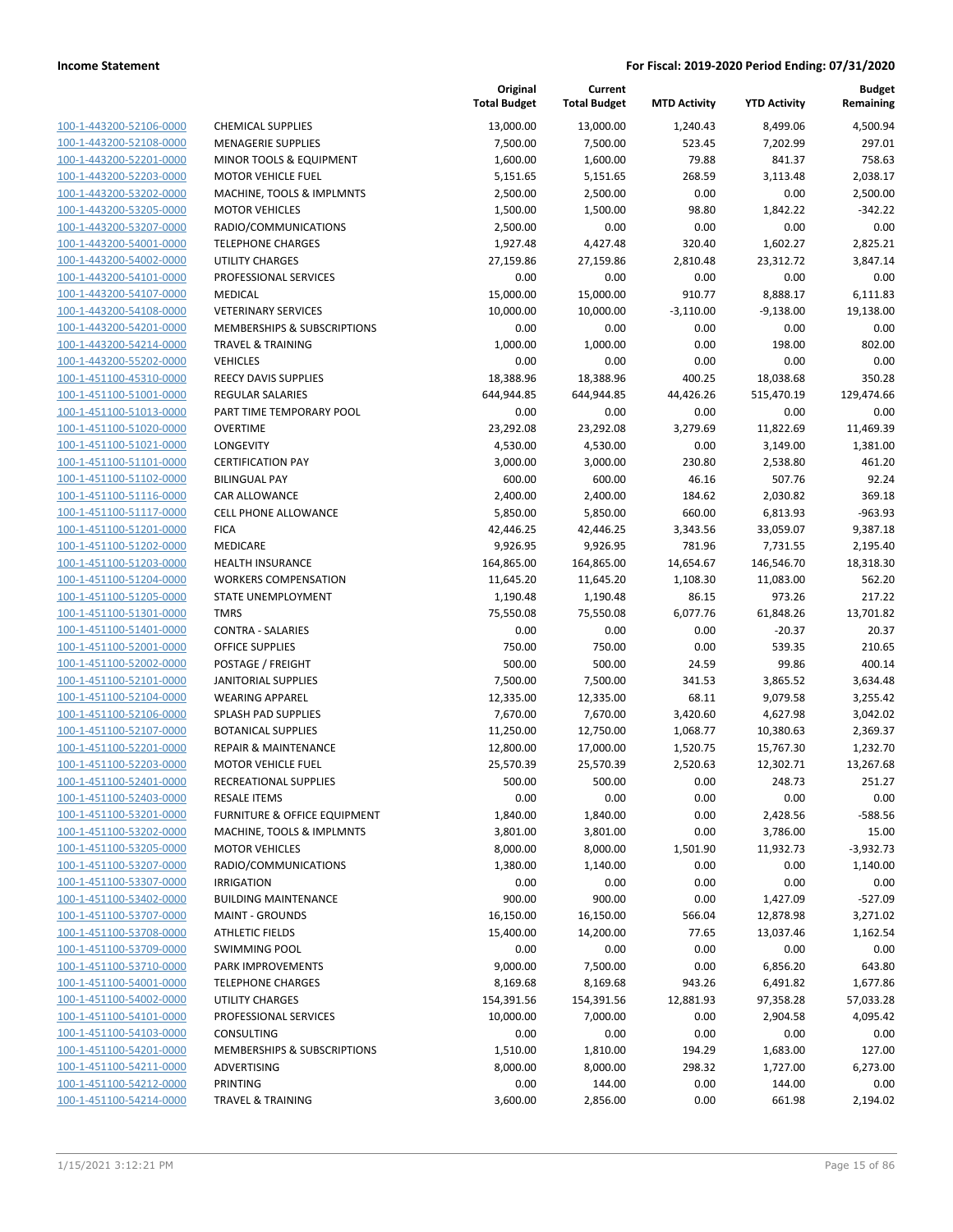| | | Original Total Budget | Current Total Budget | MTD Activity | YTD Activity | Budget Remaining |
|---|---|---|---|---|---|---|
| 100-1-443200-52106-0000 | CHEMICAL SUPPLIES | 13,000.00 | 13,000.00 | 1,240.43 | 8,499.06 | 4,500.94 |
| 100-1-443200-52108-0000 | MENAGERIE SUPPLIES | 7,500.00 | 7,500.00 | 523.45 | 7,202.99 | 297.01 |
| 100-1-443200-52201-0000 | MINOR TOOLS & EQUIPMENT | 1,600.00 | 1,600.00 | 79.88 | 841.37 | 758.63 |
| 100-1-443200-52203-0000 | MOTOR VEHICLE FUEL | 5,151.65 | 5,151.65 | 268.59 | 3,113.48 | 2,038.17 |
| 100-1-443200-53202-0000 | MACHINE, TOOLS & IMPLMNTS | 2,500.00 | 2,500.00 | 0.00 | 0.00 | 2,500.00 |
| 100-1-443200-53205-0000 | MOTOR VEHICLES | 1,500.00 | 1,500.00 | 98.80 | 1,842.22 | -342.22 |
| 100-1-443200-53207-0000 | RADIO/COMMUNICATIONS | 2,500.00 | 0.00 | 0.00 | 0.00 | 0.00 |
| 100-1-443200-54001-0000 | TELEPHONE CHARGES | 1,927.48 | 4,427.48 | 320.40 | 1,602.27 | 2,825.21 |
| 100-1-443200-54002-0000 | UTILITY CHARGES | 27,159.86 | 27,159.86 | 2,810.48 | 23,312.72 | 3,847.14 |
| 100-1-443200-54101-0000 | PROFESSIONAL SERVICES | 0.00 | 0.00 | 0.00 | 0.00 | 0.00 |
| 100-1-443200-54107-0000 | MEDICAL | 15,000.00 | 15,000.00 | 910.77 | 8,888.17 | 6,111.83 |
| 100-1-443200-54108-0000 | VETERINARY SERVICES | 10,000.00 | 10,000.00 | -3,110.00 | -9,138.00 | 19,138.00 |
| 100-1-443200-54201-0000 | MEMBERSHIPS & SUBSCRIPTIONS | 0.00 | 0.00 | 0.00 | 0.00 | 0.00 |
| 100-1-443200-54214-0000 | TRAVEL & TRAINING | 1,000.00 | 1,000.00 | 0.00 | 198.00 | 802.00 |
| 100-1-443200-55202-0000 | VEHICLES | 0.00 | 0.00 | 0.00 | 0.00 | 0.00 |
| 100-1-451100-45310-0000 | REECY DAVIS SUPPLIES | 18,388.96 | 18,388.96 | 400.25 | 18,038.68 | 350.28 |
| 100-1-451100-51001-0000 | REGULAR SALARIES | 644,944.85 | 644,944.85 | 44,426.26 | 515,470.19 | 129,474.66 |
| 100-1-451100-51013-0000 | PART TIME TEMPORARY POOL | 0.00 | 0.00 | 0.00 | 0.00 | 0.00 |
| 100-1-451100-51020-0000 | OVERTIME | 23,292.08 | 23,292.08 | 3,279.69 | 11,822.69 | 11,469.39 |
| 100-1-451100-51021-0000 | LONGEVITY | 4,530.00 | 4,530.00 | 0.00 | 3,149.00 | 1,381.00 |
| 100-1-451100-51101-0000 | CERTIFICATION PAY | 3,000.00 | 3,000.00 | 230.80 | 2,538.80 | 461.20 |
| 100-1-451100-51102-0000 | BILINGUAL PAY | 600.00 | 600.00 | 46.16 | 507.76 | 92.24 |
| 100-1-451100-51116-0000 | CAR ALLOWANCE | 2,400.00 | 2,400.00 | 184.62 | 2,030.82 | 369.18 |
| 100-1-451100-51117-0000 | CELL PHONE ALLOWANCE | 5,850.00 | 5,850.00 | 660.00 | 6,813.93 | -963.93 |
| 100-1-451100-51201-0000 | FICA | 42,446.25 | 42,446.25 | 3,343.56 | 33,059.07 | 9,387.18 |
| 100-1-451100-51202-0000 | MEDICARE | 9,926.95 | 9,926.95 | 781.96 | 7,731.55 | 2,195.40 |
| 100-1-451100-51203-0000 | HEALTH INSURANCE | 164,865.00 | 164,865.00 | 14,654.67 | 146,546.70 | 18,318.30 |
| 100-1-451100-51204-0000 | WORKERS COMPENSATION | 11,645.20 | 11,645.20 | 1,108.30 | 11,083.00 | 562.20 |
| 100-1-451100-51205-0000 | STATE UNEMPLOYMENT | 1,190.48 | 1,190.48 | 86.15 | 973.26 | 217.22 |
| 100-1-451100-51301-0000 | TMRS | 75,550.08 | 75,550.08 | 6,077.76 | 61,848.26 | 13,701.82 |
| 100-1-451100-51401-0000 | CONTRA - SALARIES | 0.00 | 0.00 | 0.00 | -20.37 | 20.37 |
| 100-1-451100-52001-0000 | OFFICE SUPPLIES | 750.00 | 750.00 | 0.00 | 539.35 | 210.65 |
| 100-1-451100-52002-0000 | POSTAGE / FREIGHT | 500.00 | 500.00 | 24.59 | 99.86 | 400.14 |
| 100-1-451100-52101-0000 | JANITORIAL SUPPLIES | 7,500.00 | 7,500.00 | 341.53 | 3,865.52 | 3,634.48 |
| 100-1-451100-52104-0000 | WEARING APPAREL | 12,335.00 | 12,335.00 | 68.11 | 9,079.58 | 3,255.42 |
| 100-1-451100-52106-0000 | SPLASH PAD SUPPLIES | 7,670.00 | 7,670.00 | 3,420.60 | 4,627.98 | 3,042.02 |
| 100-1-451100-52107-0000 | BOTANICAL SUPPLIES | 11,250.00 | 12,750.00 | 1,068.77 | 10,380.63 | 2,369.37 |
| 100-1-451100-52201-0000 | REPAIR & MAINTENANCE | 12,800.00 | 17,000.00 | 1,520.75 | 15,767.30 | 1,232.70 |
| 100-1-451100-52203-0000 | MOTOR VEHICLE FUEL | 25,570.39 | 25,570.39 | 2,520.63 | 12,302.71 | 13,267.68 |
| 100-1-451100-52401-0000 | RECREATIONAL SUPPLIES | 500.00 | 500.00 | 0.00 | 248.73 | 251.27 |
| 100-1-451100-52403-0000 | RESALE ITEMS | 0.00 | 0.00 | 0.00 | 0.00 | 0.00 |
| 100-1-451100-53201-0000 | FURNITURE & OFFICE EQUIPMENT | 1,840.00 | 1,840.00 | 0.00 | 2,428.56 | -588.56 |
| 100-1-451100-53202-0000 | MACHINE, TOOLS & IMPLMNTS | 3,801.00 | 3,801.00 | 0.00 | 3,786.00 | 15.00 |
| 100-1-451100-53205-0000 | MOTOR VEHICLES | 8,000.00 | 8,000.00 | 1,501.90 | 11,932.73 | -3,932.73 |
| 100-1-451100-53207-0000 | RADIO/COMMUNICATIONS | 1,380.00 | 1,140.00 | 0.00 | 0.00 | 1,140.00 |
| 100-1-451100-53307-0000 | IRRIGATION | 0.00 | 0.00 | 0.00 | 0.00 | 0.00 |
| 100-1-451100-53402-0000 | BUILDING MAINTENANCE | 900.00 | 900.00 | 0.00 | 1,427.09 | -527.09 |
| 100-1-451100-53707-0000 | MAINT - GROUNDS | 16,150.00 | 16,150.00 | 566.04 | 12,878.98 | 3,271.02 |
| 100-1-451100-53708-0000 | ATHLETIC FIELDS | 15,400.00 | 14,200.00 | 77.65 | 13,037.46 | 1,162.54 |
| 100-1-451100-53709-0000 | SWIMMING POOL | 0.00 | 0.00 | 0.00 | 0.00 | 0.00 |
| 100-1-451100-53710-0000 | PARK IMPROVEMENTS | 9,000.00 | 7,500.00 | 0.00 | 6,856.20 | 643.80 |
| 100-1-451100-54001-0000 | TELEPHONE CHARGES | 8,169.68 | 8,169.68 | 943.26 | 6,491.82 | 1,677.86 |
| 100-1-451100-54002-0000 | UTILITY CHARGES | 154,391.56 | 154,391.56 | 12,881.93 | 97,358.28 | 57,033.28 |
| 100-1-451100-54101-0000 | PROFESSIONAL SERVICES | 10,000.00 | 7,000.00 | 0.00 | 2,904.58 | 4,095.42 |
| 100-1-451100-54103-0000 | CONSULTING | 0.00 | 0.00 | 0.00 | 0.00 | 0.00 |
| 100-1-451100-54201-0000 | MEMBERSHIPS & SUBSCRIPTIONS | 1,510.00 | 1,810.00 | 194.29 | 1,683.00 | 127.00 |
| 100-1-451100-54211-0000 | ADVERTISING | 8,000.00 | 8,000.00 | 298.32 | 1,727.00 | 6,273.00 |
| 100-1-451100-54212-0000 | PRINTING | 0.00 | 144.00 | 0.00 | 144.00 | 0.00 |
| 100-1-451100-54214-0000 | TRAVEL & TRAINING | 3,600.00 | 2,856.00 | 0.00 | 661.98 | 2,194.02 |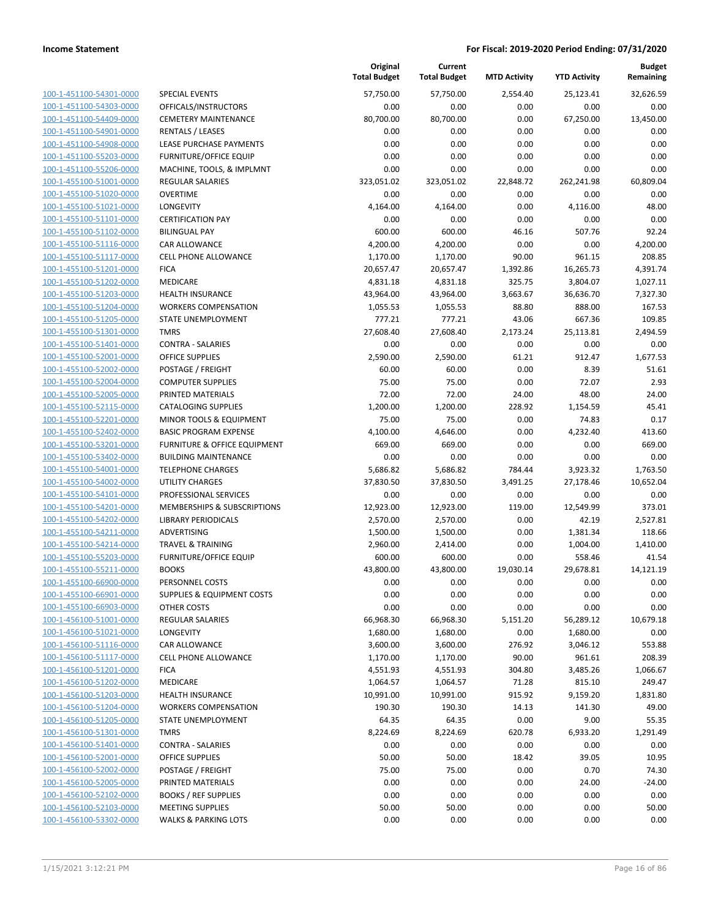**Income Statement** — For Fiscal: 2019-2020 Period Ending: 07/31/2020

| | | Original Total Budget | Current Total Budget | MTD Activity | YTD Activity | Budget Remaining |
|---|---|---|---|---|---|---|
| 100-1-451100-54301-0000 | SPECIAL EVENTS | 57,750.00 | 57,750.00 | 2,554.40 | 25,123.41 | 32,626.59 |
| 100-1-451100-54303-0000 | OFFICALS/INSTRUCTORS | 0.00 | 0.00 | 0.00 | 0.00 | 0.00 |
| 100-1-451100-54409-0000 | CEMETERY MAINTENANCE | 80,700.00 | 80,700.00 | 0.00 | 67,250.00 | 13,450.00 |
| 100-1-451100-54901-0000 | RENTALS / LEASES | 0.00 | 0.00 | 0.00 | 0.00 | 0.00 |
| 100-1-451100-54908-0000 | LEASE PURCHASE PAYMENTS | 0.00 | 0.00 | 0.00 | 0.00 | 0.00 |
| 100-1-451100-55203-0000 | FURNITURE/OFFICE EQUIP | 0.00 | 0.00 | 0.00 | 0.00 | 0.00 |
| 100-1-451100-55206-0000 | MACHINE, TOOLS, & IMPLMNT | 0.00 | 0.00 | 0.00 | 0.00 | 0.00 |
| 100-1-455100-51001-0000 | REGULAR SALARIES | 323,051.02 | 323,051.02 | 22,848.72 | 262,241.98 | 60,809.04 |
| 100-1-455100-51020-0000 | OVERTIME | 0.00 | 0.00 | 0.00 | 0.00 | 0.00 |
| 100-1-455100-51021-0000 | LONGEVITY | 4,164.00 | 4,164.00 | 0.00 | 4,116.00 | 48.00 |
| 100-1-455100-51101-0000 | CERTIFICATION PAY | 0.00 | 0.00 | 0.00 | 0.00 | 0.00 |
| 100-1-455100-51102-0000 | BILINGUAL PAY | 600.00 | 600.00 | 46.16 | 507.76 | 92.24 |
| 100-1-455100-51116-0000 | CAR ALLOWANCE | 4,200.00 | 4,200.00 | 0.00 | 0.00 | 4,200.00 |
| 100-1-455100-51117-0000 | CELL PHONE ALLOWANCE | 1,170.00 | 1,170.00 | 90.00 | 961.15 | 208.85 |
| 100-1-455100-51201-0000 | FICA | 20,657.47 | 20,657.47 | 1,392.86 | 16,265.73 | 4,391.74 |
| 100-1-455100-51202-0000 | MEDICARE | 4,831.18 | 4,831.18 | 325.75 | 3,804.07 | 1,027.11 |
| 100-1-455100-51203-0000 | HEALTH INSURANCE | 43,964.00 | 43,964.00 | 3,663.67 | 36,636.70 | 7,327.30 |
| 100-1-455100-51204-0000 | WORKERS COMPENSATION | 1,055.53 | 1,055.53 | 88.80 | 888.00 | 167.53 |
| 100-1-455100-51205-0000 | STATE UNEMPLOYMENT | 777.21 | 777.21 | 43.06 | 667.36 | 109.85 |
| 100-1-455100-51301-0000 | TMRS | 27,608.40 | 27,608.40 | 2,173.24 | 25,113.81 | 2,494.59 |
| 100-1-455100-51401-0000 | CONTRA - SALARIES | 0.00 | 0.00 | 0.00 | 0.00 | 0.00 |
| 100-1-455100-52001-0000 | OFFICE SUPPLIES | 2,590.00 | 2,590.00 | 61.21 | 912.47 | 1,677.53 |
| 100-1-455100-52002-0000 | POSTAGE / FREIGHT | 60.00 | 60.00 | 0.00 | 8.39 | 51.61 |
| 100-1-455100-52004-0000 | COMPUTER SUPPLIES | 75.00 | 75.00 | 0.00 | 72.07 | 2.93 |
| 100-1-455100-52005-0000 | PRINTED MATERIALS | 72.00 | 72.00 | 24.00 | 48.00 | 24.00 |
| 100-1-455100-52115-0000 | CATALOGING SUPPLIES | 1,200.00 | 1,200.00 | 228.92 | 1,154.59 | 45.41 |
| 100-1-455100-52201-0000 | MINOR TOOLS & EQUIPMENT | 75.00 | 75.00 | 0.00 | 74.83 | 0.17 |
| 100-1-455100-52402-0000 | BASIC PROGRAM EXPENSE | 4,100.00 | 4,646.00 | 0.00 | 4,232.40 | 413.60 |
| 100-1-455100-53201-0000 | FURNITURE & OFFICE EQUIPMENT | 669.00 | 669.00 | 0.00 | 0.00 | 669.00 |
| 100-1-455100-53402-0000 | BUILDING MAINTENANCE | 0.00 | 0.00 | 0.00 | 0.00 | 0.00 |
| 100-1-455100-54001-0000 | TELEPHONE CHARGES | 5,686.82 | 5,686.82 | 784.44 | 3,923.32 | 1,763.50 |
| 100-1-455100-54002-0000 | UTILITY CHARGES | 37,830.50 | 37,830.50 | 3,491.25 | 27,178.46 | 10,652.04 |
| 100-1-455100-54101-0000 | PROFESSIONAL SERVICES | 0.00 | 0.00 | 0.00 | 0.00 | 0.00 |
| 100-1-455100-54201-0000 | MEMBERSHIPS & SUBSCRIPTIONS | 12,923.00 | 12,923.00 | 119.00 | 12,549.99 | 373.01 |
| 100-1-455100-54202-0000 | LIBRARY PERIODICALS | 2,570.00 | 2,570.00 | 0.00 | 42.19 | 2,527.81 |
| 100-1-455100-54211-0000 | ADVERTISING | 1,500.00 | 1,500.00 | 0.00 | 1,381.34 | 118.66 |
| 100-1-455100-54214-0000 | TRAVEL & TRAINING | 2,960.00 | 2,414.00 | 0.00 | 1,004.00 | 1,410.00 |
| 100-1-455100-55203-0000 | FURNITURE/OFFICE EQUIP | 600.00 | 600.00 | 0.00 | 558.46 | 41.54 |
| 100-1-455100-55211-0000 | BOOKS | 43,800.00 | 43,800.00 | 19,030.14 | 29,678.81 | 14,121.19 |
| 100-1-455100-66900-0000 | PERSONNEL COSTS | 0.00 | 0.00 | 0.00 | 0.00 | 0.00 |
| 100-1-455100-66901-0000 | SUPPLIES & EQUIPMENT COSTS | 0.00 | 0.00 | 0.00 | 0.00 | 0.00 |
| 100-1-455100-66903-0000 | OTHER COSTS | 0.00 | 0.00 | 0.00 | 0.00 | 0.00 |
| 100-1-456100-51001-0000 | REGULAR SALARIES | 66,968.30 | 66,968.30 | 5,151.20 | 56,289.12 | 10,679.18 |
| 100-1-456100-51021-0000 | LONGEVITY | 1,680.00 | 1,680.00 | 0.00 | 1,680.00 | 0.00 |
| 100-1-456100-51116-0000 | CAR ALLOWANCE | 3,600.00 | 3,600.00 | 276.92 | 3,046.12 | 553.88 |
| 100-1-456100-51117-0000 | CELL PHONE ALLOWANCE | 1,170.00 | 1,170.00 | 90.00 | 961.61 | 208.39 |
| 100-1-456100-51201-0000 | FICA | 4,551.93 | 4,551.93 | 304.80 | 3,485.26 | 1,066.67 |
| 100-1-456100-51202-0000 | MEDICARE | 1,064.57 | 1,064.57 | 71.28 | 815.10 | 249.47 |
| 100-1-456100-51203-0000 | HEALTH INSURANCE | 10,991.00 | 10,991.00 | 915.92 | 9,159.20 | 1,831.80 |
| 100-1-456100-51204-0000 | WORKERS COMPENSATION | 190.30 | 190.30 | 14.13 | 141.30 | 49.00 |
| 100-1-456100-51205-0000 | STATE UNEMPLOYMENT | 64.35 | 64.35 | 0.00 | 9.00 | 55.35 |
| 100-1-456100-51301-0000 | TMRS | 8,224.69 | 8,224.69 | 620.78 | 6,933.20 | 1,291.49 |
| 100-1-456100-51401-0000 | CONTRA - SALARIES | 0.00 | 0.00 | 0.00 | 0.00 | 0.00 |
| 100-1-456100-52001-0000 | OFFICE SUPPLIES | 50.00 | 50.00 | 18.42 | 39.05 | 10.95 |
| 100-1-456100-52002-0000 | POSTAGE / FREIGHT | 75.00 | 75.00 | 0.00 | 0.70 | 74.30 |
| 100-1-456100-52005-0000 | PRINTED MATERIALS | 0.00 | 0.00 | 0.00 | 24.00 | -24.00 |
| 100-1-456100-52102-0000 | BOOKS / REF SUPPLIES | 0.00 | 0.00 | 0.00 | 0.00 | 0.00 |
| 100-1-456100-52103-0000 | MEETING SUPPLIES | 50.00 | 50.00 | 0.00 | 0.00 | 50.00 |
| 100-1-456100-53302-0000 | WALKS & PARKING LOTS | 0.00 | 0.00 | 0.00 | 0.00 | 0.00 |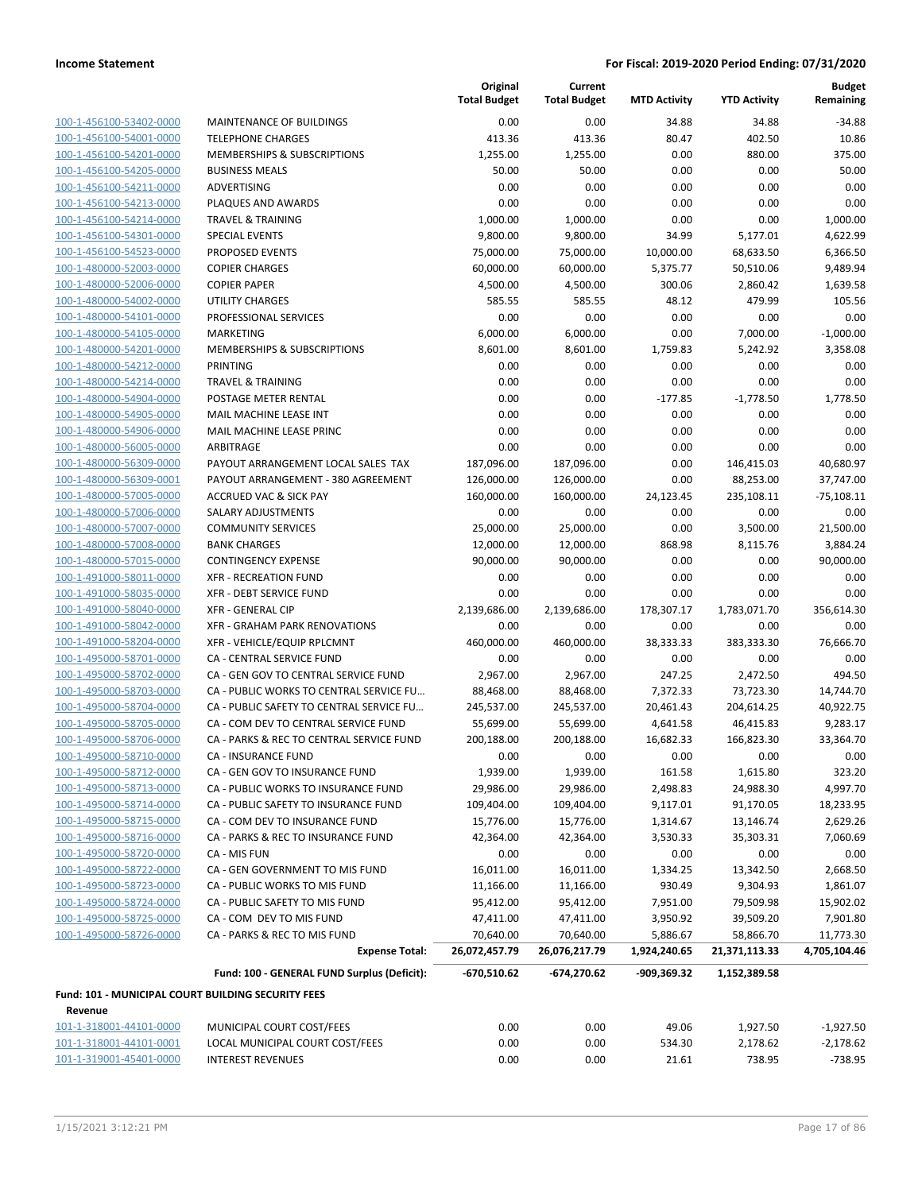| | | Original Total Budget | Current Total Budget | MTD Activity | YTD Activity | Budget Remaining |
|---|---|---|---|---|---|---|
| 100-1-456100-53402-0000 | MAINTENANCE OF BUILDINGS | 0.00 | 0.00 | 34.88 | 34.88 | -34.88 |
| 100-1-456100-54001-0000 | TELEPHONE CHARGES | 413.36 | 413.36 | 80.47 | 402.50 | 10.86 |
| 100-1-456100-54201-0000 | MEMBERSHIPS & SUBSCRIPTIONS | 1,255.00 | 1,255.00 | 0.00 | 880.00 | 375.00 |
| 100-1-456100-54205-0000 | BUSINESS MEALS | 50.00 | 50.00 | 0.00 | 0.00 | 50.00 |
| 100-1-456100-54211-0000 | ADVERTISING | 0.00 | 0.00 | 0.00 | 0.00 | 0.00 |
| 100-1-456100-54213-0000 | PLAQUES AND AWARDS | 0.00 | 0.00 | 0.00 | 0.00 | 0.00 |
| 100-1-456100-54214-0000 | TRAVEL & TRAINING | 1,000.00 | 1,000.00 | 0.00 | 0.00 | 1,000.00 |
| 100-1-456100-54301-0000 | SPECIAL EVENTS | 9,800.00 | 9,800.00 | 34.99 | 5,177.01 | 4,622.99 |
| 100-1-456100-54523-0000 | PROPOSED EVENTS | 75,000.00 | 75,000.00 | 10,000.00 | 68,633.50 | 6,366.50 |
| 100-1-480000-52003-0000 | COPIER CHARGES | 60,000.00 | 60,000.00 | 5,375.77 | 50,510.06 | 9,489.94 |
| 100-1-480000-52006-0000 | COPIER PAPER | 4,500.00 | 4,500.00 | 300.06 | 2,860.42 | 1,639.58 |
| 100-1-480000-54002-0000 | UTILITY CHARGES | 585.55 | 585.55 | 48.12 | 479.99 | 105.56 |
| 100-1-480000-54101-0000 | PROFESSIONAL SERVICES | 0.00 | 0.00 | 0.00 | 0.00 | 0.00 |
| 100-1-480000-54105-0000 | MARKETING | 6,000.00 | 6,000.00 | 0.00 | 7,000.00 | -1,000.00 |
| 100-1-480000-54201-0000 | MEMBERSHIPS & SUBSCRIPTIONS | 8,601.00 | 8,601.00 | 1,759.83 | 5,242.92 | 3,358.08 |
| 100-1-480000-54212-0000 | PRINTING | 0.00 | 0.00 | 0.00 | 0.00 | 0.00 |
| 100-1-480000-54214-0000 | TRAVEL & TRAINING | 0.00 | 0.00 | 0.00 | 0.00 | 0.00 |
| 100-1-480000-54904-0000 | POSTAGE METER RENTAL | 0.00 | 0.00 | -177.85 | -1,778.50 | 1,778.50 |
| 100-1-480000-54905-0000 | MAIL MACHINE LEASE INT | 0.00 | 0.00 | 0.00 | 0.00 | 0.00 |
| 100-1-480000-54906-0000 | MAIL MACHINE LEASE PRINC | 0.00 | 0.00 | 0.00 | 0.00 | 0.00 |
| 100-1-480000-56005-0000 | ARBITRAGE | 0.00 | 0.00 | 0.00 | 0.00 | 0.00 |
| 100-1-480000-56309-0000 | PAYOUT ARRANGEMENT LOCAL SALES TAX | 187,096.00 | 187,096.00 | 0.00 | 146,415.03 | 40,680.97 |
| 100-1-480000-56309-0001 | PAYOUT ARRANGEMENT - 380 AGREEMENT | 126,000.00 | 126,000.00 | 0.00 | 88,253.00 | 37,747.00 |
| 100-1-480000-57005-0000 | ACCRUED VAC & SICK PAY | 160,000.00 | 160,000.00 | 24,123.45 | 235,108.11 | -75,108.11 |
| 100-1-480000-57006-0000 | SALARY ADJUSTMENTS | 0.00 | 0.00 | 0.00 | 0.00 | 0.00 |
| 100-1-480000-57007-0000 | COMMUNITY SERVICES | 25,000.00 | 25,000.00 | 0.00 | 3,500.00 | 21,500.00 |
| 100-1-480000-57008-0000 | BANK CHARGES | 12,000.00 | 12,000.00 | 868.98 | 8,115.76 | 3,884.24 |
| 100-1-480000-57015-0000 | CONTINGENCY EXPENSE | 90,000.00 | 90,000.00 | 0.00 | 0.00 | 90,000.00 |
| 100-1-491000-58011-0000 | XFR - RECREATION FUND | 0.00 | 0.00 | 0.00 | 0.00 | 0.00 |
| 100-1-491000-58035-0000 | XFR - DEBT SERVICE FUND | 0.00 | 0.00 | 0.00 | 0.00 | 0.00 |
| 100-1-491000-58040-0000 | XFR - GENERAL CIP | 2,139,686.00 | 2,139,686.00 | 178,307.17 | 1,783,071.70 | 356,614.30 |
| 100-1-491000-58042-0000 | XFR - GRAHAM PARK RENOVATIONS | 0.00 | 0.00 | 0.00 | 0.00 | 0.00 |
| 100-1-491000-58204-0000 | XFR - VEHICLE/EQUIP RPLCMNT | 460,000.00 | 460,000.00 | 38,333.33 | 383,333.30 | 76,666.70 |
| 100-1-495000-58701-0000 | CA - CENTRAL SERVICE FUND | 0.00 | 0.00 | 0.00 | 0.00 | 0.00 |
| 100-1-495000-58702-0000 | CA - GEN GOV TO CENTRAL SERVICE FUND | 2,967.00 | 2,967.00 | 247.25 | 2,472.50 | 494.50 |
| 100-1-495000-58703-0000 | CA - PUBLIC WORKS TO CENTRAL SERVICE FU… | 88,468.00 | 88,468.00 | 7,372.33 | 73,723.30 | 14,744.70 |
| 100-1-495000-58704-0000 | CA - PUBLIC SAFETY TO CENTRAL SERVICE FU… | 245,537.00 | 245,537.00 | 20,461.43 | 204,614.25 | 40,922.75 |
| 100-1-495000-58705-0000 | CA - COM DEV TO CENTRAL SERVICE FUND | 55,699.00 | 55,699.00 | 4,641.58 | 46,415.83 | 9,283.17 |
| 100-1-495000-58706-0000 | CA - PARKS & REC TO CENTRAL SERVICE FUND | 200,188.00 | 200,188.00 | 16,682.33 | 166,823.30 | 33,364.70 |
| 100-1-495000-58710-0000 | CA - INSURANCE FUND | 0.00 | 0.00 | 0.00 | 0.00 | 0.00 |
| 100-1-495000-58712-0000 | CA - GEN GOV TO INSURANCE FUND | 1,939.00 | 1,939.00 | 161.58 | 1,615.80 | 323.20 |
| 100-1-495000-58713-0000 | CA - PUBLIC WORKS TO INSURANCE FUND | 29,986.00 | 29,986.00 | 2,498.83 | 24,988.30 | 4,997.70 |
| 100-1-495000-58714-0000 | CA - PUBLIC SAFETY TO INSURANCE FUND | 109,404.00 | 109,404.00 | 9,117.01 | 91,170.05 | 18,233.95 |
| 100-1-495000-58715-0000 | CA - COM DEV TO INSURANCE FUND | 15,776.00 | 15,776.00 | 1,314.67 | 13,146.74 | 2,629.26 |
| 100-1-495000-58716-0000 | CA - PARKS & REC TO INSURANCE FUND | 42,364.00 | 42,364.00 | 3,530.33 | 35,303.31 | 7,060.69 |
| 100-1-495000-58720-0000 | CA - MIS FUN | 0.00 | 0.00 | 0.00 | 0.00 | 0.00 |
| 100-1-495000-58722-0000 | CA - GEN GOVERNMENT TO MIS FUND | 16,011.00 | 16,011.00 | 1,334.25 | 13,342.50 | 2,668.50 |
| 100-1-495000-58723-0000 | CA - PUBLIC WORKS TO MIS FUND | 11,166.00 | 11,166.00 | 930.49 | 9,304.93 | 1,861.07 |
| 100-1-495000-58724-0000 | CA - PUBLIC SAFETY TO MIS FUND | 95,412.00 | 95,412.00 | 7,951.00 | 79,509.98 | 15,902.02 |
| 100-1-495000-58725-0000 | CA - COM DEV TO MIS FUND | 47,411.00 | 47,411.00 | 3,950.92 | 39,509.20 | 7,901.80 |
| 100-1-495000-58726-0000 | CA - PARKS & REC TO MIS FUND | 70,640.00 | 70,640.00 | 5,886.67 | 58,866.70 | 11,773.30 |
| | **Expense Total:** | **26,072,457.79** | **26,076,217.79** | **1,924,240.65** | **21,371,113.33** | **4,705,104.46** |
| | **Fund: 100 - GENERAL FUND Surplus (Deficit):** | **-670,510.62** | **-674,270.62** | **-909,369.32** | **1,152,389.58** | |

**Fund: 101 - MUNICIPAL COURT BUILDING SECURITY FEES**

**Revenue**

| | | Original Total Budget | Current Total Budget | MTD Activity | YTD Activity | Budget Remaining |
|---|---|---|---|---|---|---|
| 101-1-318001-44101-0000 | MUNICIPAL COURT COST/FEES | 0.00 | 0.00 | 49.06 | 1,927.50 | -1,927.50 |
| 101-1-318001-44101-0001 | LOCAL MUNICIPAL COURT COST/FEES | 0.00 | 0.00 | 534.30 | 2,178.62 | -2,178.62 |
| 101-1-319001-45401-0000 | INTEREST REVENUES | 0.00 | 0.00 | 21.61 | 738.95 | -738.95 |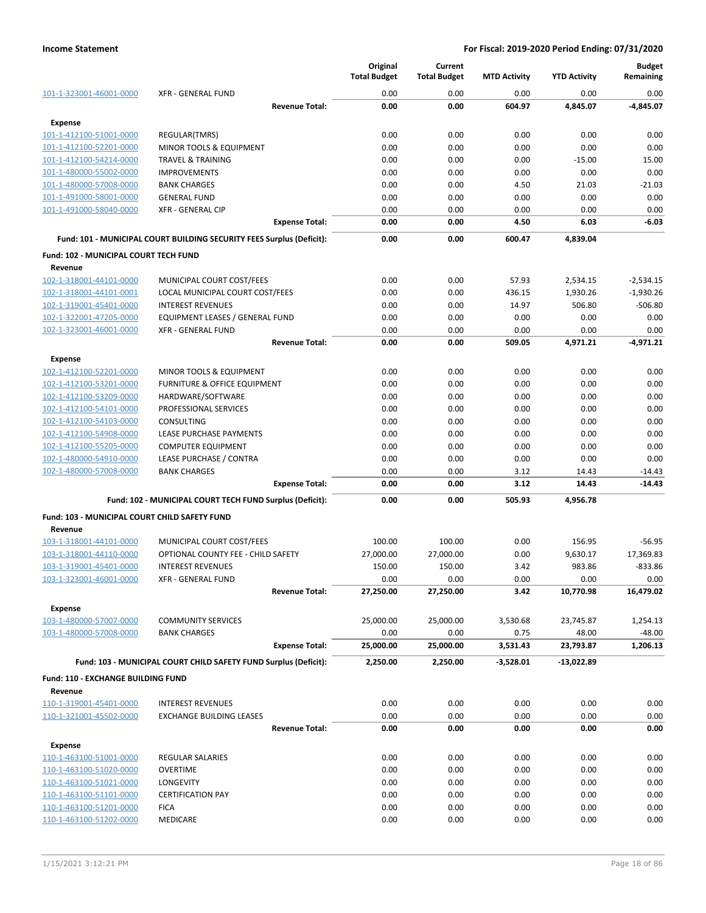| | | Original Total Budget | Current Total Budget | MTD Activity | YTD Activity | Budget Remaining |
|---|---|---|---|---|---|---|
| 101-1-323001-46001-0000 | XFR - GENERAL FUND | 0.00 | 0.00 | 0.00 | 0.00 | 0.00 |
| | **Revenue Total:** | **0.00** | **0.00** | **604.97** | **4,845.07** | **-4,845.07** |
| **Expense** | | | | | | |
| 101-1-412100-51001-0000 | REGULAR(TMRS) | 0.00 | 0.00 | 0.00 | 0.00 | 0.00 |
| 101-1-412100-52201-0000 | MINOR TOOLS & EQUIPMENT | 0.00 | 0.00 | 0.00 | 0.00 | 0.00 |
| 101-1-412100-54214-0000 | TRAVEL & TRAINING | 0.00 | 0.00 | 0.00 | -15.00 | 15.00 |
| 101-1-480000-55002-0000 | IMPROVEMENTS | 0.00 | 0.00 | 0.00 | 0.00 | 0.00 |
| 101-1-480000-57008-0000 | BANK CHARGES | 0.00 | 0.00 | 4.50 | 21.03 | -21.03 |
| 101-1-491000-58001-0000 | GENERAL FUND | 0.00 | 0.00 | 0.00 | 0.00 | 0.00 |
| 101-1-491000-58040-0000 | XFR - GENERAL CIP | 0.00 | 0.00 | 0.00 | 0.00 | 0.00 |
| | **Expense Total:** | **0.00** | **0.00** | **4.50** | **6.03** | **-6.03** |
| | **Fund: 101 - MUNICIPAL COURT BUILDING SECURITY FEES Surplus (Deficit):** | **0.00** | **0.00** | **600.47** | **4,839.04** | |
| **Fund: 102 - MUNICIPAL COURT TECH FUND** | | | | | | |
| **Revenue** | | | | | | |
| 102-1-318001-44101-0000 | MUNICIPAL COURT COST/FEES | 0.00 | 0.00 | 57.93 | 2,534.15 | -2,534.15 |
| 102-1-318001-44101-0001 | LOCAL MUNICIPAL COURT COST/FEES | 0.00 | 0.00 | 436.15 | 1,930.26 | -1,930.26 |
| 102-1-319001-45401-0000 | INTEREST REVENUES | 0.00 | 0.00 | 14.97 | 506.80 | -506.80 |
| 102-1-322001-47205-0000 | EQUIPMENT LEASES / GENERAL FUND | 0.00 | 0.00 | 0.00 | 0.00 | 0.00 |
| 102-1-323001-46001-0000 | XFR - GENERAL FUND | 0.00 | 0.00 | 0.00 | 0.00 | 0.00 |
| | **Revenue Total:** | **0.00** | **0.00** | **509.05** | **4,971.21** | **-4,971.21** |
| **Expense** | | | | | | |
| 102-1-412100-52201-0000 | MINOR TOOLS & EQUIPMENT | 0.00 | 0.00 | 0.00 | 0.00 | 0.00 |
| 102-1-412100-53201-0000 | FURNITURE & OFFICE EQUIPMENT | 0.00 | 0.00 | 0.00 | 0.00 | 0.00 |
| 102-1-412100-53209-0000 | HARDWARE/SOFTWARE | 0.00 | 0.00 | 0.00 | 0.00 | 0.00 |
| 102-1-412100-54101-0000 | PROFESSIONAL SERVICES | 0.00 | 0.00 | 0.00 | 0.00 | 0.00 |
| 102-1-412100-54103-0000 | CONSULTING | 0.00 | 0.00 | 0.00 | 0.00 | 0.00 |
| 102-1-412100-54908-0000 | LEASE PURCHASE PAYMENTS | 0.00 | 0.00 | 0.00 | 0.00 | 0.00 |
| 102-1-412100-55205-0000 | COMPUTER EQUIPMENT | 0.00 | 0.00 | 0.00 | 0.00 | 0.00 |
| 102-1-480000-54910-0000 | LEASE PURCHASE / CONTRA | 0.00 | 0.00 | 0.00 | 0.00 | 0.00 |
| 102-1-480000-57008-0000 | BANK CHARGES | 0.00 | 0.00 | 3.12 | 14.43 | -14.43 |
| | **Expense Total:** | **0.00** | **0.00** | **3.12** | **14.43** | **-14.43** |
| | **Fund: 102 - MUNICIPAL COURT TECH FUND Surplus (Deficit):** | **0.00** | **0.00** | **505.93** | **4,956.78** | |
| **Fund: 103 - MUNICIPAL COURT CHILD SAFETY FUND** | | | | | | |
| **Revenue** | | | | | | |
| 103-1-318001-44101-0000 | MUNICIPAL COURT COST/FEES | 100.00 | 100.00 | 0.00 | 156.95 | -56.95 |
| 103-1-318001-44110-0000 | OPTIONAL COUNTY FEE - CHILD SAFETY | 27,000.00 | 27,000.00 | 0.00 | 9,630.17 | 17,369.83 |
| 103-1-319001-45401-0000 | INTEREST REVENUES | 150.00 | 150.00 | 3.42 | 983.86 | -833.86 |
| 103-1-323001-46001-0000 | XFR - GENERAL FUND | 0.00 | 0.00 | 0.00 | 0.00 | 0.00 |
| | **Revenue Total:** | **27,250.00** | **27,250.00** | **3.42** | **10,770.98** | **16,479.02** |
| **Expense** | | | | | | |
| 103-1-480000-57007-0000 | COMMUNITY SERVICES | 25,000.00 | 25,000.00 | 3,530.68 | 23,745.87 | 1,254.13 |
| 103-1-480000-57008-0000 | BANK CHARGES | 0.00 | 0.00 | 0.75 | 48.00 | -48.00 |
| | **Expense Total:** | **25,000.00** | **25,000.00** | **3,531.43** | **23,793.87** | **1,206.13** |
| | **Fund: 103 - MUNICIPAL COURT CHILD SAFETY FUND Surplus (Deficit):** | **2,250.00** | **2,250.00** | **-3,528.01** | **-13,022.89** | |
| **Fund: 110 - EXCHANGE BUILDING FUND** | | | | | | |
| **Revenue** | | | | | | |
| 110-1-319001-45401-0000 | INTEREST REVENUES | 0.00 | 0.00 | 0.00 | 0.00 | 0.00 |
| 110-1-321001-45502-0000 | EXCHANGE BUILDING LEASES | 0.00 | 0.00 | 0.00 | 0.00 | 0.00 |
| | **Revenue Total:** | **0.00** | **0.00** | **0.00** | **0.00** | **0.00** |
| **Expense** | | | | | | |
| 110-1-463100-51001-0000 | REGULAR SALARIES | 0.00 | 0.00 | 0.00 | 0.00 | 0.00 |
| 110-1-463100-51020-0000 | OVERTIME | 0.00 | 0.00 | 0.00 | 0.00 | 0.00 |
| 110-1-463100-51021-0000 | LONGEVITY | 0.00 | 0.00 | 0.00 | 0.00 | 0.00 |
| 110-1-463100-51101-0000 | CERTIFICATION PAY | 0.00 | 0.00 | 0.00 | 0.00 | 0.00 |
| 110-1-463100-51201-0000 | FICA | 0.00 | 0.00 | 0.00 | 0.00 | 0.00 |
| 110-1-463100-51202-0000 | MEDICARE | 0.00 | 0.00 | 0.00 | 0.00 | 0.00 |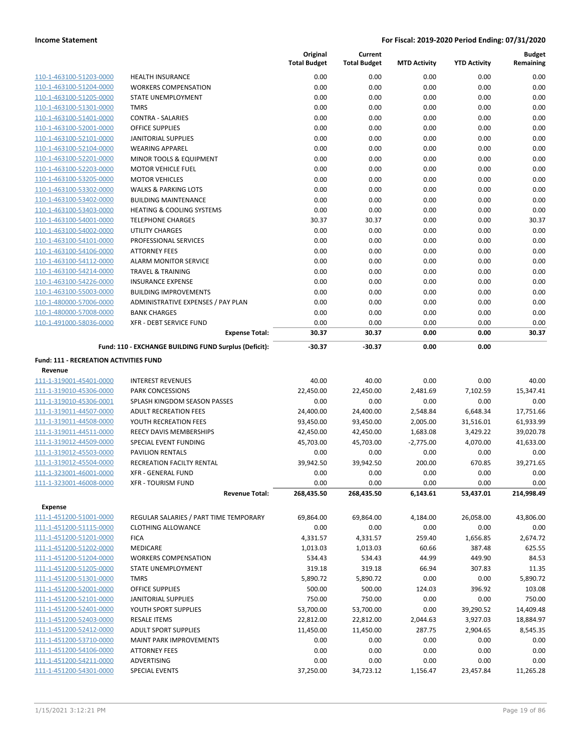| | | Original Total Budget | Current Total Budget | MTD Activity | YTD Activity | Budget Remaining |
|---|---|---|---|---|---|---|
| 110-1-463100-51203-0000 | HEALTH INSURANCE | 0.00 | 0.00 | 0.00 | 0.00 | 0.00 |
| 110-1-463100-51204-0000 | WORKERS COMPENSATION | 0.00 | 0.00 | 0.00 | 0.00 | 0.00 |
| 110-1-463100-51205-0000 | STATE UNEMPLOYMENT | 0.00 | 0.00 | 0.00 | 0.00 | 0.00 |
| 110-1-463100-51301-0000 | TMRS | 0.00 | 0.00 | 0.00 | 0.00 | 0.00 |
| 110-1-463100-51401-0000 | CONTRA - SALARIES | 0.00 | 0.00 | 0.00 | 0.00 | 0.00 |
| 110-1-463100-52001-0000 | OFFICE SUPPLIES | 0.00 | 0.00 | 0.00 | 0.00 | 0.00 |
| 110-1-463100-52101-0000 | JANITORIAL SUPPLIES | 0.00 | 0.00 | 0.00 | 0.00 | 0.00 |
| 110-1-463100-52104-0000 | WEARING APPAREL | 0.00 | 0.00 | 0.00 | 0.00 | 0.00 |
| 110-1-463100-52201-0000 | MINOR TOOLS & EQUIPMENT | 0.00 | 0.00 | 0.00 | 0.00 | 0.00 |
| 110-1-463100-52203-0000 | MOTOR VEHICLE FUEL | 0.00 | 0.00 | 0.00 | 0.00 | 0.00 |
| 110-1-463100-53205-0000 | MOTOR VEHICLES | 0.00 | 0.00 | 0.00 | 0.00 | 0.00 |
| 110-1-463100-53302-0000 | WALKS & PARKING LOTS | 0.00 | 0.00 | 0.00 | 0.00 | 0.00 |
| 110-1-463100-53402-0000 | BUILDING MAINTENANCE | 0.00 | 0.00 | 0.00 | 0.00 | 0.00 |
| 110-1-463100-53403-0000 | HEATING & COOLING SYSTEMS | 0.00 | 0.00 | 0.00 | 0.00 | 0.00 |
| 110-1-463100-54001-0000 | TELEPHONE CHARGES | 30.37 | 30.37 | 0.00 | 0.00 | 30.37 |
| 110-1-463100-54002-0000 | UTILITY CHARGES | 0.00 | 0.00 | 0.00 | 0.00 | 0.00 |
| 110-1-463100-54101-0000 | PROFESSIONAL SERVICES | 0.00 | 0.00 | 0.00 | 0.00 | 0.00 |
| 110-1-463100-54106-0000 | ATTORNEY FEES | 0.00 | 0.00 | 0.00 | 0.00 | 0.00 |
| 110-1-463100-54112-0000 | ALARM MONITOR SERVICE | 0.00 | 0.00 | 0.00 | 0.00 | 0.00 |
| 110-1-463100-54214-0000 | TRAVEL & TRAINING | 0.00 | 0.00 | 0.00 | 0.00 | 0.00 |
| 110-1-463100-54226-0000 | INSURANCE EXPENSE | 0.00 | 0.00 | 0.00 | 0.00 | 0.00 |
| 110-1-463100-55003-0000 | BUILDING IMPROVEMENTS | 0.00 | 0.00 | 0.00 | 0.00 | 0.00 |
| 110-1-480000-57006-0000 | ADMINISTRATIVE EXPENSES / PAY PLAN | 0.00 | 0.00 | 0.00 | 0.00 | 0.00 |
| 110-1-480000-57008-0000 | BANK CHARGES | 0.00 | 0.00 | 0.00 | 0.00 | 0.00 |
| 110-1-491000-58036-0000 | XFR - DEBT SERVICE FUND | 0.00 | 0.00 | 0.00 | 0.00 | 0.00 |
| | **Expense Total:** | **30.37** | **30.37** | **0.00** | **0.00** | **30.37** |
| | **Fund: 110 - EXCHANGE BUILDING FUND Surplus (Deficit):** | **-30.37** | **-30.37** | **0.00** | **0.00** | |
| **Fund: 111 - RECREATION ACTIVITIES FUND** | | | | | | |
| **Revenue** | | | | | | |
| 111-1-319001-45401-0000 | INTEREST REVENUES | 40.00 | 40.00 | 0.00 | 0.00 | 40.00 |
| 111-1-319010-45306-0000 | PARK CONCESSIONS | 22,450.00 | 22,450.00 | 2,481.69 | 7,102.59 | 15,347.41 |
| 111-1-319010-45306-0001 | SPLASH KINGDOM SEASON PASSES | 0.00 | 0.00 | 0.00 | 0.00 | 0.00 |
| 111-1-319011-44507-0000 | ADULT RECREATION FEES | 24,400.00 | 24,400.00 | 2,548.84 | 6,648.34 | 17,751.66 |
| 111-1-319011-44508-0000 | YOUTH RECREATION FEES | 93,450.00 | 93,450.00 | 2,005.00 | 31,516.01 | 61,933.99 |
| 111-1-319011-44511-0000 | REECY DAVIS MEMBERSHIPS | 42,450.00 | 42,450.00 | 1,683.08 | 3,429.22 | 39,020.78 |
| 111-1-319012-44509-0000 | SPECIAL EVENT FUNDING | 45,703.00 | 45,703.00 | -2,775.00 | 4,070.00 | 41,633.00 |
| 111-1-319012-45503-0000 | PAVILION RENTALS | 0.00 | 0.00 | 0.00 | 0.00 | 0.00 |
| 111-1-319012-45504-0000 | RECREATION FACILTY RENTAL | 39,942.50 | 39,942.50 | 200.00 | 670.85 | 39,271.65 |
| 111-1-323001-46001-0000 | XFR - GENERAL FUND | 0.00 | 0.00 | 0.00 | 0.00 | 0.00 |
| 111-1-323001-46008-0000 | XFR - TOURISM FUND | 0.00 | 0.00 | 0.00 | 0.00 | 0.00 |
| | **Revenue Total:** | **268,435.50** | **268,435.50** | **6,143.61** | **53,437.01** | **214,998.49** |
| **Expense** | | | | | | |
| 111-1-451200-51001-0000 | REGULAR SALARIES / PART TIME TEMPORARY | 69,864.00 | 69,864.00 | 4,184.00 | 26,058.00 | 43,806.00 |
| 111-1-451200-51115-0000 | CLOTHING ALLOWANCE | 0.00 | 0.00 | 0.00 | 0.00 | 0.00 |
| 111-1-451200-51201-0000 | FICA | 4,331.57 | 4,331.57 | 259.40 | 1,656.85 | 2,674.72 |
| 111-1-451200-51202-0000 | MEDICARE | 1,013.03 | 1,013.03 | 60.66 | 387.48 | 625.55 |
| 111-1-451200-51204-0000 | WORKERS COMPENSATION | 534.43 | 534.43 | 44.99 | 449.90 | 84.53 |
| 111-1-451200-51205-0000 | STATE UNEMPLOYMENT | 319.18 | 319.18 | 66.94 | 307.83 | 11.35 |
| 111-1-451200-51301-0000 | TMRS | 5,890.72 | 5,890.72 | 0.00 | 0.00 | 5,890.72 |
| 111-1-451200-52001-0000 | OFFICE SUPPLIES | 500.00 | 500.00 | 124.03 | 396.92 | 103.08 |
| 111-1-451200-52101-0000 | JANITORIAL SUPPLIES | 750.00 | 750.00 | 0.00 | 0.00 | 750.00 |
| 111-1-451200-52401-0000 | YOUTH SPORT SUPPLIES | 53,700.00 | 53,700.00 | 0.00 | 39,290.52 | 14,409.48 |
| 111-1-451200-52403-0000 | RESALE ITEMS | 22,812.00 | 22,812.00 | 2,044.63 | 3,927.03 | 18,884.97 |
| 111-1-451200-52412-0000 | ADULT SPORT SUPPLIES | 11,450.00 | 11,450.00 | 287.75 | 2,904.65 | 8,545.35 |
| 111-1-451200-53710-0000 | MAINT PARK IMPROVEMENTS | 0.00 | 0.00 | 0.00 | 0.00 | 0.00 |
| 111-1-451200-54106-0000 | ATTORNEY FEES | 0.00 | 0.00 | 0.00 | 0.00 | 0.00 |
| 111-1-451200-54211-0000 | ADVERTISING | 0.00 | 0.00 | 0.00 | 0.00 | 0.00 |
| 111-1-451200-54301-0000 | SPECIAL EVENTS | 37,250.00 | 34,723.12 | 1,156.47 | 23,457.84 | 11,265.28 |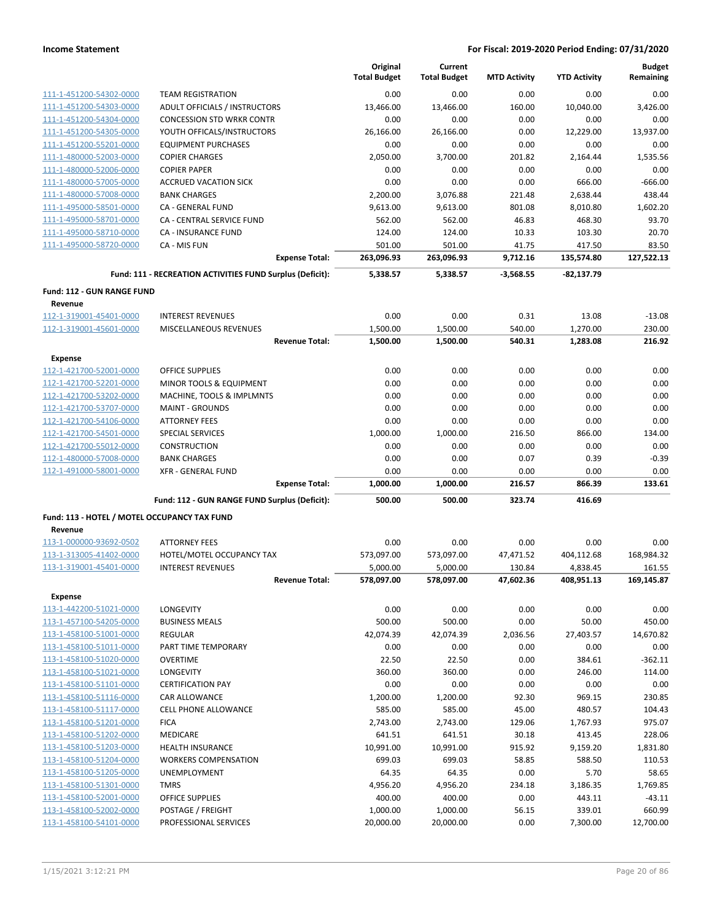| | | Original Total Budget | Current Total Budget | MTD Activity | YTD Activity | Budget Remaining |
|---|---|---|---|---|---|---|
| 111-1-451200-54302-0000 | TEAM REGISTRATION | 0.00 | 0.00 | 0.00 | 0.00 | 0.00 |
| 111-1-451200-54303-0000 | ADULT OFFICIALS / INSTRUCTORS | 13,466.00 | 13,466.00 | 160.00 | 10,040.00 | 3,426.00 |
| 111-1-451200-54304-0000 | CONCESSION STD WRKR CONTR | 0.00 | 0.00 | 0.00 | 0.00 | 0.00 |
| 111-1-451200-54305-0000 | YOUTH OFFICALS/INSTRUCTORS | 26,166.00 | 26,166.00 | 0.00 | 12,229.00 | 13,937.00 |
| 111-1-451200-55201-0000 | EQUIPMENT PURCHASES | 0.00 | 0.00 | 0.00 | 0.00 | 0.00 |
| 111-1-480000-52003-0000 | COPIER CHARGES | 2,050.00 | 3,700.00 | 201.82 | 2,164.44 | 1,535.56 |
| 111-1-480000-52006-0000 | COPIER PAPER | 0.00 | 0.00 | 0.00 | 0.00 | 0.00 |
| 111-1-480000-57005-0000 | ACCRUED VACATION SICK | 0.00 | 0.00 | 0.00 | 666.00 | -666.00 |
| 111-1-480000-57008-0000 | BANK CHARGES | 2,200.00 | 3,076.88 | 221.48 | 2,638.44 | 438.44 |
| 111-1-495000-58501-0000 | CA - GENERAL FUND | 9,613.00 | 9,613.00 | 801.08 | 8,010.80 | 1,602.20 |
| 111-1-495000-58701-0000 | CA - CENTRAL SERVICE FUND | 562.00 | 562.00 | 46.83 | 468.30 | 93.70 |
| 111-1-495000-58710-0000 | CA - INSURANCE FUND | 124.00 | 124.00 | 10.33 | 103.30 | 20.70 |
| 111-1-495000-58720-0000 | CA - MIS FUN | 501.00 | 501.00 | 41.75 | 417.50 | 83.50 |
| | **Expense Total:** | **263,096.93** | **263,096.93** | **9,712.16** | **135,574.80** | **127,522.13** |
| | **Fund: 111 - RECREATION ACTIVITIES FUND Surplus (Deficit):** | **5,338.57** | **5,338.57** | **-3,568.55** | **-82,137.79** | |
| **Fund: 112 - GUN RANGE FUND** | | | | | | |
| **Revenue** | | | | | | |
| 112-1-319001-45401-0000 | INTEREST REVENUES | 0.00 | 0.00 | 0.31 | 13.08 | -13.08 |
| 112-1-319001-45601-0000 | MISCELLANEOUS REVENUES | 1,500.00 | 1,500.00 | 540.00 | 1,270.00 | 230.00 |
| | **Revenue Total:** | **1,500.00** | **1,500.00** | **540.31** | **1,283.08** | **216.92** |
| **Expense** | | | | | | |
| 112-1-421700-52001-0000 | OFFICE SUPPLIES | 0.00 | 0.00 | 0.00 | 0.00 | 0.00 |
| 112-1-421700-52201-0000 | MINOR TOOLS & EQUIPMENT | 0.00 | 0.00 | 0.00 | 0.00 | 0.00 |
| 112-1-421700-53202-0000 | MACHINE, TOOLS & IMPLMNTS | 0.00 | 0.00 | 0.00 | 0.00 | 0.00 |
| 112-1-421700-53707-0000 | MAINT - GROUNDS | 0.00 | 0.00 | 0.00 | 0.00 | 0.00 |
| 112-1-421700-54106-0000 | ATTORNEY FEES | 0.00 | 0.00 | 0.00 | 0.00 | 0.00 |
| 112-1-421700-54501-0000 | SPECIAL SERVICES | 1,000.00 | 1,000.00 | 216.50 | 866.00 | 134.00 |
| 112-1-421700-55012-0000 | CONSTRUCTION | 0.00 | 0.00 | 0.00 | 0.00 | 0.00 |
| 112-1-480000-57008-0000 | BANK CHARGES | 0.00 | 0.00 | 0.07 | 0.39 | -0.39 |
| 112-1-491000-58001-0000 | XFR - GENERAL FUND | 0.00 | 0.00 | 0.00 | 0.00 | 0.00 |
| | **Expense Total:** | **1,000.00** | **1,000.00** | **216.57** | **866.39** | **133.61** |
| | **Fund: 112 - GUN RANGE FUND Surplus (Deficit):** | **500.00** | **500.00** | **323.74** | **416.69** | |
| **Fund: 113 - HOTEL / MOTEL OCCUPANCY TAX FUND** | | | | | | |
| **Revenue** | | | | | | |
| 113-1-000000-93692-0502 | ATTORNEY FEES | 0.00 | 0.00 | 0.00 | 0.00 | 0.00 |
| 113-1-313005-41402-0000 | HOTEL/MOTEL OCCUPANCY TAX | 573,097.00 | 573,097.00 | 47,471.52 | 404,112.68 | 168,984.32 |
| 113-1-319001-45401-0000 | INTEREST REVENUES | 5,000.00 | 5,000.00 | 130.84 | 4,838.45 | 161.55 |
| | **Revenue Total:** | **578,097.00** | **578,097.00** | **47,602.36** | **408,951.13** | **169,145.87** |
| **Expense** | | | | | | |
| 113-1-442200-51021-0000 | LONGEVITY | 0.00 | 0.00 | 0.00 | 0.00 | 0.00 |
| 113-1-457100-54205-0000 | BUSINESS MEALS | 500.00 | 500.00 | 0.00 | 50.00 | 450.00 |
| 113-1-458100-51001-0000 | REGULAR | 42,074.39 | 42,074.39 | 2,036.56 | 27,403.57 | 14,670.82 |
| 113-1-458100-51011-0000 | PART TIME TEMPORARY | 0.00 | 0.00 | 0.00 | 0.00 | 0.00 |
| 113-1-458100-51020-0000 | OVERTIME | 22.50 | 22.50 | 0.00 | 384.61 | -362.11 |
| 113-1-458100-51021-0000 | LONGEVITY | 360.00 | 360.00 | 0.00 | 246.00 | 114.00 |
| 113-1-458100-51101-0000 | CERTIFICATION PAY | 0.00 | 0.00 | 0.00 | 0.00 | 0.00 |
| 113-1-458100-51116-0000 | CAR ALLOWANCE | 1,200.00 | 1,200.00 | 92.30 | 969.15 | 230.85 |
| 113-1-458100-51117-0000 | CELL PHONE ALLOWANCE | 585.00 | 585.00 | 45.00 | 480.57 | 104.43 |
| 113-1-458100-51201-0000 | FICA | 2,743.00 | 2,743.00 | 129.06 | 1,767.93 | 975.07 |
| 113-1-458100-51202-0000 | MEDICARE | 641.51 | 641.51 | 30.18 | 413.45 | 228.06 |
| 113-1-458100-51203-0000 | HEALTH INSURANCE | 10,991.00 | 10,991.00 | 915.92 | 9,159.20 | 1,831.80 |
| 113-1-458100-51204-0000 | WORKERS COMPENSATION | 699.03 | 699.03 | 58.85 | 588.50 | 110.53 |
| 113-1-458100-51205-0000 | UNEMPLOYMENT | 64.35 | 64.35 | 0.00 | 5.70 | 58.65 |
| 113-1-458100-51301-0000 | TMRS | 4,956.20 | 4,956.20 | 234.18 | 3,186.35 | 1,769.85 |
| 113-1-458100-52001-0000 | OFFICE SUPPLIES | 400.00 | 400.00 | 0.00 | 443.11 | -43.11 |
| 113-1-458100-52002-0000 | POSTAGE / FREIGHT | 1,000.00 | 1,000.00 | 56.15 | 339.01 | 660.99 |
| 113-1-458100-54101-0000 | PROFESSIONAL SERVICES | 20,000.00 | 20,000.00 | 0.00 | 7,300.00 | 12,700.00 |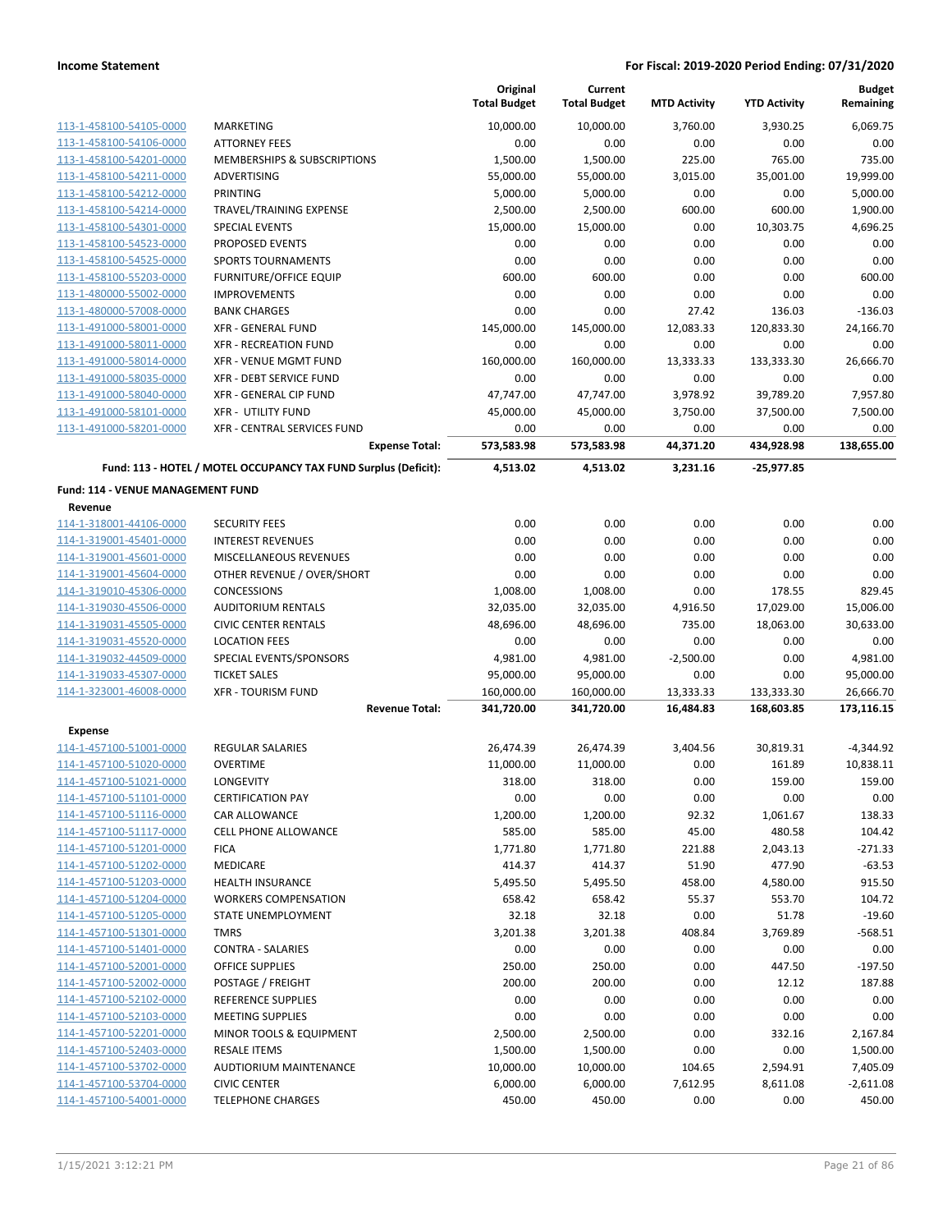**Income Statement** — For Fiscal: 2019-2020 Period Ending: 07/31/2020

| | | Original Total Budget | Current Total Budget | MTD Activity | YTD Activity | Budget Remaining |
|---|---|---|---|---|---|---|
| 113-1-458100-54105-0000 | MARKETING | 10,000.00 | 10,000.00 | 3,760.00 | 3,930.25 | 6,069.75 |
| 113-1-458100-54106-0000 | ATTORNEY FEES | 0.00 | 0.00 | 0.00 | 0.00 | 0.00 |
| 113-1-458100-54201-0000 | MEMBERSHIPS & SUBSCRIPTIONS | 1,500.00 | 1,500.00 | 225.00 | 765.00 | 735.00 |
| 113-1-458100-54211-0000 | ADVERTISING | 55,000.00 | 55,000.00 | 3,015.00 | 35,001.00 | 19,999.00 |
| 113-1-458100-54212-0000 | PRINTING | 5,000.00 | 5,000.00 | 0.00 | 0.00 | 5,000.00 |
| 113-1-458100-54214-0000 | TRAVEL/TRAINING EXPENSE | 2,500.00 | 2,500.00 | 600.00 | 600.00 | 1,900.00 |
| 113-1-458100-54301-0000 | SPECIAL EVENTS | 15,000.00 | 15,000.00 | 0.00 | 10,303.75 | 4,696.25 |
| 113-1-458100-54523-0000 | PROPOSED EVENTS | 0.00 | 0.00 | 0.00 | 0.00 | 0.00 |
| 113-1-458100-54525-0000 | SPORTS TOURNAMENTS | 0.00 | 0.00 | 0.00 | 0.00 | 0.00 |
| 113-1-458100-55203-0000 | FURNITURE/OFFICE EQUIP | 600.00 | 600.00 | 0.00 | 0.00 | 600.00 |
| 113-1-480000-55002-0000 | IMPROVEMENTS | 0.00 | 0.00 | 0.00 | 0.00 | 0.00 |
| 113-1-480000-57008-0000 | BANK CHARGES | 0.00 | 0.00 | 27.42 | 136.03 | -136.03 |
| 113-1-491000-58001-0000 | XFR - GENERAL FUND | 145,000.00 | 145,000.00 | 12,083.33 | 120,833.30 | 24,166.70 |
| 113-1-491000-58011-0000 | XFR - RECREATION FUND | 0.00 | 0.00 | 0.00 | 0.00 | 0.00 |
| 113-1-491000-58014-0000 | XFR - VENUE MGMT FUND | 160,000.00 | 160,000.00 | 13,333.33 | 133,333.30 | 26,666.70 |
| 113-1-491000-58035-0000 | XFR - DEBT SERVICE FUND | 0.00 | 0.00 | 0.00 | 0.00 | 0.00 |
| 113-1-491000-58040-0000 | XFR - GENERAL CIP FUND | 47,747.00 | 47,747.00 | 3,978.92 | 39,789.20 | 7,957.80 |
| 113-1-491000-58101-0000 | XFR - UTILITY FUND | 45,000.00 | 45,000.00 | 3,750.00 | 37,500.00 | 7,500.00 |
| 113-1-491000-58201-0000 | XFR - CENTRAL SERVICES FUND | 0.00 | 0.00 | 0.00 | 0.00 | 0.00 |
| | **Expense Total:** | **573,583.98** | **573,583.98** | **44,371.20** | **434,928.98** | **138,655.00** |
| | **Fund: 113 - HOTEL / MOTEL OCCUPANCY TAX FUND Surplus (Deficit):** | **4,513.02** | **4,513.02** | **3,231.16** | **-25,977.85** | |
| **Fund: 114 - VENUE MANAGEMENT FUND** | | | | | | |
| **Revenue** | | | | | | |
| 114-1-318001-44106-0000 | SECURITY FEES | 0.00 | 0.00 | 0.00 | 0.00 | 0.00 |
| 114-1-319001-45401-0000 | INTEREST REVENUES | 0.00 | 0.00 | 0.00 | 0.00 | 0.00 |
| 114-1-319001-45601-0000 | MISCELLANEOUS REVENUES | 0.00 | 0.00 | 0.00 | 0.00 | 0.00 |
| 114-1-319001-45604-0000 | OTHER REVENUE / OVER/SHORT | 0.00 | 0.00 | 0.00 | 0.00 | 0.00 |
| 114-1-319010-45306-0000 | CONCESSIONS | 1,008.00 | 1,008.00 | 0.00 | 178.55 | 829.45 |
| 114-1-319030-45506-0000 | AUDITORIUM RENTALS | 32,035.00 | 32,035.00 | 4,916.50 | 17,029.00 | 15,006.00 |
| 114-1-319031-45505-0000 | CIVIC CENTER RENTALS | 48,696.00 | 48,696.00 | 735.00 | 18,063.00 | 30,633.00 |
| 114-1-319031-45520-0000 | LOCATION FEES | 0.00 | 0.00 | 0.00 | 0.00 | 0.00 |
| 114-1-319032-44509-0000 | SPECIAL EVENTS/SPONSORS | 4,981.00 | 4,981.00 | -2,500.00 | 0.00 | 4,981.00 |
| 114-1-319033-45307-0000 | TICKET SALES | 95,000.00 | 95,000.00 | 0.00 | 0.00 | 95,000.00 |
| 114-1-323001-46008-0000 | XFR - TOURISM FUND | 160,000.00 | 160,000.00 | 13,333.33 | 133,333.30 | 26,666.70 |
| | **Revenue Total:** | **341,720.00** | **341,720.00** | **16,484.83** | **168,603.85** | **173,116.15** |
| **Expense** | | | | | | |
| 114-1-457100-51001-0000 | REGULAR SALARIES | 26,474.39 | 26,474.39 | 3,404.56 | 30,819.31 | -4,344.92 |
| 114-1-457100-51020-0000 | OVERTIME | 11,000.00 | 11,000.00 | 0.00 | 161.89 | 10,838.11 |
| 114-1-457100-51021-0000 | LONGEVITY | 318.00 | 318.00 | 0.00 | 159.00 | 159.00 |
| 114-1-457100-51101-0000 | CERTIFICATION PAY | 0.00 | 0.00 | 0.00 | 0.00 | 0.00 |
| 114-1-457100-51116-0000 | CAR ALLOWANCE | 1,200.00 | 1,200.00 | 92.32 | 1,061.67 | 138.33 |
| 114-1-457100-51117-0000 | CELL PHONE ALLOWANCE | 585.00 | 585.00 | 45.00 | 480.58 | 104.42 |
| 114-1-457100-51201-0000 | FICA | 1,771.80 | 1,771.80 | 221.88 | 2,043.13 | -271.33 |
| 114-1-457100-51202-0000 | MEDICARE | 414.37 | 414.37 | 51.90 | 477.90 | -63.53 |
| 114-1-457100-51203-0000 | HEALTH INSURANCE | 5,495.50 | 5,495.50 | 458.00 | 4,580.00 | 915.50 |
| 114-1-457100-51204-0000 | WORKERS COMPENSATION | 658.42 | 658.42 | 55.37 | 553.70 | 104.72 |
| 114-1-457100-51205-0000 | STATE UNEMPLOYMENT | 32.18 | 32.18 | 0.00 | 51.78 | -19.60 |
| 114-1-457100-51301-0000 | TMRS | 3,201.38 | 3,201.38 | 408.84 | 3,769.89 | -568.51 |
| 114-1-457100-51401-0000 | CONTRA - SALARIES | 0.00 | 0.00 | 0.00 | 0.00 | 0.00 |
| 114-1-457100-52001-0000 | OFFICE SUPPLIES | 250.00 | 250.00 | 0.00 | 447.50 | -197.50 |
| 114-1-457100-52002-0000 | POSTAGE / FREIGHT | 200.00 | 200.00 | 0.00 | 12.12 | 187.88 |
| 114-1-457100-52102-0000 | REFERENCE SUPPLIES | 0.00 | 0.00 | 0.00 | 0.00 | 0.00 |
| 114-1-457100-52103-0000 | MEETING SUPPLIES | 0.00 | 0.00 | 0.00 | 0.00 | 0.00 |
| 114-1-457100-52201-0000 | MINOR TOOLS & EQUIPMENT | 2,500.00 | 2,500.00 | 0.00 | 332.16 | 2,167.84 |
| 114-1-457100-52403-0000 | RESALE ITEMS | 1,500.00 | 1,500.00 | 0.00 | 0.00 | 1,500.00 |
| 114-1-457100-53702-0000 | AUDTIORIUM MAINTENANCE | 10,000.00 | 10,000.00 | 104.65 | 2,594.91 | 7,405.09 |
| 114-1-457100-53704-0000 | CIVIC CENTER | 6,000.00 | 6,000.00 | 7,612.95 | 8,611.08 | -2,611.08 |
| 114-1-457100-54001-0000 | TELEPHONE CHARGES | 450.00 | 450.00 | 0.00 | 0.00 | 450.00 |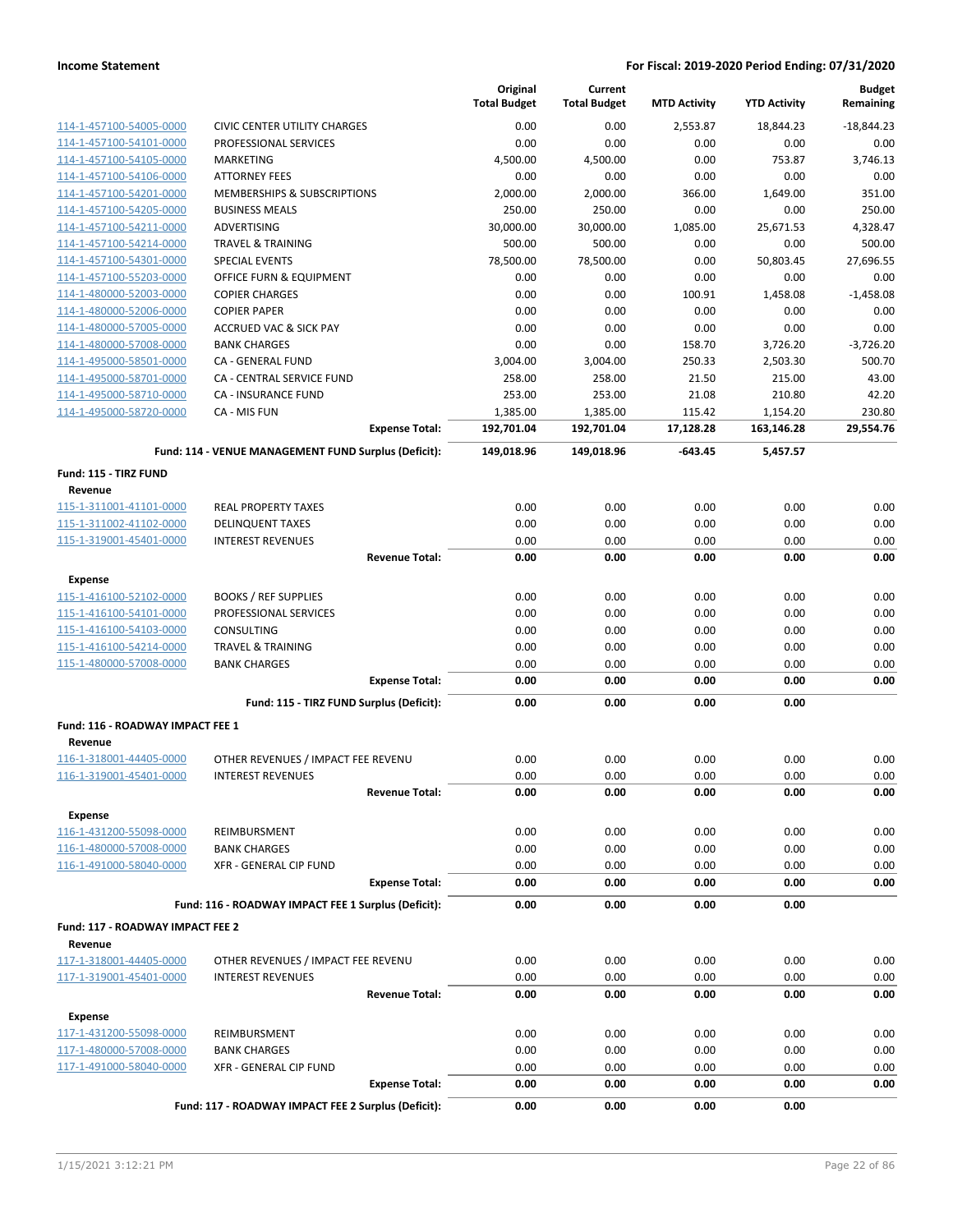**Income Statement** — **For Fiscal: 2019-2020 Period Ending: 07/31/2020**

| | | Original Total Budget | Current Total Budget | MTD Activity | YTD Activity | Budget Remaining |
|---|---|---|---|---|---|---|
| 114-1-457100-54005-0000 | CIVIC CENTER UTILITY CHARGES | 0.00 | 0.00 | 2,553.87 | 18,844.23 | -18,844.23 |
| 114-1-457100-54101-0000 | PROFESSIONAL SERVICES | 0.00 | 0.00 | 0.00 | 0.00 | 0.00 |
| 114-1-457100-54105-0000 | MARKETING | 4,500.00 | 4,500.00 | 0.00 | 753.87 | 3,746.13 |
| 114-1-457100-54106-0000 | ATTORNEY FEES | 0.00 | 0.00 | 0.00 | 0.00 | 0.00 |
| 114-1-457100-54201-0000 | MEMBERSHIPS & SUBSCRIPTIONS | 2,000.00 | 2,000.00 | 366.00 | 1,649.00 | 351.00 |
| 114-1-457100-54205-0000 | BUSINESS MEALS | 250.00 | 250.00 | 0.00 | 0.00 | 250.00 |
| 114-1-457100-54211-0000 | ADVERTISING | 30,000.00 | 30,000.00 | 1,085.00 | 25,671.53 | 4,328.47 |
| 114-1-457100-54214-0000 | TRAVEL & TRAINING | 500.00 | 500.00 | 0.00 | 0.00 | 500.00 |
| 114-1-457100-54301-0000 | SPECIAL EVENTS | 78,500.00 | 78,500.00 | 0.00 | 50,803.45 | 27,696.55 |
| 114-1-457100-55203-0000 | OFFICE FURN & EQUIPMENT | 0.00 | 0.00 | 0.00 | 0.00 | 0.00 |
| 114-1-480000-52003-0000 | COPIER CHARGES | 0.00 | 0.00 | 100.91 | 1,458.08 | -1,458.08 |
| 114-1-480000-52006-0000 | COPIER PAPER | 0.00 | 0.00 | 0.00 | 0.00 | 0.00 |
| 114-1-480000-57005-0000 | ACCRUED VAC & SICK PAY | 0.00 | 0.00 | 0.00 | 0.00 | 0.00 |
| 114-1-480000-57008-0000 | BANK CHARGES | 0.00 | 0.00 | 158.70 | 3,726.20 | -3,726.20 |
| 114-1-495000-58501-0000 | CA - GENERAL FUND | 3,004.00 | 3,004.00 | 250.33 | 2,503.30 | 500.70 |
| 114-1-495000-58701-0000 | CA - CENTRAL SERVICE FUND | 258.00 | 258.00 | 21.50 | 215.00 | 43.00 |
| 114-1-495000-58710-0000 | CA - INSURANCE FUND | 253.00 | 253.00 | 21.08 | 210.80 | 42.20 |
| 114-1-495000-58720-0000 | CA - MIS FUN | 1,385.00 | 1,385.00 | 115.42 | 1,154.20 | 230.80 |
| | **Expense Total:** | **192,701.04** | **192,701.04** | **17,128.28** | **163,146.28** | **29,554.76** |
| | **Fund: 114 - VENUE MANAGEMENT FUND Surplus (Deficit):** | **149,018.96** | **149,018.96** | **-643.45** | **5,457.57** | |

**Fund: 115 - TIRZ FUND**

| | | Original Total Budget | Current Total Budget | MTD Activity | YTD Activity | Budget Remaining |
|---|---|---|---|---|---|---|
| **Revenue** | | | | | | |
| 115-1-311001-41101-0000 | REAL PROPERTY TAXES | 0.00 | 0.00 | 0.00 | 0.00 | 0.00 |
| 115-1-311002-41102-0000 | DELINQUENT TAXES | 0.00 | 0.00 | 0.00 | 0.00 | 0.00 |
| 115-1-319001-45401-0000 | INTEREST REVENUES | 0.00 | 0.00 | 0.00 | 0.00 | 0.00 |
| | **Revenue Total:** | **0.00** | **0.00** | **0.00** | **0.00** | **0.00** |
| **Expense** | | | | | | |
| 115-1-416100-52102-0000 | BOOKS / REF SUPPLIES | 0.00 | 0.00 | 0.00 | 0.00 | 0.00 |
| 115-1-416100-54101-0000 | PROFESSIONAL SERVICES | 0.00 | 0.00 | 0.00 | 0.00 | 0.00 |
| 115-1-416100-54103-0000 | CONSULTING | 0.00 | 0.00 | 0.00 | 0.00 | 0.00 |
| 115-1-416100-54214-0000 | TRAVEL & TRAINING | 0.00 | 0.00 | 0.00 | 0.00 | 0.00 |
| 115-1-480000-57008-0000 | BANK CHARGES | 0.00 | 0.00 | 0.00 | 0.00 | 0.00 |
| | **Expense Total:** | **0.00** | **0.00** | **0.00** | **0.00** | **0.00** |
| | **Fund: 115 - TIRZ FUND Surplus (Deficit):** | **0.00** | **0.00** | **0.00** | **0.00** | |

**Fund: 116 - ROADWAY IMPACT FEE 1**

| | | Original Total Budget | Current Total Budget | MTD Activity | YTD Activity | Budget Remaining |
|---|---|---|---|---|---|---|
| **Revenue** | | | | | | |
| 116-1-318001-44405-0000 | OTHER REVENUES / IMPACT FEE REVENU | 0.00 | 0.00 | 0.00 | 0.00 | 0.00 |
| 116-1-319001-45401-0000 | INTEREST REVENUES | 0.00 | 0.00 | 0.00 | 0.00 | 0.00 |
| | **Revenue Total:** | **0.00** | **0.00** | **0.00** | **0.00** | **0.00** |
| **Expense** | | | | | | |
| 116-1-431200-55098-0000 | REIMBURSMENT | 0.00 | 0.00 | 0.00 | 0.00 | 0.00 |
| 116-1-480000-57008-0000 | BANK CHARGES | 0.00 | 0.00 | 0.00 | 0.00 | 0.00 |
| 116-1-491000-58040-0000 | XFR - GENERAL CIP FUND | 0.00 | 0.00 | 0.00 | 0.00 | 0.00 |
| | **Expense Total:** | **0.00** | **0.00** | **0.00** | **0.00** | **0.00** |
| | **Fund: 116 - ROADWAY IMPACT FEE 1 Surplus (Deficit):** | **0.00** | **0.00** | **0.00** | **0.00** | |

**Fund: 117 - ROADWAY IMPACT FEE 2**

| | | Original Total Budget | Current Total Budget | MTD Activity | YTD Activity | Budget Remaining |
|---|---|---|---|---|---|---|
| **Revenue** | | | | | | |
| 117-1-318001-44405-0000 | OTHER REVENUES / IMPACT FEE REVENU | 0.00 | 0.00 | 0.00 | 0.00 | 0.00 |
| 117-1-319001-45401-0000 | INTEREST REVENUES | 0.00 | 0.00 | 0.00 | 0.00 | 0.00 |
| | **Revenue Total:** | **0.00** | **0.00** | **0.00** | **0.00** | **0.00** |
| **Expense** | | | | | | |
| 117-1-431200-55098-0000 | REIMBURSMENT | 0.00 | 0.00 | 0.00 | 0.00 | 0.00 |
| 117-1-480000-57008-0000 | BANK CHARGES | 0.00 | 0.00 | 0.00 | 0.00 | 0.00 |
| 117-1-491000-58040-0000 | XFR - GENERAL CIP FUND | 0.00 | 0.00 | 0.00 | 0.00 | 0.00 |
| | **Expense Total:** | **0.00** | **0.00** | **0.00** | **0.00** | **0.00** |
| | **Fund: 117 - ROADWAY IMPACT FEE 2 Surplus (Deficit):** | **0.00** | **0.00** | **0.00** | **0.00** | |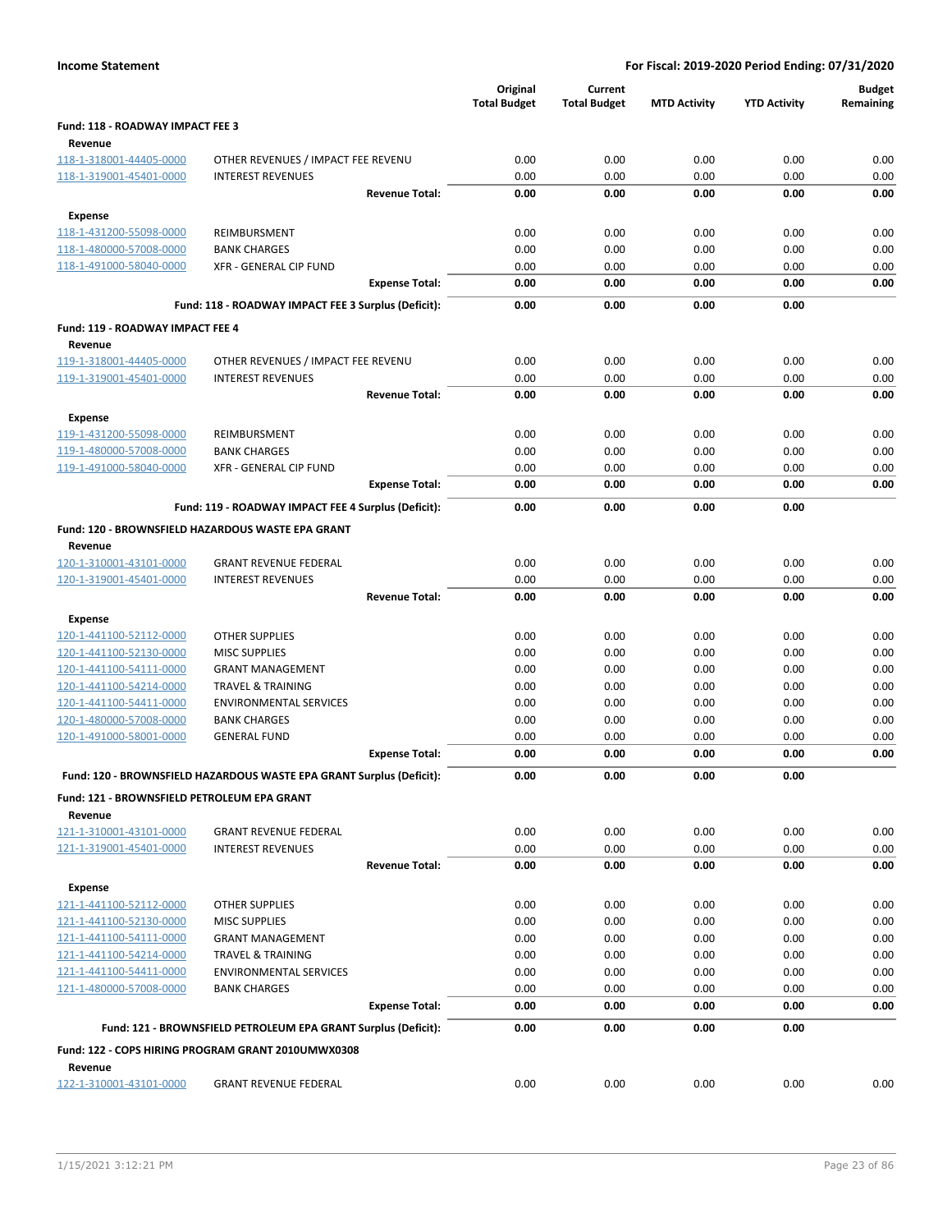**Income Statement** — For Fiscal: 2019-2020 Period Ending: 07/31/2020

| | | Original Total Budget | Current Total Budget | MTD Activity | YTD Activity | Budget Remaining |
|---|---|---|---|---|---|---|
| **Fund: 118 - ROADWAY IMPACT FEE 3** | | | | | | |
| **Revenue** | | | | | | |
| 118-1-318001-44405-0000 | OTHER REVENUES / IMPACT FEE REVENU | 0.00 | 0.00 | 0.00 | 0.00 | 0.00 |
| 118-1-319001-45401-0000 | INTEREST REVENUES | 0.00 | 0.00 | 0.00 | 0.00 | 0.00 |
| | **Revenue Total:** | **0.00** | **0.00** | **0.00** | **0.00** | **0.00** |
| **Expense** | | | | | | |
| 118-1-431200-55098-0000 | REIMBURSMENT | 0.00 | 0.00 | 0.00 | 0.00 | 0.00 |
| 118-1-480000-57008-0000 | BANK CHARGES | 0.00 | 0.00 | 0.00 | 0.00 | 0.00 |
| 118-1-491000-58040-0000 | XFR - GENERAL CIP FUND | 0.00 | 0.00 | 0.00 | 0.00 | 0.00 |
| | **Expense Total:** | **0.00** | **0.00** | **0.00** | **0.00** | **0.00** |
| | **Fund: 118 - ROADWAY IMPACT FEE 3 Surplus (Deficit):** | **0.00** | **0.00** | **0.00** | **0.00** | |
| **Fund: 119 - ROADWAY IMPACT FEE 4** | | | | | | |
| **Revenue** | | | | | | |
| 119-1-318001-44405-0000 | OTHER REVENUES / IMPACT FEE REVENU | 0.00 | 0.00 | 0.00 | 0.00 | 0.00 |
| 119-1-319001-45401-0000 | INTEREST REVENUES | 0.00 | 0.00 | 0.00 | 0.00 | 0.00 |
| | **Revenue Total:** | **0.00** | **0.00** | **0.00** | **0.00** | **0.00** |
| **Expense** | | | | | | |
| 119-1-431200-55098-0000 | REIMBURSMENT | 0.00 | 0.00 | 0.00 | 0.00 | 0.00 |
| 119-1-480000-57008-0000 | BANK CHARGES | 0.00 | 0.00 | 0.00 | 0.00 | 0.00 |
| 119-1-491000-58040-0000 | XFR - GENERAL CIP FUND | 0.00 | 0.00 | 0.00 | 0.00 | 0.00 |
| | **Expense Total:** | **0.00** | **0.00** | **0.00** | **0.00** | **0.00** |
| | **Fund: 119 - ROADWAY IMPACT FEE 4 Surplus (Deficit):** | **0.00** | **0.00** | **0.00** | **0.00** | |
| **Fund: 120 - BROWNSFIELD HAZARDOUS WASTE EPA GRANT** | | | | | | |
| **Revenue** | | | | | | |
| 120-1-310001-43101-0000 | GRANT REVENUE FEDERAL | 0.00 | 0.00 | 0.00 | 0.00 | 0.00 |
| 120-1-319001-45401-0000 | INTEREST REVENUES | 0.00 | 0.00 | 0.00 | 0.00 | 0.00 |
| | **Revenue Total:** | **0.00** | **0.00** | **0.00** | **0.00** | **0.00** |
| **Expense** | | | | | | |
| 120-1-441100-52112-0000 | OTHER SUPPLIES | 0.00 | 0.00 | 0.00 | 0.00 | 0.00 |
| 120-1-441100-52130-0000 | MISC SUPPLIES | 0.00 | 0.00 | 0.00 | 0.00 | 0.00 |
| 120-1-441100-54111-0000 | GRANT MANAGEMENT | 0.00 | 0.00 | 0.00 | 0.00 | 0.00 |
| 120-1-441100-54214-0000 | TRAVEL & TRAINING | 0.00 | 0.00 | 0.00 | 0.00 | 0.00 |
| 120-1-441100-54411-0000 | ENVIRONMENTAL SERVICES | 0.00 | 0.00 | 0.00 | 0.00 | 0.00 |
| 120-1-480000-57008-0000 | BANK CHARGES | 0.00 | 0.00 | 0.00 | 0.00 | 0.00 |
| 120-1-491000-58001-0000 | GENERAL FUND | 0.00 | 0.00 | 0.00 | 0.00 | 0.00 |
| | **Expense Total:** | **0.00** | **0.00** | **0.00** | **0.00** | **0.00** |
| | **Fund: 120 - BROWNSFIELD HAZARDOUS WASTE EPA GRANT Surplus (Deficit):** | **0.00** | **0.00** | **0.00** | **0.00** | |
| **Fund: 121 - BROWNSFIELD PETROLEUM EPA GRANT** | | | | | | |
| **Revenue** | | | | | | |
| 121-1-310001-43101-0000 | GRANT REVENUE FEDERAL | 0.00 | 0.00 | 0.00 | 0.00 | 0.00 |
| 121-1-319001-45401-0000 | INTEREST REVENUES | 0.00 | 0.00 | 0.00 | 0.00 | 0.00 |
| | **Revenue Total:** | **0.00** | **0.00** | **0.00** | **0.00** | **0.00** |
| **Expense** | | | | | | |
| 121-1-441100-52112-0000 | OTHER SUPPLIES | 0.00 | 0.00 | 0.00 | 0.00 | 0.00 |
| 121-1-441100-52130-0000 | MISC SUPPLIES | 0.00 | 0.00 | 0.00 | 0.00 | 0.00 |
| 121-1-441100-54111-0000 | GRANT MANAGEMENT | 0.00 | 0.00 | 0.00 | 0.00 | 0.00 |
| 121-1-441100-54214-0000 | TRAVEL & TRAINING | 0.00 | 0.00 | 0.00 | 0.00 | 0.00 |
| 121-1-441100-54411-0000 | ENVIRONMENTAL SERVICES | 0.00 | 0.00 | 0.00 | 0.00 | 0.00 |
| 121-1-480000-57008-0000 | BANK CHARGES | 0.00 | 0.00 | 0.00 | 0.00 | 0.00 |
| | **Expense Total:** | **0.00** | **0.00** | **0.00** | **0.00** | **0.00** |
| | **Fund: 121 - BROWNSFIELD PETROLEUM EPA GRANT Surplus (Deficit):** | **0.00** | **0.00** | **0.00** | **0.00** | |
| **Fund: 122 - COPS HIRING PROGRAM GRANT 2010UMWX0308** | | | | | | |
| **Revenue** | | | | | | |
| 122-1-310001-43101-0000 | GRANT REVENUE FEDERAL | 0.00 | 0.00 | 0.00 | 0.00 | 0.00 |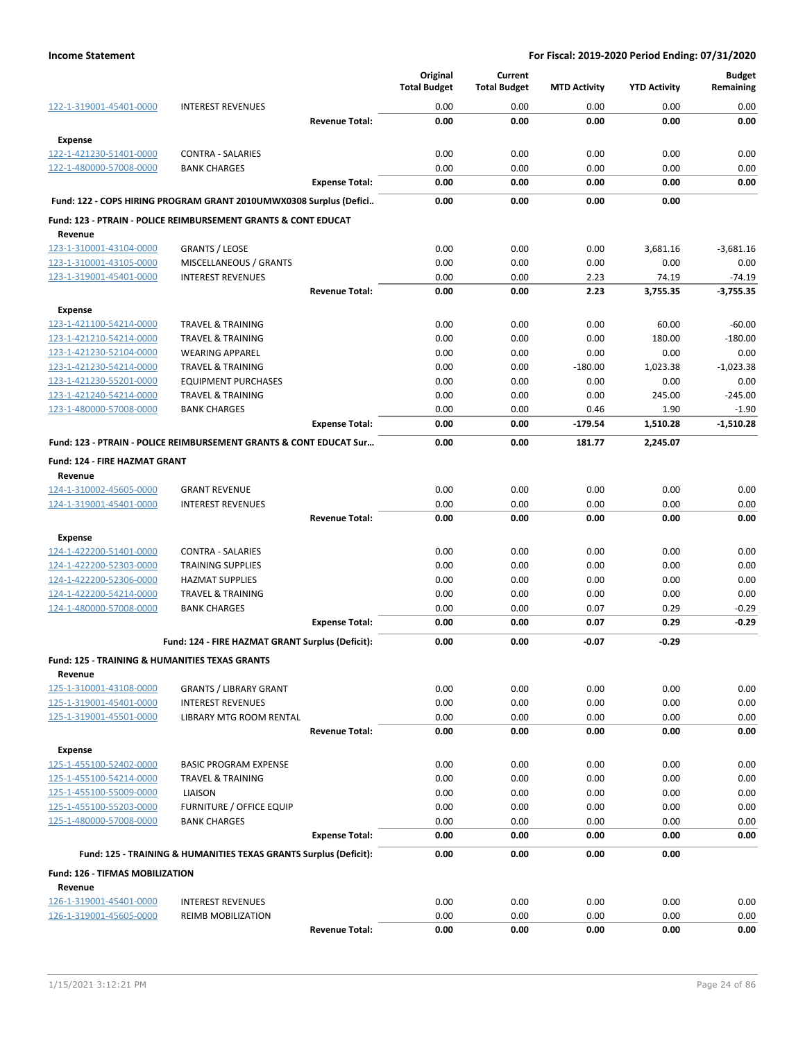| | | Original Total Budget | Current Total Budget | MTD Activity | YTD Activity | Budget Remaining |
|---|---|---|---|---|---|---|
| 122-1-319001-45401-0000 | INTEREST REVENUES | 0.00 | 0.00 | 0.00 | 0.00 | 0.00 |
| | **Revenue Total:** | **0.00** | **0.00** | **0.00** | **0.00** | **0.00** |
| **Expense** | | | | | | |
| 122-1-421230-51401-0000 | CONTRA - SALARIES | 0.00 | 0.00 | 0.00 | 0.00 | 0.00 |
| 122-1-480000-57008-0000 | BANK CHARGES | 0.00 | 0.00 | 0.00 | 0.00 | 0.00 |
| | **Expense Total:** | **0.00** | **0.00** | **0.00** | **0.00** | **0.00** |
| **Fund: 122 - COPS HIRING PROGRAM GRANT 2010UMWX0308 Surplus (Defici..** | | **0.00** | **0.00** | **0.00** | **0.00** | |
| **Fund: 123 - PTRAIN - POLICE REIMBURSEMENT GRANTS & CONT EDUCAT** | | | | | | |
| **Revenue** | | | | | | |
| 123-1-310001-43104-0000 | GRANTS / LEOSE | 0.00 | 0.00 | 0.00 | 3,681.16 | -3,681.16 |
| 123-1-310001-43105-0000 | MISCELLANEOUS / GRANTS | 0.00 | 0.00 | 0.00 | 0.00 | 0.00 |
| 123-1-319001-45401-0000 | INTEREST REVENUES | 0.00 | 0.00 | 2.23 | 74.19 | -74.19 |
| | **Revenue Total:** | **0.00** | **0.00** | **2.23** | **3,755.35** | **-3,755.35** |
| **Expense** | | | | | | |
| 123-1-421100-54214-0000 | TRAVEL & TRAINING | 0.00 | 0.00 | 0.00 | 60.00 | -60.00 |
| 123-1-421210-54214-0000 | TRAVEL & TRAINING | 0.00 | 0.00 | 0.00 | 180.00 | -180.00 |
| 123-1-421230-52104-0000 | WEARING APPAREL | 0.00 | 0.00 | 0.00 | 0.00 | 0.00 |
| 123-1-421230-54214-0000 | TRAVEL & TRAINING | 0.00 | 0.00 | -180.00 | 1,023.38 | -1,023.38 |
| 123-1-421230-55201-0000 | EQUIPMENT PURCHASES | 0.00 | 0.00 | 0.00 | 0.00 | 0.00 |
| 123-1-421240-54214-0000 | TRAVEL & TRAINING | 0.00 | 0.00 | 0.00 | 245.00 | -245.00 |
| 123-1-480000-57008-0000 | BANK CHARGES | 0.00 | 0.00 | 0.46 | 1.90 | -1.90 |
| | **Expense Total:** | **0.00** | **0.00** | **-179.54** | **1,510.28** | **-1,510.28** |
| **Fund: 123 - PTRAIN - POLICE REIMBURSEMENT GRANTS & CONT EDUCAT Sur...** | | **0.00** | **0.00** | **181.77** | **2,245.07** | |
| **Fund: 124 - FIRE HAZMAT GRANT** | | | | | | |
| **Revenue** | | | | | | |
| 124-1-310002-45605-0000 | GRANT REVENUE | 0.00 | 0.00 | 0.00 | 0.00 | 0.00 |
| 124-1-319001-45401-0000 | INTEREST REVENUES | 0.00 | 0.00 | 0.00 | 0.00 | 0.00 |
| | **Revenue Total:** | **0.00** | **0.00** | **0.00** | **0.00** | **0.00** |
| **Expense** | | | | | | |
| 124-1-422200-51401-0000 | CONTRA - SALARIES | 0.00 | 0.00 | 0.00 | 0.00 | 0.00 |
| 124-1-422200-52303-0000 | TRAINING SUPPLIES | 0.00 | 0.00 | 0.00 | 0.00 | 0.00 |
| 124-1-422200-52306-0000 | HAZMAT SUPPLIES | 0.00 | 0.00 | 0.00 | 0.00 | 0.00 |
| 124-1-422200-54214-0000 | TRAVEL & TRAINING | 0.00 | 0.00 | 0.00 | 0.00 | 0.00 |
| 124-1-480000-57008-0000 | BANK CHARGES | 0.00 | 0.00 | 0.07 | 0.29 | -0.29 |
| | **Expense Total:** | **0.00** | **0.00** | **0.07** | **0.29** | **-0.29** |
| | **Fund: 124 - FIRE HAZMAT GRANT Surplus (Deficit):** | **0.00** | **0.00** | **-0.07** | **-0.29** | |
| **Fund: 125 - TRAINING & HUMANITIES TEXAS GRANTS** | | | | | | |
| **Revenue** | | | | | | |
| 125-1-310001-43108-0000 | GRANTS / LIBRARY GRANT | 0.00 | 0.00 | 0.00 | 0.00 | 0.00 |
| 125-1-319001-45401-0000 | INTEREST REVENUES | 0.00 | 0.00 | 0.00 | 0.00 | 0.00 |
| 125-1-319001-45501-0000 | LIBRARY MTG ROOM RENTAL | 0.00 | 0.00 | 0.00 | 0.00 | 0.00 |
| | **Revenue Total:** | **0.00** | **0.00** | **0.00** | **0.00** | **0.00** |
| **Expense** | | | | | | |
| 125-1-455100-52402-0000 | BASIC PROGRAM EXPENSE | 0.00 | 0.00 | 0.00 | 0.00 | 0.00 |
| 125-1-455100-54214-0000 | TRAVEL & TRAINING | 0.00 | 0.00 | 0.00 | 0.00 | 0.00 |
| 125-1-455100-55009-0000 | LIAISON | 0.00 | 0.00 | 0.00 | 0.00 | 0.00 |
| 125-1-455100-55203-0000 | FURNITURE / OFFICE EQUIP | 0.00 | 0.00 | 0.00 | 0.00 | 0.00 |
| 125-1-480000-57008-0000 | BANK CHARGES | 0.00 | 0.00 | 0.00 | 0.00 | 0.00 |
| | **Expense Total:** | **0.00** | **0.00** | **0.00** | **0.00** | **0.00** |
| | **Fund: 125 - TRAINING & HUMANITIES TEXAS GRANTS Surplus (Deficit):** | **0.00** | **0.00** | **0.00** | **0.00** | |
| **Fund: 126 - TIFMAS MOBILIZATION** | | | | | | |
| **Revenue** | | | | | | |
| 126-1-319001-45401-0000 | INTEREST REVENUES | 0.00 | 0.00 | 0.00 | 0.00 | 0.00 |
| 126-1-319001-45605-0000 | REIMB MOBILIZATION | 0.00 | 0.00 | 0.00 | 0.00 | 0.00 |
| | **Revenue Total:** | **0.00** | **0.00** | **0.00** | **0.00** | **0.00** |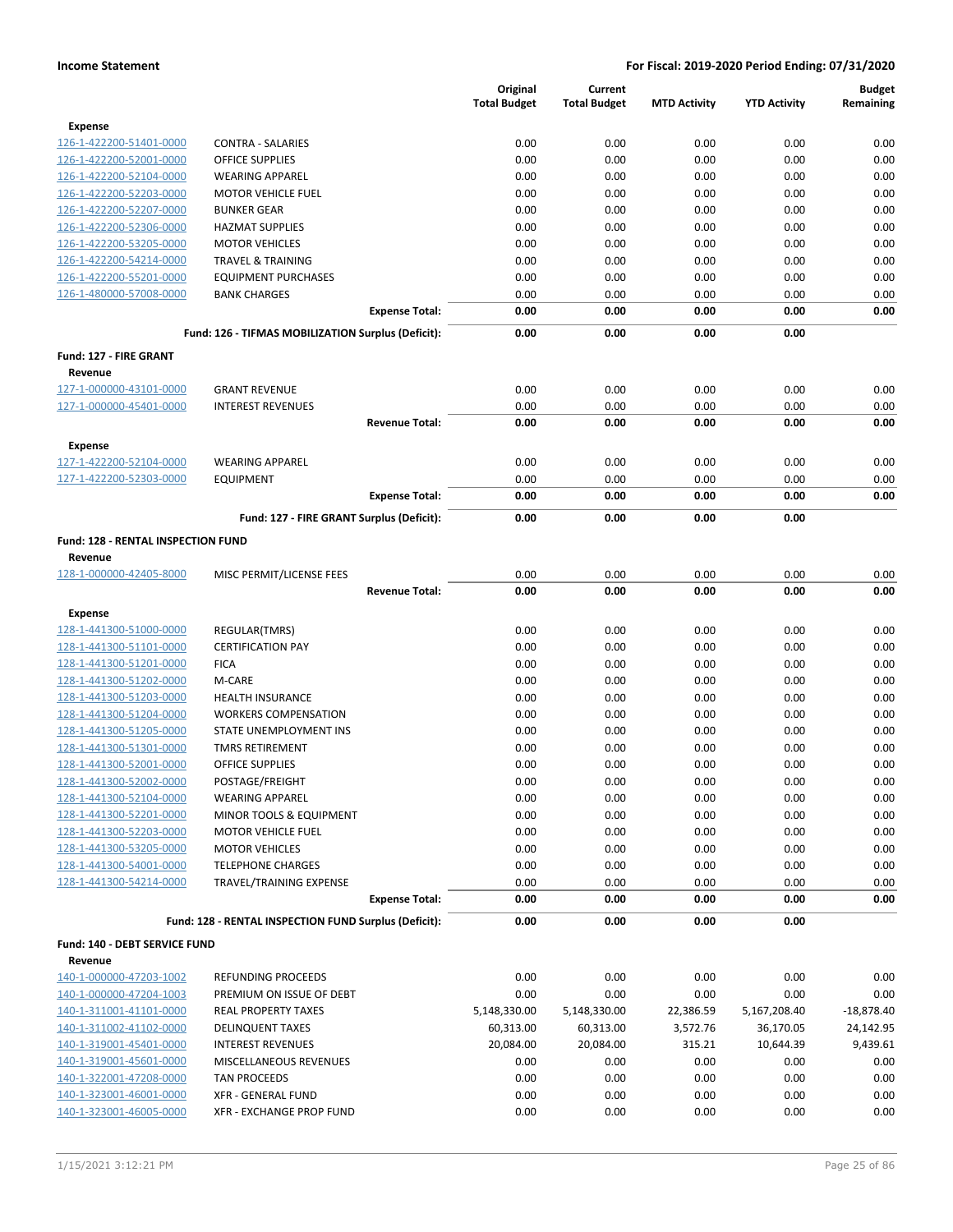| | | Original Total Budget | Current Total Budget | MTD Activity | YTD Activity | Budget Remaining |
|---|---|---|---|---|---|---|
| **Expense** | | | | | | |
| 126-1-422200-51401-0000 | CONTRA - SALARIES | 0.00 | 0.00 | 0.00 | 0.00 | 0.00 |
| 126-1-422200-52001-0000 | OFFICE SUPPLIES | 0.00 | 0.00 | 0.00 | 0.00 | 0.00 |
| 126-1-422200-52104-0000 | WEARING APPAREL | 0.00 | 0.00 | 0.00 | 0.00 | 0.00 |
| 126-1-422200-52203-0000 | MOTOR VEHICLE FUEL | 0.00 | 0.00 | 0.00 | 0.00 | 0.00 |
| 126-1-422200-52207-0000 | BUNKER GEAR | 0.00 | 0.00 | 0.00 | 0.00 | 0.00 |
| 126-1-422200-52306-0000 | HAZMAT SUPPLIES | 0.00 | 0.00 | 0.00 | 0.00 | 0.00 |
| 126-1-422200-53205-0000 | MOTOR VEHICLES | 0.00 | 0.00 | 0.00 | 0.00 | 0.00 |
| 126-1-422200-54214-0000 | TRAVEL & TRAINING | 0.00 | 0.00 | 0.00 | 0.00 | 0.00 |
| 126-1-422200-55201-0000 | EQUIPMENT PURCHASES | 0.00 | 0.00 | 0.00 | 0.00 | 0.00 |
| 126-1-480000-57008-0000 | BANK CHARGES | 0.00 | 0.00 | 0.00 | 0.00 | 0.00 |
| | **Expense Total:** | **0.00** | **0.00** | **0.00** | **0.00** | **0.00** |
| | **Fund: 126 - TIFMAS MOBILIZATION Surplus (Deficit):** | **0.00** | **0.00** | **0.00** | **0.00** | |
| **Fund: 127 - FIRE GRANT** | | | | | | |
| **Revenue** | | | | | | |
| 127-1-000000-43101-0000 | GRANT REVENUE | 0.00 | 0.00 | 0.00 | 0.00 | 0.00 |
| 127-1-000000-45401-0000 | INTEREST REVENUES | 0.00 | 0.00 | 0.00 | 0.00 | 0.00 |
| | **Revenue Total:** | **0.00** | **0.00** | **0.00** | **0.00** | **0.00** |
| **Expense** | | | | | | |
| 127-1-422200-52104-0000 | WEARING APPAREL | 0.00 | 0.00 | 0.00 | 0.00 | 0.00 |
| 127-1-422200-52303-0000 | EQUIPMENT | 0.00 | 0.00 | 0.00 | 0.00 | 0.00 |
| | **Expense Total:** | **0.00** | **0.00** | **0.00** | **0.00** | **0.00** |
| | **Fund: 127 - FIRE GRANT Surplus (Deficit):** | **0.00** | **0.00** | **0.00** | **0.00** | |
| **Fund: 128 - RENTAL INSPECTION FUND** | | | | | | |
| **Revenue** | | | | | | |
| 128-1-000000-42405-8000 | MISC PERMIT/LICENSE FEES | 0.00 | 0.00 | 0.00 | 0.00 | 0.00 |
| | **Revenue Total:** | **0.00** | **0.00** | **0.00** | **0.00** | **0.00** |
| **Expense** | | | | | | |
| 128-1-441300-51000-0000 | REGULAR(TMRS) | 0.00 | 0.00 | 0.00 | 0.00 | 0.00 |
| 128-1-441300-51101-0000 | CERTIFICATION PAY | 0.00 | 0.00 | 0.00 | 0.00 | 0.00 |
| 128-1-441300-51201-0000 | FICA | 0.00 | 0.00 | 0.00 | 0.00 | 0.00 |
| 128-1-441300-51202-0000 | M-CARE | 0.00 | 0.00 | 0.00 | 0.00 | 0.00 |
| 128-1-441300-51203-0000 | HEALTH INSURANCE | 0.00 | 0.00 | 0.00 | 0.00 | 0.00 |
| 128-1-441300-51204-0000 | WORKERS COMPENSATION | 0.00 | 0.00 | 0.00 | 0.00 | 0.00 |
| 128-1-441300-51205-0000 | STATE UNEMPLOYMENT INS | 0.00 | 0.00 | 0.00 | 0.00 | 0.00 |
| 128-1-441300-51301-0000 | TMRS RETIREMENT | 0.00 | 0.00 | 0.00 | 0.00 | 0.00 |
| 128-1-441300-52001-0000 | OFFICE SUPPLIES | 0.00 | 0.00 | 0.00 | 0.00 | 0.00 |
| 128-1-441300-52002-0000 | POSTAGE/FREIGHT | 0.00 | 0.00 | 0.00 | 0.00 | 0.00 |
| 128-1-441300-52104-0000 | WEARING APPAREL | 0.00 | 0.00 | 0.00 | 0.00 | 0.00 |
| 128-1-441300-52201-0000 | MINOR TOOLS & EQUIPMENT | 0.00 | 0.00 | 0.00 | 0.00 | 0.00 |
| 128-1-441300-52203-0000 | MOTOR VEHICLE FUEL | 0.00 | 0.00 | 0.00 | 0.00 | 0.00 |
| 128-1-441300-53205-0000 | MOTOR VEHICLES | 0.00 | 0.00 | 0.00 | 0.00 | 0.00 |
| 128-1-441300-54001-0000 | TELEPHONE CHARGES | 0.00 | 0.00 | 0.00 | 0.00 | 0.00 |
| 128-1-441300-54214-0000 | TRAVEL/TRAINING EXPENSE | 0.00 | 0.00 | 0.00 | 0.00 | 0.00 |
| | **Expense Total:** | **0.00** | **0.00** | **0.00** | **0.00** | **0.00** |
| | **Fund: 128 - RENTAL INSPECTION FUND Surplus (Deficit):** | **0.00** | **0.00** | **0.00** | **0.00** | |
| **Fund: 140 - DEBT SERVICE FUND** | | | | | | |
| **Revenue** | | | | | | |
| 140-1-000000-47203-1002 | REFUNDING PROCEEDS | 0.00 | 0.00 | 0.00 | 0.00 | 0.00 |
| 140-1-000000-47204-1003 | PREMIUM ON ISSUE OF DEBT | 0.00 | 0.00 | 0.00 | 0.00 | 0.00 |
| 140-1-311001-41101-0000 | REAL PROPERTY TAXES | 5,148,330.00 | 5,148,330.00 | 22,386.59 | 5,167,208.40 | -18,878.40 |
| 140-1-311002-41102-0000 | DELINQUENT TAXES | 60,313.00 | 60,313.00 | 3,572.76 | 36,170.05 | 24,142.95 |
| 140-1-319001-45401-0000 | INTEREST REVENUES | 20,084.00 | 20,084.00 | 315.21 | 10,644.39 | 9,439.61 |
| 140-1-319001-45601-0000 | MISCELLANEOUS REVENUES | 0.00 | 0.00 | 0.00 | 0.00 | 0.00 |
| 140-1-322001-47208-0000 | TAN PROCEEDS | 0.00 | 0.00 | 0.00 | 0.00 | 0.00 |
| 140-1-323001-46001-0000 | XFR - GENERAL FUND | 0.00 | 0.00 | 0.00 | 0.00 | 0.00 |
| 140-1-323001-46005-0000 | XFR - EXCHANGE PROP FUND | 0.00 | 0.00 | 0.00 | 0.00 | 0.00 |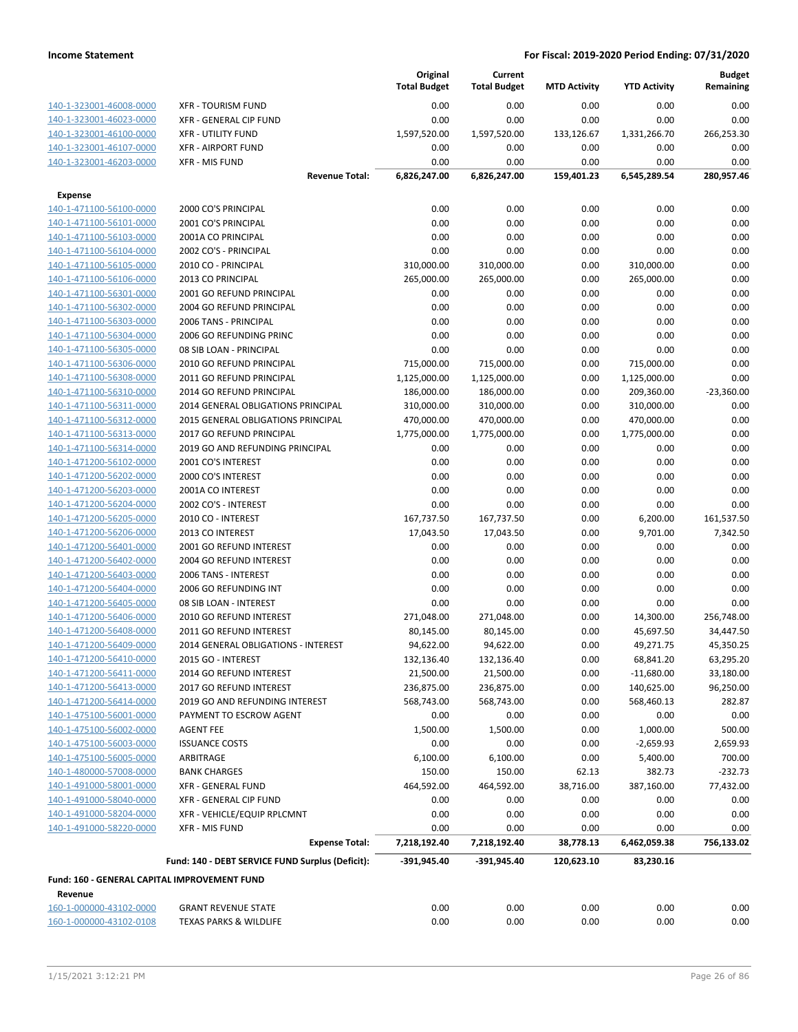| | | Original Total Budget | Current Total Budget | MTD Activity | YTD Activity | Budget Remaining |
|---|---|---|---|---|---|---|
| 140-1-323001-46008-0000 | XFR - TOURISM FUND | 0.00 | 0.00 | 0.00 | 0.00 | 0.00 |
| 140-1-323001-46023-0000 | XFR - GENERAL CIP FUND | 0.00 | 0.00 | 0.00 | 0.00 | 0.00 |
| 140-1-323001-46100-0000 | XFR - UTILITY FUND | 1,597,520.00 | 1,597,520.00 | 133,126.67 | 1,331,266.70 | 266,253.30 |
| 140-1-323001-46107-0000 | XFR - AIRPORT FUND | 0.00 | 0.00 | 0.00 | 0.00 | 0.00 |
| 140-1-323001-46203-0000 | XFR - MIS FUND | 0.00 | 0.00 | 0.00 | 0.00 | 0.00 |
| | **Revenue Total:** | **6,826,247.00** | **6,826,247.00** | **159,401.23** | **6,545,289.54** | **280,957.46** |
| **Expense** | | | | | | |
| 140-1-471100-56100-0000 | 2000 CO'S PRINCIPAL | 0.00 | 0.00 | 0.00 | 0.00 | 0.00 |
| 140-1-471100-56101-0000 | 2001 CO'S PRINCIPAL | 0.00 | 0.00 | 0.00 | 0.00 | 0.00 |
| 140-1-471100-56103-0000 | 2001A CO PRINCIPAL | 0.00 | 0.00 | 0.00 | 0.00 | 0.00 |
| 140-1-471100-56104-0000 | 2002 CO'S - PRINCIPAL | 0.00 | 0.00 | 0.00 | 0.00 | 0.00 |
| 140-1-471100-56105-0000 | 2010 CO - PRINCIPAL | 310,000.00 | 310,000.00 | 0.00 | 310,000.00 | 0.00 |
| 140-1-471100-56106-0000 | 2013 CO PRINCIPAL | 265,000.00 | 265,000.00 | 0.00 | 265,000.00 | 0.00 |
| 140-1-471100-56301-0000 | 2001 GO REFUND PRINCIPAL | 0.00 | 0.00 | 0.00 | 0.00 | 0.00 |
| 140-1-471100-56302-0000 | 2004 GO REFUND PRINCIPAL | 0.00 | 0.00 | 0.00 | 0.00 | 0.00 |
| 140-1-471100-56303-0000 | 2006 TANS - PRINCIPAL | 0.00 | 0.00 | 0.00 | 0.00 | 0.00 |
| 140-1-471100-56304-0000 | 2006 GO REFUNDING PRINC | 0.00 | 0.00 | 0.00 | 0.00 | 0.00 |
| 140-1-471100-56305-0000 | 08 SIB LOAN - PRINCIPAL | 0.00 | 0.00 | 0.00 | 0.00 | 0.00 |
| 140-1-471100-56306-0000 | 2010 GO REFUND PRINCIPAL | 715,000.00 | 715,000.00 | 0.00 | 715,000.00 | 0.00 |
| 140-1-471100-56308-0000 | 2011 GO REFUND PRINCIPAL | 1,125,000.00 | 1,125,000.00 | 0.00 | 1,125,000.00 | 0.00 |
| 140-1-471100-56310-0000 | 2014 GO REFUND PRINCIPAL | 186,000.00 | 186,000.00 | 0.00 | 209,360.00 | -23,360.00 |
| 140-1-471100-56311-0000 | 2014 GENERAL OBLIGATIONS PRINCIPAL | 310,000.00 | 310,000.00 | 0.00 | 310,000.00 | 0.00 |
| 140-1-471100-56312-0000 | 2015 GENERAL OBLIGATIONS PRINCIPAL | 470,000.00 | 470,000.00 | 0.00 | 470,000.00 | 0.00 |
| 140-1-471100-56313-0000 | 2017 GO REFUND PRINCIPAL | 1,775,000.00 | 1,775,000.00 | 0.00 | 1,775,000.00 | 0.00 |
| 140-1-471100-56314-0000 | 2019 GO AND REFUNDING PRINCIPAL | 0.00 | 0.00 | 0.00 | 0.00 | 0.00 |
| 140-1-471200-56102-0000 | 2001 CO'S INTEREST | 0.00 | 0.00 | 0.00 | 0.00 | 0.00 |
| 140-1-471200-56202-0000 | 2000 CO'S INTEREST | 0.00 | 0.00 | 0.00 | 0.00 | 0.00 |
| 140-1-471200-56203-0000 | 2001A CO INTEREST | 0.00 | 0.00 | 0.00 | 0.00 | 0.00 |
| 140-1-471200-56204-0000 | 2002 CO'S - INTEREST | 0.00 | 0.00 | 0.00 | 0.00 | 0.00 |
| 140-1-471200-56205-0000 | 2010 CO - INTEREST | 167,737.50 | 167,737.50 | 0.00 | 6,200.00 | 161,537.50 |
| 140-1-471200-56206-0000 | 2013 CO INTEREST | 17,043.50 | 17,043.50 | 0.00 | 9,701.00 | 7,342.50 |
| 140-1-471200-56401-0000 | 2001 GO REFUND INTEREST | 0.00 | 0.00 | 0.00 | 0.00 | 0.00 |
| 140-1-471200-56402-0000 | 2004 GO REFUND INTEREST | 0.00 | 0.00 | 0.00 | 0.00 | 0.00 |
| 140-1-471200-56403-0000 | 2006 TANS - INTEREST | 0.00 | 0.00 | 0.00 | 0.00 | 0.00 |
| 140-1-471200-56404-0000 | 2006 GO REFUNDING INT | 0.00 | 0.00 | 0.00 | 0.00 | 0.00 |
| 140-1-471200-56405-0000 | 08 SIB LOAN - INTEREST | 0.00 | 0.00 | 0.00 | 0.00 | 0.00 |
| 140-1-471200-56406-0000 | 2010 GO REFUND INTEREST | 271,048.00 | 271,048.00 | 0.00 | 14,300.00 | 256,748.00 |
| 140-1-471200-56408-0000 | 2011 GO REFUND INTEREST | 80,145.00 | 80,145.00 | 0.00 | 45,697.50 | 34,447.50 |
| 140-1-471200-56409-0000 | 2014 GENERAL OBLIGATIONS - INTEREST | 94,622.00 | 94,622.00 | 0.00 | 49,271.75 | 45,350.25 |
| 140-1-471200-56410-0000 | 2015 GO - INTEREST | 132,136.40 | 132,136.40 | 0.00 | 68,841.20 | 63,295.20 |
| 140-1-471200-56411-0000 | 2014 GO REFUND INTEREST | 21,500.00 | 21,500.00 | 0.00 | -11,680.00 | 33,180.00 |
| 140-1-471200-56413-0000 | 2017 GO REFUND INTEREST | 236,875.00 | 236,875.00 | 0.00 | 140,625.00 | 96,250.00 |
| 140-1-471200-56414-0000 | 2019 GO AND REFUNDING INTEREST | 568,743.00 | 568,743.00 | 0.00 | 568,460.13 | 282.87 |
| 140-1-475100-56001-0000 | PAYMENT TO ESCROW AGENT | 0.00 | 0.00 | 0.00 | 0.00 | 0.00 |
| 140-1-475100-56002-0000 | AGENT FEE | 1,500.00 | 1,500.00 | 0.00 | 1,000.00 | 500.00 |
| 140-1-475100-56003-0000 | ISSUANCE COSTS | 0.00 | 0.00 | 0.00 | -2,659.93 | 2,659.93 |
| 140-1-475100-56005-0000 | ARBITRAGE | 6,100.00 | 6,100.00 | 0.00 | 5,400.00 | 700.00 |
| 140-1-480000-57008-0000 | BANK CHARGES | 150.00 | 150.00 | 62.13 | 382.73 | -232.73 |
| 140-1-491000-58001-0000 | XFR - GENERAL FUND | 464,592.00 | 464,592.00 | 38,716.00 | 387,160.00 | 77,432.00 |
| 140-1-491000-58040-0000 | XFR - GENERAL CIP FUND | 0.00 | 0.00 | 0.00 | 0.00 | 0.00 |
| 140-1-491000-58204-0000 | XFR - VEHICLE/EQUIP RPLCMNT | 0.00 | 0.00 | 0.00 | 0.00 | 0.00 |
| 140-1-491000-58220-0000 | XFR - MIS FUND | 0.00 | 0.00 | 0.00 | 0.00 | 0.00 |
| | **Expense Total:** | **7,218,192.40** | **7,218,192.40** | **38,778.13** | **6,462,059.38** | **756,133.02** |
| | **Fund: 140 - DEBT SERVICE FUND Surplus (Deficit):** | **-391,945.40** | **-391,945.40** | **120,623.10** | **83,230.16** | |

**Fund: 160 - GENERAL CAPITAL IMPROVEMENT FUND**

| | | Original Total Budget | Current Total Budget | MTD Activity | YTD Activity | Budget Remaining |
|---|---|---|---|---|---|---|
| **Revenue** | | | | | | |
| 160-1-000000-43102-0000 | GRANT REVENUE STATE | 0.00 | 0.00 | 0.00 | 0.00 | 0.00 |
| 160-1-000000-43102-0108 | TEXAS PARKS & WILDLIFE | 0.00 | 0.00 | 0.00 | 0.00 | 0.00 |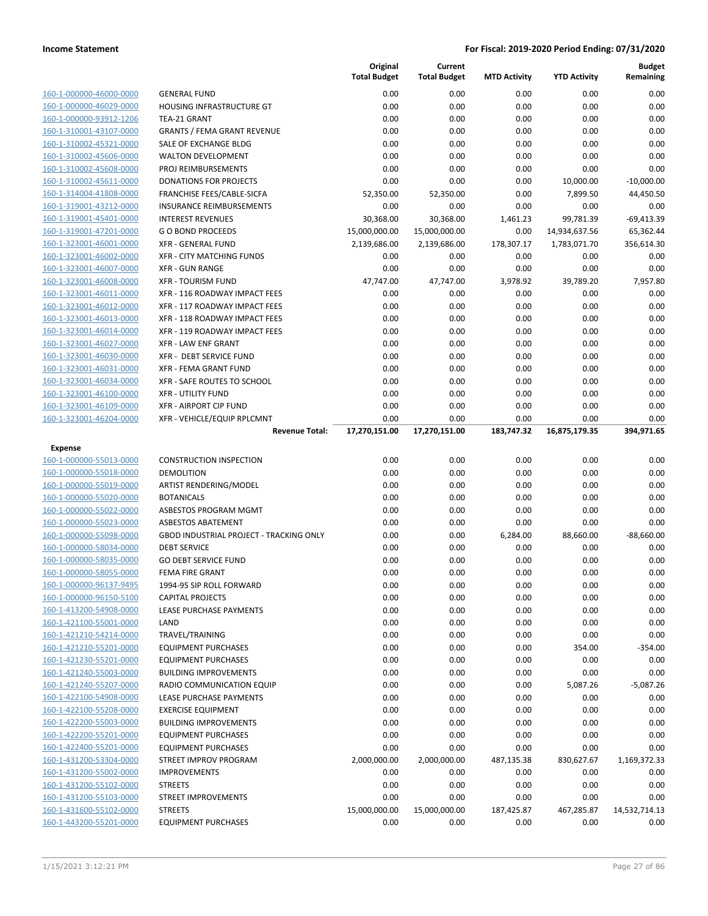**Income Statement** — **For Fiscal: 2019-2020 Period Ending: 07/31/2020**

| | | Original Total Budget | Current Total Budget | MTD Activity | YTD Activity | Budget Remaining |
|---|---|---|---|---|---|---|
| 160-1-000000-46000-0000 | GENERAL FUND | 0.00 | 0.00 | 0.00 | 0.00 | 0.00 |
| 160-1-000000-46029-0000 | HOUSING INFRASTRUCTURE GT | 0.00 | 0.00 | 0.00 | 0.00 | 0.00 |
| 160-1-000000-93912-1206 | TEA-21 GRANT | 0.00 | 0.00 | 0.00 | 0.00 | 0.00 |
| 160-1-310001-43107-0000 | GRANTS / FEMA GRANT REVENUE | 0.00 | 0.00 | 0.00 | 0.00 | 0.00 |
| 160-1-310002-45321-0000 | SALE OF EXCHANGE BLDG | 0.00 | 0.00 | 0.00 | 0.00 | 0.00 |
| 160-1-310002-45606-0000 | WALTON DEVELOPMENT | 0.00 | 0.00 | 0.00 | 0.00 | 0.00 |
| 160-1-310002-45608-0000 | PROJ REIMBURSEMENTS | 0.00 | 0.00 | 0.00 | 0.00 | 0.00 |
| 160-1-310002-45611-0000 | DONATIONS FOR PROJECTS | 0.00 | 0.00 | 0.00 | 10,000.00 | -10,000.00 |
| 160-1-314004-41808-0000 | FRANCHISE FEES/CABLE-SICFA | 52,350.00 | 52,350.00 | 0.00 | 7,899.50 | 44,450.50 |
| 160-1-319001-43212-0000 | INSURANCE REIMBURSEMENTS | 0.00 | 0.00 | 0.00 | 0.00 | 0.00 |
| 160-1-319001-45401-0000 | INTEREST REVENUES | 30,368.00 | 30,368.00 | 1,461.23 | 99,781.39 | -69,413.39 |
| 160-1-319001-47201-0000 | G O BOND PROCEEDS | 15,000,000.00 | 15,000,000.00 | 0.00 | 14,934,637.56 | 65,362.44 |
| 160-1-323001-46001-0000 | XFR - GENERAL FUND | 2,139,686.00 | 2,139,686.00 | 178,307.17 | 1,783,071.70 | 356,614.30 |
| 160-1-323001-46002-0000 | XFR - CITY MATCHING FUNDS | 0.00 | 0.00 | 0.00 | 0.00 | 0.00 |
| 160-1-323001-46007-0000 | XFR - GUN RANGE | 0.00 | 0.00 | 0.00 | 0.00 | 0.00 |
| 160-1-323001-46008-0000 | XFR - TOURISM FUND | 47,747.00 | 47,747.00 | 3,978.92 | 39,789.20 | 7,957.80 |
| 160-1-323001-46011-0000 | XFR - 116 ROADWAY IMPACT FEES | 0.00 | 0.00 | 0.00 | 0.00 | 0.00 |
| 160-1-323001-46012-0000 | XFR - 117 ROADWAY IMPACT FEES | 0.00 | 0.00 | 0.00 | 0.00 | 0.00 |
| 160-1-323001-46013-0000 | XFR - 118 ROADWAY IMPACT FEES | 0.00 | 0.00 | 0.00 | 0.00 | 0.00 |
| 160-1-323001-46014-0000 | XFR - 119 ROADWAY IMPACT FEES | 0.00 | 0.00 | 0.00 | 0.00 | 0.00 |
| 160-1-323001-46027-0000 | XFR - LAW ENF GRANT | 0.00 | 0.00 | 0.00 | 0.00 | 0.00 |
| 160-1-323001-46030-0000 | XFR - DEBT SERVICE FUND | 0.00 | 0.00 | 0.00 | 0.00 | 0.00 |
| 160-1-323001-46031-0000 | XFR - FEMA GRANT FUND | 0.00 | 0.00 | 0.00 | 0.00 | 0.00 |
| 160-1-323001-46034-0000 | XFR - SAFE ROUTES TO SCHOOL | 0.00 | 0.00 | 0.00 | 0.00 | 0.00 |
| 160-1-323001-46100-0000 | XFR - UTILITY FUND | 0.00 | 0.00 | 0.00 | 0.00 | 0.00 |
| 160-1-323001-46109-0000 | XFR - AIRPORT CIP FUND | 0.00 | 0.00 | 0.00 | 0.00 | 0.00 |
| 160-1-323001-46204-0000 | XFR - VEHICLE/EQUIP RPLCMNT | 0.00 | 0.00 | 0.00 | 0.00 | 0.00 |
| | **Revenue Total:** | **17,270,151.00** | **17,270,151.00** | **183,747.32** | **16,875,179.35** | **394,971.65** |
| **Expense** | | | | | | |
| 160-1-000000-55013-0000 | CONSTRUCTION INSPECTION | 0.00 | 0.00 | 0.00 | 0.00 | 0.00 |
| 160-1-000000-55018-0000 | DEMOLITION | 0.00 | 0.00 | 0.00 | 0.00 | 0.00 |
| 160-1-000000-55019-0000 | ARTIST RENDERING/MODEL | 0.00 | 0.00 | 0.00 | 0.00 | 0.00 |
| 160-1-000000-55020-0000 | BOTANICALS | 0.00 | 0.00 | 0.00 | 0.00 | 0.00 |
| 160-1-000000-55022-0000 | ASBESTOS PROGRAM MGMT | 0.00 | 0.00 | 0.00 | 0.00 | 0.00 |
| 160-1-000000-55023-0000 | ASBESTOS ABATEMENT | 0.00 | 0.00 | 0.00 | 0.00 | 0.00 |
| 160-1-000000-55098-0000 | GBOD INDUSTRIAL PROJECT - TRACKING ONLY | 0.00 | 0.00 | 6,284.00 | 88,660.00 | -88,660.00 |
| 160-1-000000-58034-0000 | DEBT SERVICE | 0.00 | 0.00 | 0.00 | 0.00 | 0.00 |
| 160-1-000000-58035-0000 | GO DEBT SERVICE FUND | 0.00 | 0.00 | 0.00 | 0.00 | 0.00 |
| 160-1-000000-58055-0000 | FEMA FIRE GRANT | 0.00 | 0.00 | 0.00 | 0.00 | 0.00 |
| 160-1-000000-96137-9495 | 1994-95 SIP ROLL FORWARD | 0.00 | 0.00 | 0.00 | 0.00 | 0.00 |
| 160-1-000000-96150-5100 | CAPITAL PROJECTS | 0.00 | 0.00 | 0.00 | 0.00 | 0.00 |
| 160-1-413200-54908-0000 | LEASE PURCHASE PAYMENTS | 0.00 | 0.00 | 0.00 | 0.00 | 0.00 |
| 160-1-421100-55001-0000 | LAND | 0.00 | 0.00 | 0.00 | 0.00 | 0.00 |
| 160-1-421210-54214-0000 | TRAVEL/TRAINING | 0.00 | 0.00 | 0.00 | 0.00 | 0.00 |
| 160-1-421210-55201-0000 | EQUIPMENT PURCHASES | 0.00 | 0.00 | 0.00 | 354.00 | -354.00 |
| 160-1-421230-55201-0000 | EQUIPMENT PURCHASES | 0.00 | 0.00 | 0.00 | 0.00 | 0.00 |
| 160-1-421240-55003-0000 | BUILDING IMPROVEMENTS | 0.00 | 0.00 | 0.00 | 0.00 | 0.00 |
| 160-1-421240-55207-0000 | RADIO COMMUNICATION EQUIP | 0.00 | 0.00 | 0.00 | 5,087.26 | -5,087.26 |
| 160-1-422100-54908-0000 | LEASE PURCHASE PAYMENTS | 0.00 | 0.00 | 0.00 | 0.00 | 0.00 |
| 160-1-422100-55208-0000 | EXERCISE EQUIPMENT | 0.00 | 0.00 | 0.00 | 0.00 | 0.00 |
| 160-1-422200-55003-0000 | BUILDING IMPROVEMENTS | 0.00 | 0.00 | 0.00 | 0.00 | 0.00 |
| 160-1-422200-55201-0000 | EQUIPMENT PURCHASES | 0.00 | 0.00 | 0.00 | 0.00 | 0.00 |
| 160-1-422400-55201-0000 | EQUIPMENT PURCHASES | 0.00 | 0.00 | 0.00 | 0.00 | 0.00 |
| 160-1-431200-53304-0000 | STREET IMPROV PROGRAM | 2,000,000.00 | 2,000,000.00 | 487,135.38 | 830,627.67 | 1,169,372.33 |
| 160-1-431200-55002-0000 | IMPROVEMENTS | 0.00 | 0.00 | 0.00 | 0.00 | 0.00 |
| 160-1-431200-55102-0000 | STREETS | 0.00 | 0.00 | 0.00 | 0.00 | 0.00 |
| 160-1-431200-55103-0000 | STREET IMPROVEMENTS | 0.00 | 0.00 | 0.00 | 0.00 | 0.00 |
| 160-1-431600-55102-0000 | STREETS | 15,000,000.00 | 15,000,000.00 | 187,425.87 | 467,285.87 | 14,532,714.13 |
| 160-1-443200-55201-0000 | EQUIPMENT PURCHASES | 0.00 | 0.00 | 0.00 | 0.00 | 0.00 |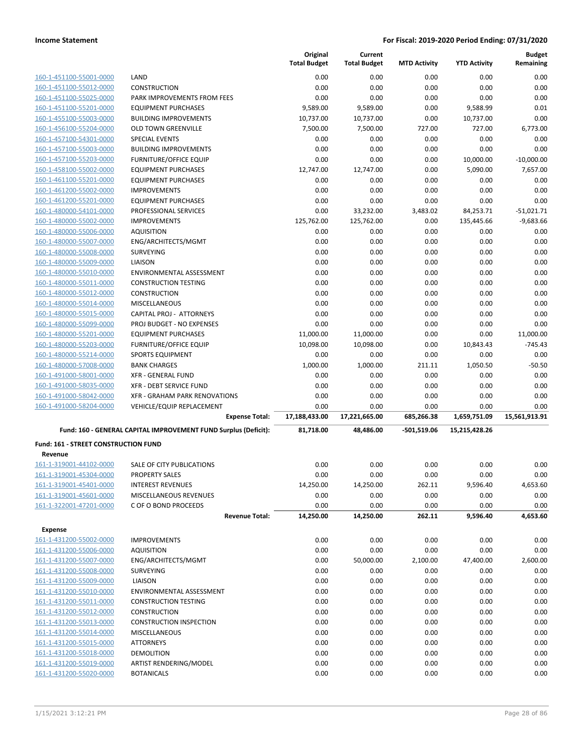| | | Original Total Budget | Current Total Budget | MTD Activity | YTD Activity | Budget Remaining |
|---|---|---|---|---|---|---|
| 160-1-451100-55001-0000 | LAND | 0.00 | 0.00 | 0.00 | 0.00 | 0.00 |
| 160-1-451100-55012-0000 | CONSTRUCTION | 0.00 | 0.00 | 0.00 | 0.00 | 0.00 |
| 160-1-451100-55025-0000 | PARK IMPROVEMENTS FROM FEES | 0.00 | 0.00 | 0.00 | 0.00 | 0.00 |
| 160-1-451100-55201-0000 | EQUIPMENT PURCHASES | 9,589.00 | 9,589.00 | 0.00 | 9,588.99 | 0.01 |
| 160-1-455100-55003-0000 | BUILDING IMPROVEMENTS | 10,737.00 | 10,737.00 | 0.00 | 10,737.00 | 0.00 |
| 160-1-456100-55204-0000 | OLD TOWN GREENVILLE | 7,500.00 | 7,500.00 | 727.00 | 727.00 | 6,773.00 |
| 160-1-457100-54301-0000 | SPECIAL EVENTS | 0.00 | 0.00 | 0.00 | 0.00 | 0.00 |
| 160-1-457100-55003-0000 | BUILDING IMPROVEMENTS | 0.00 | 0.00 | 0.00 | 0.00 | 0.00 |
| 160-1-457100-55203-0000 | FURNITURE/OFFICE EQUIP | 0.00 | 0.00 | 0.00 | 10,000.00 | -10,000.00 |
| 160-1-458100-55002-0000 | EQUIPMENT PURCHASES | 12,747.00 | 12,747.00 | 0.00 | 5,090.00 | 7,657.00 |
| 160-1-461100-55201-0000 | EQUIPMENT PURCHASES | 0.00 | 0.00 | 0.00 | 0.00 | 0.00 |
| 160-1-461200-55002-0000 | IMPROVEMENTS | 0.00 | 0.00 | 0.00 | 0.00 | 0.00 |
| 160-1-461200-55201-0000 | EQUIPMENT PURCHASES | 0.00 | 0.00 | 0.00 | 0.00 | 0.00 |
| 160-1-480000-54101-0000 | PROFESSIONAL SERVICES | 0.00 | 33,232.00 | 3,483.02 | 84,253.71 | -51,021.71 |
| 160-1-480000-55002-0000 | IMPROVEMENTS | 125,762.00 | 125,762.00 | 0.00 | 135,445.66 | -9,683.66 |
| 160-1-480000-55006-0000 | AQUISITION | 0.00 | 0.00 | 0.00 | 0.00 | 0.00 |
| 160-1-480000-55007-0000 | ENG/ARCHITECTS/MGMT | 0.00 | 0.00 | 0.00 | 0.00 | 0.00 |
| 160-1-480000-55008-0000 | SURVEYING | 0.00 | 0.00 | 0.00 | 0.00 | 0.00 |
| 160-1-480000-55009-0000 | LIAISON | 0.00 | 0.00 | 0.00 | 0.00 | 0.00 |
| 160-1-480000-55010-0000 | ENVIRONMENTAL ASSESSMENT | 0.00 | 0.00 | 0.00 | 0.00 | 0.00 |
| 160-1-480000-55011-0000 | CONSTRUCTION TESTING | 0.00 | 0.00 | 0.00 | 0.00 | 0.00 |
| 160-1-480000-55012-0000 | CONSTRUCTION | 0.00 | 0.00 | 0.00 | 0.00 | 0.00 |
| 160-1-480000-55014-0000 | MISCELLANEOUS | 0.00 | 0.00 | 0.00 | 0.00 | 0.00 |
| 160-1-480000-55015-0000 | CAPITAL PROJ - ATTORNEYS | 0.00 | 0.00 | 0.00 | 0.00 | 0.00 |
| 160-1-480000-55099-0000 | PROJ BUDGET - NO EXPENSES | 0.00 | 0.00 | 0.00 | 0.00 | 0.00 |
| 160-1-480000-55201-0000 | EQUIPMENT PURCHASES | 11,000.00 | 11,000.00 | 0.00 | 0.00 | 11,000.00 |
| 160-1-480000-55203-0000 | FURNITURE/OFFICE EQUIP | 10,098.00 | 10,098.00 | 0.00 | 10,843.43 | -745.43 |
| 160-1-480000-55214-0000 | SPORTS EQUIPMENT | 0.00 | 0.00 | 0.00 | 0.00 | 0.00 |
| 160-1-480000-57008-0000 | BANK CHARGES | 1,000.00 | 1,000.00 | 211.11 | 1,050.50 | -50.50 |
| 160-1-491000-58001-0000 | XFR - GENERAL FUND | 0.00 | 0.00 | 0.00 | 0.00 | 0.00 |
| 160-1-491000-58035-0000 | XFR - DEBT SERVICE FUND | 0.00 | 0.00 | 0.00 | 0.00 | 0.00 |
| 160-1-491000-58042-0000 | XFR - GRAHAM PARK RENOVATIONS | 0.00 | 0.00 | 0.00 | 0.00 | 0.00 |
| 160-1-491000-58204-0000 | VEHICLE/EQUIP REPLACEMENT | 0.00 | 0.00 | 0.00 | 0.00 | 0.00 |
| | **Expense Total:** | **17,188,433.00** | **17,221,665.00** | **685,266.38** | **1,659,751.09** | **15,561,913.91** |
| | **Fund: 160 - GENERAL CAPITAL IMPROVEMENT FUND Surplus (Deficit):** | **81,718.00** | **48,486.00** | **-501,519.06** | **15,215,428.26** | |

**Fund: 161 - STREET CONSTRUCTION FUND**

**Revenue**

| | | Original Total Budget | Current Total Budget | MTD Activity | YTD Activity | Budget Remaining |
|---|---|---|---|---|---|---|
| 161-1-319001-44102-0000 | SALE OF CITY PUBLICATIONS | 0.00 | 0.00 | 0.00 | 0.00 | 0.00 |
| 161-1-319001-45304-0000 | PROPERTY SALES | 0.00 | 0.00 | 0.00 | 0.00 | 0.00 |
| 161-1-319001-45401-0000 | INTEREST REVENUES | 14,250.00 | 14,250.00 | 262.11 | 9,596.40 | 4,653.60 |
| 161-1-319001-45601-0000 | MISCELLANEOUS REVENUES | 0.00 | 0.00 | 0.00 | 0.00 | 0.00 |
| 161-1-322001-47201-0000 | C OF O BOND PROCEEDS | 0.00 | 0.00 | 0.00 | 0.00 | 0.00 |
| | **Revenue Total:** | **14,250.00** | **14,250.00** | **262.11** | **9,596.40** | **4,653.60** |

**Expense**

| | | Original Total Budget | Current Total Budget | MTD Activity | YTD Activity | Budget Remaining |
|---|---|---|---|---|---|---|
| 161-1-431200-55002-0000 | IMPROVEMENTS | 0.00 | 0.00 | 0.00 | 0.00 | 0.00 |
| 161-1-431200-55006-0000 | AQUISITION | 0.00 | 0.00 | 0.00 | 0.00 | 0.00 |
| 161-1-431200-55007-0000 | ENG/ARCHITECTS/MGMT | 0.00 | 50,000.00 | 2,100.00 | 47,400.00 | 2,600.00 |
| 161-1-431200-55008-0000 | SURVEYING | 0.00 | 0.00 | 0.00 | 0.00 | 0.00 |
| 161-1-431200-55009-0000 | LIAISON | 0.00 | 0.00 | 0.00 | 0.00 | 0.00 |
| 161-1-431200-55010-0000 | ENVIRONMENTAL ASSESSMENT | 0.00 | 0.00 | 0.00 | 0.00 | 0.00 |
| 161-1-431200-55011-0000 | CONSTRUCTION TESTING | 0.00 | 0.00 | 0.00 | 0.00 | 0.00 |
| 161-1-431200-55012-0000 | CONSTRUCTION | 0.00 | 0.00 | 0.00 | 0.00 | 0.00 |
| 161-1-431200-55013-0000 | CONSTRUCTION INSPECTION | 0.00 | 0.00 | 0.00 | 0.00 | 0.00 |
| 161-1-431200-55014-0000 | MISCELLANEOUS | 0.00 | 0.00 | 0.00 | 0.00 | 0.00 |
| 161-1-431200-55015-0000 | ATTORNEYS | 0.00 | 0.00 | 0.00 | 0.00 | 0.00 |
| 161-1-431200-55018-0000 | DEMOLITION | 0.00 | 0.00 | 0.00 | 0.00 | 0.00 |
| 161-1-431200-55019-0000 | ARTIST RENDERING/MODEL | 0.00 | 0.00 | 0.00 | 0.00 | 0.00 |
| 161-1-431200-55020-0000 | BOTANICALS | 0.00 | 0.00 | 0.00 | 0.00 | 0.00 |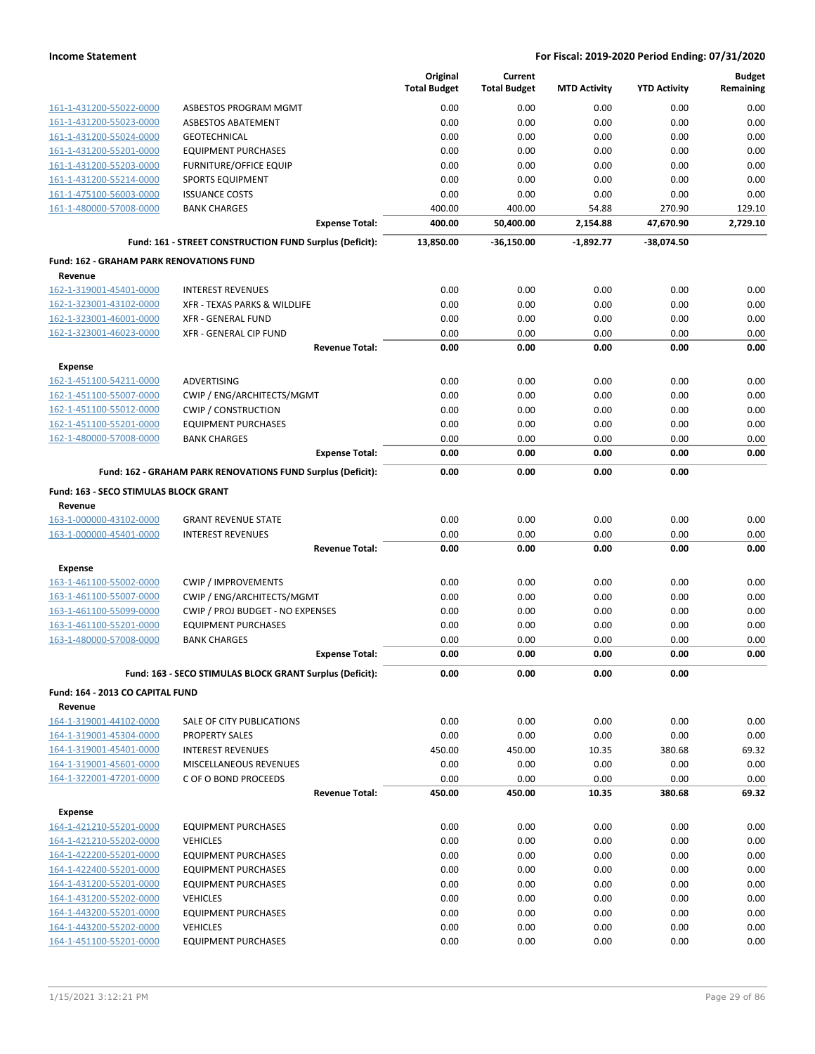| | | Original Total Budget | Current Total Budget | MTD Activity | YTD Activity | Budget Remaining |
|---|---|---|---|---|---|---|
| 161-1-431200-55022-0000 | ASBESTOS PROGRAM MGMT | 0.00 | 0.00 | 0.00 | 0.00 | 0.00 |
| 161-1-431200-55023-0000 | ASBESTOS ABATEMENT | 0.00 | 0.00 | 0.00 | 0.00 | 0.00 |
| 161-1-431200-55024-0000 | GEOTECHNICAL | 0.00 | 0.00 | 0.00 | 0.00 | 0.00 |
| 161-1-431200-55201-0000 | EQUIPMENT PURCHASES | 0.00 | 0.00 | 0.00 | 0.00 | 0.00 |
| 161-1-431200-55203-0000 | FURNITURE/OFFICE EQUIP | 0.00 | 0.00 | 0.00 | 0.00 | 0.00 |
| 161-1-431200-55214-0000 | SPORTS EQUIPMENT | 0.00 | 0.00 | 0.00 | 0.00 | 0.00 |
| 161-1-475100-56003-0000 | ISSUANCE COSTS | 0.00 | 0.00 | 0.00 | 0.00 | 0.00 |
| 161-1-480000-57008-0000 | BANK CHARGES | 400.00 | 400.00 | 54.88 | 270.90 | 129.10 |
| | **Expense Total:** | **400.00** | **50,400.00** | **2,154.88** | **47,670.90** | **2,729.10** |
| | **Fund: 161 - STREET CONSTRUCTION FUND Surplus (Deficit):** | **13,850.00** | **-36,150.00** | **-1,892.77** | **-38,074.50** | |
| **Fund: 162 - GRAHAM PARK RENOVATIONS FUND** | | | | | | |
| **Revenue** | | | | | | |
| 162-1-319001-45401-0000 | INTEREST REVENUES | 0.00 | 0.00 | 0.00 | 0.00 | 0.00 |
| 162-1-323001-43102-0000 | XFR - TEXAS PARKS & WILDLIFE | 0.00 | 0.00 | 0.00 | 0.00 | 0.00 |
| 162-1-323001-46001-0000 | XFR - GENERAL FUND | 0.00 | 0.00 | 0.00 | 0.00 | 0.00 |
| 162-1-323001-46023-0000 | XFR - GENERAL CIP FUND | 0.00 | 0.00 | 0.00 | 0.00 | 0.00 |
| | **Revenue Total:** | **0.00** | **0.00** | **0.00** | **0.00** | **0.00** |
| **Expense** | | | | | | |
| 162-1-451100-54211-0000 | ADVERTISING | 0.00 | 0.00 | 0.00 | 0.00 | 0.00 |
| 162-1-451100-55007-0000 | CWIP / ENG/ARCHITECTS/MGMT | 0.00 | 0.00 | 0.00 | 0.00 | 0.00 |
| 162-1-451100-55012-0000 | CWIP / CONSTRUCTION | 0.00 | 0.00 | 0.00 | 0.00 | 0.00 |
| 162-1-451100-55201-0000 | EQUIPMENT PURCHASES | 0.00 | 0.00 | 0.00 | 0.00 | 0.00 |
| 162-1-480000-57008-0000 | BANK CHARGES | 0.00 | 0.00 | 0.00 | 0.00 | 0.00 |
| | **Expense Total:** | **0.00** | **0.00** | **0.00** | **0.00** | **0.00** |
| | **Fund: 162 - GRAHAM PARK RENOVATIONS FUND Surplus (Deficit):** | **0.00** | **0.00** | **0.00** | **0.00** | |
| **Fund: 163 - SECO STIMULAS BLOCK GRANT** | | | | | | |
| **Revenue** | | | | | | |
| 163-1-000000-43102-0000 | GRANT REVENUE STATE | 0.00 | 0.00 | 0.00 | 0.00 | 0.00 |
| 163-1-000000-45401-0000 | INTEREST REVENUES | 0.00 | 0.00 | 0.00 | 0.00 | 0.00 |
| | **Revenue Total:** | **0.00** | **0.00** | **0.00** | **0.00** | **0.00** |
| **Expense** | | | | | | |
| 163-1-461100-55002-0000 | CWIP / IMPROVEMENTS | 0.00 | 0.00 | 0.00 | 0.00 | 0.00 |
| 163-1-461100-55007-0000 | CWIP / ENG/ARCHITECTS/MGMT | 0.00 | 0.00 | 0.00 | 0.00 | 0.00 |
| 163-1-461100-55099-0000 | CWIP / PROJ BUDGET - NO EXPENSES | 0.00 | 0.00 | 0.00 | 0.00 | 0.00 |
| 163-1-461100-55201-0000 | EQUIPMENT PURCHASES | 0.00 | 0.00 | 0.00 | 0.00 | 0.00 |
| 163-1-480000-57008-0000 | BANK CHARGES | 0.00 | 0.00 | 0.00 | 0.00 | 0.00 |
| | **Expense Total:** | **0.00** | **0.00** | **0.00** | **0.00** | **0.00** |
| | **Fund: 163 - SECO STIMULAS BLOCK GRANT Surplus (Deficit):** | **0.00** | **0.00** | **0.00** | **0.00** | |
| **Fund: 164 - 2013 CO CAPITAL FUND** | | | | | | |
| **Revenue** | | | | | | |
| 164-1-319001-44102-0000 | SALE OF CITY PUBLICATIONS | 0.00 | 0.00 | 0.00 | 0.00 | 0.00 |
| 164-1-319001-45304-0000 | PROPERTY SALES | 0.00 | 0.00 | 0.00 | 0.00 | 0.00 |
| 164-1-319001-45401-0000 | INTEREST REVENUES | 450.00 | 450.00 | 10.35 | 380.68 | 69.32 |
| 164-1-319001-45601-0000 | MISCELLANEOUS REVENUES | 0.00 | 0.00 | 0.00 | 0.00 | 0.00 |
| 164-1-322001-47201-0000 | C OF O BOND PROCEEDS | 0.00 | 0.00 | 0.00 | 0.00 | 0.00 |
| | **Revenue Total:** | **450.00** | **450.00** | **10.35** | **380.68** | **69.32** |
| **Expense** | | | | | | |
| 164-1-421210-55201-0000 | EQUIPMENT PURCHASES | 0.00 | 0.00 | 0.00 | 0.00 | 0.00 |
| 164-1-421210-55202-0000 | VEHICLES | 0.00 | 0.00 | 0.00 | 0.00 | 0.00 |
| 164-1-422200-55201-0000 | EQUIPMENT PURCHASES | 0.00 | 0.00 | 0.00 | 0.00 | 0.00 |
| 164-1-422400-55201-0000 | EQUIPMENT PURCHASES | 0.00 | 0.00 | 0.00 | 0.00 | 0.00 |
| 164-1-431200-55201-0000 | EQUIPMENT PURCHASES | 0.00 | 0.00 | 0.00 | 0.00 | 0.00 |
| 164-1-431200-55202-0000 | VEHICLES | 0.00 | 0.00 | 0.00 | 0.00 | 0.00 |
| 164-1-443200-55201-0000 | EQUIPMENT PURCHASES | 0.00 | 0.00 | 0.00 | 0.00 | 0.00 |
| 164-1-443200-55202-0000 | VEHICLES | 0.00 | 0.00 | 0.00 | 0.00 | 0.00 |
| 164-1-451100-55201-0000 | EQUIPMENT PURCHASES | 0.00 | 0.00 | 0.00 | 0.00 | 0.00 |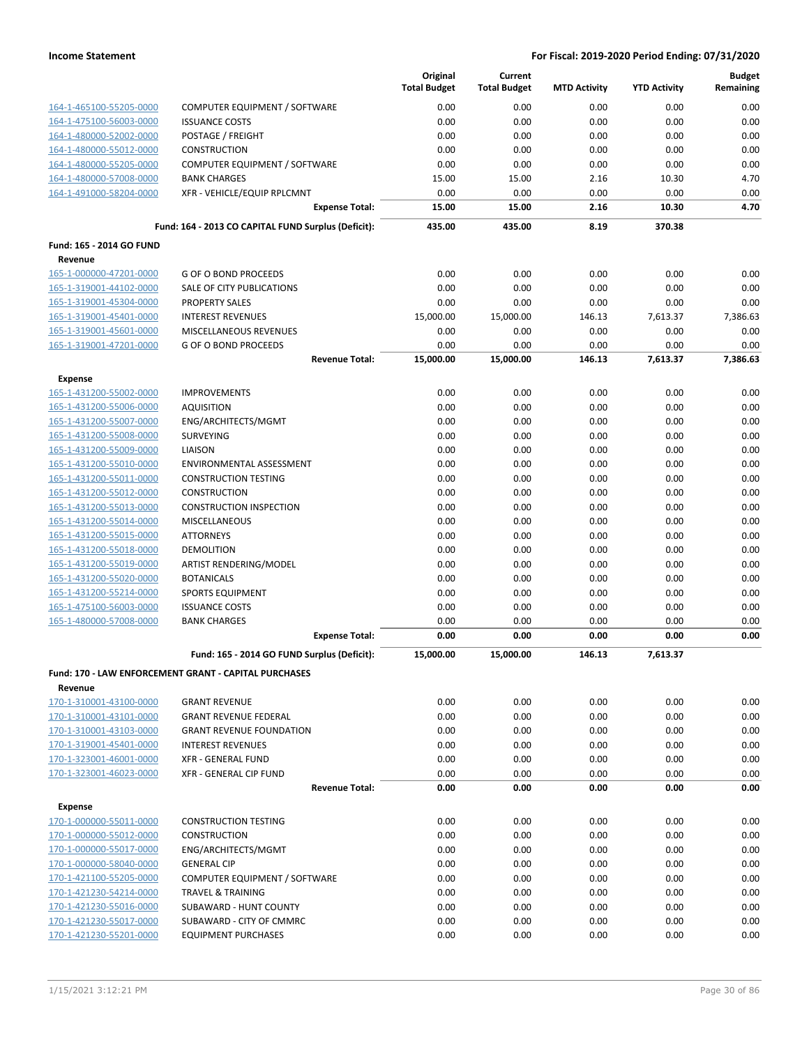| | | Original Total Budget | Current Total Budget | MTD Activity | YTD Activity | Budget Remaining |
|---|---|---|---|---|---|---|
| 164-1-465100-55205-0000 | COMPUTER EQUIPMENT / SOFTWARE | 0.00 | 0.00 | 0.00 | 0.00 | 0.00 |
| 164-1-475100-56003-0000 | ISSUANCE COSTS | 0.00 | 0.00 | 0.00 | 0.00 | 0.00 |
| 164-1-480000-52002-0000 | POSTAGE / FREIGHT | 0.00 | 0.00 | 0.00 | 0.00 | 0.00 |
| 164-1-480000-55012-0000 | CONSTRUCTION | 0.00 | 0.00 | 0.00 | 0.00 | 0.00 |
| 164-1-480000-55205-0000 | COMPUTER EQUIPMENT / SOFTWARE | 0.00 | 0.00 | 0.00 | 0.00 | 0.00 |
| 164-1-480000-57008-0000 | BANK CHARGES | 15.00 | 15.00 | 2.16 | 10.30 | 4.70 |
| 164-1-491000-58204-0000 | XFR - VEHICLE/EQUIP RPLCMNT | 0.00 | 0.00 | 0.00 | 0.00 | 0.00 |
| | **Expense Total:** | **15.00** | **15.00** | **2.16** | **10.30** | **4.70** |
| | **Fund: 164 - 2013 CO CAPITAL FUND Surplus (Deficit):** | **435.00** | **435.00** | **8.19** | **370.38** | |
| **Fund: 165 - 2014 GO FUND** | | | | | | |
| **Revenue** | | | | | | |
| 165-1-000000-47201-0000 | G OF O BOND PROCEEDS | 0.00 | 0.00 | 0.00 | 0.00 | 0.00 |
| 165-1-319001-44102-0000 | SALE OF CITY PUBLICATIONS | 0.00 | 0.00 | 0.00 | 0.00 | 0.00 |
| 165-1-319001-45304-0000 | PROPERTY SALES | 0.00 | 0.00 | 0.00 | 0.00 | 0.00 |
| 165-1-319001-45401-0000 | INTEREST REVENUES | 15,000.00 | 15,000.00 | 146.13 | 7,613.37 | 7,386.63 |
| 165-1-319001-45601-0000 | MISCELLANEOUS REVENUES | 0.00 | 0.00 | 0.00 | 0.00 | 0.00 |
| 165-1-319001-47201-0000 | G OF O BOND PROCEEDS | 0.00 | 0.00 | 0.00 | 0.00 | 0.00 |
| | **Revenue Total:** | **15,000.00** | **15,000.00** | **146.13** | **7,613.37** | **7,386.63** |
| **Expense** | | | | | | |
| 165-1-431200-55002-0000 | IMPROVEMENTS | 0.00 | 0.00 | 0.00 | 0.00 | 0.00 |
| 165-1-431200-55006-0000 | AQUISITION | 0.00 | 0.00 | 0.00 | 0.00 | 0.00 |
| 165-1-431200-55007-0000 | ENG/ARCHITECTS/MGMT | 0.00 | 0.00 | 0.00 | 0.00 | 0.00 |
| 165-1-431200-55008-0000 | SURVEYING | 0.00 | 0.00 | 0.00 | 0.00 | 0.00 |
| 165-1-431200-55009-0000 | LIAISON | 0.00 | 0.00 | 0.00 | 0.00 | 0.00 |
| 165-1-431200-55010-0000 | ENVIRONMENTAL ASSESSMENT | 0.00 | 0.00 | 0.00 | 0.00 | 0.00 |
| 165-1-431200-55011-0000 | CONSTRUCTION TESTING | 0.00 | 0.00 | 0.00 | 0.00 | 0.00 |
| 165-1-431200-55012-0000 | CONSTRUCTION | 0.00 | 0.00 | 0.00 | 0.00 | 0.00 |
| 165-1-431200-55013-0000 | CONSTRUCTION INSPECTION | 0.00 | 0.00 | 0.00 | 0.00 | 0.00 |
| 165-1-431200-55014-0000 | MISCELLANEOUS | 0.00 | 0.00 | 0.00 | 0.00 | 0.00 |
| 165-1-431200-55015-0000 | ATTORNEYS | 0.00 | 0.00 | 0.00 | 0.00 | 0.00 |
| 165-1-431200-55018-0000 | DEMOLITION | 0.00 | 0.00 | 0.00 | 0.00 | 0.00 |
| 165-1-431200-55019-0000 | ARTIST RENDERING/MODEL | 0.00 | 0.00 | 0.00 | 0.00 | 0.00 |
| 165-1-431200-55020-0000 | BOTANICALS | 0.00 | 0.00 | 0.00 | 0.00 | 0.00 |
| 165-1-431200-55214-0000 | SPORTS EQUIPMENT | 0.00 | 0.00 | 0.00 | 0.00 | 0.00 |
| 165-1-475100-56003-0000 | ISSUANCE COSTS | 0.00 | 0.00 | 0.00 | 0.00 | 0.00 |
| 165-1-480000-57008-0000 | BANK CHARGES | 0.00 | 0.00 | 0.00 | 0.00 | 0.00 |
| | **Expense Total:** | **0.00** | **0.00** | **0.00** | **0.00** | **0.00** |
| | **Fund: 165 - 2014 GO FUND Surplus (Deficit):** | **15,000.00** | **15,000.00** | **146.13** | **7,613.37** | |
| **Fund: 170 - LAW ENFORCEMENT GRANT - CAPITAL PURCHASES** | | | | | | |
| **Revenue** | | | | | | |
| 170-1-310001-43100-0000 | GRANT REVENUE | 0.00 | 0.00 | 0.00 | 0.00 | 0.00 |
| 170-1-310001-43101-0000 | GRANT REVENUE FEDERAL | 0.00 | 0.00 | 0.00 | 0.00 | 0.00 |
| 170-1-310001-43103-0000 | GRANT REVENUE FOUNDATION | 0.00 | 0.00 | 0.00 | 0.00 | 0.00 |
| 170-1-319001-45401-0000 | INTEREST REVENUES | 0.00 | 0.00 | 0.00 | 0.00 | 0.00 |
| 170-1-323001-46001-0000 | XFR - GENERAL FUND | 0.00 | 0.00 | 0.00 | 0.00 | 0.00 |
| 170-1-323001-46023-0000 | XFR - GENERAL CIP FUND | 0.00 | 0.00 | 0.00 | 0.00 | 0.00 |
| | **Revenue Total:** | **0.00** | **0.00** | **0.00** | **0.00** | **0.00** |
| **Expense** | | | | | | |
| 170-1-000000-55011-0000 | CONSTRUCTION TESTING | 0.00 | 0.00 | 0.00 | 0.00 | 0.00 |
| 170-1-000000-55012-0000 | CONSTRUCTION | 0.00 | 0.00 | 0.00 | 0.00 | 0.00 |
| 170-1-000000-55017-0000 | ENG/ARCHITECTS/MGMT | 0.00 | 0.00 | 0.00 | 0.00 | 0.00 |
| 170-1-000000-58040-0000 | GENERAL CIP | 0.00 | 0.00 | 0.00 | 0.00 | 0.00 |
| 170-1-421100-55205-0000 | COMPUTER EQUIPMENT / SOFTWARE | 0.00 | 0.00 | 0.00 | 0.00 | 0.00 |
| 170-1-421230-54214-0000 | TRAVEL & TRAINING | 0.00 | 0.00 | 0.00 | 0.00 | 0.00 |
| 170-1-421230-55016-0000 | SUBAWARD - HUNT COUNTY | 0.00 | 0.00 | 0.00 | 0.00 | 0.00 |
| 170-1-421230-55017-0000 | SUBAWARD - CITY OF CMMRC | 0.00 | 0.00 | 0.00 | 0.00 | 0.00 |
| 170-1-421230-55201-0000 | EQUIPMENT PURCHASES | 0.00 | 0.00 | 0.00 | 0.00 | 0.00 |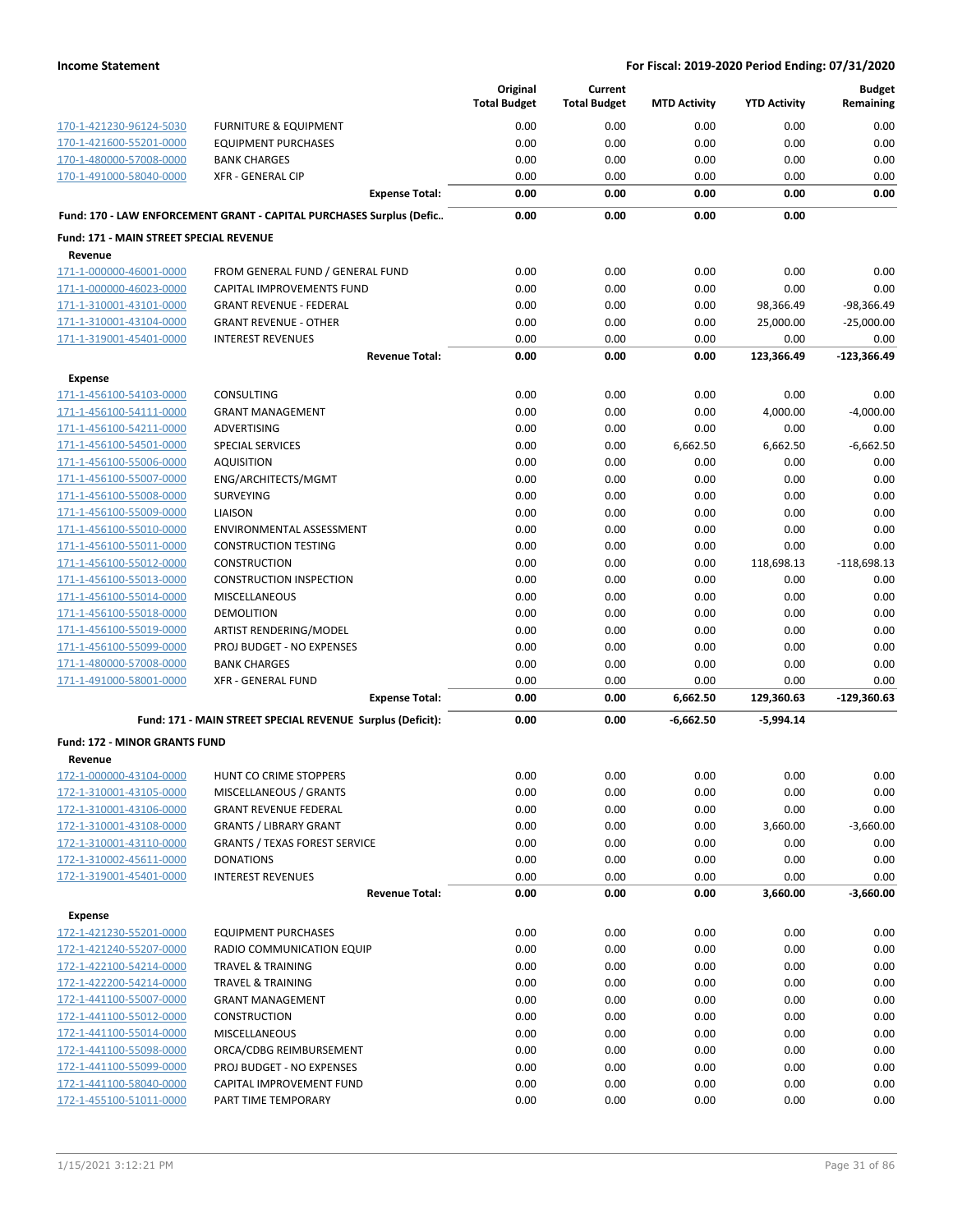| | | Original Total Budget | Current Total Budget | MTD Activity | YTD Activity | Budget Remaining |
|---|---|---|---|---|---|---|
| 170-1-421230-96124-5030 | FURNITURE & EQUIPMENT | 0.00 | 0.00 | 0.00 | 0.00 | 0.00 |
| 170-1-421600-55201-0000 | EQUIPMENT PURCHASES | 0.00 | 0.00 | 0.00 | 0.00 | 0.00 |
| 170-1-480000-57008-0000 | BANK CHARGES | 0.00 | 0.00 | 0.00 | 0.00 | 0.00 |
| 170-1-491000-58040-0000 | XFR - GENERAL CIP | 0.00 | 0.00 | 0.00 | 0.00 | 0.00 |
| | **Expense Total:** | **0.00** | **0.00** | **0.00** | **0.00** | **0.00** |
| **Fund: 170 - LAW ENFORCEMENT GRANT - CAPITAL PURCHASES Surplus (Defic..** | | **0.00** | **0.00** | **0.00** | **0.00** | |
| **Fund: 171 - MAIN STREET SPECIAL REVENUE** | | | | | | |
| **Revenue** | | | | | | |
| 171-1-000000-46001-0000 | FROM GENERAL FUND / GENERAL FUND | 0.00 | 0.00 | 0.00 | 0.00 | 0.00 |
| 171-1-000000-46023-0000 | CAPITAL IMPROVEMENTS FUND | 0.00 | 0.00 | 0.00 | 0.00 | 0.00 |
| 171-1-310001-43101-0000 | GRANT REVENUE - FEDERAL | 0.00 | 0.00 | 0.00 | 98,366.49 | -98,366.49 |
| 171-1-310001-43104-0000 | GRANT REVENUE - OTHER | 0.00 | 0.00 | 0.00 | 25,000.00 | -25,000.00 |
| 171-1-319001-45401-0000 | INTEREST REVENUES | 0.00 | 0.00 | 0.00 | 0.00 | 0.00 |
| | **Revenue Total:** | **0.00** | **0.00** | **0.00** | **123,366.49** | **-123,366.49** |
| **Expense** | | | | | | |
| 171-1-456100-54103-0000 | CONSULTING | 0.00 | 0.00 | 0.00 | 0.00 | 0.00 |
| 171-1-456100-54111-0000 | GRANT MANAGEMENT | 0.00 | 0.00 | 0.00 | 4,000.00 | -4,000.00 |
| 171-1-456100-54211-0000 | ADVERTISING | 0.00 | 0.00 | 0.00 | 0.00 | 0.00 |
| 171-1-456100-54501-0000 | SPECIAL SERVICES | 0.00 | 0.00 | 6,662.50 | 6,662.50 | -6,662.50 |
| 171-1-456100-55006-0000 | AQUISITION | 0.00 | 0.00 | 0.00 | 0.00 | 0.00 |
| 171-1-456100-55007-0000 | ENG/ARCHITECTS/MGMT | 0.00 | 0.00 | 0.00 | 0.00 | 0.00 |
| 171-1-456100-55008-0000 | SURVEYING | 0.00 | 0.00 | 0.00 | 0.00 | 0.00 |
| 171-1-456100-55009-0000 | LIAISON | 0.00 | 0.00 | 0.00 | 0.00 | 0.00 |
| 171-1-456100-55010-0000 | ENVIRONMENTAL ASSESSMENT | 0.00 | 0.00 | 0.00 | 0.00 | 0.00 |
| 171-1-456100-55011-0000 | CONSTRUCTION TESTING | 0.00 | 0.00 | 0.00 | 0.00 | 0.00 |
| 171-1-456100-55012-0000 | CONSTRUCTION | 0.00 | 0.00 | 0.00 | 118,698.13 | -118,698.13 |
| 171-1-456100-55013-0000 | CONSTRUCTION INSPECTION | 0.00 | 0.00 | 0.00 | 0.00 | 0.00 |
| 171-1-456100-55014-0000 | MISCELLANEOUS | 0.00 | 0.00 | 0.00 | 0.00 | 0.00 |
| 171-1-456100-55018-0000 | DEMOLITION | 0.00 | 0.00 | 0.00 | 0.00 | 0.00 |
| 171-1-456100-55019-0000 | ARTIST RENDERING/MODEL | 0.00 | 0.00 | 0.00 | 0.00 | 0.00 |
| 171-1-456100-55099-0000 | PROJ BUDGET - NO EXPENSES | 0.00 | 0.00 | 0.00 | 0.00 | 0.00 |
| 171-1-480000-57008-0000 | BANK CHARGES | 0.00 | 0.00 | 0.00 | 0.00 | 0.00 |
| 171-1-491000-58001-0000 | XFR - GENERAL FUND | 0.00 | 0.00 | 0.00 | 0.00 | 0.00 |
| | **Expense Total:** | **0.00** | **0.00** | **6,662.50** | **129,360.63** | **-129,360.63** |
| | **Fund: 171 - MAIN STREET SPECIAL REVENUE Surplus (Deficit):** | **0.00** | **0.00** | **-6,662.50** | **-5,994.14** | |
| **Fund: 172 - MINOR GRANTS FUND** | | | | | | |
| **Revenue** | | | | | | |
| 172-1-000000-43104-0000 | HUNT CO CRIME STOPPERS | 0.00 | 0.00 | 0.00 | 0.00 | 0.00 |
| 172-1-310001-43105-0000 | MISCELLANEOUS / GRANTS | 0.00 | 0.00 | 0.00 | 0.00 | 0.00 |
| 172-1-310001-43106-0000 | GRANT REVENUE FEDERAL | 0.00 | 0.00 | 0.00 | 0.00 | 0.00 |
| 172-1-310001-43108-0000 | GRANTS / LIBRARY GRANT | 0.00 | 0.00 | 0.00 | 3,660.00 | -3,660.00 |
| 172-1-310001-43110-0000 | GRANTS / TEXAS FOREST SERVICE | 0.00 | 0.00 | 0.00 | 0.00 | 0.00 |
| 172-1-310002-45611-0000 | DONATIONS | 0.00 | 0.00 | 0.00 | 0.00 | 0.00 |
| 172-1-319001-45401-0000 | INTEREST REVENUES | 0.00 | 0.00 | 0.00 | 0.00 | 0.00 |
| | **Revenue Total:** | **0.00** | **0.00** | **0.00** | **3,660.00** | **-3,660.00** |
| **Expense** | | | | | | |
| 172-1-421230-55201-0000 | EQUIPMENT PURCHASES | 0.00 | 0.00 | 0.00 | 0.00 | 0.00 |
| 172-1-421240-55207-0000 | RADIO COMMUNICATION EQUIP | 0.00 | 0.00 | 0.00 | 0.00 | 0.00 |
| 172-1-422100-54214-0000 | TRAVEL & TRAINING | 0.00 | 0.00 | 0.00 | 0.00 | 0.00 |
| 172-1-422200-54214-0000 | TRAVEL & TRAINING | 0.00 | 0.00 | 0.00 | 0.00 | 0.00 |
| 172-1-441100-55007-0000 | GRANT MANAGEMENT | 0.00 | 0.00 | 0.00 | 0.00 | 0.00 |
| 172-1-441100-55012-0000 | CONSTRUCTION | 0.00 | 0.00 | 0.00 | 0.00 | 0.00 |
| 172-1-441100-55014-0000 | MISCELLANEOUS | 0.00 | 0.00 | 0.00 | 0.00 | 0.00 |
| 172-1-441100-55098-0000 | ORCA/CDBG REIMBURSEMENT | 0.00 | 0.00 | 0.00 | 0.00 | 0.00 |
| 172-1-441100-55099-0000 | PROJ BUDGET - NO EXPENSES | 0.00 | 0.00 | 0.00 | 0.00 | 0.00 |
| 172-1-441100-58040-0000 | CAPITAL IMPROVEMENT FUND | 0.00 | 0.00 | 0.00 | 0.00 | 0.00 |
| 172-1-455100-51011-0000 | PART TIME TEMPORARY | 0.00 | 0.00 | 0.00 | 0.00 | 0.00 |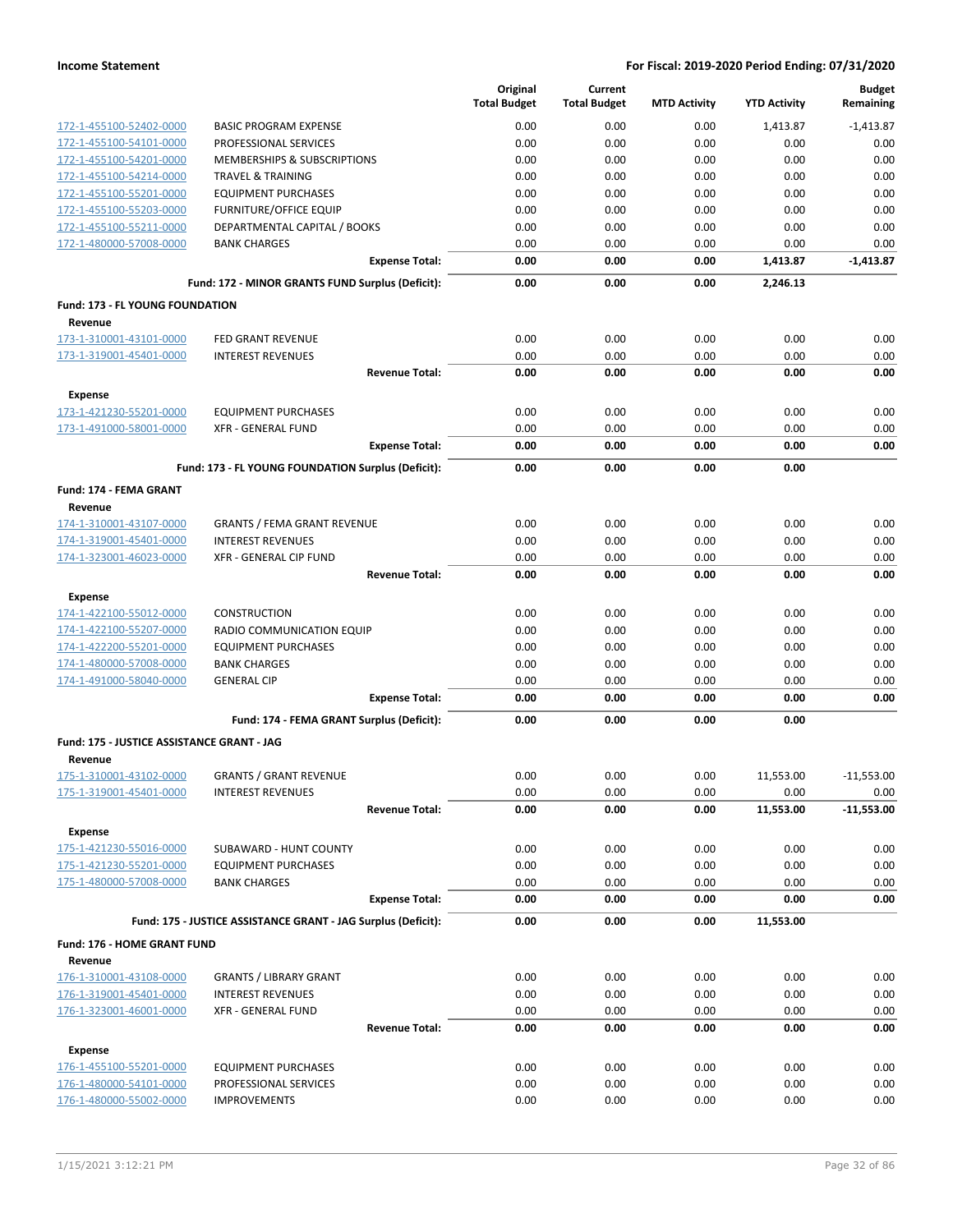| | | Original Total Budget | Current Total Budget | MTD Activity | YTD Activity | Budget Remaining |
|---|---|---|---|---|---|---|
| 172-1-455100-52402-0000 | BASIC PROGRAM EXPENSE | 0.00 | 0.00 | 0.00 | 1,413.87 | -1,413.87 |
| 172-1-455100-54101-0000 | PROFESSIONAL SERVICES | 0.00 | 0.00 | 0.00 | 0.00 | 0.00 |
| 172-1-455100-54201-0000 | MEMBERSHIPS & SUBSCRIPTIONS | 0.00 | 0.00 | 0.00 | 0.00 | 0.00 |
| 172-1-455100-54214-0000 | TRAVEL & TRAINING | 0.00 | 0.00 | 0.00 | 0.00 | 0.00 |
| 172-1-455100-55201-0000 | EQUIPMENT PURCHASES | 0.00 | 0.00 | 0.00 | 0.00 | 0.00 |
| 172-1-455100-55203-0000 | FURNITURE/OFFICE EQUIP | 0.00 | 0.00 | 0.00 | 0.00 | 0.00 |
| 172-1-455100-55211-0000 | DEPARTMENTAL CAPITAL / BOOKS | 0.00 | 0.00 | 0.00 | 0.00 | 0.00 |
| 172-1-480000-57008-0000 | BANK CHARGES | 0.00 | 0.00 | 0.00 | 0.00 | 0.00 |
| | **Expense Total:** | **0.00** | **0.00** | **0.00** | **1,413.87** | **-1,413.87** |
| | **Fund: 172 - MINOR GRANTS FUND Surplus (Deficit):** | **0.00** | **0.00** | **0.00** | **2,246.13** | |
| **Fund: 173 - FL YOUNG FOUNDATION** | | | | | | |
| **Revenue** | | | | | | |
| 173-1-310001-43101-0000 | FED GRANT REVENUE | 0.00 | 0.00 | 0.00 | 0.00 | 0.00 |
| 173-1-319001-45401-0000 | INTEREST REVENUES | 0.00 | 0.00 | 0.00 | 0.00 | 0.00 |
| | **Revenue Total:** | **0.00** | **0.00** | **0.00** | **0.00** | **0.00** |
| **Expense** | | | | | | |
| 173-1-421230-55201-0000 | EQUIPMENT PURCHASES | 0.00 | 0.00 | 0.00 | 0.00 | 0.00 |
| 173-1-491000-58001-0000 | XFR - GENERAL FUND | 0.00 | 0.00 | 0.00 | 0.00 | 0.00 |
| | **Expense Total:** | **0.00** | **0.00** | **0.00** | **0.00** | **0.00** |
| | **Fund: 173 - FL YOUNG FOUNDATION Surplus (Deficit):** | **0.00** | **0.00** | **0.00** | **0.00** | |
| **Fund: 174 - FEMA GRANT** | | | | | | |
| **Revenue** | | | | | | |
| 174-1-310001-43107-0000 | GRANTS / FEMA GRANT REVENUE | 0.00 | 0.00 | 0.00 | 0.00 | 0.00 |
| 174-1-319001-45401-0000 | INTEREST REVENUES | 0.00 | 0.00 | 0.00 | 0.00 | 0.00 |
| 174-1-323001-46023-0000 | XFR - GENERAL CIP FUND | 0.00 | 0.00 | 0.00 | 0.00 | 0.00 |
| | **Revenue Total:** | **0.00** | **0.00** | **0.00** | **0.00** | **0.00** |
| **Expense** | | | | | | |
| 174-1-422100-55012-0000 | CONSTRUCTION | 0.00 | 0.00 | 0.00 | 0.00 | 0.00 |
| 174-1-422100-55207-0000 | RADIO COMMUNICATION EQUIP | 0.00 | 0.00 | 0.00 | 0.00 | 0.00 |
| 174-1-422200-55201-0000 | EQUIPMENT PURCHASES | 0.00 | 0.00 | 0.00 | 0.00 | 0.00 |
| 174-1-480000-57008-0000 | BANK CHARGES | 0.00 | 0.00 | 0.00 | 0.00 | 0.00 |
| 174-1-491000-58040-0000 | GENERAL CIP | 0.00 | 0.00 | 0.00 | 0.00 | 0.00 |
| | **Expense Total:** | **0.00** | **0.00** | **0.00** | **0.00** | **0.00** |
| | **Fund: 174 - FEMA GRANT Surplus (Deficit):** | **0.00** | **0.00** | **0.00** | **0.00** | |
| **Fund: 175 - JUSTICE ASSISTANCE GRANT - JAG** | | | | | | |
| **Revenue** | | | | | | |
| 175-1-310001-43102-0000 | GRANTS / GRANT REVENUE | 0.00 | 0.00 | 0.00 | 11,553.00 | -11,553.00 |
| 175-1-319001-45401-0000 | INTEREST REVENUES | 0.00 | 0.00 | 0.00 | 0.00 | 0.00 |
| | **Revenue Total:** | **0.00** | **0.00** | **0.00** | **11,553.00** | **-11,553.00** |
| **Expense** | | | | | | |
| 175-1-421230-55016-0000 | SUBAWARD - HUNT COUNTY | 0.00 | 0.00 | 0.00 | 0.00 | 0.00 |
| 175-1-421230-55201-0000 | EQUIPMENT PURCHASES | 0.00 | 0.00 | 0.00 | 0.00 | 0.00 |
| 175-1-480000-57008-0000 | BANK CHARGES | 0.00 | 0.00 | 0.00 | 0.00 | 0.00 |
| | **Expense Total:** | **0.00** | **0.00** | **0.00** | **0.00** | **0.00** |
| | **Fund: 175 - JUSTICE ASSISTANCE GRANT - JAG Surplus (Deficit):** | **0.00** | **0.00** | **0.00** | **11,553.00** | |
| **Fund: 176 - HOME GRANT FUND** | | | | | | |
| **Revenue** | | | | | | |
| 176-1-310001-43108-0000 | GRANTS / LIBRARY GRANT | 0.00 | 0.00 | 0.00 | 0.00 | 0.00 |
| 176-1-319001-45401-0000 | INTEREST REVENUES | 0.00 | 0.00 | 0.00 | 0.00 | 0.00 |
| 176-1-323001-46001-0000 | XFR - GENERAL FUND | 0.00 | 0.00 | 0.00 | 0.00 | 0.00 |
| | **Revenue Total:** | **0.00** | **0.00** | **0.00** | **0.00** | **0.00** |
| **Expense** | | | | | | |
| 176-1-455100-55201-0000 | EQUIPMENT PURCHASES | 0.00 | 0.00 | 0.00 | 0.00 | 0.00 |
| 176-1-480000-54101-0000 | PROFESSIONAL SERVICES | 0.00 | 0.00 | 0.00 | 0.00 | 0.00 |
| 176-1-480000-55002-0000 | IMPROVEMENTS | 0.00 | 0.00 | 0.00 | 0.00 | 0.00 |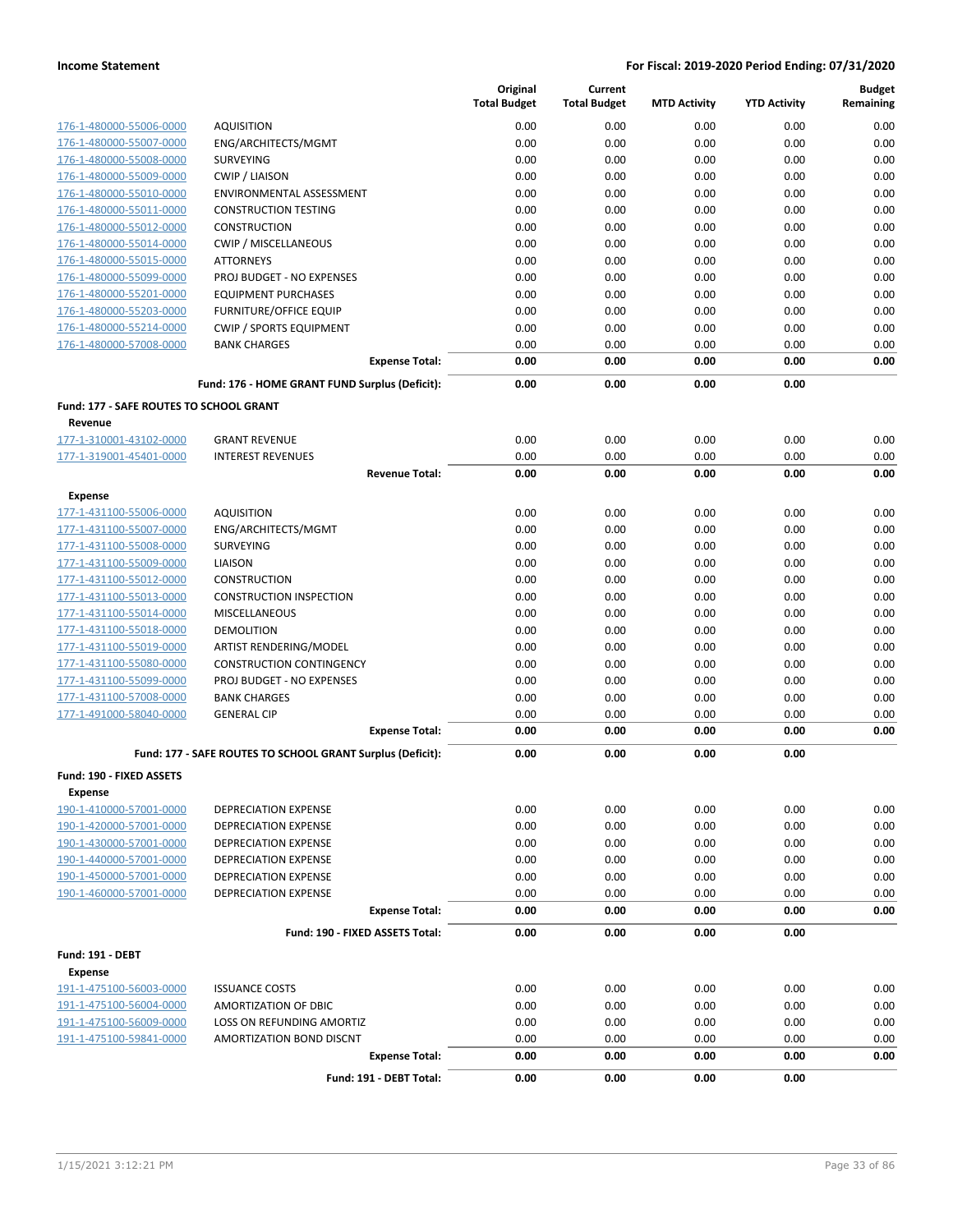| | | Original Total Budget | Current Total Budget | MTD Activity | YTD Activity | Budget Remaining |
|---|---|---|---|---|---|---|
| 176-1-480000-55006-0000 | AQUISITION | 0.00 | 0.00 | 0.00 | 0.00 | 0.00 |
| 176-1-480000-55007-0000 | ENG/ARCHITECTS/MGMT | 0.00 | 0.00 | 0.00 | 0.00 | 0.00 |
| 176-1-480000-55008-0000 | SURVEYING | 0.00 | 0.00 | 0.00 | 0.00 | 0.00 |
| 176-1-480000-55009-0000 | CWIP / LIAISON | 0.00 | 0.00 | 0.00 | 0.00 | 0.00 |
| 176-1-480000-55010-0000 | ENVIRONMENTAL ASSESSMENT | 0.00 | 0.00 | 0.00 | 0.00 | 0.00 |
| 176-1-480000-55011-0000 | CONSTRUCTION TESTING | 0.00 | 0.00 | 0.00 | 0.00 | 0.00 |
| 176-1-480000-55012-0000 | CONSTRUCTION | 0.00 | 0.00 | 0.00 | 0.00 | 0.00 |
| 176-1-480000-55014-0000 | CWIP / MISCELLANEOUS | 0.00 | 0.00 | 0.00 | 0.00 | 0.00 |
| 176-1-480000-55015-0000 | ATTORNEYS | 0.00 | 0.00 | 0.00 | 0.00 | 0.00 |
| 176-1-480000-55099-0000 | PROJ BUDGET - NO EXPENSES | 0.00 | 0.00 | 0.00 | 0.00 | 0.00 |
| 176-1-480000-55201-0000 | EQUIPMENT PURCHASES | 0.00 | 0.00 | 0.00 | 0.00 | 0.00 |
| 176-1-480000-55203-0000 | FURNITURE/OFFICE EQUIP | 0.00 | 0.00 | 0.00 | 0.00 | 0.00 |
| 176-1-480000-55214-0000 | CWIP / SPORTS EQUIPMENT | 0.00 | 0.00 | 0.00 | 0.00 | 0.00 |
| 176-1-480000-57008-0000 | BANK CHARGES | 0.00 | 0.00 | 0.00 | 0.00 | 0.00 |
| | **Expense Total:** | **0.00** | **0.00** | **0.00** | **0.00** | **0.00** |
| | **Fund: 176 - HOME GRANT FUND Surplus (Deficit):** | **0.00** | **0.00** | **0.00** | **0.00** | |
| **Fund: 177 - SAFE ROUTES TO SCHOOL GRANT** | | | | | | |
| **Revenue** | | | | | | |
| 177-1-310001-43102-0000 | GRANT REVENUE | 0.00 | 0.00 | 0.00 | 0.00 | 0.00 |
| 177-1-319001-45401-0000 | INTEREST REVENUES | 0.00 | 0.00 | 0.00 | 0.00 | 0.00 |
| | **Revenue Total:** | **0.00** | **0.00** | **0.00** | **0.00** | **0.00** |
| **Expense** | | | | | | |
| 177-1-431100-55006-0000 | AQUISITION | 0.00 | 0.00 | 0.00 | 0.00 | 0.00 |
| 177-1-431100-55007-0000 | ENG/ARCHITECTS/MGMT | 0.00 | 0.00 | 0.00 | 0.00 | 0.00 |
| 177-1-431100-55008-0000 | SURVEYING | 0.00 | 0.00 | 0.00 | 0.00 | 0.00 |
| 177-1-431100-55009-0000 | LIAISON | 0.00 | 0.00 | 0.00 | 0.00 | 0.00 |
| 177-1-431100-55012-0000 | CONSTRUCTION | 0.00 | 0.00 | 0.00 | 0.00 | 0.00 |
| 177-1-431100-55013-0000 | CONSTRUCTION INSPECTION | 0.00 | 0.00 | 0.00 | 0.00 | 0.00 |
| 177-1-431100-55014-0000 | MISCELLANEOUS | 0.00 | 0.00 | 0.00 | 0.00 | 0.00 |
| 177-1-431100-55018-0000 | DEMOLITION | 0.00 | 0.00 | 0.00 | 0.00 | 0.00 |
| 177-1-431100-55019-0000 | ARTIST RENDERING/MODEL | 0.00 | 0.00 | 0.00 | 0.00 | 0.00 |
| 177-1-431100-55080-0000 | CONSTRUCTION CONTINGENCY | 0.00 | 0.00 | 0.00 | 0.00 | 0.00 |
| 177-1-431100-55099-0000 | PROJ BUDGET - NO EXPENSES | 0.00 | 0.00 | 0.00 | 0.00 | 0.00 |
| 177-1-431100-57008-0000 | BANK CHARGES | 0.00 | 0.00 | 0.00 | 0.00 | 0.00 |
| 177-1-491000-58040-0000 | GENERAL CIP | 0.00 | 0.00 | 0.00 | 0.00 | 0.00 |
| | **Expense Total:** | **0.00** | **0.00** | **0.00** | **0.00** | **0.00** |
| | **Fund: 177 - SAFE ROUTES TO SCHOOL GRANT Surplus (Deficit):** | **0.00** | **0.00** | **0.00** | **0.00** | |
| **Fund: 190 - FIXED ASSETS** | | | | | | |
| **Expense** | | | | | | |
| 190-1-410000-57001-0000 | DEPRECIATION EXPENSE | 0.00 | 0.00 | 0.00 | 0.00 | 0.00 |
| 190-1-420000-57001-0000 | DEPRECIATION EXPENSE | 0.00 | 0.00 | 0.00 | 0.00 | 0.00 |
| 190-1-430000-57001-0000 | DEPRECIATION EXPENSE | 0.00 | 0.00 | 0.00 | 0.00 | 0.00 |
| 190-1-440000-57001-0000 | DEPRECIATION EXPENSE | 0.00 | 0.00 | 0.00 | 0.00 | 0.00 |
| 190-1-450000-57001-0000 | DEPRECIATION EXPENSE | 0.00 | 0.00 | 0.00 | 0.00 | 0.00 |
| 190-1-460000-57001-0000 | DEPRECIATION EXPENSE | 0.00 | 0.00 | 0.00 | 0.00 | 0.00 |
| | **Expense Total:** | **0.00** | **0.00** | **0.00** | **0.00** | **0.00** |
| | **Fund: 190 - FIXED ASSETS Total:** | **0.00** | **0.00** | **0.00** | **0.00** | |
| **Fund: 191 - DEBT** | | | | | | |
| **Expense** | | | | | | |
| 191-1-475100-56003-0000 | ISSUANCE COSTS | 0.00 | 0.00 | 0.00 | 0.00 | 0.00 |
| 191-1-475100-56004-0000 | AMORTIZATION OF DBIC | 0.00 | 0.00 | 0.00 | 0.00 | 0.00 |
| 191-1-475100-56009-0000 | LOSS ON REFUNDING AMORTIZ | 0.00 | 0.00 | 0.00 | 0.00 | 0.00 |
| 191-1-475100-59841-0000 | AMORTIZATION BOND DISCNT | 0.00 | 0.00 | 0.00 | 0.00 | 0.00 |
| | **Expense Total:** | **0.00** | **0.00** | **0.00** | **0.00** | **0.00** |
| | **Fund: 191 - DEBT Total:** | **0.00** | **0.00** | **0.00** | **0.00** | |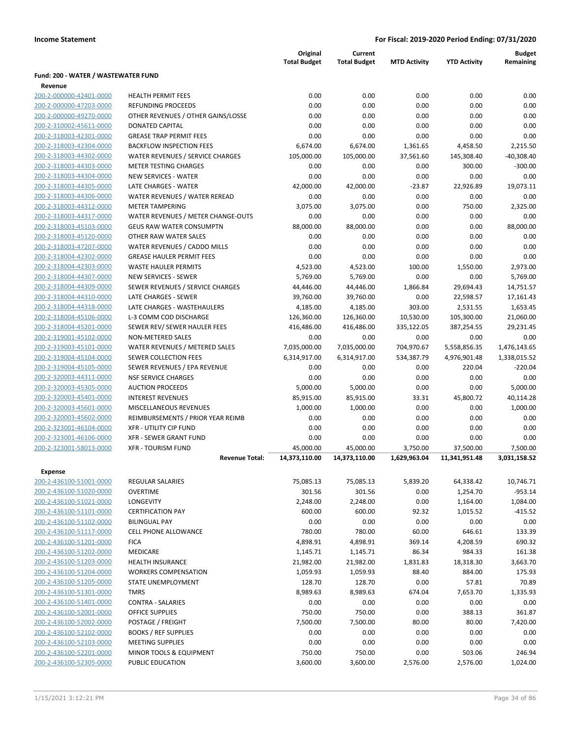**Income Statement** — For Fiscal: 2019-2020 Period Ending: 07/31/2020

| | | Original Total Budget | Current Total Budget | MTD Activity | YTD Activity | Budget Remaining |
|---|---|---|---|---|---|---|
| **Fund: 200 - WATER / WASTEWATER FUND** | | | | | | |
| **Revenue** | | | | | | |
| 200-2-000000-42401-0000 | HEALTH PERMIT FEES | 0.00 | 0.00 | 0.00 | 0.00 | 0.00 |
| 200-2-000000-47203-0000 | REFUNDING PROCEEDS | 0.00 | 0.00 | 0.00 | 0.00 | 0.00 |
| 200-2-000000-49270-0000 | OTHER REVENUES / OTHER GAINS/LOSSE | 0.00 | 0.00 | 0.00 | 0.00 | 0.00 |
| 200-2-310002-45611-0000 | DONATED CAPITAL | 0.00 | 0.00 | 0.00 | 0.00 | 0.00 |
| 200-2-318003-42301-0000 | GREASE TRAP PERMIT FEES | 0.00 | 0.00 | 0.00 | 0.00 | 0.00 |
| 200-2-318003-42304-0000 | BACKFLOW INSPECTION FEES | 6,674.00 | 6,674.00 | 1,361.65 | 4,458.50 | 2,215.50 |
| 200-2-318003-44302-0000 | WATER REVENUES / SERVICE CHARGES | 105,000.00 | 105,000.00 | 37,561.60 | 145,308.40 | -40,308.40 |
| 200-2-318003-44303-0000 | METER TESTING CHARGES | 0.00 | 0.00 | 0.00 | 300.00 | -300.00 |
| 200-2-318003-44304-0000 | NEW SERVICES - WATER | 0.00 | 0.00 | 0.00 | 0.00 | 0.00 |
| 200-2-318003-44305-0000 | LATE CHARGES - WATER | 42,000.00 | 42,000.00 | -23.87 | 22,926.89 | 19,073.11 |
| 200-2-318003-44306-0000 | WATER REVENUES / WATER REREAD | 0.00 | 0.00 | 0.00 | 0.00 | 0.00 |
| 200-2-318003-44312-0000 | METER TAMPERING | 3,075.00 | 3,075.00 | 0.00 | 750.00 | 2,325.00 |
| 200-2-318003-44317-0000 | WATER REVENUES / METER CHANGE-OUTS | 0.00 | 0.00 | 0.00 | 0.00 | 0.00 |
| 200-2-318003-45103-0000 | GEUS RAW WATER CONSUMPTN | 88,000.00 | 88,000.00 | 0.00 | 0.00 | 88,000.00 |
| 200-2-318003-45120-0000 | OTHER RAW WATER SALES | 0.00 | 0.00 | 0.00 | 0.00 | 0.00 |
| 200-2-318003-47207-0000 | WATER REVENUES / CADDO MILLS | 0.00 | 0.00 | 0.00 | 0.00 | 0.00 |
| 200-2-318004-42302-0000 | GREASE HAULER PERMIT FEES | 0.00 | 0.00 | 0.00 | 0.00 | 0.00 |
| 200-2-318004-42303-0000 | WASTE HAULER PERMITS | 4,523.00 | 4,523.00 | 100.00 | 1,550.00 | 2,973.00 |
| 200-2-318004-44307-0000 | NEW SERVICES - SEWER | 5,769.00 | 5,769.00 | 0.00 | 0.00 | 5,769.00 |
| 200-2-318004-44309-0000 | SEWER REVENUES / SERVICE CHARGES | 44,446.00 | 44,446.00 | 1,866.84 | 29,694.43 | 14,751.57 |
| 200-2-318004-44310-0000 | LATE CHARGES - SEWER | 39,760.00 | 39,760.00 | 0.00 | 22,598.57 | 17,161.43 |
| 200-2-318004-44318-0000 | LATE CHARGES - WASTEHAULERS | 4,185.00 | 4,185.00 | 303.00 | 2,531.55 | 1,653.45 |
| 200-2-318004-45106-0000 | L-3 COMM COD DISCHARGE | 126,360.00 | 126,360.00 | 10,530.00 | 105,300.00 | 21,060.00 |
| 200-2-318004-45201-0000 | SEWER REV/ SEWER HAULER FEES | 416,486.00 | 416,486.00 | 335,122.05 | 387,254.55 | 29,231.45 |
| 200-2-319001-45102-0000 | NON-METERED SALES | 0.00 | 0.00 | 0.00 | 0.00 | 0.00 |
| 200-2-319003-45101-0000 | WATER REVENUES / METERED SALES | 7,035,000.00 | 7,035,000.00 | 704,970.67 | 5,558,856.35 | 1,476,143.65 |
| 200-2-319004-45104-0000 | SEWER COLLECTION FEES | 6,314,917.00 | 6,314,917.00 | 534,387.79 | 4,976,901.48 | 1,338,015.52 |
| 200-2-319004-45105-0000 | SEWER REVENUES / EPA REVENUE | 0.00 | 0.00 | 0.00 | 220.04 | -220.04 |
| 200-2-320003-44311-0000 | NSF SERVICE CHARGES | 0.00 | 0.00 | 0.00 | 0.00 | 0.00 |
| 200-2-320003-45305-0000 | AUCTION PROCEEDS | 5,000.00 | 5,000.00 | 0.00 | 0.00 | 5,000.00 |
| 200-2-320003-45401-0000 | INTEREST REVENUES | 85,915.00 | 85,915.00 | 33.31 | 45,800.72 | 40,114.28 |
| 200-2-320003-45601-0000 | MISCELLANEOUS REVENUES | 1,000.00 | 1,000.00 | 0.00 | 0.00 | 1,000.00 |
| 200-2-320003-45602-0000 | REIMBURSEMENTS / PRIOR YEAR REIMB | 0.00 | 0.00 | 0.00 | 0.00 | 0.00 |
| 200-2-323001-46104-0000 | XFR - UTILITY CIP FUND | 0.00 | 0.00 | 0.00 | 0.00 | 0.00 |
| 200-2-323001-46106-0000 | XFR - SEWER GRANT FUND | 0.00 | 0.00 | 0.00 | 0.00 | 0.00 |
| 200-2-323001-58013-0000 | XFR - TOURISM FUND | 45,000.00 | 45,000.00 | 3,750.00 | 37,500.00 | 7,500.00 |
| | **Revenue Total:** | **14,373,110.00** | **14,373,110.00** | **1,629,963.04** | **11,341,951.48** | **3,031,158.52** |
| **Expense** | | | | | | |
| 200-2-436100-51001-0000 | REGULAR SALARIES | 75,085.13 | 75,085.13 | 5,839.20 | 64,338.42 | 10,746.71 |
| 200-2-436100-51020-0000 | OVERTIME | 301.56 | 301.56 | 0.00 | 1,254.70 | -953.14 |
| 200-2-436100-51021-0000 | LONGEVITY | 2,248.00 | 2,248.00 | 0.00 | 1,164.00 | 1,084.00 |
| 200-2-436100-51101-0000 | CERTIFICATION PAY | 600.00 | 600.00 | 92.32 | 1,015.52 | -415.52 |
| 200-2-436100-51102-0000 | BILINGUAL PAY | 0.00 | 0.00 | 0.00 | 0.00 | 0.00 |
| 200-2-436100-51117-0000 | CELL PHONE ALLOWANCE | 780.00 | 780.00 | 60.00 | 646.61 | 133.39 |
| 200-2-436100-51201-0000 | FICA | 4,898.91 | 4,898.91 | 369.14 | 4,208.59 | 690.32 |
| 200-2-436100-51202-0000 | MEDICARE | 1,145.71 | 1,145.71 | 86.34 | 984.33 | 161.38 |
| 200-2-436100-51203-0000 | HEALTH INSURANCE | 21,982.00 | 21,982.00 | 1,831.83 | 18,318.30 | 3,663.70 |
| 200-2-436100-51204-0000 | WORKERS COMPENSATION | 1,059.93 | 1,059.93 | 88.40 | 884.00 | 175.93 |
| 200-2-436100-51205-0000 | STATE UNEMPLOYMENT | 128.70 | 128.70 | 0.00 | 57.81 | 70.89 |
| 200-2-436100-51301-0000 | TMRS | 8,989.63 | 8,989.63 | 674.04 | 7,653.70 | 1,335.93 |
| 200-2-436100-51401-0000 | CONTRA - SALARIES | 0.00 | 0.00 | 0.00 | 0.00 | 0.00 |
| 200-2-436100-52001-0000 | OFFICE SUPPLIES | 750.00 | 750.00 | 0.00 | 388.13 | 361.87 |
| 200-2-436100-52002-0000 | POSTAGE / FREIGHT | 7,500.00 | 7,500.00 | 80.00 | 80.00 | 7,420.00 |
| 200-2-436100-52102-0000 | BOOKS / REF SUPPLIES | 0.00 | 0.00 | 0.00 | 0.00 | 0.00 |
| 200-2-436100-52103-0000 | MEETING SUPPLIES | 0.00 | 0.00 | 0.00 | 0.00 | 0.00 |
| 200-2-436100-52201-0000 | MINOR TOOLS & EQUIPMENT | 750.00 | 750.00 | 0.00 | 503.06 | 246.94 |
| 200-2-436100-52305-0000 | PUBLIC EDUCATION | 3,600.00 | 3,600.00 | 2,576.00 | 2,576.00 | 1,024.00 |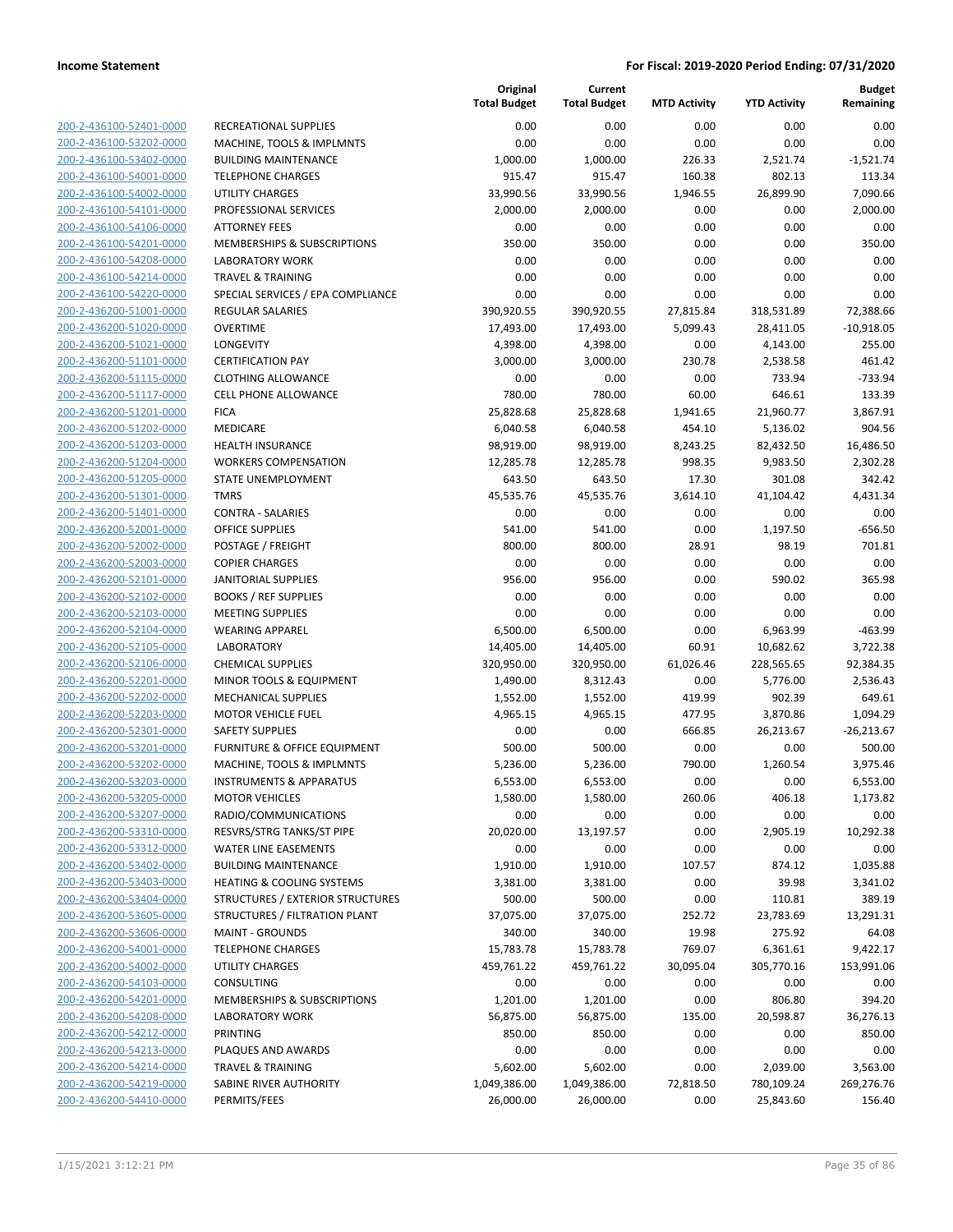**Income Statement** — **For Fiscal: 2019-2020 Period Ending: 07/31/2020**

| | | Original Total Budget | Current Total Budget | MTD Activity | YTD Activity | Budget Remaining |
|---|---|---|---|---|---|---|
| 200-2-436100-52401-0000 | RECREATIONAL SUPPLIES | 0.00 | 0.00 | 0.00 | 0.00 | 0.00 |
| 200-2-436100-53202-0000 | MACHINE, TOOLS & IMPLMNTS | 0.00 | 0.00 | 0.00 | 0.00 | 0.00 |
| 200-2-436100-53402-0000 | BUILDING MAINTENANCE | 1,000.00 | 1,000.00 | 226.33 | 2,521.74 | -1,521.74 |
| 200-2-436100-54001-0000 | TELEPHONE CHARGES | 915.47 | 915.47 | 160.38 | 802.13 | 113.34 |
| 200-2-436100-54002-0000 | UTILITY CHARGES | 33,990.56 | 33,990.56 | 1,946.55 | 26,899.90 | 7,090.66 |
| 200-2-436100-54101-0000 | PROFESSIONAL SERVICES | 2,000.00 | 2,000.00 | 0.00 | 0.00 | 2,000.00 |
| 200-2-436100-54106-0000 | ATTORNEY FEES | 0.00 | 0.00 | 0.00 | 0.00 | 0.00 |
| 200-2-436100-54201-0000 | MEMBERSHIPS & SUBSCRIPTIONS | 350.00 | 350.00 | 0.00 | 0.00 | 350.00 |
| 200-2-436100-54208-0000 | LABORATORY WORK | 0.00 | 0.00 | 0.00 | 0.00 | 0.00 |
| 200-2-436100-54214-0000 | TRAVEL & TRAINING | 0.00 | 0.00 | 0.00 | 0.00 | 0.00 |
| 200-2-436100-54220-0000 | SPECIAL SERVICES / EPA COMPLIANCE | 0.00 | 0.00 | 0.00 | 0.00 | 0.00 |
| 200-2-436200-51001-0000 | REGULAR SALARIES | 390,920.55 | 390,920.55 | 27,815.84 | 318,531.89 | 72,388.66 |
| 200-2-436200-51020-0000 | OVERTIME | 17,493.00 | 17,493.00 | 5,099.43 | 28,411.05 | -10,918.05 |
| 200-2-436200-51021-0000 | LONGEVITY | 4,398.00 | 4,398.00 | 0.00 | 4,143.00 | 255.00 |
| 200-2-436200-51101-0000 | CERTIFICATION PAY | 3,000.00 | 3,000.00 | 230.78 | 2,538.58 | 461.42 |
| 200-2-436200-51115-0000 | CLOTHING ALLOWANCE | 0.00 | 0.00 | 0.00 | 733.94 | -733.94 |
| 200-2-436200-51117-0000 | CELL PHONE ALLOWANCE | 780.00 | 780.00 | 60.00 | 646.61 | 133.39 |
| 200-2-436200-51201-0000 | FICA | 25,828.68 | 25,828.68 | 1,941.65 | 21,960.77 | 3,867.91 |
| 200-2-436200-51202-0000 | MEDICARE | 6,040.58 | 6,040.58 | 454.10 | 5,136.02 | 904.56 |
| 200-2-436200-51203-0000 | HEALTH INSURANCE | 98,919.00 | 98,919.00 | 8,243.25 | 82,432.50 | 16,486.50 |
| 200-2-436200-51204-0000 | WORKERS COMPENSATION | 12,285.78 | 12,285.78 | 998.35 | 9,983.50 | 2,302.28 |
| 200-2-436200-51205-0000 | STATE UNEMPLOYMENT | 643.50 | 643.50 | 17.30 | 301.08 | 342.42 |
| 200-2-436200-51301-0000 | TMRS | 45,535.76 | 45,535.76 | 3,614.10 | 41,104.42 | 4,431.34 |
| 200-2-436200-51401-0000 | CONTRA - SALARIES | 0.00 | 0.00 | 0.00 | 0.00 | 0.00 |
| 200-2-436200-52001-0000 | OFFICE SUPPLIES | 541.00 | 541.00 | 0.00 | 1,197.50 | -656.50 |
| 200-2-436200-52002-0000 | POSTAGE / FREIGHT | 800.00 | 800.00 | 28.91 | 98.19 | 701.81 |
| 200-2-436200-52003-0000 | COPIER CHARGES | 0.00 | 0.00 | 0.00 | 0.00 | 0.00 |
| 200-2-436200-52101-0000 | JANITORIAL SUPPLIES | 956.00 | 956.00 | 0.00 | 590.02 | 365.98 |
| 200-2-436200-52102-0000 | BOOKS / REF SUPPLIES | 0.00 | 0.00 | 0.00 | 0.00 | 0.00 |
| 200-2-436200-52103-0000 | MEETING SUPPLIES | 0.00 | 0.00 | 0.00 | 0.00 | 0.00 |
| 200-2-436200-52104-0000 | WEARING APPAREL | 6,500.00 | 6,500.00 | 0.00 | 6,963.99 | -463.99 |
| 200-2-436200-52105-0000 | LABORATORY | 14,405.00 | 14,405.00 | 60.91 | 10,682.62 | 3,722.38 |
| 200-2-436200-52106-0000 | CHEMICAL SUPPLIES | 320,950.00 | 320,950.00 | 61,026.46 | 228,565.65 | 92,384.35 |
| 200-2-436200-52201-0000 | MINOR TOOLS & EQUIPMENT | 1,490.00 | 8,312.43 | 0.00 | 5,776.00 | 2,536.43 |
| 200-2-436200-52202-0000 | MECHANICAL SUPPLIES | 1,552.00 | 1,552.00 | 419.99 | 902.39 | 649.61 |
| 200-2-436200-52203-0000 | MOTOR VEHICLE FUEL | 4,965.15 | 4,965.15 | 477.95 | 3,870.86 | 1,094.29 |
| 200-2-436200-52301-0000 | SAFETY SUPPLIES | 0.00 | 0.00 | 666.85 | 26,213.67 | -26,213.67 |
| 200-2-436200-53201-0000 | FURNITURE & OFFICE EQUIPMENT | 500.00 | 500.00 | 0.00 | 0.00 | 500.00 |
| 200-2-436200-53202-0000 | MACHINE, TOOLS & IMPLMNTS | 5,236.00 | 5,236.00 | 790.00 | 1,260.54 | 3,975.46 |
| 200-2-436200-53203-0000 | INSTRUMENTS & APPARATUS | 6,553.00 | 6,553.00 | 0.00 | 0.00 | 6,553.00 |
| 200-2-436200-53205-0000 | MOTOR VEHICLES | 1,580.00 | 1,580.00 | 260.06 | 406.18 | 1,173.82 |
| 200-2-436200-53207-0000 | RADIO/COMMUNICATIONS | 0.00 | 0.00 | 0.00 | 0.00 | 0.00 |
| 200-2-436200-53310-0000 | RESVRS/STRG TANKS/ST PIPE | 20,020.00 | 13,197.57 | 0.00 | 2,905.19 | 10,292.38 |
| 200-2-436200-53312-0000 | WATER LINE EASEMENTS | 0.00 | 0.00 | 0.00 | 0.00 | 0.00 |
| 200-2-436200-53402-0000 | BUILDING MAINTENANCE | 1,910.00 | 1,910.00 | 107.57 | 874.12 | 1,035.88 |
| 200-2-436200-53403-0000 | HEATING & COOLING SYSTEMS | 3,381.00 | 3,381.00 | 0.00 | 39.98 | 3,341.02 |
| 200-2-436200-53404-0000 | STRUCTURES / EXTERIOR STRUCTURES | 500.00 | 500.00 | 0.00 | 110.81 | 389.19 |
| 200-2-436200-53605-0000 | STRUCTURES / FILTRATION PLANT | 37,075.00 | 37,075.00 | 252.72 | 23,783.69 | 13,291.31 |
| 200-2-436200-53606-0000 | MAINT - GROUNDS | 340.00 | 340.00 | 19.98 | 275.92 | 64.08 |
| 200-2-436200-54001-0000 | TELEPHONE CHARGES | 15,783.78 | 15,783.78 | 769.07 | 6,361.61 | 9,422.17 |
| 200-2-436200-54002-0000 | UTILITY CHARGES | 459,761.22 | 459,761.22 | 30,095.04 | 305,770.16 | 153,991.06 |
| 200-2-436200-54103-0000 | CONSULTING | 0.00 | 0.00 | 0.00 | 0.00 | 0.00 |
| 200-2-436200-54201-0000 | MEMBERSHIPS & SUBSCRIPTIONS | 1,201.00 | 1,201.00 | 0.00 | 806.80 | 394.20 |
| 200-2-436200-54208-0000 | LABORATORY WORK | 56,875.00 | 56,875.00 | 135.00 | 20,598.87 | 36,276.13 |
| 200-2-436200-54212-0000 | PRINTING | 850.00 | 850.00 | 0.00 | 0.00 | 850.00 |
| 200-2-436200-54213-0000 | PLAQUES AND AWARDS | 0.00 | 0.00 | 0.00 | 0.00 | 0.00 |
| 200-2-436200-54214-0000 | TRAVEL & TRAINING | 5,602.00 | 5,602.00 | 0.00 | 2,039.00 | 3,563.00 |
| 200-2-436200-54219-0000 | SABINE RIVER AUTHORITY | 1,049,386.00 | 1,049,386.00 | 72,818.50 | 780,109.24 | 269,276.76 |
| 200-2-436200-54410-0000 | PERMITS/FEES | 26,000.00 | 26,000.00 | 0.00 | 25,843.60 | 156.40 |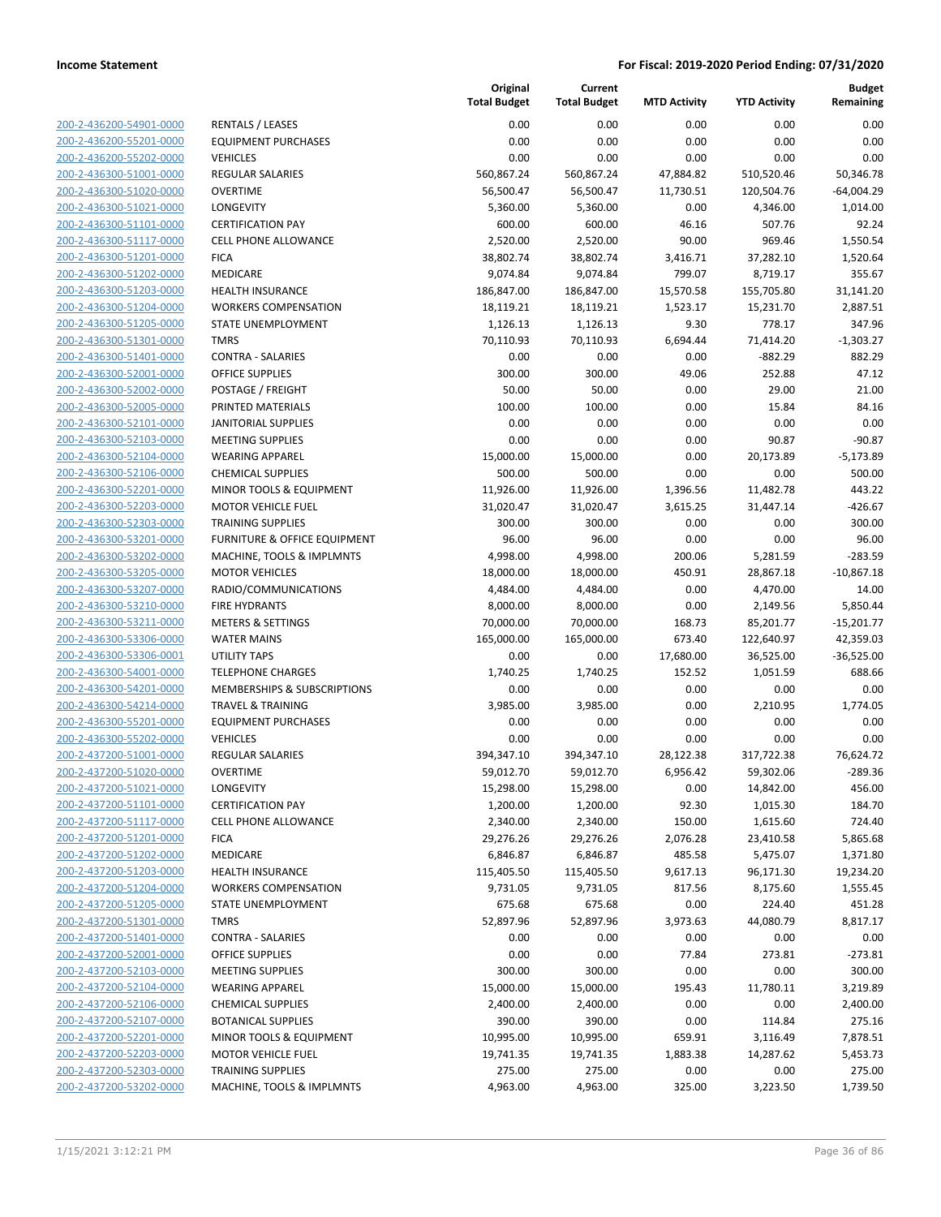**Income Statement** — **For Fiscal: 2019-2020 Period Ending: 07/31/2020**

| | | Original Total Budget | Current Total Budget | MTD Activity | YTD Activity | Budget Remaining |
|---|---|---|---|---|---|---|
| 200-2-436200-54901-0000 | RENTALS / LEASES | 0.00 | 0.00 | 0.00 | 0.00 | 0.00 |
| 200-2-436200-55201-0000 | EQUIPMENT PURCHASES | 0.00 | 0.00 | 0.00 | 0.00 | 0.00 |
| 200-2-436200-55202-0000 | VEHICLES | 0.00 | 0.00 | 0.00 | 0.00 | 0.00 |
| 200-2-436300-51001-0000 | REGULAR SALARIES | 560,867.24 | 560,867.24 | 47,884.82 | 510,520.46 | 50,346.78 |
| 200-2-436300-51020-0000 | OVERTIME | 56,500.47 | 56,500.47 | 11,730.51 | 120,504.76 | -64,004.29 |
| 200-2-436300-51021-0000 | LONGEVITY | 5,360.00 | 5,360.00 | 0.00 | 4,346.00 | 1,014.00 |
| 200-2-436300-51101-0000 | CERTIFICATION PAY | 600.00 | 600.00 | 46.16 | 507.76 | 92.24 |
| 200-2-436300-51117-0000 | CELL PHONE ALLOWANCE | 2,520.00 | 2,520.00 | 90.00 | 969.46 | 1,550.54 |
| 200-2-436300-51201-0000 | FICA | 38,802.74 | 38,802.74 | 3,416.71 | 37,282.10 | 1,520.64 |
| 200-2-436300-51202-0000 | MEDICARE | 9,074.84 | 9,074.84 | 799.07 | 8,719.17 | 355.67 |
| 200-2-436300-51203-0000 | HEALTH INSURANCE | 186,847.00 | 186,847.00 | 15,570.58 | 155,705.80 | 31,141.20 |
| 200-2-436300-51204-0000 | WORKERS COMPENSATION | 18,119.21 | 18,119.21 | 1,523.17 | 15,231.70 | 2,887.51 |
| 200-2-436300-51205-0000 | STATE UNEMPLOYMENT | 1,126.13 | 1,126.13 | 9.30 | 778.17 | 347.96 |
| 200-2-436300-51301-0000 | TMRS | 70,110.93 | 70,110.93 | 6,694.44 | 71,414.20 | -1,303.27 |
| 200-2-436300-51401-0000 | CONTRA - SALARIES | 0.00 | 0.00 | 0.00 | -882.29 | 882.29 |
| 200-2-436300-52001-0000 | OFFICE SUPPLIES | 300.00 | 300.00 | 49.06 | 252.88 | 47.12 |
| 200-2-436300-52002-0000 | POSTAGE / FREIGHT | 50.00 | 50.00 | 0.00 | 29.00 | 21.00 |
| 200-2-436300-52005-0000 | PRINTED MATERIALS | 100.00 | 100.00 | 0.00 | 15.84 | 84.16 |
| 200-2-436300-52101-0000 | JANITORIAL SUPPLIES | 0.00 | 0.00 | 0.00 | 0.00 | 0.00 |
| 200-2-436300-52103-0000 | MEETING SUPPLIES | 0.00 | 0.00 | 0.00 | 90.87 | -90.87 |
| 200-2-436300-52104-0000 | WEARING APPAREL | 15,000.00 | 15,000.00 | 0.00 | 20,173.89 | -5,173.89 |
| 200-2-436300-52106-0000 | CHEMICAL SUPPLIES | 500.00 | 500.00 | 0.00 | 0.00 | 500.00 |
| 200-2-436300-52201-0000 | MINOR TOOLS & EQUIPMENT | 11,926.00 | 11,926.00 | 1,396.56 | 11,482.78 | 443.22 |
| 200-2-436300-52203-0000 | MOTOR VEHICLE FUEL | 31,020.47 | 31,020.47 | 3,615.25 | 31,447.14 | -426.67 |
| 200-2-436300-52303-0000 | TRAINING SUPPLIES | 300.00 | 300.00 | 0.00 | 0.00 | 300.00 |
| 200-2-436300-53201-0000 | FURNITURE & OFFICE EQUIPMENT | 96.00 | 96.00 | 0.00 | 0.00 | 96.00 |
| 200-2-436300-53202-0000 | MACHINE, TOOLS & IMPLMNTS | 4,998.00 | 4,998.00 | 200.06 | 5,281.59 | -283.59 |
| 200-2-436300-53205-0000 | MOTOR VEHICLES | 18,000.00 | 18,000.00 | 450.91 | 28,867.18 | -10,867.18 |
| 200-2-436300-53207-0000 | RADIO/COMMUNICATIONS | 4,484.00 | 4,484.00 | 0.00 | 4,470.00 | 14.00 |
| 200-2-436300-53210-0000 | FIRE HYDRANTS | 8,000.00 | 8,000.00 | 0.00 | 2,149.56 | 5,850.44 |
| 200-2-436300-53211-0000 | METERS & SETTINGS | 70,000.00 | 70,000.00 | 168.73 | 85,201.77 | -15,201.77 |
| 200-2-436300-53306-0000 | WATER MAINS | 165,000.00 | 165,000.00 | 673.40 | 122,640.97 | 42,359.03 |
| 200-2-436300-53306-0001 | UTILITY TAPS | 0.00 | 0.00 | 17,680.00 | 36,525.00 | -36,525.00 |
| 200-2-436300-54001-0000 | TELEPHONE CHARGES | 1,740.25 | 1,740.25 | 152.52 | 1,051.59 | 688.66 |
| 200-2-436300-54201-0000 | MEMBERSHIPS & SUBSCRIPTIONS | 0.00 | 0.00 | 0.00 | 0.00 | 0.00 |
| 200-2-436300-54214-0000 | TRAVEL & TRAINING | 3,985.00 | 3,985.00 | 0.00 | 2,210.95 | 1,774.05 |
| 200-2-436300-55201-0000 | EQUIPMENT PURCHASES | 0.00 | 0.00 | 0.00 | 0.00 | 0.00 |
| 200-2-436300-55202-0000 | VEHICLES | 0.00 | 0.00 | 0.00 | 0.00 | 0.00 |
| 200-2-437200-51001-0000 | REGULAR SALARIES | 394,347.10 | 394,347.10 | 28,122.38 | 317,722.38 | 76,624.72 |
| 200-2-437200-51020-0000 | OVERTIME | 59,012.70 | 59,012.70 | 6,956.42 | 59,302.06 | -289.36 |
| 200-2-437200-51021-0000 | LONGEVITY | 15,298.00 | 15,298.00 | 0.00 | 14,842.00 | 456.00 |
| 200-2-437200-51101-0000 | CERTIFICATION PAY | 1,200.00 | 1,200.00 | 92.30 | 1,015.30 | 184.70 |
| 200-2-437200-51117-0000 | CELL PHONE ALLOWANCE | 2,340.00 | 2,340.00 | 150.00 | 1,615.60 | 724.40 |
| 200-2-437200-51201-0000 | FICA | 29,276.26 | 29,276.26 | 2,076.28 | 23,410.58 | 5,865.68 |
| 200-2-437200-51202-0000 | MEDICARE | 6,846.87 | 6,846.87 | 485.58 | 5,475.07 | 1,371.80 |
| 200-2-437200-51203-0000 | HEALTH INSURANCE | 115,405.50 | 115,405.50 | 9,617.13 | 96,171.30 | 19,234.20 |
| 200-2-437200-51204-0000 | WORKERS COMPENSATION | 9,731.05 | 9,731.05 | 817.56 | 8,175.60 | 1,555.45 |
| 200-2-437200-51205-0000 | STATE UNEMPLOYMENT | 675.68 | 675.68 | 0.00 | 224.40 | 451.28 |
| 200-2-437200-51301-0000 | TMRS | 52,897.96 | 52,897.96 | 3,973.63 | 44,080.79 | 8,817.17 |
| 200-2-437200-51401-0000 | CONTRA - SALARIES | 0.00 | 0.00 | 0.00 | 0.00 | 0.00 |
| 200-2-437200-52001-0000 | OFFICE SUPPLIES | 0.00 | 0.00 | 77.84 | 273.81 | -273.81 |
| 200-2-437200-52103-0000 | MEETING SUPPLIES | 300.00 | 300.00 | 0.00 | 0.00 | 300.00 |
| 200-2-437200-52104-0000 | WEARING APPAREL | 15,000.00 | 15,000.00 | 195.43 | 11,780.11 | 3,219.89 |
| 200-2-437200-52106-0000 | CHEMICAL SUPPLIES | 2,400.00 | 2,400.00 | 0.00 | 0.00 | 2,400.00 |
| 200-2-437200-52107-0000 | BOTANICAL SUPPLIES | 390.00 | 390.00 | 0.00 | 114.84 | 275.16 |
| 200-2-437200-52201-0000 | MINOR TOOLS & EQUIPMENT | 10,995.00 | 10,995.00 | 659.91 | 3,116.49 | 7,878.51 |
| 200-2-437200-52203-0000 | MOTOR VEHICLE FUEL | 19,741.35 | 19,741.35 | 1,883.38 | 14,287.62 | 5,453.73 |
| 200-2-437200-52303-0000 | TRAINING SUPPLIES | 275.00 | 275.00 | 0.00 | 0.00 | 275.00 |
| 200-2-437200-53202-0000 | MACHINE, TOOLS & IMPLMNTS | 4,963.00 | 4,963.00 | 325.00 | 3,223.50 | 1,739.50 |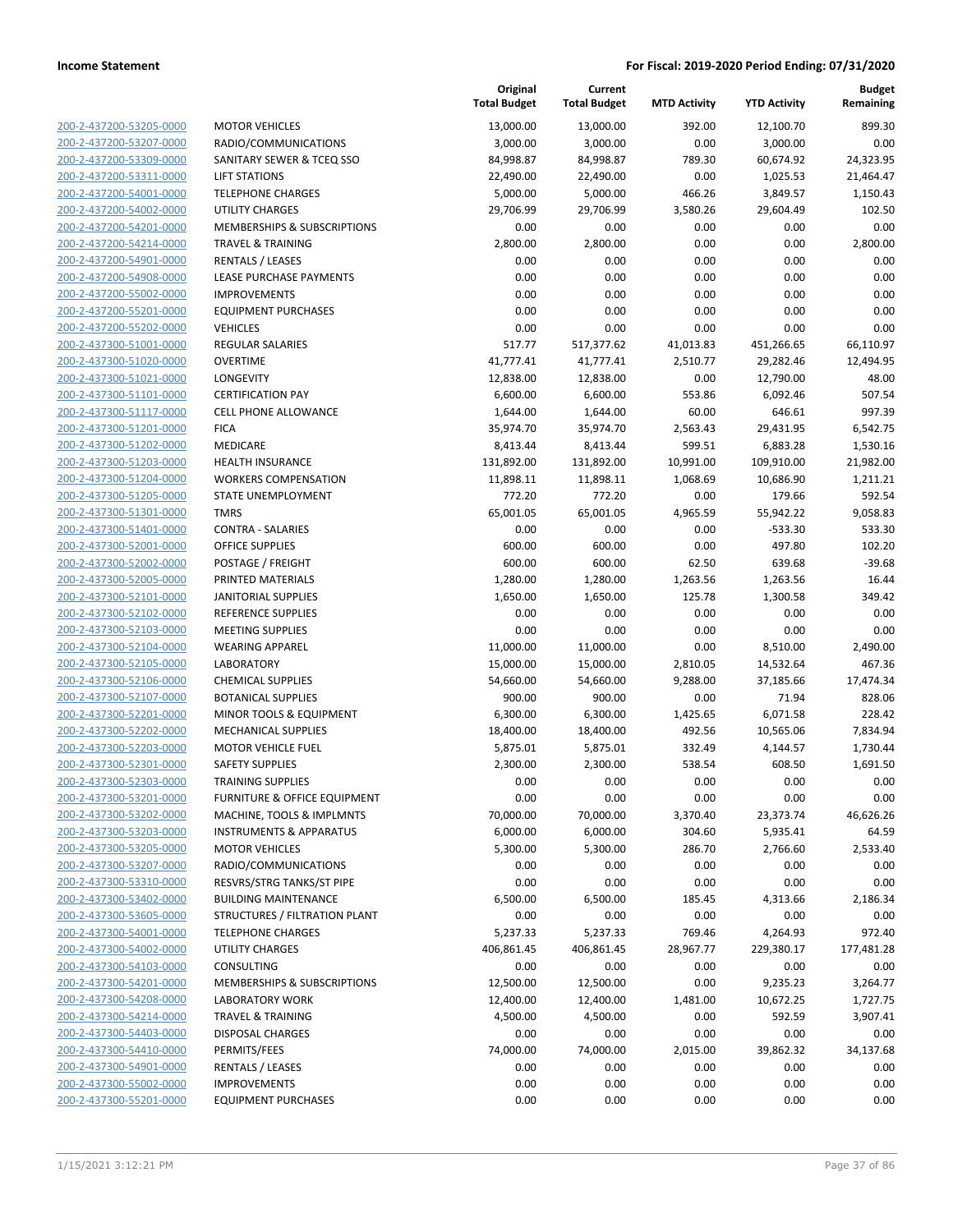| | | Original Total Budget | Current Total Budget | MTD Activity | YTD Activity | Budget Remaining |
|---|---|---|---|---|---|---|
| 200-2-437200-53205-0000 | MOTOR VEHICLES | 13,000.00 | 13,000.00 | 392.00 | 12,100.70 | 899.30 |
| 200-2-437200-53207-0000 | RADIO/COMMUNICATIONS | 3,000.00 | 3,000.00 | 0.00 | 3,000.00 | 0.00 |
| 200-2-437200-53309-0000 | SANITARY SEWER & TCEQ SSO | 84,998.87 | 84,998.87 | 789.30 | 60,674.92 | 24,323.95 |
| 200-2-437200-53311-0000 | LIFT STATIONS | 22,490.00 | 22,490.00 | 0.00 | 1,025.53 | 21,464.47 |
| 200-2-437200-54001-0000 | TELEPHONE CHARGES | 5,000.00 | 5,000.00 | 466.26 | 3,849.57 | 1,150.43 |
| 200-2-437200-54002-0000 | UTILITY CHARGES | 29,706.99 | 29,706.99 | 3,580.26 | 29,604.49 | 102.50 |
| 200-2-437200-54201-0000 | MEMBERSHIPS & SUBSCRIPTIONS | 0.00 | 0.00 | 0.00 | 0.00 | 0.00 |
| 200-2-437200-54214-0000 | TRAVEL & TRAINING | 2,800.00 | 2,800.00 | 0.00 | 0.00 | 2,800.00 |
| 200-2-437200-54901-0000 | RENTALS / LEASES | 0.00 | 0.00 | 0.00 | 0.00 | 0.00 |
| 200-2-437200-54908-0000 | LEASE PURCHASE PAYMENTS | 0.00 | 0.00 | 0.00 | 0.00 | 0.00 |
| 200-2-437200-55002-0000 | IMPROVEMENTS | 0.00 | 0.00 | 0.00 | 0.00 | 0.00 |
| 200-2-437200-55201-0000 | EQUIPMENT PURCHASES | 0.00 | 0.00 | 0.00 | 0.00 | 0.00 |
| 200-2-437200-55202-0000 | VEHICLES | 0.00 | 0.00 | 0.00 | 0.00 | 0.00 |
| 200-2-437300-51001-0000 | REGULAR SALARIES | 517.77 | 517,377.62 | 41,013.83 | 451,266.65 | 66,110.97 |
| 200-2-437300-51020-0000 | OVERTIME | 41,777.41 | 41,777.41 | 2,510.77 | 29,282.46 | 12,494.95 |
| 200-2-437300-51021-0000 | LONGEVITY | 12,838.00 | 12,838.00 | 0.00 | 12,790.00 | 48.00 |
| 200-2-437300-51101-0000 | CERTIFICATION PAY | 6,600.00 | 6,600.00 | 553.86 | 6,092.46 | 507.54 |
| 200-2-437300-51117-0000 | CELL PHONE ALLOWANCE | 1,644.00 | 1,644.00 | 60.00 | 646.61 | 997.39 |
| 200-2-437300-51201-0000 | FICA | 35,974.70 | 35,974.70 | 2,563.43 | 29,431.95 | 6,542.75 |
| 200-2-437300-51202-0000 | MEDICARE | 8,413.44 | 8,413.44 | 599.51 | 6,883.28 | 1,530.16 |
| 200-2-437300-51203-0000 | HEALTH INSURANCE | 131,892.00 | 131,892.00 | 10,991.00 | 109,910.00 | 21,982.00 |
| 200-2-437300-51204-0000 | WORKERS COMPENSATION | 11,898.11 | 11,898.11 | 1,068.69 | 10,686.90 | 1,211.21 |
| 200-2-437300-51205-0000 | STATE UNEMPLOYMENT | 772.20 | 772.20 | 0.00 | 179.66 | 592.54 |
| 200-2-437300-51301-0000 | TMRS | 65,001.05 | 65,001.05 | 4,965.59 | 55,942.22 | 9,058.83 |
| 200-2-437300-51401-0000 | CONTRA - SALARIES | 0.00 | 0.00 | 0.00 | -533.30 | 533.30 |
| 200-2-437300-52001-0000 | OFFICE SUPPLIES | 600.00 | 600.00 | 0.00 | 497.80 | 102.20 |
| 200-2-437300-52002-0000 | POSTAGE / FREIGHT | 600.00 | 600.00 | 62.50 | 639.68 | -39.68 |
| 200-2-437300-52005-0000 | PRINTED MATERIALS | 1,280.00 | 1,280.00 | 1,263.56 | 1,263.56 | 16.44 |
| 200-2-437300-52101-0000 | JANITORIAL SUPPLIES | 1,650.00 | 1,650.00 | 125.78 | 1,300.58 | 349.42 |
| 200-2-437300-52102-0000 | REFERENCE SUPPLIES | 0.00 | 0.00 | 0.00 | 0.00 | 0.00 |
| 200-2-437300-52103-0000 | MEETING SUPPLIES | 0.00 | 0.00 | 0.00 | 0.00 | 0.00 |
| 200-2-437300-52104-0000 | WEARING APPAREL | 11,000.00 | 11,000.00 | 0.00 | 8,510.00 | 2,490.00 |
| 200-2-437300-52105-0000 | LABORATORY | 15,000.00 | 15,000.00 | 2,810.05 | 14,532.64 | 467.36 |
| 200-2-437300-52106-0000 | CHEMICAL SUPPLIES | 54,660.00 | 54,660.00 | 9,288.00 | 37,185.66 | 17,474.34 |
| 200-2-437300-52107-0000 | BOTANICAL SUPPLIES | 900.00 | 900.00 | 0.00 | 71.94 | 828.06 |
| 200-2-437300-52201-0000 | MINOR TOOLS & EQUIPMENT | 6,300.00 | 6,300.00 | 1,425.65 | 6,071.58 | 228.42 |
| 200-2-437300-52202-0000 | MECHANICAL SUPPLIES | 18,400.00 | 18,400.00 | 492.56 | 10,565.06 | 7,834.94 |
| 200-2-437300-52203-0000 | MOTOR VEHICLE FUEL | 5,875.01 | 5,875.01 | 332.49 | 4,144.57 | 1,730.44 |
| 200-2-437300-52301-0000 | SAFETY SUPPLIES | 2,300.00 | 2,300.00 | 538.54 | 608.50 | 1,691.50 |
| 200-2-437300-52303-0000 | TRAINING SUPPLIES | 0.00 | 0.00 | 0.00 | 0.00 | 0.00 |
| 200-2-437300-53201-0000 | FURNITURE & OFFICE EQUIPMENT | 0.00 | 0.00 | 0.00 | 0.00 | 0.00 |
| 200-2-437300-53202-0000 | MACHINE, TOOLS & IMPLMNTS | 70,000.00 | 70,000.00 | 3,370.40 | 23,373.74 | 46,626.26 |
| 200-2-437300-53203-0000 | INSTRUMENTS & APPARATUS | 6,000.00 | 6,000.00 | 304.60 | 5,935.41 | 64.59 |
| 200-2-437300-53205-0000 | MOTOR VEHICLES | 5,300.00 | 5,300.00 | 286.70 | 2,766.60 | 2,533.40 |
| 200-2-437300-53207-0000 | RADIO/COMMUNICATIONS | 0.00 | 0.00 | 0.00 | 0.00 | 0.00 |
| 200-2-437300-53310-0000 | RESVRS/STRG TANKS/ST PIPE | 0.00 | 0.00 | 0.00 | 0.00 | 0.00 |
| 200-2-437300-53402-0000 | BUILDING MAINTENANCE | 6,500.00 | 6,500.00 | 185.45 | 4,313.66 | 2,186.34 |
| 200-2-437300-53605-0000 | STRUCTURES / FILTRATION PLANT | 0.00 | 0.00 | 0.00 | 0.00 | 0.00 |
| 200-2-437300-54001-0000 | TELEPHONE CHARGES | 5,237.33 | 5,237.33 | 769.46 | 4,264.93 | 972.40 |
| 200-2-437300-54002-0000 | UTILITY CHARGES | 406,861.45 | 406,861.45 | 28,967.77 | 229,380.17 | 177,481.28 |
| 200-2-437300-54103-0000 | CONSULTING | 0.00 | 0.00 | 0.00 | 0.00 | 0.00 |
| 200-2-437300-54201-0000 | MEMBERSHIPS & SUBSCRIPTIONS | 12,500.00 | 12,500.00 | 0.00 | 9,235.23 | 3,264.77 |
| 200-2-437300-54208-0000 | LABORATORY WORK | 12,400.00 | 12,400.00 | 1,481.00 | 10,672.25 | 1,727.75 |
| 200-2-437300-54214-0000 | TRAVEL & TRAINING | 4,500.00 | 4,500.00 | 0.00 | 592.59 | 3,907.41 |
| 200-2-437300-54403-0000 | DISPOSAL CHARGES | 0.00 | 0.00 | 0.00 | 0.00 | 0.00 |
| 200-2-437300-54410-0000 | PERMITS/FEES | 74,000.00 | 74,000.00 | 2,015.00 | 39,862.32 | 34,137.68 |
| 200-2-437300-54901-0000 | RENTALS / LEASES | 0.00 | 0.00 | 0.00 | 0.00 | 0.00 |
| 200-2-437300-55002-0000 | IMPROVEMENTS | 0.00 | 0.00 | 0.00 | 0.00 | 0.00 |
| 200-2-437300-55201-0000 | EQUIPMENT PURCHASES | 0.00 | 0.00 | 0.00 | 0.00 | 0.00 |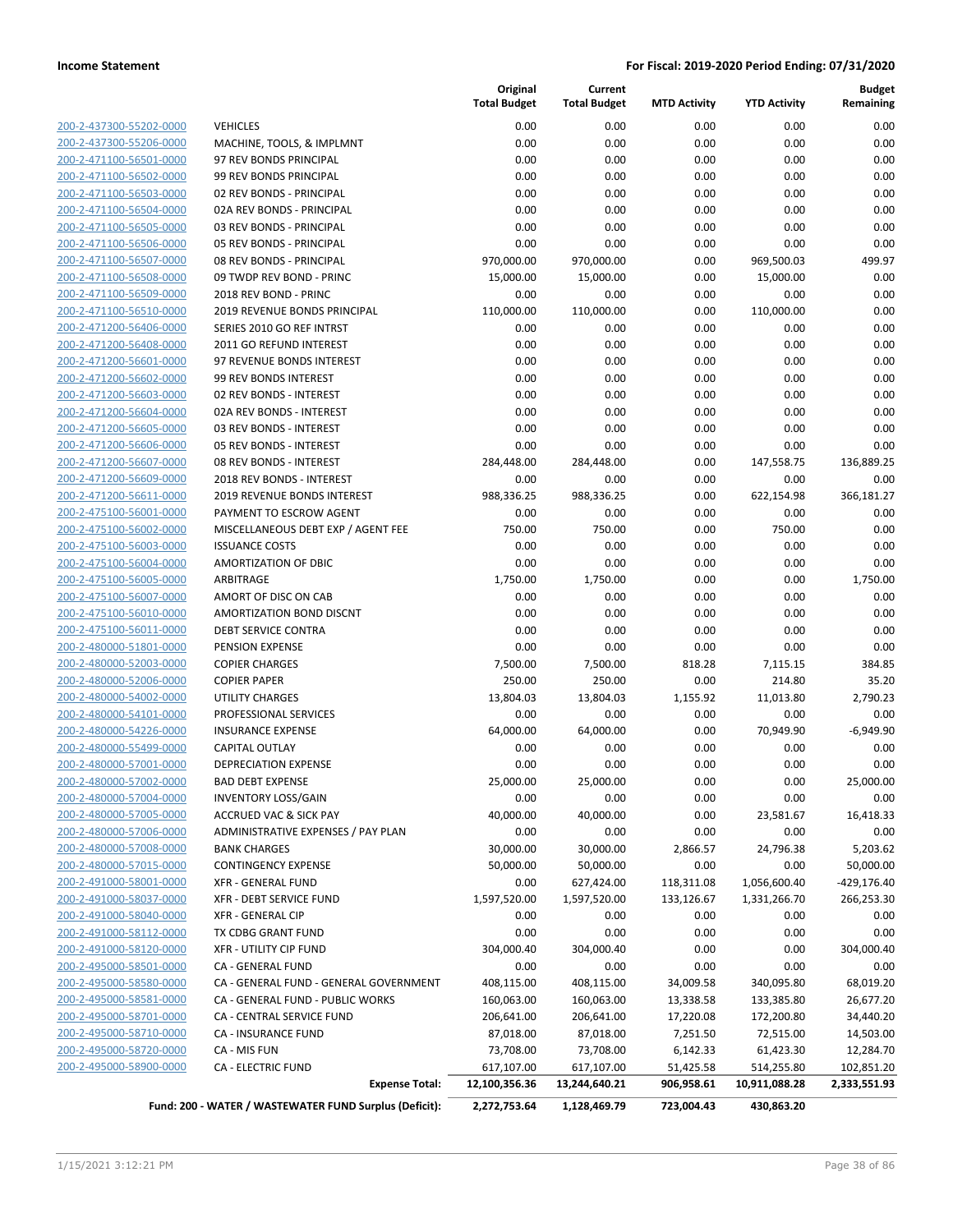**Income Statement** **For Fiscal: 2019-2020 Period Ending: 07/31/2020**

| | | Original Total Budget | Current Total Budget | MTD Activity | YTD Activity | Budget Remaining |
|---|---|---|---|---|---|---|
| 200-2-437300-55202-0000 | VEHICLES | 0.00 | 0.00 | 0.00 | 0.00 | 0.00 |
| 200-2-437300-55206-0000 | MACHINE, TOOLS, & IMPLMNT | 0.00 | 0.00 | 0.00 | 0.00 | 0.00 |
| 200-2-471100-56501-0000 | 97 REV BONDS PRINCIPAL | 0.00 | 0.00 | 0.00 | 0.00 | 0.00 |
| 200-2-471100-56502-0000 | 99 REV BONDS PRINCIPAL | 0.00 | 0.00 | 0.00 | 0.00 | 0.00 |
| 200-2-471100-56503-0000 | 02 REV BONDS - PRINCIPAL | 0.00 | 0.00 | 0.00 | 0.00 | 0.00 |
| 200-2-471100-56504-0000 | 02A REV BONDS - PRINCIPAL | 0.00 | 0.00 | 0.00 | 0.00 | 0.00 |
| 200-2-471100-56505-0000 | 03 REV BONDS - PRINCIPAL | 0.00 | 0.00 | 0.00 | 0.00 | 0.00 |
| 200-2-471100-56506-0000 | 05 REV BONDS - PRINCIPAL | 0.00 | 0.00 | 0.00 | 0.00 | 0.00 |
| 200-2-471100-56507-0000 | 08 REV BONDS - PRINCIPAL | 970,000.00 | 970,000.00 | 0.00 | 969,500.03 | 499.97 |
| 200-2-471100-56508-0000 | 09 TWDP REV BOND - PRINC | 15,000.00 | 15,000.00 | 0.00 | 15,000.00 | 0.00 |
| 200-2-471100-56509-0000 | 2018 REV BOND - PRINC | 0.00 | 0.00 | 0.00 | 0.00 | 0.00 |
| 200-2-471100-56510-0000 | 2019 REVENUE BONDS PRINCIPAL | 110,000.00 | 110,000.00 | 0.00 | 110,000.00 | 0.00 |
| 200-2-471200-56406-0000 | SERIES 2010 GO REF INTRST | 0.00 | 0.00 | 0.00 | 0.00 | 0.00 |
| 200-2-471200-56408-0000 | 2011 GO REFUND INTEREST | 0.00 | 0.00 | 0.00 | 0.00 | 0.00 |
| 200-2-471200-56601-0000 | 97 REVENUE BONDS INTEREST | 0.00 | 0.00 | 0.00 | 0.00 | 0.00 |
| 200-2-471200-56602-0000 | 99 REV BONDS INTEREST | 0.00 | 0.00 | 0.00 | 0.00 | 0.00 |
| 200-2-471200-56603-0000 | 02 REV BONDS - INTEREST | 0.00 | 0.00 | 0.00 | 0.00 | 0.00 |
| 200-2-471200-56604-0000 | 02A REV BONDS - INTEREST | 0.00 | 0.00 | 0.00 | 0.00 | 0.00 |
| 200-2-471200-56605-0000 | 03 REV BONDS - INTEREST | 0.00 | 0.00 | 0.00 | 0.00 | 0.00 |
| 200-2-471200-56606-0000 | 05 REV BONDS - INTEREST | 0.00 | 0.00 | 0.00 | 0.00 | 0.00 |
| 200-2-471200-56607-0000 | 08 REV BONDS - INTEREST | 284,448.00 | 284,448.00 | 0.00 | 147,558.75 | 136,889.25 |
| 200-2-471200-56609-0000 | 2018 REV BONDS - INTEREST | 0.00 | 0.00 | 0.00 | 0.00 | 0.00 |
| 200-2-471200-56611-0000 | 2019 REVENUE BONDS INTEREST | 988,336.25 | 988,336.25 | 0.00 | 622,154.98 | 366,181.27 |
| 200-2-475100-56001-0000 | PAYMENT TO ESCROW AGENT | 0.00 | 0.00 | 0.00 | 0.00 | 0.00 |
| 200-2-475100-56002-0000 | MISCELLANEOUS DEBT EXP / AGENT FEE | 750.00 | 750.00 | 0.00 | 750.00 | 0.00 |
| 200-2-475100-56003-0000 | ISSUANCE COSTS | 0.00 | 0.00 | 0.00 | 0.00 | 0.00 |
| 200-2-475100-56004-0000 | AMORTIZATION OF DBIC | 0.00 | 0.00 | 0.00 | 0.00 | 0.00 |
| 200-2-475100-56005-0000 | ARBITRAGE | 1,750.00 | 1,750.00 | 0.00 | 0.00 | 1,750.00 |
| 200-2-475100-56007-0000 | AMORT OF DISC ON CAB | 0.00 | 0.00 | 0.00 | 0.00 | 0.00 |
| 200-2-475100-56010-0000 | AMORTIZATION BOND DISCNT | 0.00 | 0.00 | 0.00 | 0.00 | 0.00 |
| 200-2-475100-56011-0000 | DEBT SERVICE CONTRA | 0.00 | 0.00 | 0.00 | 0.00 | 0.00 |
| 200-2-480000-51801-0000 | PENSION EXPENSE | 0.00 | 0.00 | 0.00 | 0.00 | 0.00 |
| 200-2-480000-52003-0000 | COPIER CHARGES | 7,500.00 | 7,500.00 | 818.28 | 7,115.15 | 384.85 |
| 200-2-480000-52006-0000 | COPIER PAPER | 250.00 | 250.00 | 0.00 | 214.80 | 35.20 |
| 200-2-480000-54002-0000 | UTILITY CHARGES | 13,804.03 | 13,804.03 | 1,155.92 | 11,013.80 | 2,790.23 |
| 200-2-480000-54101-0000 | PROFESSIONAL SERVICES | 0.00 | 0.00 | 0.00 | 0.00 | 0.00 |
| 200-2-480000-54226-0000 | INSURANCE EXPENSE | 64,000.00 | 64,000.00 | 0.00 | 70,949.90 | -6,949.90 |
| 200-2-480000-55499-0000 | CAPITAL OUTLAY | 0.00 | 0.00 | 0.00 | 0.00 | 0.00 |
| 200-2-480000-57001-0000 | DEPRECIATION EXPENSE | 0.00 | 0.00 | 0.00 | 0.00 | 0.00 |
| 200-2-480000-57002-0000 | BAD DEBT EXPENSE | 25,000.00 | 25,000.00 | 0.00 | 0.00 | 25,000.00 |
| 200-2-480000-57004-0000 | INVENTORY LOSS/GAIN | 0.00 | 0.00 | 0.00 | 0.00 | 0.00 |
| 200-2-480000-57005-0000 | ACCRUED VAC & SICK PAY | 40,000.00 | 40,000.00 | 0.00 | 23,581.67 | 16,418.33 |
| 200-2-480000-57006-0000 | ADMINISTRATIVE EXPENSES / PAY PLAN | 0.00 | 0.00 | 0.00 | 0.00 | 0.00 |
| 200-2-480000-57008-0000 | BANK CHARGES | 30,000.00 | 30,000.00 | 2,866.57 | 24,796.38 | 5,203.62 |
| 200-2-480000-57015-0000 | CONTINGENCY EXPENSE | 50,000.00 | 50,000.00 | 0.00 | 0.00 | 50,000.00 |
| 200-2-491000-58001-0000 | XFR - GENERAL FUND | 0.00 | 627,424.00 | 118,311.08 | 1,056,600.40 | -429,176.40 |
| 200-2-491000-58037-0000 | XFR - DEBT SERVICE FUND | 1,597,520.00 | 1,597,520.00 | 133,126.67 | 1,331,266.70 | 266,253.30 |
| 200-2-491000-58040-0000 | XFR - GENERAL CIP | 0.00 | 0.00 | 0.00 | 0.00 | 0.00 |
| 200-2-491000-58112-0000 | TX CDBG GRANT FUND | 0.00 | 0.00 | 0.00 | 0.00 | 0.00 |
| 200-2-491000-58120-0000 | XFR - UTILITY CIP FUND | 304,000.40 | 304,000.40 | 0.00 | 0.00 | 304,000.40 |
| 200-2-495000-58501-0000 | CA - GENERAL FUND | 0.00 | 0.00 | 0.00 | 0.00 | 0.00 |
| 200-2-495000-58580-0000 | CA - GENERAL FUND - GENERAL GOVERNMENT | 408,115.00 | 408,115.00 | 34,009.58 | 340,095.80 | 68,019.20 |
| 200-2-495000-58581-0000 | CA - GENERAL FUND - PUBLIC WORKS | 160,063.00 | 160,063.00 | 13,338.58 | 133,385.80 | 26,677.20 |
| 200-2-495000-58701-0000 | CA - CENTRAL SERVICE FUND | 206,641.00 | 206,641.00 | 17,220.08 | 172,200.80 | 34,440.20 |
| 200-2-495000-58710-0000 | CA - INSURANCE FUND | 87,018.00 | 87,018.00 | 7,251.50 | 72,515.00 | 14,503.00 |
| 200-2-495000-58720-0000 | CA - MIS FUN | 73,708.00 | 73,708.00 | 6,142.33 | 61,423.30 | 12,284.70 |
| 200-2-495000-58900-0000 | CA - ELECTRIC FUND | 617,107.00 | 617,107.00 | 51,425.58 | 514,255.80 | 102,851.20 |
| | **Expense Total:** | **12,100,356.36** | **13,244,640.21** | **906,958.61** | **10,911,088.28** | **2,333,551.93** |
| | **Fund: 200 - WATER / WASTEWATER FUND Surplus (Deficit):** | **2,272,753.64** | **1,128,469.79** | **723,004.43** | **430,863.20** | |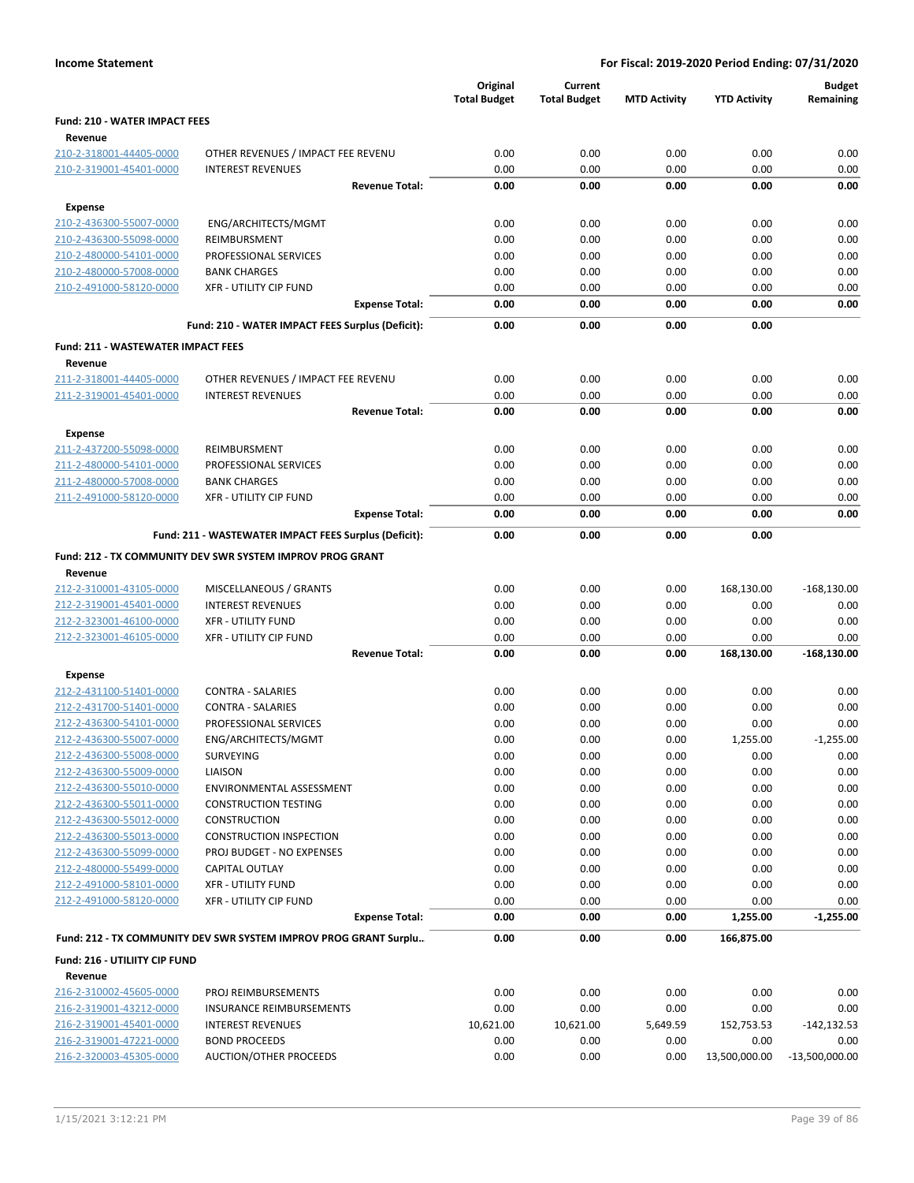**Income Statement** — **For Fiscal: 2019-2020 Period Ending: 07/31/2020**

| | | Original Total Budget | Current Total Budget | MTD Activity | YTD Activity | Budget Remaining |
|---|---|---|---|---|---|---|
| **Fund: 210 - WATER IMPACT FEES** | | | | | | |
| **Revenue** | | | | | | |
| 210-2-318001-44405-0000 | OTHER REVENUES / IMPACT FEE REVENU | 0.00 | 0.00 | 0.00 | 0.00 | 0.00 |
| 210-2-319001-45401-0000 | INTEREST REVENUES | 0.00 | 0.00 | 0.00 | 0.00 | 0.00 |
| | **Revenue Total:** | **0.00** | **0.00** | **0.00** | **0.00** | **0.00** |
| **Expense** | | | | | | |
| 210-2-436300-55007-0000 | ENG/ARCHITECTS/MGMT | 0.00 | 0.00 | 0.00 | 0.00 | 0.00 |
| 210-2-436300-55098-0000 | REIMBURSMENT | 0.00 | 0.00 | 0.00 | 0.00 | 0.00 |
| 210-2-480000-54101-0000 | PROFESSIONAL SERVICES | 0.00 | 0.00 | 0.00 | 0.00 | 0.00 |
| 210-2-480000-57008-0000 | BANK CHARGES | 0.00 | 0.00 | 0.00 | 0.00 | 0.00 |
| 210-2-491000-58120-0000 | XFR - UTILITY CIP FUND | 0.00 | 0.00 | 0.00 | 0.00 | 0.00 |
| | **Expense Total:** | **0.00** | **0.00** | **0.00** | **0.00** | **0.00** |
| | **Fund: 210 - WATER IMPACT FEES Surplus (Deficit):** | **0.00** | **0.00** | **0.00** | **0.00** | |
| **Fund: 211 - WASTEWATER IMPACT FEES** | | | | | | |
| **Revenue** | | | | | | |
| 211-2-318001-44405-0000 | OTHER REVENUES / IMPACT FEE REVENU | 0.00 | 0.00 | 0.00 | 0.00 | 0.00 |
| 211-2-319001-45401-0000 | INTEREST REVENUES | 0.00 | 0.00 | 0.00 | 0.00 | 0.00 |
| | **Revenue Total:** | **0.00** | **0.00** | **0.00** | **0.00** | **0.00** |
| **Expense** | | | | | | |
| 211-2-437200-55098-0000 | REIMBURSMENT | 0.00 | 0.00 | 0.00 | 0.00 | 0.00 |
| 211-2-480000-54101-0000 | PROFESSIONAL SERVICES | 0.00 | 0.00 | 0.00 | 0.00 | 0.00 |
| 211-2-480000-57008-0000 | BANK CHARGES | 0.00 | 0.00 | 0.00 | 0.00 | 0.00 |
| 211-2-491000-58120-0000 | XFR - UTILITY CIP FUND | 0.00 | 0.00 | 0.00 | 0.00 | 0.00 |
| | **Expense Total:** | **0.00** | **0.00** | **0.00** | **0.00** | **0.00** |
| | **Fund: 211 - WASTEWATER IMPACT FEES Surplus (Deficit):** | **0.00** | **0.00** | **0.00** | **0.00** | |
| **Fund: 212 - TX COMMUNITY DEV SWR SYSTEM IMPROV PROG GRANT** | | | | | | |
| **Revenue** | | | | | | |
| 212-2-310001-43105-0000 | MISCELLANEOUS / GRANTS | 0.00 | 0.00 | 0.00 | 168,130.00 | -168,130.00 |
| 212-2-319001-45401-0000 | INTEREST REVENUES | 0.00 | 0.00 | 0.00 | 0.00 | 0.00 |
| 212-2-323001-46100-0000 | XFR - UTILITY FUND | 0.00 | 0.00 | 0.00 | 0.00 | 0.00 |
| 212-2-323001-46105-0000 | XFR - UTILITY CIP FUND | 0.00 | 0.00 | 0.00 | 0.00 | 0.00 |
| | **Revenue Total:** | **0.00** | **0.00** | **0.00** | **168,130.00** | **-168,130.00** |
| **Expense** | | | | | | |
| 212-2-431100-51401-0000 | CONTRA - SALARIES | 0.00 | 0.00 | 0.00 | 0.00 | 0.00 |
| 212-2-431700-51401-0000 | CONTRA - SALARIES | 0.00 | 0.00 | 0.00 | 0.00 | 0.00 |
| 212-2-436300-54101-0000 | PROFESSIONAL SERVICES | 0.00 | 0.00 | 0.00 | 0.00 | 0.00 |
| 212-2-436300-55007-0000 | ENG/ARCHITECTS/MGMT | 0.00 | 0.00 | 0.00 | 1,255.00 | -1,255.00 |
| 212-2-436300-55008-0000 | SURVEYING | 0.00 | 0.00 | 0.00 | 0.00 | 0.00 |
| 212-2-436300-55009-0000 | LIAISON | 0.00 | 0.00 | 0.00 | 0.00 | 0.00 |
| 212-2-436300-55010-0000 | ENVIRONMENTAL ASSESSMENT | 0.00 | 0.00 | 0.00 | 0.00 | 0.00 |
| 212-2-436300-55011-0000 | CONSTRUCTION TESTING | 0.00 | 0.00 | 0.00 | 0.00 | 0.00 |
| 212-2-436300-55012-0000 | CONSTRUCTION | 0.00 | 0.00 | 0.00 | 0.00 | 0.00 |
| 212-2-436300-55013-0000 | CONSTRUCTION INSPECTION | 0.00 | 0.00 | 0.00 | 0.00 | 0.00 |
| 212-2-436300-55099-0000 | PROJ BUDGET - NO EXPENSES | 0.00 | 0.00 | 0.00 | 0.00 | 0.00 |
| 212-2-480000-55499-0000 | CAPITAL OUTLAY | 0.00 | 0.00 | 0.00 | 0.00 | 0.00 |
| 212-2-491000-58101-0000 | XFR - UTILITY FUND | 0.00 | 0.00 | 0.00 | 0.00 | 0.00 |
| 212-2-491000-58120-0000 | XFR - UTILITY CIP FUND | 0.00 | 0.00 | 0.00 | 0.00 | 0.00 |
| | **Expense Total:** | **0.00** | **0.00** | **0.00** | **1,255.00** | **-1,255.00** |
| | **Fund: 212 - TX COMMUNITY DEV SWR SYSTEM IMPROV PROG GRANT Surplu..** | **0.00** | **0.00** | **0.00** | **166,875.00** | |
| **Fund: 216 - UTILIITY CIP FUND** | | | | | | |
| **Revenue** | | | | | | |
| 216-2-310002-45605-0000 | PROJ REIMBURSEMENTS | 0.00 | 0.00 | 0.00 | 0.00 | 0.00 |
| 216-2-319001-43212-0000 | INSURANCE REIMBURSEMENTS | 0.00 | 0.00 | 0.00 | 0.00 | 0.00 |
| 216-2-319001-45401-0000 | INTEREST REVENUES | 10,621.00 | 10,621.00 | 5,649.59 | 152,753.53 | -142,132.53 |
| 216-2-319001-47221-0000 | BOND PROCEEDS | 0.00 | 0.00 | 0.00 | 0.00 | 0.00 |
| 216-2-320003-45305-0000 | AUCTION/OTHER PROCEEDS | 0.00 | 0.00 | 0.00 | 13,500,000.00 | -13,500,000.00 |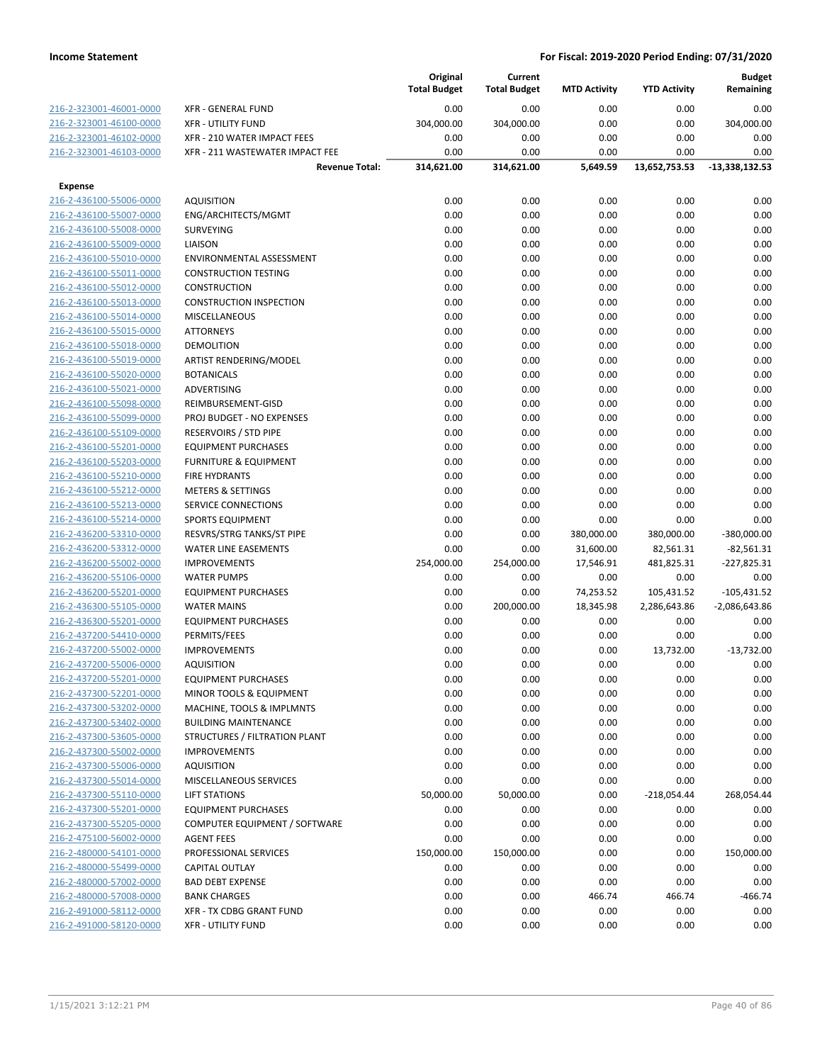**Income Statement** | **For Fiscal: 2019-2020 Period Ending: 07/31/2020**

| | | Original Total Budget | Current Total Budget | MTD Activity | YTD Activity | Budget Remaining |
|---|---|---|---|---|---|---|
| 216-2-323001-46001-0000 | XFR - GENERAL FUND | 0.00 | 0.00 | 0.00 | 0.00 | 0.00 |
| 216-2-323001-46100-0000 | XFR - UTILITY FUND | 304,000.00 | 304,000.00 | 0.00 | 0.00 | 304,000.00 |
| 216-2-323001-46102-0000 | XFR - 210 WATER IMPACT FEES | 0.00 | 0.00 | 0.00 | 0.00 | 0.00 |
| 216-2-323001-46103-0000 | XFR - 211 WASTEWATER IMPACT FEE | 0.00 | 0.00 | 0.00 | 0.00 | 0.00 |
| | **Revenue Total:** | **314,621.00** | **314,621.00** | **5,649.59** | **13,652,753.53** | **-13,338,132.53** |
| **Expense** | | | | | | |
| 216-2-436100-55006-0000 | AQUISITION | 0.00 | 0.00 | 0.00 | 0.00 | 0.00 |
| 216-2-436100-55007-0000 | ENG/ARCHITECTS/MGMT | 0.00 | 0.00 | 0.00 | 0.00 | 0.00 |
| 216-2-436100-55008-0000 | SURVEYING | 0.00 | 0.00 | 0.00 | 0.00 | 0.00 |
| 216-2-436100-55009-0000 | LIAISON | 0.00 | 0.00 | 0.00 | 0.00 | 0.00 |
| 216-2-436100-55010-0000 | ENVIRONMENTAL ASSESSMENT | 0.00 | 0.00 | 0.00 | 0.00 | 0.00 |
| 216-2-436100-55011-0000 | CONSTRUCTION TESTING | 0.00 | 0.00 | 0.00 | 0.00 | 0.00 |
| 216-2-436100-55012-0000 | CONSTRUCTION | 0.00 | 0.00 | 0.00 | 0.00 | 0.00 |
| 216-2-436100-55013-0000 | CONSTRUCTION INSPECTION | 0.00 | 0.00 | 0.00 | 0.00 | 0.00 |
| 216-2-436100-55014-0000 | MISCELLANEOUS | 0.00 | 0.00 | 0.00 | 0.00 | 0.00 |
| 216-2-436100-55015-0000 | ATTORNEYS | 0.00 | 0.00 | 0.00 | 0.00 | 0.00 |
| 216-2-436100-55018-0000 | DEMOLITION | 0.00 | 0.00 | 0.00 | 0.00 | 0.00 |
| 216-2-436100-55019-0000 | ARTIST RENDERING/MODEL | 0.00 | 0.00 | 0.00 | 0.00 | 0.00 |
| 216-2-436100-55020-0000 | BOTANICALS | 0.00 | 0.00 | 0.00 | 0.00 | 0.00 |
| 216-2-436100-55021-0000 | ADVERTISING | 0.00 | 0.00 | 0.00 | 0.00 | 0.00 |
| 216-2-436100-55098-0000 | REIMBURSEMENT-GISD | 0.00 | 0.00 | 0.00 | 0.00 | 0.00 |
| 216-2-436100-55099-0000 | PROJ BUDGET - NO EXPENSES | 0.00 | 0.00 | 0.00 | 0.00 | 0.00 |
| 216-2-436100-55109-0000 | RESERVOIRS / STD PIPE | 0.00 | 0.00 | 0.00 | 0.00 | 0.00 |
| 216-2-436100-55201-0000 | EQUIPMENT PURCHASES | 0.00 | 0.00 | 0.00 | 0.00 | 0.00 |
| 216-2-436100-55203-0000 | FURNITURE & EQUIPMENT | 0.00 | 0.00 | 0.00 | 0.00 | 0.00 |
| 216-2-436100-55210-0000 | FIRE HYDRANTS | 0.00 | 0.00 | 0.00 | 0.00 | 0.00 |
| 216-2-436100-55212-0000 | METERS & SETTINGS | 0.00 | 0.00 | 0.00 | 0.00 | 0.00 |
| 216-2-436100-55213-0000 | SERVICE CONNECTIONS | 0.00 | 0.00 | 0.00 | 0.00 | 0.00 |
| 216-2-436100-55214-0000 | SPORTS EQUIPMENT | 0.00 | 0.00 | 0.00 | 0.00 | 0.00 |
| 216-2-436200-53310-0000 | RESVRS/STRG TANKS/ST PIPE | 0.00 | 0.00 | 380,000.00 | 380,000.00 | -380,000.00 |
| 216-2-436200-53312-0000 | WATER LINE EASEMENTS | 0.00 | 0.00 | 31,600.00 | 82,561.31 | -82,561.31 |
| 216-2-436200-55002-0000 | IMPROVEMENTS | 254,000.00 | 254,000.00 | 17,546.91 | 481,825.31 | -227,825.31 |
| 216-2-436200-55106-0000 | WATER PUMPS | 0.00 | 0.00 | 0.00 | 0.00 | 0.00 |
| 216-2-436200-55201-0000 | EQUIPMENT PURCHASES | 0.00 | 0.00 | 74,253.52 | 105,431.52 | -105,431.52 |
| 216-2-436300-55105-0000 | WATER MAINS | 0.00 | 200,000.00 | 18,345.98 | 2,286,643.86 | -2,086,643.86 |
| 216-2-436300-55201-0000 | EQUIPMENT PURCHASES | 0.00 | 0.00 | 0.00 | 0.00 | 0.00 |
| 216-2-437200-54410-0000 | PERMITS/FEES | 0.00 | 0.00 | 0.00 | 0.00 | 0.00 |
| 216-2-437200-55002-0000 | IMPROVEMENTS | 0.00 | 0.00 | 0.00 | 13,732.00 | -13,732.00 |
| 216-2-437200-55006-0000 | AQUISITION | 0.00 | 0.00 | 0.00 | 0.00 | 0.00 |
| 216-2-437200-55201-0000 | EQUIPMENT PURCHASES | 0.00 | 0.00 | 0.00 | 0.00 | 0.00 |
| 216-2-437300-52201-0000 | MINOR TOOLS & EQUIPMENT | 0.00 | 0.00 | 0.00 | 0.00 | 0.00 |
| 216-2-437300-53202-0000 | MACHINE, TOOLS & IMPLMNTS | 0.00 | 0.00 | 0.00 | 0.00 | 0.00 |
| 216-2-437300-53402-0000 | BUILDING MAINTENANCE | 0.00 | 0.00 | 0.00 | 0.00 | 0.00 |
| 216-2-437300-53605-0000 | STRUCTURES / FILTRATION PLANT | 0.00 | 0.00 | 0.00 | 0.00 | 0.00 |
| 216-2-437300-55002-0000 | IMPROVEMENTS | 0.00 | 0.00 | 0.00 | 0.00 | 0.00 |
| 216-2-437300-55006-0000 | AQUISITION | 0.00 | 0.00 | 0.00 | 0.00 | 0.00 |
| 216-2-437300-55014-0000 | MISCELLANEOUS SERVICES | 0.00 | 0.00 | 0.00 | 0.00 | 0.00 |
| 216-2-437300-55110-0000 | LIFT STATIONS | 50,000.00 | 50,000.00 | 0.00 | -218,054.44 | 268,054.44 |
| 216-2-437300-55201-0000 | EQUIPMENT PURCHASES | 0.00 | 0.00 | 0.00 | 0.00 | 0.00 |
| 216-2-437300-55205-0000 | COMPUTER EQUIPMENT / SOFTWARE | 0.00 | 0.00 | 0.00 | 0.00 | 0.00 |
| 216-2-475100-56002-0000 | AGENT FEES | 0.00 | 0.00 | 0.00 | 0.00 | 0.00 |
| 216-2-480000-54101-0000 | PROFESSIONAL SERVICES | 150,000.00 | 150,000.00 | 0.00 | 0.00 | 150,000.00 |
| 216-2-480000-55499-0000 | CAPITAL OUTLAY | 0.00 | 0.00 | 0.00 | 0.00 | 0.00 |
| 216-2-480000-57002-0000 | BAD DEBT EXPENSE | 0.00 | 0.00 | 0.00 | 0.00 | 0.00 |
| 216-2-480000-57008-0000 | BANK CHARGES | 0.00 | 0.00 | 466.74 | 466.74 | -466.74 |
| 216-2-491000-58112-0000 | XFR - TX CDBG GRANT FUND | 0.00 | 0.00 | 0.00 | 0.00 | 0.00 |
| 216-2-491000-58120-0000 | XFR - UTILITY FUND | 0.00 | 0.00 | 0.00 | 0.00 | 0.00 |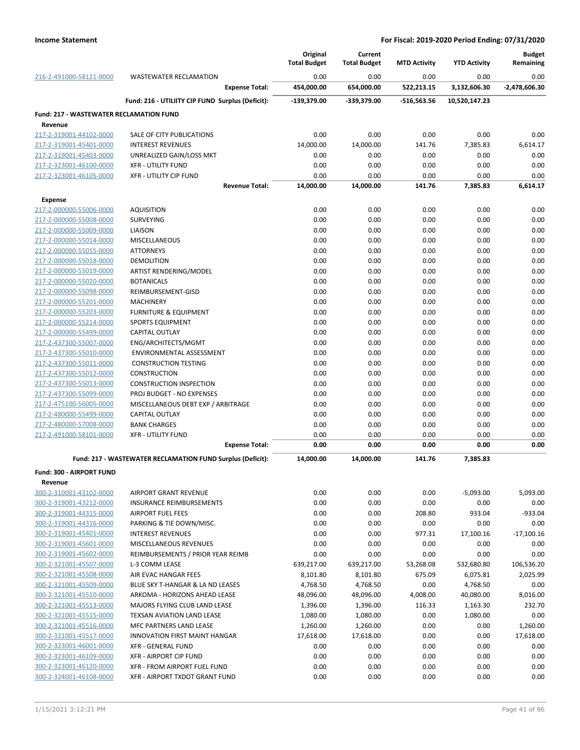**Income Statement** — **For Fiscal: 2019-2020 Period Ending: 07/31/2020**

| | | Original Total Budget | Current Total Budget | MTD Activity | YTD Activity | Budget Remaining |
|---|---|---|---|---|---|---|
| 216-2-491000-58121-0000 | WASTEWATER RECLAMATION | 0.00 | 0.00 | 0.00 | 0.00 | 0.00 |
| | **Expense Total:** | **454,000.00** | **654,000.00** | **522,213.15** | **3,132,606.30** | **-2,478,606.30** |
| | **Fund: 216 - UTILIITY CIP FUND Surplus (Deficit):** | **-139,379.00** | **-339,379.00** | **-516,563.56** | **10,520,147.23** | |
| **Fund: 217 - WASTEWATER RECLAMATION FUND** | | | | | | |
| **Revenue** | | | | | | |
| 217-2-319001-44102-0000 | SALE OF CITY PUBLICATIONS | 0.00 | 0.00 | 0.00 | 0.00 | 0.00 |
| 217-2-319001-45401-0000 | INTEREST REVENUES | 14,000.00 | 14,000.00 | 141.76 | 7,385.83 | 6,614.17 |
| 217-2-319001-45403-0000 | UNREALIZED GAIN/LOSS MKT | 0.00 | 0.00 | 0.00 | 0.00 | 0.00 |
| 217-2-323001-46100-0000 | XFR - UTILITY FUND | 0.00 | 0.00 | 0.00 | 0.00 | 0.00 |
| 217-2-323001-46105-0000 | XFR - UTILITY CIP FUND | 0.00 | 0.00 | 0.00 | 0.00 | 0.00 |
| | **Revenue Total:** | **14,000.00** | **14,000.00** | **141.76** | **7,385.83** | **6,614.17** |
| **Expense** | | | | | | |
| 217-2-000000-55006-0000 | AQUISITION | 0.00 | 0.00 | 0.00 | 0.00 | 0.00 |
| 217-2-000000-55008-0000 | SURVEYING | 0.00 | 0.00 | 0.00 | 0.00 | 0.00 |
| 217-2-000000-55009-0000 | LIAISON | 0.00 | 0.00 | 0.00 | 0.00 | 0.00 |
| 217-2-000000-55014-0000 | MISCELLANEOUS | 0.00 | 0.00 | 0.00 | 0.00 | 0.00 |
| 217-2-000000-55015-0000 | ATTORNEYS | 0.00 | 0.00 | 0.00 | 0.00 | 0.00 |
| 217-2-000000-55018-0000 | DEMOLITION | 0.00 | 0.00 | 0.00 | 0.00 | 0.00 |
| 217-2-000000-55019-0000 | ARTIST RENDERING/MODEL | 0.00 | 0.00 | 0.00 | 0.00 | 0.00 |
| 217-2-000000-55020-0000 | BOTANICALS | 0.00 | 0.00 | 0.00 | 0.00 | 0.00 |
| 217-2-000000-55098-0000 | REIMBURSEMENT-GISD | 0.00 | 0.00 | 0.00 | 0.00 | 0.00 |
| 217-2-000000-55201-0000 | MACHINERY | 0.00 | 0.00 | 0.00 | 0.00 | 0.00 |
| 217-2-000000-55203-0000 | FURNITURE & EQUIPMENT | 0.00 | 0.00 | 0.00 | 0.00 | 0.00 |
| 217-2-000000-55214-0000 | SPORTS EQUIPMENT | 0.00 | 0.00 | 0.00 | 0.00 | 0.00 |
| 217-2-000000-55499-0000 | CAPITAL OUTLAY | 0.00 | 0.00 | 0.00 | 0.00 | 0.00 |
| 217-2-437300-55007-0000 | ENG/ARCHITECTS/MGMT | 0.00 | 0.00 | 0.00 | 0.00 | 0.00 |
| 217-2-437300-55010-0000 | ENVIRONMENTAL ASSESSMENT | 0.00 | 0.00 | 0.00 | 0.00 | 0.00 |
| 217-2-437300-55011-0000 | CONSTRUCTION TESTING | 0.00 | 0.00 | 0.00 | 0.00 | 0.00 |
| 217-2-437300-55012-0000 | CONSTRUCTION | 0.00 | 0.00 | 0.00 | 0.00 | 0.00 |
| 217-2-437300-55013-0000 | CONSTRUCTION INSPECTION | 0.00 | 0.00 | 0.00 | 0.00 | 0.00 |
| 217-2-437300-55099-0000 | PROJ BUDGET - NO EXPENSES | 0.00 | 0.00 | 0.00 | 0.00 | 0.00 |
| 217-2-475100-56005-0000 | MISCELLANEOUS DEBT EXP / ARBITRAGE | 0.00 | 0.00 | 0.00 | 0.00 | 0.00 |
| 217-2-480000-55499-0000 | CAPITAL OUTLAY | 0.00 | 0.00 | 0.00 | 0.00 | 0.00 |
| 217-2-480000-57008-0000 | BANK CHARGES | 0.00 | 0.00 | 0.00 | 0.00 | 0.00 |
| 217-2-491000-58101-0000 | XFR - UTILITY FUND | 0.00 | 0.00 | 0.00 | 0.00 | 0.00 |
| | **Expense Total:** | **0.00** | **0.00** | **0.00** | **0.00** | **0.00** |
| | **Fund: 217 - WASTEWATER RECLAMATION FUND Surplus (Deficit):** | **14,000.00** | **14,000.00** | **141.76** | **7,385.83** | |
| **Fund: 300 - AIRPORT FUND** | | | | | | |
| **Revenue** | | | | | | |
| 300-2-310001-43102-0000 | AIRPORT GRANT REVENUE | 0.00 | 0.00 | 0.00 | -5,093.00 | 5,093.00 |
| 300-2-319001-43212-0000 | INSURANCE REIMBURSEMENTS | 0.00 | 0.00 | 0.00 | 0.00 | 0.00 |
| 300-2-319001-44315-0000 | AIRPORT FUEL FEES | 0.00 | 0.00 | 208.80 | 933.04 | -933.04 |
| 300-2-319001-44316-0000 | PARKING & TIE DOWN/MISC. | 0.00 | 0.00 | 0.00 | 0.00 | 0.00 |
| 300-2-319001-45401-0000 | INTEREST REVENUES | 0.00 | 0.00 | 977.31 | 17,100.16 | -17,100.16 |
| 300-2-319001-45601-0000 | MISCELLANEOUS REVENUES | 0.00 | 0.00 | 0.00 | 0.00 | 0.00 |
| 300-2-319001-45602-0000 | REIMBURSEMENTS / PRIOR YEAR REIMB | 0.00 | 0.00 | 0.00 | 0.00 | 0.00 |
| 300-2-321001-45507-0000 | L-3 COMM LEASE | 639,217.00 | 639,217.00 | 53,268.08 | 532,680.80 | 106,536.20 |
| 300-2-321001-45508-0000 | AIR EVAC HANGAR FEES | 8,101.80 | 8,101.80 | 675.09 | 6,075.81 | 2,025.99 |
| 300-2-321001-45509-0000 | BLUE SKY T-HANGAR & LA ND LEASES | 4,768.50 | 4,768.50 | 0.00 | 4,768.50 | 0.00 |
| 300-2-321001-45510-0000 | ARKOMA - HORIZONS AHEAD LEASE | 48,096.00 | 48,096.00 | 4,008.00 | 40,080.00 | 8,016.00 |
| 300-2-321001-45513-0000 | MAJORS FLYING CLUB LAND LEASE | 1,396.00 | 1,396.00 | 116.33 | 1,163.30 | 232.70 |
| 300-2-321001-45515-0000 | TEXSAN AVIATION LAND LEASE | 1,080.00 | 1,080.00 | 0.00 | 1,080.00 | 0.00 |
| 300-2-321001-45516-0000 | MFC PARTNERS LAND LEASE | 1,260.00 | 1,260.00 | 0.00 | 0.00 | 1,260.00 |
| 300-2-321001-45517-0000 | INNOVATION FIRST MAINT HANGAR | 17,618.00 | 17,618.00 | 0.00 | 0.00 | 17,618.00 |
| 300-2-323001-46001-0000 | XFR - GENERAL FUND | 0.00 | 0.00 | 0.00 | 0.00 | 0.00 |
| 300-2-323001-46109-0000 | XFR - AIRPORT CIP FUND | 0.00 | 0.00 | 0.00 | 0.00 | 0.00 |
| 300-2-323001-46120-0000 | XFR - FROM AIRPORT FUEL FUND | 0.00 | 0.00 | 0.00 | 0.00 | 0.00 |
| 300-2-324001-46108-0000 | XFR - AIRPORT TXDOT GRANT FUND | 0.00 | 0.00 | 0.00 | 0.00 | 0.00 |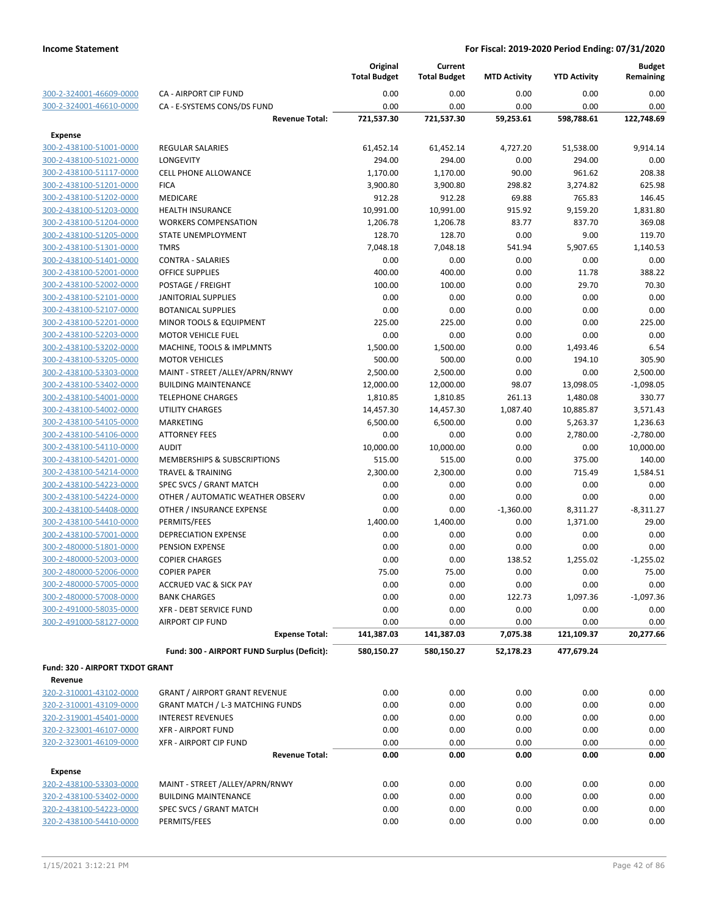| | | Original Total Budget | Current Total Budget | MTD Activity | YTD Activity | Budget Remaining |
|---|---|---|---|---|---|---|
| 300-2-324001-46609-0000 | CA - AIRPORT CIP FUND | 0.00 | 0.00 | 0.00 | 0.00 | 0.00 |
| 300-2-324001-46610-0000 | CA - E-SYSTEMS CONS/DS FUND | 0.00 | 0.00 | 0.00 | 0.00 | 0.00 |
| | **Revenue Total:** | **721,537.30** | **721,537.30** | **59,253.61** | **598,788.61** | **122,748.69** |
| **Expense** | | | | | | |
| 300-2-438100-51001-0000 | REGULAR SALARIES | 61,452.14 | 61,452.14 | 4,727.20 | 51,538.00 | 9,914.14 |
| 300-2-438100-51021-0000 | LONGEVITY | 294.00 | 294.00 | 0.00 | 294.00 | 0.00 |
| 300-2-438100-51117-0000 | CELL PHONE ALLOWANCE | 1,170.00 | 1,170.00 | 90.00 | 961.62 | 208.38 |
| 300-2-438100-51201-0000 | FICA | 3,900.80 | 3,900.80 | 298.82 | 3,274.82 | 625.98 |
| 300-2-438100-51202-0000 | MEDICARE | 912.28 | 912.28 | 69.88 | 765.83 | 146.45 |
| 300-2-438100-51203-0000 | HEALTH INSURANCE | 10,991.00 | 10,991.00 | 915.92 | 9,159.20 | 1,831.80 |
| 300-2-438100-51204-0000 | WORKERS COMPENSATION | 1,206.78 | 1,206.78 | 83.77 | 837.70 | 369.08 |
| 300-2-438100-51205-0000 | STATE UNEMPLOYMENT | 128.70 | 128.70 | 0.00 | 9.00 | 119.70 |
| 300-2-438100-51301-0000 | TMRS | 7,048.18 | 7,048.18 | 541.94 | 5,907.65 | 1,140.53 |
| 300-2-438100-51401-0000 | CONTRA - SALARIES | 0.00 | 0.00 | 0.00 | 0.00 | 0.00 |
| 300-2-438100-52001-0000 | OFFICE SUPPLIES | 400.00 | 400.00 | 0.00 | 11.78 | 388.22 |
| 300-2-438100-52002-0000 | POSTAGE / FREIGHT | 100.00 | 100.00 | 0.00 | 29.70 | 70.30 |
| 300-2-438100-52101-0000 | JANITORIAL SUPPLIES | 0.00 | 0.00 | 0.00 | 0.00 | 0.00 |
| 300-2-438100-52107-0000 | BOTANICAL SUPPLIES | 0.00 | 0.00 | 0.00 | 0.00 | 0.00 |
| 300-2-438100-52201-0000 | MINOR TOOLS & EQUIPMENT | 225.00 | 225.00 | 0.00 | 0.00 | 225.00 |
| 300-2-438100-52203-0000 | MOTOR VEHICLE FUEL | 0.00 | 0.00 | 0.00 | 0.00 | 0.00 |
| 300-2-438100-53202-0000 | MACHINE, TOOLS & IMPLMNTS | 1,500.00 | 1,500.00 | 0.00 | 1,493.46 | 6.54 |
| 300-2-438100-53205-0000 | MOTOR VEHICLES | 500.00 | 500.00 | 0.00 | 194.10 | 305.90 |
| 300-2-438100-53303-0000 | MAINT - STREET /ALLEY/APRN/RNWY | 2,500.00 | 2,500.00 | 0.00 | 0.00 | 2,500.00 |
| 300-2-438100-53402-0000 | BUILDING MAINTENANCE | 12,000.00 | 12,000.00 | 98.07 | 13,098.05 | -1,098.05 |
| 300-2-438100-54001-0000 | TELEPHONE CHARGES | 1,810.85 | 1,810.85 | 261.13 | 1,480.08 | 330.77 |
| 300-2-438100-54002-0000 | UTILITY CHARGES | 14,457.30 | 14,457.30 | 1,087.40 | 10,885.87 | 3,571.43 |
| 300-2-438100-54105-0000 | MARKETING | 6,500.00 | 6,500.00 | 0.00 | 5,263.37 | 1,236.63 |
| 300-2-438100-54106-0000 | ATTORNEY FEES | 0.00 | 0.00 | 0.00 | 2,780.00 | -2,780.00 |
| 300-2-438100-54110-0000 | AUDIT | 10,000.00 | 10,000.00 | 0.00 | 0.00 | 10,000.00 |
| 300-2-438100-54201-0000 | MEMBERSHIPS & SUBSCRIPTIONS | 515.00 | 515.00 | 0.00 | 375.00 | 140.00 |
| 300-2-438100-54214-0000 | TRAVEL & TRAINING | 2,300.00 | 2,300.00 | 0.00 | 715.49 | 1,584.51 |
| 300-2-438100-54223-0000 | SPEC SVCS / GRANT MATCH | 0.00 | 0.00 | 0.00 | 0.00 | 0.00 |
| 300-2-438100-54224-0000 | OTHER / AUTOMATIC WEATHER OBSERV | 0.00 | 0.00 | 0.00 | 0.00 | 0.00 |
| 300-2-438100-54408-0000 | OTHER / INSURANCE EXPENSE | 0.00 | 0.00 | -1,360.00 | 8,311.27 | -8,311.27 |
| 300-2-438100-54410-0000 | PERMITS/FEES | 1,400.00 | 1,400.00 | 0.00 | 1,371.00 | 29.00 |
| 300-2-438100-57001-0000 | DEPRECIATION EXPENSE | 0.00 | 0.00 | 0.00 | 0.00 | 0.00 |
| 300-2-480000-51801-0000 | PENSION EXPENSE | 0.00 | 0.00 | 0.00 | 0.00 | 0.00 |
| 300-2-480000-52003-0000 | COPIER CHARGES | 0.00 | 0.00 | 138.52 | 1,255.02 | -1,255.02 |
| 300-2-480000-52006-0000 | COPIER PAPER | 75.00 | 75.00 | 0.00 | 0.00 | 75.00 |
| 300-2-480000-57005-0000 | ACCRUED VAC & SICK PAY | 0.00 | 0.00 | 0.00 | 0.00 | 0.00 |
| 300-2-480000-57008-0000 | BANK CHARGES | 0.00 | 0.00 | 122.73 | 1,097.36 | -1,097.36 |
| 300-2-491000-58035-0000 | XFR - DEBT SERVICE FUND | 0.00 | 0.00 | 0.00 | 0.00 | 0.00 |
| 300-2-491000-58127-0000 | AIRPORT CIP FUND | 0.00 | 0.00 | 0.00 | 0.00 | 0.00 |
| | **Expense Total:** | **141,387.03** | **141,387.03** | **7,075.38** | **121,109.37** | **20,277.66** |
| | **Fund: 300 - AIRPORT FUND Surplus (Deficit):** | **580,150.27** | **580,150.27** | **52,178.23** | **477,679.24** | |
| **Fund: 320 - AIRPORT TXDOT GRANT** | | | | | | |
| **Revenue** | | | | | | |
| 320-2-310001-43102-0000 | GRANT / AIRPORT GRANT REVENUE | 0.00 | 0.00 | 0.00 | 0.00 | 0.00 |
| 320-2-310001-43109-0000 | GRANT MATCH / L-3 MATCHING FUNDS | 0.00 | 0.00 | 0.00 | 0.00 | 0.00 |
| 320-2-319001-45401-0000 | INTEREST REVENUES | 0.00 | 0.00 | 0.00 | 0.00 | 0.00 |
| 320-2-323001-46107-0000 | XFR - AIRPORT FUND | 0.00 | 0.00 | 0.00 | 0.00 | 0.00 |
| 320-2-323001-46109-0000 | XFR - AIRPORT CIP FUND | 0.00 | 0.00 | 0.00 | 0.00 | 0.00 |
| | **Revenue Total:** | **0.00** | **0.00** | **0.00** | **0.00** | **0.00** |
| **Expense** | | | | | | |
| 320-2-438100-53303-0000 | MAINT - STREET /ALLEY/APRN/RNWY | 0.00 | 0.00 | 0.00 | 0.00 | 0.00 |
| 320-2-438100-53402-0000 | BUILDING MAINTENANCE | 0.00 | 0.00 | 0.00 | 0.00 | 0.00 |
| 320-2-438100-54223-0000 | SPEC SVCS / GRANT MATCH | 0.00 | 0.00 | 0.00 | 0.00 | 0.00 |
| 320-2-438100-54410-0000 | PERMITS/FEES | 0.00 | 0.00 | 0.00 | 0.00 | 0.00 |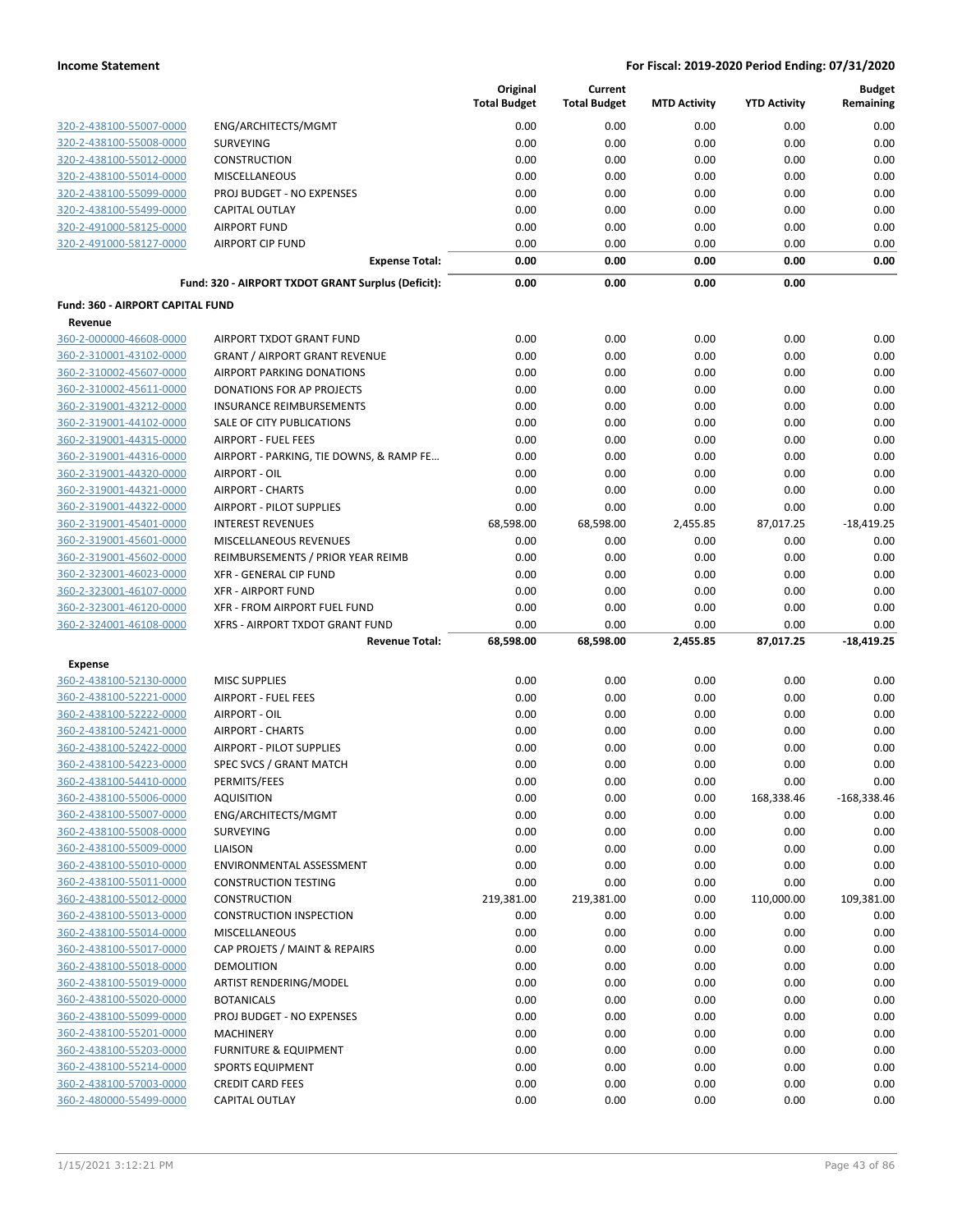|  |  | Original Total Budget | Current Total Budget | MTD Activity | YTD Activity | Budget Remaining |
|---|---|---|---|---|---|---|
| 320-2-438100-55007-0000 | ENG/ARCHITECTS/MGMT | 0.00 | 0.00 | 0.00 | 0.00 | 0.00 |
| 320-2-438100-55008-0000 | SURVEYING | 0.00 | 0.00 | 0.00 | 0.00 | 0.00 |
| 320-2-438100-55012-0000 | CONSTRUCTION | 0.00 | 0.00 | 0.00 | 0.00 | 0.00 |
| 320-2-438100-55014-0000 | MISCELLANEOUS | 0.00 | 0.00 | 0.00 | 0.00 | 0.00 |
| 320-2-438100-55099-0000 | PROJ BUDGET - NO EXPENSES | 0.00 | 0.00 | 0.00 | 0.00 | 0.00 |
| 320-2-438100-55499-0000 | CAPITAL OUTLAY | 0.00 | 0.00 | 0.00 | 0.00 | 0.00 |
| 320-2-491000-58125-0000 | AIRPORT FUND | 0.00 | 0.00 | 0.00 | 0.00 | 0.00 |
| 320-2-491000-58127-0000 | AIRPORT CIP FUND | 0.00 | 0.00 | 0.00 | 0.00 | 0.00 |
|  | **Expense Total:** | **0.00** | **0.00** | **0.00** | **0.00** | **0.00** |
|  | **Fund: 320 - AIRPORT TXDOT GRANT Surplus (Deficit):** | **0.00** | **0.00** | **0.00** | **0.00** |  |

**Fund: 360 - AIRPORT CAPITAL FUND**

**Revenue**

|  |  | Original Total Budget | Current Total Budget | MTD Activity | YTD Activity | Budget Remaining |
|---|---|---|---|---|---|---|
| 360-2-000000-46608-0000 | AIRPORT TXDOT GRANT FUND | 0.00 | 0.00 | 0.00 | 0.00 | 0.00 |
| 360-2-310001-43102-0000 | GRANT / AIRPORT GRANT REVENUE | 0.00 | 0.00 | 0.00 | 0.00 | 0.00 |
| 360-2-310002-45607-0000 | AIRPORT PARKING DONATIONS | 0.00 | 0.00 | 0.00 | 0.00 | 0.00 |
| 360-2-310002-45611-0000 | DONATIONS FOR AP PROJECTS | 0.00 | 0.00 | 0.00 | 0.00 | 0.00 |
| 360-2-319001-43212-0000 | INSURANCE REIMBURSEMENTS | 0.00 | 0.00 | 0.00 | 0.00 | 0.00 |
| 360-2-319001-44102-0000 | SALE OF CITY PUBLICATIONS | 0.00 | 0.00 | 0.00 | 0.00 | 0.00 |
| 360-2-319001-44315-0000 | AIRPORT - FUEL FEES | 0.00 | 0.00 | 0.00 | 0.00 | 0.00 |
| 360-2-319001-44316-0000 | AIRPORT - PARKING, TIE DOWNS, & RAMP FE... | 0.00 | 0.00 | 0.00 | 0.00 | 0.00 |
| 360-2-319001-44320-0000 | AIRPORT - OIL | 0.00 | 0.00 | 0.00 | 0.00 | 0.00 |
| 360-2-319001-44321-0000 | AIRPORT - CHARTS | 0.00 | 0.00 | 0.00 | 0.00 | 0.00 |
| 360-2-319001-44322-0000 | AIRPORT - PILOT SUPPLIES | 0.00 | 0.00 | 0.00 | 0.00 | 0.00 |
| 360-2-319001-45401-0000 | INTEREST REVENUES | 68,598.00 | 68,598.00 | 2,455.85 | 87,017.25 | -18,419.25 |
| 360-2-319001-45601-0000 | MISCELLANEOUS REVENUES | 0.00 | 0.00 | 0.00 | 0.00 | 0.00 |
| 360-2-319001-45602-0000 | REIMBURSEMENTS / PRIOR YEAR REIMB | 0.00 | 0.00 | 0.00 | 0.00 | 0.00 |
| 360-2-323001-46023-0000 | XFR - GENERAL CIP FUND | 0.00 | 0.00 | 0.00 | 0.00 | 0.00 |
| 360-2-323001-46107-0000 | XFR - AIRPORT FUND | 0.00 | 0.00 | 0.00 | 0.00 | 0.00 |
| 360-2-323001-46120-0000 | XFR - FROM AIRPORT FUEL FUND | 0.00 | 0.00 | 0.00 | 0.00 | 0.00 |
| 360-2-324001-46108-0000 | XFRS - AIRPORT TXDOT GRANT FUND | 0.00 | 0.00 | 0.00 | 0.00 | 0.00 |
|  | **Revenue Total:** | **68,598.00** | **68,598.00** | **2,455.85** | **87,017.25** | **-18,419.25** |

**Expense**

|  |  | Original Total Budget | Current Total Budget | MTD Activity | YTD Activity | Budget Remaining |
|---|---|---|---|---|---|---|
| 360-2-438100-52130-0000 | MISC SUPPLIES | 0.00 | 0.00 | 0.00 | 0.00 | 0.00 |
| 360-2-438100-52221-0000 | AIRPORT - FUEL FEES | 0.00 | 0.00 | 0.00 | 0.00 | 0.00 |
| 360-2-438100-52222-0000 | AIRPORT - OIL | 0.00 | 0.00 | 0.00 | 0.00 | 0.00 |
| 360-2-438100-52421-0000 | AIRPORT - CHARTS | 0.00 | 0.00 | 0.00 | 0.00 | 0.00 |
| 360-2-438100-52422-0000 | AIRPORT - PILOT SUPPLIES | 0.00 | 0.00 | 0.00 | 0.00 | 0.00 |
| 360-2-438100-54223-0000 | SPEC SVCS / GRANT MATCH | 0.00 | 0.00 | 0.00 | 0.00 | 0.00 |
| 360-2-438100-54410-0000 | PERMITS/FEES | 0.00 | 0.00 | 0.00 | 0.00 | 0.00 |
| 360-2-438100-55006-0000 | AQUISITION | 0.00 | 0.00 | 0.00 | 168,338.46 | -168,338.46 |
| 360-2-438100-55007-0000 | ENG/ARCHITECTS/MGMT | 0.00 | 0.00 | 0.00 | 0.00 | 0.00 |
| 360-2-438100-55008-0000 | SURVEYING | 0.00 | 0.00 | 0.00 | 0.00 | 0.00 |
| 360-2-438100-55009-0000 | LIAISON | 0.00 | 0.00 | 0.00 | 0.00 | 0.00 |
| 360-2-438100-55010-0000 | ENVIRONMENTAL ASSESSMENT | 0.00 | 0.00 | 0.00 | 0.00 | 0.00 |
| 360-2-438100-55011-0000 | CONSTRUCTION TESTING | 0.00 | 0.00 | 0.00 | 0.00 | 0.00 |
| 360-2-438100-55012-0000 | CONSTRUCTION | 219,381.00 | 219,381.00 | 0.00 | 110,000.00 | 109,381.00 |
| 360-2-438100-55013-0000 | CONSTRUCTION INSPECTION | 0.00 | 0.00 | 0.00 | 0.00 | 0.00 |
| 360-2-438100-55014-0000 | MISCELLANEOUS | 0.00 | 0.00 | 0.00 | 0.00 | 0.00 |
| 360-2-438100-55017-0000 | CAP PROJETS / MAINT & REPAIRS | 0.00 | 0.00 | 0.00 | 0.00 | 0.00 |
| 360-2-438100-55018-0000 | DEMOLITION | 0.00 | 0.00 | 0.00 | 0.00 | 0.00 |
| 360-2-438100-55019-0000 | ARTIST RENDERING/MODEL | 0.00 | 0.00 | 0.00 | 0.00 | 0.00 |
| 360-2-438100-55020-0000 | BOTANICALS | 0.00 | 0.00 | 0.00 | 0.00 | 0.00 |
| 360-2-438100-55099-0000 | PROJ BUDGET - NO EXPENSES | 0.00 | 0.00 | 0.00 | 0.00 | 0.00 |
| 360-2-438100-55201-0000 | MACHINERY | 0.00 | 0.00 | 0.00 | 0.00 | 0.00 |
| 360-2-438100-55203-0000 | FURNITURE & EQUIPMENT | 0.00 | 0.00 | 0.00 | 0.00 | 0.00 |
| 360-2-438100-55214-0000 | SPORTS EQUIPMENT | 0.00 | 0.00 | 0.00 | 0.00 | 0.00 |
| 360-2-438100-57003-0000 | CREDIT CARD FEES | 0.00 | 0.00 | 0.00 | 0.00 | 0.00 |
| 360-2-480000-55499-0000 | CAPITAL OUTLAY | 0.00 | 0.00 | 0.00 | 0.00 | 0.00 |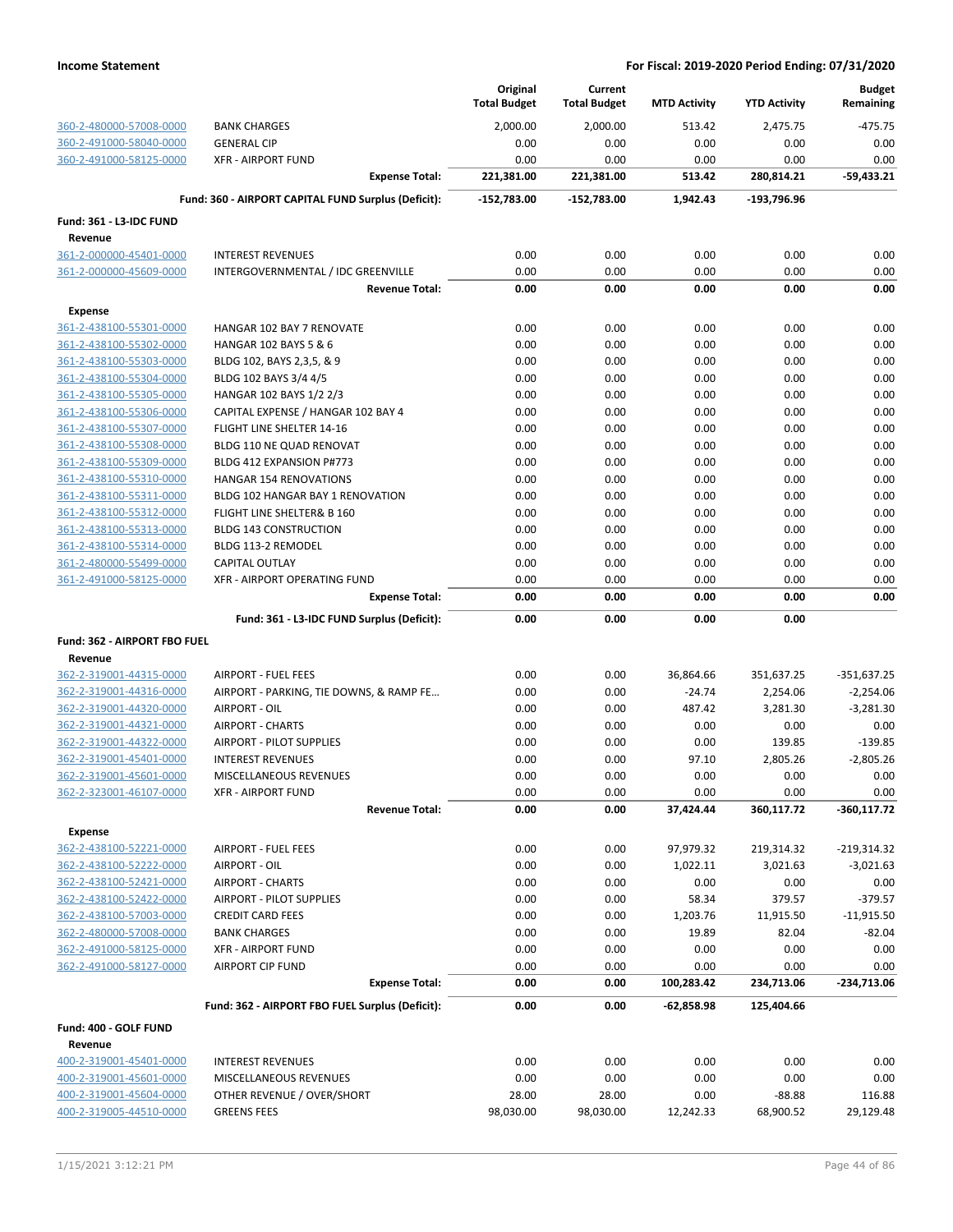**Income Statement** | **For Fiscal: 2019-2020 Period Ending: 07/31/2020**

| | | Original Total Budget | Current Total Budget | MTD Activity | YTD Activity | Budget Remaining |
|---|---|---|---|---|---|---|
| 360-2-480000-57008-0000 | BANK CHARGES | 2,000.00 | 2,000.00 | 513.42 | 2,475.75 | -475.75 |
| 360-2-491000-58040-0000 | GENERAL CIP | 0.00 | 0.00 | 0.00 | 0.00 | 0.00 |
| 360-2-491000-58125-0000 | XFR - AIRPORT FUND | 0.00 | 0.00 | 0.00 | 0.00 | 0.00 |
| | **Expense Total:** | **221,381.00** | **221,381.00** | **513.42** | **280,814.21** | **-59,433.21** |
| | **Fund: 360 - AIRPORT CAPITAL FUND Surplus (Deficit):** | **-152,783.00** | **-152,783.00** | **1,942.43** | **-193,796.96** | |
| **Fund: 361 - L3-IDC FUND** | | | | | | |
| **Revenue** | | | | | | |
| 361-2-000000-45401-0000 | INTEREST REVENUES | 0.00 | 0.00 | 0.00 | 0.00 | 0.00 |
| 361-2-000000-45609-0000 | INTERGOVERNMENTAL / IDC GREENVILLE | 0.00 | 0.00 | 0.00 | 0.00 | 0.00 |
| | **Revenue Total:** | **0.00** | **0.00** | **0.00** | **0.00** | **0.00** |
| **Expense** | | | | | | |
| 361-2-438100-55301-0000 | HANGAR 102 BAY 7 RENOVATE | 0.00 | 0.00 | 0.00 | 0.00 | 0.00 |
| 361-2-438100-55302-0000 | HANGAR 102 BAYS 5 & 6 | 0.00 | 0.00 | 0.00 | 0.00 | 0.00 |
| 361-2-438100-55303-0000 | BLDG 102, BAYS 2,3,5, & 9 | 0.00 | 0.00 | 0.00 | 0.00 | 0.00 |
| 361-2-438100-55304-0000 | BLDG 102 BAYS 3/4 4/5 | 0.00 | 0.00 | 0.00 | 0.00 | 0.00 |
| 361-2-438100-55305-0000 | HANGAR 102 BAYS 1/2 2/3 | 0.00 | 0.00 | 0.00 | 0.00 | 0.00 |
| 361-2-438100-55306-0000 | CAPITAL EXPENSE / HANGAR 102 BAY 4 | 0.00 | 0.00 | 0.00 | 0.00 | 0.00 |
| 361-2-438100-55307-0000 | FLIGHT LINE SHELTER 14-16 | 0.00 | 0.00 | 0.00 | 0.00 | 0.00 |
| 361-2-438100-55308-0000 | BLDG 110 NE QUAD RENOVAT | 0.00 | 0.00 | 0.00 | 0.00 | 0.00 |
| 361-2-438100-55309-0000 | BLDG 412 EXPANSION P#773 | 0.00 | 0.00 | 0.00 | 0.00 | 0.00 |
| 361-2-438100-55310-0000 | HANGAR 154 RENOVATIONS | 0.00 | 0.00 | 0.00 | 0.00 | 0.00 |
| 361-2-438100-55311-0000 | BLDG 102 HANGAR BAY 1 RENOVATION | 0.00 | 0.00 | 0.00 | 0.00 | 0.00 |
| 361-2-438100-55312-0000 | FLIGHT LINE SHELTER& B 160 | 0.00 | 0.00 | 0.00 | 0.00 | 0.00 |
| 361-2-438100-55313-0000 | BLDG 143 CONSTRUCTION | 0.00 | 0.00 | 0.00 | 0.00 | 0.00 |
| 361-2-438100-55314-0000 | BLDG 113-2 REMODEL | 0.00 | 0.00 | 0.00 | 0.00 | 0.00 |
| 361-2-480000-55499-0000 | CAPITAL OUTLAY | 0.00 | 0.00 | 0.00 | 0.00 | 0.00 |
| 361-2-491000-58125-0000 | XFR - AIRPORT OPERATING FUND | 0.00 | 0.00 | 0.00 | 0.00 | 0.00 |
| | **Expense Total:** | **0.00** | **0.00** | **0.00** | **0.00** | **0.00** |
| | **Fund: 361 - L3-IDC FUND Surplus (Deficit):** | **0.00** | **0.00** | **0.00** | **0.00** | |
| **Fund: 362 - AIRPORT FBO FUEL** | | | | | | |
| **Revenue** | | | | | | |
| 362-2-319001-44315-0000 | AIRPORT - FUEL FEES | 0.00 | 0.00 | 36,864.66 | 351,637.25 | -351,637.25 |
| 362-2-319001-44316-0000 | AIRPORT - PARKING, TIE DOWNS, & RAMP FE… | 0.00 | 0.00 | -24.74 | 2,254.06 | -2,254.06 |
| 362-2-319001-44320-0000 | AIRPORT - OIL | 0.00 | 0.00 | 487.42 | 3,281.30 | -3,281.30 |
| 362-2-319001-44321-0000 | AIRPORT - CHARTS | 0.00 | 0.00 | 0.00 | 0.00 | 0.00 |
| 362-2-319001-44322-0000 | AIRPORT - PILOT SUPPLIES | 0.00 | 0.00 | 0.00 | 139.85 | -139.85 |
| 362-2-319001-45401-0000 | INTEREST REVENUES | 0.00 | 0.00 | 97.10 | 2,805.26 | -2,805.26 |
| 362-2-319001-45601-0000 | MISCELLANEOUS REVENUES | 0.00 | 0.00 | 0.00 | 0.00 | 0.00 |
| 362-2-323001-46107-0000 | XFR - AIRPORT FUND | 0.00 | 0.00 | 0.00 | 0.00 | 0.00 |
| | **Revenue Total:** | **0.00** | **0.00** | **37,424.44** | **360,117.72** | **-360,117.72** |
| **Expense** | | | | | | |
| 362-2-438100-52221-0000 | AIRPORT - FUEL FEES | 0.00 | 0.00 | 97,979.32 | 219,314.32 | -219,314.32 |
| 362-2-438100-52222-0000 | AIRPORT - OIL | 0.00 | 0.00 | 1,022.11 | 3,021.63 | -3,021.63 |
| 362-2-438100-52421-0000 | AIRPORT - CHARTS | 0.00 | 0.00 | 0.00 | 0.00 | 0.00 |
| 362-2-438100-52422-0000 | AIRPORT - PILOT SUPPLIES | 0.00 | 0.00 | 58.34 | 379.57 | -379.57 |
| 362-2-438100-57003-0000 | CREDIT CARD FEES | 0.00 | 0.00 | 1,203.76 | 11,915.50 | -11,915.50 |
| 362-2-480000-57008-0000 | BANK CHARGES | 0.00 | 0.00 | 19.89 | 82.04 | -82.04 |
| 362-2-491000-58125-0000 | XFR - AIRPORT FUND | 0.00 | 0.00 | 0.00 | 0.00 | 0.00 |
| 362-2-491000-58127-0000 | AIRPORT CIP FUND | 0.00 | 0.00 | 0.00 | 0.00 | 0.00 |
| | **Expense Total:** | **0.00** | **0.00** | **100,283.42** | **234,713.06** | **-234,713.06** |
| | **Fund: 362 - AIRPORT FBO FUEL Surplus (Deficit):** | **0.00** | **0.00** | **-62,858.98** | **125,404.66** | |
| **Fund: 400 - GOLF FUND** | | | | | | |
| **Revenue** | | | | | | |
| 400-2-319001-45401-0000 | INTEREST REVENUES | 0.00 | 0.00 | 0.00 | 0.00 | 0.00 |
| 400-2-319001-45601-0000 | MISCELLANEOUS REVENUES | 0.00 | 0.00 | 0.00 | 0.00 | 0.00 |
| 400-2-319001-45604-0000 | OTHER REVENUE / OVER/SHORT | 28.00 | 28.00 | 0.00 | -88.88 | 116.88 |
| 400-2-319005-44510-0000 | GREENS FEES | 98,030.00 | 98,030.00 | 12,242.33 | 68,900.52 | 29,129.48 |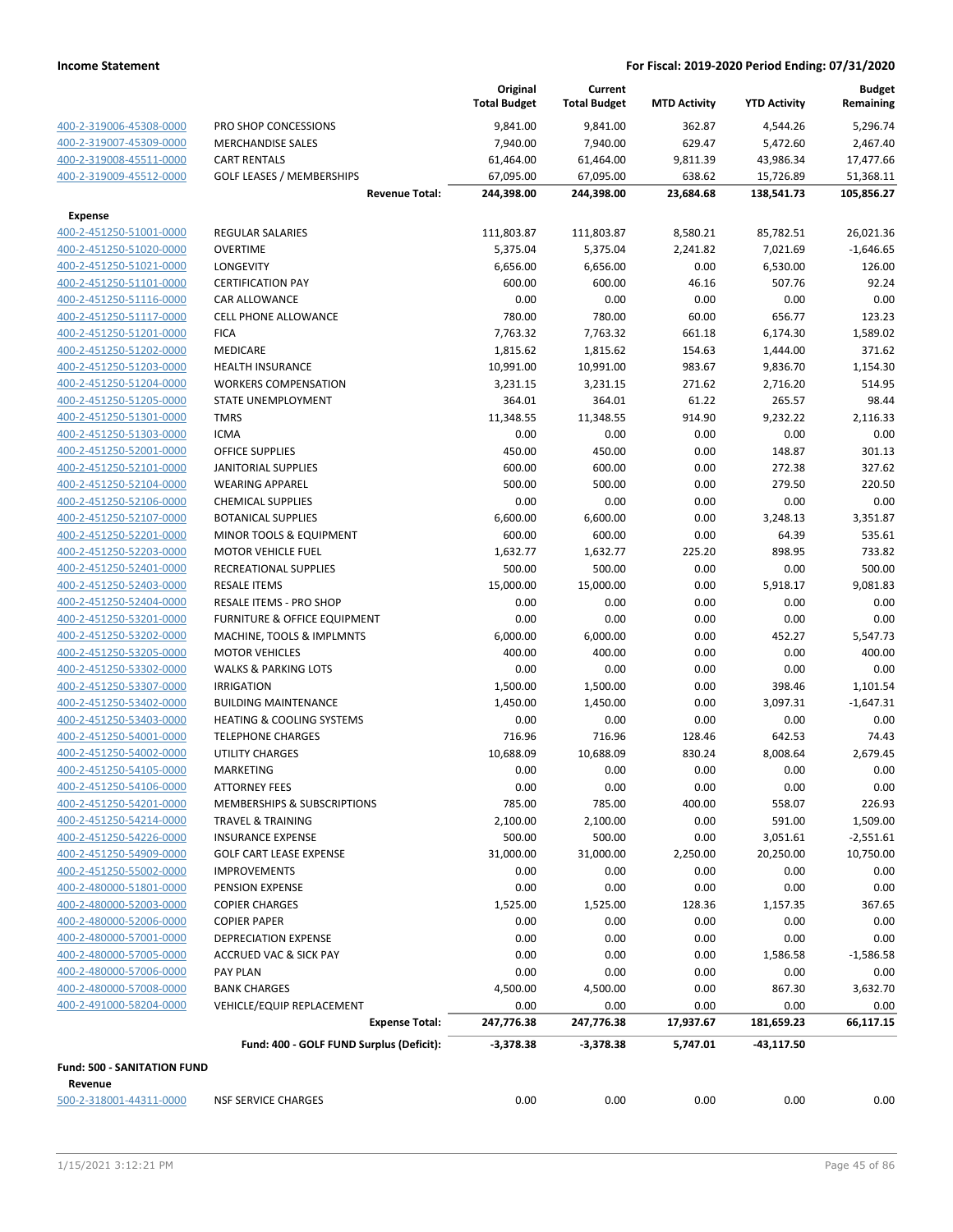| | | Original Total Budget | Current Total Budget | MTD Activity | YTD Activity | Budget Remaining |
|---|---|---|---|---|---|---|
| 400-2-319006-45308-0000 | PRO SHOP CONCESSIONS | 9,841.00 | 9,841.00 | 362.87 | 4,544.26 | 5,296.74 |
| 400-2-319007-45309-0000 | MERCHANDISE SALES | 7,940.00 | 7,940.00 | 629.47 | 5,472.60 | 2,467.40 |
| 400-2-319008-45511-0000 | CART RENTALS | 61,464.00 | 61,464.00 | 9,811.39 | 43,986.34 | 17,477.66 |
| 400-2-319009-45512-0000 | GOLF LEASES / MEMBERSHIPS | 67,095.00 | 67,095.00 | 638.62 | 15,726.89 | 51,368.11 |
| | **Revenue Total:** | **244,398.00** | **244,398.00** | **23,684.68** | **138,541.73** | **105,856.27** |
| **Expense** | | | | | | |
| 400-2-451250-51001-0000 | REGULAR SALARIES | 111,803.87 | 111,803.87 | 8,580.21 | 85,782.51 | 26,021.36 |
| 400-2-451250-51020-0000 | OVERTIME | 5,375.04 | 5,375.04 | 2,241.82 | 7,021.69 | -1,646.65 |
| 400-2-451250-51021-0000 | LONGEVITY | 6,656.00 | 6,656.00 | 0.00 | 6,530.00 | 126.00 |
| 400-2-451250-51101-0000 | CERTIFICATION PAY | 600.00 | 600.00 | 46.16 | 507.76 | 92.24 |
| 400-2-451250-51116-0000 | CAR ALLOWANCE | 0.00 | 0.00 | 0.00 | 0.00 | 0.00 |
| 400-2-451250-51117-0000 | CELL PHONE ALLOWANCE | 780.00 | 780.00 | 60.00 | 656.77 | 123.23 |
| 400-2-451250-51201-0000 | FICA | 7,763.32 | 7,763.32 | 661.18 | 6,174.30 | 1,589.02 |
| 400-2-451250-51202-0000 | MEDICARE | 1,815.62 | 1,815.62 | 154.63 | 1,444.00 | 371.62 |
| 400-2-451250-51203-0000 | HEALTH INSURANCE | 10,991.00 | 10,991.00 | 983.67 | 9,836.70 | 1,154.30 |
| 400-2-451250-51204-0000 | WORKERS COMPENSATION | 3,231.15 | 3,231.15 | 271.62 | 2,716.20 | 514.95 |
| 400-2-451250-51205-0000 | STATE UNEMPLOYMENT | 364.01 | 364.01 | 61.22 | 265.57 | 98.44 |
| 400-2-451250-51301-0000 | TMRS | 11,348.55 | 11,348.55 | 914.90 | 9,232.22 | 2,116.33 |
| 400-2-451250-51303-0000 | ICMA | 0.00 | 0.00 | 0.00 | 0.00 | 0.00 |
| 400-2-451250-52001-0000 | OFFICE SUPPLIES | 450.00 | 450.00 | 0.00 | 148.87 | 301.13 |
| 400-2-451250-52101-0000 | JANITORIAL SUPPLIES | 600.00 | 600.00 | 0.00 | 272.38 | 327.62 |
| 400-2-451250-52104-0000 | WEARING APPAREL | 500.00 | 500.00 | 0.00 | 279.50 | 220.50 |
| 400-2-451250-52106-0000 | CHEMICAL SUPPLIES | 0.00 | 0.00 | 0.00 | 0.00 | 0.00 |
| 400-2-451250-52107-0000 | BOTANICAL SUPPLIES | 6,600.00 | 6,600.00 | 0.00 | 3,248.13 | 3,351.87 |
| 400-2-451250-52201-0000 | MINOR TOOLS & EQUIPMENT | 600.00 | 600.00 | 0.00 | 64.39 | 535.61 |
| 400-2-451250-52203-0000 | MOTOR VEHICLE FUEL | 1,632.77 | 1,632.77 | 225.20 | 898.95 | 733.82 |
| 400-2-451250-52401-0000 | RECREATIONAL SUPPLIES | 500.00 | 500.00 | 0.00 | 0.00 | 500.00 |
| 400-2-451250-52403-0000 | RESALE ITEMS | 15,000.00 | 15,000.00 | 0.00 | 5,918.17 | 9,081.83 |
| 400-2-451250-52404-0000 | RESALE ITEMS - PRO SHOP | 0.00 | 0.00 | 0.00 | 0.00 | 0.00 |
| 400-2-451250-53201-0000 | FURNITURE & OFFICE EQUIPMENT | 0.00 | 0.00 | 0.00 | 0.00 | 0.00 |
| 400-2-451250-53202-0000 | MACHINE, TOOLS & IMPLMNTS | 6,000.00 | 6,000.00 | 0.00 | 452.27 | 5,547.73 |
| 400-2-451250-53205-0000 | MOTOR VEHICLES | 400.00 | 400.00 | 0.00 | 0.00 | 400.00 |
| 400-2-451250-53302-0000 | WALKS & PARKING LOTS | 0.00 | 0.00 | 0.00 | 0.00 | 0.00 |
| 400-2-451250-53307-0000 | IRRIGATION | 1,500.00 | 1,500.00 | 0.00 | 398.46 | 1,101.54 |
| 400-2-451250-53402-0000 | BUILDING MAINTENANCE | 1,450.00 | 1,450.00 | 0.00 | 3,097.31 | -1,647.31 |
| 400-2-451250-53403-0000 | HEATING & COOLING SYSTEMS | 0.00 | 0.00 | 0.00 | 0.00 | 0.00 |
| 400-2-451250-54001-0000 | TELEPHONE CHARGES | 716.96 | 716.96 | 128.46 | 642.53 | 74.43 |
| 400-2-451250-54002-0000 | UTILITY CHARGES | 10,688.09 | 10,688.09 | 830.24 | 8,008.64 | 2,679.45 |
| 400-2-451250-54105-0000 | MARKETING | 0.00 | 0.00 | 0.00 | 0.00 | 0.00 |
| 400-2-451250-54106-0000 | ATTORNEY FEES | 0.00 | 0.00 | 0.00 | 0.00 | 0.00 |
| 400-2-451250-54201-0000 | MEMBERSHIPS & SUBSCRIPTIONS | 785.00 | 785.00 | 400.00 | 558.07 | 226.93 |
| 400-2-451250-54214-0000 | TRAVEL & TRAINING | 2,100.00 | 2,100.00 | 0.00 | 591.00 | 1,509.00 |
| 400-2-451250-54226-0000 | INSURANCE EXPENSE | 500.00 | 500.00 | 0.00 | 3,051.61 | -2,551.61 |
| 400-2-451250-54909-0000 | GOLF CART LEASE EXPENSE | 31,000.00 | 31,000.00 | 2,250.00 | 20,250.00 | 10,750.00 |
| 400-2-451250-55002-0000 | IMPROVEMENTS | 0.00 | 0.00 | 0.00 | 0.00 | 0.00 |
| 400-2-480000-51801-0000 | PENSION EXPENSE | 0.00 | 0.00 | 0.00 | 0.00 | 0.00 |
| 400-2-480000-52003-0000 | COPIER CHARGES | 1,525.00 | 1,525.00 | 128.36 | 1,157.35 | 367.65 |
| 400-2-480000-52006-0000 | COPIER PAPER | 0.00 | 0.00 | 0.00 | 0.00 | 0.00 |
| 400-2-480000-57001-0000 | DEPRECIATION EXPENSE | 0.00 | 0.00 | 0.00 | 0.00 | 0.00 |
| 400-2-480000-57005-0000 | ACCRUED VAC & SICK PAY | 0.00 | 0.00 | 0.00 | 1,586.58 | -1,586.58 |
| 400-2-480000-57006-0000 | PAY PLAN | 0.00 | 0.00 | 0.00 | 0.00 | 0.00 |
| 400-2-480000-57008-0000 | BANK CHARGES | 4,500.00 | 4,500.00 | 0.00 | 867.30 | 3,632.70 |
| 400-2-491000-58204-0000 | VEHICLE/EQUIP REPLACEMENT | 0.00 | 0.00 | 0.00 | 0.00 | 0.00 |
| | **Expense Total:** | **247,776.38** | **247,776.38** | **17,937.67** | **181,659.23** | **66,117.15** |
| | **Fund: 400 - GOLF FUND Surplus (Deficit):** | **-3,378.38** | **-3,378.38** | **5,747.01** | **-43,117.50** | |
| **Fund: 500 - SANITATION FUND** | | | | | | |
| **Revenue** | | | | | | |
| 500-2-318001-44311-0000 | NSF SERVICE CHARGES | 0.00 | 0.00 | 0.00 | 0.00 | 0.00 |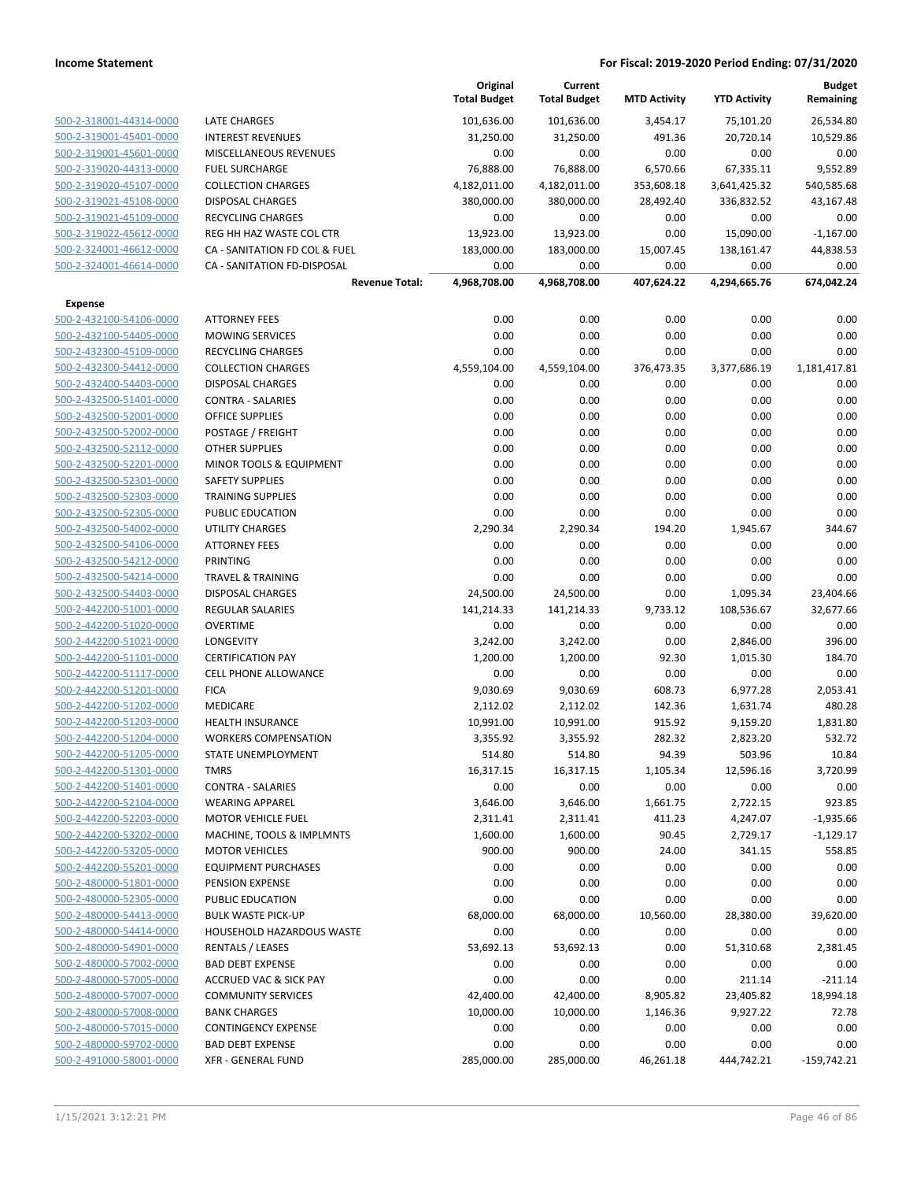**Income Statement** — **For Fiscal: 2019-2020 Period Ending: 07/31/2020**

| | | Original Total Budget | Current Total Budget | MTD Activity | YTD Activity | Budget Remaining |
|---|---|---|---|---|---|---|
| 500-2-318001-44314-0000 | LATE CHARGES | 101,636.00 | 101,636.00 | 3,454.17 | 75,101.20 | 26,534.80 |
| 500-2-319001-45401-0000 | INTEREST REVENUES | 31,250.00 | 31,250.00 | 491.36 | 20,720.14 | 10,529.86 |
| 500-2-319001-45601-0000 | MISCELLANEOUS REVENUES | 0.00 | 0.00 | 0.00 | 0.00 | 0.00 |
| 500-2-319020-44313-0000 | FUEL SURCHARGE | 76,888.00 | 76,888.00 | 6,570.66 | 67,335.11 | 9,552.89 |
| 500-2-319020-45107-0000 | COLLECTION CHARGES | 4,182,011.00 | 4,182,011.00 | 353,608.18 | 3,641,425.32 | 540,585.68 |
| 500-2-319021-45108-0000 | DISPOSAL CHARGES | 380,000.00 | 380,000.00 | 28,492.40 | 336,832.52 | 43,167.48 |
| 500-2-319021-45109-0000 | RECYCLING CHARGES | 0.00 | 0.00 | 0.00 | 0.00 | 0.00 |
| 500-2-319022-45612-0000 | REG HH HAZ WASTE COL CTR | 13,923.00 | 13,923.00 | 0.00 | 15,090.00 | -1,167.00 |
| 500-2-324001-46612-0000 | CA - SANITATION FD COL & FUEL | 183,000.00 | 183,000.00 | 15,007.45 | 138,161.47 | 44,838.53 |
| 500-2-324001-46614-0000 | CA - SANITATION FD-DISPOSAL | 0.00 | 0.00 | 0.00 | 0.00 | 0.00 |
| | **Revenue Total:** | **4,968,708.00** | **4,968,708.00** | **407,624.22** | **4,294,665.76** | **674,042.24** |
| **Expense** | | | | | | |
| 500-2-432100-54106-0000 | ATTORNEY FEES | 0.00 | 0.00 | 0.00 | 0.00 | 0.00 |
| 500-2-432100-54405-0000 | MOWING SERVICES | 0.00 | 0.00 | 0.00 | 0.00 | 0.00 |
| 500-2-432300-45109-0000 | RECYCLING CHARGES | 0.00 | 0.00 | 0.00 | 0.00 | 0.00 |
| 500-2-432300-54412-0000 | COLLECTION CHARGES | 4,559,104.00 | 4,559,104.00 | 376,473.35 | 3,377,686.19 | 1,181,417.81 |
| 500-2-432400-54403-0000 | DISPOSAL CHARGES | 0.00 | 0.00 | 0.00 | 0.00 | 0.00 |
| 500-2-432500-51401-0000 | CONTRA - SALARIES | 0.00 | 0.00 | 0.00 | 0.00 | 0.00 |
| 500-2-432500-52001-0000 | OFFICE SUPPLIES | 0.00 | 0.00 | 0.00 | 0.00 | 0.00 |
| 500-2-432500-52002-0000 | POSTAGE / FREIGHT | 0.00 | 0.00 | 0.00 | 0.00 | 0.00 |
| 500-2-432500-52112-0000 | OTHER SUPPLIES | 0.00 | 0.00 | 0.00 | 0.00 | 0.00 |
| 500-2-432500-52201-0000 | MINOR TOOLS & EQUIPMENT | 0.00 | 0.00 | 0.00 | 0.00 | 0.00 |
| 500-2-432500-52301-0000 | SAFETY SUPPLIES | 0.00 | 0.00 | 0.00 | 0.00 | 0.00 |
| 500-2-432500-52303-0000 | TRAINING SUPPLIES | 0.00 | 0.00 | 0.00 | 0.00 | 0.00 |
| 500-2-432500-52305-0000 | PUBLIC EDUCATION | 0.00 | 0.00 | 0.00 | 0.00 | 0.00 |
| 500-2-432500-54002-0000 | UTILITY CHARGES | 2,290.34 | 2,290.34 | 194.20 | 1,945.67 | 344.67 |
| 500-2-432500-54106-0000 | ATTORNEY FEES | 0.00 | 0.00 | 0.00 | 0.00 | 0.00 |
| 500-2-432500-54212-0000 | PRINTING | 0.00 | 0.00 | 0.00 | 0.00 | 0.00 |
| 500-2-432500-54214-0000 | TRAVEL & TRAINING | 0.00 | 0.00 | 0.00 | 0.00 | 0.00 |
| 500-2-432500-54403-0000 | DISPOSAL CHARGES | 24,500.00 | 24,500.00 | 0.00 | 1,095.34 | 23,404.66 |
| 500-2-442200-51001-0000 | REGULAR SALARIES | 141,214.33 | 141,214.33 | 9,733.12 | 108,536.67 | 32,677.66 |
| 500-2-442200-51020-0000 | OVERTIME | 0.00 | 0.00 | 0.00 | 0.00 | 0.00 |
| 500-2-442200-51021-0000 | LONGEVITY | 3,242.00 | 3,242.00 | 0.00 | 2,846.00 | 396.00 |
| 500-2-442200-51101-0000 | CERTIFICATION PAY | 1,200.00 | 1,200.00 | 92.30 | 1,015.30 | 184.70 |
| 500-2-442200-51117-0000 | CELL PHONE ALLOWANCE | 0.00 | 0.00 | 0.00 | 0.00 | 0.00 |
| 500-2-442200-51201-0000 | FICA | 9,030.69 | 9,030.69 | 608.73 | 6,977.28 | 2,053.41 |
| 500-2-442200-51202-0000 | MEDICARE | 2,112.02 | 2,112.02 | 142.36 | 1,631.74 | 480.28 |
| 500-2-442200-51203-0000 | HEALTH INSURANCE | 10,991.00 | 10,991.00 | 915.92 | 9,159.20 | 1,831.80 |
| 500-2-442200-51204-0000 | WORKERS COMPENSATION | 3,355.92 | 3,355.92 | 282.32 | 2,823.20 | 532.72 |
| 500-2-442200-51205-0000 | STATE UNEMPLOYMENT | 514.80 | 514.80 | 94.39 | 503.96 | 10.84 |
| 500-2-442200-51301-0000 | TMRS | 16,317.15 | 16,317.15 | 1,105.34 | 12,596.16 | 3,720.99 |
| 500-2-442200-51401-0000 | CONTRA - SALARIES | 0.00 | 0.00 | 0.00 | 0.00 | 0.00 |
| 500-2-442200-52104-0000 | WEARING APPAREL | 3,646.00 | 3,646.00 | 1,661.75 | 2,722.15 | 923.85 |
| 500-2-442200-52203-0000 | MOTOR VEHICLE FUEL | 2,311.41 | 2,311.41 | 411.23 | 4,247.07 | -1,935.66 |
| 500-2-442200-53202-0000 | MACHINE, TOOLS & IMPLMNTS | 1,600.00 | 1,600.00 | 90.45 | 2,729.17 | -1,129.17 |
| 500-2-442200-53205-0000 | MOTOR VEHICLES | 900.00 | 900.00 | 24.00 | 341.15 | 558.85 |
| 500-2-442200-55201-0000 | EQUIPMENT PURCHASES | 0.00 | 0.00 | 0.00 | 0.00 | 0.00 |
| 500-2-480000-51801-0000 | PENSION EXPENSE | 0.00 | 0.00 | 0.00 | 0.00 | 0.00 |
| 500-2-480000-52305-0000 | PUBLIC EDUCATION | 0.00 | 0.00 | 0.00 | 0.00 | 0.00 |
| 500-2-480000-54413-0000 | BULK WASTE PICK-UP | 68,000.00 | 68,000.00 | 10,560.00 | 28,380.00 | 39,620.00 |
| 500-2-480000-54414-0000 | HOUSEHOLD HAZARDOUS WASTE | 0.00 | 0.00 | 0.00 | 0.00 | 0.00 |
| 500-2-480000-54901-0000 | RENTALS / LEASES | 53,692.13 | 53,692.13 | 0.00 | 51,310.68 | 2,381.45 |
| 500-2-480000-57002-0000 | BAD DEBT EXPENSE | 0.00 | 0.00 | 0.00 | 0.00 | 0.00 |
| 500-2-480000-57005-0000 | ACCRUED VAC & SICK PAY | 0.00 | 0.00 | 0.00 | 211.14 | -211.14 |
| 500-2-480000-57007-0000 | COMMUNITY SERVICES | 42,400.00 | 42,400.00 | 8,905.82 | 23,405.82 | 18,994.18 |
| 500-2-480000-57008-0000 | BANK CHARGES | 10,000.00 | 10,000.00 | 1,146.36 | 9,927.22 | 72.78 |
| 500-2-480000-57015-0000 | CONTINGENCY EXPENSE | 0.00 | 0.00 | 0.00 | 0.00 | 0.00 |
| 500-2-480000-59702-0000 | BAD DEBT EXPENSE | 0.00 | 0.00 | 0.00 | 0.00 | 0.00 |
| 500-2-491000-58001-0000 | XFR - GENERAL FUND | 285,000.00 | 285,000.00 | 46,261.18 | 444,742.21 | -159,742.21 |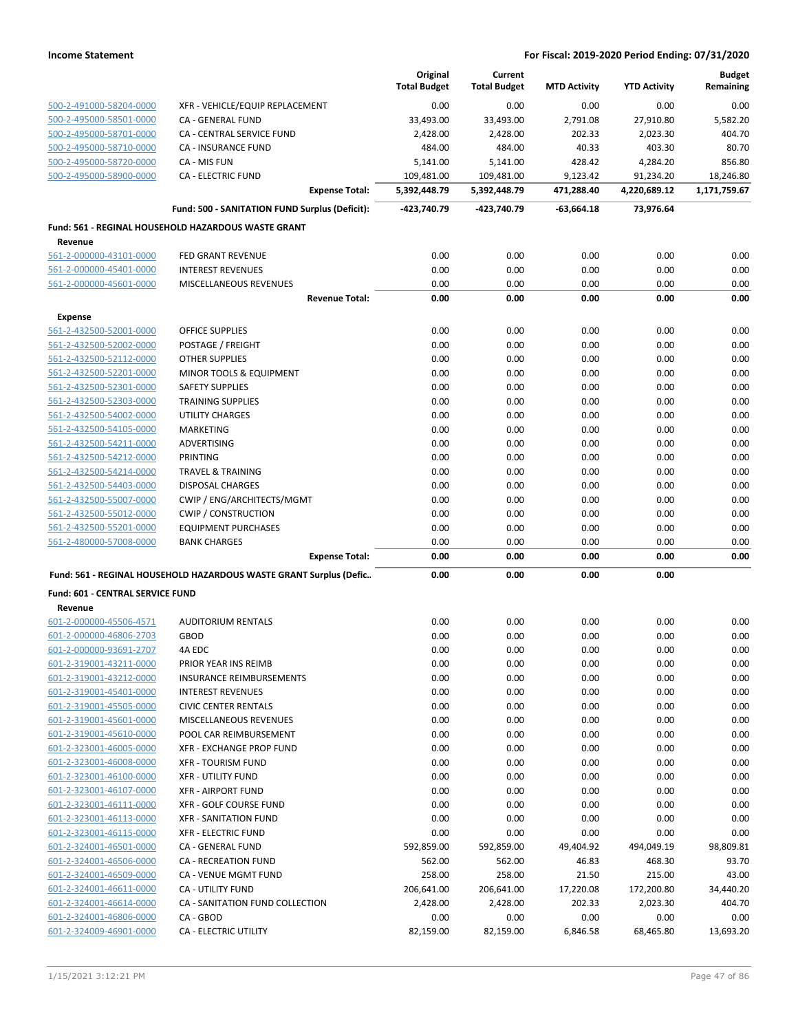| | | Original Total Budget | Current Total Budget | MTD Activity | YTD Activity | Budget Remaining |
|---|---|---|---|---|---|---|
| 500-2-491000-58204-0000 | XFR - VEHICLE/EQUIP REPLACEMENT | 0.00 | 0.00 | 0.00 | 0.00 | 0.00 |
| 500-2-495000-58501-0000 | CA - GENERAL FUND | 33,493.00 | 33,493.00 | 2,791.08 | 27,910.80 | 5,582.20 |
| 500-2-495000-58701-0000 | CA - CENTRAL SERVICE FUND | 2,428.00 | 2,428.00 | 202.33 | 2,023.30 | 404.70 |
| 500-2-495000-58710-0000 | CA - INSURANCE FUND | 484.00 | 484.00 | 40.33 | 403.30 | 80.70 |
| 500-2-495000-58720-0000 | CA - MIS FUN | 5,141.00 | 5,141.00 | 428.42 | 4,284.20 | 856.80 |
| 500-2-495000-58900-0000 | CA - ELECTRIC FUND | 109,481.00 | 109,481.00 | 9,123.42 | 91,234.20 | 18,246.80 |
| | **Expense Total:** | **5,392,448.79** | **5,392,448.79** | **471,288.40** | **4,220,689.12** | **1,171,759.67** |
| | **Fund: 500 - SANITATION FUND Surplus (Deficit):** | **-423,740.79** | **-423,740.79** | **-63,664.18** | **73,976.64** | |

**Fund: 561 - REGINAL HOUSEHOLD HAZARDOUS WASTE GRANT**

| | | Original Total Budget | Current Total Budget | MTD Activity | YTD Activity | Budget Remaining |
|---|---|---|---|---|---|---|
| **Revenue** | | | | | | |
| 561-2-000000-43101-0000 | FED GRANT REVENUE | 0.00 | 0.00 | 0.00 | 0.00 | 0.00 |
| 561-2-000000-45401-0000 | INTEREST REVENUES | 0.00 | 0.00 | 0.00 | 0.00 | 0.00 |
| 561-2-000000-45601-0000 | MISCELLANEOUS REVENUES | 0.00 | 0.00 | 0.00 | 0.00 | 0.00 |
| | **Revenue Total:** | **0.00** | **0.00** | **0.00** | **0.00** | **0.00** |
| **Expense** | | | | | | |
| 561-2-432500-52001-0000 | OFFICE SUPPLIES | 0.00 | 0.00 | 0.00 | 0.00 | 0.00 |
| 561-2-432500-52002-0000 | POSTAGE / FREIGHT | 0.00 | 0.00 | 0.00 | 0.00 | 0.00 |
| 561-2-432500-52112-0000 | OTHER SUPPLIES | 0.00 | 0.00 | 0.00 | 0.00 | 0.00 |
| 561-2-432500-52201-0000 | MINOR TOOLS & EQUIPMENT | 0.00 | 0.00 | 0.00 | 0.00 | 0.00 |
| 561-2-432500-52301-0000 | SAFETY SUPPLIES | 0.00 | 0.00 | 0.00 | 0.00 | 0.00 |
| 561-2-432500-52303-0000 | TRAINING SUPPLIES | 0.00 | 0.00 | 0.00 | 0.00 | 0.00 |
| 561-2-432500-54002-0000 | UTILITY CHARGES | 0.00 | 0.00 | 0.00 | 0.00 | 0.00 |
| 561-2-432500-54105-0000 | MARKETING | 0.00 | 0.00 | 0.00 | 0.00 | 0.00 |
| 561-2-432500-54211-0000 | ADVERTISING | 0.00 | 0.00 | 0.00 | 0.00 | 0.00 |
| 561-2-432500-54212-0000 | PRINTING | 0.00 | 0.00 | 0.00 | 0.00 | 0.00 |
| 561-2-432500-54214-0000 | TRAVEL & TRAINING | 0.00 | 0.00 | 0.00 | 0.00 | 0.00 |
| 561-2-432500-54403-0000 | DISPOSAL CHARGES | 0.00 | 0.00 | 0.00 | 0.00 | 0.00 |
| 561-2-432500-55007-0000 | CWIP / ENG/ARCHITECTS/MGMT | 0.00 | 0.00 | 0.00 | 0.00 | 0.00 |
| 561-2-432500-55012-0000 | CWIP / CONSTRUCTION | 0.00 | 0.00 | 0.00 | 0.00 | 0.00 |
| 561-2-432500-55201-0000 | EQUIPMENT PURCHASES | 0.00 | 0.00 | 0.00 | 0.00 | 0.00 |
| 561-2-480000-57008-0000 | BANK CHARGES | 0.00 | 0.00 | 0.00 | 0.00 | 0.00 |
| | **Expense Total:** | **0.00** | **0.00** | **0.00** | **0.00** | **0.00** |
| | **Fund: 561 - REGINAL HOUSEHOLD HAZARDOUS WASTE GRANT Surplus (Defic..** | **0.00** | **0.00** | **0.00** | **0.00** | |

**Fund: 601 - CENTRAL SERVICE FUND**

| | | Original Total Budget | Current Total Budget | MTD Activity | YTD Activity | Budget Remaining |
|---|---|---|---|---|---|---|
| **Revenue** | | | | | | |
| 601-2-000000-45506-4571 | AUDITORIUM RENTALS | 0.00 | 0.00 | 0.00 | 0.00 | 0.00 |
| 601-2-000000-46806-2703 | GBOD | 0.00 | 0.00 | 0.00 | 0.00 | 0.00 |
| 601-2-000000-93691-2707 | 4A EDC | 0.00 | 0.00 | 0.00 | 0.00 | 0.00 |
| 601-2-319001-43211-0000 | PRIOR YEAR INS REIMB | 0.00 | 0.00 | 0.00 | 0.00 | 0.00 |
| 601-2-319001-43212-0000 | INSURANCE REIMBURSEMENTS | 0.00 | 0.00 | 0.00 | 0.00 | 0.00 |
| 601-2-319001-45401-0000 | INTEREST REVENUES | 0.00 | 0.00 | 0.00 | 0.00 | 0.00 |
| 601-2-319001-45505-0000 | CIVIC CENTER RENTALS | 0.00 | 0.00 | 0.00 | 0.00 | 0.00 |
| 601-2-319001-45601-0000 | MISCELLANEOUS REVENUES | 0.00 | 0.00 | 0.00 | 0.00 | 0.00 |
| 601-2-319001-45610-0000 | POOL CAR REIMBURSEMENT | 0.00 | 0.00 | 0.00 | 0.00 | 0.00 |
| 601-2-323001-46005-0000 | XFR - EXCHANGE PROP FUND | 0.00 | 0.00 | 0.00 | 0.00 | 0.00 |
| 601-2-323001-46008-0000 | XFR - TOURISM FUND | 0.00 | 0.00 | 0.00 | 0.00 | 0.00 |
| 601-2-323001-46100-0000 | XFR - UTILITY FUND | 0.00 | 0.00 | 0.00 | 0.00 | 0.00 |
| 601-2-323001-46107-0000 | XFR - AIRPORT FUND | 0.00 | 0.00 | 0.00 | 0.00 | 0.00 |
| 601-2-323001-46111-0000 | XFR - GOLF COURSE FUND | 0.00 | 0.00 | 0.00 | 0.00 | 0.00 |
| 601-2-323001-46113-0000 | XFR - SANITATION FUND | 0.00 | 0.00 | 0.00 | 0.00 | 0.00 |
| 601-2-323001-46115-0000 | XFR - ELECTRIC FUND | 0.00 | 0.00 | 0.00 | 0.00 | 0.00 |
| 601-2-324001-46501-0000 | CA - GENERAL FUND | 592,859.00 | 592,859.00 | 49,404.92 | 494,049.19 | 98,809.81 |
| 601-2-324001-46506-0000 | CA - RECREATION FUND | 562.00 | 562.00 | 46.83 | 468.30 | 93.70 |
| 601-2-324001-46509-0000 | CA - VENUE MGMT FUND | 258.00 | 258.00 | 21.50 | 215.00 | 43.00 |
| 601-2-324001-46611-0000 | CA - UTILITY FUND | 206,641.00 | 206,641.00 | 17,220.08 | 172,200.80 | 34,440.20 |
| 601-2-324001-46614-0000 | CA - SANITATION FUND COLLECTION | 2,428.00 | 2,428.00 | 202.33 | 2,023.30 | 404.70 |
| 601-2-324001-46806-0000 | CA - GBOD | 0.00 | 0.00 | 0.00 | 0.00 | 0.00 |
| 601-2-324009-46901-0000 | CA - ELECTRIC UTILITY | 82,159.00 | 82,159.00 | 6,846.58 | 68,465.80 | 13,693.20 |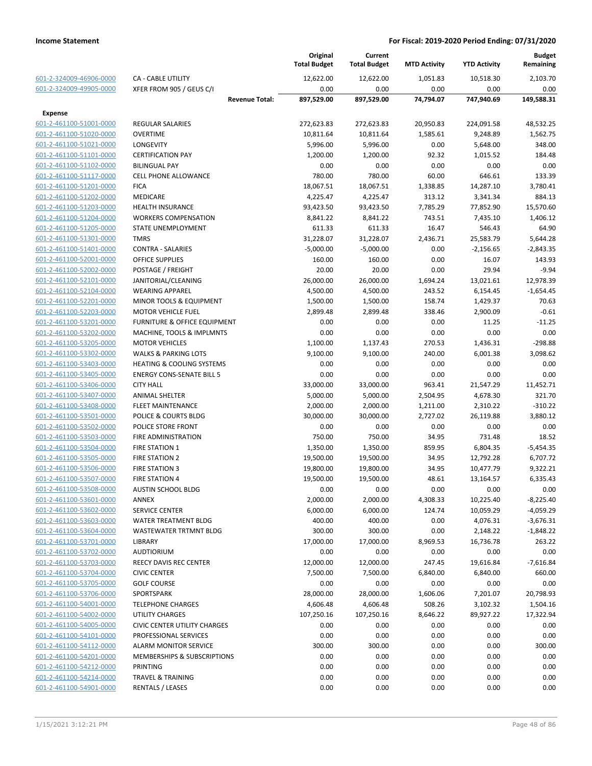| | | Original Total Budget | Current Total Budget | MTD Activity | YTD Activity | Budget Remaining |
|---|---|---|---|---|---|---|
| 601-2-324009-46906-0000 | CA - CABLE UTILITY | 12,622.00 | 12,622.00 | 1,051.83 | 10,518.30 | 2,103.70 |
| 601-2-324009-49905-0000 | XFER FROM 905 / GEUS C/I | 0.00 | 0.00 | 0.00 | 0.00 | 0.00 |
| | **Revenue Total:** | **897,529.00** | **897,529.00** | **74,794.07** | **747,940.69** | **149,588.31** |
| **Expense** | | | | | | |
| 601-2-461100-51001-0000 | REGULAR SALARIES | 272,623.83 | 272,623.83 | 20,950.83 | 224,091.58 | 48,532.25 |
| 601-2-461100-51020-0000 | OVERTIME | 10,811.64 | 10,811.64 | 1,585.61 | 9,248.89 | 1,562.75 |
| 601-2-461100-51021-0000 | LONGEVITY | 5,996.00 | 5,996.00 | 0.00 | 5,648.00 | 348.00 |
| 601-2-461100-51101-0000 | CERTIFICATION PAY | 1,200.00 | 1,200.00 | 92.32 | 1,015.52 | 184.48 |
| 601-2-461100-51102-0000 | BILINGUAL PAY | 0.00 | 0.00 | 0.00 | 0.00 | 0.00 |
| 601-2-461100-51117-0000 | CELL PHONE ALLOWANCE | 780.00 | 780.00 | 60.00 | 646.61 | 133.39 |
| 601-2-461100-51201-0000 | FICA | 18,067.51 | 18,067.51 | 1,338.85 | 14,287.10 | 3,780.41 |
| 601-2-461100-51202-0000 | MEDICARE | 4,225.47 | 4,225.47 | 313.12 | 3,341.34 | 884.13 |
| 601-2-461100-51203-0000 | HEALTH INSURANCE | 93,423.50 | 93,423.50 | 7,785.29 | 77,852.90 | 15,570.60 |
| 601-2-461100-51204-0000 | WORKERS COMPENSATION | 8,841.22 | 8,841.22 | 743.51 | 7,435.10 | 1,406.12 |
| 601-2-461100-51205-0000 | STATE UNEMPLOYMENT | 611.33 | 611.33 | 16.47 | 546.43 | 64.90 |
| 601-2-461100-51301-0000 | TMRS | 31,228.07 | 31,228.07 | 2,436.71 | 25,583.79 | 5,644.28 |
| 601-2-461100-51401-0000 | CONTRA - SALARIES | -5,000.00 | -5,000.00 | 0.00 | -2,156.65 | -2,843.35 |
| 601-2-461100-52001-0000 | OFFICE SUPPLIES | 160.00 | 160.00 | 0.00 | 16.07 | 143.93 |
| 601-2-461100-52002-0000 | POSTAGE / FREIGHT | 20.00 | 20.00 | 0.00 | 29.94 | -9.94 |
| 601-2-461100-52101-0000 | JANITORIAL/CLEANING | 26,000.00 | 26,000.00 | 1,694.24 | 13,021.61 | 12,978.39 |
| 601-2-461100-52104-0000 | WEARING APPAREL | 4,500.00 | 4,500.00 | 243.52 | 6,154.45 | -1,654.45 |
| 601-2-461100-52201-0000 | MINOR TOOLS & EQUIPMENT | 1,500.00 | 1,500.00 | 158.74 | 1,429.37 | 70.63 |
| 601-2-461100-52203-0000 | MOTOR VEHICLE FUEL | 2,899.48 | 2,899.48 | 338.46 | 2,900.09 | -0.61 |
| 601-2-461100-53201-0000 | FURNITURE & OFFICE EQUIPMENT | 0.00 | 0.00 | 0.00 | 11.25 | -11.25 |
| 601-2-461100-53202-0000 | MACHINE, TOOLS & IMPLMNTS | 0.00 | 0.00 | 0.00 | 0.00 | 0.00 |
| 601-2-461100-53205-0000 | MOTOR VEHICLES | 1,100.00 | 1,137.43 | 270.53 | 1,436.31 | -298.88 |
| 601-2-461100-53302-0000 | WALKS & PARKING LOTS | 9,100.00 | 9,100.00 | 240.00 | 6,001.38 | 3,098.62 |
| 601-2-461100-53403-0000 | HEATING & COOLING SYSTEMS | 0.00 | 0.00 | 0.00 | 0.00 | 0.00 |
| 601-2-461100-53405-0000 | ENERGY CONS-SENATE BILL 5 | 0.00 | 0.00 | 0.00 | 0.00 | 0.00 |
| 601-2-461100-53406-0000 | CITY HALL | 33,000.00 | 33,000.00 | 963.41 | 21,547.29 | 11,452.71 |
| 601-2-461100-53407-0000 | ANIMAL SHELTER | 5,000.00 | 5,000.00 | 2,504.95 | 4,678.30 | 321.70 |
| 601-2-461100-53408-0000 | FLEET MAINTENANCE | 2,000.00 | 2,000.00 | 1,211.00 | 2,310.22 | -310.22 |
| 601-2-461100-53501-0000 | POLICE & COURTS BLDG | 30,000.00 | 30,000.00 | 2,727.02 | 26,119.88 | 3,880.12 |
| 601-2-461100-53502-0000 | POLICE STORE FRONT | 0.00 | 0.00 | 0.00 | 0.00 | 0.00 |
| 601-2-461100-53503-0000 | FIRE ADMINISTRATION | 750.00 | 750.00 | 34.95 | 731.48 | 18.52 |
| 601-2-461100-53504-0000 | FIRE STATION 1 | 1,350.00 | 1,350.00 | 859.95 | 6,804.35 | -5,454.35 |
| 601-2-461100-53505-0000 | FIRE STATION 2 | 19,500.00 | 19,500.00 | 34.95 | 12,792.28 | 6,707.72 |
| 601-2-461100-53506-0000 | FIRE STATION 3 | 19,800.00 | 19,800.00 | 34.95 | 10,477.79 | 9,322.21 |
| 601-2-461100-53507-0000 | FIRE STATION 4 | 19,500.00 | 19,500.00 | 48.61 | 13,164.57 | 6,335.43 |
| 601-2-461100-53508-0000 | AUSTIN SCHOOL BLDG | 0.00 | 0.00 | 0.00 | 0.00 | 0.00 |
| 601-2-461100-53601-0000 | ANNEX | 2,000.00 | 2,000.00 | 4,308.33 | 10,225.40 | -8,225.40 |
| 601-2-461100-53602-0000 | SERVICE CENTER | 6,000.00 | 6,000.00 | 124.74 | 10,059.29 | -4,059.29 |
| 601-2-461100-53603-0000 | WATER TREATMENT BLDG | 400.00 | 400.00 | 0.00 | 4,076.31 | -3,676.31 |
| 601-2-461100-53604-0000 | WASTEWATER TRTMNT BLDG | 300.00 | 300.00 | 0.00 | 2,148.22 | -1,848.22 |
| 601-2-461100-53701-0000 | LIBRARY | 17,000.00 | 17,000.00 | 8,969.53 | 16,736.78 | 263.22 |
| 601-2-461100-53702-0000 | AUDTIORIUM | 0.00 | 0.00 | 0.00 | 0.00 | 0.00 |
| 601-2-461100-53703-0000 | REECY DAVIS REC CENTER | 12,000.00 | 12,000.00 | 247.45 | 19,616.84 | -7,616.84 |
| 601-2-461100-53704-0000 | CIVIC CENTER | 7,500.00 | 7,500.00 | 6,840.00 | 6,840.00 | 660.00 |
| 601-2-461100-53705-0000 | GOLF COURSE | 0.00 | 0.00 | 0.00 | 0.00 | 0.00 |
| 601-2-461100-53706-0000 | SPORTSPARK | 28,000.00 | 28,000.00 | 1,606.06 | 7,201.07 | 20,798.93 |
| 601-2-461100-54001-0000 | TELEPHONE CHARGES | 4,606.48 | 4,606.48 | 508.26 | 3,102.32 | 1,504.16 |
| 601-2-461100-54002-0000 | UTILITY CHARGES | 107,250.16 | 107,250.16 | 8,646.22 | 89,927.22 | 17,322.94 |
| 601-2-461100-54005-0000 | CIVIC CENTER UTILITY CHARGES | 0.00 | 0.00 | 0.00 | 0.00 | 0.00 |
| 601-2-461100-54101-0000 | PROFESSIONAL SERVICES | 0.00 | 0.00 | 0.00 | 0.00 | 0.00 |
| 601-2-461100-54112-0000 | ALARM MONITOR SERVICE | 300.00 | 300.00 | 0.00 | 0.00 | 300.00 |
| 601-2-461100-54201-0000 | MEMBERSHIPS & SUBSCRIPTIONS | 0.00 | 0.00 | 0.00 | 0.00 | 0.00 |
| 601-2-461100-54212-0000 | PRINTING | 0.00 | 0.00 | 0.00 | 0.00 | 0.00 |
| 601-2-461100-54214-0000 | TRAVEL & TRAINING | 0.00 | 0.00 | 0.00 | 0.00 | 0.00 |
| 601-2-461100-54901-0000 | RENTALS / LEASES | 0.00 | 0.00 | 0.00 | 0.00 | 0.00 |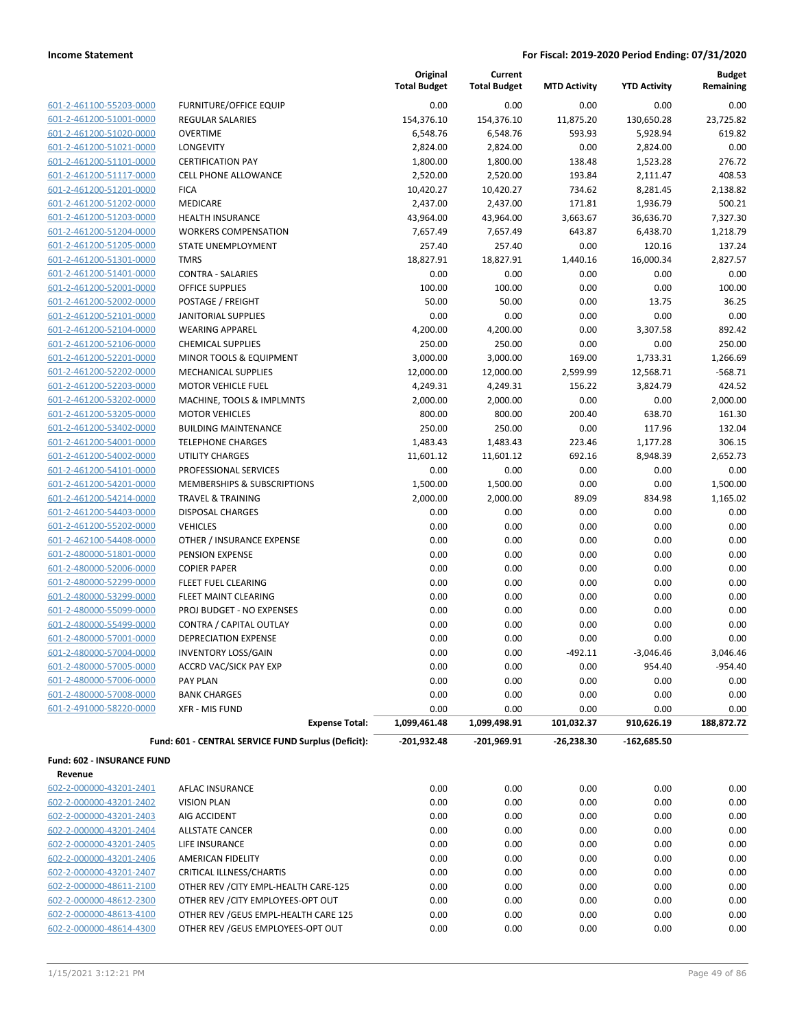**Income Statement** | **For Fiscal: 2019-2020 Period Ending: 07/31/2020**

| | | Original Total Budget | Current Total Budget | MTD Activity | YTD Activity | Budget Remaining |
|---|---|---|---|---|---|---|
| 601-2-461100-55203-0000 | FURNITURE/OFFICE EQUIP | 0.00 | 0.00 | 0.00 | 0.00 | 0.00 |
| 601-2-461200-51001-0000 | REGULAR SALARIES | 154,376.10 | 154,376.10 | 11,875.20 | 130,650.28 | 23,725.82 |
| 601-2-461200-51020-0000 | OVERTIME | 6,548.76 | 6,548.76 | 593.93 | 5,928.94 | 619.82 |
| 601-2-461200-51021-0000 | LONGEVITY | 2,824.00 | 2,824.00 | 0.00 | 2,824.00 | 0.00 |
| 601-2-461200-51101-0000 | CERTIFICATION PAY | 1,800.00 | 1,800.00 | 138.48 | 1,523.28 | 276.72 |
| 601-2-461200-51117-0000 | CELL PHONE ALLOWANCE | 2,520.00 | 2,520.00 | 193.84 | 2,111.47 | 408.53 |
| 601-2-461200-51201-0000 | FICA | 10,420.27 | 10,420.27 | 734.62 | 8,281.45 | 2,138.82 |
| 601-2-461200-51202-0000 | MEDICARE | 2,437.00 | 2,437.00 | 171.81 | 1,936.79 | 500.21 |
| 601-2-461200-51203-0000 | HEALTH INSURANCE | 43,964.00 | 43,964.00 | 3,663.67 | 36,636.70 | 7,327.30 |
| 601-2-461200-51204-0000 | WORKERS COMPENSATION | 7,657.49 | 7,657.49 | 643.87 | 6,438.70 | 1,218.79 |
| 601-2-461200-51205-0000 | STATE UNEMPLOYMENT | 257.40 | 257.40 | 0.00 | 120.16 | 137.24 |
| 601-2-461200-51301-0000 | TMRS | 18,827.91 | 18,827.91 | 1,440.16 | 16,000.34 | 2,827.57 |
| 601-2-461200-51401-0000 | CONTRA - SALARIES | 0.00 | 0.00 | 0.00 | 0.00 | 0.00 |
| 601-2-461200-52001-0000 | OFFICE SUPPLIES | 100.00 | 100.00 | 0.00 | 0.00 | 100.00 |
| 601-2-461200-52002-0000 | POSTAGE / FREIGHT | 50.00 | 50.00 | 0.00 | 13.75 | 36.25 |
| 601-2-461200-52101-0000 | JANITORIAL SUPPLIES | 0.00 | 0.00 | 0.00 | 0.00 | 0.00 |
| 601-2-461200-52104-0000 | WEARING APPAREL | 4,200.00 | 4,200.00 | 0.00 | 3,307.58 | 892.42 |
| 601-2-461200-52106-0000 | CHEMICAL SUPPLIES | 250.00 | 250.00 | 0.00 | 0.00 | 250.00 |
| 601-2-461200-52201-0000 | MINOR TOOLS & EQUIPMENT | 3,000.00 | 3,000.00 | 169.00 | 1,733.31 | 1,266.69 |
| 601-2-461200-52202-0000 | MECHANICAL SUPPLIES | 12,000.00 | 12,000.00 | 2,599.99 | 12,568.71 | -568.71 |
| 601-2-461200-52203-0000 | MOTOR VEHICLE FUEL | 4,249.31 | 4,249.31 | 156.22 | 3,824.79 | 424.52 |
| 601-2-461200-53202-0000 | MACHINE, TOOLS & IMPLMNTS | 2,000.00 | 2,000.00 | 0.00 | 0.00 | 2,000.00 |
| 601-2-461200-53205-0000 | MOTOR VEHICLES | 800.00 | 800.00 | 200.40 | 638.70 | 161.30 |
| 601-2-461200-53402-0000 | BUILDING MAINTENANCE | 250.00 | 250.00 | 0.00 | 117.96 | 132.04 |
| 601-2-461200-54001-0000 | TELEPHONE CHARGES | 1,483.43 | 1,483.43 | 223.46 | 1,177.28 | 306.15 |
| 601-2-461200-54002-0000 | UTILITY CHARGES | 11,601.12 | 11,601.12 | 692.16 | 8,948.39 | 2,652.73 |
| 601-2-461200-54101-0000 | PROFESSIONAL SERVICES | 0.00 | 0.00 | 0.00 | 0.00 | 0.00 |
| 601-2-461200-54201-0000 | MEMBERSHIPS & SUBSCRIPTIONS | 1,500.00 | 1,500.00 | 0.00 | 0.00 | 1,500.00 |
| 601-2-461200-54214-0000 | TRAVEL & TRAINING | 2,000.00 | 2,000.00 | 89.09 | 834.98 | 1,165.02 |
| 601-2-461200-54403-0000 | DISPOSAL CHARGES | 0.00 | 0.00 | 0.00 | 0.00 | 0.00 |
| 601-2-461200-55202-0000 | VEHICLES | 0.00 | 0.00 | 0.00 | 0.00 | 0.00 |
| 601-2-462100-54408-0000 | OTHER / INSURANCE EXPENSE | 0.00 | 0.00 | 0.00 | 0.00 | 0.00 |
| 601-2-480000-51801-0000 | PENSION EXPENSE | 0.00 | 0.00 | 0.00 | 0.00 | 0.00 |
| 601-2-480000-52006-0000 | COPIER PAPER | 0.00 | 0.00 | 0.00 | 0.00 | 0.00 |
| 601-2-480000-52299-0000 | FLEET FUEL CLEARING | 0.00 | 0.00 | 0.00 | 0.00 | 0.00 |
| 601-2-480000-53299-0000 | FLEET MAINT CLEARING | 0.00 | 0.00 | 0.00 | 0.00 | 0.00 |
| 601-2-480000-55099-0000 | PROJ BUDGET - NO EXPENSES | 0.00 | 0.00 | 0.00 | 0.00 | 0.00 |
| 601-2-480000-55499-0000 | CONTRA / CAPITAL OUTLAY | 0.00 | 0.00 | 0.00 | 0.00 | 0.00 |
| 601-2-480000-57001-0000 | DEPRECIATION EXPENSE | 0.00 | 0.00 | 0.00 | 0.00 | 0.00 |
| 601-2-480000-57004-0000 | INVENTORY LOSS/GAIN | 0.00 | 0.00 | -492.11 | -3,046.46 | 3,046.46 |
| 601-2-480000-57005-0000 | ACCRD VAC/SICK PAY EXP | 0.00 | 0.00 | 0.00 | 954.40 | -954.40 |
| 601-2-480000-57006-0000 | PAY PLAN | 0.00 | 0.00 | 0.00 | 0.00 | 0.00 |
| 601-2-480000-57008-0000 | BANK CHARGES | 0.00 | 0.00 | 0.00 | 0.00 | 0.00 |
| 601-2-491000-58220-0000 | XFR - MIS FUND | 0.00 | 0.00 | 0.00 | 0.00 | 0.00 |
| | **Expense Total:** | **1,099,461.48** | **1,099,498.91** | **101,032.37** | **910,626.19** | **188,872.72** |
| | **Fund: 601 - CENTRAL SERVICE FUND Surplus (Deficit):** | **-201,932.48** | **-201,969.91** | **-26,238.30** | **-162,685.50** | |

**Fund: 602 - INSURANCE FUND**

**Revenue**

| | | Original Total Budget | Current Total Budget | MTD Activity | YTD Activity | Budget Remaining |
|---|---|---|---|---|---|---|
| 602-2-000000-43201-2401 | AFLAC INSURANCE | 0.00 | 0.00 | 0.00 | 0.00 | 0.00 |
| 602-2-000000-43201-2402 | VISION PLAN | 0.00 | 0.00 | 0.00 | 0.00 | 0.00 |
| 602-2-000000-43201-2403 | AIG ACCIDENT | 0.00 | 0.00 | 0.00 | 0.00 | 0.00 |
| 602-2-000000-43201-2404 | ALLSTATE CANCER | 0.00 | 0.00 | 0.00 | 0.00 | 0.00 |
| 602-2-000000-43201-2405 | LIFE INSURANCE | 0.00 | 0.00 | 0.00 | 0.00 | 0.00 |
| 602-2-000000-43201-2406 | AMERICAN FIDELITY | 0.00 | 0.00 | 0.00 | 0.00 | 0.00 |
| 602-2-000000-43201-2407 | CRITICAL ILLNESS/CHARTIS | 0.00 | 0.00 | 0.00 | 0.00 | 0.00 |
| 602-2-000000-48611-2100 | OTHER REV /CITY EMPL-HEALTH CARE-125 | 0.00 | 0.00 | 0.00 | 0.00 | 0.00 |
| 602-2-000000-48612-2300 | OTHER REV /CITY EMPLOYEES-OPT OUT | 0.00 | 0.00 | 0.00 | 0.00 | 0.00 |
| 602-2-000000-48613-4100 | OTHER REV /GEUS EMPL-HEALTH CARE 125 | 0.00 | 0.00 | 0.00 | 0.00 | 0.00 |
| 602-2-000000-48614-4300 | OTHER REV /GEUS EMPLOYEES-OPT OUT | 0.00 | 0.00 | 0.00 | 0.00 | 0.00 |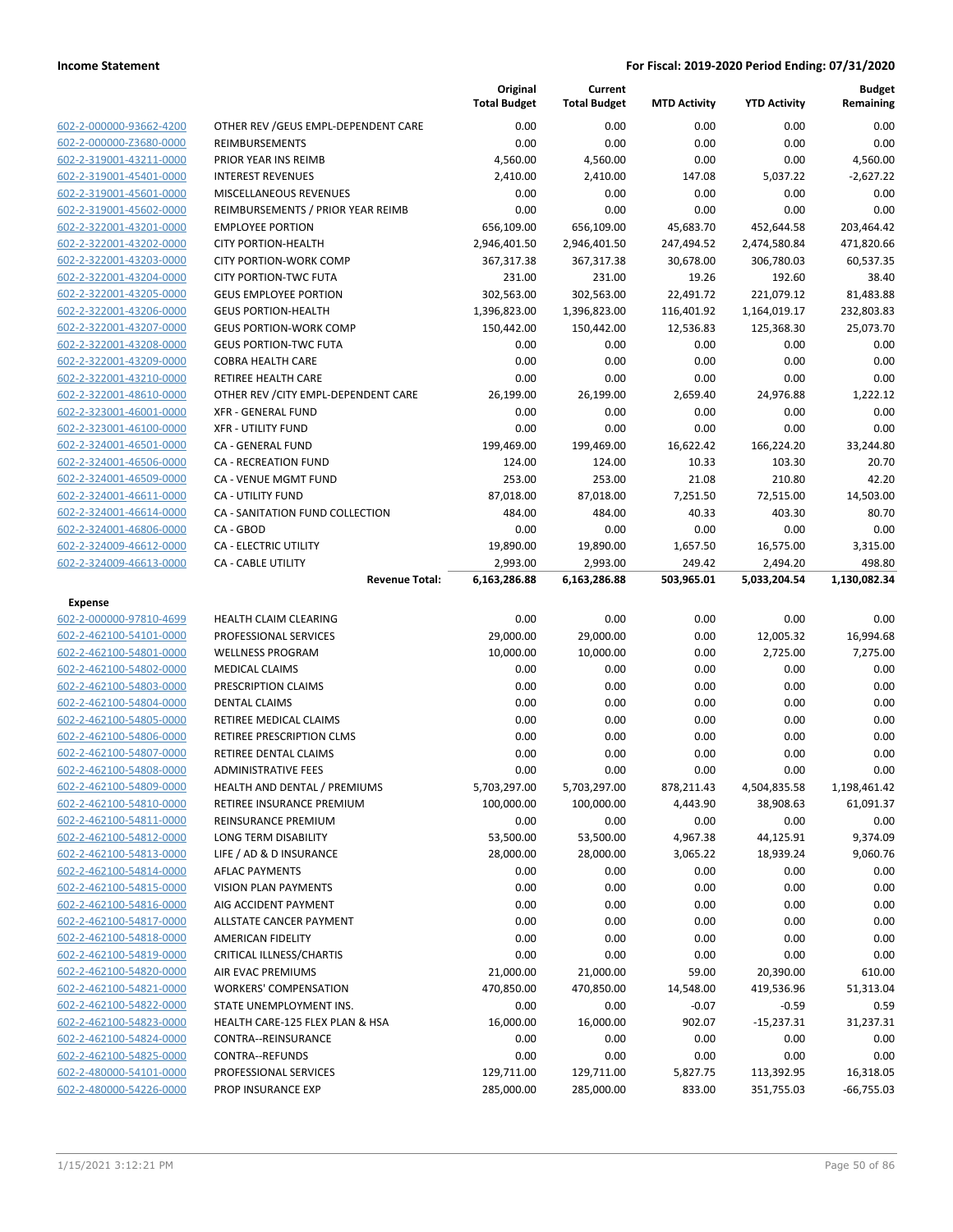| | | Original Total Budget | Current Total Budget | MTD Activity | YTD Activity | Budget Remaining |
|---|---|---|---|---|---|---|
| 602-2-000000-93662-4200 | OTHER REV /GEUS EMPL-DEPENDENT CARE | 0.00 | 0.00 | 0.00 | 0.00 | 0.00 |
| 602-2-000000-Z3680-0000 | REIMBURSEMENTS | 0.00 | 0.00 | 0.00 | 0.00 | 0.00 |
| 602-2-319001-43211-0000 | PRIOR YEAR INS REIMB | 4,560.00 | 4,560.00 | 0.00 | 0.00 | 4,560.00 |
| 602-2-319001-45401-0000 | INTEREST REVENUES | 2,410.00 | 2,410.00 | 147.08 | 5,037.22 | -2,627.22 |
| 602-2-319001-45601-0000 | MISCELLANEOUS REVENUES | 0.00 | 0.00 | 0.00 | 0.00 | 0.00 |
| 602-2-319001-45602-0000 | REIMBURSEMENTS / PRIOR YEAR REIMB | 0.00 | 0.00 | 0.00 | 0.00 | 0.00 |
| 602-2-322001-43201-0000 | EMPLOYEE PORTION | 656,109.00 | 656,109.00 | 45,683.70 | 452,644.58 | 203,464.42 |
| 602-2-322001-43202-0000 | CITY PORTION-HEALTH | 2,946,401.50 | 2,946,401.50 | 247,494.52 | 2,474,580.84 | 471,820.66 |
| 602-2-322001-43203-0000 | CITY PORTION-WORK COMP | 367,317.38 | 367,317.38 | 30,678.00 | 306,780.03 | 60,537.35 |
| 602-2-322001-43204-0000 | CITY PORTION-TWC FUTA | 231.00 | 231.00 | 19.26 | 192.60 | 38.40 |
| 602-2-322001-43205-0000 | GEUS EMPLOYEE PORTION | 302,563.00 | 302,563.00 | 22,491.72 | 221,079.12 | 81,483.88 |
| 602-2-322001-43206-0000 | GEUS PORTION-HEALTH | 1,396,823.00 | 1,396,823.00 | 116,401.92 | 1,164,019.17 | 232,803.83 |
| 602-2-322001-43207-0000 | GEUS PORTION-WORK COMP | 150,442.00 | 150,442.00 | 12,536.83 | 125,368.30 | 25,073.70 |
| 602-2-322001-43208-0000 | GEUS PORTION-TWC FUTA | 0.00 | 0.00 | 0.00 | 0.00 | 0.00 |
| 602-2-322001-43209-0000 | COBRA HEALTH CARE | 0.00 | 0.00 | 0.00 | 0.00 | 0.00 |
| 602-2-322001-43210-0000 | RETIREE HEALTH CARE | 0.00 | 0.00 | 0.00 | 0.00 | 0.00 |
| 602-2-322001-48610-0000 | OTHER REV /CITY EMPL-DEPENDENT CARE | 26,199.00 | 26,199.00 | 2,659.40 | 24,976.88 | 1,222.12 |
| 602-2-323001-46001-0000 | XFR - GENERAL FUND | 0.00 | 0.00 | 0.00 | 0.00 | 0.00 |
| 602-2-323001-46100-0000 | XFR - UTILITY FUND | 0.00 | 0.00 | 0.00 | 0.00 | 0.00 |
| 602-2-324001-46501-0000 | CA - GENERAL FUND | 199,469.00 | 199,469.00 | 16,622.42 | 166,224.20 | 33,244.80 |
| 602-2-324001-46506-0000 | CA - RECREATION FUND | 124.00 | 124.00 | 10.33 | 103.30 | 20.70 |
| 602-2-324001-46509-0000 | CA - VENUE MGMT FUND | 253.00 | 253.00 | 21.08 | 210.80 | 42.20 |
| 602-2-324001-46611-0000 | CA - UTILITY FUND | 87,018.00 | 87,018.00 | 7,251.50 | 72,515.00 | 14,503.00 |
| 602-2-324001-46614-0000 | CA - SANITATION FUND COLLECTION | 484.00 | 484.00 | 40.33 | 403.30 | 80.70 |
| 602-2-324001-46806-0000 | CA - GBOD | 0.00 | 0.00 | 0.00 | 0.00 | 0.00 |
| 602-2-324009-46612-0000 | CA - ELECTRIC UTILITY | 19,890.00 | 19,890.00 | 1,657.50 | 16,575.00 | 3,315.00 |
| 602-2-324009-46613-0000 | CA - CABLE UTILITY | 2,993.00 | 2,993.00 | 249.42 | 2,494.20 | 498.80 |
| | **Revenue Total:** | **6,163,286.88** | **6,163,286.88** | **503,965.01** | **5,033,204.54** | **1,130,082.34** |
| **Expense** | | | | | | |
| 602-2-000000-97810-4699 | HEALTH CLAIM CLEARING | 0.00 | 0.00 | 0.00 | 0.00 | 0.00 |
| 602-2-462100-54101-0000 | PROFESSIONAL SERVICES | 29,000.00 | 29,000.00 | 0.00 | 12,005.32 | 16,994.68 |
| 602-2-462100-54801-0000 | WELLNESS PROGRAM | 10,000.00 | 10,000.00 | 0.00 | 2,725.00 | 7,275.00 |
| 602-2-462100-54802-0000 | MEDICAL CLAIMS | 0.00 | 0.00 | 0.00 | 0.00 | 0.00 |
| 602-2-462100-54803-0000 | PRESCRIPTION CLAIMS | 0.00 | 0.00 | 0.00 | 0.00 | 0.00 |
| 602-2-462100-54804-0000 | DENTAL CLAIMS | 0.00 | 0.00 | 0.00 | 0.00 | 0.00 |
| 602-2-462100-54805-0000 | RETIREE MEDICAL CLAIMS | 0.00 | 0.00 | 0.00 | 0.00 | 0.00 |
| 602-2-462100-54806-0000 | RETIREE PRESCRIPTION CLMS | 0.00 | 0.00 | 0.00 | 0.00 | 0.00 |
| 602-2-462100-54807-0000 | RETIREE DENTAL CLAIMS | 0.00 | 0.00 | 0.00 | 0.00 | 0.00 |
| 602-2-462100-54808-0000 | ADMINISTRATIVE FEES | 0.00 | 0.00 | 0.00 | 0.00 | 0.00 |
| 602-2-462100-54809-0000 | HEALTH AND DENTAL / PREMIUMS | 5,703,297.00 | 5,703,297.00 | 878,211.43 | 4,504,835.58 | 1,198,461.42 |
| 602-2-462100-54810-0000 | RETIREE INSURANCE PREMIUM | 100,000.00 | 100,000.00 | 4,443.90 | 38,908.63 | 61,091.37 |
| 602-2-462100-54811-0000 | REINSURANCE PREMIUM | 0.00 | 0.00 | 0.00 | 0.00 | 0.00 |
| 602-2-462100-54812-0000 | LONG TERM DISABILITY | 53,500.00 | 53,500.00 | 4,967.38 | 44,125.91 | 9,374.09 |
| 602-2-462100-54813-0000 | LIFE / AD & D INSURANCE | 28,000.00 | 28,000.00 | 3,065.22 | 18,939.24 | 9,060.76 |
| 602-2-462100-54814-0000 | AFLAC PAYMENTS | 0.00 | 0.00 | 0.00 | 0.00 | 0.00 |
| 602-2-462100-54815-0000 | VISION PLAN PAYMENTS | 0.00 | 0.00 | 0.00 | 0.00 | 0.00 |
| 602-2-462100-54816-0000 | AIG ACCIDENT PAYMENT | 0.00 | 0.00 | 0.00 | 0.00 | 0.00 |
| 602-2-462100-54817-0000 | ALLSTATE CANCER PAYMENT | 0.00 | 0.00 | 0.00 | 0.00 | 0.00 |
| 602-2-462100-54818-0000 | AMERICAN FIDELITY | 0.00 | 0.00 | 0.00 | 0.00 | 0.00 |
| 602-2-462100-54819-0000 | CRITICAL ILLNESS/CHARTIS | 0.00 | 0.00 | 0.00 | 0.00 | 0.00 |
| 602-2-462100-54820-0000 | AIR EVAC PREMIUMS | 21,000.00 | 21,000.00 | 59.00 | 20,390.00 | 610.00 |
| 602-2-462100-54821-0000 | WORKERS' COMPENSATION | 470,850.00 | 470,850.00 | 14,548.00 | 419,536.96 | 51,313.04 |
| 602-2-462100-54822-0000 | STATE UNEMPLOYMENT INS. | 0.00 | 0.00 | -0.07 | -0.59 | 0.59 |
| 602-2-462100-54823-0000 | HEALTH CARE-125 FLEX PLAN & HSA | 16,000.00 | 16,000.00 | 902.07 | -15,237.31 | 31,237.31 |
| 602-2-462100-54824-0000 | CONTRA--REINSURANCE | 0.00 | 0.00 | 0.00 | 0.00 | 0.00 |
| 602-2-462100-54825-0000 | CONTRA--REFUNDS | 0.00 | 0.00 | 0.00 | 0.00 | 0.00 |
| 602-2-480000-54101-0000 | PROFESSIONAL SERVICES | 129,711.00 | 129,711.00 | 5,827.75 | 113,392.95 | 16,318.05 |
| 602-2-480000-54226-0000 | PROP INSURANCE EXP | 285,000.00 | 285,000.00 | 833.00 | 351,755.03 | -66,755.03 |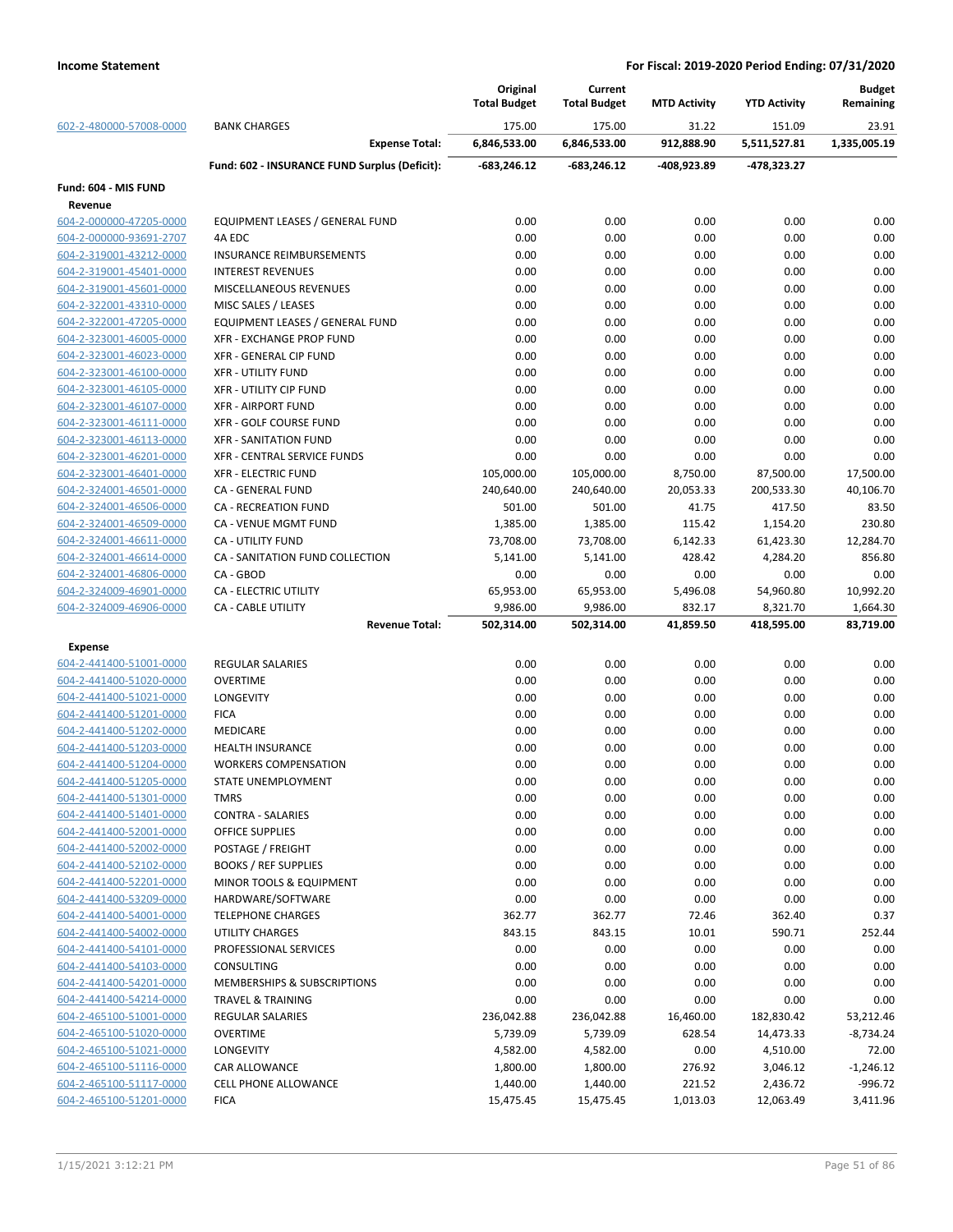**Income Statement** | **For Fiscal: 2019-2020 Period Ending: 07/31/2020**

| | | Original Total Budget | Current Total Budget | MTD Activity | YTD Activity | Budget Remaining |
|---|---|---|---|---|---|---|
| 602-2-480000-57008-0000 | BANK CHARGES | 175.00 | 175.00 | 31.22 | 151.09 | 23.91 |
| | **Expense Total:** | **6,846,533.00** | **6,846,533.00** | **912,888.90** | **5,511,527.81** | **1,335,005.19** |
| | **Fund: 602 - INSURANCE FUND Surplus (Deficit):** | **-683,246.12** | **-683,246.12** | **-408,923.89** | **-478,323.27** | |
| **Fund: 604 - MIS FUND** | | | | | | |
| **Revenue** | | | | | | |
| 604-2-000000-47205-0000 | EQUIPMENT LEASES / GENERAL FUND | 0.00 | 0.00 | 0.00 | 0.00 | 0.00 |
| 604-2-000000-93691-2707 | 4A EDC | 0.00 | 0.00 | 0.00 | 0.00 | 0.00 |
| 604-2-319001-43212-0000 | INSURANCE REIMBURSEMENTS | 0.00 | 0.00 | 0.00 | 0.00 | 0.00 |
| 604-2-319001-45401-0000 | INTEREST REVENUES | 0.00 | 0.00 | 0.00 | 0.00 | 0.00 |
| 604-2-319001-45601-0000 | MISCELLANEOUS REVENUES | 0.00 | 0.00 | 0.00 | 0.00 | 0.00 |
| 604-2-322001-43310-0000 | MISC SALES / LEASES | 0.00 | 0.00 | 0.00 | 0.00 | 0.00 |
| 604-2-322001-47205-0000 | EQUIPMENT LEASES / GENERAL FUND | 0.00 | 0.00 | 0.00 | 0.00 | 0.00 |
| 604-2-323001-46005-0000 | XFR - EXCHANGE PROP FUND | 0.00 | 0.00 | 0.00 | 0.00 | 0.00 |
| 604-2-323001-46023-0000 | XFR - GENERAL CIP FUND | 0.00 | 0.00 | 0.00 | 0.00 | 0.00 |
| 604-2-323001-46100-0000 | XFR - UTILITY FUND | 0.00 | 0.00 | 0.00 | 0.00 | 0.00 |
| 604-2-323001-46105-0000 | XFR - UTILITY CIP FUND | 0.00 | 0.00 | 0.00 | 0.00 | 0.00 |
| 604-2-323001-46107-0000 | XFR - AIRPORT FUND | 0.00 | 0.00 | 0.00 | 0.00 | 0.00 |
| 604-2-323001-46111-0000 | XFR - GOLF COURSE FUND | 0.00 | 0.00 | 0.00 | 0.00 | 0.00 |
| 604-2-323001-46113-0000 | XFR - SANITATION FUND | 0.00 | 0.00 | 0.00 | 0.00 | 0.00 |
| 604-2-323001-46201-0000 | XFR - CENTRAL SERVICE FUNDS | 0.00 | 0.00 | 0.00 | 0.00 | 0.00 |
| 604-2-323001-46401-0000 | XFR - ELECTRIC FUND | 105,000.00 | 105,000.00 | 8,750.00 | 87,500.00 | 17,500.00 |
| 604-2-324001-46501-0000 | CA - GENERAL FUND | 240,640.00 | 240,640.00 | 20,053.33 | 200,533.30 | 40,106.70 |
| 604-2-324001-46506-0000 | CA - RECREATION FUND | 501.00 | 501.00 | 41.75 | 417.50 | 83.50 |
| 604-2-324001-46509-0000 | CA - VENUE MGMT FUND | 1,385.00 | 1,385.00 | 115.42 | 1,154.20 | 230.80 |
| 604-2-324001-46611-0000 | CA - UTILITY FUND | 73,708.00 | 73,708.00 | 6,142.33 | 61,423.30 | 12,284.70 |
| 604-2-324001-46614-0000 | CA - SANITATION FUND COLLECTION | 5,141.00 | 5,141.00 | 428.42 | 4,284.20 | 856.80 |
| 604-2-324001-46806-0000 | CA - GBOD | 0.00 | 0.00 | 0.00 | 0.00 | 0.00 |
| 604-2-324009-46901-0000 | CA - ELECTRIC UTILITY | 65,953.00 | 65,953.00 | 5,496.08 | 54,960.80 | 10,992.20 |
| 604-2-324009-46906-0000 | CA - CABLE UTILITY | 9,986.00 | 9,986.00 | 832.17 | 8,321.70 | 1,664.30 |
| | **Revenue Total:** | **502,314.00** | **502,314.00** | **41,859.50** | **418,595.00** | **83,719.00** |
| **Expense** | | | | | | |
| 604-2-441400-51001-0000 | REGULAR SALARIES | 0.00 | 0.00 | 0.00 | 0.00 | 0.00 |
| 604-2-441400-51020-0000 | OVERTIME | 0.00 | 0.00 | 0.00 | 0.00 | 0.00 |
| 604-2-441400-51021-0000 | LONGEVITY | 0.00 | 0.00 | 0.00 | 0.00 | 0.00 |
| 604-2-441400-51201-0000 | FICA | 0.00 | 0.00 | 0.00 | 0.00 | 0.00 |
| 604-2-441400-51202-0000 | MEDICARE | 0.00 | 0.00 | 0.00 | 0.00 | 0.00 |
| 604-2-441400-51203-0000 | HEALTH INSURANCE | 0.00 | 0.00 | 0.00 | 0.00 | 0.00 |
| 604-2-441400-51204-0000 | WORKERS COMPENSATION | 0.00 | 0.00 | 0.00 | 0.00 | 0.00 |
| 604-2-441400-51205-0000 | STATE UNEMPLOYMENT | 0.00 | 0.00 | 0.00 | 0.00 | 0.00 |
| 604-2-441400-51301-0000 | TMRS | 0.00 | 0.00 | 0.00 | 0.00 | 0.00 |
| 604-2-441400-51401-0000 | CONTRA - SALARIES | 0.00 | 0.00 | 0.00 | 0.00 | 0.00 |
| 604-2-441400-52001-0000 | OFFICE SUPPLIES | 0.00 | 0.00 | 0.00 | 0.00 | 0.00 |
| 604-2-441400-52002-0000 | POSTAGE / FREIGHT | 0.00 | 0.00 | 0.00 | 0.00 | 0.00 |
| 604-2-441400-52102-0000 | BOOKS / REF SUPPLIES | 0.00 | 0.00 | 0.00 | 0.00 | 0.00 |
| 604-2-441400-52201-0000 | MINOR TOOLS & EQUIPMENT | 0.00 | 0.00 | 0.00 | 0.00 | 0.00 |
| 604-2-441400-53209-0000 | HARDWARE/SOFTWARE | 0.00 | 0.00 | 0.00 | 0.00 | 0.00 |
| 604-2-441400-54001-0000 | TELEPHONE CHARGES | 362.77 | 362.77 | 72.46 | 362.40 | 0.37 |
| 604-2-441400-54002-0000 | UTILITY CHARGES | 843.15 | 843.15 | 10.01 | 590.71 | 252.44 |
| 604-2-441400-54101-0000 | PROFESSIONAL SERVICES | 0.00 | 0.00 | 0.00 | 0.00 | 0.00 |
| 604-2-441400-54103-0000 | CONSULTING | 0.00 | 0.00 | 0.00 | 0.00 | 0.00 |
| 604-2-441400-54201-0000 | MEMBERSHIPS & SUBSCRIPTIONS | 0.00 | 0.00 | 0.00 | 0.00 | 0.00 |
| 604-2-441400-54214-0000 | TRAVEL & TRAINING | 0.00 | 0.00 | 0.00 | 0.00 | 0.00 |
| 604-2-465100-51001-0000 | REGULAR SALARIES | 236,042.88 | 236,042.88 | 16,460.00 | 182,830.42 | 53,212.46 |
| 604-2-465100-51020-0000 | OVERTIME | 5,739.09 | 5,739.09 | 628.54 | 14,473.33 | -8,734.24 |
| 604-2-465100-51021-0000 | LONGEVITY | 4,582.00 | 4,582.00 | 0.00 | 4,510.00 | 72.00 |
| 604-2-465100-51116-0000 | CAR ALLOWANCE | 1,800.00 | 1,800.00 | 276.92 | 3,046.12 | -1,246.12 |
| 604-2-465100-51117-0000 | CELL PHONE ALLOWANCE | 1,440.00 | 1,440.00 | 221.52 | 2,436.72 | -996.72 |
| 604-2-465100-51201-0000 | FICA | 15,475.45 | 15,475.45 | 1,013.03 | 12,063.49 | 3,411.96 |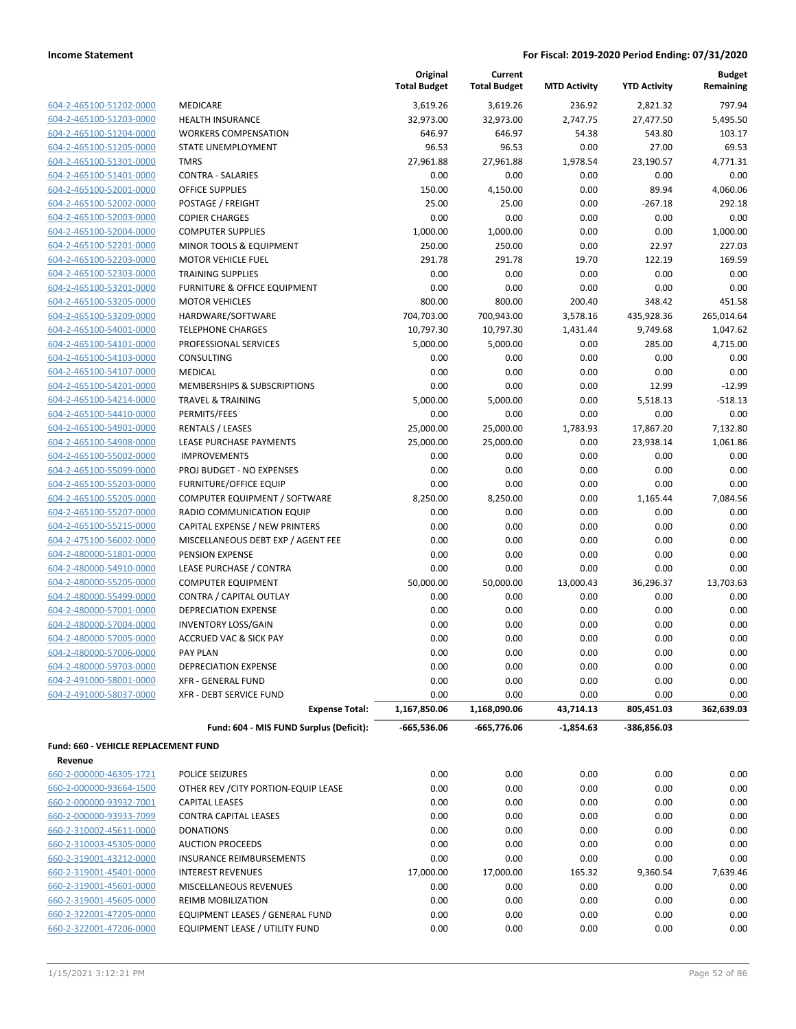| | | Original Total Budget | Current Total Budget | MTD Activity | YTD Activity | Budget Remaining |
|---|---|---|---|---|---|---|
| 604-2-465100-51202-0000 | MEDICARE | 3,619.26 | 3,619.26 | 236.92 | 2,821.32 | 797.94 |
| 604-2-465100-51203-0000 | HEALTH INSURANCE | 32,973.00 | 32,973.00 | 2,747.75 | 27,477.50 | 5,495.50 |
| 604-2-465100-51204-0000 | WORKERS COMPENSATION | 646.97 | 646.97 | 54.38 | 543.80 | 103.17 |
| 604-2-465100-51205-0000 | STATE UNEMPLOYMENT | 96.53 | 96.53 | 0.00 | 27.00 | 69.53 |
| 604-2-465100-51301-0000 | TMRS | 27,961.88 | 27,961.88 | 1,978.54 | 23,190.57 | 4,771.31 |
| 604-2-465100-51401-0000 | CONTRA - SALARIES | 0.00 | 0.00 | 0.00 | 0.00 | 0.00 |
| 604-2-465100-52001-0000 | OFFICE SUPPLIES | 150.00 | 4,150.00 | 0.00 | 89.94 | 4,060.06 |
| 604-2-465100-52002-0000 | POSTAGE / FREIGHT | 25.00 | 25.00 | 0.00 | -267.18 | 292.18 |
| 604-2-465100-52003-0000 | COPIER CHARGES | 0.00 | 0.00 | 0.00 | 0.00 | 0.00 |
| 604-2-465100-52004-0000 | COMPUTER SUPPLIES | 1,000.00 | 1,000.00 | 0.00 | 0.00 | 1,000.00 |
| 604-2-465100-52201-0000 | MINOR TOOLS & EQUIPMENT | 250.00 | 250.00 | 0.00 | 22.97 | 227.03 |
| 604-2-465100-52203-0000 | MOTOR VEHICLE FUEL | 291.78 | 291.78 | 19.70 | 122.19 | 169.59 |
| 604-2-465100-52303-0000 | TRAINING SUPPLIES | 0.00 | 0.00 | 0.00 | 0.00 | 0.00 |
| 604-2-465100-53201-0000 | FURNITURE & OFFICE EQUIPMENT | 0.00 | 0.00 | 0.00 | 0.00 | 0.00 |
| 604-2-465100-53205-0000 | MOTOR VEHICLES | 800.00 | 800.00 | 200.40 | 348.42 | 451.58 |
| 604-2-465100-53209-0000 | HARDWARE/SOFTWARE | 704,703.00 | 700,943.00 | 3,578.16 | 435,928.36 | 265,014.64 |
| 604-2-465100-54001-0000 | TELEPHONE CHARGES | 10,797.30 | 10,797.30 | 1,431.44 | 9,749.68 | 1,047.62 |
| 604-2-465100-54101-0000 | PROFESSIONAL SERVICES | 5,000.00 | 5,000.00 | 0.00 | 285.00 | 4,715.00 |
| 604-2-465100-54103-0000 | CONSULTING | 0.00 | 0.00 | 0.00 | 0.00 | 0.00 |
| 604-2-465100-54107-0000 | MEDICAL | 0.00 | 0.00 | 0.00 | 0.00 | 0.00 |
| 604-2-465100-54201-0000 | MEMBERSHIPS & SUBSCRIPTIONS | 0.00 | 0.00 | 0.00 | 12.99 | -12.99 |
| 604-2-465100-54214-0000 | TRAVEL & TRAINING | 5,000.00 | 5,000.00 | 0.00 | 5,518.13 | -518.13 |
| 604-2-465100-54410-0000 | PERMITS/FEES | 0.00 | 0.00 | 0.00 | 0.00 | 0.00 |
| 604-2-465100-54901-0000 | RENTALS / LEASES | 25,000.00 | 25,000.00 | 1,783.93 | 17,867.20 | 7,132.80 |
| 604-2-465100-54908-0000 | LEASE PURCHASE PAYMENTS | 25,000.00 | 25,000.00 | 0.00 | 23,938.14 | 1,061.86 |
| 604-2-465100-55002-0000 | IMPROVEMENTS | 0.00 | 0.00 | 0.00 | 0.00 | 0.00 |
| 604-2-465100-55099-0000 | PROJ BUDGET - NO EXPENSES | 0.00 | 0.00 | 0.00 | 0.00 | 0.00 |
| 604-2-465100-55203-0000 | FURNITURE/OFFICE EQUIP | 0.00 | 0.00 | 0.00 | 0.00 | 0.00 |
| 604-2-465100-55205-0000 | COMPUTER EQUIPMENT / SOFTWARE | 8,250.00 | 8,250.00 | 0.00 | 1,165.44 | 7,084.56 |
| 604-2-465100-55207-0000 | RADIO COMMUNICATION EQUIP | 0.00 | 0.00 | 0.00 | 0.00 | 0.00 |
| 604-2-465100-55215-0000 | CAPITAL EXPENSE / NEW PRINTERS | 0.00 | 0.00 | 0.00 | 0.00 | 0.00 |
| 604-2-475100-56002-0000 | MISCELLANEOUS DEBT EXP / AGENT FEE | 0.00 | 0.00 | 0.00 | 0.00 | 0.00 |
| 604-2-480000-51801-0000 | PENSION EXPENSE | 0.00 | 0.00 | 0.00 | 0.00 | 0.00 |
| 604-2-480000-54910-0000 | LEASE PURCHASE / CONTRA | 0.00 | 0.00 | 0.00 | 0.00 | 0.00 |
| 604-2-480000-55205-0000 | COMPUTER EQUIPMENT | 50,000.00 | 50,000.00 | 13,000.43 | 36,296.37 | 13,703.63 |
| 604-2-480000-55499-0000 | CONTRA / CAPITAL OUTLAY | 0.00 | 0.00 | 0.00 | 0.00 | 0.00 |
| 604-2-480000-57001-0000 | DEPRECIATION EXPENSE | 0.00 | 0.00 | 0.00 | 0.00 | 0.00 |
| 604-2-480000-57004-0000 | INVENTORY LOSS/GAIN | 0.00 | 0.00 | 0.00 | 0.00 | 0.00 |
| 604-2-480000-57005-0000 | ACCRUED VAC & SICK PAY | 0.00 | 0.00 | 0.00 | 0.00 | 0.00 |
| 604-2-480000-57006-0000 | PAY PLAN | 0.00 | 0.00 | 0.00 | 0.00 | 0.00 |
| 604-2-480000-59703-0000 | DEPRECIATION EXPENSE | 0.00 | 0.00 | 0.00 | 0.00 | 0.00 |
| 604-2-491000-58001-0000 | XFR - GENERAL FUND | 0.00 | 0.00 | 0.00 | 0.00 | 0.00 |
| 604-2-491000-58037-0000 | XFR - DEBT SERVICE FUND | 0.00 | 0.00 | 0.00 | 0.00 | 0.00 |
| | **Expense Total:** | **1,167,850.06** | **1,168,090.06** | **43,714.13** | **805,451.03** | **362,639.03** |
| | **Fund: 604 - MIS FUND Surplus (Deficit):** | **-665,536.06** | **-665,776.06** | **-1,854.63** | **-386,856.03** | |

**Fund: 660 - VEHICLE REPLACEMENT FUND**

**Revenue**

| | | Original Total Budget | Current Total Budget | MTD Activity | YTD Activity | Budget Remaining |
|---|---|---|---|---|---|---|
| 660-2-000000-46305-1721 | POLICE SEIZURES | 0.00 | 0.00 | 0.00 | 0.00 | 0.00 |
| 660-2-000000-93664-1500 | OTHER REV /CITY PORTION-EQUIP LEASE | 0.00 | 0.00 | 0.00 | 0.00 | 0.00 |
| 660-2-000000-93932-7001 | CAPITAL LEASES | 0.00 | 0.00 | 0.00 | 0.00 | 0.00 |
| 660-2-000000-93933-7099 | CONTRA CAPITAL LEASES | 0.00 | 0.00 | 0.00 | 0.00 | 0.00 |
| 660-2-310002-45611-0000 | DONATIONS | 0.00 | 0.00 | 0.00 | 0.00 | 0.00 |
| 660-2-310003-45305-0000 | AUCTION PROCEEDS | 0.00 | 0.00 | 0.00 | 0.00 | 0.00 |
| 660-2-319001-43212-0000 | INSURANCE REIMBURSEMENTS | 0.00 | 0.00 | 0.00 | 0.00 | 0.00 |
| 660-2-319001-45401-0000 | INTEREST REVENUES | 17,000.00 | 17,000.00 | 165.32 | 9,360.54 | 7,639.46 |
| 660-2-319001-45601-0000 | MISCELLANEOUS REVENUES | 0.00 | 0.00 | 0.00 | 0.00 | 0.00 |
| 660-2-319001-45605-0000 | REIMB MOBILIZATION | 0.00 | 0.00 | 0.00 | 0.00 | 0.00 |
| 660-2-322001-47205-0000 | EQUIPMENT LEASES / GENERAL FUND | 0.00 | 0.00 | 0.00 | 0.00 | 0.00 |
| 660-2-322001-47206-0000 | EQUIPMENT LEASE / UTILITY FUND | 0.00 | 0.00 | 0.00 | 0.00 | 0.00 |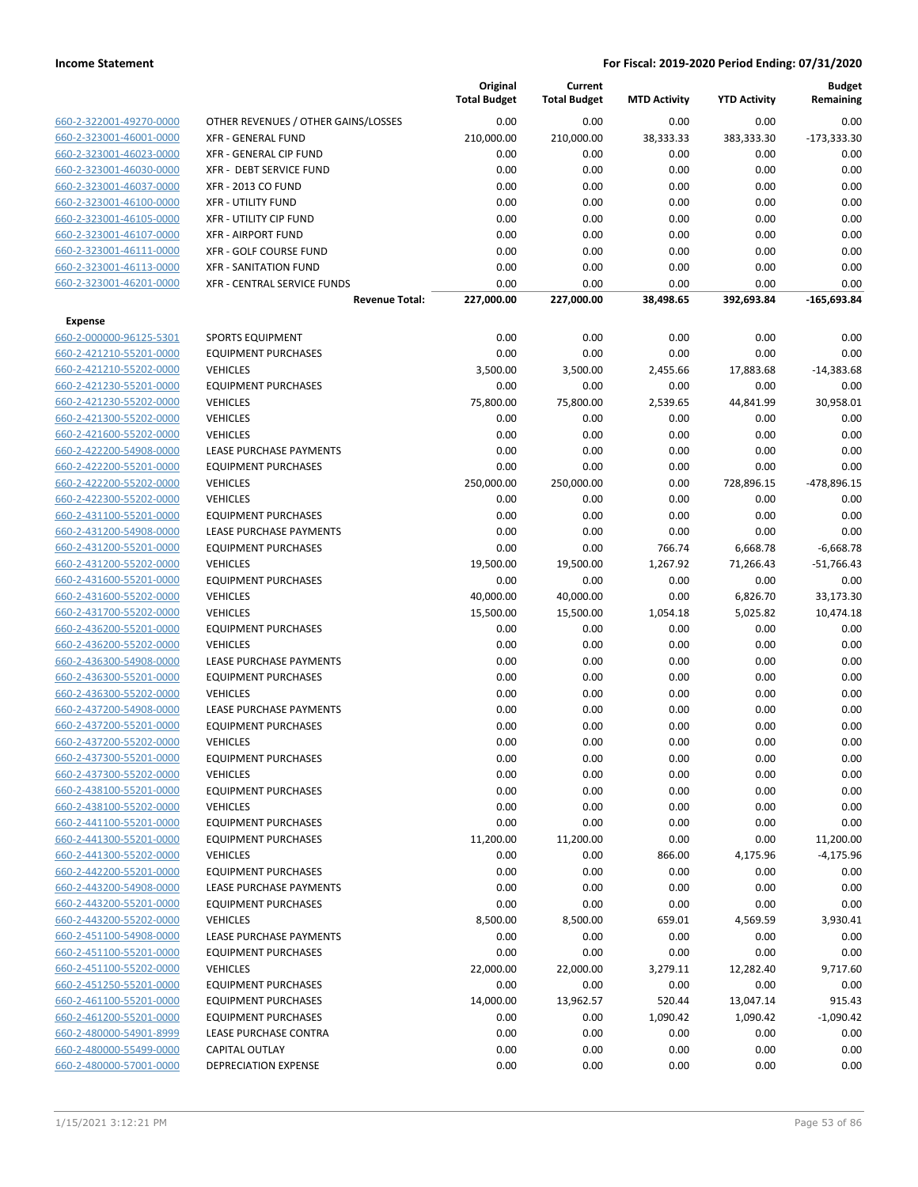| | | Original Total Budget | Current Total Budget | MTD Activity | YTD Activity | Budget Remaining |
|---|---|---|---|---|---|---|
| 660-2-322001-49270-0000 | OTHER REVENUES / OTHER GAINS/LOSSES | 0.00 | 0.00 | 0.00 | 0.00 | 0.00 |
| 660-2-323001-46001-0000 | XFR - GENERAL FUND | 210,000.00 | 210,000.00 | 38,333.33 | 383,333.30 | -173,333.30 |
| 660-2-323001-46023-0000 | XFR - GENERAL CIP FUND | 0.00 | 0.00 | 0.00 | 0.00 | 0.00 |
| 660-2-323001-46030-0000 | XFR - DEBT SERVICE FUND | 0.00 | 0.00 | 0.00 | 0.00 | 0.00 |
| 660-2-323001-46037-0000 | XFR - 2013 CO FUND | 0.00 | 0.00 | 0.00 | 0.00 | 0.00 |
| 660-2-323001-46100-0000 | XFR - UTILITY FUND | 0.00 | 0.00 | 0.00 | 0.00 | 0.00 |
| 660-2-323001-46105-0000 | XFR - UTILITY CIP FUND | 0.00 | 0.00 | 0.00 | 0.00 | 0.00 |
| 660-2-323001-46107-0000 | XFR - AIRPORT FUND | 0.00 | 0.00 | 0.00 | 0.00 | 0.00 |
| 660-2-323001-46111-0000 | XFR - GOLF COURSE FUND | 0.00 | 0.00 | 0.00 | 0.00 | 0.00 |
| 660-2-323001-46113-0000 | XFR - SANITATION FUND | 0.00 | 0.00 | 0.00 | 0.00 | 0.00 |
| 660-2-323001-46201-0000 | XFR - CENTRAL SERVICE FUNDS | 0.00 | 0.00 | 0.00 | 0.00 | 0.00 |
| | **Revenue Total:** | **227,000.00** | **227,000.00** | **38,498.65** | **392,693.84** | **-165,693.84** |
| **Expense** | | | | | | |
| 660-2-000000-96125-5301 | SPORTS EQUIPMENT | 0.00 | 0.00 | 0.00 | 0.00 | 0.00 |
| 660-2-421210-55201-0000 | EQUIPMENT PURCHASES | 0.00 | 0.00 | 0.00 | 0.00 | 0.00 |
| 660-2-421210-55202-0000 | VEHICLES | 3,500.00 | 3,500.00 | 2,455.66 | 17,883.68 | -14,383.68 |
| 660-2-421230-55201-0000 | EQUIPMENT PURCHASES | 0.00 | 0.00 | 0.00 | 0.00 | 0.00 |
| 660-2-421230-55202-0000 | VEHICLES | 75,800.00 | 75,800.00 | 2,539.65 | 44,841.99 | 30,958.01 |
| 660-2-421300-55202-0000 | VEHICLES | 0.00 | 0.00 | 0.00 | 0.00 | 0.00 |
| 660-2-421600-55202-0000 | VEHICLES | 0.00 | 0.00 | 0.00 | 0.00 | 0.00 |
| 660-2-422200-54908-0000 | LEASE PURCHASE PAYMENTS | 0.00 | 0.00 | 0.00 | 0.00 | 0.00 |
| 660-2-422200-55201-0000 | EQUIPMENT PURCHASES | 0.00 | 0.00 | 0.00 | 0.00 | 0.00 |
| 660-2-422200-55202-0000 | VEHICLES | 250,000.00 | 250,000.00 | 0.00 | 728,896.15 | -478,896.15 |
| 660-2-422300-55202-0000 | VEHICLES | 0.00 | 0.00 | 0.00 | 0.00 | 0.00 |
| 660-2-431100-55201-0000 | EQUIPMENT PURCHASES | 0.00 | 0.00 | 0.00 | 0.00 | 0.00 |
| 660-2-431200-54908-0000 | LEASE PURCHASE PAYMENTS | 0.00 | 0.00 | 0.00 | 0.00 | 0.00 |
| 660-2-431200-55201-0000 | EQUIPMENT PURCHASES | 0.00 | 0.00 | 766.74 | 6,668.78 | -6,668.78 |
| 660-2-431200-55202-0000 | VEHICLES | 19,500.00 | 19,500.00 | 1,267.92 | 71,266.43 | -51,766.43 |
| 660-2-431600-55201-0000 | EQUIPMENT PURCHASES | 0.00 | 0.00 | 0.00 | 0.00 | 0.00 |
| 660-2-431600-55202-0000 | VEHICLES | 40,000.00 | 40,000.00 | 0.00 | 6,826.70 | 33,173.30 |
| 660-2-431700-55202-0000 | VEHICLES | 15,500.00 | 15,500.00 | 1,054.18 | 5,025.82 | 10,474.18 |
| 660-2-436200-55201-0000 | EQUIPMENT PURCHASES | 0.00 | 0.00 | 0.00 | 0.00 | 0.00 |
| 660-2-436200-55202-0000 | VEHICLES | 0.00 | 0.00 | 0.00 | 0.00 | 0.00 |
| 660-2-436300-54908-0000 | LEASE PURCHASE PAYMENTS | 0.00 | 0.00 | 0.00 | 0.00 | 0.00 |
| 660-2-436300-55201-0000 | EQUIPMENT PURCHASES | 0.00 | 0.00 | 0.00 | 0.00 | 0.00 |
| 660-2-436300-55202-0000 | VEHICLES | 0.00 | 0.00 | 0.00 | 0.00 | 0.00 |
| 660-2-437200-54908-0000 | LEASE PURCHASE PAYMENTS | 0.00 | 0.00 | 0.00 | 0.00 | 0.00 |
| 660-2-437200-55201-0000 | EQUIPMENT PURCHASES | 0.00 | 0.00 | 0.00 | 0.00 | 0.00 |
| 660-2-437200-55202-0000 | VEHICLES | 0.00 | 0.00 | 0.00 | 0.00 | 0.00 |
| 660-2-437300-55201-0000 | EQUIPMENT PURCHASES | 0.00 | 0.00 | 0.00 | 0.00 | 0.00 |
| 660-2-437300-55202-0000 | VEHICLES | 0.00 | 0.00 | 0.00 | 0.00 | 0.00 |
| 660-2-438100-55201-0000 | EQUIPMENT PURCHASES | 0.00 | 0.00 | 0.00 | 0.00 | 0.00 |
| 660-2-438100-55202-0000 | VEHICLES | 0.00 | 0.00 | 0.00 | 0.00 | 0.00 |
| 660-2-441100-55201-0000 | EQUIPMENT PURCHASES | 0.00 | 0.00 | 0.00 | 0.00 | 0.00 |
| 660-2-441300-55201-0000 | EQUIPMENT PURCHASES | 11,200.00 | 11,200.00 | 0.00 | 0.00 | 11,200.00 |
| 660-2-441300-55202-0000 | VEHICLES | 0.00 | 0.00 | 866.00 | 4,175.96 | -4,175.96 |
| 660-2-442200-55201-0000 | EQUIPMENT PURCHASES | 0.00 | 0.00 | 0.00 | 0.00 | 0.00 |
| 660-2-443200-54908-0000 | LEASE PURCHASE PAYMENTS | 0.00 | 0.00 | 0.00 | 0.00 | 0.00 |
| 660-2-443200-55201-0000 | EQUIPMENT PURCHASES | 0.00 | 0.00 | 0.00 | 0.00 | 0.00 |
| 660-2-443200-55202-0000 | VEHICLES | 8,500.00 | 8,500.00 | 659.01 | 4,569.59 | 3,930.41 |
| 660-2-451100-54908-0000 | LEASE PURCHASE PAYMENTS | 0.00 | 0.00 | 0.00 | 0.00 | 0.00 |
| 660-2-451100-55201-0000 | EQUIPMENT PURCHASES | 0.00 | 0.00 | 0.00 | 0.00 | 0.00 |
| 660-2-451100-55202-0000 | VEHICLES | 22,000.00 | 22,000.00 | 3,279.11 | 12,282.40 | 9,717.60 |
| 660-2-451250-55201-0000 | EQUIPMENT PURCHASES | 0.00 | 0.00 | 0.00 | 0.00 | 0.00 |
| 660-2-461100-55201-0000 | EQUIPMENT PURCHASES | 14,000.00 | 13,962.57 | 520.44 | 13,047.14 | 915.43 |
| 660-2-461200-55201-0000 | EQUIPMENT PURCHASES | 0.00 | 0.00 | 1,090.42 | 1,090.42 | -1,090.42 |
| 660-2-480000-54901-8999 | LEASE PURCHASE CONTRA | 0.00 | 0.00 | 0.00 | 0.00 | 0.00 |
| 660-2-480000-55499-0000 | CAPITAL OUTLAY | 0.00 | 0.00 | 0.00 | 0.00 | 0.00 |
| 660-2-480000-57001-0000 | DEPRECIATION EXPENSE | 0.00 | 0.00 | 0.00 | 0.00 | 0.00 |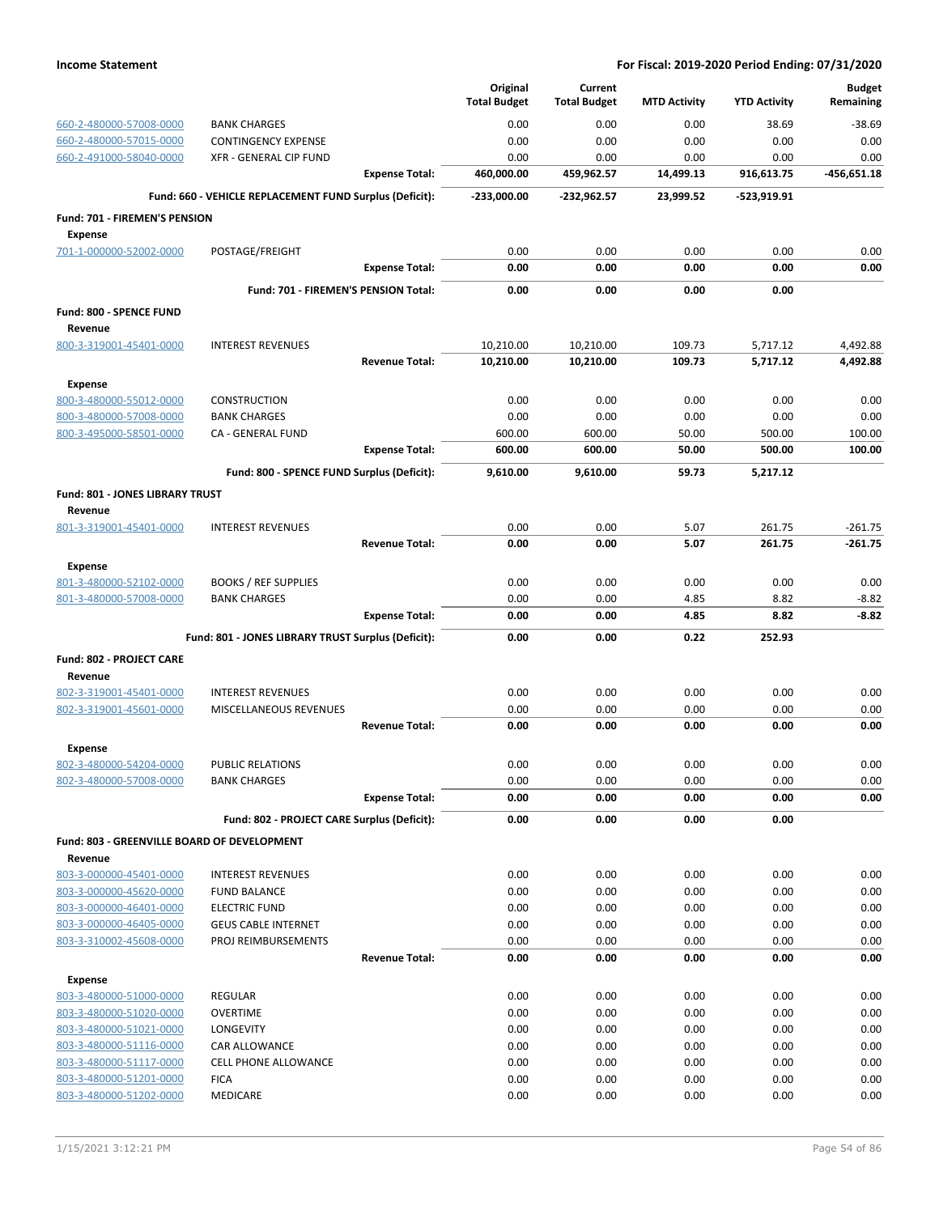| | | Original Total Budget | Current Total Budget | MTD Activity | YTD Activity | Budget Remaining |
|---|---|---|---|---|---|---|
| 660-2-480000-57008-0000 | BANK CHARGES | 0.00 | 0.00 | 0.00 | 38.69 | -38.69 |
| 660-2-480000-57015-0000 | CONTINGENCY EXPENSE | 0.00 | 0.00 | 0.00 | 0.00 | 0.00 |
| 660-2-491000-58040-0000 | XFR - GENERAL CIP FUND | 0.00 | 0.00 | 0.00 | 0.00 | 0.00 |
| | **Expense Total:** | **460,000.00** | **459,962.57** | **14,499.13** | **916,613.75** | **-456,651.18** |
| | **Fund: 660 - VEHICLE REPLACEMENT FUND Surplus (Deficit):** | **-233,000.00** | **-232,962.57** | **23,999.52** | **-523,919.91** | |
| **Fund: 701 - FIREMEN'S PENSION** | | | | | | |
| **Expense** | | | | | | |
| 701-1-000000-52002-0000 | POSTAGE/FREIGHT | 0.00 | 0.00 | 0.00 | 0.00 | 0.00 |
| | **Expense Total:** | **0.00** | **0.00** | **0.00** | **0.00** | **0.00** |
| | **Fund: 701 - FIREMEN'S PENSION Total:** | **0.00** | **0.00** | **0.00** | **0.00** | |
| **Fund: 800 - SPENCE FUND** | | | | | | |
| **Revenue** | | | | | | |
| 800-3-319001-45401-0000 | INTEREST REVENUES | 10,210.00 | 10,210.00 | 109.73 | 5,717.12 | 4,492.88 |
| | **Revenue Total:** | **10,210.00** | **10,210.00** | **109.73** | **5,717.12** | **4,492.88** |
| **Expense** | | | | | | |
| 800-3-480000-55012-0000 | CONSTRUCTION | 0.00 | 0.00 | 0.00 | 0.00 | 0.00 |
| 800-3-480000-57008-0000 | BANK CHARGES | 0.00 | 0.00 | 0.00 | 0.00 | 0.00 |
| 800-3-495000-58501-0000 | CA - GENERAL FUND | 600.00 | 600.00 | 50.00 | 500.00 | 100.00 |
| | **Expense Total:** | **600.00** | **600.00** | **50.00** | **500.00** | **100.00** |
| | **Fund: 800 - SPENCE FUND Surplus (Deficit):** | **9,610.00** | **9,610.00** | **59.73** | **5,217.12** | |
| **Fund: 801 - JONES LIBRARY TRUST** | | | | | | |
| **Revenue** | | | | | | |
| 801-3-319001-45401-0000 | INTEREST REVENUES | 0.00 | 0.00 | 5.07 | 261.75 | -261.75 |
| | **Revenue Total:** | **0.00** | **0.00** | **5.07** | **261.75** | **-261.75** |
| **Expense** | | | | | | |
| 801-3-480000-52102-0000 | BOOKS / REF SUPPLIES | 0.00 | 0.00 | 0.00 | 0.00 | 0.00 |
| 801-3-480000-57008-0000 | BANK CHARGES | 0.00 | 0.00 | 4.85 | 8.82 | -8.82 |
| | **Expense Total:** | **0.00** | **0.00** | **4.85** | **8.82** | **-8.82** |
| | **Fund: 801 - JONES LIBRARY TRUST Surplus (Deficit):** | **0.00** | **0.00** | **0.22** | **252.93** | |
| **Fund: 802 - PROJECT CARE** | | | | | | |
| **Revenue** | | | | | | |
| 802-3-319001-45401-0000 | INTEREST REVENUES | 0.00 | 0.00 | 0.00 | 0.00 | 0.00 |
| 802-3-319001-45601-0000 | MISCELLANEOUS REVENUES | 0.00 | 0.00 | 0.00 | 0.00 | 0.00 |
| | **Revenue Total:** | **0.00** | **0.00** | **0.00** | **0.00** | **0.00** |
| **Expense** | | | | | | |
| 802-3-480000-54204-0000 | PUBLIC RELATIONS | 0.00 | 0.00 | 0.00 | 0.00 | 0.00 |
| 802-3-480000-57008-0000 | BANK CHARGES | 0.00 | 0.00 | 0.00 | 0.00 | 0.00 |
| | **Expense Total:** | **0.00** | **0.00** | **0.00** | **0.00** | **0.00** |
| | **Fund: 802 - PROJECT CARE Surplus (Deficit):** | **0.00** | **0.00** | **0.00** | **0.00** | |
| **Fund: 803 - GREENVILLE BOARD OF DEVELOPMENT** | | | | | | |
| **Revenue** | | | | | | |
| 803-3-000000-45401-0000 | INTEREST REVENUES | 0.00 | 0.00 | 0.00 | 0.00 | 0.00 |
| 803-3-000000-45620-0000 | FUND BALANCE | 0.00 | 0.00 | 0.00 | 0.00 | 0.00 |
| 803-3-000000-46401-0000 | ELECTRIC FUND | 0.00 | 0.00 | 0.00 | 0.00 | 0.00 |
| 803-3-000000-46405-0000 | GEUS CABLE INTERNET | 0.00 | 0.00 | 0.00 | 0.00 | 0.00 |
| 803-3-310002-45608-0000 | PROJ REIMBURSEMENTS | 0.00 | 0.00 | 0.00 | 0.00 | 0.00 |
| | **Revenue Total:** | **0.00** | **0.00** | **0.00** | **0.00** | **0.00** |
| **Expense** | | | | | | |
| 803-3-480000-51000-0000 | REGULAR | 0.00 | 0.00 | 0.00 | 0.00 | 0.00 |
| 803-3-480000-51020-0000 | OVERTIME | 0.00 | 0.00 | 0.00 | 0.00 | 0.00 |
| 803-3-480000-51021-0000 | LONGEVITY | 0.00 | 0.00 | 0.00 | 0.00 | 0.00 |
| 803-3-480000-51116-0000 | CAR ALLOWANCE | 0.00 | 0.00 | 0.00 | 0.00 | 0.00 |
| 803-3-480000-51117-0000 | CELL PHONE ALLOWANCE | 0.00 | 0.00 | 0.00 | 0.00 | 0.00 |
| 803-3-480000-51201-0000 | FICA | 0.00 | 0.00 | 0.00 | 0.00 | 0.00 |
| 803-3-480000-51202-0000 | MEDICARE | 0.00 | 0.00 | 0.00 | 0.00 | 0.00 |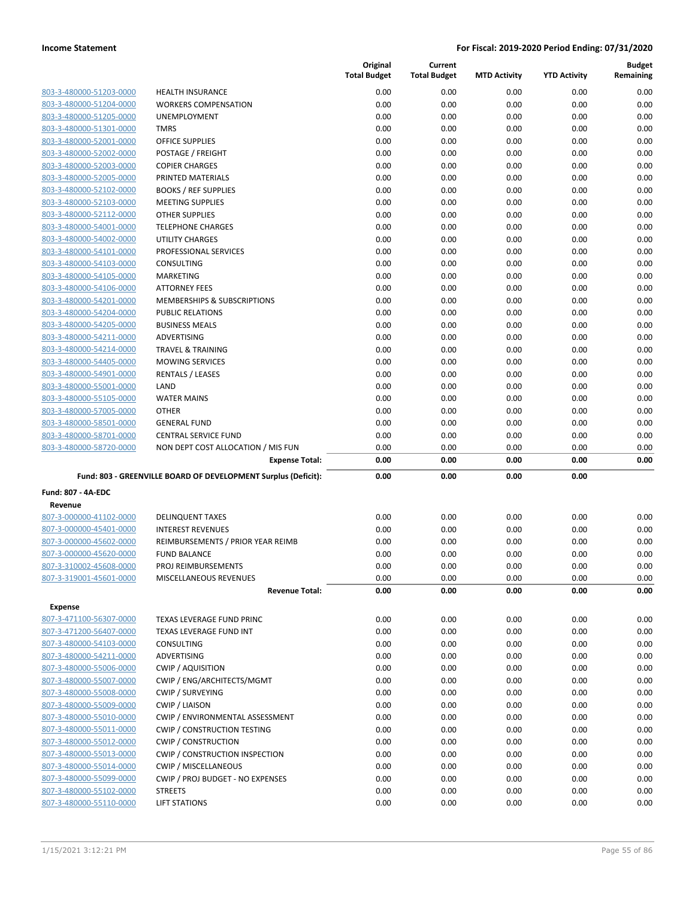| | | Original Total Budget | Current Total Budget | MTD Activity | YTD Activity | Budget Remaining |
|---|---|---|---|---|---|---|
| 803-3-480000-51203-0000 | HEALTH INSURANCE | 0.00 | 0.00 | 0.00 | 0.00 | 0.00 |
| 803-3-480000-51204-0000 | WORKERS COMPENSATION | 0.00 | 0.00 | 0.00 | 0.00 | 0.00 |
| 803-3-480000-51205-0000 | UNEMPLOYMENT | 0.00 | 0.00 | 0.00 | 0.00 | 0.00 |
| 803-3-480000-51301-0000 | TMRS | 0.00 | 0.00 | 0.00 | 0.00 | 0.00 |
| 803-3-480000-52001-0000 | OFFICE SUPPLIES | 0.00 | 0.00 | 0.00 | 0.00 | 0.00 |
| 803-3-480000-52002-0000 | POSTAGE / FREIGHT | 0.00 | 0.00 | 0.00 | 0.00 | 0.00 |
| 803-3-480000-52003-0000 | COPIER CHARGES | 0.00 | 0.00 | 0.00 | 0.00 | 0.00 |
| 803-3-480000-52005-0000 | PRINTED MATERIALS | 0.00 | 0.00 | 0.00 | 0.00 | 0.00 |
| 803-3-480000-52102-0000 | BOOKS / REF SUPPLIES | 0.00 | 0.00 | 0.00 | 0.00 | 0.00 |
| 803-3-480000-52103-0000 | MEETING SUPPLIES | 0.00 | 0.00 | 0.00 | 0.00 | 0.00 |
| 803-3-480000-52112-0000 | OTHER SUPPLIES | 0.00 | 0.00 | 0.00 | 0.00 | 0.00 |
| 803-3-480000-54001-0000 | TELEPHONE CHARGES | 0.00 | 0.00 | 0.00 | 0.00 | 0.00 |
| 803-3-480000-54002-0000 | UTILITY CHARGES | 0.00 | 0.00 | 0.00 | 0.00 | 0.00 |
| 803-3-480000-54101-0000 | PROFESSIONAL SERVICES | 0.00 | 0.00 | 0.00 | 0.00 | 0.00 |
| 803-3-480000-54103-0000 | CONSULTING | 0.00 | 0.00 | 0.00 | 0.00 | 0.00 |
| 803-3-480000-54105-0000 | MARKETING | 0.00 | 0.00 | 0.00 | 0.00 | 0.00 |
| 803-3-480000-54106-0000 | ATTORNEY FEES | 0.00 | 0.00 | 0.00 | 0.00 | 0.00 |
| 803-3-480000-54201-0000 | MEMBERSHIPS & SUBSCRIPTIONS | 0.00 | 0.00 | 0.00 | 0.00 | 0.00 |
| 803-3-480000-54204-0000 | PUBLIC RELATIONS | 0.00 | 0.00 | 0.00 | 0.00 | 0.00 |
| 803-3-480000-54205-0000 | BUSINESS MEALS | 0.00 | 0.00 | 0.00 | 0.00 | 0.00 |
| 803-3-480000-54211-0000 | ADVERTISING | 0.00 | 0.00 | 0.00 | 0.00 | 0.00 |
| 803-3-480000-54214-0000 | TRAVEL & TRAINING | 0.00 | 0.00 | 0.00 | 0.00 | 0.00 |
| 803-3-480000-54405-0000 | MOWING SERVICES | 0.00 | 0.00 | 0.00 | 0.00 | 0.00 |
| 803-3-480000-54901-0000 | RENTALS / LEASES | 0.00 | 0.00 | 0.00 | 0.00 | 0.00 |
| 803-3-480000-55001-0000 | LAND | 0.00 | 0.00 | 0.00 | 0.00 | 0.00 |
| 803-3-480000-55105-0000 | WATER MAINS | 0.00 | 0.00 | 0.00 | 0.00 | 0.00 |
| 803-3-480000-57005-0000 | OTHER | 0.00 | 0.00 | 0.00 | 0.00 | 0.00 |
| 803-3-480000-58501-0000 | GENERAL FUND | 0.00 | 0.00 | 0.00 | 0.00 | 0.00 |
| 803-3-480000-58701-0000 | CENTRAL SERVICE FUND | 0.00 | 0.00 | 0.00 | 0.00 | 0.00 |
| 803-3-480000-58720-0000 | NON DEPT COST ALLOCATION / MIS FUN | 0.00 | 0.00 | 0.00 | 0.00 | 0.00 |
| | **Expense Total:** | **0.00** | **0.00** | **0.00** | **0.00** | **0.00** |
| | **Fund: 803 - GREENVILLE BOARD OF DEVELOPMENT Surplus (Deficit):** | **0.00** | **0.00** | **0.00** | **0.00** | |

**Fund: 807 - 4A-EDC**

| | | Original Total Budget | Current Total Budget | MTD Activity | YTD Activity | Budget Remaining |
|---|---|---|---|---|---|---|
| **Revenue** | | | | | | |
| 807-3-000000-41102-0000 | DELINQUENT TAXES | 0.00 | 0.00 | 0.00 | 0.00 | 0.00 |
| 807-3-000000-45401-0000 | INTEREST REVENUES | 0.00 | 0.00 | 0.00 | 0.00 | 0.00 |
| 807-3-000000-45602-0000 | REIMBURSEMENTS / PRIOR YEAR REIMB | 0.00 | 0.00 | 0.00 | 0.00 | 0.00 |
| 807-3-000000-45620-0000 | FUND BALANCE | 0.00 | 0.00 | 0.00 | 0.00 | 0.00 |
| 807-3-310002-45608-0000 | PROJ REIMBURSEMENTS | 0.00 | 0.00 | 0.00 | 0.00 | 0.00 |
| 807-3-319001-45601-0000 | MISCELLANEOUS REVENUES | 0.00 | 0.00 | 0.00 | 0.00 | 0.00 |
| | **Revenue Total:** | **0.00** | **0.00** | **0.00** | **0.00** | **0.00** |
| **Expense** | | | | | | |
| 807-3-471100-56307-0000 | TEXAS LEVERAGE FUND PRINC | 0.00 | 0.00 | 0.00 | 0.00 | 0.00 |
| 807-3-471200-56407-0000 | TEXAS LEVERAGE FUND INT | 0.00 | 0.00 | 0.00 | 0.00 | 0.00 |
| 807-3-480000-54103-0000 | CONSULTING | 0.00 | 0.00 | 0.00 | 0.00 | 0.00 |
| 807-3-480000-54211-0000 | ADVERTISING | 0.00 | 0.00 | 0.00 | 0.00 | 0.00 |
| 807-3-480000-55006-0000 | CWIP / AQUISITION | 0.00 | 0.00 | 0.00 | 0.00 | 0.00 |
| 807-3-480000-55007-0000 | CWIP / ENG/ARCHITECTS/MGMT | 0.00 | 0.00 | 0.00 | 0.00 | 0.00 |
| 807-3-480000-55008-0000 | CWIP / SURVEYING | 0.00 | 0.00 | 0.00 | 0.00 | 0.00 |
| 807-3-480000-55009-0000 | CWIP / LIAISON | 0.00 | 0.00 | 0.00 | 0.00 | 0.00 |
| 807-3-480000-55010-0000 | CWIP / ENVIRONMENTAL ASSESSMENT | 0.00 | 0.00 | 0.00 | 0.00 | 0.00 |
| 807-3-480000-55011-0000 | CWIP / CONSTRUCTION TESTING | 0.00 | 0.00 | 0.00 | 0.00 | 0.00 |
| 807-3-480000-55012-0000 | CWIP / CONSTRUCTION | 0.00 | 0.00 | 0.00 | 0.00 | 0.00 |
| 807-3-480000-55013-0000 | CWIP / CONSTRUCTION INSPECTION | 0.00 | 0.00 | 0.00 | 0.00 | 0.00 |
| 807-3-480000-55014-0000 | CWIP / MISCELLANEOUS | 0.00 | 0.00 | 0.00 | 0.00 | 0.00 |
| 807-3-480000-55099-0000 | CWIP / PROJ BUDGET - NO EXPENSES | 0.00 | 0.00 | 0.00 | 0.00 | 0.00 |
| 807-3-480000-55102-0000 | STREETS | 0.00 | 0.00 | 0.00 | 0.00 | 0.00 |
| 807-3-480000-55110-0000 | LIFT STATIONS | 0.00 | 0.00 | 0.00 | 0.00 | 0.00 |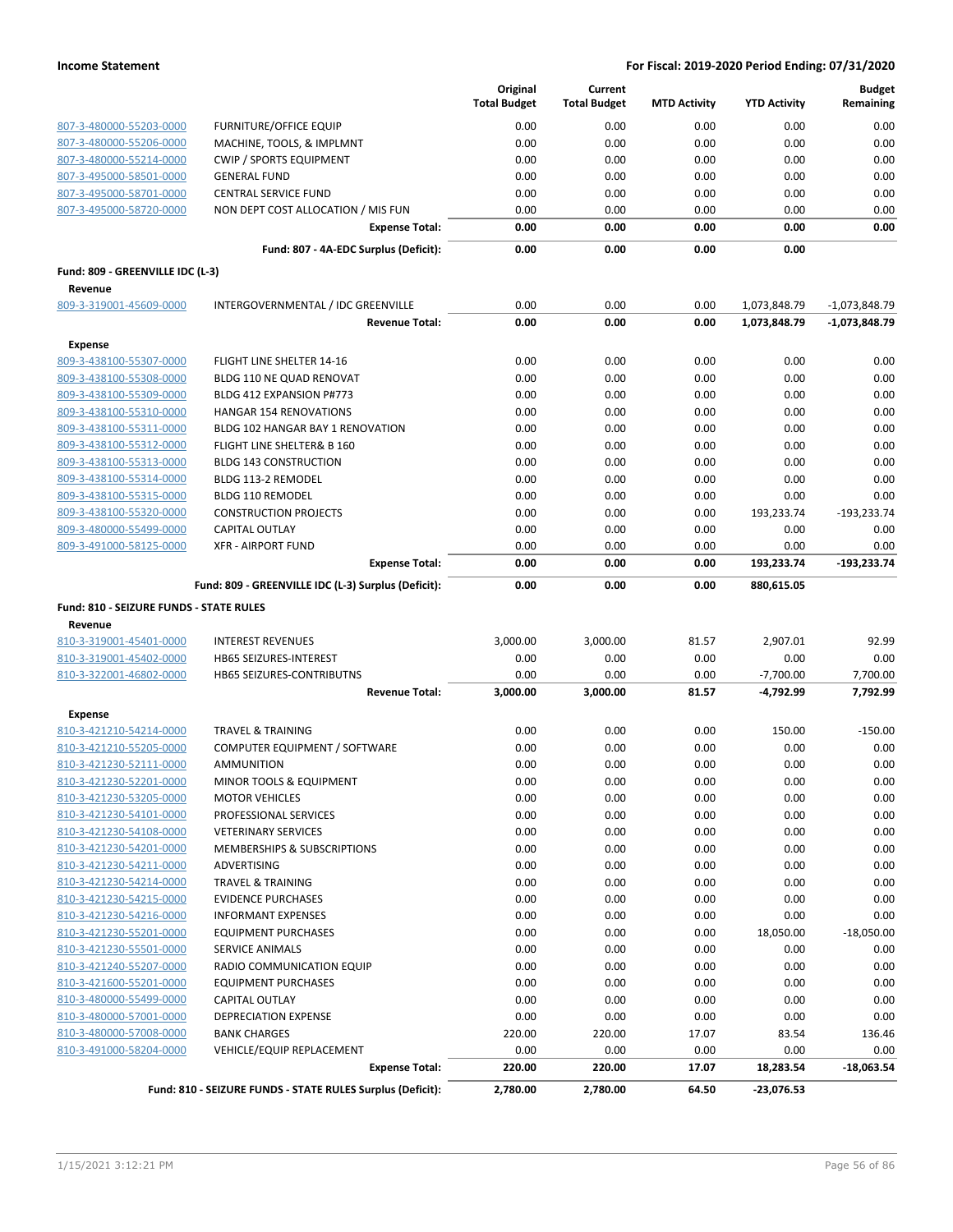| | | Original Total Budget | Current Total Budget | MTD Activity | YTD Activity | Budget Remaining |
|---|---|---|---|---|---|---|
| 807-3-480000-55203-0000 | FURNITURE/OFFICE EQUIP | 0.00 | 0.00 | 0.00 | 0.00 | 0.00 |
| 807-3-480000-55206-0000 | MACHINE, TOOLS, & IMPLMNT | 0.00 | 0.00 | 0.00 | 0.00 | 0.00 |
| 807-3-480000-55214-0000 | CWIP / SPORTS EQUIPMENT | 0.00 | 0.00 | 0.00 | 0.00 | 0.00 |
| 807-3-495000-58501-0000 | GENERAL FUND | 0.00 | 0.00 | 0.00 | 0.00 | 0.00 |
| 807-3-495000-58701-0000 | CENTRAL SERVICE FUND | 0.00 | 0.00 | 0.00 | 0.00 | 0.00 |
| 807-3-495000-58720-0000 | NON DEPT COST ALLOCATION / MIS FUN | 0.00 | 0.00 | 0.00 | 0.00 | 0.00 |
| | **Expense Total:** | **0.00** | **0.00** | **0.00** | **0.00** | **0.00** |
| | **Fund: 807 - 4A-EDC Surplus (Deficit):** | **0.00** | **0.00** | **0.00** | **0.00** | |
| **Fund: 809 - GREENVILLE IDC (L-3)** | | | | | | |
| **Revenue** | | | | | | |
| 809-3-319001-45609-0000 | INTERGOVERNMENTAL / IDC GREENVILLE | 0.00 | 0.00 | 0.00 | 1,073,848.79 | -1,073,848.79 |
| | **Revenue Total:** | **0.00** | **0.00** | **0.00** | **1,073,848.79** | **-1,073,848.79** |
| **Expense** | | | | | | |
| 809-3-438100-55307-0000 | FLIGHT LINE SHELTER 14-16 | 0.00 | 0.00 | 0.00 | 0.00 | 0.00 |
| 809-3-438100-55308-0000 | BLDG 110 NE QUAD RENOVAT | 0.00 | 0.00 | 0.00 | 0.00 | 0.00 |
| 809-3-438100-55309-0000 | BLDG 412 EXPANSION P#773 | 0.00 | 0.00 | 0.00 | 0.00 | 0.00 |
| 809-3-438100-55310-0000 | HANGAR 154 RENOVATIONS | 0.00 | 0.00 | 0.00 | 0.00 | 0.00 |
| 809-3-438100-55311-0000 | BLDG 102 HANGAR BAY 1 RENOVATION | 0.00 | 0.00 | 0.00 | 0.00 | 0.00 |
| 809-3-438100-55312-0000 | FLIGHT LINE SHELTER& B 160 | 0.00 | 0.00 | 0.00 | 0.00 | 0.00 |
| 809-3-438100-55313-0000 | BLDG 143 CONSTRUCTION | 0.00 | 0.00 | 0.00 | 0.00 | 0.00 |
| 809-3-438100-55314-0000 | BLDG 113-2 REMODEL | 0.00 | 0.00 | 0.00 | 0.00 | 0.00 |
| 809-3-438100-55315-0000 | BLDG 110 REMODEL | 0.00 | 0.00 | 0.00 | 0.00 | 0.00 |
| 809-3-438100-55320-0000 | CONSTRUCTION PROJECTS | 0.00 | 0.00 | 0.00 | 193,233.74 | -193,233.74 |
| 809-3-480000-55499-0000 | CAPITAL OUTLAY | 0.00 | 0.00 | 0.00 | 0.00 | 0.00 |
| 809-3-491000-58125-0000 | XFR - AIRPORT FUND | 0.00 | 0.00 | 0.00 | 0.00 | 0.00 |
| | **Expense Total:** | **0.00** | **0.00** | **0.00** | **193,233.74** | **-193,233.74** |
| | **Fund: 809 - GREENVILLE IDC (L-3) Surplus (Deficit):** | **0.00** | **0.00** | **0.00** | **880,615.05** | |
| **Fund: 810 - SEIZURE FUNDS - STATE RULES** | | | | | | |
| **Revenue** | | | | | | |
| 810-3-319001-45401-0000 | INTEREST REVENUES | 3,000.00 | 3,000.00 | 81.57 | 2,907.01 | 92.99 |
| 810-3-319001-45402-0000 | HB65 SEIZURES-INTEREST | 0.00 | 0.00 | 0.00 | 0.00 | 0.00 |
| 810-3-322001-46802-0000 | HB65 SEIZURES-CONTRIBUTNS | 0.00 | 0.00 | 0.00 | -7,700.00 | 7,700.00 |
| | **Revenue Total:** | **3,000.00** | **3,000.00** | **81.57** | **-4,792.99** | **7,792.99** |
| **Expense** | | | | | | |
| 810-3-421210-54214-0000 | TRAVEL & TRAINING | 0.00 | 0.00 | 0.00 | 150.00 | -150.00 |
| 810-3-421210-55205-0000 | COMPUTER EQUIPMENT / SOFTWARE | 0.00 | 0.00 | 0.00 | 0.00 | 0.00 |
| 810-3-421230-52111-0000 | AMMUNITION | 0.00 | 0.00 | 0.00 | 0.00 | 0.00 |
| 810-3-421230-52201-0000 | MINOR TOOLS & EQUIPMENT | 0.00 | 0.00 | 0.00 | 0.00 | 0.00 |
| 810-3-421230-53205-0000 | MOTOR VEHICLES | 0.00 | 0.00 | 0.00 | 0.00 | 0.00 |
| 810-3-421230-54101-0000 | PROFESSIONAL SERVICES | 0.00 | 0.00 | 0.00 | 0.00 | 0.00 |
| 810-3-421230-54108-0000 | VETERINARY SERVICES | 0.00 | 0.00 | 0.00 | 0.00 | 0.00 |
| 810-3-421230-54201-0000 | MEMBERSHIPS & SUBSCRIPTIONS | 0.00 | 0.00 | 0.00 | 0.00 | 0.00 |
| 810-3-421230-54211-0000 | ADVERTISING | 0.00 | 0.00 | 0.00 | 0.00 | 0.00 |
| 810-3-421230-54214-0000 | TRAVEL & TRAINING | 0.00 | 0.00 | 0.00 | 0.00 | 0.00 |
| 810-3-421230-54215-0000 | EVIDENCE PURCHASES | 0.00 | 0.00 | 0.00 | 0.00 | 0.00 |
| 810-3-421230-54216-0000 | INFORMANT EXPENSES | 0.00 | 0.00 | 0.00 | 0.00 | 0.00 |
| 810-3-421230-55201-0000 | EQUIPMENT PURCHASES | 0.00 | 0.00 | 0.00 | 18,050.00 | -18,050.00 |
| 810-3-421230-55501-0000 | SERVICE ANIMALS | 0.00 | 0.00 | 0.00 | 0.00 | 0.00 |
| 810-3-421240-55207-0000 | RADIO COMMUNICATION EQUIP | 0.00 | 0.00 | 0.00 | 0.00 | 0.00 |
| 810-3-421600-55201-0000 | EQUIPMENT PURCHASES | 0.00 | 0.00 | 0.00 | 0.00 | 0.00 |
| 810-3-480000-55499-0000 | CAPITAL OUTLAY | 0.00 | 0.00 | 0.00 | 0.00 | 0.00 |
| 810-3-480000-57001-0000 | DEPRECIATION EXPENSE | 0.00 | 0.00 | 0.00 | 0.00 | 0.00 |
| 810-3-480000-57008-0000 | BANK CHARGES | 220.00 | 220.00 | 17.07 | 83.54 | 136.46 |
| 810-3-491000-58204-0000 | VEHICLE/EQUIP REPLACEMENT | 0.00 | 0.00 | 0.00 | 0.00 | 0.00 |
| | **Expense Total:** | **220.00** | **220.00** | **17.07** | **18,283.54** | **-18,063.54** |
| | **Fund: 810 - SEIZURE FUNDS - STATE RULES Surplus (Deficit):** | **2,780.00** | **2,780.00** | **64.50** | **-23,076.53** | |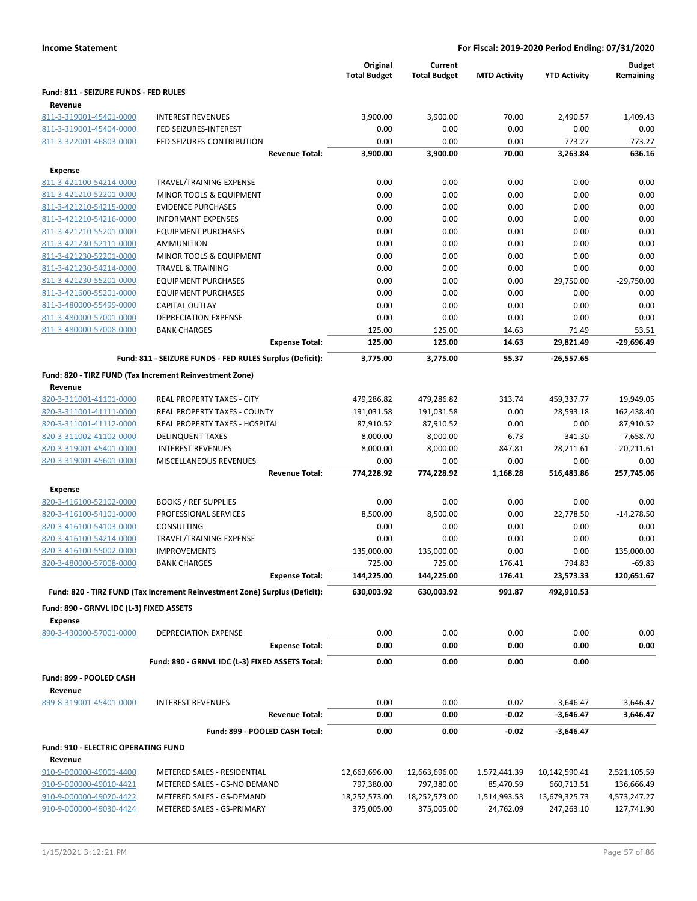**Income Statement** — **For Fiscal: 2019-2020 Period Ending: 07/31/2020**

| | | Original Total Budget | Current Total Budget | MTD Activity | YTD Activity | Budget Remaining |
|---|---|---|---|---|---|---|
| **Fund: 811 - SEIZURE FUNDS - FED RULES** | | | | | | |
| **Revenue** | | | | | | |
| 811-3-319001-45401-0000 | INTEREST REVENUES | 3,900.00 | 3,900.00 | 70.00 | 2,490.57 | 1,409.43 |
| 811-3-319001-45404-0000 | FED SEIZURES-INTEREST | 0.00 | 0.00 | 0.00 | 0.00 | 0.00 |
| 811-3-322001-46803-0000 | FED SEIZURES-CONTRIBUTION | 0.00 | 0.00 | 0.00 | 773.27 | -773.27 |
| | **Revenue Total:** | **3,900.00** | **3,900.00** | **70.00** | **3,263.84** | **636.16** |
| **Expense** | | | | | | |
| 811-3-421100-54214-0000 | TRAVEL/TRAINING EXPENSE | 0.00 | 0.00 | 0.00 | 0.00 | 0.00 |
| 811-3-421210-52201-0000 | MINOR TOOLS & EQUIPMENT | 0.00 | 0.00 | 0.00 | 0.00 | 0.00 |
| 811-3-421210-54215-0000 | EVIDENCE PURCHASES | 0.00 | 0.00 | 0.00 | 0.00 | 0.00 |
| 811-3-421210-54216-0000 | INFORMANT EXPENSES | 0.00 | 0.00 | 0.00 | 0.00 | 0.00 |
| 811-3-421210-55201-0000 | EQUIPMENT PURCHASES | 0.00 | 0.00 | 0.00 | 0.00 | 0.00 |
| 811-3-421230-52111-0000 | AMMUNITION | 0.00 | 0.00 | 0.00 | 0.00 | 0.00 |
| 811-3-421230-52201-0000 | MINOR TOOLS & EQUIPMENT | 0.00 | 0.00 | 0.00 | 0.00 | 0.00 |
| 811-3-421230-54214-0000 | TRAVEL & TRAINING | 0.00 | 0.00 | 0.00 | 0.00 | 0.00 |
| 811-3-421230-55201-0000 | EQUIPMENT PURCHASES | 0.00 | 0.00 | 0.00 | 29,750.00 | -29,750.00 |
| 811-3-421600-55201-0000 | EQUIPMENT PURCHASES | 0.00 | 0.00 | 0.00 | 0.00 | 0.00 |
| 811-3-480000-55499-0000 | CAPITAL OUTLAY | 0.00 | 0.00 | 0.00 | 0.00 | 0.00 |
| 811-3-480000-57001-0000 | DEPRECIATION EXPENSE | 0.00 | 0.00 | 0.00 | 0.00 | 0.00 |
| 811-3-480000-57008-0000 | BANK CHARGES | 125.00 | 125.00 | 14.63 | 71.49 | 53.51 |
| | **Expense Total:** | **125.00** | **125.00** | **14.63** | **29,821.49** | **-29,696.49** |
| | **Fund: 811 - SEIZURE FUNDS - FED RULES Surplus (Deficit):** | **3,775.00** | **3,775.00** | **55.37** | **-26,557.65** | |
| **Fund: 820 - TIRZ FUND (Tax Increment Reinvestment Zone)** | | | | | | |
| **Revenue** | | | | | | |
| 820-3-311001-41101-0000 | REAL PROPERTY TAXES - CITY | 479,286.82 | 479,286.82 | 313.74 | 459,337.77 | 19,949.05 |
| 820-3-311001-41111-0000 | REAL PROPERTY TAXES - COUNTY | 191,031.58 | 191,031.58 | 0.00 | 28,593.18 | 162,438.40 |
| 820-3-311001-41112-0000 | REAL PROPERTY TAXES - HOSPITAL | 87,910.52 | 87,910.52 | 0.00 | 0.00 | 87,910.52 |
| 820-3-311002-41102-0000 | DELINQUENT TAXES | 8,000.00 | 8,000.00 | 6.73 | 341.30 | 7,658.70 |
| 820-3-319001-45401-0000 | INTEREST REVENUES | 8,000.00 | 8,000.00 | 847.81 | 28,211.61 | -20,211.61 |
| 820-3-319001-45601-0000 | MISCELLANEOUS REVENUES | 0.00 | 0.00 | 0.00 | 0.00 | 0.00 |
| | **Revenue Total:** | **774,228.92** | **774,228.92** | **1,168.28** | **516,483.86** | **257,745.06** |
| **Expense** | | | | | | |
| 820-3-416100-52102-0000 | BOOKS / REF SUPPLIES | 0.00 | 0.00 | 0.00 | 0.00 | 0.00 |
| 820-3-416100-54101-0000 | PROFESSIONAL SERVICES | 8,500.00 | 8,500.00 | 0.00 | 22,778.50 | -14,278.50 |
| 820-3-416100-54103-0000 | CONSULTING | 0.00 | 0.00 | 0.00 | 0.00 | 0.00 |
| 820-3-416100-54214-0000 | TRAVEL/TRAINING EXPENSE | 0.00 | 0.00 | 0.00 | 0.00 | 0.00 |
| 820-3-416100-55002-0000 | IMPROVEMENTS | 135,000.00 | 135,000.00 | 0.00 | 0.00 | 135,000.00 |
| 820-3-480000-57008-0000 | BANK CHARGES | 725.00 | 725.00 | 176.41 | 794.83 | -69.83 |
| | **Expense Total:** | **144,225.00** | **144,225.00** | **176.41** | **23,573.33** | **120,651.67** |
| | **Fund: 820 - TIRZ FUND (Tax Increment Reinvestment Zone) Surplus (Deficit):** | **630,003.92** | **630,003.92** | **991.87** | **492,910.53** | |
| **Fund: 890 - GRNVL IDC (L-3) FIXED ASSETS** | | | | | | |
| **Expense** | | | | | | |
| 890-3-430000-57001-0000 | DEPRECIATION EXPENSE | 0.00 | 0.00 | 0.00 | 0.00 | 0.00 |
| | **Expense Total:** | **0.00** | **0.00** | **0.00** | **0.00** | **0.00** |
| | **Fund: 890 - GRNVL IDC (L-3) FIXED ASSETS Total:** | **0.00** | **0.00** | **0.00** | **0.00** | |
| **Fund: 899 - POOLED CASH** | | | | | | |
| **Revenue** | | | | | | |
| 899-8-319001-45401-0000 | INTEREST REVENUES | 0.00 | 0.00 | -0.02 | -3,646.47 | 3,646.47 |
| | **Revenue Total:** | **0.00** | **0.00** | **-0.02** | **-3,646.47** | **3,646.47** |
| | **Fund: 899 - POOLED CASH Total:** | **0.00** | **0.00** | **-0.02** | **-3,646.47** | |
| **Fund: 910 - ELECTRIC OPERATING FUND** | | | | | | |
| **Revenue** | | | | | | |
| 910-9-000000-49001-4400 | METERED SALES - RESIDENTIAL | 12,663,696.00 | 12,663,696.00 | 1,572,441.39 | 10,142,590.41 | 2,521,105.59 |
| 910-9-000000-49010-4421 | METERED SALES - GS-NO DEMAND | 797,380.00 | 797,380.00 | 85,470.59 | 660,713.51 | 136,666.49 |
| 910-9-000000-49020-4422 | METERED SALES - GS-DEMAND | 18,252,573.00 | 18,252,573.00 | 1,514,993.53 | 13,679,325.73 | 4,573,247.27 |
| 910-9-000000-49030-4424 | METERED SALES - GS-PRIMARY | 375,005.00 | 375,005.00 | 24,762.09 | 247,263.10 | 127,741.90 |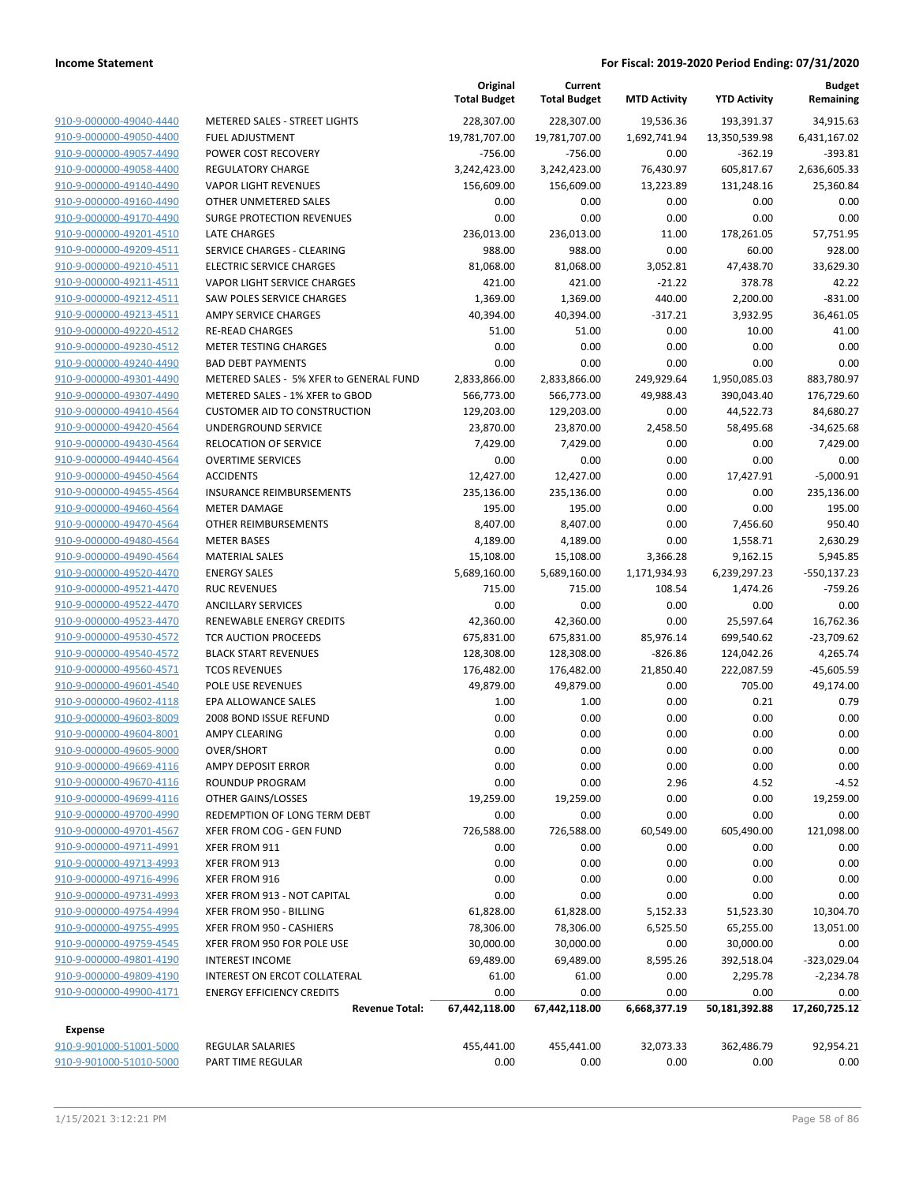**Income Statement** **For Fiscal: 2019-2020 Period Ending: 07/31/2020**

| | | Original Total Budget | Current Total Budget | MTD Activity | YTD Activity | Budget Remaining |
|---|---|---|---|---|---|---|
| 910-9-000000-49040-4440 | METERED SALES - STREET LIGHTS | 228,307.00 | 228,307.00 | 19,536.36 | 193,391.37 | 34,915.63 |
| 910-9-000000-49050-4400 | FUEL ADJUSTMENT | 19,781,707.00 | 19,781,707.00 | 1,692,741.94 | 13,350,539.98 | 6,431,167.02 |
| 910-9-000000-49057-4490 | POWER COST RECOVERY | -756.00 | -756.00 | 0.00 | -362.19 | -393.81 |
| 910-9-000000-49058-4400 | REGULATORY CHARGE | 3,242,423.00 | 3,242,423.00 | 76,430.97 | 605,817.67 | 2,636,605.33 |
| 910-9-000000-49140-4490 | VAPOR LIGHT REVENUES | 156,609.00 | 156,609.00 | 13,223.89 | 131,248.16 | 25,360.84 |
| 910-9-000000-49160-4490 | OTHER UNMETERED SALES | 0.00 | 0.00 | 0.00 | 0.00 | 0.00 |
| 910-9-000000-49170-4490 | SURGE PROTECTION REVENUES | 0.00 | 0.00 | 0.00 | 0.00 | 0.00 |
| 910-9-000000-49201-4510 | LATE CHARGES | 236,013.00 | 236,013.00 | 11.00 | 178,261.05 | 57,751.95 |
| 910-9-000000-49209-4511 | SERVICE CHARGES - CLEARING | 988.00 | 988.00 | 0.00 | 60.00 | 928.00 |
| 910-9-000000-49210-4511 | ELECTRIC SERVICE CHARGES | 81,068.00 | 81,068.00 | 3,052.81 | 47,438.70 | 33,629.30 |
| 910-9-000000-49211-4511 | VAPOR LIGHT SERVICE CHARGES | 421.00 | 421.00 | -21.22 | 378.78 | 42.22 |
| 910-9-000000-49212-4511 | SAW POLES SERVICE CHARGES | 1,369.00 | 1,369.00 | 440.00 | 2,200.00 | -831.00 |
| 910-9-000000-49213-4511 | AMPY SERVICE CHARGES | 40,394.00 | 40,394.00 | -317.21 | 3,932.95 | 36,461.05 |
| 910-9-000000-49220-4512 | RE-READ CHARGES | 51.00 | 51.00 | 0.00 | 10.00 | 41.00 |
| 910-9-000000-49230-4512 | METER TESTING CHARGES | 0.00 | 0.00 | 0.00 | 0.00 | 0.00 |
| 910-9-000000-49240-4490 | BAD DEBT PAYMENTS | 0.00 | 0.00 | 0.00 | 0.00 | 0.00 |
| 910-9-000000-49301-4490 | METERED SALES - 5% XFER to GENERAL FUND | 2,833,866.00 | 2,833,866.00 | 249,929.64 | 1,950,085.03 | 883,780.97 |
| 910-9-000000-49307-4490 | METERED SALES - 1% XFER to GBOD | 566,773.00 | 566,773.00 | 49,988.43 | 390,043.40 | 176,729.60 |
| 910-9-000000-49410-4564 | CUSTOMER AID TO CONSTRUCTION | 129,203.00 | 129,203.00 | 0.00 | 44,522.73 | 84,680.27 |
| 910-9-000000-49420-4564 | UNDERGROUND SERVICE | 23,870.00 | 23,870.00 | 2,458.50 | 58,495.68 | -34,625.68 |
| 910-9-000000-49430-4564 | RELOCATION OF SERVICE | 7,429.00 | 7,429.00 | 0.00 | 0.00 | 7,429.00 |
| 910-9-000000-49440-4564 | OVERTIME SERVICES | 0.00 | 0.00 | 0.00 | 0.00 | 0.00 |
| 910-9-000000-49450-4564 | ACCIDENTS | 12,427.00 | 12,427.00 | 0.00 | 17,427.91 | -5,000.91 |
| 910-9-000000-49455-4564 | INSURANCE REIMBURSEMENTS | 235,136.00 | 235,136.00 | 0.00 | 0.00 | 235,136.00 |
| 910-9-000000-49460-4564 | METER DAMAGE | 195.00 | 195.00 | 0.00 | 0.00 | 195.00 |
| 910-9-000000-49470-4564 | OTHER REIMBURSEMENTS | 8,407.00 | 8,407.00 | 0.00 | 7,456.60 | 950.40 |
| 910-9-000000-49480-4564 | METER BASES | 4,189.00 | 4,189.00 | 0.00 | 1,558.71 | 2,630.29 |
| 910-9-000000-49490-4564 | MATERIAL SALES | 15,108.00 | 15,108.00 | 3,366.28 | 9,162.15 | 5,945.85 |
| 910-9-000000-49520-4470 | ENERGY SALES | 5,689,160.00 | 5,689,160.00 | 1,171,934.93 | 6,239,297.23 | -550,137.23 |
| 910-9-000000-49521-4470 | RUC REVENUES | 715.00 | 715.00 | 108.54 | 1,474.26 | -759.26 |
| 910-9-000000-49522-4470 | ANCILLARY SERVICES | 0.00 | 0.00 | 0.00 | 0.00 | 0.00 |
| 910-9-000000-49523-4470 | RENEWABLE ENERGY CREDITS | 42,360.00 | 42,360.00 | 0.00 | 25,597.64 | 16,762.36 |
| 910-9-000000-49530-4572 | TCR AUCTION PROCEEDS | 675,831.00 | 675,831.00 | 85,976.14 | 699,540.62 | -23,709.62 |
| 910-9-000000-49540-4572 | BLACK START REVENUES | 128,308.00 | 128,308.00 | -826.86 | 124,042.26 | 4,265.74 |
| 910-9-000000-49560-4571 | TCOS REVENUES | 176,482.00 | 176,482.00 | 21,850.40 | 222,087.59 | -45,605.59 |
| 910-9-000000-49601-4540 | POLE USE REVENUES | 49,879.00 | 49,879.00 | 0.00 | 705.00 | 49,174.00 |
| 910-9-000000-49602-4118 | EPA ALLOWANCE SALES | 1.00 | 1.00 | 0.00 | 0.21 | 0.79 |
| 910-9-000000-49603-8009 | 2008 BOND ISSUE REFUND | 0.00 | 0.00 | 0.00 | 0.00 | 0.00 |
| 910-9-000000-49604-8001 | AMPY CLEARING | 0.00 | 0.00 | 0.00 | 0.00 | 0.00 |
| 910-9-000000-49605-9000 | OVER/SHORT | 0.00 | 0.00 | 0.00 | 0.00 | 0.00 |
| 910-9-000000-49669-4116 | AMPY DEPOSIT ERROR | 0.00 | 0.00 | 0.00 | 0.00 | 0.00 |
| 910-9-000000-49670-4116 | ROUNDUP PROGRAM | 0.00 | 0.00 | 2.96 | 4.52 | -4.52 |
| 910-9-000000-49699-4116 | OTHER GAINS/LOSSES | 19,259.00 | 19,259.00 | 0.00 | 0.00 | 19,259.00 |
| 910-9-000000-49700-4990 | REDEMPTION OF LONG TERM DEBT | 0.00 | 0.00 | 0.00 | 0.00 | 0.00 |
| 910-9-000000-49701-4567 | XFER FROM COG - GEN FUND | 726,588.00 | 726,588.00 | 60,549.00 | 605,490.00 | 121,098.00 |
| 910-9-000000-49711-4991 | XFER FROM 911 | 0.00 | 0.00 | 0.00 | 0.00 | 0.00 |
| 910-9-000000-49713-4993 | XFER FROM 913 | 0.00 | 0.00 | 0.00 | 0.00 | 0.00 |
| 910-9-000000-49716-4996 | XFER FROM 916 | 0.00 | 0.00 | 0.00 | 0.00 | 0.00 |
| 910-9-000000-49731-4993 | XFER FROM 913 - NOT CAPITAL | 0.00 | 0.00 | 0.00 | 0.00 | 0.00 |
| 910-9-000000-49754-4994 | XFER FROM 950 - BILLING | 61,828.00 | 61,828.00 | 5,152.33 | 51,523.30 | 10,304.70 |
| 910-9-000000-49755-4995 | XFER FROM 950 - CASHIERS | 78,306.00 | 78,306.00 | 6,525.50 | 65,255.00 | 13,051.00 |
| 910-9-000000-49759-4545 | XFER FROM 950 FOR POLE USE | 30,000.00 | 30,000.00 | 0.00 | 30,000.00 | 0.00 |
| 910-9-000000-49801-4190 | INTEREST INCOME | 69,489.00 | 69,489.00 | 8,595.26 | 392,518.04 | -323,029.04 |
| 910-9-000000-49809-4190 | INTEREST ON ERCOT COLLATERAL | 61.00 | 61.00 | 0.00 | 2,295.78 | -2,234.78 |
| 910-9-000000-49900-4171 | ENERGY EFFICIENCY CREDITS | 0.00 | 0.00 | 0.00 | 0.00 | 0.00 |
| | **Revenue Total:** | **67,442,118.00** | **67,442,118.00** | **6,668,377.19** | **50,181,392.88** | **17,260,725.12** |
| **Expense** | | | | | | |
| 910-9-901000-51001-5000 | REGULAR SALARIES | 455,441.00 | 455,441.00 | 32,073.33 | 362,486.79 | 92,954.21 |
| 910-9-901000-51010-5000 | PART TIME REGULAR | 0.00 | 0.00 | 0.00 | 0.00 | 0.00 |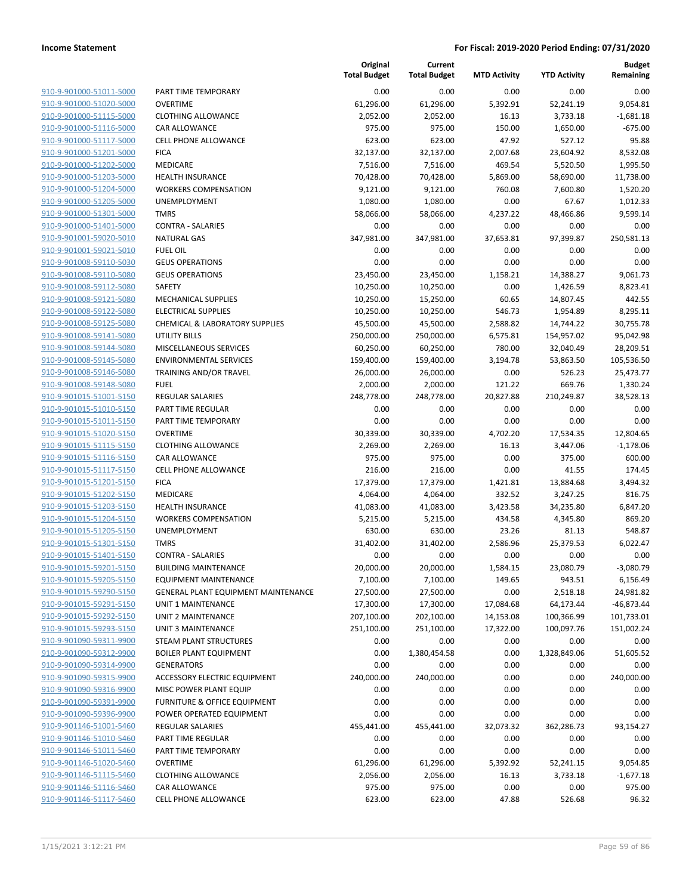**Income Statement** — **For Fiscal: 2019-2020 Period Ending: 07/31/2020**

| | | Original Total Budget | Current Total Budget | MTD Activity | YTD Activity | Budget Remaining |
|---|---|---|---|---|---|---|
| 910-9-901000-51011-5000 | PART TIME TEMPORARY | 0.00 | 0.00 | 0.00 | 0.00 | 0.00 |
| 910-9-901000-51020-5000 | OVERTIME | 61,296.00 | 61,296.00 | 5,392.91 | 52,241.19 | 9,054.81 |
| 910-9-901000-51115-5000 | CLOTHING ALLOWANCE | 2,052.00 | 2,052.00 | 16.13 | 3,733.18 | -1,681.18 |
| 910-9-901000-51116-5000 | CAR ALLOWANCE | 975.00 | 975.00 | 150.00 | 1,650.00 | -675.00 |
| 910-9-901000-51117-5000 | CELL PHONE ALLOWANCE | 623.00 | 623.00 | 47.92 | 527.12 | 95.88 |
| 910-9-901000-51201-5000 | FICA | 32,137.00 | 32,137.00 | 2,007.68 | 23,604.92 | 8,532.08 |
| 910-9-901000-51202-5000 | MEDICARE | 7,516.00 | 7,516.00 | 469.54 | 5,520.50 | 1,995.50 |
| 910-9-901000-51203-5000 | HEALTH INSURANCE | 70,428.00 | 70,428.00 | 5,869.00 | 58,690.00 | 11,738.00 |
| 910-9-901000-51204-5000 | WORKERS COMPENSATION | 9,121.00 | 9,121.00 | 760.08 | 7,600.80 | 1,520.20 |
| 910-9-901000-51205-5000 | UNEMPLOYMENT | 1,080.00 | 1,080.00 | 0.00 | 67.67 | 1,012.33 |
| 910-9-901000-51301-5000 | TMRS | 58,066.00 | 58,066.00 | 4,237.22 | 48,466.86 | 9,599.14 |
| 910-9-901000-51401-5000 | CONTRA - SALARIES | 0.00 | 0.00 | 0.00 | 0.00 | 0.00 |
| 910-9-901001-59020-5010 | NATURAL GAS | 347,981.00 | 347,981.00 | 37,653.81 | 97,399.87 | 250,581.13 |
| 910-9-901001-59021-5010 | FUEL OIL | 0.00 | 0.00 | 0.00 | 0.00 | 0.00 |
| 910-9-901008-59110-5030 | GEUS OPERATIONS | 0.00 | 0.00 | 0.00 | 0.00 | 0.00 |
| 910-9-901008-59110-5080 | GEUS OPERATIONS | 23,450.00 | 23,450.00 | 1,158.21 | 14,388.27 | 9,061.73 |
| 910-9-901008-59112-5080 | SAFETY | 10,250.00 | 10,250.00 | 0.00 | 1,426.59 | 8,823.41 |
| 910-9-901008-59121-5080 | MECHANICAL SUPPLIES | 10,250.00 | 15,250.00 | 60.65 | 14,807.45 | 442.55 |
| 910-9-901008-59122-5080 | ELECTRICAL SUPPLIES | 10,250.00 | 10,250.00 | 546.73 | 1,954.89 | 8,295.11 |
| 910-9-901008-59125-5080 | CHEMICAL & LABORATORY SUPPLIES | 45,500.00 | 45,500.00 | 2,588.82 | 14,744.22 | 30,755.78 |
| 910-9-901008-59141-5080 | UTILITY BILLS | 250,000.00 | 250,000.00 | 6,575.81 | 154,957.02 | 95,042.98 |
| 910-9-901008-59144-5080 | MISCELLANEOUS SERVICES | 60,250.00 | 60,250.00 | 780.00 | 32,040.49 | 28,209.51 |
| 910-9-901008-59145-5080 | ENVIRONMENTAL SERVICES | 159,400.00 | 159,400.00 | 3,194.78 | 53,863.50 | 105,536.50 |
| 910-9-901008-59146-5080 | TRAINING AND/OR TRAVEL | 26,000.00 | 26,000.00 | 0.00 | 526.23 | 25,473.77 |
| 910-9-901008-59148-5080 | FUEL | 2,000.00 | 2,000.00 | 121.22 | 669.76 | 1,330.24 |
| 910-9-901015-51001-5150 | REGULAR SALARIES | 248,778.00 | 248,778.00 | 20,827.88 | 210,249.87 | 38,528.13 |
| 910-9-901015-51010-5150 | PART TIME REGULAR | 0.00 | 0.00 | 0.00 | 0.00 | 0.00 |
| 910-9-901015-51011-5150 | PART TIME TEMPORARY | 0.00 | 0.00 | 0.00 | 0.00 | 0.00 |
| 910-9-901015-51020-5150 | OVERTIME | 30,339.00 | 30,339.00 | 4,702.20 | 17,534.35 | 12,804.65 |
| 910-9-901015-51115-5150 | CLOTHING ALLOWANCE | 2,269.00 | 2,269.00 | 16.13 | 3,447.06 | -1,178.06 |
| 910-9-901015-51116-5150 | CAR ALLOWANCE | 975.00 | 975.00 | 0.00 | 375.00 | 600.00 |
| 910-9-901015-51117-5150 | CELL PHONE ALLOWANCE | 216.00 | 216.00 | 0.00 | 41.55 | 174.45 |
| 910-9-901015-51201-5150 | FICA | 17,379.00 | 17,379.00 | 1,421.81 | 13,884.68 | 3,494.32 |
| 910-9-901015-51202-5150 | MEDICARE | 4,064.00 | 4,064.00 | 332.52 | 3,247.25 | 816.75 |
| 910-9-901015-51203-5150 | HEALTH INSURANCE | 41,083.00 | 41,083.00 | 3,423.58 | 34,235.80 | 6,847.20 |
| 910-9-901015-51204-5150 | WORKERS COMPENSATION | 5,215.00 | 5,215.00 | 434.58 | 4,345.80 | 869.20 |
| 910-9-901015-51205-5150 | UNEMPLOYMENT | 630.00 | 630.00 | 23.26 | 81.13 | 548.87 |
| 910-9-901015-51301-5150 | TMRS | 31,402.00 | 31,402.00 | 2,586.96 | 25,379.53 | 6,022.47 |
| 910-9-901015-51401-5150 | CONTRA - SALARIES | 0.00 | 0.00 | 0.00 | 0.00 | 0.00 |
| 910-9-901015-59201-5150 | BUILDING MAINTENANCE | 20,000.00 | 20,000.00 | 1,584.15 | 23,080.79 | -3,080.79 |
| 910-9-901015-59205-5150 | EQUIPMENT MAINTENANCE | 7,100.00 | 7,100.00 | 149.65 | 943.51 | 6,156.49 |
| 910-9-901015-59290-5150 | GENERAL PLANT EQUIPMENT MAINTENANCE | 27,500.00 | 27,500.00 | 0.00 | 2,518.18 | 24,981.82 |
| 910-9-901015-59291-5150 | UNIT 1 MAINTENANCE | 17,300.00 | 17,300.00 | 17,084.68 | 64,173.44 | -46,873.44 |
| 910-9-901015-59292-5150 | UNIT 2 MAINTENANCE | 207,100.00 | 202,100.00 | 14,153.08 | 100,366.99 | 101,733.01 |
| 910-9-901015-59293-5150 | UNIT 3 MAINTENANCE | 251,100.00 | 251,100.00 | 17,322.00 | 100,097.76 | 151,002.24 |
| 910-9-901090-59311-9900 | STEAM PLANT STRUCTURES | 0.00 | 0.00 | 0.00 | 0.00 | 0.00 |
| 910-9-901090-59312-9900 | BOILER PLANT EQUIPMENT | 0.00 | 1,380,454.58 | 0.00 | 1,328,849.06 | 51,605.52 |
| 910-9-901090-59314-9900 | GENERATORS | 0.00 | 0.00 | 0.00 | 0.00 | 0.00 |
| 910-9-901090-59315-9900 | ACCESSORY ELECTRIC EQUIPMENT | 240,000.00 | 240,000.00 | 0.00 | 0.00 | 240,000.00 |
| 910-9-901090-59316-9900 | MISC POWER PLANT EQUIP | 0.00 | 0.00 | 0.00 | 0.00 | 0.00 |
| 910-9-901090-59391-9900 | FURNITURE & OFFICE EQUIPMENT | 0.00 | 0.00 | 0.00 | 0.00 | 0.00 |
| 910-9-901090-59396-9900 | POWER OPERATED EQUIPMENT | 0.00 | 0.00 | 0.00 | 0.00 | 0.00 |
| 910-9-901146-51001-5460 | REGULAR SALARIES | 455,441.00 | 455,441.00 | 32,073.32 | 362,286.73 | 93,154.27 |
| 910-9-901146-51010-5460 | PART TIME REGULAR | 0.00 | 0.00 | 0.00 | 0.00 | 0.00 |
| 910-9-901146-51011-5460 | PART TIME TEMPORARY | 0.00 | 0.00 | 0.00 | 0.00 | 0.00 |
| 910-9-901146-51020-5460 | OVERTIME | 61,296.00 | 61,296.00 | 5,392.92 | 52,241.15 | 9,054.85 |
| 910-9-901146-51115-5460 | CLOTHING ALLOWANCE | 2,056.00 | 2,056.00 | 16.13 | 3,733.18 | -1,677.18 |
| 910-9-901146-51116-5460 | CAR ALLOWANCE | 975.00 | 975.00 | 0.00 | 0.00 | 975.00 |
| 910-9-901146-51117-5460 | CELL PHONE ALLOWANCE | 623.00 | 623.00 | 47.88 | 526.68 | 96.32 |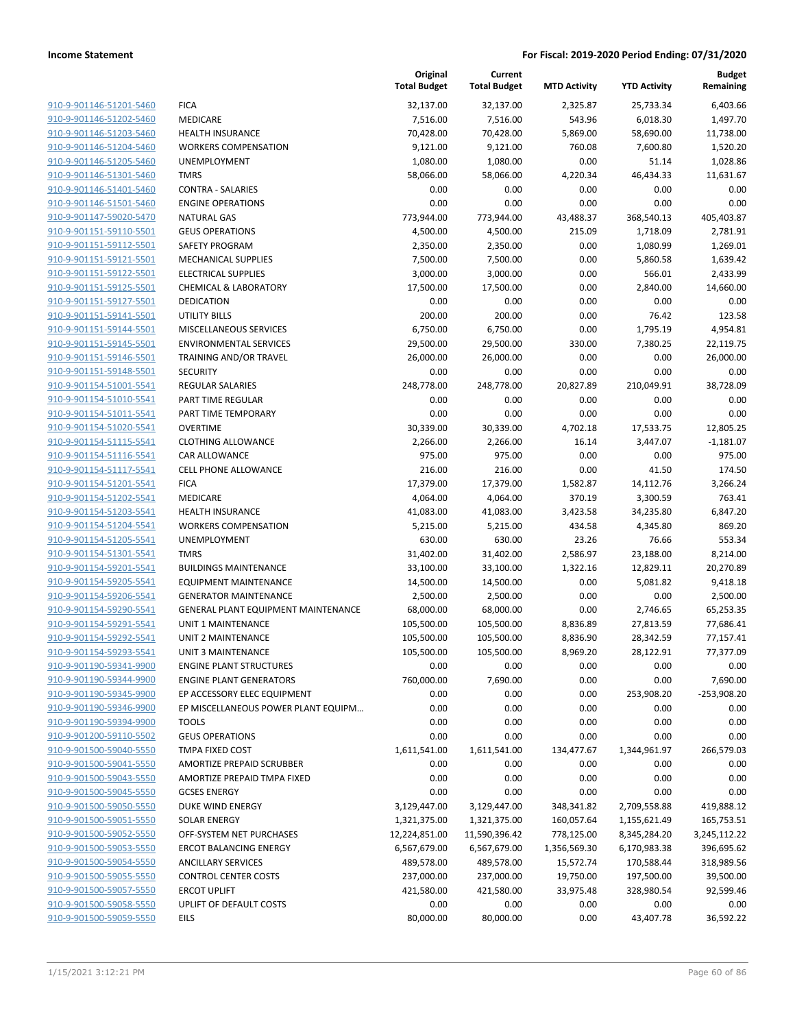| | | Original Total Budget | Current Total Budget | MTD Activity | YTD Activity | Budget Remaining |
|---|---|---|---|---|---|---|
| 910-9-901146-51201-5460 | FICA | 32,137.00 | 32,137.00 | 2,325.87 | 25,733.34 | 6,403.66 |
| 910-9-901146-51202-5460 | MEDICARE | 7,516.00 | 7,516.00 | 543.96 | 6,018.30 | 1,497.70 |
| 910-9-901146-51203-5460 | HEALTH INSURANCE | 70,428.00 | 70,428.00 | 5,869.00 | 58,690.00 | 11,738.00 |
| 910-9-901146-51204-5460 | WORKERS COMPENSATION | 9,121.00 | 9,121.00 | 760.08 | 7,600.80 | 1,520.20 |
| 910-9-901146-51205-5460 | UNEMPLOYMENT | 1,080.00 | 1,080.00 | 0.00 | 51.14 | 1,028.86 |
| 910-9-901146-51301-5460 | TMRS | 58,066.00 | 58,066.00 | 4,220.34 | 46,434.33 | 11,631.67 |
| 910-9-901146-51401-5460 | CONTRA - SALARIES | 0.00 | 0.00 | 0.00 | 0.00 | 0.00 |
| 910-9-901146-51501-5460 | ENGINE OPERATIONS | 0.00 | 0.00 | 0.00 | 0.00 | 0.00 |
| 910-9-901147-59020-5470 | NATURAL GAS | 773,944.00 | 773,944.00 | 43,488.37 | 368,540.13 | 405,403.87 |
| 910-9-901151-59110-5501 | GEUS OPERATIONS | 4,500.00 | 4,500.00 | 215.09 | 1,718.09 | 2,781.91 |
| 910-9-901151-59112-5501 | SAFETY PROGRAM | 2,350.00 | 2,350.00 | 0.00 | 1,080.99 | 1,269.01 |
| 910-9-901151-59121-5501 | MECHANICAL SUPPLIES | 7,500.00 | 7,500.00 | 0.00 | 5,860.58 | 1,639.42 |
| 910-9-901151-59122-5501 | ELECTRICAL SUPPLIES | 3,000.00 | 3,000.00 | 0.00 | 566.01 | 2,433.99 |
| 910-9-901151-59125-5501 | CHEMICAL & LABORATORY | 17,500.00 | 17,500.00 | 0.00 | 2,840.00 | 14,660.00 |
| 910-9-901151-59127-5501 | DEDICATION | 0.00 | 0.00 | 0.00 | 0.00 | 0.00 |
| 910-9-901151-59141-5501 | UTILITY BILLS | 200.00 | 200.00 | 0.00 | 76.42 | 123.58 |
| 910-9-901151-59144-5501 | MISCELLANEOUS SERVICES | 6,750.00 | 6,750.00 | 0.00 | 1,795.19 | 4,954.81 |
| 910-9-901151-59145-5501 | ENVIRONMENTAL SERVICES | 29,500.00 | 29,500.00 | 330.00 | 7,380.25 | 22,119.75 |
| 910-9-901151-59146-5501 | TRAINING AND/OR TRAVEL | 26,000.00 | 26,000.00 | 0.00 | 0.00 | 26,000.00 |
| 910-9-901151-59148-5501 | SECURITY | 0.00 | 0.00 | 0.00 | 0.00 | 0.00 |
| 910-9-901154-51001-5541 | REGULAR SALARIES | 248,778.00 | 248,778.00 | 20,827.89 | 210,049.91 | 38,728.09 |
| 910-9-901154-51010-5541 | PART TIME REGULAR | 0.00 | 0.00 | 0.00 | 0.00 | 0.00 |
| 910-9-901154-51011-5541 | PART TIME TEMPORARY | 0.00 | 0.00 | 0.00 | 0.00 | 0.00 |
| 910-9-901154-51020-5541 | OVERTIME | 30,339.00 | 30,339.00 | 4,702.18 | 17,533.75 | 12,805.25 |
| 910-9-901154-51115-5541 | CLOTHING ALLOWANCE | 2,266.00 | 2,266.00 | 16.14 | 3,447.07 | -1,181.07 |
| 910-9-901154-51116-5541 | CAR ALLOWANCE | 975.00 | 975.00 | 0.00 | 0.00 | 975.00 |
| 910-9-901154-51117-5541 | CELL PHONE ALLOWANCE | 216.00 | 216.00 | 0.00 | 41.50 | 174.50 |
| 910-9-901154-51201-5541 | FICA | 17,379.00 | 17,379.00 | 1,582.87 | 14,112.76 | 3,266.24 |
| 910-9-901154-51202-5541 | MEDICARE | 4,064.00 | 4,064.00 | 370.19 | 3,300.59 | 763.41 |
| 910-9-901154-51203-5541 | HEALTH INSURANCE | 41,083.00 | 41,083.00 | 3,423.58 | 34,235.80 | 6,847.20 |
| 910-9-901154-51204-5541 | WORKERS COMPENSATION | 5,215.00 | 5,215.00 | 434.58 | 4,345.80 | 869.20 |
| 910-9-901154-51205-5541 | UNEMPLOYMENT | 630.00 | 630.00 | 23.26 | 76.66 | 553.34 |
| 910-9-901154-51301-5541 | TMRS | 31,402.00 | 31,402.00 | 2,586.97 | 23,188.00 | 8,214.00 |
| 910-9-901154-59201-5541 | BUILDINGS MAINTENANCE | 33,100.00 | 33,100.00 | 1,322.16 | 12,829.11 | 20,270.89 |
| 910-9-901154-59205-5541 | EQUIPMENT MAINTENANCE | 14,500.00 | 14,500.00 | 0.00 | 5,081.82 | 9,418.18 |
| 910-9-901154-59206-5541 | GENERATOR MAINTENANCE | 2,500.00 | 2,500.00 | 0.00 | 0.00 | 2,500.00 |
| 910-9-901154-59290-5541 | GENERAL PLANT EQUIPMENT MAINTENANCE | 68,000.00 | 68,000.00 | 0.00 | 2,746.65 | 65,253.35 |
| 910-9-901154-59291-5541 | UNIT 1 MAINTENANCE | 105,500.00 | 105,500.00 | 8,836.89 | 27,813.59 | 77,686.41 |
| 910-9-901154-59292-5541 | UNIT 2 MAINTENANCE | 105,500.00 | 105,500.00 | 8,836.90 | 28,342.59 | 77,157.41 |
| 910-9-901154-59293-5541 | UNIT 3 MAINTENANCE | 105,500.00 | 105,500.00 | 8,969.20 | 28,122.91 | 77,377.09 |
| 910-9-901190-59341-9900 | ENGINE PLANT STRUCTURES | 0.00 | 0.00 | 0.00 | 0.00 | 0.00 |
| 910-9-901190-59344-9900 | ENGINE PLANT GENERATORS | 760,000.00 | 7,690.00 | 0.00 | 0.00 | 7,690.00 |
| 910-9-901190-59345-9900 | EP ACCESSORY ELEC EQUIPMENT | 0.00 | 0.00 | 0.00 | 253,908.20 | -253,908.20 |
| 910-9-901190-59346-9900 | EP MISCELLANEOUS POWER PLANT EQUIPM... | 0.00 | 0.00 | 0.00 | 0.00 | 0.00 |
| 910-9-901190-59394-9900 | TOOLS | 0.00 | 0.00 | 0.00 | 0.00 | 0.00 |
| 910-9-901200-59110-5502 | GEUS OPERATIONS | 0.00 | 0.00 | 0.00 | 0.00 | 0.00 |
| 910-9-901500-59040-5550 | TMPA FIXED COST | 1,611,541.00 | 1,611,541.00 | 134,477.67 | 1,344,961.97 | 266,579.03 |
| 910-9-901500-59041-5550 | AMORTIZE PREPAID SCRUBBER | 0.00 | 0.00 | 0.00 | 0.00 | 0.00 |
| 910-9-901500-59043-5550 | AMORTIZE PREPAID TMPA FIXED | 0.00 | 0.00 | 0.00 | 0.00 | 0.00 |
| 910-9-901500-59045-5550 | GCSES ENERGY | 0.00 | 0.00 | 0.00 | 0.00 | 0.00 |
| 910-9-901500-59050-5550 | DUKE WIND ENERGY | 3,129,447.00 | 3,129,447.00 | 348,341.82 | 2,709,558.88 | 419,888.12 |
| 910-9-901500-59051-5550 | SOLAR ENERGY | 1,321,375.00 | 1,321,375.00 | 160,057.64 | 1,155,621.49 | 165,753.51 |
| 910-9-901500-59052-5550 | OFF-SYSTEM NET PURCHASES | 12,224,851.00 | 11,590,396.42 | 778,125.00 | 8,345,284.20 | 3,245,112.22 |
| 910-9-901500-59053-5550 | ERCOT BALANCING ENERGY | 6,567,679.00 | 6,567,679.00 | 1,356,569.30 | 6,170,983.38 | 396,695.62 |
| 910-9-901500-59054-5550 | ANCILLARY SERVICES | 489,578.00 | 489,578.00 | 15,572.74 | 170,588.44 | 318,989.56 |
| 910-9-901500-59055-5550 | CONTROL CENTER COSTS | 237,000.00 | 237,000.00 | 19,750.00 | 197,500.00 | 39,500.00 |
| 910-9-901500-59057-5550 | ERCOT UPLIFT | 421,580.00 | 421,580.00 | 33,975.48 | 328,980.54 | 92,599.46 |
| 910-9-901500-59058-5550 | UPLIFT OF DEFAULT COSTS | 0.00 | 0.00 | 0.00 | 0.00 | 0.00 |
| 910-9-901500-59059-5550 | EILS | 80,000.00 | 80,000.00 | 0.00 | 43,407.78 | 36,592.22 |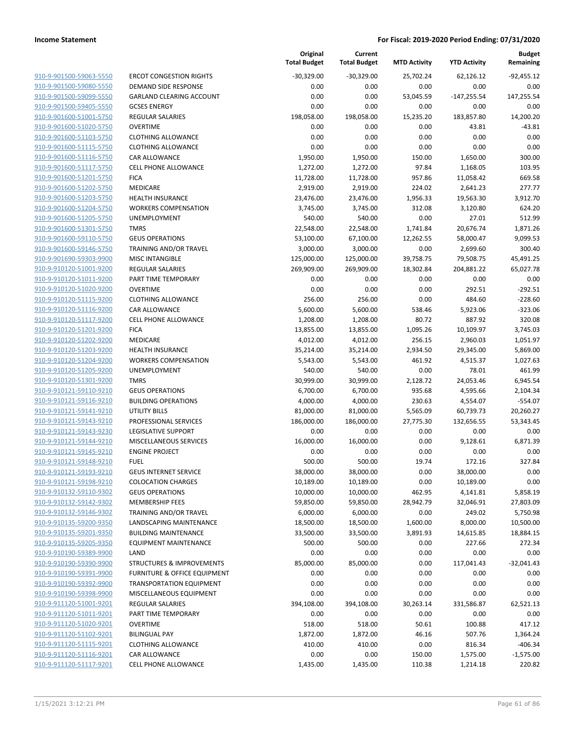| | | Original Total Budget | Current Total Budget | MTD Activity | YTD Activity | Budget Remaining |
|---|---|---|---|---|---|---|
| 910-9-901500-59063-5550 | ERCOT CONGESTION RIGHTS | -30,329.00 | -30,329.00 | 25,702.24 | 62,126.12 | -92,455.12 |
| 910-9-901500-59080-5550 | DEMAND SIDE RESPONSE | 0.00 | 0.00 | 0.00 | 0.00 | 0.00 |
| 910-9-901500-59099-5550 | GARLAND CLEARING ACCOUNT | 0.00 | 0.00 | 53,045.59 | -147,255.54 | 147,255.54 |
| 910-9-901500-59405-5550 | GCSES ENERGY | 0.00 | 0.00 | 0.00 | 0.00 | 0.00 |
| 910-9-901600-51001-5750 | REGULAR SALARIES | 198,058.00 | 198,058.00 | 15,235.20 | 183,857.80 | 14,200.20 |
| 910-9-901600-51020-5750 | OVERTIME | 0.00 | 0.00 | 0.00 | 43.81 | -43.81 |
| 910-9-901600-51103-5750 | CLOTHING ALLOWANCE | 0.00 | 0.00 | 0.00 | 0.00 | 0.00 |
| 910-9-901600-51115-5750 | CLOTHING ALLOWANCE | 0.00 | 0.00 | 0.00 | 0.00 | 0.00 |
| 910-9-901600-51116-5750 | CAR ALLOWANCE | 1,950.00 | 1,950.00 | 150.00 | 1,650.00 | 300.00 |
| 910-9-901600-51117-5750 | CELL PHONE ALLOWANCE | 1,272.00 | 1,272.00 | 97.84 | 1,168.05 | 103.95 |
| 910-9-901600-51201-5750 | FICA | 11,728.00 | 11,728.00 | 957.86 | 11,058.42 | 669.58 |
| 910-9-901600-51202-5750 | MEDICARE | 2,919.00 | 2,919.00 | 224.02 | 2,641.23 | 277.77 |
| 910-9-901600-51203-5750 | HEALTH INSURANCE | 23,476.00 | 23,476.00 | 1,956.33 | 19,563.30 | 3,912.70 |
| 910-9-901600-51204-5750 | WORKERS COMPENSATION | 3,745.00 | 3,745.00 | 312.08 | 3,120.80 | 624.20 |
| 910-9-901600-51205-5750 | UNEMPLOYMENT | 540.00 | 540.00 | 0.00 | 27.01 | 512.99 |
| 910-9-901600-51301-5750 | TMRS | 22,548.00 | 22,548.00 | 1,741.84 | 20,676.74 | 1,871.26 |
| 910-9-901600-59110-5750 | GEUS OPERATIONS | 53,100.00 | 67,100.00 | 12,262.55 | 58,000.47 | 9,099.53 |
| 910-9-901600-59146-5750 | TRAINING AND/OR TRAVEL | 3,000.00 | 3,000.00 | 0.00 | 2,699.60 | 300.40 |
| 910-9-901690-59303-9900 | MISC INTANGIBLE | 125,000.00 | 125,000.00 | 39,758.75 | 79,508.75 | 45,491.25 |
| 910-9-910120-51001-9200 | REGULAR SALARIES | 269,909.00 | 269,909.00 | 18,302.84 | 204,881.22 | 65,027.78 |
| 910-9-910120-51011-9200 | PART TIME TEMPORARY | 0.00 | 0.00 | 0.00 | 0.00 | 0.00 |
| 910-9-910120-51020-9200 | OVERTIME | 0.00 | 0.00 | 0.00 | 292.51 | -292.51 |
| 910-9-910120-51115-9200 | CLOTHING ALLOWANCE | 256.00 | 256.00 | 0.00 | 484.60 | -228.60 |
| 910-9-910120-51116-9200 | CAR ALLOWANCE | 5,600.00 | 5,600.00 | 538.46 | 5,923.06 | -323.06 |
| 910-9-910120-51117-9200 | CELL PHONE ALLOWANCE | 1,208.00 | 1,208.00 | 80.72 | 887.92 | 320.08 |
| 910-9-910120-51201-9200 | FICA | 13,855.00 | 13,855.00 | 1,095.26 | 10,109.97 | 3,745.03 |
| 910-9-910120-51202-9200 | MEDICARE | 4,012.00 | 4,012.00 | 256.15 | 2,960.03 | 1,051.97 |
| 910-9-910120-51203-9200 | HEALTH INSURANCE | 35,214.00 | 35,214.00 | 2,934.50 | 29,345.00 | 5,869.00 |
| 910-9-910120-51204-9200 | WORKERS COMPENSATION | 5,543.00 | 5,543.00 | 461.92 | 4,515.37 | 1,027.63 |
| 910-9-910120-51205-9200 | UNEMPLOYMENT | 540.00 | 540.00 | 0.00 | 78.01 | 461.99 |
| 910-9-910120-51301-9200 | TMRS | 30,999.00 | 30,999.00 | 2,128.72 | 24,053.46 | 6,945.54 |
| 910-9-910121-59110-9210 | GEUS OPERATIONS | 6,700.00 | 6,700.00 | 935.68 | 4,595.66 | 2,104.34 |
| 910-9-910121-59116-9210 | BUILDING OPERATIONS | 4,000.00 | 4,000.00 | 230.63 | 4,554.07 | -554.07 |
| 910-9-910121-59141-9210 | UTILITY BILLS | 81,000.00 | 81,000.00 | 5,565.09 | 60,739.73 | 20,260.27 |
| 910-9-910121-59143-9210 | PROFESSIONAL SERVICES | 186,000.00 | 186,000.00 | 27,775.30 | 132,656.55 | 53,343.45 |
| 910-9-910121-59143-9230 | LEGISLATIVE SUPPORT | 0.00 | 0.00 | 0.00 | 0.00 | 0.00 |
| 910-9-910121-59144-9210 | MISCELLANEOUS SERVICES | 16,000.00 | 16,000.00 | 0.00 | 9,128.61 | 6,871.39 |
| 910-9-910121-59145-9210 | ENGINE PROJECT | 0.00 | 0.00 | 0.00 | 0.00 | 0.00 |
| 910-9-910121-59148-9210 | FUEL | 500.00 | 500.00 | 19.74 | 172.16 | 327.84 |
| 910-9-910121-59193-9210 | GEUS INTERNET SERVICE | 38,000.00 | 38,000.00 | 0.00 | 38,000.00 | 0.00 |
| 910-9-910121-59198-9210 | COLOCATION CHARGES | 10,189.00 | 10,189.00 | 0.00 | 10,189.00 | 0.00 |
| 910-9-910132-59110-9302 | GEUS OPERATIONS | 10,000.00 | 10,000.00 | 462.95 | 4,141.81 | 5,858.19 |
| 910-9-910132-59142-9302 | MEMBERSHIP FEES | 59,850.00 | 59,850.00 | 28,942.79 | 32,046.91 | 27,803.09 |
| 910-9-910132-59146-9302 | TRAINING AND/OR TRAVEL | 6,000.00 | 6,000.00 | 0.00 | 249.02 | 5,750.98 |
| 910-9-910135-59200-9350 | LANDSCAPING MAINTENANCE | 18,500.00 | 18,500.00 | 1,600.00 | 8,000.00 | 10,500.00 |
| 910-9-910135-59201-9350 | BUILDING MAINTENANCE | 33,500.00 | 33,500.00 | 3,891.93 | 14,615.85 | 18,884.15 |
| 910-9-910135-59205-9350 | EQUIPMENT MAINTENANCE | 500.00 | 500.00 | 0.00 | 227.66 | 272.34 |
| 910-9-910190-59389-9900 | LAND | 0.00 | 0.00 | 0.00 | 0.00 | 0.00 |
| 910-9-910190-59390-9900 | STRUCTURES & IMPROVEMENTS | 85,000.00 | 85,000.00 | 0.00 | 117,041.43 | -32,041.43 |
| 910-9-910190-59391-9900 | FURNITURE & OFFICE EQUIPMENT | 0.00 | 0.00 | 0.00 | 0.00 | 0.00 |
| 910-9-910190-59392-9900 | TRANSPORTATION EQUIPMENT | 0.00 | 0.00 | 0.00 | 0.00 | 0.00 |
| 910-9-910190-59398-9900 | MISCELLANEOUS EQUIPMENT | 0.00 | 0.00 | 0.00 | 0.00 | 0.00 |
| 910-9-911120-51001-9201 | REGULAR SALARIES | 394,108.00 | 394,108.00 | 30,263.14 | 331,586.87 | 62,521.13 |
| 910-9-911120-51011-9201 | PART TIME TEMPORARY | 0.00 | 0.00 | 0.00 | 0.00 | 0.00 |
| 910-9-911120-51020-9201 | OVERTIME | 518.00 | 518.00 | 50.61 | 100.88 | 417.12 |
| 910-9-911120-51102-9201 | BILINGUAL PAY | 1,872.00 | 1,872.00 | 46.16 | 507.76 | 1,364.24 |
| 910-9-911120-51115-9201 | CLOTHING ALLOWANCE | 410.00 | 410.00 | 0.00 | 816.34 | -406.34 |
| 910-9-911120-51116-9201 | CAR ALLOWANCE | 0.00 | 0.00 | 150.00 | 1,575.00 | -1,575.00 |
| 910-9-911120-51117-9201 | CELL PHONE ALLOWANCE | 1,435.00 | 1,435.00 | 110.38 | 1,214.18 | 220.82 |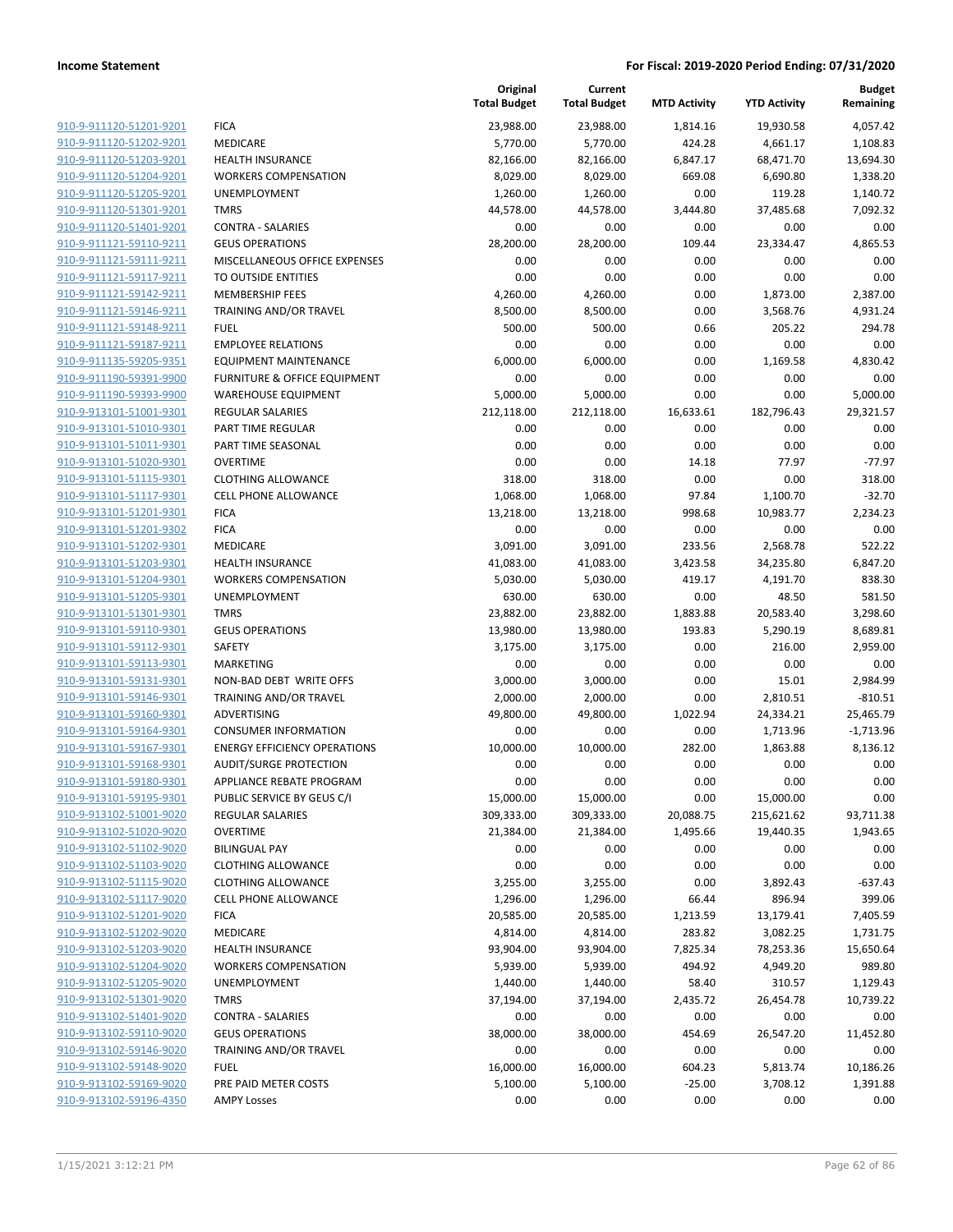| | | Original Total Budget | Current Total Budget | MTD Activity | YTD Activity | Budget Remaining |
|---|---|---|---|---|---|---|
| 910-9-911120-51201-9201 | FICA | 23,988.00 | 23,988.00 | 1,814.16 | 19,930.58 | 4,057.42 |
| 910-9-911120-51202-9201 | MEDICARE | 5,770.00 | 5,770.00 | 424.28 | 4,661.17 | 1,108.83 |
| 910-9-911120-51203-9201 | HEALTH INSURANCE | 82,166.00 | 82,166.00 | 6,847.17 | 68,471.70 | 13,694.30 |
| 910-9-911120-51204-9201 | WORKERS COMPENSATION | 8,029.00 | 8,029.00 | 669.08 | 6,690.80 | 1,338.20 |
| 910-9-911120-51205-9201 | UNEMPLOYMENT | 1,260.00 | 1,260.00 | 0.00 | 119.28 | 1,140.72 |
| 910-9-911120-51301-9201 | TMRS | 44,578.00 | 44,578.00 | 3,444.80 | 37,485.68 | 7,092.32 |
| 910-9-911120-51401-9201 | CONTRA - SALARIES | 0.00 | 0.00 | 0.00 | 0.00 | 0.00 |
| 910-9-911121-59110-9211 | GEUS OPERATIONS | 28,200.00 | 28,200.00 | 109.44 | 23,334.47 | 4,865.53 |
| 910-9-911121-59111-9211 | MISCELLANEOUS OFFICE EXPENSES | 0.00 | 0.00 | 0.00 | 0.00 | 0.00 |
| 910-9-911121-59117-9211 | TO OUTSIDE ENTITIES | 0.00 | 0.00 | 0.00 | 0.00 | 0.00 |
| 910-9-911121-59142-9211 | MEMBERSHIP FEES | 4,260.00 | 4,260.00 | 0.00 | 1,873.00 | 2,387.00 |
| 910-9-911121-59146-9211 | TRAINING AND/OR TRAVEL | 8,500.00 | 8,500.00 | 0.00 | 3,568.76 | 4,931.24 |
| 910-9-911121-59148-9211 | FUEL | 500.00 | 500.00 | 0.66 | 205.22 | 294.78 |
| 910-9-911121-59187-9211 | EMPLOYEE RELATIONS | 0.00 | 0.00 | 0.00 | 0.00 | 0.00 |
| 910-9-911135-59205-9351 | EQUIPMENT MAINTENANCE | 6,000.00 | 6,000.00 | 0.00 | 1,169.58 | 4,830.42 |
| 910-9-911190-59391-9900 | FURNITURE & OFFICE EQUIPMENT | 0.00 | 0.00 | 0.00 | 0.00 | 0.00 |
| 910-9-911190-59393-9900 | WAREHOUSE EQUIPMENT | 5,000.00 | 5,000.00 | 0.00 | 0.00 | 5,000.00 |
| 910-9-913101-51001-9301 | REGULAR SALARIES | 212,118.00 | 212,118.00 | 16,633.61 | 182,796.43 | 29,321.57 |
| 910-9-913101-51010-9301 | PART TIME REGULAR | 0.00 | 0.00 | 0.00 | 0.00 | 0.00 |
| 910-9-913101-51011-9301 | PART TIME SEASONAL | 0.00 | 0.00 | 0.00 | 0.00 | 0.00 |
| 910-9-913101-51020-9301 | OVERTIME | 0.00 | 0.00 | 14.18 | 77.97 | -77.97 |
| 910-9-913101-51115-9301 | CLOTHING ALLOWANCE | 318.00 | 318.00 | 0.00 | 0.00 | 318.00 |
| 910-9-913101-51117-9301 | CELL PHONE ALLOWANCE | 1,068.00 | 1,068.00 | 97.84 | 1,100.70 | -32.70 |
| 910-9-913101-51201-9301 | FICA | 13,218.00 | 13,218.00 | 998.68 | 10,983.77 | 2,234.23 |
| 910-9-913101-51201-9302 | FICA | 0.00 | 0.00 | 0.00 | 0.00 | 0.00 |
| 910-9-913101-51202-9301 | MEDICARE | 3,091.00 | 3,091.00 | 233.56 | 2,568.78 | 522.22 |
| 910-9-913101-51203-9301 | HEALTH INSURANCE | 41,083.00 | 41,083.00 | 3,423.58 | 34,235.80 | 6,847.20 |
| 910-9-913101-51204-9301 | WORKERS COMPENSATION | 5,030.00 | 5,030.00 | 419.17 | 4,191.70 | 838.30 |
| 910-9-913101-51205-9301 | UNEMPLOYMENT | 630.00 | 630.00 | 0.00 | 48.50 | 581.50 |
| 910-9-913101-51301-9301 | TMRS | 23,882.00 | 23,882.00 | 1,883.88 | 20,583.40 | 3,298.60 |
| 910-9-913101-59110-9301 | GEUS OPERATIONS | 13,980.00 | 13,980.00 | 193.83 | 5,290.19 | 8,689.81 |
| 910-9-913101-59112-9301 | SAFETY | 3,175.00 | 3,175.00 | 0.00 | 216.00 | 2,959.00 |
| 910-9-913101-59113-9301 | MARKETING | 0.00 | 0.00 | 0.00 | 0.00 | 0.00 |
| 910-9-913101-59131-9301 | NON-BAD DEBT WRITE OFFS | 3,000.00 | 3,000.00 | 0.00 | 15.01 | 2,984.99 |
| 910-9-913101-59146-9301 | TRAINING AND/OR TRAVEL | 2,000.00 | 2,000.00 | 0.00 | 2,810.51 | -810.51 |
| 910-9-913101-59160-9301 | ADVERTISING | 49,800.00 | 49,800.00 | 1,022.94 | 24,334.21 | 25,465.79 |
| 910-9-913101-59164-9301 | CONSUMER INFORMATION | 0.00 | 0.00 | 0.00 | 1,713.96 | -1,713.96 |
| 910-9-913101-59167-9301 | ENERGY EFFICIENCY OPERATIONS | 10,000.00 | 10,000.00 | 282.00 | 1,863.88 | 8,136.12 |
| 910-9-913101-59168-9301 | AUDIT/SURGE PROTECTION | 0.00 | 0.00 | 0.00 | 0.00 | 0.00 |
| 910-9-913101-59180-9301 | APPLIANCE REBATE PROGRAM | 0.00 | 0.00 | 0.00 | 0.00 | 0.00 |
| 910-9-913101-59195-9301 | PUBLIC SERVICE BY GEUS C/I | 15,000.00 | 15,000.00 | 0.00 | 15,000.00 | 0.00 |
| 910-9-913102-51001-9020 | REGULAR SALARIES | 309,333.00 | 309,333.00 | 20,088.75 | 215,621.62 | 93,711.38 |
| 910-9-913102-51020-9020 | OVERTIME | 21,384.00 | 21,384.00 | 1,495.66 | 19,440.35 | 1,943.65 |
| 910-9-913102-51102-9020 | BILINGUAL PAY | 0.00 | 0.00 | 0.00 | 0.00 | 0.00 |
| 910-9-913102-51103-9020 | CLOTHING ALLOWANCE | 0.00 | 0.00 | 0.00 | 0.00 | 0.00 |
| 910-9-913102-51115-9020 | CLOTHING ALLOWANCE | 3,255.00 | 3,255.00 | 0.00 | 3,892.43 | -637.43 |
| 910-9-913102-51117-9020 | CELL PHONE ALLOWANCE | 1,296.00 | 1,296.00 | 66.44 | 896.94 | 399.06 |
| 910-9-913102-51201-9020 | FICA | 20,585.00 | 20,585.00 | 1,213.59 | 13,179.41 | 7,405.59 |
| 910-9-913102-51202-9020 | MEDICARE | 4,814.00 | 4,814.00 | 283.82 | 3,082.25 | 1,731.75 |
| 910-9-913102-51203-9020 | HEALTH INSURANCE | 93,904.00 | 93,904.00 | 7,825.34 | 78,253.36 | 15,650.64 |
| 910-9-913102-51204-9020 | WORKERS COMPENSATION | 5,939.00 | 5,939.00 | 494.92 | 4,949.20 | 989.80 |
| 910-9-913102-51205-9020 | UNEMPLOYMENT | 1,440.00 | 1,440.00 | 58.40 | 310.57 | 1,129.43 |
| 910-9-913102-51301-9020 | TMRS | 37,194.00 | 37,194.00 | 2,435.72 | 26,454.78 | 10,739.22 |
| 910-9-913102-51401-9020 | CONTRA - SALARIES | 0.00 | 0.00 | 0.00 | 0.00 | 0.00 |
| 910-9-913102-59110-9020 | GEUS OPERATIONS | 38,000.00 | 38,000.00 | 454.69 | 26,547.20 | 11,452.80 |
| 910-9-913102-59146-9020 | TRAINING AND/OR TRAVEL | 0.00 | 0.00 | 0.00 | 0.00 | 0.00 |
| 910-9-913102-59148-9020 | FUEL | 16,000.00 | 16,000.00 | 604.23 | 5,813.74 | 10,186.26 |
| 910-9-913102-59169-9020 | PRE PAID METER COSTS | 5,100.00 | 5,100.00 | -25.00 | 3,708.12 | 1,391.88 |
| 910-9-913102-59196-4350 | AMPY Losses | 0.00 | 0.00 | 0.00 | 0.00 | 0.00 |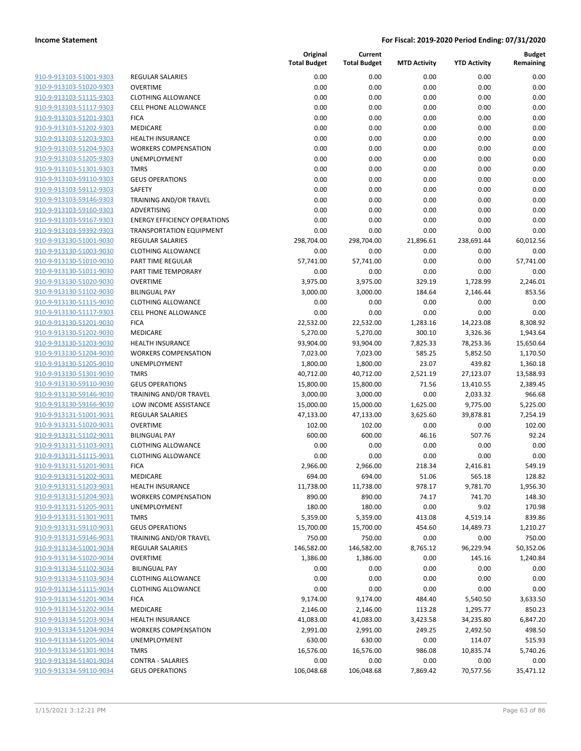**Income Statement** — **For Fiscal: 2019-2020 Period Ending: 07/31/2020**

| | | Original Total Budget | Current Total Budget | MTD Activity | YTD Activity | Budget Remaining |
|---|---|---|---|---|---|---|
| 910-9-913103-51001-9303 | REGULAR SALARIES | 0.00 | 0.00 | 0.00 | 0.00 | 0.00 |
| 910-9-913103-51020-9303 | OVERTIME | 0.00 | 0.00 | 0.00 | 0.00 | 0.00 |
| 910-9-913103-51115-9303 | CLOTHING ALLOWANCE | 0.00 | 0.00 | 0.00 | 0.00 | 0.00 |
| 910-9-913103-51117-9303 | CELL PHONE ALLOWANCE | 0.00 | 0.00 | 0.00 | 0.00 | 0.00 |
| 910-9-913103-51201-9303 | FICA | 0.00 | 0.00 | 0.00 | 0.00 | 0.00 |
| 910-9-913103-51202-9303 | MEDICARE | 0.00 | 0.00 | 0.00 | 0.00 | 0.00 |
| 910-9-913103-51203-9303 | HEALTH INSURANCE | 0.00 | 0.00 | 0.00 | 0.00 | 0.00 |
| 910-9-913103-51204-9303 | WORKERS COMPENSATION | 0.00 | 0.00 | 0.00 | 0.00 | 0.00 |
| 910-9-913103-51205-9303 | UNEMPLOYMENT | 0.00 | 0.00 | 0.00 | 0.00 | 0.00 |
| 910-9-913103-51301-9303 | TMRS | 0.00 | 0.00 | 0.00 | 0.00 | 0.00 |
| 910-9-913103-59110-9303 | GEUS OPERATIONS | 0.00 | 0.00 | 0.00 | 0.00 | 0.00 |
| 910-9-913103-59112-9303 | SAFETY | 0.00 | 0.00 | 0.00 | 0.00 | 0.00 |
| 910-9-913103-59146-9303 | TRAINING AND/OR TRAVEL | 0.00 | 0.00 | 0.00 | 0.00 | 0.00 |
| 910-9-913103-59160-9303 | ADVERTISING | 0.00 | 0.00 | 0.00 | 0.00 | 0.00 |
| 910-9-913103-59167-9303 | ENERGY EFFICIENCY OPERATIONS | 0.00 | 0.00 | 0.00 | 0.00 | 0.00 |
| 910-9-913103-59392-9303 | TRANSPORTATION EQUIPMENT | 0.00 | 0.00 | 0.00 | 0.00 | 0.00 |
| 910-9-913130-51001-9030 | REGULAR SALARIES | 298,704.00 | 298,704.00 | 21,896.61 | 238,691.44 | 60,012.56 |
| 910-9-913130-51003-9030 | CLOTHING ALLOWANCE | 0.00 | 0.00 | 0.00 | 0.00 | 0.00 |
| 910-9-913130-51010-9030 | PART TIME REGULAR | 57,741.00 | 57,741.00 | 0.00 | 0.00 | 57,741.00 |
| 910-9-913130-51011-9030 | PART TIME TEMPORARY | 0.00 | 0.00 | 0.00 | 0.00 | 0.00 |
| 910-9-913130-51020-9030 | OVERTIME | 3,975.00 | 3,975.00 | 329.19 | 1,728.99 | 2,246.01 |
| 910-9-913130-51102-9030 | BILINGUAL PAY | 3,000.00 | 3,000.00 | 184.64 | 2,146.44 | 853.56 |
| 910-9-913130-51115-9030 | CLOTHING ALLOWANCE | 0.00 | 0.00 | 0.00 | 0.00 | 0.00 |
| 910-9-913130-51117-9303 | CELL PHONE ALLOWANCE | 0.00 | 0.00 | 0.00 | 0.00 | 0.00 |
| 910-9-913130-51201-9030 | FICA | 22,532.00 | 22,532.00 | 1,283.16 | 14,223.08 | 8,308.92 |
| 910-9-913130-51202-9030 | MEDICARE | 5,270.00 | 5,270.00 | 300.10 | 3,326.36 | 1,943.64 |
| 910-9-913130-51203-9030 | HEALTH INSURANCE | 93,904.00 | 93,904.00 | 7,825.33 | 78,253.36 | 15,650.64 |
| 910-9-913130-51204-9030 | WORKERS COMPENSATION | 7,023.00 | 7,023.00 | 585.25 | 5,852.50 | 1,170.50 |
| 910-9-913130-51205-9030 | UNEMPLOYMENT | 1,800.00 | 1,800.00 | 23.07 | 439.82 | 1,360.18 |
| 910-9-913130-51301-9030 | TMRS | 40,712.00 | 40,712.00 | 2,521.19 | 27,123.07 | 13,588.93 |
| 910-9-913130-59110-9030 | GEUS OPERATIONS | 15,800.00 | 15,800.00 | 71.56 | 13,410.55 | 2,389.45 |
| 910-9-913130-59146-9030 | TRAINING AND/OR TRAVEL | 3,000.00 | 3,000.00 | 0.00 | 2,033.32 | 966.68 |
| 910-9-913130-59166-9030 | LOW INCOME ASSISTANCE | 15,000.00 | 15,000.00 | 1,625.00 | 9,775.00 | 5,225.00 |
| 910-9-913131-51001-9031 | REGULAR SALARIES | 47,133.00 | 47,133.00 | 3,625.60 | 39,878.81 | 7,254.19 |
| 910-9-913131-51020-9031 | OVERTIME | 102.00 | 102.00 | 0.00 | 0.00 | 102.00 |
| 910-9-913131-51102-9031 | BILINGUAL PAY | 600.00 | 600.00 | 46.16 | 507.76 | 92.24 |
| 910-9-913131-51103-9031 | CLOTHING ALLOWANCE | 0.00 | 0.00 | 0.00 | 0.00 | 0.00 |
| 910-9-913131-51115-9031 | CLOTHING ALLOWANCE | 0.00 | 0.00 | 0.00 | 0.00 | 0.00 |
| 910-9-913131-51201-9031 | FICA | 2,966.00 | 2,966.00 | 218.34 | 2,416.81 | 549.19 |
| 910-9-913131-51202-9031 | MEDICARE | 694.00 | 694.00 | 51.06 | 565.18 | 128.82 |
| 910-9-913131-51203-9031 | HEALTH INSURANCE | 11,738.00 | 11,738.00 | 978.17 | 9,781.70 | 1,956.30 |
| 910-9-913131-51204-9031 | WORKERS COMPENSATION | 890.00 | 890.00 | 74.17 | 741.70 | 148.30 |
| 910-9-913131-51205-9031 | UNEMPLOYMENT | 180.00 | 180.00 | 0.00 | 9.02 | 170.98 |
| 910-9-913131-51301-9031 | TMRS | 5,359.00 | 5,359.00 | 413.08 | 4,519.14 | 839.86 |
| 910-9-913131-59110-9031 | GEUS OPERATIONS | 15,700.00 | 15,700.00 | 454.60 | 14,489.73 | 1,210.27 |
| 910-9-913131-59146-9031 | TRAINING AND/OR TRAVEL | 750.00 | 750.00 | 0.00 | 0.00 | 750.00 |
| 910-9-913134-51001-9034 | REGULAR SALARIES | 146,582.00 | 146,582.00 | 8,765.12 | 96,229.94 | 50,352.06 |
| 910-9-913134-51020-9034 | OVERTIME | 1,386.00 | 1,386.00 | 0.00 | 145.16 | 1,240.84 |
| 910-9-913134-51102-9034 | BILINGUAL PAY | 0.00 | 0.00 | 0.00 | 0.00 | 0.00 |
| 910-9-913134-51103-9034 | CLOTHING ALLOWANCE | 0.00 | 0.00 | 0.00 | 0.00 | 0.00 |
| 910-9-913134-51115-9034 | CLOTHING ALLOWANCE | 0.00 | 0.00 | 0.00 | 0.00 | 0.00 |
| 910-9-913134-51201-9034 | FICA | 9,174.00 | 9,174.00 | 484.40 | 5,540.50 | 3,633.50 |
| 910-9-913134-51202-9034 | MEDICARE | 2,146.00 | 2,146.00 | 113.28 | 1,295.77 | 850.23 |
| 910-9-913134-51203-9034 | HEALTH INSURANCE | 41,083.00 | 41,083.00 | 3,423.58 | 34,235.80 | 6,847.20 |
| 910-9-913134-51204-9034 | WORKERS COMPENSATION | 2,991.00 | 2,991.00 | 249.25 | 2,492.50 | 498.50 |
| 910-9-913134-51205-9034 | UNEMPLOYMENT | 630.00 | 630.00 | 0.00 | 114.07 | 515.93 |
| 910-9-913134-51301-9034 | TMRS | 16,576.00 | 16,576.00 | 986.08 | 10,835.74 | 5,740.26 |
| 910-9-913134-51401-9034 | CONTRA - SALARIES | 0.00 | 0.00 | 0.00 | 0.00 | 0.00 |
| 910-9-913134-59110-9034 | GEUS OPERATIONS | 106,048.68 | 106,048.68 | 7,869.42 | 70,577.56 | 35,471.12 |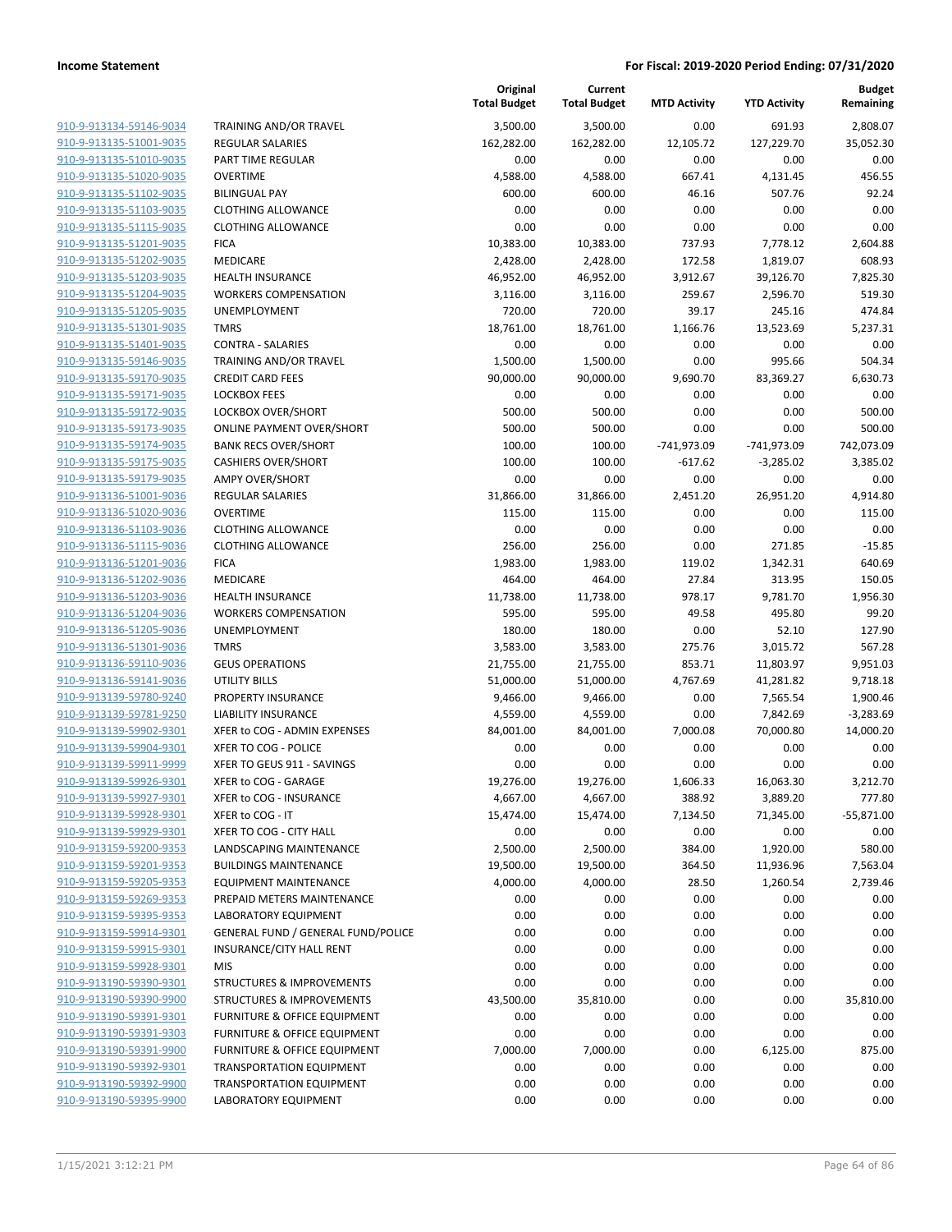| | | Original Total Budget | Current Total Budget | MTD Activity | YTD Activity | Budget Remaining |
|---|---|---|---|---|---|---|
| 910-9-913134-59146-9034 | TRAINING AND/OR TRAVEL | 3,500.00 | 3,500.00 | 0.00 | 691.93 | 2,808.07 |
| 910-9-913135-51001-9035 | REGULAR SALARIES | 162,282.00 | 162,282.00 | 12,105.72 | 127,229.70 | 35,052.30 |
| 910-9-913135-51010-9035 | PART TIME REGULAR | 0.00 | 0.00 | 0.00 | 0.00 | 0.00 |
| 910-9-913135-51020-9035 | OVERTIME | 4,588.00 | 4,588.00 | 667.41 | 4,131.45 | 456.55 |
| 910-9-913135-51102-9035 | BILINGUAL PAY | 600.00 | 600.00 | 46.16 | 507.76 | 92.24 |
| 910-9-913135-51103-9035 | CLOTHING ALLOWANCE | 0.00 | 0.00 | 0.00 | 0.00 | 0.00 |
| 910-9-913135-51115-9035 | CLOTHING ALLOWANCE | 0.00 | 0.00 | 0.00 | 0.00 | 0.00 |
| 910-9-913135-51201-9035 | FICA | 10,383.00 | 10,383.00 | 737.93 | 7,778.12 | 2,604.88 |
| 910-9-913135-51202-9035 | MEDICARE | 2,428.00 | 2,428.00 | 172.58 | 1,819.07 | 608.93 |
| 910-9-913135-51203-9035 | HEALTH INSURANCE | 46,952.00 | 46,952.00 | 3,912.67 | 39,126.70 | 7,825.30 |
| 910-9-913135-51204-9035 | WORKERS COMPENSATION | 3,116.00 | 3,116.00 | 259.67 | 2,596.70 | 519.30 |
| 910-9-913135-51205-9035 | UNEMPLOYMENT | 720.00 | 720.00 | 39.17 | 245.16 | 474.84 |
| 910-9-913135-51301-9035 | TMRS | 18,761.00 | 18,761.00 | 1,166.76 | 13,523.69 | 5,237.31 |
| 910-9-913135-51401-9035 | CONTRA - SALARIES | 0.00 | 0.00 | 0.00 | 0.00 | 0.00 |
| 910-9-913135-59146-9035 | TRAINING AND/OR TRAVEL | 1,500.00 | 1,500.00 | 0.00 | 995.66 | 504.34 |
| 910-9-913135-59170-9035 | CREDIT CARD FEES | 90,000.00 | 90,000.00 | 9,690.70 | 83,369.27 | 6,630.73 |
| 910-9-913135-59171-9035 | LOCKBOX FEES | 0.00 | 0.00 | 0.00 | 0.00 | 0.00 |
| 910-9-913135-59172-9035 | LOCKBOX OVER/SHORT | 500.00 | 500.00 | 0.00 | 0.00 | 500.00 |
| 910-9-913135-59173-9035 | ONLINE PAYMENT OVER/SHORT | 500.00 | 500.00 | 0.00 | 0.00 | 500.00 |
| 910-9-913135-59174-9035 | BANK RECS OVER/SHORT | 100.00 | 100.00 | -741,973.09 | -741,973.09 | 742,073.09 |
| 910-9-913135-59175-9035 | CASHIERS OVER/SHORT | 100.00 | 100.00 | -617.62 | -3,285.02 | 3,385.02 |
| 910-9-913135-59179-9035 | AMPY OVER/SHORT | 0.00 | 0.00 | 0.00 | 0.00 | 0.00 |
| 910-9-913136-51001-9036 | REGULAR SALARIES | 31,866.00 | 31,866.00 | 2,451.20 | 26,951.20 | 4,914.80 |
| 910-9-913136-51020-9036 | OVERTIME | 115.00 | 115.00 | 0.00 | 0.00 | 115.00 |
| 910-9-913136-51103-9036 | CLOTHING ALLOWANCE | 0.00 | 0.00 | 0.00 | 0.00 | 0.00 |
| 910-9-913136-51115-9036 | CLOTHING ALLOWANCE | 256.00 | 256.00 | 0.00 | 271.85 | -15.85 |
| 910-9-913136-51201-9036 | FICA | 1,983.00 | 1,983.00 | 119.02 | 1,342.31 | 640.69 |
| 910-9-913136-51202-9036 | MEDICARE | 464.00 | 464.00 | 27.84 | 313.95 | 150.05 |
| 910-9-913136-51203-9036 | HEALTH INSURANCE | 11,738.00 | 11,738.00 | 978.17 | 9,781.70 | 1,956.30 |
| 910-9-913136-51204-9036 | WORKERS COMPENSATION | 595.00 | 595.00 | 49.58 | 495.80 | 99.20 |
| 910-9-913136-51205-9036 | UNEMPLOYMENT | 180.00 | 180.00 | 0.00 | 52.10 | 127.90 |
| 910-9-913136-51301-9036 | TMRS | 3,583.00 | 3,583.00 | 275.76 | 3,015.72 | 567.28 |
| 910-9-913136-59110-9036 | GEUS OPERATIONS | 21,755.00 | 21,755.00 | 853.71 | 11,803.97 | 9,951.03 |
| 910-9-913136-59141-9036 | UTILITY BILLS | 51,000.00 | 51,000.00 | 4,767.69 | 41,281.82 | 9,718.18 |
| 910-9-913139-59780-9240 | PROPERTY INSURANCE | 9,466.00 | 9,466.00 | 0.00 | 7,565.54 | 1,900.46 |
| 910-9-913139-59781-9250 | LIABILITY INSURANCE | 4,559.00 | 4,559.00 | 0.00 | 7,842.69 | -3,283.69 |
| 910-9-913139-59902-9301 | XFER to COG - ADMIN EXPENSES | 84,001.00 | 84,001.00 | 7,000.08 | 70,000.80 | 14,000.20 |
| 910-9-913139-59904-9301 | XFER TO COG - POLICE | 0.00 | 0.00 | 0.00 | 0.00 | 0.00 |
| 910-9-913139-59911-9999 | XFER TO GEUS 911 - SAVINGS | 0.00 | 0.00 | 0.00 | 0.00 | 0.00 |
| 910-9-913139-59926-9301 | XFER to COG - GARAGE | 19,276.00 | 19,276.00 | 1,606.33 | 16,063.30 | 3,212.70 |
| 910-9-913139-59927-9301 | XFER to COG - INSURANCE | 4,667.00 | 4,667.00 | 388.92 | 3,889.20 | 777.80 |
| 910-9-913139-59928-9301 | XFER to COG - IT | 15,474.00 | 15,474.00 | 7,134.50 | 71,345.00 | -55,871.00 |
| 910-9-913139-59929-9301 | XFER TO COG - CITY HALL | 0.00 | 0.00 | 0.00 | 0.00 | 0.00 |
| 910-9-913159-59200-9353 | LANDSCAPING MAINTENANCE | 2,500.00 | 2,500.00 | 384.00 | 1,920.00 | 580.00 |
| 910-9-913159-59201-9353 | BUILDINGS MAINTENANCE | 19,500.00 | 19,500.00 | 364.50 | 11,936.96 | 7,563.04 |
| 910-9-913159-59205-9353 | EQUIPMENT MAINTENANCE | 4,000.00 | 4,000.00 | 28.50 | 1,260.54 | 2,739.46 |
| 910-9-913159-59269-9353 | PREPAID METERS MAINTENANCE | 0.00 | 0.00 | 0.00 | 0.00 | 0.00 |
| 910-9-913159-59395-9353 | LABORATORY EQUIPMENT | 0.00 | 0.00 | 0.00 | 0.00 | 0.00 |
| 910-9-913159-59914-9301 | GENERAL FUND / GENERAL FUND/POLICE | 0.00 | 0.00 | 0.00 | 0.00 | 0.00 |
| 910-9-913159-59915-9301 | INSURANCE/CITY HALL RENT | 0.00 | 0.00 | 0.00 | 0.00 | 0.00 |
| 910-9-913159-59928-9301 | MIS | 0.00 | 0.00 | 0.00 | 0.00 | 0.00 |
| 910-9-913190-59390-9301 | STRUCTURES & IMPROVEMENTS | 0.00 | 0.00 | 0.00 | 0.00 | 0.00 |
| 910-9-913190-59390-9900 | STRUCTURES & IMPROVEMENTS | 43,500.00 | 35,810.00 | 0.00 | 0.00 | 35,810.00 |
| 910-9-913190-59391-9301 | FURNITURE & OFFICE EQUIPMENT | 0.00 | 0.00 | 0.00 | 0.00 | 0.00 |
| 910-9-913190-59391-9303 | FURNITURE & OFFICE EQUIPMENT | 0.00 | 0.00 | 0.00 | 0.00 | 0.00 |
| 910-9-913190-59391-9900 | FURNITURE & OFFICE EQUIPMENT | 7,000.00 | 7,000.00 | 0.00 | 6,125.00 | 875.00 |
| 910-9-913190-59392-9301 | TRANSPORTATION EQUIPMENT | 0.00 | 0.00 | 0.00 | 0.00 | 0.00 |
| 910-9-913190-59392-9900 | TRANSPORTATION EQUIPMENT | 0.00 | 0.00 | 0.00 | 0.00 | 0.00 |
| 910-9-913190-59395-9900 | LABORATORY EQUIPMENT | 0.00 | 0.00 | 0.00 | 0.00 | 0.00 |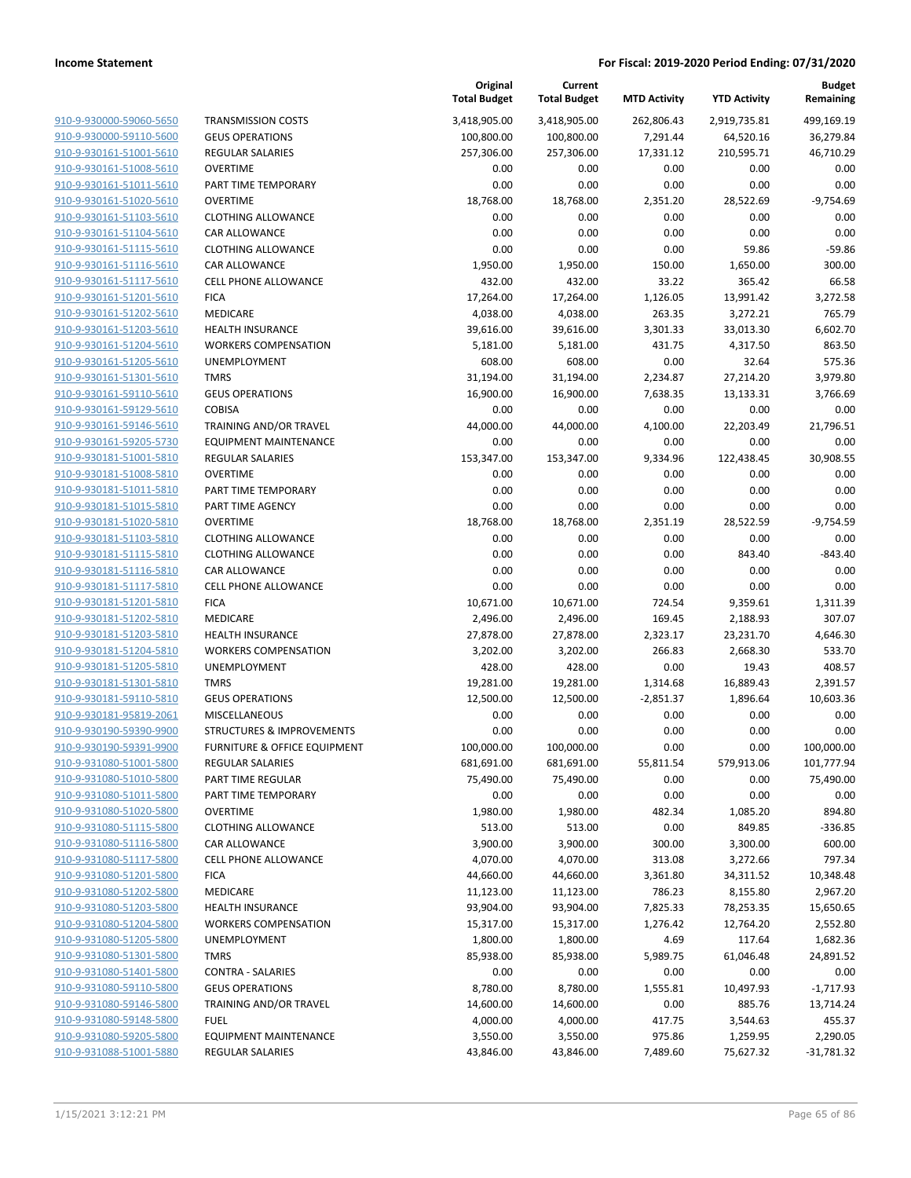| | | Original Total Budget | Current Total Budget | MTD Activity | YTD Activity | Budget Remaining |
|---|---|---|---|---|---|---|
| 910-9-930000-59060-5650 | TRANSMISSION COSTS | 3,418,905.00 | 3,418,905.00 | 262,806.43 | 2,919,735.81 | 499,169.19 |
| 910-9-930000-59110-5600 | GEUS OPERATIONS | 100,800.00 | 100,800.00 | 7,291.44 | 64,520.16 | 36,279.84 |
| 910-9-930161-51001-5610 | REGULAR SALARIES | 257,306.00 | 257,306.00 | 17,331.12 | 210,595.71 | 46,710.29 |
| 910-9-930161-51008-5610 | OVERTIME | 0.00 | 0.00 | 0.00 | 0.00 | 0.00 |
| 910-9-930161-51011-5610 | PART TIME TEMPORARY | 0.00 | 0.00 | 0.00 | 0.00 | 0.00 |
| 910-9-930161-51020-5610 | OVERTIME | 18,768.00 | 18,768.00 | 2,351.20 | 28,522.69 | -9,754.69 |
| 910-9-930161-51103-5610 | CLOTHING ALLOWANCE | 0.00 | 0.00 | 0.00 | 0.00 | 0.00 |
| 910-9-930161-51104-5610 | CAR ALLOWANCE | 0.00 | 0.00 | 0.00 | 0.00 | 0.00 |
| 910-9-930161-51115-5610 | CLOTHING ALLOWANCE | 0.00 | 0.00 | 0.00 | 59.86 | -59.86 |
| 910-9-930161-51116-5610 | CAR ALLOWANCE | 1,950.00 | 1,950.00 | 150.00 | 1,650.00 | 300.00 |
| 910-9-930161-51117-5610 | CELL PHONE ALLOWANCE | 432.00 | 432.00 | 33.22 | 365.42 | 66.58 |
| 910-9-930161-51201-5610 | FICA | 17,264.00 | 17,264.00 | 1,126.05 | 13,991.42 | 3,272.58 |
| 910-9-930161-51202-5610 | MEDICARE | 4,038.00 | 4,038.00 | 263.35 | 3,272.21 | 765.79 |
| 910-9-930161-51203-5610 | HEALTH INSURANCE | 39,616.00 | 39,616.00 | 3,301.33 | 33,013.30 | 6,602.70 |
| 910-9-930161-51204-5610 | WORKERS COMPENSATION | 5,181.00 | 5,181.00 | 431.75 | 4,317.50 | 863.50 |
| 910-9-930161-51205-5610 | UNEMPLOYMENT | 608.00 | 608.00 | 0.00 | 32.64 | 575.36 |
| 910-9-930161-51301-5610 | TMRS | 31,194.00 | 31,194.00 | 2,234.87 | 27,214.20 | 3,979.80 |
| 910-9-930161-59110-5610 | GEUS OPERATIONS | 16,900.00 | 16,900.00 | 7,638.35 | 13,133.31 | 3,766.69 |
| 910-9-930161-59129-5610 | COBISA | 0.00 | 0.00 | 0.00 | 0.00 | 0.00 |
| 910-9-930161-59146-5610 | TRAINING AND/OR TRAVEL | 44,000.00 | 44,000.00 | 4,100.00 | 22,203.49 | 21,796.51 |
| 910-9-930161-59205-5730 | EQUIPMENT MAINTENANCE | 0.00 | 0.00 | 0.00 | 0.00 | 0.00 |
| 910-9-930181-51001-5810 | REGULAR SALARIES | 153,347.00 | 153,347.00 | 9,334.96 | 122,438.45 | 30,908.55 |
| 910-9-930181-51008-5810 | OVERTIME | 0.00 | 0.00 | 0.00 | 0.00 | 0.00 |
| 910-9-930181-51011-5810 | PART TIME TEMPORARY | 0.00 | 0.00 | 0.00 | 0.00 | 0.00 |
| 910-9-930181-51015-5810 | PART TIME AGENCY | 0.00 | 0.00 | 0.00 | 0.00 | 0.00 |
| 910-9-930181-51020-5810 | OVERTIME | 18,768.00 | 18,768.00 | 2,351.19 | 28,522.59 | -9,754.59 |
| 910-9-930181-51103-5810 | CLOTHING ALLOWANCE | 0.00 | 0.00 | 0.00 | 0.00 | 0.00 |
| 910-9-930181-51115-5810 | CLOTHING ALLOWANCE | 0.00 | 0.00 | 0.00 | 843.40 | -843.40 |
| 910-9-930181-51116-5810 | CAR ALLOWANCE | 0.00 | 0.00 | 0.00 | 0.00 | 0.00 |
| 910-9-930181-51117-5810 | CELL PHONE ALLOWANCE | 0.00 | 0.00 | 0.00 | 0.00 | 0.00 |
| 910-9-930181-51201-5810 | FICA | 10,671.00 | 10,671.00 | 724.54 | 9,359.61 | 1,311.39 |
| 910-9-930181-51202-5810 | MEDICARE | 2,496.00 | 2,496.00 | 169.45 | 2,188.93 | 307.07 |
| 910-9-930181-51203-5810 | HEALTH INSURANCE | 27,878.00 | 27,878.00 | 2,323.17 | 23,231.70 | 4,646.30 |
| 910-9-930181-51204-5810 | WORKERS COMPENSATION | 3,202.00 | 3,202.00 | 266.83 | 2,668.30 | 533.70 |
| 910-9-930181-51205-5810 | UNEMPLOYMENT | 428.00 | 428.00 | 0.00 | 19.43 | 408.57 |
| 910-9-930181-51301-5810 | TMRS | 19,281.00 | 19,281.00 | 1,314.68 | 16,889.43 | 2,391.57 |
| 910-9-930181-59110-5810 | GEUS OPERATIONS | 12,500.00 | 12,500.00 | -2,851.37 | 1,896.64 | 10,603.36 |
| 910-9-930181-95819-2061 | MISCELLANEOUS | 0.00 | 0.00 | 0.00 | 0.00 | 0.00 |
| 910-9-930190-59390-9900 | STRUCTURES & IMPROVEMENTS | 0.00 | 0.00 | 0.00 | 0.00 | 0.00 |
| 910-9-930190-59391-9900 | FURNITURE & OFFICE EQUIPMENT | 100,000.00 | 100,000.00 | 0.00 | 0.00 | 100,000.00 |
| 910-9-931080-51001-5800 | REGULAR SALARIES | 681,691.00 | 681,691.00 | 55,811.54 | 579,913.06 | 101,777.94 |
| 910-9-931080-51010-5800 | PART TIME REGULAR | 75,490.00 | 75,490.00 | 0.00 | 0.00 | 75,490.00 |
| 910-9-931080-51011-5800 | PART TIME TEMPORARY | 0.00 | 0.00 | 0.00 | 0.00 | 0.00 |
| 910-9-931080-51020-5800 | OVERTIME | 1,980.00 | 1,980.00 | 482.34 | 1,085.20 | 894.80 |
| 910-9-931080-51115-5800 | CLOTHING ALLOWANCE | 513.00 | 513.00 | 0.00 | 849.85 | -336.85 |
| 910-9-931080-51116-5800 | CAR ALLOWANCE | 3,900.00 | 3,900.00 | 300.00 | 3,300.00 | 600.00 |
| 910-9-931080-51117-5800 | CELL PHONE ALLOWANCE | 4,070.00 | 4,070.00 | 313.08 | 3,272.66 | 797.34 |
| 910-9-931080-51201-5800 | FICA | 44,660.00 | 44,660.00 | 3,361.80 | 34,311.52 | 10,348.48 |
| 910-9-931080-51202-5800 | MEDICARE | 11,123.00 | 11,123.00 | 786.23 | 8,155.80 | 2,967.20 |
| 910-9-931080-51203-5800 | HEALTH INSURANCE | 93,904.00 | 93,904.00 | 7,825.33 | 78,253.35 | 15,650.65 |
| 910-9-931080-51204-5800 | WORKERS COMPENSATION | 15,317.00 | 15,317.00 | 1,276.42 | 12,764.20 | 2,552.80 |
| 910-9-931080-51205-5800 | UNEMPLOYMENT | 1,800.00 | 1,800.00 | 4.69 | 117.64 | 1,682.36 |
| 910-9-931080-51301-5800 | TMRS | 85,938.00 | 85,938.00 | 5,989.75 | 61,046.48 | 24,891.52 |
| 910-9-931080-51401-5800 | CONTRA - SALARIES | 0.00 | 0.00 | 0.00 | 0.00 | 0.00 |
| 910-9-931080-59110-5800 | GEUS OPERATIONS | 8,780.00 | 8,780.00 | 1,555.81 | 10,497.93 | -1,717.93 |
| 910-9-931080-59146-5800 | TRAINING AND/OR TRAVEL | 14,600.00 | 14,600.00 | 0.00 | 885.76 | 13,714.24 |
| 910-9-931080-59148-5800 | FUEL | 4,000.00 | 4,000.00 | 417.75 | 3,544.63 | 455.37 |
| 910-9-931080-59205-5800 | EQUIPMENT MAINTENANCE | 3,550.00 | 3,550.00 | 975.86 | 1,259.95 | 2,290.05 |
| 910-9-931088-51001-5880 | REGULAR SALARIES | 43,846.00 | 43,846.00 | 7,489.60 | 75,627.32 | -31,781.32 |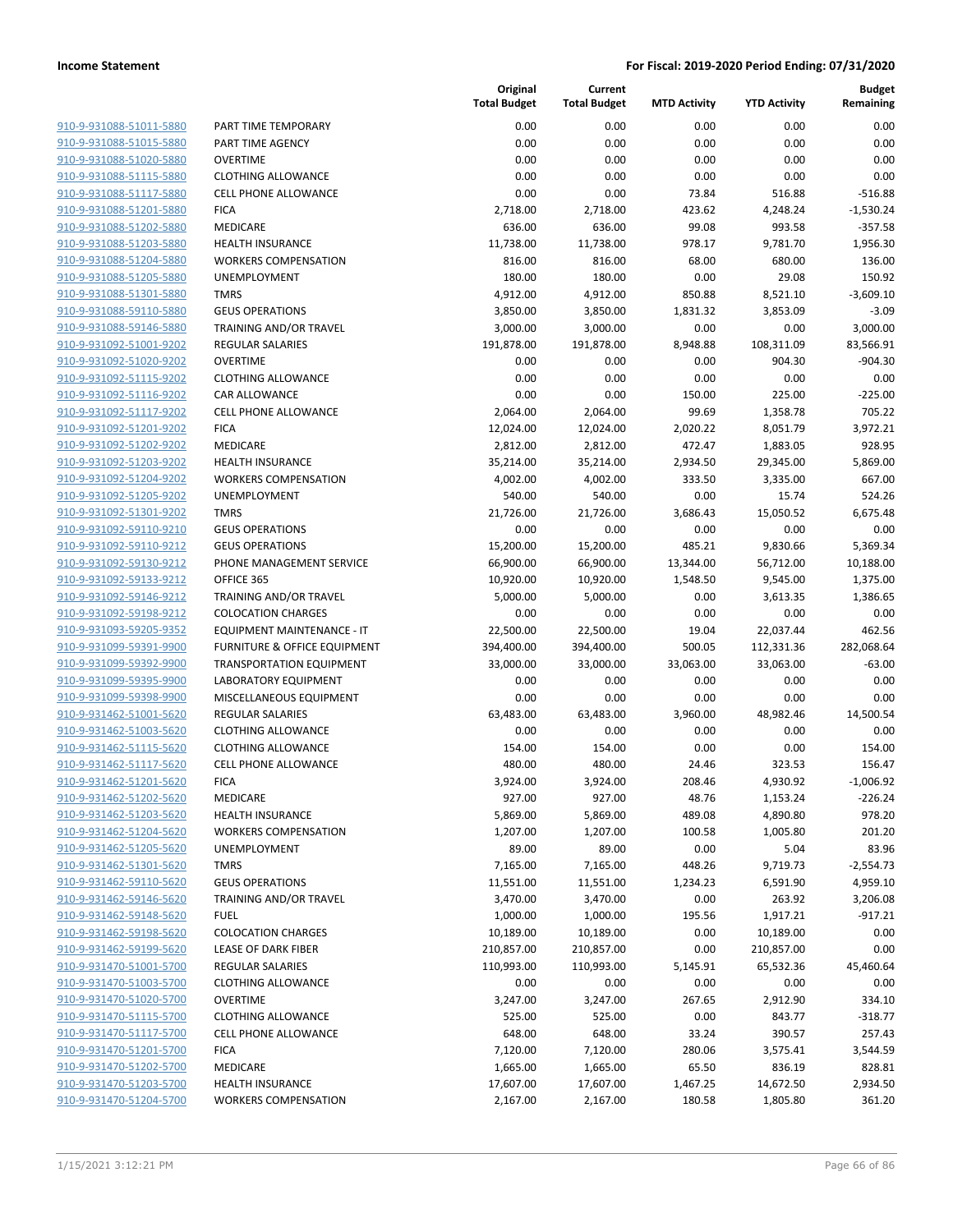**Income Statement** — For Fiscal: 2019-2020 Period Ending: 07/31/2020

| | | Original Total Budget | Current Total Budget | MTD Activity | YTD Activity | Budget Remaining |
|---|---|---|---|---|---|---|
| 910-9-931088-51011-5880 | PART TIME TEMPORARY | 0.00 | 0.00 | 0.00 | 0.00 | 0.00 |
| 910-9-931088-51015-5880 | PART TIME AGENCY | 0.00 | 0.00 | 0.00 | 0.00 | 0.00 |
| 910-9-931088-51020-5880 | OVERTIME | 0.00 | 0.00 | 0.00 | 0.00 | 0.00 |
| 910-9-931088-51115-5880 | CLOTHING ALLOWANCE | 0.00 | 0.00 | 0.00 | 0.00 | 0.00 |
| 910-9-931088-51117-5880 | CELL PHONE ALLOWANCE | 0.00 | 0.00 | 73.84 | 516.88 | -516.88 |
| 910-9-931088-51201-5880 | FICA | 2,718.00 | 2,718.00 | 423.62 | 4,248.24 | -1,530.24 |
| 910-9-931088-51202-5880 | MEDICARE | 636.00 | 636.00 | 99.08 | 993.58 | -357.58 |
| 910-9-931088-51203-5880 | HEALTH INSURANCE | 11,738.00 | 11,738.00 | 978.17 | 9,781.70 | 1,956.30 |
| 910-9-931088-51204-5880 | WORKERS COMPENSATION | 816.00 | 816.00 | 68.00 | 680.00 | 136.00 |
| 910-9-931088-51205-5880 | UNEMPLOYMENT | 180.00 | 180.00 | 0.00 | 29.08 | 150.92 |
| 910-9-931088-51301-5880 | TMRS | 4,912.00 | 4,912.00 | 850.88 | 8,521.10 | -3,609.10 |
| 910-9-931088-59110-5880 | GEUS OPERATIONS | 3,850.00 | 3,850.00 | 1,831.32 | 3,853.09 | -3.09 |
| 910-9-931088-59146-5880 | TRAINING AND/OR TRAVEL | 3,000.00 | 3,000.00 | 0.00 | 0.00 | 3,000.00 |
| 910-9-931092-51001-9202 | REGULAR SALARIES | 191,878.00 | 191,878.00 | 8,948.88 | 108,311.09 | 83,566.91 |
| 910-9-931092-51020-9202 | OVERTIME | 0.00 | 0.00 | 0.00 | 904.30 | -904.30 |
| 910-9-931092-51115-9202 | CLOTHING ALLOWANCE | 0.00 | 0.00 | 0.00 | 0.00 | 0.00 |
| 910-9-931092-51116-9202 | CAR ALLOWANCE | 0.00 | 0.00 | 150.00 | 225.00 | -225.00 |
| 910-9-931092-51117-9202 | CELL PHONE ALLOWANCE | 2,064.00 | 2,064.00 | 99.69 | 1,358.78 | 705.22 |
| 910-9-931092-51201-9202 | FICA | 12,024.00 | 12,024.00 | 2,020.22 | 8,051.79 | 3,972.21 |
| 910-9-931092-51202-9202 | MEDICARE | 2,812.00 | 2,812.00 | 472.47 | 1,883.05 | 928.95 |
| 910-9-931092-51203-9202 | HEALTH INSURANCE | 35,214.00 | 35,214.00 | 2,934.50 | 29,345.00 | 5,869.00 |
| 910-9-931092-51204-9202 | WORKERS COMPENSATION | 4,002.00 | 4,002.00 | 333.50 | 3,335.00 | 667.00 |
| 910-9-931092-51205-9202 | UNEMPLOYMENT | 540.00 | 540.00 | 0.00 | 15.74 | 524.26 |
| 910-9-931092-51301-9202 | TMRS | 21,726.00 | 21,726.00 | 3,686.43 | 15,050.52 | 6,675.48 |
| 910-9-931092-59110-9210 | GEUS OPERATIONS | 0.00 | 0.00 | 0.00 | 0.00 | 0.00 |
| 910-9-931092-59110-9212 | GEUS OPERATIONS | 15,200.00 | 15,200.00 | 485.21 | 9,830.66 | 5,369.34 |
| 910-9-931092-59130-9212 | PHONE MANAGEMENT SERVICE | 66,900.00 | 66,900.00 | 13,344.00 | 56,712.00 | 10,188.00 |
| 910-9-931092-59133-9212 | OFFICE 365 | 10,920.00 | 10,920.00 | 1,548.50 | 9,545.00 | 1,375.00 |
| 910-9-931092-59146-9212 | TRAINING AND/OR TRAVEL | 5,000.00 | 5,000.00 | 0.00 | 3,613.35 | 1,386.65 |
| 910-9-931092-59198-9212 | COLOCATION CHARGES | 0.00 | 0.00 | 0.00 | 0.00 | 0.00 |
| 910-9-931093-59205-9352 | EQUIPMENT MAINTENANCE - IT | 22,500.00 | 22,500.00 | 19.04 | 22,037.44 | 462.56 |
| 910-9-931099-59391-9900 | FURNITURE & OFFICE EQUIPMENT | 394,400.00 | 394,400.00 | 500.05 | 112,331.36 | 282,068.64 |
| 910-9-931099-59392-9900 | TRANSPORTATION EQUIPMENT | 33,000.00 | 33,000.00 | 33,063.00 | 33,063.00 | -63.00 |
| 910-9-931099-59395-9900 | LABORATORY EQUIPMENT | 0.00 | 0.00 | 0.00 | 0.00 | 0.00 |
| 910-9-931099-59398-9900 | MISCELLANEOUS EQUIPMENT | 0.00 | 0.00 | 0.00 | 0.00 | 0.00 |
| 910-9-931462-51001-5620 | REGULAR SALARIES | 63,483.00 | 63,483.00 | 3,960.00 | 48,982.46 | 14,500.54 |
| 910-9-931462-51003-5620 | CLOTHING ALLOWANCE | 0.00 | 0.00 | 0.00 | 0.00 | 0.00 |
| 910-9-931462-51115-5620 | CLOTHING ALLOWANCE | 154.00 | 154.00 | 0.00 | 0.00 | 154.00 |
| 910-9-931462-51117-5620 | CELL PHONE ALLOWANCE | 480.00 | 480.00 | 24.46 | 323.53 | 156.47 |
| 910-9-931462-51201-5620 | FICA | 3,924.00 | 3,924.00 | 208.46 | 4,930.92 | -1,006.92 |
| 910-9-931462-51202-5620 | MEDICARE | 927.00 | 927.00 | 48.76 | 1,153.24 | -226.24 |
| 910-9-931462-51203-5620 | HEALTH INSURANCE | 5,869.00 | 5,869.00 | 489.08 | 4,890.80 | 978.20 |
| 910-9-931462-51204-5620 | WORKERS COMPENSATION | 1,207.00 | 1,207.00 | 100.58 | 1,005.80 | 201.20 |
| 910-9-931462-51205-5620 | UNEMPLOYMENT | 89.00 | 89.00 | 0.00 | 5.04 | 83.96 |
| 910-9-931462-51301-5620 | TMRS | 7,165.00 | 7,165.00 | 448.26 | 9,719.73 | -2,554.73 |
| 910-9-931462-59110-5620 | GEUS OPERATIONS | 11,551.00 | 11,551.00 | 1,234.23 | 6,591.90 | 4,959.10 |
| 910-9-931462-59146-5620 | TRAINING AND/OR TRAVEL | 3,470.00 | 3,470.00 | 0.00 | 263.92 | 3,206.08 |
| 910-9-931462-59148-5620 | FUEL | 1,000.00 | 1,000.00 | 195.56 | 1,917.21 | -917.21 |
| 910-9-931462-59198-5620 | COLOCATION CHARGES | 10,189.00 | 10,189.00 | 0.00 | 10,189.00 | 0.00 |
| 910-9-931462-59199-5620 | LEASE OF DARK FIBER | 210,857.00 | 210,857.00 | 0.00 | 210,857.00 | 0.00 |
| 910-9-931470-51001-5700 | REGULAR SALARIES | 110,993.00 | 110,993.00 | 5,145.91 | 65,532.36 | 45,460.64 |
| 910-9-931470-51003-5700 | CLOTHING ALLOWANCE | 0.00 | 0.00 | 0.00 | 0.00 | 0.00 |
| 910-9-931470-51020-5700 | OVERTIME | 3,247.00 | 3,247.00 | 267.65 | 2,912.90 | 334.10 |
| 910-9-931470-51115-5700 | CLOTHING ALLOWANCE | 525.00 | 525.00 | 0.00 | 843.77 | -318.77 |
| 910-9-931470-51117-5700 | CELL PHONE ALLOWANCE | 648.00 | 648.00 | 33.24 | 390.57 | 257.43 |
| 910-9-931470-51201-5700 | FICA | 7,120.00 | 7,120.00 | 280.06 | 3,575.41 | 3,544.59 |
| 910-9-931470-51202-5700 | MEDICARE | 1,665.00 | 1,665.00 | 65.50 | 836.19 | 828.81 |
| 910-9-931470-51203-5700 | HEALTH INSURANCE | 17,607.00 | 17,607.00 | 1,467.25 | 14,672.50 | 2,934.50 |
| 910-9-931470-51204-5700 | WORKERS COMPENSATION | 2,167.00 | 2,167.00 | 180.58 | 1,805.80 | 361.20 |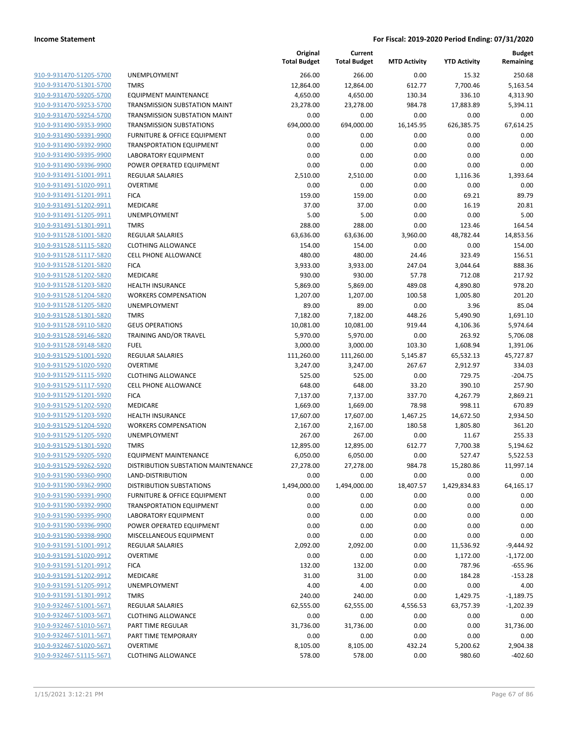**Income Statement** — **For Fiscal: 2019-2020 Period Ending: 07/31/2020**

| | | Original Total Budget | Current Total Budget | MTD Activity | YTD Activity | Budget Remaining |
|---|---|---|---|---|---|---|
| 910-9-931470-51205-5700 | UNEMPLOYMENT | 266.00 | 266.00 | 0.00 | 15.32 | 250.68 |
| 910-9-931470-51301-5700 | TMRS | 12,864.00 | 12,864.00 | 612.77 | 7,700.46 | 5,163.54 |
| 910-9-931470-59205-5700 | EQUIPMENT MAINTENANCE | 4,650.00 | 4,650.00 | 130.34 | 336.10 | 4,313.90 |
| 910-9-931470-59253-5700 | TRANSMISSION SUBSTATION MAINT | 23,278.00 | 23,278.00 | 984.78 | 17,883.89 | 5,394.11 |
| 910-9-931470-59254-5700 | TRANSMISSION SUBSTATION MAINT | 0.00 | 0.00 | 0.00 | 0.00 | 0.00 |
| 910-9-931490-59353-9900 | TRANSMISSION SUBSTATIONS | 694,000.00 | 694,000.00 | 16,145.95 | 626,385.75 | 67,614.25 |
| 910-9-931490-59391-9900 | FURNITURE & OFFICE EQUIPMENT | 0.00 | 0.00 | 0.00 | 0.00 | 0.00 |
| 910-9-931490-59392-9900 | TRANSPORTATION EQUIPMENT | 0.00 | 0.00 | 0.00 | 0.00 | 0.00 |
| 910-9-931490-59395-9900 | LABORATORY EQUIPMENT | 0.00 | 0.00 | 0.00 | 0.00 | 0.00 |
| 910-9-931490-59396-9900 | POWER OPERATED EQUIPMENT | 0.00 | 0.00 | 0.00 | 0.00 | 0.00 |
| 910-9-931491-51001-9911 | REGULAR SALARIES | 2,510.00 | 2,510.00 | 0.00 | 1,116.36 | 1,393.64 |
| 910-9-931491-51020-9911 | OVERTIME | 0.00 | 0.00 | 0.00 | 0.00 | 0.00 |
| 910-9-931491-51201-9911 | FICA | 159.00 | 159.00 | 0.00 | 69.21 | 89.79 |
| 910-9-931491-51202-9911 | MEDICARE | 37.00 | 37.00 | 0.00 | 16.19 | 20.81 |
| 910-9-931491-51205-9911 | UNEMPLOYMENT | 5.00 | 5.00 | 0.00 | 0.00 | 5.00 |
| 910-9-931491-51301-9911 | TMRS | 288.00 | 288.00 | 0.00 | 123.46 | 164.54 |
| 910-9-931528-51001-5820 | REGULAR SALARIES | 63,636.00 | 63,636.00 | 3,960.00 | 48,782.44 | 14,853.56 |
| 910-9-931528-51115-5820 | CLOTHING ALLOWANCE | 154.00 | 154.00 | 0.00 | 0.00 | 154.00 |
| 910-9-931528-51117-5820 | CELL PHONE ALLOWANCE | 480.00 | 480.00 | 24.46 | 323.49 | 156.51 |
| 910-9-931528-51201-5820 | FICA | 3,933.00 | 3,933.00 | 247.04 | 3,044.64 | 888.36 |
| 910-9-931528-51202-5820 | MEDICARE | 930.00 | 930.00 | 57.78 | 712.08 | 217.92 |
| 910-9-931528-51203-5820 | HEALTH INSURANCE | 5,869.00 | 5,869.00 | 489.08 | 4,890.80 | 978.20 |
| 910-9-931528-51204-5820 | WORKERS COMPENSATION | 1,207.00 | 1,207.00 | 100.58 | 1,005.80 | 201.20 |
| 910-9-931528-51205-5820 | UNEMPLOYMENT | 89.00 | 89.00 | 0.00 | 3.96 | 85.04 |
| 910-9-931528-51301-5820 | TMRS | 7,182.00 | 7,182.00 | 448.26 | 5,490.90 | 1,691.10 |
| 910-9-931528-59110-5820 | GEUS OPERATIONS | 10,081.00 | 10,081.00 | 919.44 | 4,106.36 | 5,974.64 |
| 910-9-931528-59146-5820 | TRAINING AND/OR TRAVEL | 5,970.00 | 5,970.00 | 0.00 | 263.92 | 5,706.08 |
| 910-9-931528-59148-5820 | FUEL | 3,000.00 | 3,000.00 | 103.30 | 1,608.94 | 1,391.06 |
| 910-9-931529-51001-5920 | REGULAR SALARIES | 111,260.00 | 111,260.00 | 5,145.87 | 65,532.13 | 45,727.87 |
| 910-9-931529-51020-5920 | OVERTIME | 3,247.00 | 3,247.00 | 267.67 | 2,912.97 | 334.03 |
| 910-9-931529-51115-5920 | CLOTHING ALLOWANCE | 525.00 | 525.00 | 0.00 | 729.75 | -204.75 |
| 910-9-931529-51117-5920 | CELL PHONE ALLOWANCE | 648.00 | 648.00 | 33.20 | 390.10 | 257.90 |
| 910-9-931529-51201-5920 | FICA | 7,137.00 | 7,137.00 | 337.70 | 4,267.79 | 2,869.21 |
| 910-9-931529-51202-5920 | MEDICARE | 1,669.00 | 1,669.00 | 78.98 | 998.11 | 670.89 |
| 910-9-931529-51203-5920 | HEALTH INSURANCE | 17,607.00 | 17,607.00 | 1,467.25 | 14,672.50 | 2,934.50 |
| 910-9-931529-51204-5920 | WORKERS COMPENSATION | 2,167.00 | 2,167.00 | 180.58 | 1,805.80 | 361.20 |
| 910-9-931529-51205-5920 | UNEMPLOYMENT | 267.00 | 267.00 | 0.00 | 11.67 | 255.33 |
| 910-9-931529-51301-5920 | TMRS | 12,895.00 | 12,895.00 | 612.77 | 7,700.38 | 5,194.62 |
| 910-9-931529-59205-5920 | EQUIPMENT MAINTENANCE | 6,050.00 | 6,050.00 | 0.00 | 527.47 | 5,522.53 |
| 910-9-931529-59262-5920 | DISTRIBUTION SUBSTATION MAINTENANCE | 27,278.00 | 27,278.00 | 984.78 | 15,280.86 | 11,997.14 |
| 910-9-931590-59360-9900 | LAND-DISTRIBUTION | 0.00 | 0.00 | 0.00 | 0.00 | 0.00 |
| 910-9-931590-59362-9900 | DISTRIBUTION SUBSTATIONS | 1,494,000.00 | 1,494,000.00 | 18,407.57 | 1,429,834.83 | 64,165.17 |
| 910-9-931590-59391-9900 | FURNITURE & OFFICE EQUIPMENT | 0.00 | 0.00 | 0.00 | 0.00 | 0.00 |
| 910-9-931590-59392-9900 | TRANSPORTATION EQUIPMENT | 0.00 | 0.00 | 0.00 | 0.00 | 0.00 |
| 910-9-931590-59395-9900 | LABORATORY EQUIPMENT | 0.00 | 0.00 | 0.00 | 0.00 | 0.00 |
| 910-9-931590-59396-9900 | POWER OPERATED EQUIPMENT | 0.00 | 0.00 | 0.00 | 0.00 | 0.00 |
| 910-9-931590-59398-9900 | MISCELLANEOUS EQUIPMENT | 0.00 | 0.00 | 0.00 | 0.00 | 0.00 |
| 910-9-931591-51001-9912 | REGULAR SALARIES | 2,092.00 | 2,092.00 | 0.00 | 11,536.92 | -9,444.92 |
| 910-9-931591-51020-9912 | OVERTIME | 0.00 | 0.00 | 0.00 | 1,172.00 | -1,172.00 |
| 910-9-931591-51201-9912 | FICA | 132.00 | 132.00 | 0.00 | 787.96 | -655.96 |
| 910-9-931591-51202-9912 | MEDICARE | 31.00 | 31.00 | 0.00 | 184.28 | -153.28 |
| 910-9-931591-51205-9912 | UNEMPLOYMENT | 4.00 | 4.00 | 0.00 | 0.00 | 4.00 |
| 910-9-931591-51301-9912 | TMRS | 240.00 | 240.00 | 0.00 | 1,429.75 | -1,189.75 |
| 910-9-932467-51001-5671 | REGULAR SALARIES | 62,555.00 | 62,555.00 | 4,556.53 | 63,757.39 | -1,202.39 |
| 910-9-932467-51003-5671 | CLOTHING ALLOWANCE | 0.00 | 0.00 | 0.00 | 0.00 | 0.00 |
| 910-9-932467-51010-5671 | PART TIME REGULAR | 31,736.00 | 31,736.00 | 0.00 | 0.00 | 31,736.00 |
| 910-9-932467-51011-5671 | PART TIME TEMPORARY | 0.00 | 0.00 | 0.00 | 0.00 | 0.00 |
| 910-9-932467-51020-5671 | OVERTIME | 8,105.00 | 8,105.00 | 432.24 | 5,200.62 | 2,904.38 |
| 910-9-932467-51115-5671 | CLOTHING ALLOWANCE | 578.00 | 578.00 | 0.00 | 980.60 | -402.60 |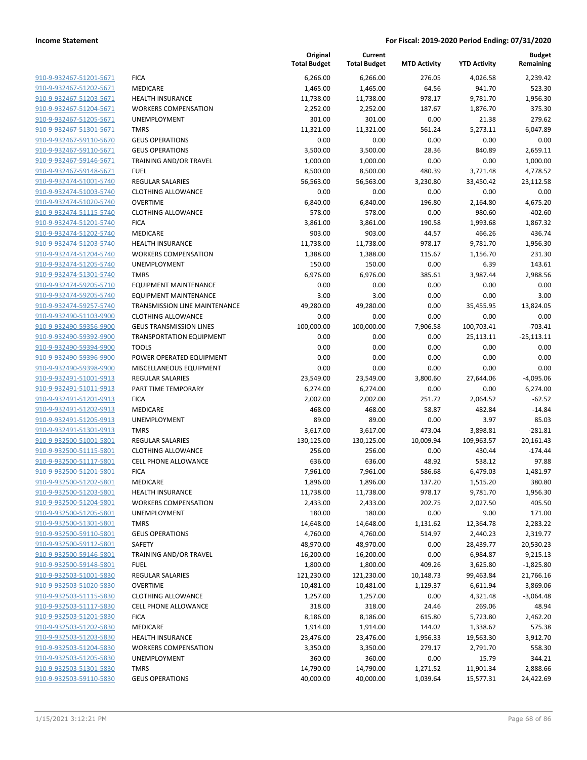| | | Original Total Budget | Current Total Budget | MTD Activity | YTD Activity | Budget Remaining |
|---|---|---|---|---|---|---|
| 910-9-932467-51201-5671 | FICA | 6,266.00 | 6,266.00 | 276.05 | 4,026.58 | 2,239.42 |
| 910-9-932467-51202-5671 | MEDICARE | 1,465.00 | 1,465.00 | 64.56 | 941.70 | 523.30 |
| 910-9-932467-51203-5671 | HEALTH INSURANCE | 11,738.00 | 11,738.00 | 978.17 | 9,781.70 | 1,956.30 |
| 910-9-932467-51204-5671 | WORKERS COMPENSATION | 2,252.00 | 2,252.00 | 187.67 | 1,876.70 | 375.30 |
| 910-9-932467-51205-5671 | UNEMPLOYMENT | 301.00 | 301.00 | 0.00 | 21.38 | 279.62 |
| 910-9-932467-51301-5671 | TMRS | 11,321.00 | 11,321.00 | 561.24 | 5,273.11 | 6,047.89 |
| 910-9-932467-59110-5670 | GEUS OPERATIONS | 0.00 | 0.00 | 0.00 | 0.00 | 0.00 |
| 910-9-932467-59110-5671 | GEUS OPERATIONS | 3,500.00 | 3,500.00 | 28.36 | 840.89 | 2,659.11 |
| 910-9-932467-59146-5671 | TRAINING AND/OR TRAVEL | 1,000.00 | 1,000.00 | 0.00 | 0.00 | 1,000.00 |
| 910-9-932467-59148-5671 | FUEL | 8,500.00 | 8,500.00 | 480.39 | 3,721.48 | 4,778.52 |
| 910-9-932474-51001-5740 | REGULAR SALARIES | 56,563.00 | 56,563.00 | 3,230.80 | 33,450.42 | 23,112.58 |
| 910-9-932474-51003-5740 | CLOTHING ALLOWANCE | 0.00 | 0.00 | 0.00 | 0.00 | 0.00 |
| 910-9-932474-51020-5740 | OVERTIME | 6,840.00 | 6,840.00 | 196.80 | 2,164.80 | 4,675.20 |
| 910-9-932474-51115-5740 | CLOTHING ALLOWANCE | 578.00 | 578.00 | 0.00 | 980.60 | -402.60 |
| 910-9-932474-51201-5740 | FICA | 3,861.00 | 3,861.00 | 190.58 | 1,993.68 | 1,867.32 |
| 910-9-932474-51202-5740 | MEDICARE | 903.00 | 903.00 | 44.57 | 466.26 | 436.74 |
| 910-9-932474-51203-5740 | HEALTH INSURANCE | 11,738.00 | 11,738.00 | 978.17 | 9,781.70 | 1,956.30 |
| 910-9-932474-51204-5740 | WORKERS COMPENSATION | 1,388.00 | 1,388.00 | 115.67 | 1,156.70 | 231.30 |
| 910-9-932474-51205-5740 | UNEMPLOYMENT | 150.00 | 150.00 | 0.00 | 6.39 | 143.61 |
| 910-9-932474-51301-5740 | TMRS | 6,976.00 | 6,976.00 | 385.61 | 3,987.44 | 2,988.56 |
| 910-9-932474-59205-5710 | EQUIPMENT MAINTENANCE | 0.00 | 0.00 | 0.00 | 0.00 | 0.00 |
| 910-9-932474-59205-5740 | EQUIPMENT MAINTENANCE | 3.00 | 3.00 | 0.00 | 0.00 | 3.00 |
| 910-9-932474-59257-5740 | TRANSMISSION LINE MAINTENANCE | 49,280.00 | 49,280.00 | 0.00 | 35,455.95 | 13,824.05 |
| 910-9-932490-51103-9900 | CLOTHING ALLOWANCE | 0.00 | 0.00 | 0.00 | 0.00 | 0.00 |
| 910-9-932490-59356-9900 | GEUS TRANSMISSION LINES | 100,000.00 | 100,000.00 | 7,906.58 | 100,703.41 | -703.41 |
| 910-9-932490-59392-9900 | TRANSPORTATION EQUIPMENT | 0.00 | 0.00 | 0.00 | 25,113.11 | -25,113.11 |
| 910-9-932490-59394-9900 | TOOLS | 0.00 | 0.00 | 0.00 | 0.00 | 0.00 |
| 910-9-932490-59396-9900 | POWER OPERATED EQUIPMENT | 0.00 | 0.00 | 0.00 | 0.00 | 0.00 |
| 910-9-932490-59398-9900 | MISCELLANEOUS EQUIPMENT | 0.00 | 0.00 | 0.00 | 0.00 | 0.00 |
| 910-9-932491-51001-9913 | REGULAR SALARIES | 23,549.00 | 23,549.00 | 3,800.60 | 27,644.06 | -4,095.06 |
| 910-9-932491-51011-9913 | PART TIME TEMPORARY | 6,274.00 | 6,274.00 | 0.00 | 0.00 | 6,274.00 |
| 910-9-932491-51201-9913 | FICA | 2,002.00 | 2,002.00 | 251.72 | 2,064.52 | -62.52 |
| 910-9-932491-51202-9913 | MEDICARE | 468.00 | 468.00 | 58.87 | 482.84 | -14.84 |
| 910-9-932491-51205-9913 | UNEMPLOYMENT | 89.00 | 89.00 | 0.00 | 3.97 | 85.03 |
| 910-9-932491-51301-9913 | TMRS | 3,617.00 | 3,617.00 | 473.04 | 3,898.81 | -281.81 |
| 910-9-932500-51001-5801 | REGULAR SALARIES | 130,125.00 | 130,125.00 | 10,009.94 | 109,963.57 | 20,161.43 |
| 910-9-932500-51115-5801 | CLOTHING ALLOWANCE | 256.00 | 256.00 | 0.00 | 430.44 | -174.44 |
| 910-9-932500-51117-5801 | CELL PHONE ALLOWANCE | 636.00 | 636.00 | 48.92 | 538.12 | 97.88 |
| 910-9-932500-51201-5801 | FICA | 7,961.00 | 7,961.00 | 586.68 | 6,479.03 | 1,481.97 |
| 910-9-932500-51202-5801 | MEDICARE | 1,896.00 | 1,896.00 | 137.20 | 1,515.20 | 380.80 |
| 910-9-932500-51203-5801 | HEALTH INSURANCE | 11,738.00 | 11,738.00 | 978.17 | 9,781.70 | 1,956.30 |
| 910-9-932500-51204-5801 | WORKERS COMPENSATION | 2,433.00 | 2,433.00 | 202.75 | 2,027.50 | 405.50 |
| 910-9-932500-51205-5801 | UNEMPLOYMENT | 180.00 | 180.00 | 0.00 | 9.00 | 171.00 |
| 910-9-932500-51301-5801 | TMRS | 14,648.00 | 14,648.00 | 1,131.62 | 12,364.78 | 2,283.22 |
| 910-9-932500-59110-5801 | GEUS OPERATIONS | 4,760.00 | 4,760.00 | 514.97 | 2,440.23 | 2,319.77 |
| 910-9-932500-59112-5801 | SAFETY | 48,970.00 | 48,970.00 | 0.00 | 28,439.77 | 20,530.23 |
| 910-9-932500-59146-5801 | TRAINING AND/OR TRAVEL | 16,200.00 | 16,200.00 | 0.00 | 6,984.87 | 9,215.13 |
| 910-9-932500-59148-5801 | FUEL | 1,800.00 | 1,800.00 | 409.26 | 3,625.80 | -1,825.80 |
| 910-9-932503-51001-5830 | REGULAR SALARIES | 121,230.00 | 121,230.00 | 10,148.73 | 99,463.84 | 21,766.16 |
| 910-9-932503-51020-5830 | OVERTIME | 10,481.00 | 10,481.00 | 1,129.37 | 6,611.94 | 3,869.06 |
| 910-9-932503-51115-5830 | CLOTHING ALLOWANCE | 1,257.00 | 1,257.00 | 0.00 | 4,321.48 | -3,064.48 |
| 910-9-932503-51117-5830 | CELL PHONE ALLOWANCE | 318.00 | 318.00 | 24.46 | 269.06 | 48.94 |
| 910-9-932503-51201-5830 | FICA | 8,186.00 | 8,186.00 | 615.80 | 5,723.80 | 2,462.20 |
| 910-9-932503-51202-5830 | MEDICARE | 1,914.00 | 1,914.00 | 144.02 | 1,338.62 | 575.38 |
| 910-9-932503-51203-5830 | HEALTH INSURANCE | 23,476.00 | 23,476.00 | 1,956.33 | 19,563.30 | 3,912.70 |
| 910-9-932503-51204-5830 | WORKERS COMPENSATION | 3,350.00 | 3,350.00 | 279.17 | 2,791.70 | 558.30 |
| 910-9-932503-51205-5830 | UNEMPLOYMENT | 360.00 | 360.00 | 0.00 | 15.79 | 344.21 |
| 910-9-932503-51301-5830 | TMRS | 14,790.00 | 14,790.00 | 1,271.52 | 11,901.34 | 2,888.66 |
| 910-9-932503-59110-5830 | GEUS OPERATIONS | 40,000.00 | 40,000.00 | 1,039.64 | 15,577.31 | 24,422.69 |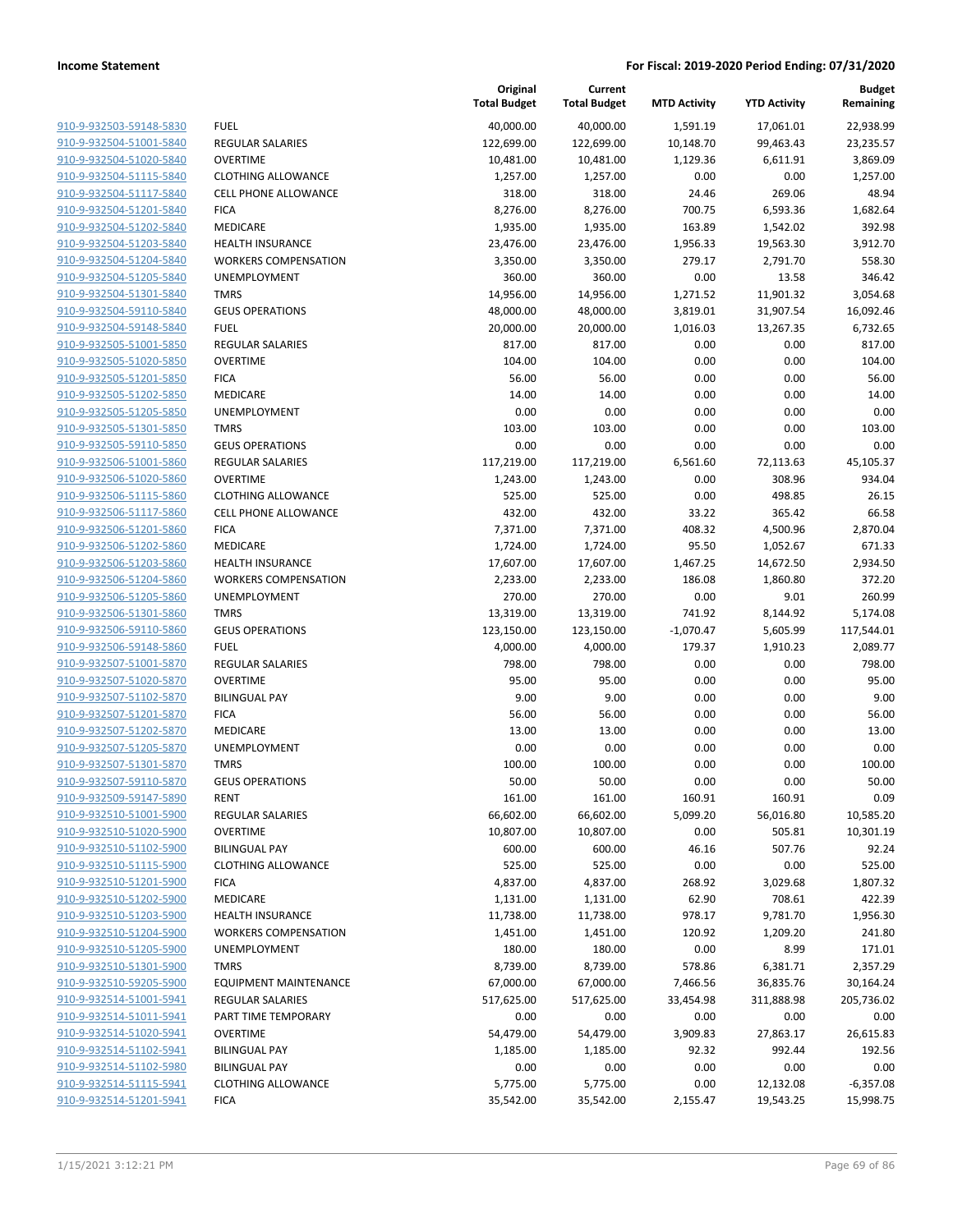**Income Statement** | **For Fiscal: 2019-2020 Period Ending: 07/31/2020**

| | | Original Total Budget | Current Total Budget | MTD Activity | YTD Activity | Budget Remaining |
|---|---|---|---|---|---|---|
| 910-9-932503-59148-5830 | FUEL | 40,000.00 | 40,000.00 | 1,591.19 | 17,061.01 | 22,938.99 |
| 910-9-932504-51001-5840 | REGULAR SALARIES | 122,699.00 | 122,699.00 | 10,148.70 | 99,463.43 | 23,235.57 |
| 910-9-932504-51020-5840 | OVERTIME | 10,481.00 | 10,481.00 | 1,129.36 | 6,611.91 | 3,869.09 |
| 910-9-932504-51115-5840 | CLOTHING ALLOWANCE | 1,257.00 | 1,257.00 | 0.00 | 0.00 | 1,257.00 |
| 910-9-932504-51117-5840 | CELL PHONE ALLOWANCE | 318.00 | 318.00 | 24.46 | 269.06 | 48.94 |
| 910-9-932504-51201-5840 | FICA | 8,276.00 | 8,276.00 | 700.75 | 6,593.36 | 1,682.64 |
| 910-9-932504-51202-5840 | MEDICARE | 1,935.00 | 1,935.00 | 163.89 | 1,542.02 | 392.98 |
| 910-9-932504-51203-5840 | HEALTH INSURANCE | 23,476.00 | 23,476.00 | 1,956.33 | 19,563.30 | 3,912.70 |
| 910-9-932504-51204-5840 | WORKERS COMPENSATION | 3,350.00 | 3,350.00 | 279.17 | 2,791.70 | 558.30 |
| 910-9-932504-51205-5840 | UNEMPLOYMENT | 360.00 | 360.00 | 0.00 | 13.58 | 346.42 |
| 910-9-932504-51301-5840 | TMRS | 14,956.00 | 14,956.00 | 1,271.52 | 11,901.32 | 3,054.68 |
| 910-9-932504-59110-5840 | GEUS OPERATIONS | 48,000.00 | 48,000.00 | 3,819.01 | 31,907.54 | 16,092.46 |
| 910-9-932504-59148-5840 | FUEL | 20,000.00 | 20,000.00 | 1,016.03 | 13,267.35 | 6,732.65 |
| 910-9-932505-51001-5850 | REGULAR SALARIES | 817.00 | 817.00 | 0.00 | 0.00 | 817.00 |
| 910-9-932505-51020-5850 | OVERTIME | 104.00 | 104.00 | 0.00 | 0.00 | 104.00 |
| 910-9-932505-51201-5850 | FICA | 56.00 | 56.00 | 0.00 | 0.00 | 56.00 |
| 910-9-932505-51202-5850 | MEDICARE | 14.00 | 14.00 | 0.00 | 0.00 | 14.00 |
| 910-9-932505-51205-5850 | UNEMPLOYMENT | 0.00 | 0.00 | 0.00 | 0.00 | 0.00 |
| 910-9-932505-51301-5850 | TMRS | 103.00 | 103.00 | 0.00 | 0.00 | 103.00 |
| 910-9-932505-59110-5850 | GEUS OPERATIONS | 0.00 | 0.00 | 0.00 | 0.00 | 0.00 |
| 910-9-932506-51001-5860 | REGULAR SALARIES | 117,219.00 | 117,219.00 | 6,561.60 | 72,113.63 | 45,105.37 |
| 910-9-932506-51020-5860 | OVERTIME | 1,243.00 | 1,243.00 | 0.00 | 308.96 | 934.04 |
| 910-9-932506-51115-5860 | CLOTHING ALLOWANCE | 525.00 | 525.00 | 0.00 | 498.85 | 26.15 |
| 910-9-932506-51117-5860 | CELL PHONE ALLOWANCE | 432.00 | 432.00 | 33.22 | 365.42 | 66.58 |
| 910-9-932506-51201-5860 | FICA | 7,371.00 | 7,371.00 | 408.32 | 4,500.96 | 2,870.04 |
| 910-9-932506-51202-5860 | MEDICARE | 1,724.00 | 1,724.00 | 95.50 | 1,052.67 | 671.33 |
| 910-9-932506-51203-5860 | HEALTH INSURANCE | 17,607.00 | 17,607.00 | 1,467.25 | 14,672.50 | 2,934.50 |
| 910-9-932506-51204-5860 | WORKERS COMPENSATION | 2,233.00 | 2,233.00 | 186.08 | 1,860.80 | 372.20 |
| 910-9-932506-51205-5860 | UNEMPLOYMENT | 270.00 | 270.00 | 0.00 | 9.01 | 260.99 |
| 910-9-932506-51301-5860 | TMRS | 13,319.00 | 13,319.00 | 741.92 | 8,144.92 | 5,174.08 |
| 910-9-932506-59110-5860 | GEUS OPERATIONS | 123,150.00 | 123,150.00 | -1,070.47 | 5,605.99 | 117,544.01 |
| 910-9-932506-59148-5860 | FUEL | 4,000.00 | 4,000.00 | 179.37 | 1,910.23 | 2,089.77 |
| 910-9-932507-51001-5870 | REGULAR SALARIES | 798.00 | 798.00 | 0.00 | 0.00 | 798.00 |
| 910-9-932507-51020-5870 | OVERTIME | 95.00 | 95.00 | 0.00 | 0.00 | 95.00 |
| 910-9-932507-51102-5870 | BILINGUAL PAY | 9.00 | 9.00 | 0.00 | 0.00 | 9.00 |
| 910-9-932507-51201-5870 | FICA | 56.00 | 56.00 | 0.00 | 0.00 | 56.00 |
| 910-9-932507-51202-5870 | MEDICARE | 13.00 | 13.00 | 0.00 | 0.00 | 13.00 |
| 910-9-932507-51205-5870 | UNEMPLOYMENT | 0.00 | 0.00 | 0.00 | 0.00 | 0.00 |
| 910-9-932507-51301-5870 | TMRS | 100.00 | 100.00 | 0.00 | 0.00 | 100.00 |
| 910-9-932507-59110-5870 | GEUS OPERATIONS | 50.00 | 50.00 | 0.00 | 0.00 | 50.00 |
| 910-9-932509-59147-5890 | RENT | 161.00 | 161.00 | 160.91 | 160.91 | 0.09 |
| 910-9-932510-51001-5900 | REGULAR SALARIES | 66,602.00 | 66,602.00 | 5,099.20 | 56,016.80 | 10,585.20 |
| 910-9-932510-51020-5900 | OVERTIME | 10,807.00 | 10,807.00 | 0.00 | 505.81 | 10,301.19 |
| 910-9-932510-51102-5900 | BILINGUAL PAY | 600.00 | 600.00 | 46.16 | 507.76 | 92.24 |
| 910-9-932510-51115-5900 | CLOTHING ALLOWANCE | 525.00 | 525.00 | 0.00 | 0.00 | 525.00 |
| 910-9-932510-51201-5900 | FICA | 4,837.00 | 4,837.00 | 268.92 | 3,029.68 | 1,807.32 |
| 910-9-932510-51202-5900 | MEDICARE | 1,131.00 | 1,131.00 | 62.90 | 708.61 | 422.39 |
| 910-9-932510-51203-5900 | HEALTH INSURANCE | 11,738.00 | 11,738.00 | 978.17 | 9,781.70 | 1,956.30 |
| 910-9-932510-51204-5900 | WORKERS COMPENSATION | 1,451.00 | 1,451.00 | 120.92 | 1,209.20 | 241.80 |
| 910-9-932510-51205-5900 | UNEMPLOYMENT | 180.00 | 180.00 | 0.00 | 8.99 | 171.01 |
| 910-9-932510-51301-5900 | TMRS | 8,739.00 | 8,739.00 | 578.86 | 6,381.71 | 2,357.29 |
| 910-9-932510-59205-5900 | EQUIPMENT MAINTENANCE | 67,000.00 | 67,000.00 | 7,466.56 | 36,835.76 | 30,164.24 |
| 910-9-932514-51001-5941 | REGULAR SALARIES | 517,625.00 | 517,625.00 | 33,454.98 | 311,888.98 | 205,736.02 |
| 910-9-932514-51011-5941 | PART TIME TEMPORARY | 0.00 | 0.00 | 0.00 | 0.00 | 0.00 |
| 910-9-932514-51020-5941 | OVERTIME | 54,479.00 | 54,479.00 | 3,909.83 | 27,863.17 | 26,615.83 |
| 910-9-932514-51102-5941 | BILINGUAL PAY | 1,185.00 | 1,185.00 | 92.32 | 992.44 | 192.56 |
| 910-9-932514-51102-5980 | BILINGUAL PAY | 0.00 | 0.00 | 0.00 | 0.00 | 0.00 |
| 910-9-932514-51115-5941 | CLOTHING ALLOWANCE | 5,775.00 | 5,775.00 | 0.00 | 12,132.08 | -6,357.08 |
| 910-9-932514-51201-5941 | FICA | 35,542.00 | 35,542.00 | 2,155.47 | 19,543.25 | 15,998.75 |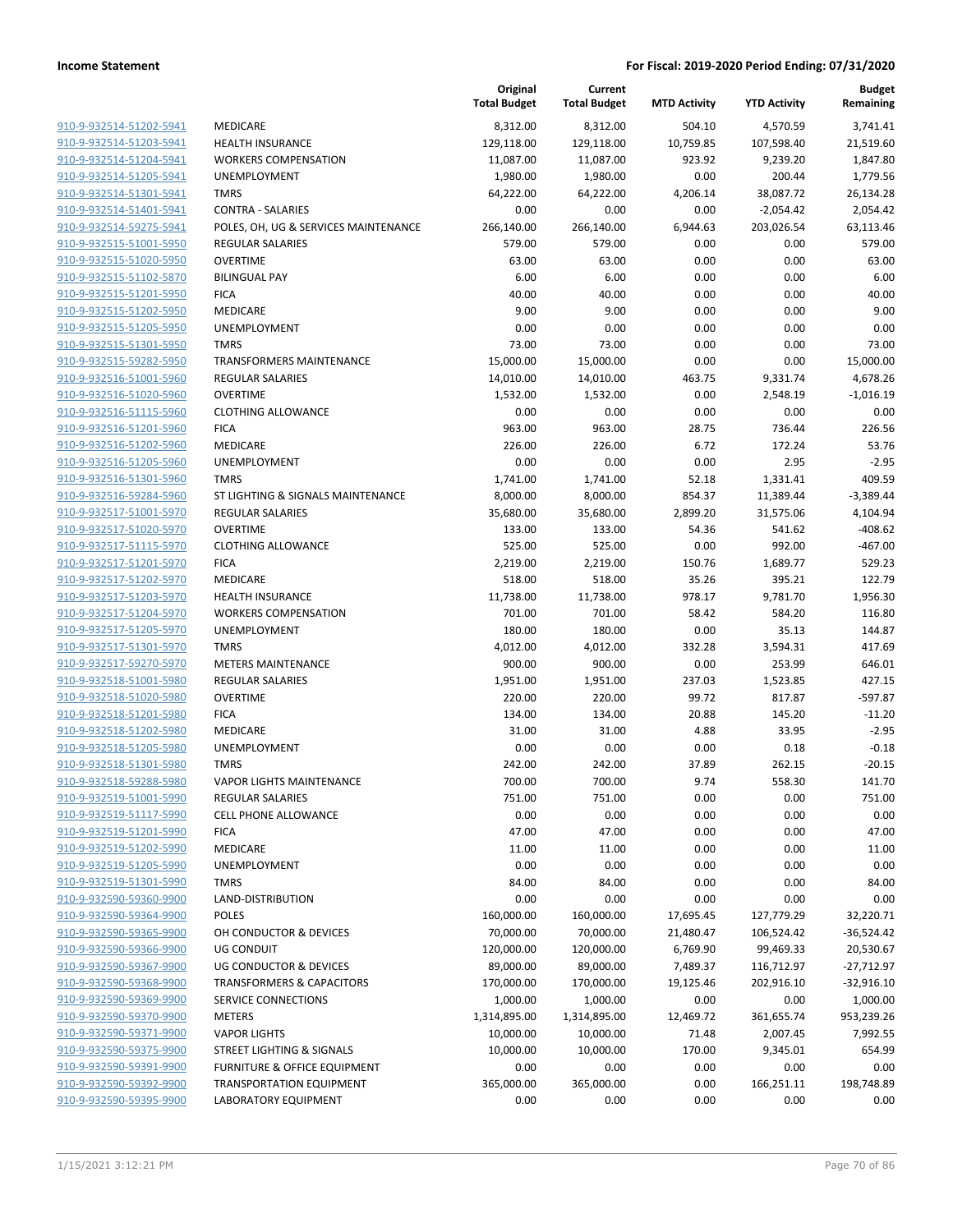**Income Statement** | **For Fiscal: 2019-2020 Period Ending: 07/31/2020**

| | | Original Total Budget | Current Total Budget | MTD Activity | YTD Activity | Budget Remaining |
|---|---|---|---|---|---|---|
| 910-9-932514-51202-5941 | MEDICARE | 8,312.00 | 8,312.00 | 504.10 | 4,570.59 | 3,741.41 |
| 910-9-932514-51203-5941 | HEALTH INSURANCE | 129,118.00 | 129,118.00 | 10,759.85 | 107,598.40 | 21,519.60 |
| 910-9-932514-51204-5941 | WORKERS COMPENSATION | 11,087.00 | 11,087.00 | 923.92 | 9,239.20 | 1,847.80 |
| 910-9-932514-51205-5941 | UNEMPLOYMENT | 1,980.00 | 1,980.00 | 0.00 | 200.44 | 1,779.56 |
| 910-9-932514-51301-5941 | TMRS | 64,222.00 | 64,222.00 | 4,206.14 | 38,087.72 | 26,134.28 |
| 910-9-932514-51401-5941 | CONTRA - SALARIES | 0.00 | 0.00 | 0.00 | -2,054.42 | 2,054.42 |
| 910-9-932514-59275-5941 | POLES, OH, UG & SERVICES MAINTENANCE | 266,140.00 | 266,140.00 | 6,944.63 | 203,026.54 | 63,113.46 |
| 910-9-932515-51001-5950 | REGULAR SALARIES | 579.00 | 579.00 | 0.00 | 0.00 | 579.00 |
| 910-9-932515-51020-5950 | OVERTIME | 63.00 | 63.00 | 0.00 | 0.00 | 63.00 |
| 910-9-932515-51102-5870 | BILINGUAL PAY | 6.00 | 6.00 | 0.00 | 0.00 | 6.00 |
| 910-9-932515-51201-5950 | FICA | 40.00 | 40.00 | 0.00 | 0.00 | 40.00 |
| 910-9-932515-51202-5950 | MEDICARE | 9.00 | 9.00 | 0.00 | 0.00 | 9.00 |
| 910-9-932515-51205-5950 | UNEMPLOYMENT | 0.00 | 0.00 | 0.00 | 0.00 | 0.00 |
| 910-9-932515-51301-5950 | TMRS | 73.00 | 73.00 | 0.00 | 0.00 | 73.00 |
| 910-9-932515-59282-5950 | TRANSFORMERS MAINTENANCE | 15,000.00 | 15,000.00 | 0.00 | 0.00 | 15,000.00 |
| 910-9-932516-51001-5960 | REGULAR SALARIES | 14,010.00 | 14,010.00 | 463.75 | 9,331.74 | 4,678.26 |
| 910-9-932516-51020-5960 | OVERTIME | 1,532.00 | 1,532.00 | 0.00 | 2,548.19 | -1,016.19 |
| 910-9-932516-51115-5960 | CLOTHING ALLOWANCE | 0.00 | 0.00 | 0.00 | 0.00 | 0.00 |
| 910-9-932516-51201-5960 | FICA | 963.00 | 963.00 | 28.75 | 736.44 | 226.56 |
| 910-9-932516-51202-5960 | MEDICARE | 226.00 | 226.00 | 6.72 | 172.24 | 53.76 |
| 910-9-932516-51205-5960 | UNEMPLOYMENT | 0.00 | 0.00 | 0.00 | 2.95 | -2.95 |
| 910-9-932516-51301-5960 | TMRS | 1,741.00 | 1,741.00 | 52.18 | 1,331.41 | 409.59 |
| 910-9-932516-59284-5960 | ST LIGHTING & SIGNALS MAINTENANCE | 8,000.00 | 8,000.00 | 854.37 | 11,389.44 | -3,389.44 |
| 910-9-932517-51001-5970 | REGULAR SALARIES | 35,680.00 | 35,680.00 | 2,899.20 | 31,575.06 | 4,104.94 |
| 910-9-932517-51020-5970 | OVERTIME | 133.00 | 133.00 | 54.36 | 541.62 | -408.62 |
| 910-9-932517-51115-5970 | CLOTHING ALLOWANCE | 525.00 | 525.00 | 0.00 | 992.00 | -467.00 |
| 910-9-932517-51201-5970 | FICA | 2,219.00 | 2,219.00 | 150.76 | 1,689.77 | 529.23 |
| 910-9-932517-51202-5970 | MEDICARE | 518.00 | 518.00 | 35.26 | 395.21 | 122.79 |
| 910-9-932517-51203-5970 | HEALTH INSURANCE | 11,738.00 | 11,738.00 | 978.17 | 9,781.70 | 1,956.30 |
| 910-9-932517-51204-5970 | WORKERS COMPENSATION | 701.00 | 701.00 | 58.42 | 584.20 | 116.80 |
| 910-9-932517-51205-5970 | UNEMPLOYMENT | 180.00 | 180.00 | 0.00 | 35.13 | 144.87 |
| 910-9-932517-51301-5970 | TMRS | 4,012.00 | 4,012.00 | 332.28 | 3,594.31 | 417.69 |
| 910-9-932517-59270-5970 | METERS MAINTENANCE | 900.00 | 900.00 | 0.00 | 253.99 | 646.01 |
| 910-9-932518-51001-5980 | REGULAR SALARIES | 1,951.00 | 1,951.00 | 237.03 | 1,523.85 | 427.15 |
| 910-9-932518-51020-5980 | OVERTIME | 220.00 | 220.00 | 99.72 | 817.87 | -597.87 |
| 910-9-932518-51201-5980 | FICA | 134.00 | 134.00 | 20.88 | 145.20 | -11.20 |
| 910-9-932518-51202-5980 | MEDICARE | 31.00 | 31.00 | 4.88 | 33.95 | -2.95 |
| 910-9-932518-51205-5980 | UNEMPLOYMENT | 0.00 | 0.00 | 0.00 | 0.18 | -0.18 |
| 910-9-932518-51301-5980 | TMRS | 242.00 | 242.00 | 37.89 | 262.15 | -20.15 |
| 910-9-932518-59288-5980 | VAPOR LIGHTS MAINTENANCE | 700.00 | 700.00 | 9.74 | 558.30 | 141.70 |
| 910-9-932519-51001-5990 | REGULAR SALARIES | 751.00 | 751.00 | 0.00 | 0.00 | 751.00 |
| 910-9-932519-51117-5990 | CELL PHONE ALLOWANCE | 0.00 | 0.00 | 0.00 | 0.00 | 0.00 |
| 910-9-932519-51201-5990 | FICA | 47.00 | 47.00 | 0.00 | 0.00 | 47.00 |
| 910-9-932519-51202-5990 | MEDICARE | 11.00 | 11.00 | 0.00 | 0.00 | 11.00 |
| 910-9-932519-51205-5990 | UNEMPLOYMENT | 0.00 | 0.00 | 0.00 | 0.00 | 0.00 |
| 910-9-932519-51301-5990 | TMRS | 84.00 | 84.00 | 0.00 | 0.00 | 84.00 |
| 910-9-932590-59360-9900 | LAND-DISTRIBUTION | 0.00 | 0.00 | 0.00 | 0.00 | 0.00 |
| 910-9-932590-59364-9900 | POLES | 160,000.00 | 160,000.00 | 17,695.45 | 127,779.29 | 32,220.71 |
| 910-9-932590-59365-9900 | OH CONDUCTOR & DEVICES | 70,000.00 | 70,000.00 | 21,480.47 | 106,524.42 | -36,524.42 |
| 910-9-932590-59366-9900 | UG CONDUIT | 120,000.00 | 120,000.00 | 6,769.90 | 99,469.33 | 20,530.67 |
| 910-9-932590-59367-9900 | UG CONDUCTOR & DEVICES | 89,000.00 | 89,000.00 | 7,489.37 | 116,712.97 | -27,712.97 |
| 910-9-932590-59368-9900 | TRANSFORMERS & CAPACITORS | 170,000.00 | 170,000.00 | 19,125.46 | 202,916.10 | -32,916.10 |
| 910-9-932590-59369-9900 | SERVICE CONNECTIONS | 1,000.00 | 1,000.00 | 0.00 | 0.00 | 1,000.00 |
| 910-9-932590-59370-9900 | METERS | 1,314,895.00 | 1,314,895.00 | 12,469.72 | 361,655.74 | 953,239.26 |
| 910-9-932590-59371-9900 | VAPOR LIGHTS | 10,000.00 | 10,000.00 | 71.48 | 2,007.45 | 7,992.55 |
| 910-9-932590-59375-9900 | STREET LIGHTING & SIGNALS | 10,000.00 | 10,000.00 | 170.00 | 9,345.01 | 654.99 |
| 910-9-932590-59391-9900 | FURNITURE & OFFICE EQUIPMENT | 0.00 | 0.00 | 0.00 | 0.00 | 0.00 |
| 910-9-932590-59392-9900 | TRANSPORTATION EQUIPMENT | 365,000.00 | 365,000.00 | 0.00 | 166,251.11 | 198,748.89 |
| 910-9-932590-59395-9900 | LABORATORY EQUIPMENT | 0.00 | 0.00 | 0.00 | 0.00 | 0.00 |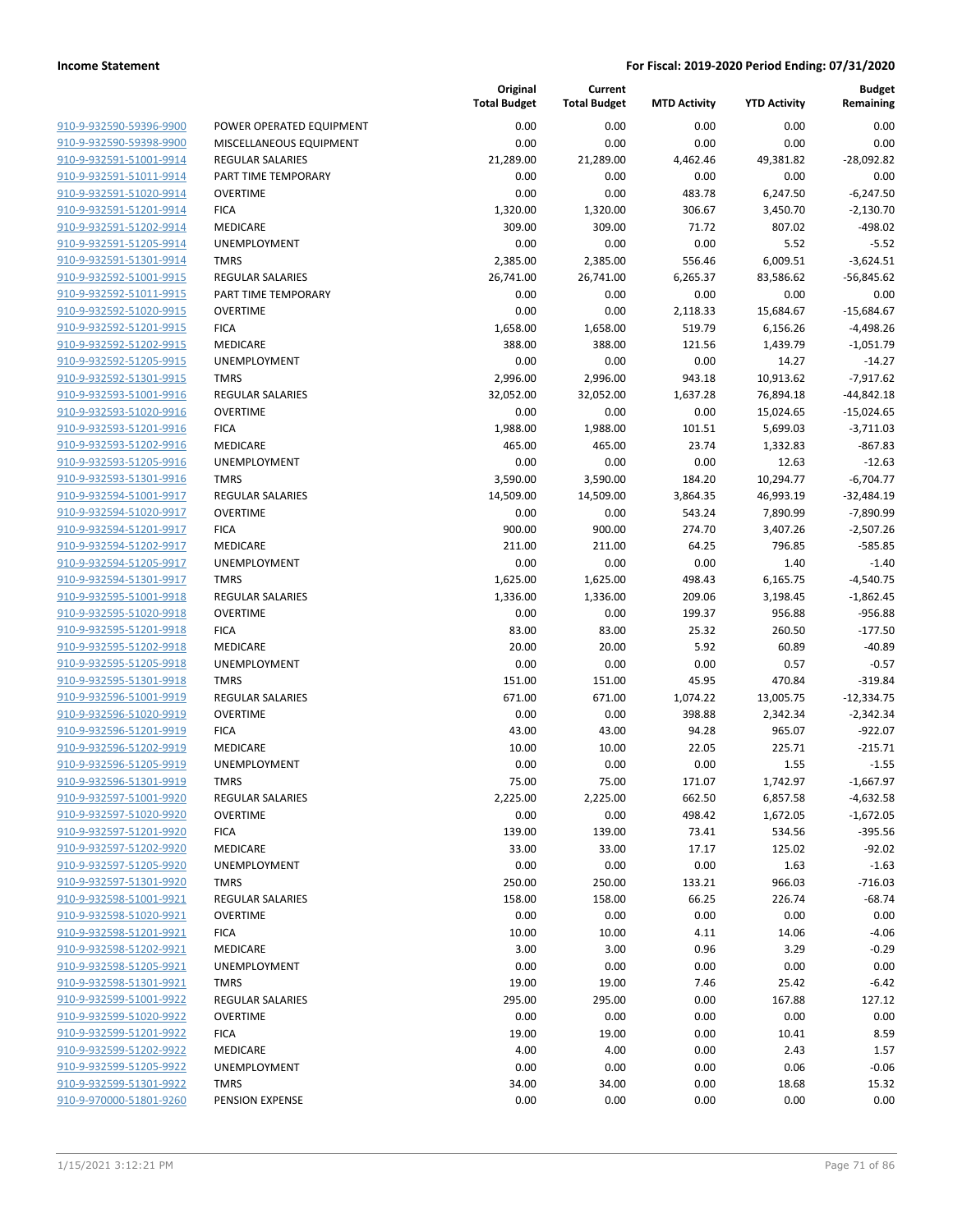| | | Original Total Budget | Current Total Budget | MTD Activity | YTD Activity | Budget Remaining |
|---|---|---|---|---|---|---|
| 910-9-932590-59396-9900 | POWER OPERATED EQUIPMENT | 0.00 | 0.00 | 0.00 | 0.00 | 0.00 |
| 910-9-932590-59398-9900 | MISCELLANEOUS EQUIPMENT | 0.00 | 0.00 | 0.00 | 0.00 | 0.00 |
| 910-9-932591-51001-9914 | REGULAR SALARIES | 21,289.00 | 21,289.00 | 4,462.46 | 49,381.82 | -28,092.82 |
| 910-9-932591-51011-9914 | PART TIME TEMPORARY | 0.00 | 0.00 | 0.00 | 0.00 | 0.00 |
| 910-9-932591-51020-9914 | OVERTIME | 0.00 | 0.00 | 483.78 | 6,247.50 | -6,247.50 |
| 910-9-932591-51201-9914 | FICA | 1,320.00 | 1,320.00 | 306.67 | 3,450.70 | -2,130.70 |
| 910-9-932591-51202-9914 | MEDICARE | 309.00 | 309.00 | 71.72 | 807.02 | -498.02 |
| 910-9-932591-51205-9914 | UNEMPLOYMENT | 0.00 | 0.00 | 0.00 | 5.52 | -5.52 |
| 910-9-932591-51301-9914 | TMRS | 2,385.00 | 2,385.00 | 556.46 | 6,009.51 | -3,624.51 |
| 910-9-932592-51001-9915 | REGULAR SALARIES | 26,741.00 | 26,741.00 | 6,265.37 | 83,586.62 | -56,845.62 |
| 910-9-932592-51011-9915 | PART TIME TEMPORARY | 0.00 | 0.00 | 0.00 | 0.00 | 0.00 |
| 910-9-932592-51020-9915 | OVERTIME | 0.00 | 0.00 | 2,118.33 | 15,684.67 | -15,684.67 |
| 910-9-932592-51201-9915 | FICA | 1,658.00 | 1,658.00 | 519.79 | 6,156.26 | -4,498.26 |
| 910-9-932592-51202-9915 | MEDICARE | 388.00 | 388.00 | 121.56 | 1,439.79 | -1,051.79 |
| 910-9-932592-51205-9915 | UNEMPLOYMENT | 0.00 | 0.00 | 0.00 | 14.27 | -14.27 |
| 910-9-932592-51301-9915 | TMRS | 2,996.00 | 2,996.00 | 943.18 | 10,913.62 | -7,917.62 |
| 910-9-932593-51001-9916 | REGULAR SALARIES | 32,052.00 | 32,052.00 | 1,637.28 | 76,894.18 | -44,842.18 |
| 910-9-932593-51020-9916 | OVERTIME | 0.00 | 0.00 | 0.00 | 15,024.65 | -15,024.65 |
| 910-9-932593-51201-9916 | FICA | 1,988.00 | 1,988.00 | 101.51 | 5,699.03 | -3,711.03 |
| 910-9-932593-51202-9916 | MEDICARE | 465.00 | 465.00 | 23.74 | 1,332.83 | -867.83 |
| 910-9-932593-51205-9916 | UNEMPLOYMENT | 0.00 | 0.00 | 0.00 | 12.63 | -12.63 |
| 910-9-932593-51301-9916 | TMRS | 3,590.00 | 3,590.00 | 184.20 | 10,294.77 | -6,704.77 |
| 910-9-932594-51001-9917 | REGULAR SALARIES | 14,509.00 | 14,509.00 | 3,864.35 | 46,993.19 | -32,484.19 |
| 910-9-932594-51020-9917 | OVERTIME | 0.00 | 0.00 | 543.24 | 7,890.99 | -7,890.99 |
| 910-9-932594-51201-9917 | FICA | 900.00 | 900.00 | 274.70 | 3,407.26 | -2,507.26 |
| 910-9-932594-51202-9917 | MEDICARE | 211.00 | 211.00 | 64.25 | 796.85 | -585.85 |
| 910-9-932594-51205-9917 | UNEMPLOYMENT | 0.00 | 0.00 | 0.00 | 1.40 | -1.40 |
| 910-9-932594-51301-9917 | TMRS | 1,625.00 | 1,625.00 | 498.43 | 6,165.75 | -4,540.75 |
| 910-9-932595-51001-9918 | REGULAR SALARIES | 1,336.00 | 1,336.00 | 209.06 | 3,198.45 | -1,862.45 |
| 910-9-932595-51020-9918 | OVERTIME | 0.00 | 0.00 | 199.37 | 956.88 | -956.88 |
| 910-9-932595-51201-9918 | FICA | 83.00 | 83.00 | 25.32 | 260.50 | -177.50 |
| 910-9-932595-51202-9918 | MEDICARE | 20.00 | 20.00 | 5.92 | 60.89 | -40.89 |
| 910-9-932595-51205-9918 | UNEMPLOYMENT | 0.00 | 0.00 | 0.00 | 0.57 | -0.57 |
| 910-9-932595-51301-9918 | TMRS | 151.00 | 151.00 | 45.95 | 470.84 | -319.84 |
| 910-9-932596-51001-9919 | REGULAR SALARIES | 671.00 | 671.00 | 1,074.22 | 13,005.75 | -12,334.75 |
| 910-9-932596-51020-9919 | OVERTIME | 0.00 | 0.00 | 398.88 | 2,342.34 | -2,342.34 |
| 910-9-932596-51201-9919 | FICA | 43.00 | 43.00 | 94.28 | 965.07 | -922.07 |
| 910-9-932596-51202-9919 | MEDICARE | 10.00 | 10.00 | 22.05 | 225.71 | -215.71 |
| 910-9-932596-51205-9919 | UNEMPLOYMENT | 0.00 | 0.00 | 0.00 | 1.55 | -1.55 |
| 910-9-932596-51301-9919 | TMRS | 75.00 | 75.00 | 171.07 | 1,742.97 | -1,667.97 |
| 910-9-932597-51001-9920 | REGULAR SALARIES | 2,225.00 | 2,225.00 | 662.50 | 6,857.58 | -4,632.58 |
| 910-9-932597-51020-9920 | OVERTIME | 0.00 | 0.00 | 498.42 | 1,672.05 | -1,672.05 |
| 910-9-932597-51201-9920 | FICA | 139.00 | 139.00 | 73.41 | 534.56 | -395.56 |
| 910-9-932597-51202-9920 | MEDICARE | 33.00 | 33.00 | 17.17 | 125.02 | -92.02 |
| 910-9-932597-51205-9920 | UNEMPLOYMENT | 0.00 | 0.00 | 0.00 | 1.63 | -1.63 |
| 910-9-932597-51301-9920 | TMRS | 250.00 | 250.00 | 133.21 | 966.03 | -716.03 |
| 910-9-932598-51001-9921 | REGULAR SALARIES | 158.00 | 158.00 | 66.25 | 226.74 | -68.74 |
| 910-9-932598-51020-9921 | OVERTIME | 0.00 | 0.00 | 0.00 | 0.00 | 0.00 |
| 910-9-932598-51201-9921 | FICA | 10.00 | 10.00 | 4.11 | 14.06 | -4.06 |
| 910-9-932598-51202-9921 | MEDICARE | 3.00 | 3.00 | 0.96 | 3.29 | -0.29 |
| 910-9-932598-51205-9921 | UNEMPLOYMENT | 0.00 | 0.00 | 0.00 | 0.00 | 0.00 |
| 910-9-932598-51301-9921 | TMRS | 19.00 | 19.00 | 7.46 | 25.42 | -6.42 |
| 910-9-932599-51001-9922 | REGULAR SALARIES | 295.00 | 295.00 | 0.00 | 167.88 | 127.12 |
| 910-9-932599-51020-9922 | OVERTIME | 0.00 | 0.00 | 0.00 | 0.00 | 0.00 |
| 910-9-932599-51201-9922 | FICA | 19.00 | 19.00 | 0.00 | 10.41 | 8.59 |
| 910-9-932599-51202-9922 | MEDICARE | 4.00 | 4.00 | 0.00 | 2.43 | 1.57 |
| 910-9-932599-51205-9922 | UNEMPLOYMENT | 0.00 | 0.00 | 0.00 | 0.06 | -0.06 |
| 910-9-932599-51301-9922 | TMRS | 34.00 | 34.00 | 0.00 | 18.68 | 15.32 |
| 910-9-970000-51801-9260 | PENSION EXPENSE | 0.00 | 0.00 | 0.00 | 0.00 | 0.00 |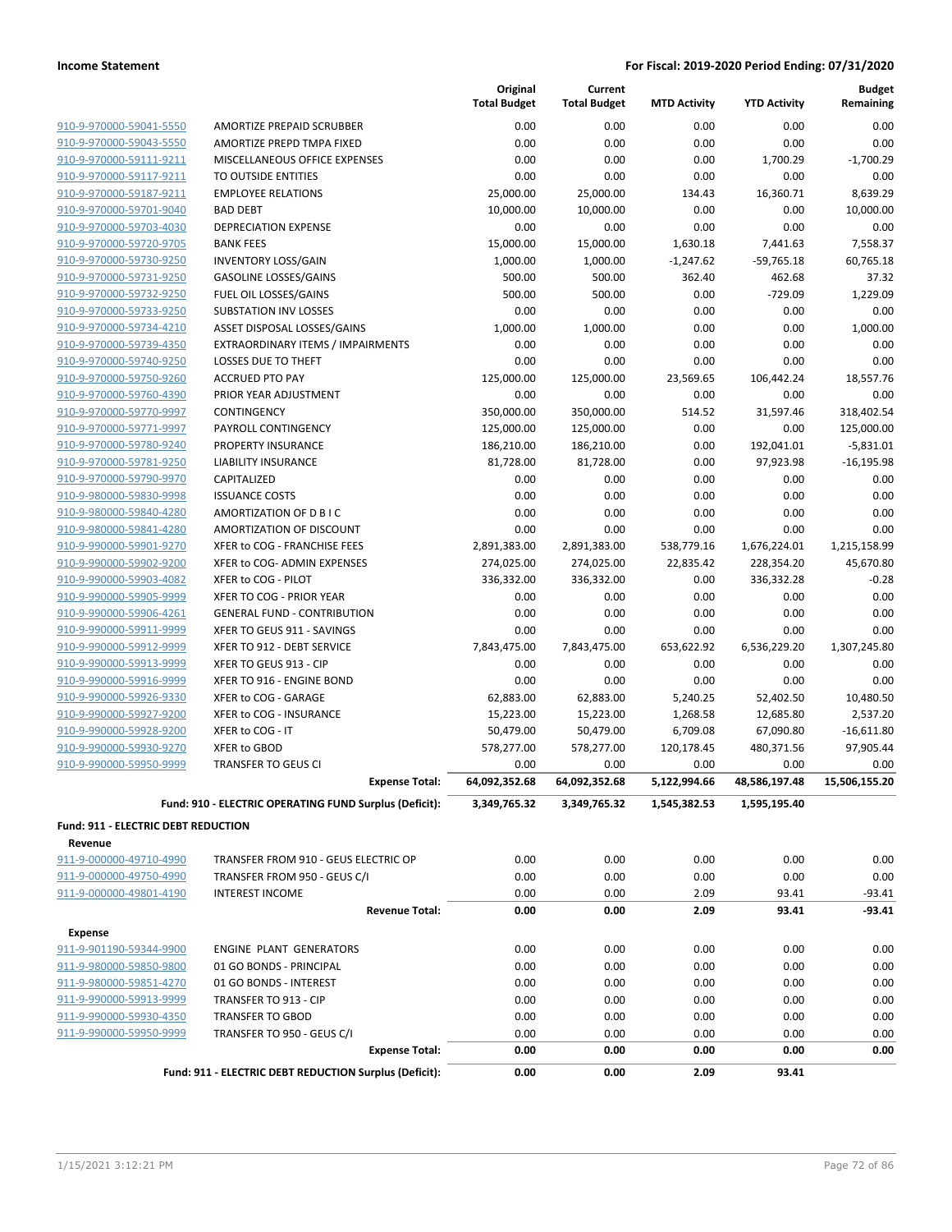**Income Statement** | **For Fiscal: 2019-2020 Period Ending: 07/31/2020**

| | | Original Total Budget | Current Total Budget | MTD Activity | YTD Activity | Budget Remaining |
|---|---|---|---|---|---|---|
| 910-9-970000-59041-5550 | AMORTIZE PREPAID SCRUBBER | 0.00 | 0.00 | 0.00 | 0.00 | 0.00 |
| 910-9-970000-59043-5550 | AMORTIZE PREPD TMPA FIXED | 0.00 | 0.00 | 0.00 | 0.00 | 0.00 |
| 910-9-970000-59111-9211 | MISCELLANEOUS OFFICE EXPENSES | 0.00 | 0.00 | 0.00 | 1,700.29 | -1,700.29 |
| 910-9-970000-59117-9211 | TO OUTSIDE ENTITIES | 0.00 | 0.00 | 0.00 | 0.00 | 0.00 |
| 910-9-970000-59187-9211 | EMPLOYEE RELATIONS | 25,000.00 | 25,000.00 | 134.43 | 16,360.71 | 8,639.29 |
| 910-9-970000-59701-9040 | BAD DEBT | 10,000.00 | 10,000.00 | 0.00 | 0.00 | 10,000.00 |
| 910-9-970000-59703-4030 | DEPRECIATION EXPENSE | 0.00 | 0.00 | 0.00 | 0.00 | 0.00 |
| 910-9-970000-59720-9705 | BANK FEES | 15,000.00 | 15,000.00 | 1,630.18 | 7,441.63 | 7,558.37 |
| 910-9-970000-59730-9250 | INVENTORY LOSS/GAIN | 1,000.00 | 1,000.00 | -1,247.62 | -59,765.18 | 60,765.18 |
| 910-9-970000-59731-9250 | GASOLINE LOSSES/GAINS | 500.00 | 500.00 | 362.40 | 462.68 | 37.32 |
| 910-9-970000-59732-9250 | FUEL OIL LOSSES/GAINS | 500.00 | 500.00 | 0.00 | -729.09 | 1,229.09 |
| 910-9-970000-59733-9250 | SUBSTATION INV LOSSES | 0.00 | 0.00 | 0.00 | 0.00 | 0.00 |
| 910-9-970000-59734-4210 | ASSET DISPOSAL LOSSES/GAINS | 1,000.00 | 1,000.00 | 0.00 | 0.00 | 1,000.00 |
| 910-9-970000-59739-4350 | EXTRAORDINARY ITEMS / IMPAIRMENTS | 0.00 | 0.00 | 0.00 | 0.00 | 0.00 |
| 910-9-970000-59740-9250 | LOSSES DUE TO THEFT | 0.00 | 0.00 | 0.00 | 0.00 | 0.00 |
| 910-9-970000-59750-9260 | ACCRUED PTO PAY | 125,000.00 | 125,000.00 | 23,569.65 | 106,442.24 | 18,557.76 |
| 910-9-970000-59760-4390 | PRIOR YEAR ADJUSTMENT | 0.00 | 0.00 | 0.00 | 0.00 | 0.00 |
| 910-9-970000-59770-9997 | CONTINGENCY | 350,000.00 | 350,000.00 | 514.52 | 31,597.46 | 318,402.54 |
| 910-9-970000-59771-9997 | PAYROLL CONTINGENCY | 125,000.00 | 125,000.00 | 0.00 | 0.00 | 125,000.00 |
| 910-9-970000-59780-9240 | PROPERTY INSURANCE | 186,210.00 | 186,210.00 | 0.00 | 192,041.01 | -5,831.01 |
| 910-9-970000-59781-9250 | LIABILITY INSURANCE | 81,728.00 | 81,728.00 | 0.00 | 97,923.98 | -16,195.98 |
| 910-9-970000-59790-9970 | CAPITALIZED | 0.00 | 0.00 | 0.00 | 0.00 | 0.00 |
| 910-9-980000-59830-9998 | ISSUANCE COSTS | 0.00 | 0.00 | 0.00 | 0.00 | 0.00 |
| 910-9-980000-59840-4280 | AMORTIZATION OF D B I C | 0.00 | 0.00 | 0.00 | 0.00 | 0.00 |
| 910-9-980000-59841-4280 | AMORTIZATION OF DISCOUNT | 0.00 | 0.00 | 0.00 | 0.00 | 0.00 |
| 910-9-990000-59901-9270 | XFER to COG - FRANCHISE FEES | 2,891,383.00 | 2,891,383.00 | 538,779.16 | 1,676,224.01 | 1,215,158.99 |
| 910-9-990000-59902-9200 | XFER to COG- ADMIN EXPENSES | 274,025.00 | 274,025.00 | 22,835.42 | 228,354.20 | 45,670.80 |
| 910-9-990000-59903-4082 | XFER to COG - PILOT | 336,332.00 | 336,332.00 | 0.00 | 336,332.28 | -0.28 |
| 910-9-990000-59905-9999 | XFER TO COG - PRIOR YEAR | 0.00 | 0.00 | 0.00 | 0.00 | 0.00 |
| 910-9-990000-59906-4261 | GENERAL FUND - CONTRIBUTION | 0.00 | 0.00 | 0.00 | 0.00 | 0.00 |
| 910-9-990000-59911-9999 | XFER TO GEUS 911 - SAVINGS | 0.00 | 0.00 | 0.00 | 0.00 | 0.00 |
| 910-9-990000-59912-9999 | XFER TO 912 - DEBT SERVICE | 7,843,475.00 | 7,843,475.00 | 653,622.92 | 6,536,229.20 | 1,307,245.80 |
| 910-9-990000-59913-9999 | XFER TO GEUS 913 - CIP | 0.00 | 0.00 | 0.00 | 0.00 | 0.00 |
| 910-9-990000-59916-9999 | XFER TO 916 - ENGINE BOND | 0.00 | 0.00 | 0.00 | 0.00 | 0.00 |
| 910-9-990000-59926-9330 | XFER to COG - GARAGE | 62,883.00 | 62,883.00 | 5,240.25 | 52,402.50 | 10,480.50 |
| 910-9-990000-59927-9200 | XFER to COG - INSURANCE | 15,223.00 | 15,223.00 | 1,268.58 | 12,685.80 | 2,537.20 |
| 910-9-990000-59928-9200 | XFER to COG - IT | 50,479.00 | 50,479.00 | 6,709.08 | 67,090.80 | -16,611.80 |
| 910-9-990000-59930-9270 | XFER to GBOD | 578,277.00 | 578,277.00 | 120,178.45 | 480,371.56 | 97,905.44 |
| 910-9-990000-59950-9999 | TRANSFER TO GEUS CI | 0.00 | 0.00 | 0.00 | 0.00 | 0.00 |
| | **Expense Total:** | **64,092,352.68** | **64,092,352.68** | **5,122,994.66** | **48,586,197.48** | **15,506,155.20** |
| | **Fund: 910 - ELECTRIC OPERATING FUND Surplus (Deficit):** | **3,349,765.32** | **3,349,765.32** | **1,545,382.53** | **1,595,195.40** | |

**Fund: 911 - ELECTRIC DEBT REDUCTION**

**Revenue**

| | | Original Total Budget | Current Total Budget | MTD Activity | YTD Activity | Budget Remaining |
|---|---|---|---|---|---|---|
| 911-9-000000-49710-4990 | TRANSFER FROM 910 - GEUS ELECTRIC OP | 0.00 | 0.00 | 0.00 | 0.00 | 0.00 |
| 911-9-000000-49750-4990 | TRANSFER FROM 950 - GEUS C/I | 0.00 | 0.00 | 0.00 | 0.00 | 0.00 |
| 911-9-000000-49801-4190 | INTEREST INCOME | 0.00 | 0.00 | 2.09 | 93.41 | -93.41 |
| | **Revenue Total:** | **0.00** | **0.00** | **2.09** | **93.41** | **-93.41** |

**Expense**

| | | Original Total Budget | Current Total Budget | MTD Activity | YTD Activity | Budget Remaining |
|---|---|---|---|---|---|---|
| 911-9-901190-59344-9900 | ENGINE PLANT GENERATORS | 0.00 | 0.00 | 0.00 | 0.00 | 0.00 |
| 911-9-980000-59850-9800 | 01 GO BONDS - PRINCIPAL | 0.00 | 0.00 | 0.00 | 0.00 | 0.00 |
| 911-9-980000-59851-4270 | 01 GO BONDS - INTEREST | 0.00 | 0.00 | 0.00 | 0.00 | 0.00 |
| 911-9-990000-59913-9999 | TRANSFER TO 913 - CIP | 0.00 | 0.00 | 0.00 | 0.00 | 0.00 |
| 911-9-990000-59930-4350 | TRANSFER TO GBOD | 0.00 | 0.00 | 0.00 | 0.00 | 0.00 |
| 911-9-990000-59950-9999 | TRANSFER TO 950 - GEUS C/I | 0.00 | 0.00 | 0.00 | 0.00 | 0.00 |
| | **Expense Total:** | **0.00** | **0.00** | **0.00** | **0.00** | **0.00** |
| | **Fund: 911 - ELECTRIC DEBT REDUCTION Surplus (Deficit):** | **0.00** | **0.00** | **2.09** | **93.41** | |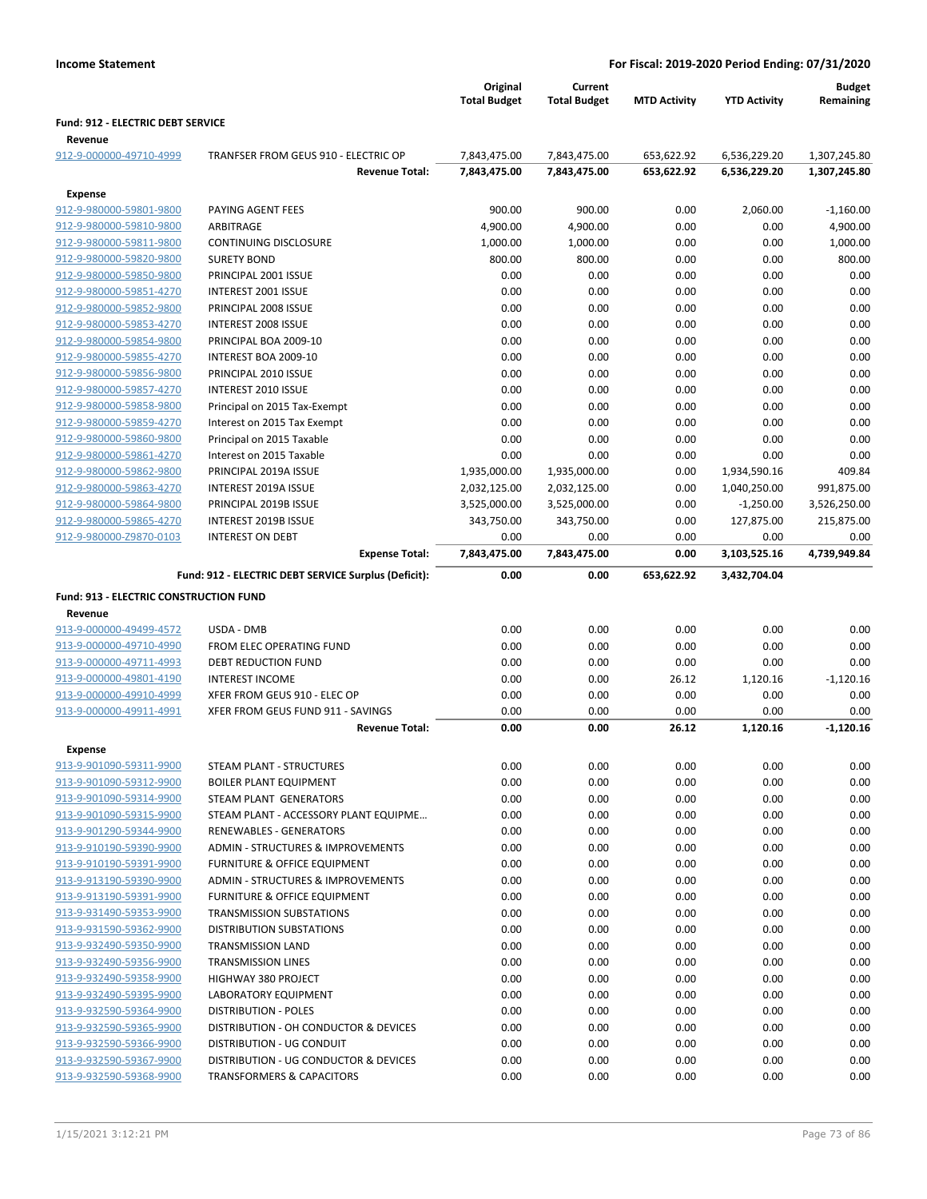**Income Statement** — For Fiscal: 2019-2020 Period Ending: 07/31/2020

| | | Original Total Budget | Current Total Budget | MTD Activity | YTD Activity | Budget Remaining |
|---|---|---|---|---|---|---|
| **Fund: 912 - ELECTRIC DEBT SERVICE** | | | | | | |
| **Revenue** | | | | | | |
| 912-9-000000-49710-4999 | TRANFSER FROM GEUS 910 - ELECTRIC OP | 7,843,475.00 | 7,843,475.00 | 653,622.92 | 6,536,229.20 | 1,307,245.80 |
| | **Revenue Total:** | **7,843,475.00** | **7,843,475.00** | **653,622.92** | **6,536,229.20** | **1,307,245.80** |
| **Expense** | | | | | | |
| 912-9-980000-59801-9800 | PAYING AGENT FEES | 900.00 | 900.00 | 0.00 | 2,060.00 | -1,160.00 |
| 912-9-980000-59810-9800 | ARBITRAGE | 4,900.00 | 4,900.00 | 0.00 | 0.00 | 4,900.00 |
| 912-9-980000-59811-9800 | CONTINUING DISCLOSURE | 1,000.00 | 1,000.00 | 0.00 | 0.00 | 1,000.00 |
| 912-9-980000-59820-9800 | SURETY BOND | 800.00 | 800.00 | 0.00 | 0.00 | 800.00 |
| 912-9-980000-59850-9800 | PRINCIPAL 2001 ISSUE | 0.00 | 0.00 | 0.00 | 0.00 | 0.00 |
| 912-9-980000-59851-4270 | INTEREST 2001 ISSUE | 0.00 | 0.00 | 0.00 | 0.00 | 0.00 |
| 912-9-980000-59852-9800 | PRINCIPAL 2008 ISSUE | 0.00 | 0.00 | 0.00 | 0.00 | 0.00 |
| 912-9-980000-59853-4270 | INTEREST 2008 ISSUE | 0.00 | 0.00 | 0.00 | 0.00 | 0.00 |
| 912-9-980000-59854-9800 | PRINCIPAL BOA 2009-10 | 0.00 | 0.00 | 0.00 | 0.00 | 0.00 |
| 912-9-980000-59855-4270 | INTEREST BOA 2009-10 | 0.00 | 0.00 | 0.00 | 0.00 | 0.00 |
| 912-9-980000-59856-9800 | PRINCIPAL 2010 ISSUE | 0.00 | 0.00 | 0.00 | 0.00 | 0.00 |
| 912-9-980000-59857-4270 | INTEREST 2010 ISSUE | 0.00 | 0.00 | 0.00 | 0.00 | 0.00 |
| 912-9-980000-59858-9800 | Principal on 2015 Tax-Exempt | 0.00 | 0.00 | 0.00 | 0.00 | 0.00 |
| 912-9-980000-59859-4270 | Interest on 2015 Tax Exempt | 0.00 | 0.00 | 0.00 | 0.00 | 0.00 |
| 912-9-980000-59860-9800 | Principal on 2015 Taxable | 0.00 | 0.00 | 0.00 | 0.00 | 0.00 |
| 912-9-980000-59861-4270 | Interest on 2015 Taxable | 0.00 | 0.00 | 0.00 | 0.00 | 0.00 |
| 912-9-980000-59862-9800 | PRINCIPAL 2019A ISSUE | 1,935,000.00 | 1,935,000.00 | 0.00 | 1,934,590.16 | 409.84 |
| 912-9-980000-59863-4270 | INTEREST 2019A ISSUE | 2,032,125.00 | 2,032,125.00 | 0.00 | 1,040,250.00 | 991,875.00 |
| 912-9-980000-59864-9800 | PRINCIPAL 2019B ISSUE | 3,525,000.00 | 3,525,000.00 | 0.00 | -1,250.00 | 3,526,250.00 |
| 912-9-980000-59865-4270 | INTEREST 2019B ISSUE | 343,750.00 | 343,750.00 | 0.00 | 127,875.00 | 215,875.00 |
| 912-9-980000-Z9870-0103 | INTEREST ON DEBT | 0.00 | 0.00 | 0.00 | 0.00 | 0.00 |
| | **Expense Total:** | **7,843,475.00** | **7,843,475.00** | **0.00** | **3,103,525.16** | **4,739,949.84** |
| | **Fund: 912 - ELECTRIC DEBT SERVICE Surplus (Deficit):** | **0.00** | **0.00** | **653,622.92** | **3,432,704.04** | |
| **Fund: 913 - ELECTRIC CONSTRUCTION FUND** | | | | | | |
| **Revenue** | | | | | | |
| 913-9-000000-49499-4572 | USDA - DMB | 0.00 | 0.00 | 0.00 | 0.00 | 0.00 |
| 913-9-000000-49710-4990 | FROM ELEC OPERATING FUND | 0.00 | 0.00 | 0.00 | 0.00 | 0.00 |
| 913-9-000000-49711-4993 | DEBT REDUCTION FUND | 0.00 | 0.00 | 0.00 | 0.00 | 0.00 |
| 913-9-000000-49801-4190 | INTEREST INCOME | 0.00 | 0.00 | 26.12 | 1,120.16 | -1,120.16 |
| 913-9-000000-49910-4999 | XFER FROM GEUS 910 - ELEC OP | 0.00 | 0.00 | 0.00 | 0.00 | 0.00 |
| 913-9-000000-49911-4991 | XFER FROM GEUS FUND 911 - SAVINGS | 0.00 | 0.00 | 0.00 | 0.00 | 0.00 |
| | **Revenue Total:** | **0.00** | **0.00** | **26.12** | **1,120.16** | **-1,120.16** |
| **Expense** | | | | | | |
| 913-9-901090-59311-9900 | STEAM PLANT - STRUCTURES | 0.00 | 0.00 | 0.00 | 0.00 | 0.00 |
| 913-9-901090-59312-9900 | BOILER PLANT EQUIPMENT | 0.00 | 0.00 | 0.00 | 0.00 | 0.00 |
| 913-9-901090-59314-9900 | STEAM PLANT GENERATORS | 0.00 | 0.00 | 0.00 | 0.00 | 0.00 |
| 913-9-901090-59315-9900 | STEAM PLANT - ACCESSORY PLANT EQUIPME... | 0.00 | 0.00 | 0.00 | 0.00 | 0.00 |
| 913-9-901290-59344-9900 | RENEWABLES - GENERATORS | 0.00 | 0.00 | 0.00 | 0.00 | 0.00 |
| 913-9-910190-59390-9900 | ADMIN - STRUCTURES & IMPROVEMENTS | 0.00 | 0.00 | 0.00 | 0.00 | 0.00 |
| 913-9-910190-59391-9900 | FURNITURE & OFFICE EQUIPMENT | 0.00 | 0.00 | 0.00 | 0.00 | 0.00 |
| 913-9-913190-59390-9900 | ADMIN - STRUCTURES & IMPROVEMENTS | 0.00 | 0.00 | 0.00 | 0.00 | 0.00 |
| 913-9-913190-59391-9900 | FURNITURE & OFFICE EQUIPMENT | 0.00 | 0.00 | 0.00 | 0.00 | 0.00 |
| 913-9-931490-59353-9900 | TRANSMISSION SUBSTATIONS | 0.00 | 0.00 | 0.00 | 0.00 | 0.00 |
| 913-9-931590-59362-9900 | DISTRIBUTION SUBSTATIONS | 0.00 | 0.00 | 0.00 | 0.00 | 0.00 |
| 913-9-932490-59350-9900 | TRANSMISSION LAND | 0.00 | 0.00 | 0.00 | 0.00 | 0.00 |
| 913-9-932490-59356-9900 | TRANSMISSION LINES | 0.00 | 0.00 | 0.00 | 0.00 | 0.00 |
| 913-9-932490-59358-9900 | HIGHWAY 380 PROJECT | 0.00 | 0.00 | 0.00 | 0.00 | 0.00 |
| 913-9-932490-59395-9900 | LABORATORY EQUIPMENT | 0.00 | 0.00 | 0.00 | 0.00 | 0.00 |
| 913-9-932590-59364-9900 | DISTRIBUTION - POLES | 0.00 | 0.00 | 0.00 | 0.00 | 0.00 |
| 913-9-932590-59365-9900 | DISTRIBUTION - OH CONDUCTOR & DEVICES | 0.00 | 0.00 | 0.00 | 0.00 | 0.00 |
| 913-9-932590-59366-9900 | DISTRIBUTION - UG CONDUIT | 0.00 | 0.00 | 0.00 | 0.00 | 0.00 |
| 913-9-932590-59367-9900 | DISTRIBUTION - UG CONDUCTOR & DEVICES | 0.00 | 0.00 | 0.00 | 0.00 | 0.00 |
| 913-9-932590-59368-9900 | TRANSFORMERS & CAPACITORS | 0.00 | 0.00 | 0.00 | 0.00 | 0.00 |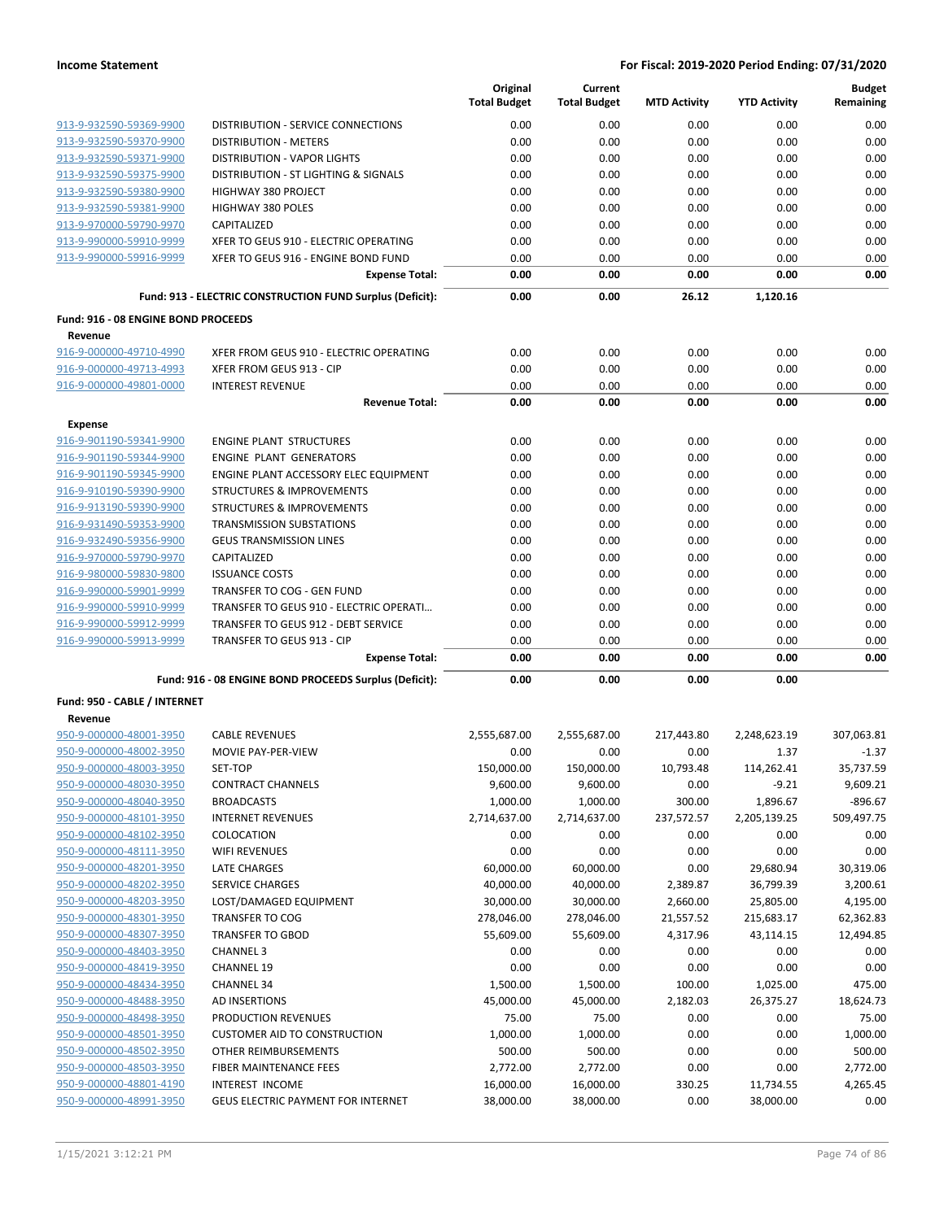| | | Original Total Budget | Current Total Budget | MTD Activity | YTD Activity | Budget Remaining |
|---|---|---|---|---|---|---|
| 913-9-932590-59369-9900 | DISTRIBUTION - SERVICE CONNECTIONS | 0.00 | 0.00 | 0.00 | 0.00 | 0.00 |
| 913-9-932590-59370-9900 | DISTRIBUTION - METERS | 0.00 | 0.00 | 0.00 | 0.00 | 0.00 |
| 913-9-932590-59371-9900 | DISTRIBUTION - VAPOR LIGHTS | 0.00 | 0.00 | 0.00 | 0.00 | 0.00 |
| 913-9-932590-59375-9900 | DISTRIBUTION - ST LIGHTING & SIGNALS | 0.00 | 0.00 | 0.00 | 0.00 | 0.00 |
| 913-9-932590-59380-9900 | HIGHWAY 380 PROJECT | 0.00 | 0.00 | 0.00 | 0.00 | 0.00 |
| 913-9-932590-59381-9900 | HIGHWAY 380 POLES | 0.00 | 0.00 | 0.00 | 0.00 | 0.00 |
| 913-9-970000-59790-9970 | CAPITALIZED | 0.00 | 0.00 | 0.00 | 0.00 | 0.00 |
| 913-9-990000-59910-9999 | XFER TO GEUS 910 - ELECTRIC OPERATING | 0.00 | 0.00 | 0.00 | 0.00 | 0.00 |
| 913-9-990000-59916-9999 | XFER TO GEUS 916 - ENGINE BOND FUND | 0.00 | 0.00 | 0.00 | 0.00 | 0.00 |
| | **Expense Total:** | **0.00** | **0.00** | **0.00** | **0.00** | **0.00** |
| | **Fund: 913 - ELECTRIC CONSTRUCTION FUND Surplus (Deficit):** | **0.00** | **0.00** | **26.12** | **1,120.16** | |
| **Fund: 916 - 08 ENGINE BOND PROCEEDS** | | | | | | |
| **Revenue** | | | | | | |
| 916-9-000000-49710-4990 | XFER FROM GEUS 910 - ELECTRIC OPERATING | 0.00 | 0.00 | 0.00 | 0.00 | 0.00 |
| 916-9-000000-49713-4993 | XFER FROM GEUS 913 - CIP | 0.00 | 0.00 | 0.00 | 0.00 | 0.00 |
| 916-9-000000-49801-0000 | INTEREST REVENUE | 0.00 | 0.00 | 0.00 | 0.00 | 0.00 |
| | **Revenue Total:** | **0.00** | **0.00** | **0.00** | **0.00** | **0.00** |
| **Expense** | | | | | | |
| 916-9-901190-59341-9900 | ENGINE PLANT STRUCTURES | 0.00 | 0.00 | 0.00 | 0.00 | 0.00 |
| 916-9-901190-59344-9900 | ENGINE PLANT GENERATORS | 0.00 | 0.00 | 0.00 | 0.00 | 0.00 |
| 916-9-901190-59345-9900 | ENGINE PLANT ACCESSORY ELEC EQUIPMENT | 0.00 | 0.00 | 0.00 | 0.00 | 0.00 |
| 916-9-910190-59390-9900 | STRUCTURES & IMPROVEMENTS | 0.00 | 0.00 | 0.00 | 0.00 | 0.00 |
| 916-9-913190-59390-9900 | STRUCTURES & IMPROVEMENTS | 0.00 | 0.00 | 0.00 | 0.00 | 0.00 |
| 916-9-931490-59353-9900 | TRANSMISSION SUBSTATIONS | 0.00 | 0.00 | 0.00 | 0.00 | 0.00 |
| 916-9-932490-59356-9900 | GEUS TRANSMISSION LINES | 0.00 | 0.00 | 0.00 | 0.00 | 0.00 |
| 916-9-970000-59790-9970 | CAPITALIZED | 0.00 | 0.00 | 0.00 | 0.00 | 0.00 |
| 916-9-980000-59830-9800 | ISSUANCE COSTS | 0.00 | 0.00 | 0.00 | 0.00 | 0.00 |
| 916-9-990000-59901-9999 | TRANSFER TO COG - GEN FUND | 0.00 | 0.00 | 0.00 | 0.00 | 0.00 |
| 916-9-990000-59910-9999 | TRANSFER TO GEUS 910 - ELECTRIC OPERATI... | 0.00 | 0.00 | 0.00 | 0.00 | 0.00 |
| 916-9-990000-59912-9999 | TRANSFER TO GEUS 912 - DEBT SERVICE | 0.00 | 0.00 | 0.00 | 0.00 | 0.00 |
| 916-9-990000-59913-9999 | TRANSFER TO GEUS 913 - CIP | 0.00 | 0.00 | 0.00 | 0.00 | 0.00 |
| | **Expense Total:** | **0.00** | **0.00** | **0.00** | **0.00** | **0.00** |
| | **Fund: 916 - 08 ENGINE BOND PROCEEDS Surplus (Deficit):** | **0.00** | **0.00** | **0.00** | **0.00** | |
| **Fund: 950 - CABLE / INTERNET** | | | | | | |
| **Revenue** | | | | | | |
| 950-9-000000-48001-3950 | CABLE REVENUES | 2,555,687.00 | 2,555,687.00 | 217,443.80 | 2,248,623.19 | 307,063.81 |
| 950-9-000000-48002-3950 | MOVIE PAY-PER-VIEW | 0.00 | 0.00 | 0.00 | 1.37 | -1.37 |
| 950-9-000000-48003-3950 | SET-TOP | 150,000.00 | 150,000.00 | 10,793.48 | 114,262.41 | 35,737.59 |
| 950-9-000000-48030-3950 | CONTRACT CHANNELS | 9,600.00 | 9,600.00 | 0.00 | -9.21 | 9,609.21 |
| 950-9-000000-48040-3950 | BROADCASTS | 1,000.00 | 1,000.00 | 300.00 | 1,896.67 | -896.67 |
| 950-9-000000-48101-3950 | INTERNET REVENUES | 2,714,637.00 | 2,714,637.00 | 237,572.57 | 2,205,139.25 | 509,497.75 |
| 950-9-000000-48102-3950 | COLOCATION | 0.00 | 0.00 | 0.00 | 0.00 | 0.00 |
| 950-9-000000-48111-3950 | WIFI REVENUES | 0.00 | 0.00 | 0.00 | 0.00 | 0.00 |
| 950-9-000000-48201-3950 | LATE CHARGES | 60,000.00 | 60,000.00 | 0.00 | 29,680.94 | 30,319.06 |
| 950-9-000000-48202-3950 | SERVICE CHARGES | 40,000.00 | 40,000.00 | 2,389.87 | 36,799.39 | 3,200.61 |
| 950-9-000000-48203-3950 | LOST/DAMAGED EQUIPMENT | 30,000.00 | 30,000.00 | 2,660.00 | 25,805.00 | 4,195.00 |
| 950-9-000000-48301-3950 | TRANSFER TO COG | 278,046.00 | 278,046.00 | 21,557.52 | 215,683.17 | 62,362.83 |
| 950-9-000000-48307-3950 | TRANSFER TO GBOD | 55,609.00 | 55,609.00 | 4,317.96 | 43,114.15 | 12,494.85 |
| 950-9-000000-48403-3950 | CHANNEL 3 | 0.00 | 0.00 | 0.00 | 0.00 | 0.00 |
| 950-9-000000-48419-3950 | CHANNEL 19 | 0.00 | 0.00 | 0.00 | 0.00 | 0.00 |
| 950-9-000000-48434-3950 | CHANNEL 34 | 1,500.00 | 1,500.00 | 100.00 | 1,025.00 | 475.00 |
| 950-9-000000-48488-3950 | AD INSERTIONS | 45,000.00 | 45,000.00 | 2,182.03 | 26,375.27 | 18,624.73 |
| 950-9-000000-48498-3950 | PRODUCTION REVENUES | 75.00 | 75.00 | 0.00 | 0.00 | 75.00 |
| 950-9-000000-48501-3950 | CUSTOMER AID TO CONSTRUCTION | 1,000.00 | 1,000.00 | 0.00 | 0.00 | 1,000.00 |
| 950-9-000000-48502-3950 | OTHER REIMBURSEMENTS | 500.00 | 500.00 | 0.00 | 0.00 | 500.00 |
| 950-9-000000-48503-3950 | FIBER MAINTENANCE FEES | 2,772.00 | 2,772.00 | 0.00 | 0.00 | 2,772.00 |
| 950-9-000000-48801-4190 | INTEREST INCOME | 16,000.00 | 16,000.00 | 330.25 | 11,734.55 | 4,265.45 |
| 950-9-000000-48991-3950 | GEUS ELECTRIC PAYMENT FOR INTERNET | 38,000.00 | 38,000.00 | 0.00 | 38,000.00 | 0.00 |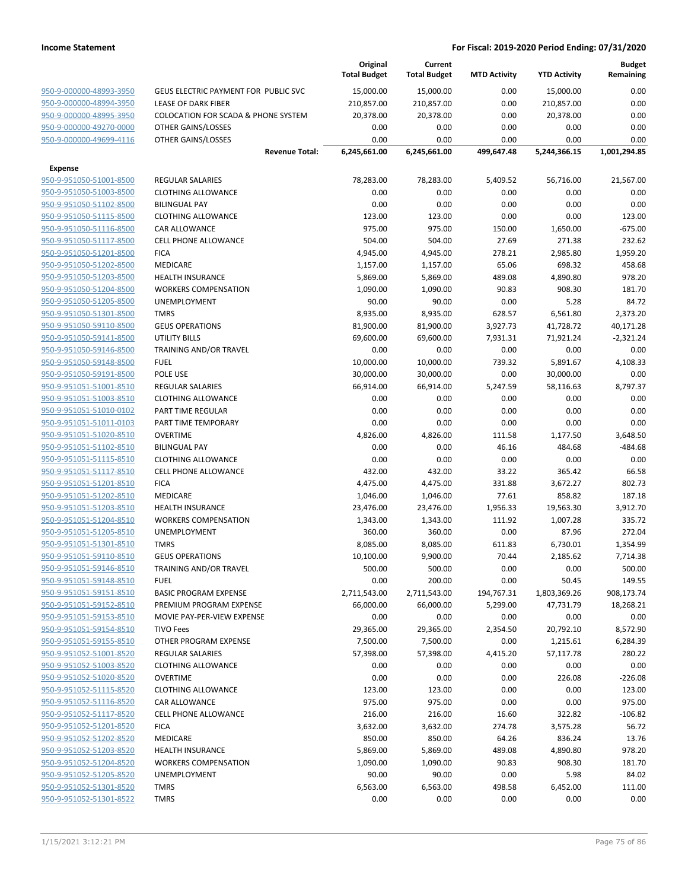**Income Statement** — **For Fiscal: 2019-2020 Period Ending: 07/31/2020**

| | | Original Total Budget | Current Total Budget | MTD Activity | YTD Activity | Budget Remaining |
|---|---|---|---|---|---|---|
| 950-9-000000-48993-3950 | GEUS ELECTRIC PAYMENT FOR PUBLIC SVC | 15,000.00 | 15,000.00 | 0.00 | 15,000.00 | 0.00 |
| 950-9-000000-48994-3950 | LEASE OF DARK FIBER | 210,857.00 | 210,857.00 | 0.00 | 210,857.00 | 0.00 |
| 950-9-000000-48995-3950 | COLOCATION FOR SCADA & PHONE SYSTEM | 20,378.00 | 20,378.00 | 0.00 | 20,378.00 | 0.00 |
| 950-9-000000-49270-0000 | OTHER GAINS/LOSSES | 0.00 | 0.00 | 0.00 | 0.00 | 0.00 |
| 950-9-000000-49699-4116 | OTHER GAINS/LOSSES | 0.00 | 0.00 | 0.00 | 0.00 | 0.00 |
| | **Revenue Total:** | **6,245,661.00** | **6,245,661.00** | **499,647.48** | **5,244,366.15** | **1,001,294.85** |
| **Expense** | | | | | | |
| 950-9-951050-51001-8500 | REGULAR SALARIES | 78,283.00 | 78,283.00 | 5,409.52 | 56,716.00 | 21,567.00 |
| 950-9-951050-51003-8500 | CLOTHING ALLOWANCE | 0.00 | 0.00 | 0.00 | 0.00 | 0.00 |
| 950-9-951050-51102-8500 | BILINGUAL PAY | 0.00 | 0.00 | 0.00 | 0.00 | 0.00 |
| 950-9-951050-51115-8500 | CLOTHING ALLOWANCE | 123.00 | 123.00 | 0.00 | 0.00 | 123.00 |
| 950-9-951050-51116-8500 | CAR ALLOWANCE | 975.00 | 975.00 | 150.00 | 1,650.00 | -675.00 |
| 950-9-951050-51117-8500 | CELL PHONE ALLOWANCE | 504.00 | 504.00 | 27.69 | 271.38 | 232.62 |
| 950-9-951050-51201-8500 | FICA | 4,945.00 | 4,945.00 | 278.21 | 2,985.80 | 1,959.20 |
| 950-9-951050-51202-8500 | MEDICARE | 1,157.00 | 1,157.00 | 65.06 | 698.32 | 458.68 |
| 950-9-951050-51203-8500 | HEALTH INSURANCE | 5,869.00 | 5,869.00 | 489.08 | 4,890.80 | 978.20 |
| 950-9-951050-51204-8500 | WORKERS COMPENSATION | 1,090.00 | 1,090.00 | 90.83 | 908.30 | 181.70 |
| 950-9-951050-51205-8500 | UNEMPLOYMENT | 90.00 | 90.00 | 0.00 | 5.28 | 84.72 |
| 950-9-951050-51301-8500 | TMRS | 8,935.00 | 8,935.00 | 628.57 | 6,561.80 | 2,373.20 |
| 950-9-951050-59110-8500 | GEUS OPERATIONS | 81,900.00 | 81,900.00 | 3,927.73 | 41,728.72 | 40,171.28 |
| 950-9-951050-59141-8500 | UTILITY BILLS | 69,600.00 | 69,600.00 | 7,931.31 | 71,921.24 | -2,321.24 |
| 950-9-951050-59146-8500 | TRAINING AND/OR TRAVEL | 0.00 | 0.00 | 0.00 | 0.00 | 0.00 |
| 950-9-951050-59148-8500 | FUEL | 10,000.00 | 10,000.00 | 739.32 | 5,891.67 | 4,108.33 |
| 950-9-951050-59191-8500 | POLE USE | 30,000.00 | 30,000.00 | 0.00 | 30,000.00 | 0.00 |
| 950-9-951051-51001-8510 | REGULAR SALARIES | 66,914.00 | 66,914.00 | 5,247.59 | 58,116.63 | 8,797.37 |
| 950-9-951051-51003-8510 | CLOTHING ALLOWANCE | 0.00 | 0.00 | 0.00 | 0.00 | 0.00 |
| 950-9-951051-51010-0102 | PART TIME REGULAR | 0.00 | 0.00 | 0.00 | 0.00 | 0.00 |
| 950-9-951051-51011-0103 | PART TIME TEMPORARY | 0.00 | 0.00 | 0.00 | 0.00 | 0.00 |
| 950-9-951051-51020-8510 | OVERTIME | 4,826.00 | 4,826.00 | 111.58 | 1,177.50 | 3,648.50 |
| 950-9-951051-51102-8510 | BILINGUAL PAY | 0.00 | 0.00 | 46.16 | 484.68 | -484.68 |
| 950-9-951051-51115-8510 | CLOTHING ALLOWANCE | 0.00 | 0.00 | 0.00 | 0.00 | 0.00 |
| 950-9-951051-51117-8510 | CELL PHONE ALLOWANCE | 432.00 | 432.00 | 33.22 | 365.42 | 66.58 |
| 950-9-951051-51201-8510 | FICA | 4,475.00 | 4,475.00 | 331.88 | 3,672.27 | 802.73 |
| 950-9-951051-51202-8510 | MEDICARE | 1,046.00 | 1,046.00 | 77.61 | 858.82 | 187.18 |
| 950-9-951051-51203-8510 | HEALTH INSURANCE | 23,476.00 | 23,476.00 | 1,956.33 | 19,563.30 | 3,912.70 |
| 950-9-951051-51204-8510 | WORKERS COMPENSATION | 1,343.00 | 1,343.00 | 111.92 | 1,007.28 | 335.72 |
| 950-9-951051-51205-8510 | UNEMPLOYMENT | 360.00 | 360.00 | 0.00 | 87.96 | 272.04 |
| 950-9-951051-51301-8510 | TMRS | 8,085.00 | 8,085.00 | 611.83 | 6,730.01 | 1,354.99 |
| 950-9-951051-59110-8510 | GEUS OPERATIONS | 10,100.00 | 9,900.00 | 70.44 | 2,185.62 | 7,714.38 |
| 950-9-951051-59146-8510 | TRAINING AND/OR TRAVEL | 500.00 | 500.00 | 0.00 | 0.00 | 500.00 |
| 950-9-951051-59148-8510 | FUEL | 0.00 | 200.00 | 0.00 | 50.45 | 149.55 |
| 950-9-951051-59151-8510 | BASIC PROGRAM EXPENSE | 2,711,543.00 | 2,711,543.00 | 194,767.31 | 1,803,369.26 | 908,173.74 |
| 950-9-951051-59152-8510 | PREMIUM PROGRAM EXPENSE | 66,000.00 | 66,000.00 | 5,299.00 | 47,731.79 | 18,268.21 |
| 950-9-951051-59153-8510 | MOVIE PAY-PER-VIEW EXPENSE | 0.00 | 0.00 | 0.00 | 0.00 | 0.00 |
| 950-9-951051-59154-8510 | TIVO Fees | 29,365.00 | 29,365.00 | 2,354.50 | 20,792.10 | 8,572.90 |
| 950-9-951051-59155-8510 | OTHER PROGRAM EXPENSE | 7,500.00 | 7,500.00 | 0.00 | 1,215.61 | 6,284.39 |
| 950-9-951052-51001-8520 | REGULAR SALARIES | 57,398.00 | 57,398.00 | 4,415.20 | 57,117.78 | 280.22 |
| 950-9-951052-51003-8520 | CLOTHING ALLOWANCE | 0.00 | 0.00 | 0.00 | 0.00 | 0.00 |
| 950-9-951052-51020-8520 | OVERTIME | 0.00 | 0.00 | 0.00 | 226.08 | -226.08 |
| 950-9-951052-51115-8520 | CLOTHING ALLOWANCE | 123.00 | 123.00 | 0.00 | 0.00 | 123.00 |
| 950-9-951052-51116-8520 | CAR ALLOWANCE | 975.00 | 975.00 | 0.00 | 0.00 | 975.00 |
| 950-9-951052-51117-8520 | CELL PHONE ALLOWANCE | 216.00 | 216.00 | 16.60 | 322.82 | -106.82 |
| 950-9-951052-51201-8520 | FICA | 3,632.00 | 3,632.00 | 274.78 | 3,575.28 | 56.72 |
| 950-9-951052-51202-8520 | MEDICARE | 850.00 | 850.00 | 64.26 | 836.24 | 13.76 |
| 950-9-951052-51203-8520 | HEALTH INSURANCE | 5,869.00 | 5,869.00 | 489.08 | 4,890.80 | 978.20 |
| 950-9-951052-51204-8520 | WORKERS COMPENSATION | 1,090.00 | 1,090.00 | 90.83 | 908.30 | 181.70 |
| 950-9-951052-51205-8520 | UNEMPLOYMENT | 90.00 | 90.00 | 0.00 | 5.98 | 84.02 |
| 950-9-951052-51301-8520 | TMRS | 6,563.00 | 6,563.00 | 498.58 | 6,452.00 | 111.00 |
| 950-9-951052-51301-8522 | TMRS | 0.00 | 0.00 | 0.00 | 0.00 | 0.00 |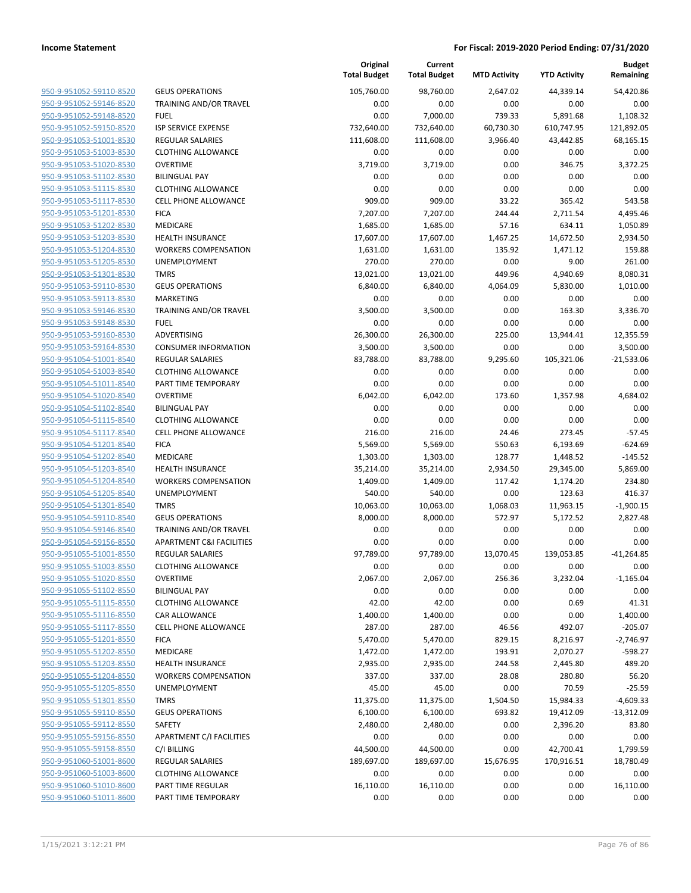| | | Original Total Budget | Current Total Budget | MTD Activity | YTD Activity | Budget Remaining |
|---|---|---|---|---|---|---|
| 950-9-951052-59110-8520 | GEUS OPERATIONS | 105,760.00 | 98,760.00 | 2,647.02 | 44,339.14 | 54,420.86 |
| 950-9-951052-59146-8520 | TRAINING AND/OR TRAVEL | 0.00 | 0.00 | 0.00 | 0.00 | 0.00 |
| 950-9-951052-59148-8520 | FUEL | 0.00 | 7,000.00 | 739.33 | 5,891.68 | 1,108.32 |
| 950-9-951052-59150-8520 | ISP SERVICE EXPENSE | 732,640.00 | 732,640.00 | 60,730.30 | 610,747.95 | 121,892.05 |
| 950-9-951053-51001-8530 | REGULAR SALARIES | 111,608.00 | 111,608.00 | 3,966.40 | 43,442.85 | 68,165.15 |
| 950-9-951053-51003-8530 | CLOTHING ALLOWANCE | 0.00 | 0.00 | 0.00 | 0.00 | 0.00 |
| 950-9-951053-51020-8530 | OVERTIME | 3,719.00 | 3,719.00 | 0.00 | 346.75 | 3,372.25 |
| 950-9-951053-51102-8530 | BILINGUAL PAY | 0.00 | 0.00 | 0.00 | 0.00 | 0.00 |
| 950-9-951053-51115-8530 | CLOTHING ALLOWANCE | 0.00 | 0.00 | 0.00 | 0.00 | 0.00 |
| 950-9-951053-51117-8530 | CELL PHONE ALLOWANCE | 909.00 | 909.00 | 33.22 | 365.42 | 543.58 |
| 950-9-951053-51201-8530 | FICA | 7,207.00 | 7,207.00 | 244.44 | 2,711.54 | 4,495.46 |
| 950-9-951053-51202-8530 | MEDICARE | 1,685.00 | 1,685.00 | 57.16 | 634.11 | 1,050.89 |
| 950-9-951053-51203-8530 | HEALTH INSURANCE | 17,607.00 | 17,607.00 | 1,467.25 | 14,672.50 | 2,934.50 |
| 950-9-951053-51204-8530 | WORKERS COMPENSATION | 1,631.00 | 1,631.00 | 135.92 | 1,471.12 | 159.88 |
| 950-9-951053-51205-8530 | UNEMPLOYMENT | 270.00 | 270.00 | 0.00 | 9.00 | 261.00 |
| 950-9-951053-51301-8530 | TMRS | 13,021.00 | 13,021.00 | 449.96 | 4,940.69 | 8,080.31 |
| 950-9-951053-59110-8530 | GEUS OPERATIONS | 6,840.00 | 6,840.00 | 4,064.09 | 5,830.00 | 1,010.00 |
| 950-9-951053-59113-8530 | MARKETING | 0.00 | 0.00 | 0.00 | 0.00 | 0.00 |
| 950-9-951053-59146-8530 | TRAINING AND/OR TRAVEL | 3,500.00 | 3,500.00 | 0.00 | 163.30 | 3,336.70 |
| 950-9-951053-59148-8530 | FUEL | 0.00 | 0.00 | 0.00 | 0.00 | 0.00 |
| 950-9-951053-59160-8530 | ADVERTISING | 26,300.00 | 26,300.00 | 225.00 | 13,944.41 | 12,355.59 |
| 950-9-951053-59164-8530 | CONSUMER INFORMATION | 3,500.00 | 3,500.00 | 0.00 | 0.00 | 3,500.00 |
| 950-9-951054-51001-8540 | REGULAR SALARIES | 83,788.00 | 83,788.00 | 9,295.60 | 105,321.06 | -21,533.06 |
| 950-9-951054-51003-8540 | CLOTHING ALLOWANCE | 0.00 | 0.00 | 0.00 | 0.00 | 0.00 |
| 950-9-951054-51011-8540 | PART TIME TEMPORARY | 0.00 | 0.00 | 0.00 | 0.00 | 0.00 |
| 950-9-951054-51020-8540 | OVERTIME | 6,042.00 | 6,042.00 | 173.60 | 1,357.98 | 4,684.02 |
| 950-9-951054-51102-8540 | BILINGUAL PAY | 0.00 | 0.00 | 0.00 | 0.00 | 0.00 |
| 950-9-951054-51115-8540 | CLOTHING ALLOWANCE | 0.00 | 0.00 | 0.00 | 0.00 | 0.00 |
| 950-9-951054-51117-8540 | CELL PHONE ALLOWANCE | 216.00 | 216.00 | 24.46 | 273.45 | -57.45 |
| 950-9-951054-51201-8540 | FICA | 5,569.00 | 5,569.00 | 550.63 | 6,193.69 | -624.69 |
| 950-9-951054-51202-8540 | MEDICARE | 1,303.00 | 1,303.00 | 128.77 | 1,448.52 | -145.52 |
| 950-9-951054-51203-8540 | HEALTH INSURANCE | 35,214.00 | 35,214.00 | 2,934.50 | 29,345.00 | 5,869.00 |
| 950-9-951054-51204-8540 | WORKERS COMPENSATION | 1,409.00 | 1,409.00 | 117.42 | 1,174.20 | 234.80 |
| 950-9-951054-51205-8540 | UNEMPLOYMENT | 540.00 | 540.00 | 0.00 | 123.63 | 416.37 |
| 950-9-951054-51301-8540 | TMRS | 10,063.00 | 10,063.00 | 1,068.03 | 11,963.15 | -1,900.15 |
| 950-9-951054-59110-8540 | GEUS OPERATIONS | 8,000.00 | 8,000.00 | 572.97 | 5,172.52 | 2,827.48 |
| 950-9-951054-59146-8540 | TRAINING AND/OR TRAVEL | 0.00 | 0.00 | 0.00 | 0.00 | 0.00 |
| 950-9-951054-59156-8550 | APARTMENT C&I FACILITIES | 0.00 | 0.00 | 0.00 | 0.00 | 0.00 |
| 950-9-951055-51001-8550 | REGULAR SALARIES | 97,789.00 | 97,789.00 | 13,070.45 | 139,053.85 | -41,264.85 |
| 950-9-951055-51003-8550 | CLOTHING ALLOWANCE | 0.00 | 0.00 | 0.00 | 0.00 | 0.00 |
| 950-9-951055-51020-8550 | OVERTIME | 2,067.00 | 2,067.00 | 256.36 | 3,232.04 | -1,165.04 |
| 950-9-951055-51102-8550 | BILINGUAL PAY | 0.00 | 0.00 | 0.00 | 0.00 | 0.00 |
| 950-9-951055-51115-8550 | CLOTHING ALLOWANCE | 42.00 | 42.00 | 0.00 | 0.69 | 41.31 |
| 950-9-951055-51116-8550 | CAR ALLOWANCE | 1,400.00 | 1,400.00 | 0.00 | 0.00 | 1,400.00 |
| 950-9-951055-51117-8550 | CELL PHONE ALLOWANCE | 287.00 | 287.00 | 46.56 | 492.07 | -205.07 |
| 950-9-951055-51201-8550 | FICA | 5,470.00 | 5,470.00 | 829.15 | 8,216.97 | -2,746.97 |
| 950-9-951055-51202-8550 | MEDICARE | 1,472.00 | 1,472.00 | 193.91 | 2,070.27 | -598.27 |
| 950-9-951055-51203-8550 | HEALTH INSURANCE | 2,935.00 | 2,935.00 | 244.58 | 2,445.80 | 489.20 |
| 950-9-951055-51204-8550 | WORKERS COMPENSATION | 337.00 | 337.00 | 28.08 | 280.80 | 56.20 |
| 950-9-951055-51205-8550 | UNEMPLOYMENT | 45.00 | 45.00 | 0.00 | 70.59 | -25.59 |
| 950-9-951055-51301-8550 | TMRS | 11,375.00 | 11,375.00 | 1,504.50 | 15,984.33 | -4,609.33 |
| 950-9-951055-59110-8550 | GEUS OPERATIONS | 6,100.00 | 6,100.00 | 693.82 | 19,412.09 | -13,312.09 |
| 950-9-951055-59112-8550 | SAFETY | 2,480.00 | 2,480.00 | 0.00 | 2,396.20 | 83.80 |
| 950-9-951055-59156-8550 | APARTMENT C/I FACILITIES | 0.00 | 0.00 | 0.00 | 0.00 | 0.00 |
| 950-9-951055-59158-8550 | C/I BILLING | 44,500.00 | 44,500.00 | 0.00 | 42,700.41 | 1,799.59 |
| 950-9-951060-51001-8600 | REGULAR SALARIES | 189,697.00 | 189,697.00 | 15,676.95 | 170,916.51 | 18,780.49 |
| 950-9-951060-51003-8600 | CLOTHING ALLOWANCE | 0.00 | 0.00 | 0.00 | 0.00 | 0.00 |
| 950-9-951060-51010-8600 | PART TIME REGULAR | 16,110.00 | 16,110.00 | 0.00 | 0.00 | 16,110.00 |
| 950-9-951060-51011-8600 | PART TIME TEMPORARY | 0.00 | 0.00 | 0.00 | 0.00 | 0.00 |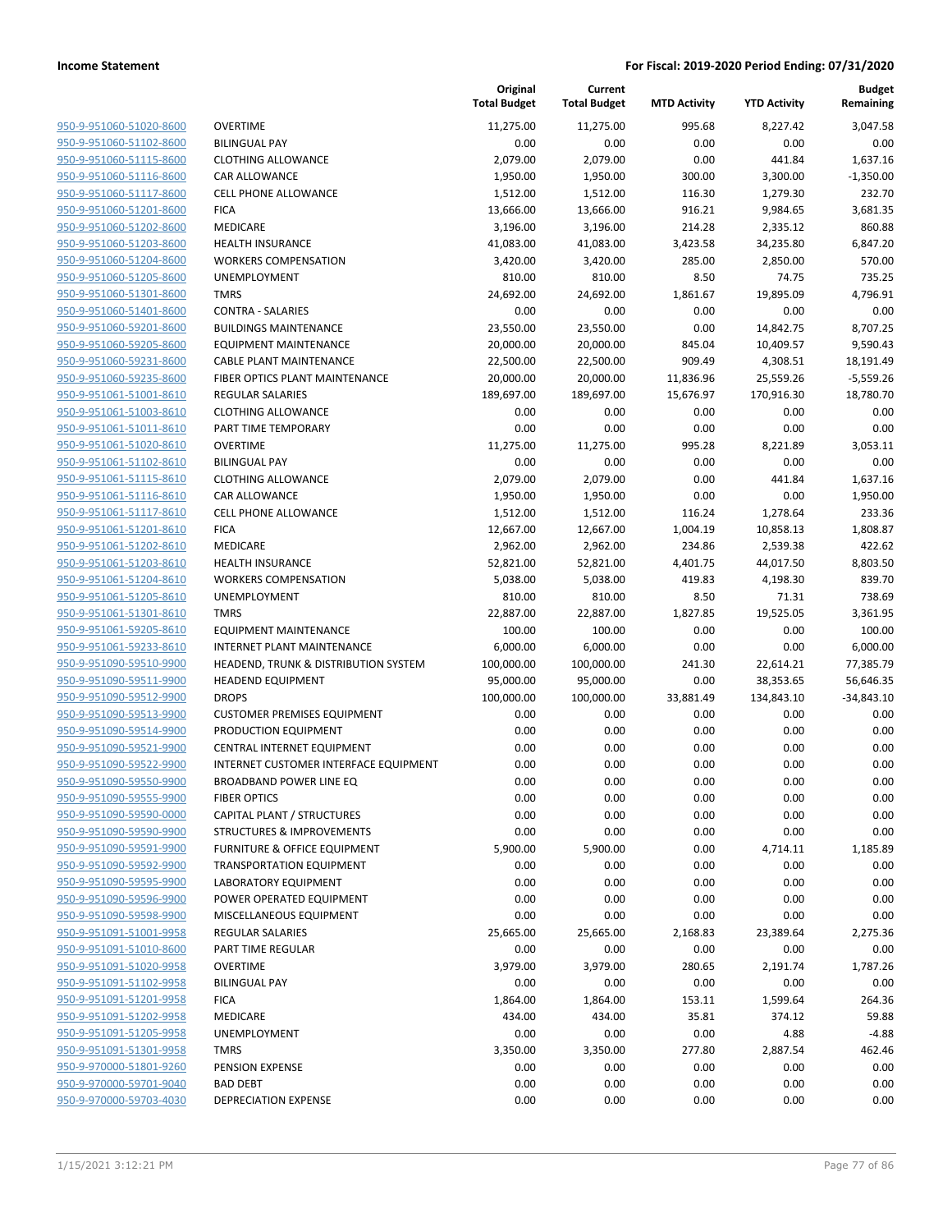| | | Original Total Budget | Current Total Budget | MTD Activity | YTD Activity | Budget Remaining |
|---|---|---|---|---|---|---|
| 950-9-951060-51020-8600 | OVERTIME | 11,275.00 | 11,275.00 | 995.68 | 8,227.42 | 3,047.58 |
| 950-9-951060-51102-8600 | BILINGUAL PAY | 0.00 | 0.00 | 0.00 | 0.00 | 0.00 |
| 950-9-951060-51115-8600 | CLOTHING ALLOWANCE | 2,079.00 | 2,079.00 | 0.00 | 441.84 | 1,637.16 |
| 950-9-951060-51116-8600 | CAR ALLOWANCE | 1,950.00 | 1,950.00 | 300.00 | 3,300.00 | -1,350.00 |
| 950-9-951060-51117-8600 | CELL PHONE ALLOWANCE | 1,512.00 | 1,512.00 | 116.30 | 1,279.30 | 232.70 |
| 950-9-951060-51201-8600 | FICA | 13,666.00 | 13,666.00 | 916.21 | 9,984.65 | 3,681.35 |
| 950-9-951060-51202-8600 | MEDICARE | 3,196.00 | 3,196.00 | 214.28 | 2,335.12 | 860.88 |
| 950-9-951060-51203-8600 | HEALTH INSURANCE | 41,083.00 | 41,083.00 | 3,423.58 | 34,235.80 | 6,847.20 |
| 950-9-951060-51204-8600 | WORKERS COMPENSATION | 3,420.00 | 3,420.00 | 285.00 | 2,850.00 | 570.00 |
| 950-9-951060-51205-8600 | UNEMPLOYMENT | 810.00 | 810.00 | 8.50 | 74.75 | 735.25 |
| 950-9-951060-51301-8600 | TMRS | 24,692.00 | 24,692.00 | 1,861.67 | 19,895.09 | 4,796.91 |
| 950-9-951060-51401-8600 | CONTRA - SALARIES | 0.00 | 0.00 | 0.00 | 0.00 | 0.00 |
| 950-9-951060-59201-8600 | BUILDINGS MAINTENANCE | 23,550.00 | 23,550.00 | 0.00 | 14,842.75 | 8,707.25 |
| 950-9-951060-59205-8600 | EQUIPMENT MAINTENANCE | 20,000.00 | 20,000.00 | 845.04 | 10,409.57 | 9,590.43 |
| 950-9-951060-59231-8600 | CABLE PLANT MAINTENANCE | 22,500.00 | 22,500.00 | 909.49 | 4,308.51 | 18,191.49 |
| 950-9-951060-59235-8600 | FIBER OPTICS PLANT MAINTENANCE | 20,000.00 | 20,000.00 | 11,836.96 | 25,559.26 | -5,559.26 |
| 950-9-951061-51001-8610 | REGULAR SALARIES | 189,697.00 | 189,697.00 | 15,676.97 | 170,916.30 | 18,780.70 |
| 950-9-951061-51003-8610 | CLOTHING ALLOWANCE | 0.00 | 0.00 | 0.00 | 0.00 | 0.00 |
| 950-9-951061-51011-8610 | PART TIME TEMPORARY | 0.00 | 0.00 | 0.00 | 0.00 | 0.00 |
| 950-9-951061-51020-8610 | OVERTIME | 11,275.00 | 11,275.00 | 995.28 | 8,221.89 | 3,053.11 |
| 950-9-951061-51102-8610 | BILINGUAL PAY | 0.00 | 0.00 | 0.00 | 0.00 | 0.00 |
| 950-9-951061-51115-8610 | CLOTHING ALLOWANCE | 2,079.00 | 2,079.00 | 0.00 | 441.84 | 1,637.16 |
| 950-9-951061-51116-8610 | CAR ALLOWANCE | 1,950.00 | 1,950.00 | 0.00 | 0.00 | 1,950.00 |
| 950-9-951061-51117-8610 | CELL PHONE ALLOWANCE | 1,512.00 | 1,512.00 | 116.24 | 1,278.64 | 233.36 |
| 950-9-951061-51201-8610 | FICA | 12,667.00 | 12,667.00 | 1,004.19 | 10,858.13 | 1,808.87 |
| 950-9-951061-51202-8610 | MEDICARE | 2,962.00 | 2,962.00 | 234.86 | 2,539.38 | 422.62 |
| 950-9-951061-51203-8610 | HEALTH INSURANCE | 52,821.00 | 52,821.00 | 4,401.75 | 44,017.50 | 8,803.50 |
| 950-9-951061-51204-8610 | WORKERS COMPENSATION | 5,038.00 | 5,038.00 | 419.83 | 4,198.30 | 839.70 |
| 950-9-951061-51205-8610 | UNEMPLOYMENT | 810.00 | 810.00 | 8.50 | 71.31 | 738.69 |
| 950-9-951061-51301-8610 | TMRS | 22,887.00 | 22,887.00 | 1,827.85 | 19,525.05 | 3,361.95 |
| 950-9-951061-59205-8610 | EQUIPMENT MAINTENANCE | 100.00 | 100.00 | 0.00 | 0.00 | 100.00 |
| 950-9-951061-59233-8610 | INTERNET PLANT MAINTENANCE | 6,000.00 | 6,000.00 | 0.00 | 0.00 | 6,000.00 |
| 950-9-951090-59510-9900 | HEADEND, TRUNK & DISTRIBUTION SYSTEM | 100,000.00 | 100,000.00 | 241.30 | 22,614.21 | 77,385.79 |
| 950-9-951090-59511-9900 | HEADEND EQUIPMENT | 95,000.00 | 95,000.00 | 0.00 | 38,353.65 | 56,646.35 |
| 950-9-951090-59512-9900 | DROPS | 100,000.00 | 100,000.00 | 33,881.49 | 134,843.10 | -34,843.10 |
| 950-9-951090-59513-9900 | CUSTOMER PREMISES EQUIPMENT | 0.00 | 0.00 | 0.00 | 0.00 | 0.00 |
| 950-9-951090-59514-9900 | PRODUCTION EQUIPMENT | 0.00 | 0.00 | 0.00 | 0.00 | 0.00 |
| 950-9-951090-59521-9900 | CENTRAL INTERNET EQUIPMENT | 0.00 | 0.00 | 0.00 | 0.00 | 0.00 |
| 950-9-951090-59522-9900 | INTERNET CUSTOMER INTERFACE EQUIPMENT | 0.00 | 0.00 | 0.00 | 0.00 | 0.00 |
| 950-9-951090-59550-9900 | BROADBAND POWER LINE EQ | 0.00 | 0.00 | 0.00 | 0.00 | 0.00 |
| 950-9-951090-59555-9900 | FIBER OPTICS | 0.00 | 0.00 | 0.00 | 0.00 | 0.00 |
| 950-9-951090-59590-0000 | CAPITAL PLANT / STRUCTURES | 0.00 | 0.00 | 0.00 | 0.00 | 0.00 |
| 950-9-951090-59590-9900 | STRUCTURES & IMPROVEMENTS | 0.00 | 0.00 | 0.00 | 0.00 | 0.00 |
| 950-9-951090-59591-9900 | FURNITURE & OFFICE EQUIPMENT | 5,900.00 | 5,900.00 | 0.00 | 4,714.11 | 1,185.89 |
| 950-9-951090-59592-9900 | TRANSPORTATION EQUIPMENT | 0.00 | 0.00 | 0.00 | 0.00 | 0.00 |
| 950-9-951090-59595-9900 | LABORATORY EQUIPMENT | 0.00 | 0.00 | 0.00 | 0.00 | 0.00 |
| 950-9-951090-59596-9900 | POWER OPERATED EQUIPMENT | 0.00 | 0.00 | 0.00 | 0.00 | 0.00 |
| 950-9-951090-59598-9900 | MISCELLANEOUS EQUIPMENT | 0.00 | 0.00 | 0.00 | 0.00 | 0.00 |
| 950-9-951091-51001-9958 | REGULAR SALARIES | 25,665.00 | 25,665.00 | 2,168.83 | 23,389.64 | 2,275.36 |
| 950-9-951091-51010-8600 | PART TIME REGULAR | 0.00 | 0.00 | 0.00 | 0.00 | 0.00 |
| 950-9-951091-51020-9958 | OVERTIME | 3,979.00 | 3,979.00 | 280.65 | 2,191.74 | 1,787.26 |
| 950-9-951091-51102-9958 | BILINGUAL PAY | 0.00 | 0.00 | 0.00 | 0.00 | 0.00 |
| 950-9-951091-51201-9958 | FICA | 1,864.00 | 1,864.00 | 153.11 | 1,599.64 | 264.36 |
| 950-9-951091-51202-9958 | MEDICARE | 434.00 | 434.00 | 35.81 | 374.12 | 59.88 |
| 950-9-951091-51205-9958 | UNEMPLOYMENT | 0.00 | 0.00 | 0.00 | 4.88 | -4.88 |
| 950-9-951091-51301-9958 | TMRS | 3,350.00 | 3,350.00 | 277.80 | 2,887.54 | 462.46 |
| 950-9-970000-51801-9260 | PENSION EXPENSE | 0.00 | 0.00 | 0.00 | 0.00 | 0.00 |
| 950-9-970000-59701-9040 | BAD DEBT | 0.00 | 0.00 | 0.00 | 0.00 | 0.00 |
| 950-9-970000-59703-4030 | DEPRECIATION EXPENSE | 0.00 | 0.00 | 0.00 | 0.00 | 0.00 |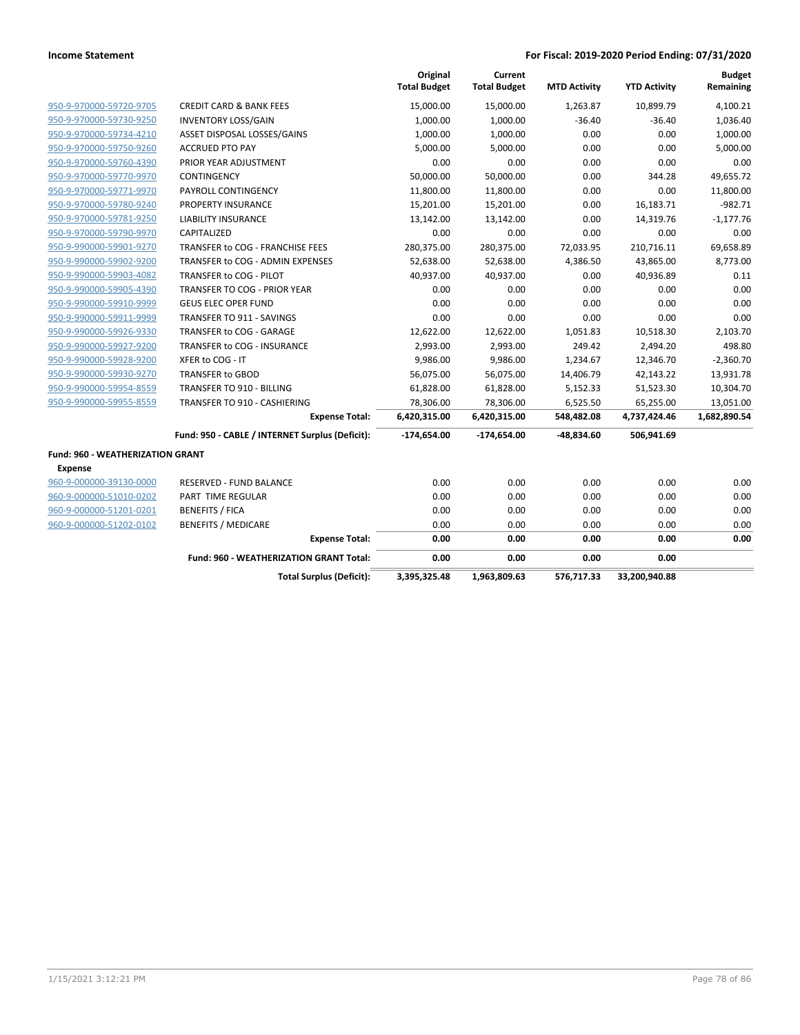| | | Original Total Budget | Current Total Budget | MTD Activity | YTD Activity | Budget Remaining |
|---|---|---|---|---|---|---|
| 950-9-970000-59720-9705 | CREDIT CARD & BANK FEES | 15,000.00 | 15,000.00 | 1,263.87 | 10,899.79 | 4,100.21 |
| 950-9-970000-59730-9250 | INVENTORY LOSS/GAIN | 1,000.00 | 1,000.00 | -36.40 | -36.40 | 1,036.40 |
| 950-9-970000-59734-4210 | ASSET DISPOSAL LOSSES/GAINS | 1,000.00 | 1,000.00 | 0.00 | 0.00 | 1,000.00 |
| 950-9-970000-59750-9260 | ACCRUED PTO PAY | 5,000.00 | 5,000.00 | 0.00 | 0.00 | 5,000.00 |
| 950-9-970000-59760-4390 | PRIOR YEAR ADJUSTMENT | 0.00 | 0.00 | 0.00 | 0.00 | 0.00 |
| 950-9-970000-59770-9970 | CONTINGENCY | 50,000.00 | 50,000.00 | 0.00 | 344.28 | 49,655.72 |
| 950-9-970000-59771-9970 | PAYROLL CONTINGENCY | 11,800.00 | 11,800.00 | 0.00 | 0.00 | 11,800.00 |
| 950-9-970000-59780-9240 | PROPERTY INSURANCE | 15,201.00 | 15,201.00 | 0.00 | 16,183.71 | -982.71 |
| 950-9-970000-59781-9250 | LIABILITY INSURANCE | 13,142.00 | 13,142.00 | 0.00 | 14,319.76 | -1,177.76 |
| 950-9-970000-59790-9970 | CAPITALIZED | 0.00 | 0.00 | 0.00 | 0.00 | 0.00 |
| 950-9-990000-59901-9270 | TRANSFER to COG - FRANCHISE FEES | 280,375.00 | 280,375.00 | 72,033.95 | 210,716.11 | 69,658.89 |
| 950-9-990000-59902-9200 | TRANSFER to COG - ADMIN EXPENSES | 52,638.00 | 52,638.00 | 4,386.50 | 43,865.00 | 8,773.00 |
| 950-9-990000-59903-4082 | TRANSFER to COG - PILOT | 40,937.00 | 40,937.00 | 0.00 | 40,936.89 | 0.11 |
| 950-9-990000-59905-4390 | TRANSFER TO COG - PRIOR YEAR | 0.00 | 0.00 | 0.00 | 0.00 | 0.00 |
| 950-9-990000-59910-9999 | GEUS ELEC OPER FUND | 0.00 | 0.00 | 0.00 | 0.00 | 0.00 |
| 950-9-990000-59911-9999 | TRANSFER TO 911 - SAVINGS | 0.00 | 0.00 | 0.00 | 0.00 | 0.00 |
| 950-9-990000-59926-9330 | TRANSFER to COG - GARAGE | 12,622.00 | 12,622.00 | 1,051.83 | 10,518.30 | 2,103.70 |
| 950-9-990000-59927-9200 | TRANSFER to COG - INSURANCE | 2,993.00 | 2,993.00 | 249.42 | 2,494.20 | 498.80 |
| 950-9-990000-59928-9200 | XFER to COG - IT | 9,986.00 | 9,986.00 | 1,234.67 | 12,346.70 | -2,360.70 |
| 950-9-990000-59930-9270 | TRANSFER to GBOD | 56,075.00 | 56,075.00 | 14,406.79 | 42,143.22 | 13,931.78 |
| 950-9-990000-59954-8559 | TRANSFER TO 910 - BILLING | 61,828.00 | 61,828.00 | 5,152.33 | 51,523.30 | 10,304.70 |
| 950-9-990000-59955-8559 | TRANSFER TO 910 - CASHIERING | 78,306.00 | 78,306.00 | 6,525.50 | 65,255.00 | 13,051.00 |
| | **Expense Total:** | **6,420,315.00** | **6,420,315.00** | **548,482.08** | **4,737,424.46** | **1,682,890.54** |
| | **Fund: 950 - CABLE / INTERNET Surplus (Deficit):** | **-174,654.00** | **-174,654.00** | **-48,834.60** | **506,941.69** | |
| **Fund: 960 - WEATHERIZATION GRANT** | | | | | | |
| **Expense** | | | | | | |
| 960-9-000000-39130-0000 | RESERVED - FUND BALANCE | 0.00 | 0.00 | 0.00 | 0.00 | 0.00 |
| 960-9-000000-51010-0202 | PART TIME REGULAR | 0.00 | 0.00 | 0.00 | 0.00 | 0.00 |
| 960-9-000000-51201-0201 | BENEFITS / FICA | 0.00 | 0.00 | 0.00 | 0.00 | 0.00 |
| 960-9-000000-51202-0102 | BENEFITS / MEDICARE | 0.00 | 0.00 | 0.00 | 0.00 | 0.00 |
| | **Expense Total:** | **0.00** | **0.00** | **0.00** | **0.00** | **0.00** |
| | **Fund: 960 - WEATHERIZATION GRANT Total:** | **0.00** | **0.00** | **0.00** | **0.00** | |
| | **Total Surplus (Deficit):** | **3,395,325.48** | **1,963,809.63** | **576,717.33** | **33,200,940.88** | |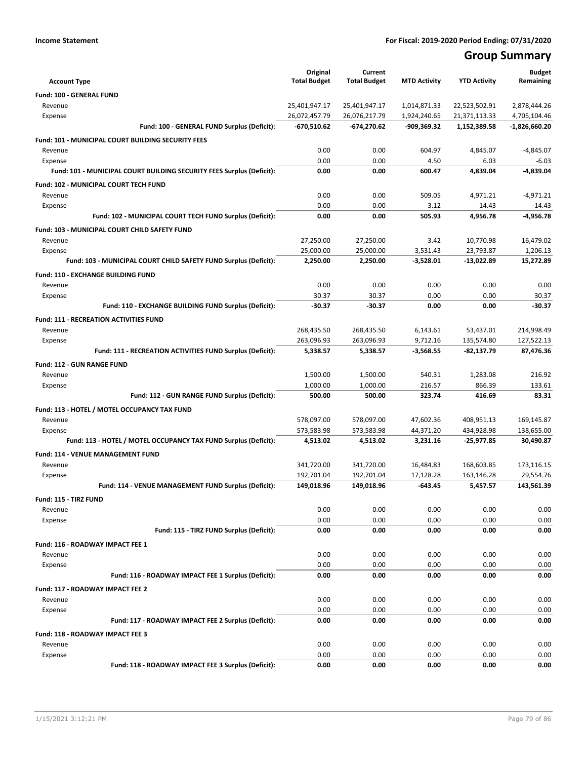**Income Statement** | **For Fiscal: 2019-2020 Period Ending: 07/31/2020**

# Group Summary

| Account Type | Original Total Budget | Current Total Budget | MTD Activity | YTD Activity | Budget Remaining |
|---|---|---|---|---|---|
| **Fund: 100 - GENERAL FUND** | | | | | |
| Revenue | 25,401,947.17 | 25,401,947.17 | 1,014,871.33 | 22,523,502.91 | 2,878,444.26 |
| Expense | 26,072,457.79 | 26,076,217.79 | 1,924,240.65 | 21,371,113.33 | 4,705,104.46 |
| **Fund: 100 - GENERAL FUND Surplus (Deficit):** | **-670,510.62** | **-674,270.62** | **-909,369.32** | **1,152,389.58** | **-1,826,660.20** |
| **Fund: 101 - MUNICIPAL COURT BUILDING SECURITY FEES** | | | | | |
| Revenue | 0.00 | 0.00 | 604.97 | 4,845.07 | -4,845.07 |
| Expense | 0.00 | 0.00 | 4.50 | 6.03 | -6.03 |
| **Fund: 101 - MUNICIPAL COURT BUILDING SECURITY FEES Surplus (Deficit):** | **0.00** | **0.00** | **600.47** | **4,839.04** | **-4,839.04** |
| **Fund: 102 - MUNICIPAL COURT TECH FUND** | | | | | |
| Revenue | 0.00 | 0.00 | 509.05 | 4,971.21 | -4,971.21 |
| Expense | 0.00 | 0.00 | 3.12 | 14.43 | -14.43 |
| **Fund: 102 - MUNICIPAL COURT TECH FUND Surplus (Deficit):** | **0.00** | **0.00** | **505.93** | **4,956.78** | **-4,956.78** |
| **Fund: 103 - MUNICIPAL COURT CHILD SAFETY FUND** | | | | | |
| Revenue | 27,250.00 | 27,250.00 | 3.42 | 10,770.98 | 16,479.02 |
| Expense | 25,000.00 | 25,000.00 | 3,531.43 | 23,793.87 | 1,206.13 |
| **Fund: 103 - MUNICIPAL COURT CHILD SAFETY FUND Surplus (Deficit):** | **2,250.00** | **2,250.00** | **-3,528.01** | **-13,022.89** | **15,272.89** |
| **Fund: 110 - EXCHANGE BUILDING FUND** | | | | | |
| Revenue | 0.00 | 0.00 | 0.00 | 0.00 | 0.00 |
| Expense | 30.37 | 30.37 | 0.00 | 0.00 | 30.37 |
| **Fund: 110 - EXCHANGE BUILDING FUND Surplus (Deficit):** | **-30.37** | **-30.37** | **0.00** | **0.00** | **-30.37** |
| **Fund: 111 - RECREATION ACTIVITIES FUND** | | | | | |
| Revenue | 268,435.50 | 268,435.50 | 6,143.61 | 53,437.01 | 214,998.49 |
| Expense | 263,096.93 | 263,096.93 | 9,712.16 | 135,574.80 | 127,522.13 |
| **Fund: 111 - RECREATION ACTIVITIES FUND Surplus (Deficit):** | **5,338.57** | **5,338.57** | **-3,568.55** | **-82,137.79** | **87,476.36** |
| **Fund: 112 - GUN RANGE FUND** | | | | | |
| Revenue | 1,500.00 | 1,500.00 | 540.31 | 1,283.08 | 216.92 |
| Expense | 1,000.00 | 1,000.00 | 216.57 | 866.39 | 133.61 |
| **Fund: 112 - GUN RANGE FUND Surplus (Deficit):** | **500.00** | **500.00** | **323.74** | **416.69** | **83.31** |
| **Fund: 113 - HOTEL / MOTEL OCCUPANCY TAX FUND** | | | | | |
| Revenue | 578,097.00 | 578,097.00 | 47,602.36 | 408,951.13 | 169,145.87 |
| Expense | 573,583.98 | 573,583.98 | 44,371.20 | 434,928.98 | 138,655.00 |
| **Fund: 113 - HOTEL / MOTEL OCCUPANCY TAX FUND Surplus (Deficit):** | **4,513.02** | **4,513.02** | **3,231.16** | **-25,977.85** | **30,490.87** |
| **Fund: 114 - VENUE MANAGEMENT FUND** | | | | | |
| Revenue | 341,720.00 | 341,720.00 | 16,484.83 | 168,603.85 | 173,116.15 |
| Expense | 192,701.04 | 192,701.04 | 17,128.28 | 163,146.28 | 29,554.76 |
| **Fund: 114 - VENUE MANAGEMENT FUND Surplus (Deficit):** | **149,018.96** | **149,018.96** | **-643.45** | **5,457.57** | **143,561.39** |
| **Fund: 115 - TIRZ FUND** | | | | | |
| Revenue | 0.00 | 0.00 | 0.00 | 0.00 | 0.00 |
| Expense | 0.00 | 0.00 | 0.00 | 0.00 | 0.00 |
| **Fund: 115 - TIRZ FUND Surplus (Deficit):** | **0.00** | **0.00** | **0.00** | **0.00** | **0.00** |
| **Fund: 116 - ROADWAY IMPACT FEE 1** | | | | | |
| Revenue | 0.00 | 0.00 | 0.00 | 0.00 | 0.00 |
| Expense | 0.00 | 0.00 | 0.00 | 0.00 | 0.00 |
| **Fund: 116 - ROADWAY IMPACT FEE 1 Surplus (Deficit):** | **0.00** | **0.00** | **0.00** | **0.00** | **0.00** |
| **Fund: 117 - ROADWAY IMPACT FEE 2** | | | | | |
| Revenue | 0.00 | 0.00 | 0.00 | 0.00 | 0.00 |
| Expense | 0.00 | 0.00 | 0.00 | 0.00 | 0.00 |
| **Fund: 117 - ROADWAY IMPACT FEE 2 Surplus (Deficit):** | **0.00** | **0.00** | **0.00** | **0.00** | **0.00** |
| **Fund: 118 - ROADWAY IMPACT FEE 3** | | | | | |
| Revenue | 0.00 | 0.00 | 0.00 | 0.00 | 0.00 |
| Expense | 0.00 | 0.00 | 0.00 | 0.00 | 0.00 |
| **Fund: 118 - ROADWAY IMPACT FEE 3 Surplus (Deficit):** | **0.00** | **0.00** | **0.00** | **0.00** | **0.00** |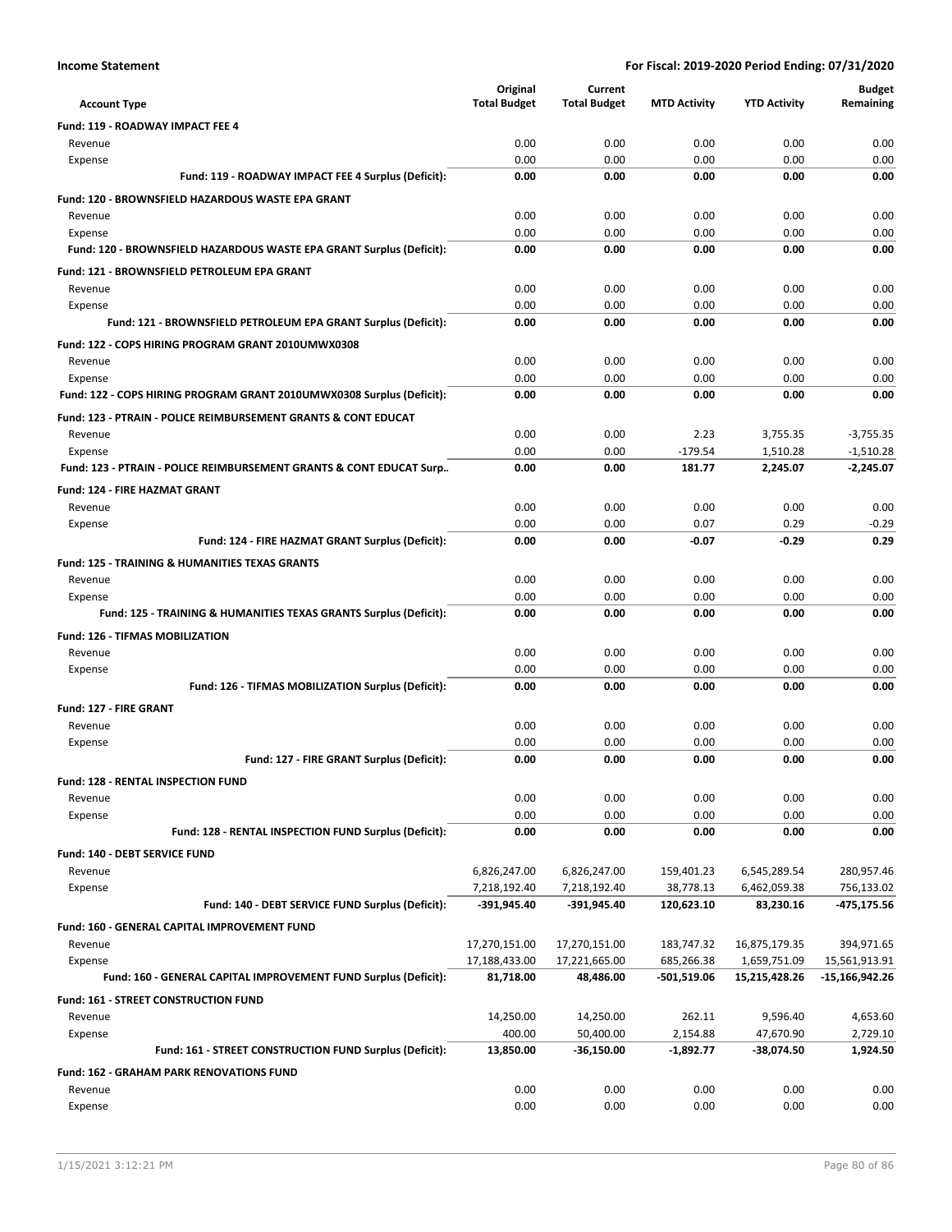**Income Statement** | **For Fiscal: 2019-2020 Period Ending: 07/31/2020**

| Account Type | Original Total Budget | Current Total Budget | MTD Activity | YTD Activity | Budget Remaining |
|---|---|---|---|---|---|
| **Fund: 119 - ROADWAY IMPACT FEE 4** | | | | | |
| Revenue | 0.00 | 0.00 | 0.00 | 0.00 | 0.00 |
| Expense | 0.00 | 0.00 | 0.00 | 0.00 | 0.00 |
| **Fund: 119 - ROADWAY IMPACT FEE 4 Surplus (Deficit):** | **0.00** | **0.00** | **0.00** | **0.00** | **0.00** |
| **Fund: 120 - BROWNSFIELD HAZARDOUS WASTE EPA GRANT** | | | | | |
| Revenue | 0.00 | 0.00 | 0.00 | 0.00 | 0.00 |
| Expense | 0.00 | 0.00 | 0.00 | 0.00 | 0.00 |
| **Fund: 120 - BROWNSFIELD HAZARDOUS WASTE EPA GRANT Surplus (Deficit):** | **0.00** | **0.00** | **0.00** | **0.00** | **0.00** |
| **Fund: 121 - BROWNSFIELD PETROLEUM EPA GRANT** | | | | | |
| Revenue | 0.00 | 0.00 | 0.00 | 0.00 | 0.00 |
| Expense | 0.00 | 0.00 | 0.00 | 0.00 | 0.00 |
| **Fund: 121 - BROWNSFIELD PETROLEUM EPA GRANT Surplus (Deficit):** | **0.00** | **0.00** | **0.00** | **0.00** | **0.00** |
| **Fund: 122 - COPS HIRING PROGRAM GRANT 2010UMWX0308** | | | | | |
| Revenue | 0.00 | 0.00 | 0.00 | 0.00 | 0.00 |
| Expense | 0.00 | 0.00 | 0.00 | 0.00 | 0.00 |
| **Fund: 122 - COPS HIRING PROGRAM GRANT 2010UMWX0308 Surplus (Deficit):** | **0.00** | **0.00** | **0.00** | **0.00** | **0.00** |
| **Fund: 123 - PTRAIN - POLICE REIMBURSEMENT GRANTS & CONT EDUCAT** | | | | | |
| Revenue | 0.00 | 0.00 | 2.23 | 3,755.35 | -3,755.35 |
| Expense | 0.00 | 0.00 | -179.54 | 1,510.28 | -1,510.28 |
| **Fund: 123 - PTRAIN - POLICE REIMBURSEMENT GRANTS & CONT EDUCAT Surp..** | **0.00** | **0.00** | **181.77** | **2,245.07** | **-2,245.07** |
| **Fund: 124 - FIRE HAZMAT GRANT** | | | | | |
| Revenue | 0.00 | 0.00 | 0.00 | 0.00 | 0.00 |
| Expense | 0.00 | 0.00 | 0.07 | 0.29 | -0.29 |
| **Fund: 124 - FIRE HAZMAT GRANT Surplus (Deficit):** | **0.00** | **0.00** | **-0.07** | **-0.29** | **0.29** |
| **Fund: 125 - TRAINING & HUMANITIES TEXAS GRANTS** | | | | | |
| Revenue | 0.00 | 0.00 | 0.00 | 0.00 | 0.00 |
| Expense | 0.00 | 0.00 | 0.00 | 0.00 | 0.00 |
| **Fund: 125 - TRAINING & HUMANITIES TEXAS GRANTS Surplus (Deficit):** | **0.00** | **0.00** | **0.00** | **0.00** | **0.00** |
| **Fund: 126 - TIFMAS MOBILIZATION** | | | | | |
| Revenue | 0.00 | 0.00 | 0.00 | 0.00 | 0.00 |
| Expense | 0.00 | 0.00 | 0.00 | 0.00 | 0.00 |
| **Fund: 126 - TIFMAS MOBILIZATION Surplus (Deficit):** | **0.00** | **0.00** | **0.00** | **0.00** | **0.00** |
| **Fund: 127 - FIRE GRANT** | | | | | |
| Revenue | 0.00 | 0.00 | 0.00 | 0.00 | 0.00 |
| Expense | 0.00 | 0.00 | 0.00 | 0.00 | 0.00 |
| **Fund: 127 - FIRE GRANT Surplus (Deficit):** | **0.00** | **0.00** | **0.00** | **0.00** | **0.00** |
| **Fund: 128 - RENTAL INSPECTION FUND** | | | | | |
| Revenue | 0.00 | 0.00 | 0.00 | 0.00 | 0.00 |
| Expense | 0.00 | 0.00 | 0.00 | 0.00 | 0.00 |
| **Fund: 128 - RENTAL INSPECTION FUND Surplus (Deficit):** | **0.00** | **0.00** | **0.00** | **0.00** | **0.00** |
| **Fund: 140 - DEBT SERVICE FUND** | | | | | |
| Revenue | 6,826,247.00 | 6,826,247.00 | 159,401.23 | 6,545,289.54 | 280,957.46 |
| Expense | 7,218,192.40 | 7,218,192.40 | 38,778.13 | 6,462,059.38 | 756,133.02 |
| **Fund: 140 - DEBT SERVICE FUND Surplus (Deficit):** | **-391,945.40** | **-391,945.40** | **120,623.10** | **83,230.16** | **-475,175.56** |
| **Fund: 160 - GENERAL CAPITAL IMPROVEMENT FUND** | | | | | |
| Revenue | 17,270,151.00 | 17,270,151.00 | 183,747.32 | 16,875,179.35 | 394,971.65 |
| Expense | 17,188,433.00 | 17,221,665.00 | 685,266.38 | 1,659,751.09 | 15,561,913.91 |
| **Fund: 160 - GENERAL CAPITAL IMPROVEMENT FUND Surplus (Deficit):** | **81,718.00** | **48,486.00** | **-501,519.06** | **15,215,428.26** | **-15,166,942.26** |
| **Fund: 161 - STREET CONSTRUCTION FUND** | | | | | |
| Revenue | 14,250.00 | 14,250.00 | 262.11 | 9,596.40 | 4,653.60 |
| Expense | 400.00 | 50,400.00 | 2,154.88 | 47,670.90 | 2,729.10 |
| **Fund: 161 - STREET CONSTRUCTION FUND Surplus (Deficit):** | **13,850.00** | **-36,150.00** | **-1,892.77** | **-38,074.50** | **1,924.50** |
| **Fund: 162 - GRAHAM PARK RENOVATIONS FUND** | | | | | |
| Revenue | 0.00 | 0.00 | 0.00 | 0.00 | 0.00 |
| Expense | 0.00 | 0.00 | 0.00 | 0.00 | 0.00 |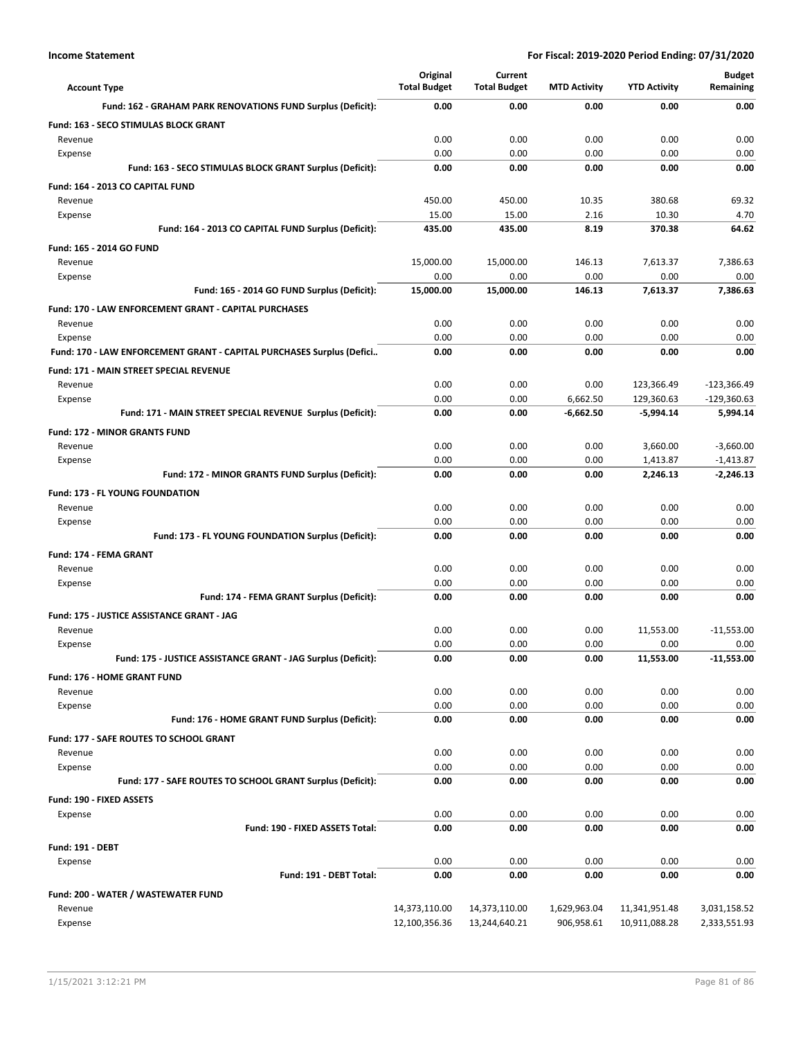**Income Statement** — For Fiscal: 2019-2020 Period Ending: 07/31/2020

| Account Type | Original Total Budget | Current Total Budget | MTD Activity | YTD Activity | Budget Remaining |
|---|---|---|---|---|---|
| **Fund: 162 - GRAHAM PARK RENOVATIONS FUND Surplus (Deficit):** | **0.00** | **0.00** | **0.00** | **0.00** | **0.00** |
| **Fund: 163 - SECO STIMULAS BLOCK GRANT** | | | | | |
| Revenue | 0.00 | 0.00 | 0.00 | 0.00 | 0.00 |
| Expense | 0.00 | 0.00 | 0.00 | 0.00 | 0.00 |
| **Fund: 163 - SECO STIMULAS BLOCK GRANT Surplus (Deficit):** | **0.00** | **0.00** | **0.00** | **0.00** | **0.00** |
| **Fund: 164 - 2013 CO CAPITAL FUND** | | | | | |
| Revenue | 450.00 | 450.00 | 10.35 | 380.68 | 69.32 |
| Expense | 15.00 | 15.00 | 2.16 | 10.30 | 4.70 |
| **Fund: 164 - 2013 CO CAPITAL FUND Surplus (Deficit):** | **435.00** | **435.00** | **8.19** | **370.38** | **64.62** |
| **Fund: 165 - 2014 GO FUND** | | | | | |
| Revenue | 15,000.00 | 15,000.00 | 146.13 | 7,613.37 | 7,386.63 |
| Expense | 0.00 | 0.00 | 0.00 | 0.00 | 0.00 |
| **Fund: 165 - 2014 GO FUND Surplus (Deficit):** | **15,000.00** | **15,000.00** | **146.13** | **7,613.37** | **7,386.63** |
| **Fund: 170 - LAW ENFORCEMENT GRANT - CAPITAL PURCHASES** | | | | | |
| Revenue | 0.00 | 0.00 | 0.00 | 0.00 | 0.00 |
| Expense | 0.00 | 0.00 | 0.00 | 0.00 | 0.00 |
| **Fund: 170 - LAW ENFORCEMENT GRANT - CAPITAL PURCHASES Surplus (Defici..** | **0.00** | **0.00** | **0.00** | **0.00** | **0.00** |
| **Fund: 171 - MAIN STREET SPECIAL REVENUE** | | | | | |
| Revenue | 0.00 | 0.00 | 0.00 | 123,366.49 | -123,366.49 |
| Expense | 0.00 | 0.00 | 6,662.50 | 129,360.63 | -129,360.63 |
| **Fund: 171 - MAIN STREET SPECIAL REVENUE Surplus (Deficit):** | **0.00** | **0.00** | **-6,662.50** | **-5,994.14** | **5,994.14** |
| **Fund: 172 - MINOR GRANTS FUND** | | | | | |
| Revenue | 0.00 | 0.00 | 0.00 | 3,660.00 | -3,660.00 |
| Expense | 0.00 | 0.00 | 0.00 | 1,413.87 | -1,413.87 |
| **Fund: 172 - MINOR GRANTS FUND Surplus (Deficit):** | **0.00** | **0.00** | **0.00** | **2,246.13** | **-2,246.13** |
| **Fund: 173 - FL YOUNG FOUNDATION** | | | | | |
| Revenue | 0.00 | 0.00 | 0.00 | 0.00 | 0.00 |
| Expense | 0.00 | 0.00 | 0.00 | 0.00 | 0.00 |
| **Fund: 173 - FL YOUNG FOUNDATION Surplus (Deficit):** | **0.00** | **0.00** | **0.00** | **0.00** | **0.00** |
| **Fund: 174 - FEMA GRANT** | | | | | |
| Revenue | 0.00 | 0.00 | 0.00 | 0.00 | 0.00 |
| Expense | 0.00 | 0.00 | 0.00 | 0.00 | 0.00 |
| **Fund: 174 - FEMA GRANT Surplus (Deficit):** | **0.00** | **0.00** | **0.00** | **0.00** | **0.00** |
| **Fund: 175 - JUSTICE ASSISTANCE GRANT - JAG** | | | | | |
| Revenue | 0.00 | 0.00 | 0.00 | 11,553.00 | -11,553.00 |
| Expense | 0.00 | 0.00 | 0.00 | 0.00 | 0.00 |
| **Fund: 175 - JUSTICE ASSISTANCE GRANT - JAG Surplus (Deficit):** | **0.00** | **0.00** | **0.00** | **11,553.00** | **-11,553.00** |
| **Fund: 176 - HOME GRANT FUND** | | | | | |
| Revenue | 0.00 | 0.00 | 0.00 | 0.00 | 0.00 |
| Expense | 0.00 | 0.00 | 0.00 | 0.00 | 0.00 |
| **Fund: 176 - HOME GRANT FUND Surplus (Deficit):** | **0.00** | **0.00** | **0.00** | **0.00** | **0.00** |
| **Fund: 177 - SAFE ROUTES TO SCHOOL GRANT** | | | | | |
| Revenue | 0.00 | 0.00 | 0.00 | 0.00 | 0.00 |
| Expense | 0.00 | 0.00 | 0.00 | 0.00 | 0.00 |
| **Fund: 177 - SAFE ROUTES TO SCHOOL GRANT Surplus (Deficit):** | **0.00** | **0.00** | **0.00** | **0.00** | **0.00** |
| **Fund: 190 - FIXED ASSETS** | | | | | |
| Expense | 0.00 | 0.00 | 0.00 | 0.00 | 0.00 |
| **Fund: 190 - FIXED ASSETS Total:** | **0.00** | **0.00** | **0.00** | **0.00** | **0.00** |
| **Fund: 191 - DEBT** | | | | | |
| Expense | 0.00 | 0.00 | 0.00 | 0.00 | 0.00 |
| **Fund: 191 - DEBT Total:** | **0.00** | **0.00** | **0.00** | **0.00** | **0.00** |
| **Fund: 200 - WATER / WASTEWATER FUND** | | | | | |
| Revenue | 14,373,110.00 | 14,373,110.00 | 1,629,963.04 | 11,341,951.48 | 3,031,158.52 |
| Expense | 12,100,356.36 | 13,244,640.21 | 906,958.61 | 10,911,088.28 | 2,333,551.93 |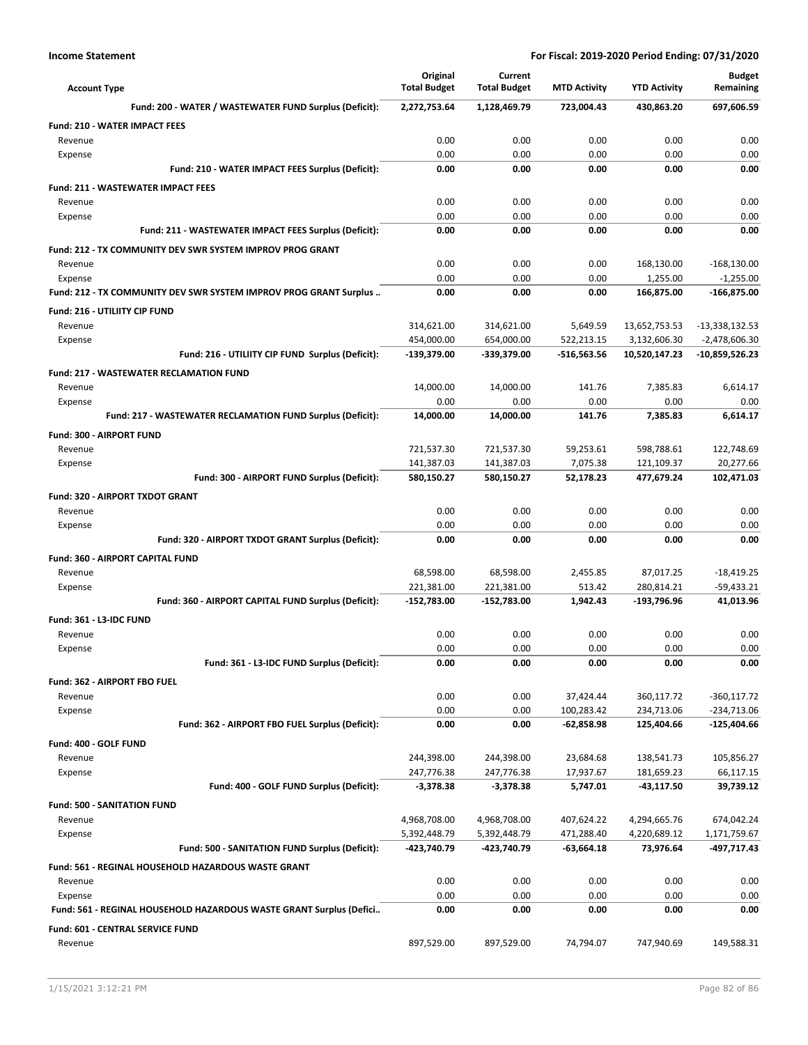| Account Type | Original Total Budget | Current Total Budget | MTD Activity | YTD Activity | Budget Remaining |
|---|---|---|---|---|---|
| **Fund: 200 - WATER / WASTEWATER FUND Surplus (Deficit):** | **2,272,753.64** | **1,128,469.79** | **723,004.43** | **430,863.20** | **697,606.59** |
| **Fund: 210 - WATER IMPACT FEES** | | | | | |
| Revenue | 0.00 | 0.00 | 0.00 | 0.00 | 0.00 |
| Expense | 0.00 | 0.00 | 0.00 | 0.00 | 0.00 |
| **Fund: 210 - WATER IMPACT FEES Surplus (Deficit):** | **0.00** | **0.00** | **0.00** | **0.00** | **0.00** |
| **Fund: 211 - WASTEWATER IMPACT FEES** | | | | | |
| Revenue | 0.00 | 0.00 | 0.00 | 0.00 | 0.00 |
| Expense | 0.00 | 0.00 | 0.00 | 0.00 | 0.00 |
| **Fund: 211 - WASTEWATER IMPACT FEES Surplus (Deficit):** | **0.00** | **0.00** | **0.00** | **0.00** | **0.00** |
| **Fund: 212 - TX COMMUNITY DEV SWR SYSTEM IMPROV PROG GRANT** | | | | | |
| Revenue | 0.00 | 0.00 | 0.00 | 168,130.00 | -168,130.00 |
| Expense | 0.00 | 0.00 | 0.00 | 1,255.00 | -1,255.00 |
| **Fund: 212 - TX COMMUNITY DEV SWR SYSTEM IMPROV PROG GRANT Surplus ..** | **0.00** | **0.00** | **0.00** | **166,875.00** | **-166,875.00** |
| **Fund: 216 - UTILIITY CIP FUND** | | | | | |
| Revenue | 314,621.00 | 314,621.00 | 5,649.59 | 13,652,753.53 | -13,338,132.53 |
| Expense | 454,000.00 | 654,000.00 | 522,213.15 | 3,132,606.30 | -2,478,606.30 |
| **Fund: 216 - UTILIITY CIP FUND Surplus (Deficit):** | **-139,379.00** | **-339,379.00** | **-516,563.56** | **10,520,147.23** | **-10,859,526.23** |
| **Fund: 217 - WASTEWATER RECLAMATION FUND** | | | | | |
| Revenue | 14,000.00 | 14,000.00 | 141.76 | 7,385.83 | 6,614.17 |
| Expense | 0.00 | 0.00 | 0.00 | 0.00 | 0.00 |
| **Fund: 217 - WASTEWATER RECLAMATION FUND Surplus (Deficit):** | **14,000.00** | **14,000.00** | **141.76** | **7,385.83** | **6,614.17** |
| **Fund: 300 - AIRPORT FUND** | | | | | |
| Revenue | 721,537.30 | 721,537.30 | 59,253.61 | 598,788.61 | 122,748.69 |
| Expense | 141,387.03 | 141,387.03 | 7,075.38 | 121,109.37 | 20,277.66 |
| **Fund: 300 - AIRPORT FUND Surplus (Deficit):** | **580,150.27** | **580,150.27** | **52,178.23** | **477,679.24** | **102,471.03** |
| **Fund: 320 - AIRPORT TXDOT GRANT** | | | | | |
| Revenue | 0.00 | 0.00 | 0.00 | 0.00 | 0.00 |
| Expense | 0.00 | 0.00 | 0.00 | 0.00 | 0.00 |
| **Fund: 320 - AIRPORT TXDOT GRANT Surplus (Deficit):** | **0.00** | **0.00** | **0.00** | **0.00** | **0.00** |
| **Fund: 360 - AIRPORT CAPITAL FUND** | | | | | |
| Revenue | 68,598.00 | 68,598.00 | 2,455.85 | 87,017.25 | -18,419.25 |
| Expense | 221,381.00 | 221,381.00 | 513.42 | 280,814.21 | -59,433.21 |
| **Fund: 360 - AIRPORT CAPITAL FUND Surplus (Deficit):** | **-152,783.00** | **-152,783.00** | **1,942.43** | **-193,796.96** | **41,013.96** |
| **Fund: 361 - L3-IDC FUND** | | | | | |
| Revenue | 0.00 | 0.00 | 0.00 | 0.00 | 0.00 |
| Expense | 0.00 | 0.00 | 0.00 | 0.00 | 0.00 |
| **Fund: 361 - L3-IDC FUND Surplus (Deficit):** | **0.00** | **0.00** | **0.00** | **0.00** | **0.00** |
| **Fund: 362 - AIRPORT FBO FUEL** | | | | | |
| Revenue | 0.00 | 0.00 | 37,424.44 | 360,117.72 | -360,117.72 |
| Expense | 0.00 | 0.00 | 100,283.42 | 234,713.06 | -234,713.06 |
| **Fund: 362 - AIRPORT FBO FUEL Surplus (Deficit):** | **0.00** | **0.00** | **-62,858.98** | **125,404.66** | **-125,404.66** |
| **Fund: 400 - GOLF FUND** | | | | | |
| Revenue | 244,398.00 | 244,398.00 | 23,684.68 | 138,541.73 | 105,856.27 |
| Expense | 247,776.38 | 247,776.38 | 17,937.67 | 181,659.23 | 66,117.15 |
| **Fund: 400 - GOLF FUND Surplus (Deficit):** | **-3,378.38** | **-3,378.38** | **5,747.01** | **-43,117.50** | **39,739.12** |
| **Fund: 500 - SANITATION FUND** | | | | | |
| Revenue | 4,968,708.00 | 4,968,708.00 | 407,624.22 | 4,294,665.76 | 674,042.24 |
| Expense | 5,392,448.79 | 5,392,448.79 | 471,288.40 | 4,220,689.12 | 1,171,759.67 |
| **Fund: 500 - SANITATION FUND Surplus (Deficit):** | **-423,740.79** | **-423,740.79** | **-63,664.18** | **73,976.64** | **-497,717.43** |
| **Fund: 561 - REGINAL HOUSEHOLD HAZARDOUS WASTE GRANT** | | | | | |
| Revenue | 0.00 | 0.00 | 0.00 | 0.00 | 0.00 |
| Expense | 0.00 | 0.00 | 0.00 | 0.00 | 0.00 |
| **Fund: 561 - REGINAL HOUSEHOLD HAZARDOUS WASTE GRANT Surplus (Defici..** | **0.00** | **0.00** | **0.00** | **0.00** | **0.00** |
| **Fund: 601 - CENTRAL SERVICE FUND** | | | | | |
| Revenue | 897,529.00 | 897,529.00 | 74,794.07 | 747,940.69 | 149,588.31 |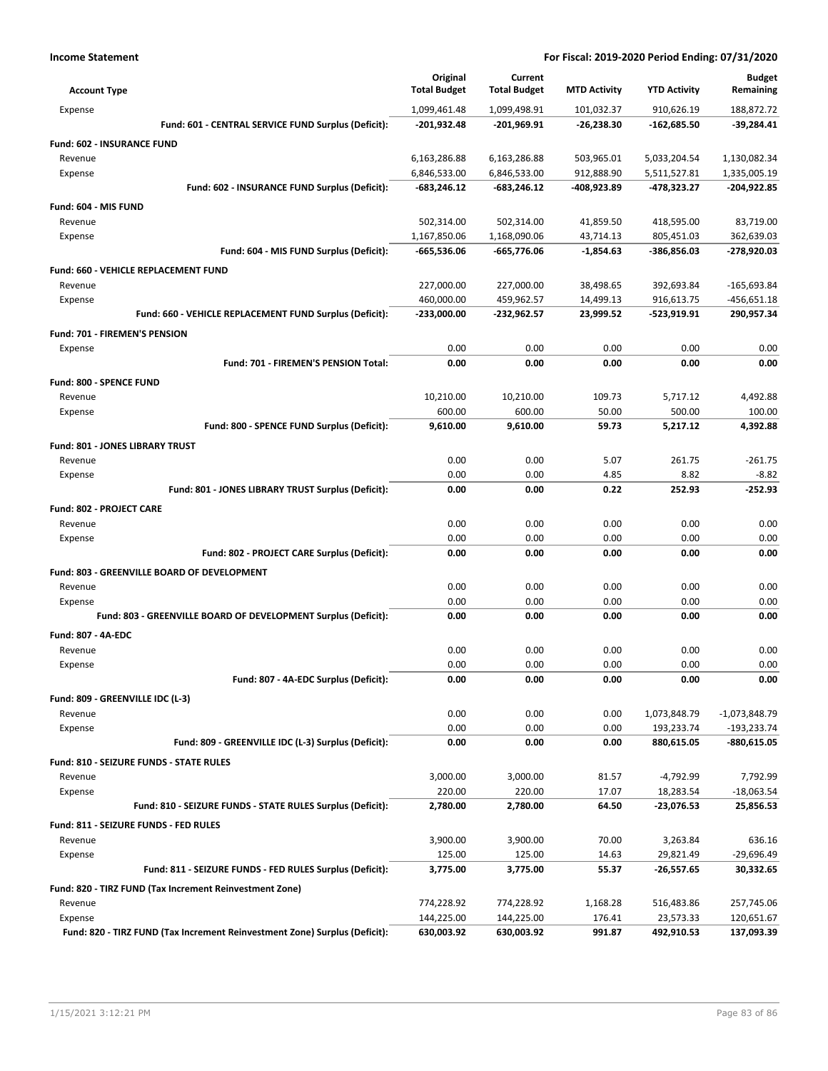| Account Type | Original Total Budget | Current Total Budget | MTD Activity | YTD Activity | Budget Remaining |
|---|---|---|---|---|---|
| Expense | 1,099,461.48 | 1,099,498.91 | 101,032.37 | 910,626.19 | 188,872.72 |
| **Fund: 601 - CENTRAL SERVICE FUND Surplus (Deficit):** | **-201,932.48** | **-201,969.91** | **-26,238.30** | **-162,685.50** | **-39,284.41** |
| **Fund: 602 - INSURANCE FUND** | | | | | |
| Revenue | 6,163,286.88 | 6,163,286.88 | 503,965.01 | 5,033,204.54 | 1,130,082.34 |
| Expense | 6,846,533.00 | 6,846,533.00 | 912,888.90 | 5,511,527.81 | 1,335,005.19 |
| **Fund: 602 - INSURANCE FUND Surplus (Deficit):** | **-683,246.12** | **-683,246.12** | **-408,923.89** | **-478,323.27** | **-204,922.85** |
| **Fund: 604 - MIS FUND** | | | | | |
| Revenue | 502,314.00 | 502,314.00 | 41,859.50 | 418,595.00 | 83,719.00 |
| Expense | 1,167,850.06 | 1,168,090.06 | 43,714.13 | 805,451.03 | 362,639.03 |
| **Fund: 604 - MIS FUND Surplus (Deficit):** | **-665,536.06** | **-665,776.06** | **-1,854.63** | **-386,856.03** | **-278,920.03** |
| **Fund: 660 - VEHICLE REPLACEMENT FUND** | | | | | |
| Revenue | 227,000.00 | 227,000.00 | 38,498.65 | 392,693.84 | -165,693.84 |
| Expense | 460,000.00 | 459,962.57 | 14,499.13 | 916,613.75 | -456,651.18 |
| **Fund: 660 - VEHICLE REPLACEMENT FUND Surplus (Deficit):** | **-233,000.00** | **-232,962.57** | **23,999.52** | **-523,919.91** | **290,957.34** |
| **Fund: 701 - FIREMEN'S PENSION** | | | | | |
| Expense | 0.00 | 0.00 | 0.00 | 0.00 | 0.00 |
| **Fund: 701 - FIREMEN'S PENSION Total:** | **0.00** | **0.00** | **0.00** | **0.00** | **0.00** |
| **Fund: 800 - SPENCE FUND** | | | | | |
| Revenue | 10,210.00 | 10,210.00 | 109.73 | 5,717.12 | 4,492.88 |
| Expense | 600.00 | 600.00 | 50.00 | 500.00 | 100.00 |
| **Fund: 800 - SPENCE FUND Surplus (Deficit):** | **9,610.00** | **9,610.00** | **59.73** | **5,217.12** | **4,392.88** |
| **Fund: 801 - JONES LIBRARY TRUST** | | | | | |
| Revenue | 0.00 | 0.00 | 5.07 | 261.75 | -261.75 |
| Expense | 0.00 | 0.00 | 4.85 | 8.82 | -8.82 |
| **Fund: 801 - JONES LIBRARY TRUST Surplus (Deficit):** | **0.00** | **0.00** | **0.22** | **252.93** | **-252.93** |
| **Fund: 802 - PROJECT CARE** | | | | | |
| Revenue | 0.00 | 0.00 | 0.00 | 0.00 | 0.00 |
| Expense | 0.00 | 0.00 | 0.00 | 0.00 | 0.00 |
| **Fund: 802 - PROJECT CARE Surplus (Deficit):** | **0.00** | **0.00** | **0.00** | **0.00** | **0.00** |
| **Fund: 803 - GREENVILLE BOARD OF DEVELOPMENT** | | | | | |
| Revenue | 0.00 | 0.00 | 0.00 | 0.00 | 0.00 |
| Expense | 0.00 | 0.00 | 0.00 | 0.00 | 0.00 |
| **Fund: 803 - GREENVILLE BOARD OF DEVELOPMENT Surplus (Deficit):** | **0.00** | **0.00** | **0.00** | **0.00** | **0.00** |
| **Fund: 807 - 4A-EDC** | | | | | |
| Revenue | 0.00 | 0.00 | 0.00 | 0.00 | 0.00 |
| Expense | 0.00 | 0.00 | 0.00 | 0.00 | 0.00 |
| **Fund: 807 - 4A-EDC Surplus (Deficit):** | **0.00** | **0.00** | **0.00** | **0.00** | **0.00** |
| **Fund: 809 - GREENVILLE IDC (L-3)** | | | | | |
| Revenue | 0.00 | 0.00 | 0.00 | 1,073,848.79 | -1,073,848.79 |
| Expense | 0.00 | 0.00 | 0.00 | 193,233.74 | -193,233.74 |
| **Fund: 809 - GREENVILLE IDC (L-3) Surplus (Deficit):** | **0.00** | **0.00** | **0.00** | **880,615.05** | **-880,615.05** |
| **Fund: 810 - SEIZURE FUNDS - STATE RULES** | | | | | |
| Revenue | 3,000.00 | 3,000.00 | 81.57 | -4,792.99 | 7,792.99 |
| Expense | 220.00 | 220.00 | 17.07 | 18,283.54 | -18,063.54 |
| **Fund: 810 - SEIZURE FUNDS - STATE RULES Surplus (Deficit):** | **2,780.00** | **2,780.00** | **64.50** | **-23,076.53** | **25,856.53** |
| **Fund: 811 - SEIZURE FUNDS - FED RULES** | | | | | |
| Revenue | 3,900.00 | 3,900.00 | 70.00 | 3,263.84 | 636.16 |
| Expense | 125.00 | 125.00 | 14.63 | 29,821.49 | -29,696.49 |
| **Fund: 811 - SEIZURE FUNDS - FED RULES Surplus (Deficit):** | **3,775.00** | **3,775.00** | **55.37** | **-26,557.65** | **30,332.65** |
| **Fund: 820 - TIRZ FUND (Tax Increment Reinvestment Zone)** | | | | | |
| Revenue | 774,228.92 | 774,228.92 | 1,168.28 | 516,483.86 | 257,745.06 |
| Expense | 144,225.00 | 144,225.00 | 176.41 | 23,573.33 | 120,651.67 |
| **Fund: 820 - TIRZ FUND (Tax Increment Reinvestment Zone) Surplus (Deficit):** | **630,003.92** | **630,003.92** | **991.87** | **492,910.53** | **137,093.39** |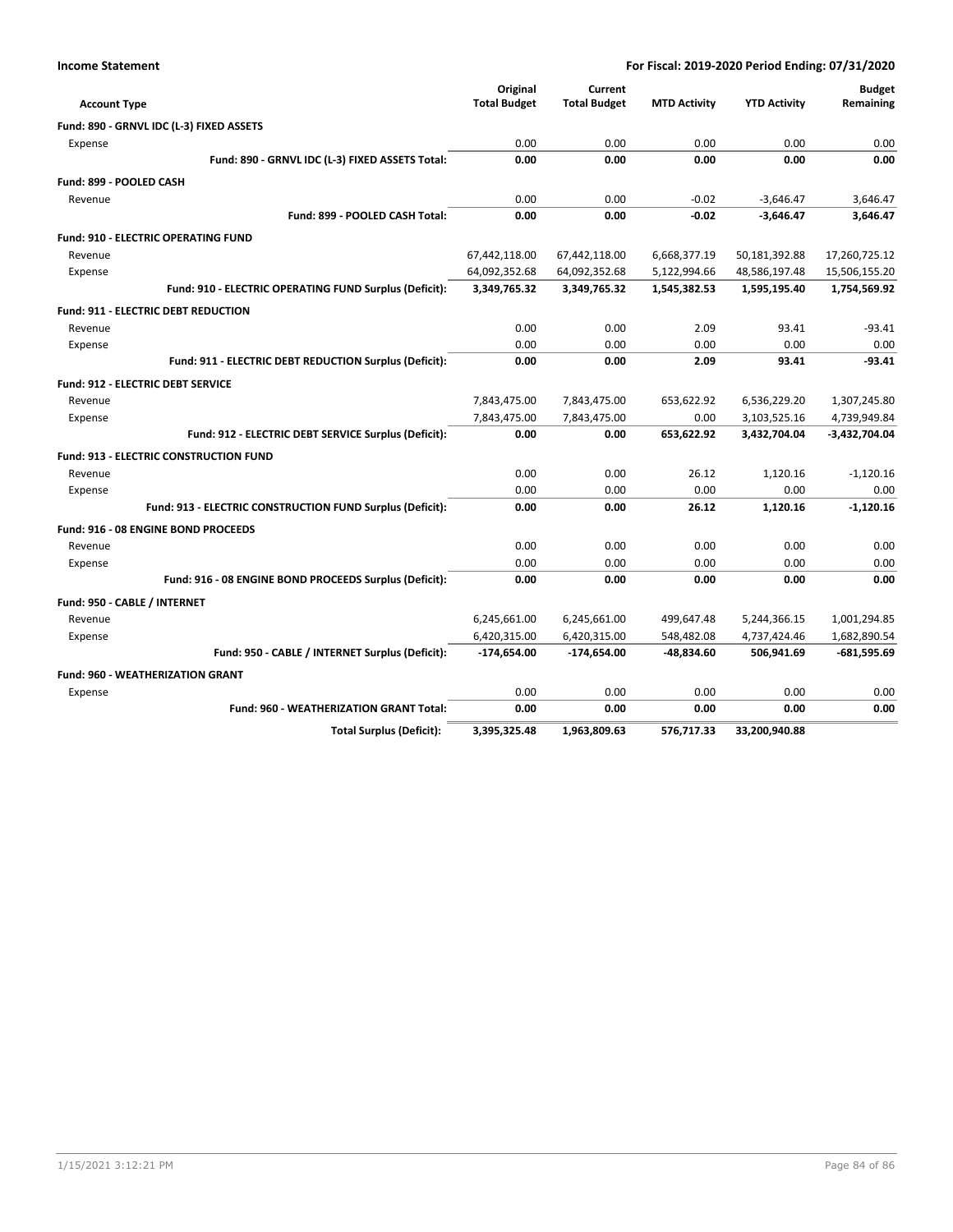**Income Statement** | **For Fiscal: 2019-2020 Period Ending: 07/31/2020**

| Account Type | Original Total Budget | Current Total Budget | MTD Activity | YTD Activity | Budget Remaining |
|---|---|---|---|---|---|
| **Fund: 890 - GRNVL IDC (L-3) FIXED ASSETS** | | | | | |
| Expense | 0.00 | 0.00 | 0.00 | 0.00 | 0.00 |
| **Fund: 890 - GRNVL IDC (L-3) FIXED ASSETS Total:** | **0.00** | **0.00** | **0.00** | **0.00** | **0.00** |
| **Fund: 899 - POOLED CASH** | | | | | |
| Revenue | 0.00 | 0.00 | -0.02 | -3,646.47 | 3,646.47 |
| **Fund: 899 - POOLED CASH Total:** | **0.00** | **0.00** | **-0.02** | **-3,646.47** | **3,646.47** |
| **Fund: 910 - ELECTRIC OPERATING FUND** | | | | | |
| Revenue | 67,442,118.00 | 67,442,118.00 | 6,668,377.19 | 50,181,392.88 | 17,260,725.12 |
| Expense | 64,092,352.68 | 64,092,352.68 | 5,122,994.66 | 48,586,197.48 | 15,506,155.20 |
| **Fund: 910 - ELECTRIC OPERATING FUND Surplus (Deficit):** | **3,349,765.32** | **3,349,765.32** | **1,545,382.53** | **1,595,195.40** | **1,754,569.92** |
| **Fund: 911 - ELECTRIC DEBT REDUCTION** | | | | | |
| Revenue | 0.00 | 0.00 | 2.09 | 93.41 | -93.41 |
| Expense | 0.00 | 0.00 | 0.00 | 0.00 | 0.00 |
| **Fund: 911 - ELECTRIC DEBT REDUCTION Surplus (Deficit):** | **0.00** | **0.00** | **2.09** | **93.41** | **-93.41** |
| **Fund: 912 - ELECTRIC DEBT SERVICE** | | | | | |
| Revenue | 7,843,475.00 | 7,843,475.00 | 653,622.92 | 6,536,229.20 | 1,307,245.80 |
| Expense | 7,843,475.00 | 7,843,475.00 | 0.00 | 3,103,525.16 | 4,739,949.84 |
| **Fund: 912 - ELECTRIC DEBT SERVICE Surplus (Deficit):** | **0.00** | **0.00** | **653,622.92** | **3,432,704.04** | **-3,432,704.04** |
| **Fund: 913 - ELECTRIC CONSTRUCTION FUND** | | | | | |
| Revenue | 0.00 | 0.00 | 26.12 | 1,120.16 | -1,120.16 |
| Expense | 0.00 | 0.00 | 0.00 | 0.00 | 0.00 |
| **Fund: 913 - ELECTRIC CONSTRUCTION FUND Surplus (Deficit):** | **0.00** | **0.00** | **26.12** | **1,120.16** | **-1,120.16** |
| **Fund: 916 - 08 ENGINE BOND PROCEEDS** | | | | | |
| Revenue | 0.00 | 0.00 | 0.00 | 0.00 | 0.00 |
| Expense | 0.00 | 0.00 | 0.00 | 0.00 | 0.00 |
| **Fund: 916 - 08 ENGINE BOND PROCEEDS Surplus (Deficit):** | **0.00** | **0.00** | **0.00** | **0.00** | **0.00** |
| **Fund: 950 - CABLE / INTERNET** | | | | | |
| Revenue | 6,245,661.00 | 6,245,661.00 | 499,647.48 | 5,244,366.15 | 1,001,294.85 |
| Expense | 6,420,315.00 | 6,420,315.00 | 548,482.08 | 4,737,424.46 | 1,682,890.54 |
| **Fund: 950 - CABLE / INTERNET Surplus (Deficit):** | **-174,654.00** | **-174,654.00** | **-48,834.60** | **506,941.69** | **-681,595.69** |
| **Fund: 960 - WEATHERIZATION GRANT** | | | | | |
| Expense | 0.00 | 0.00 | 0.00 | 0.00 | 0.00 |
| **Fund: 960 - WEATHERIZATION GRANT Total:** | **0.00** | **0.00** | **0.00** | **0.00** | **0.00** |
| **Total Surplus (Deficit):** | **3,395,325.48** | **1,963,809.63** | **576,717.33** | **33,200,940.88** | |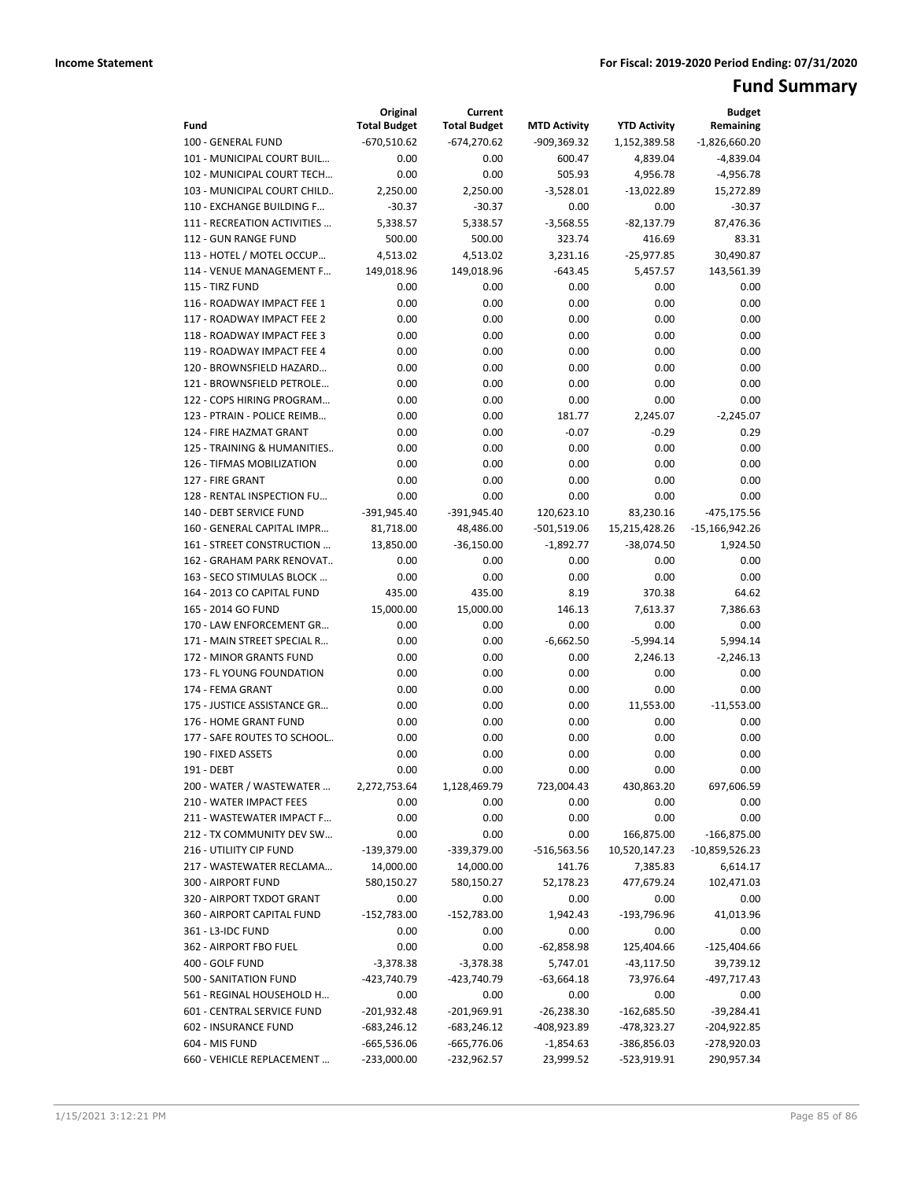**Income Statement** **For Fiscal: 2019-2020 Period Ending: 07/31/2020**

# Fund Summary

| Fund | Original Total Budget | Current Total Budget | MTD Activity | YTD Activity | Budget Remaining |
|---|---|---|---|---|---|
| 100 - GENERAL FUND | -670,510.62 | -674,270.62 | -909,369.32 | 1,152,389.58 | -1,826,660.20 |
| 101 - MUNICIPAL COURT BUIL… | 0.00 | 0.00 | 600.47 | 4,839.04 | -4,839.04 |
| 102 - MUNICIPAL COURT TECH… | 0.00 | 0.00 | 505.93 | 4,956.78 | -4,956.78 |
| 103 - MUNICIPAL COURT CHILD.. | 2,250.00 | 2,250.00 | -3,528.01 | -13,022.89 | 15,272.89 |
| 110 - EXCHANGE BUILDING F… | -30.37 | -30.37 | 0.00 | 0.00 | -30.37 |
| 111 - RECREATION ACTIVITIES … | 5,338.57 | 5,338.57 | -3,568.55 | -82,137.79 | 87,476.36 |
| 112 - GUN RANGE FUND | 500.00 | 500.00 | 323.74 | 416.69 | 83.31 |
| 113 - HOTEL / MOTEL OCCUP… | 4,513.02 | 4,513.02 | 3,231.16 | -25,977.85 | 30,490.87 |
| 114 - VENUE MANAGEMENT F… | 149,018.96 | 149,018.96 | -643.45 | 5,457.57 | 143,561.39 |
| 115 - TIRZ FUND | 0.00 | 0.00 | 0.00 | 0.00 | 0.00 |
| 116 - ROADWAY IMPACT FEE 1 | 0.00 | 0.00 | 0.00 | 0.00 | 0.00 |
| 117 - ROADWAY IMPACT FEE 2 | 0.00 | 0.00 | 0.00 | 0.00 | 0.00 |
| 118 - ROADWAY IMPACT FEE 3 | 0.00 | 0.00 | 0.00 | 0.00 | 0.00 |
| 119 - ROADWAY IMPACT FEE 4 | 0.00 | 0.00 | 0.00 | 0.00 | 0.00 |
| 120 - BROWNSFIELD HAZARD… | 0.00 | 0.00 | 0.00 | 0.00 | 0.00 |
| 121 - BROWNSFIELD PETROLE… | 0.00 | 0.00 | 0.00 | 0.00 | 0.00 |
| 122 - COPS HIRING PROGRAM… | 0.00 | 0.00 | 0.00 | 0.00 | 0.00 |
| 123 - PTRAIN - POLICE REIMB… | 0.00 | 0.00 | 181.77 | 2,245.07 | -2,245.07 |
| 124 - FIRE HAZMAT GRANT | 0.00 | 0.00 | -0.07 | -0.29 | 0.29 |
| 125 - TRAINING & HUMANITIES.. | 0.00 | 0.00 | 0.00 | 0.00 | 0.00 |
| 126 - TIFMAS MOBILIZATION | 0.00 | 0.00 | 0.00 | 0.00 | 0.00 |
| 127 - FIRE GRANT | 0.00 | 0.00 | 0.00 | 0.00 | 0.00 |
| 128 - RENTAL INSPECTION FU… | 0.00 | 0.00 | 0.00 | 0.00 | 0.00 |
| 140 - DEBT SERVICE FUND | -391,945.40 | -391,945.40 | 120,623.10 | 83,230.16 | -475,175.56 |
| 160 - GENERAL CAPITAL IMPR… | 81,718.00 | 48,486.00 | -501,519.06 | 15,215,428.26 | -15,166,942.26 |
| 161 - STREET CONSTRUCTION … | 13,850.00 | -36,150.00 | -1,892.77 | -38,074.50 | 1,924.50 |
| 162 - GRAHAM PARK RENOVAT.. | 0.00 | 0.00 | 0.00 | 0.00 | 0.00 |
| 163 - SECO STIMULAS BLOCK … | 0.00 | 0.00 | 0.00 | 0.00 | 0.00 |
| 164 - 2013 CO CAPITAL FUND | 435.00 | 435.00 | 8.19 | 370.38 | 64.62 |
| 165 - 2014 GO FUND | 15,000.00 | 15,000.00 | 146.13 | 7,613.37 | 7,386.63 |
| 170 - LAW ENFORCEMENT GR… | 0.00 | 0.00 | 0.00 | 0.00 | 0.00 |
| 171 - MAIN STREET SPECIAL R… | 0.00 | 0.00 | -6,662.50 | -5,994.14 | 5,994.14 |
| 172 - MINOR GRANTS FUND | 0.00 | 0.00 | 0.00 | 2,246.13 | -2,246.13 |
| 173 - FL YOUNG FOUNDATION | 0.00 | 0.00 | 0.00 | 0.00 | 0.00 |
| 174 - FEMA GRANT | 0.00 | 0.00 | 0.00 | 0.00 | 0.00 |
| 175 - JUSTICE ASSISTANCE GR… | 0.00 | 0.00 | 0.00 | 11,553.00 | -11,553.00 |
| 176 - HOME GRANT FUND | 0.00 | 0.00 | 0.00 | 0.00 | 0.00 |
| 177 - SAFE ROUTES TO SCHOOL.. | 0.00 | 0.00 | 0.00 | 0.00 | 0.00 |
| 190 - FIXED ASSETS | 0.00 | 0.00 | 0.00 | 0.00 | 0.00 |
| 191 - DEBT | 0.00 | 0.00 | 0.00 | 0.00 | 0.00 |
| 200 - WATER / WASTEWATER … | 2,272,753.64 | 1,128,469.79 | 723,004.43 | 430,863.20 | 697,606.59 |
| 210 - WATER IMPACT FEES | 0.00 | 0.00 | 0.00 | 0.00 | 0.00 |
| 211 - WASTEWATER IMPACT F… | 0.00 | 0.00 | 0.00 | 0.00 | 0.00 |
| 212 - TX COMMUNITY DEV SW… | 0.00 | 0.00 | 0.00 | 166,875.00 | -166,875.00 |
| 216 - UTILIITY CIP FUND | -139,379.00 | -339,379.00 | -516,563.56 | 10,520,147.23 | -10,859,526.23 |
| 217 - WASTEWATER RECLAMA… | 14,000.00 | 14,000.00 | 141.76 | 7,385.83 | 6,614.17 |
| 300 - AIRPORT FUND | 580,150.27 | 580,150.27 | 52,178.23 | 477,679.24 | 102,471.03 |
| 320 - AIRPORT TXDOT GRANT | 0.00 | 0.00 | 0.00 | 0.00 | 0.00 |
| 360 - AIRPORT CAPITAL FUND | -152,783.00 | -152,783.00 | 1,942.43 | -193,796.96 | 41,013.96 |
| 361 - L3-IDC FUND | 0.00 | 0.00 | 0.00 | 0.00 | 0.00 |
| 362 - AIRPORT FBO FUEL | 0.00 | 0.00 | -62,858.98 | 125,404.66 | -125,404.66 |
| 400 - GOLF FUND | -3,378.38 | -3,378.38 | 5,747.01 | -43,117.50 | 39,739.12 |
| 500 - SANITATION FUND | -423,740.79 | -423,740.79 | -63,664.18 | 73,976.64 | -497,717.43 |
| 561 - REGINAL HOUSEHOLD H… | 0.00 | 0.00 | 0.00 | 0.00 | 0.00 |
| 601 - CENTRAL SERVICE FUND | -201,932.48 | -201,969.91 | -26,238.30 | -162,685.50 | -39,284.41 |
| 602 - INSURANCE FUND | -683,246.12 | -683,246.12 | -408,923.89 | -478,323.27 | -204,922.85 |
| 604 - MIS FUND | -665,536.06 | -665,776.06 | -1,854.63 | -386,856.03 | -278,920.03 |
| 660 - VEHICLE REPLACEMENT … | -233,000.00 | -232,962.57 | 23,999.52 | -523,919.91 | 290,957.34 |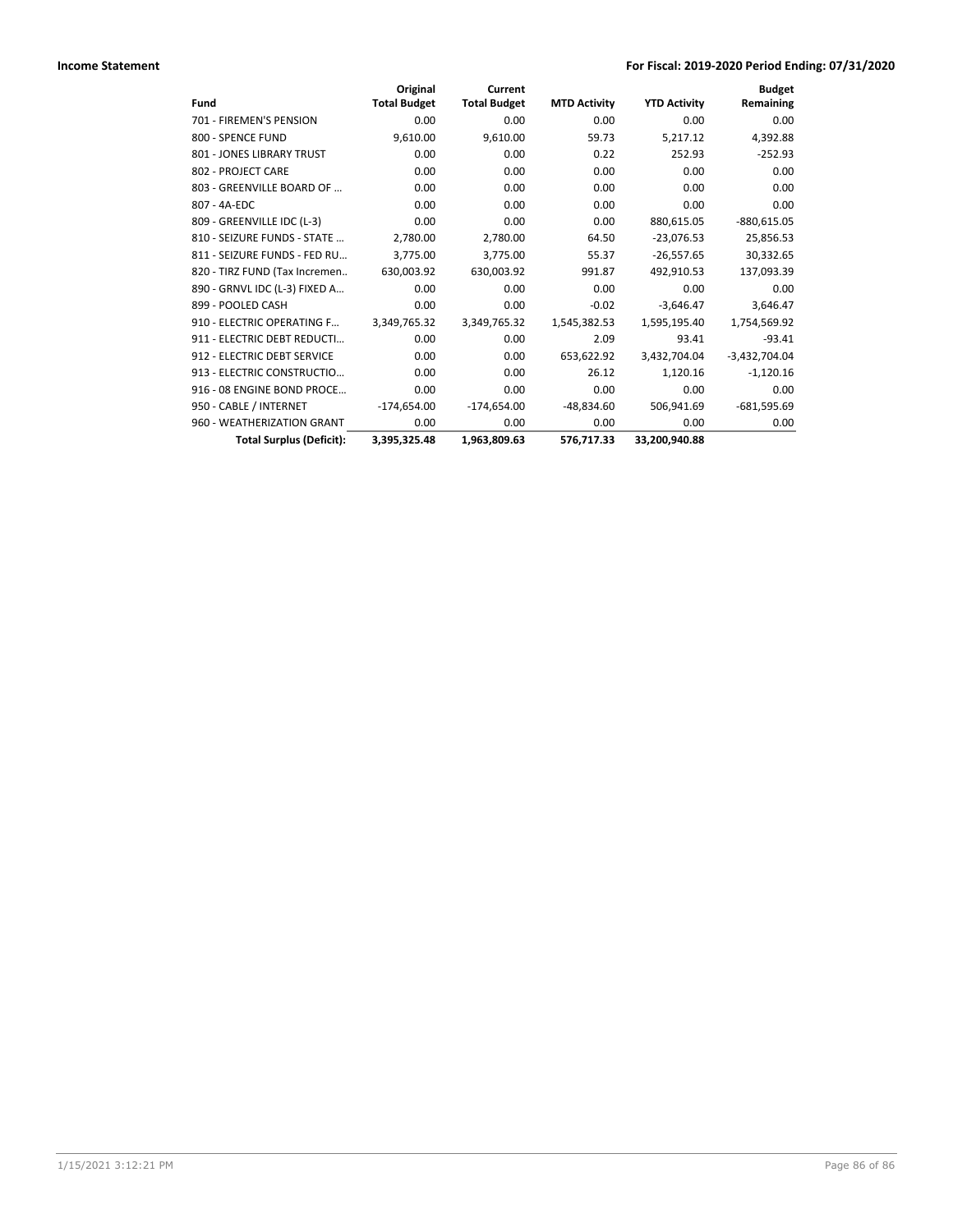| Fund | Original Total Budget | Current Total Budget | MTD Activity | YTD Activity | Budget Remaining |
|---|---|---|---|---|---|
| 701 - FIREMEN'S PENSION | 0.00 | 0.00 | 0.00 | 0.00 | 0.00 |
| 800 - SPENCE FUND | 9,610.00 | 9,610.00 | 59.73 | 5,217.12 | 4,392.88 |
| 801 - JONES LIBRARY TRUST | 0.00 | 0.00 | 0.22 | 252.93 | -252.93 |
| 802 - PROJECT CARE | 0.00 | 0.00 | 0.00 | 0.00 | 0.00 |
| 803 - GREENVILLE BOARD OF … | 0.00 | 0.00 | 0.00 | 0.00 | 0.00 |
| 807 - 4A-EDC | 0.00 | 0.00 | 0.00 | 0.00 | 0.00 |
| 809 - GREENVILLE IDC (L-3) | 0.00 | 0.00 | 0.00 | 880,615.05 | -880,615.05 |
| 810 - SEIZURE FUNDS - STATE … | 2,780.00 | 2,780.00 | 64.50 | -23,076.53 | 25,856.53 |
| 811 - SEIZURE FUNDS - FED RU… | 3,775.00 | 3,775.00 | 55.37 | -26,557.65 | 30,332.65 |
| 820 - TIRZ FUND (Tax Incremen.. | 630,003.92 | 630,003.92 | 991.87 | 492,910.53 | 137,093.39 |
| 890 - GRNVL IDC (L-3) FIXED A… | 0.00 | 0.00 | 0.00 | 0.00 | 0.00 |
| 899 - POOLED CASH | 0.00 | 0.00 | -0.02 | -3,646.47 | 3,646.47 |
| 910 - ELECTRIC OPERATING F… | 3,349,765.32 | 3,349,765.32 | 1,545,382.53 | 1,595,195.40 | 1,754,569.92 |
| 911 - ELECTRIC DEBT REDUCTI… | 0.00 | 0.00 | 2.09 | 93.41 | -93.41 |
| 912 - ELECTRIC DEBT SERVICE | 0.00 | 0.00 | 653,622.92 | 3,432,704.04 | -3,432,704.04 |
| 913 - ELECTRIC CONSTRUCTIO… | 0.00 | 0.00 | 26.12 | 1,120.16 | -1,120.16 |
| 916 - 08 ENGINE BOND PROCE… | 0.00 | 0.00 | 0.00 | 0.00 | 0.00 |
| 950 - CABLE / INTERNET | -174,654.00 | -174,654.00 | -48,834.60 | 506,941.69 | -681,595.69 |
| 960 - WEATHERIZATION GRANT | 0.00 | 0.00 | 0.00 | 0.00 | 0.00 |
| **Total Surplus (Deficit):** | **3,395,325.48** | **1,963,809.63** | **576,717.33** | **33,200,940.88** | |